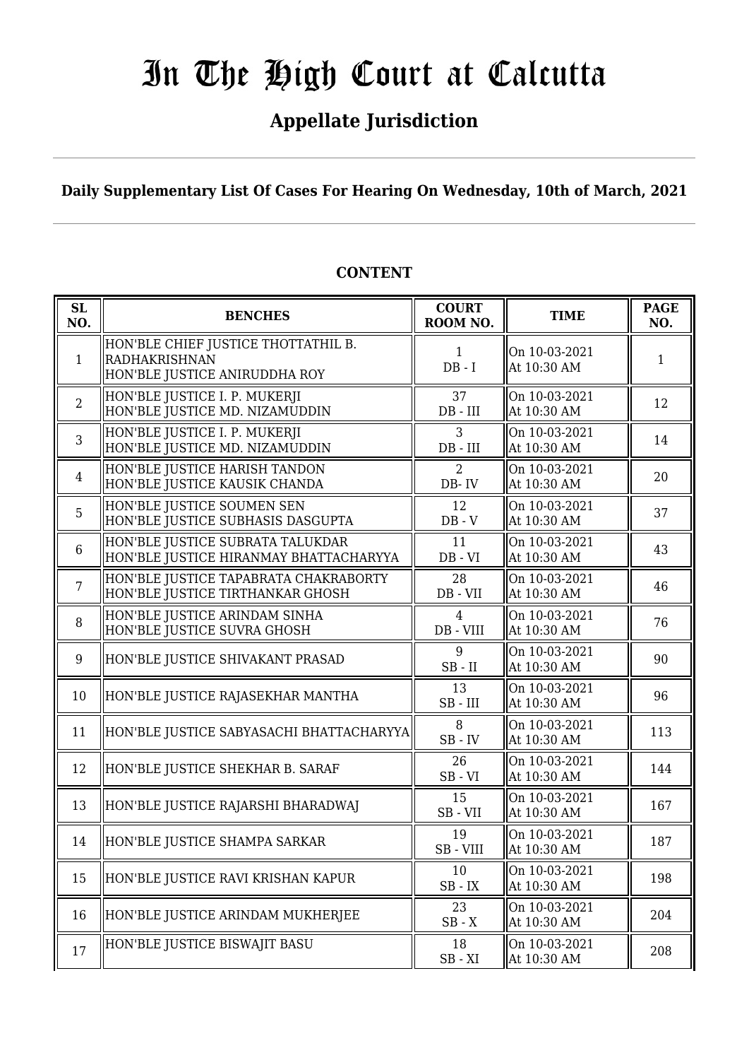# In The High Court at Calcutta

## Appellate Jurisdiction

**Daily Supplementary List Of Cases For Hearing On Wednesday, 10th of March, 2021**

**CONTENT**

| SL NO. | BENCHES | COURT ROOM NO. | TIME | PAGE NO. |
|---|---|---|---|---|
| 1 | HON'BLE CHIEF JUSTICE THOTTATHIL B. RADHAKRISHNAN<br>HON'BLE JUSTICE ANIRUDDHA ROY | 1<br>DB - I | On 10-03-2021<br>At 10:30 AM | 1 |
| 2 | HON'BLE JUSTICE I. P. MUKERJI<br>HON'BLE JUSTICE MD. NIZAMUDDIN | 37<br>DB - III | On 10-03-2021<br>At 10:30 AM | 12 |
| 3 | HON'BLE JUSTICE I. P. MUKERJI<br>HON'BLE JUSTICE MD. NIZAMUDDIN | 3<br>DB - III | On 10-03-2021<br>At 10:30 AM | 14 |
| 4 | HON'BLE JUSTICE HARISH TANDON<br>HON'BLE JUSTICE KAUSIK CHANDA | 2<br>DB- IV | On 10-03-2021<br>At 10:30 AM | 20 |
| 5 | HON'BLE JUSTICE SOUMEN SEN<br>HON'BLE JUSTICE SUBHASIS DASGUPTA | 12<br>DB - V | On 10-03-2021<br>At 10:30 AM | 37 |
| 6 | HON'BLE JUSTICE SUBRATA TALUKDAR<br>HON'BLE JUSTICE HIRANMAY BHATTACHARYYA | 11<br>DB - VI | On 10-03-2021<br>At 10:30 AM | 43 |
| 7 | HON'BLE JUSTICE TAPABRATA CHAKRABORTY<br>HON'BLE JUSTICE TIRTHANKAR GHOSH | 28<br>DB - VII | On 10-03-2021<br>At 10:30 AM | 46 |
| 8 | HON'BLE JUSTICE ARINDAM SINHA<br>HON'BLE JUSTICE SUVRA GHOSH | 4<br>DB - VIII | On 10-03-2021<br>At 10:30 AM | 76 |
| 9 | HON'BLE JUSTICE SHIVAKANT PRASAD | 9<br>SB - II | On 10-03-2021<br>At 10:30 AM | 90 |
| 10 | HON'BLE JUSTICE RAJASEKHAR MANTHA | 13<br>SB - III | On 10-03-2021<br>At 10:30 AM | 96 |
| 11 | HON'BLE JUSTICE SABYASACHI BHATTACHARYYA | 8<br>SB - IV | On 10-03-2021<br>At 10:30 AM | 113 |
| 12 | HON'BLE JUSTICE SHEKHAR B. SARAF | 26<br>SB - VI | On 10-03-2021<br>At 10:30 AM | 144 |
| 13 | HON'BLE JUSTICE RAJARSHI BHARADWAJ | 15<br>SB - VII | On 10-03-2021<br>At 10:30 AM | 167 |
| 14 | HON'BLE JUSTICE SHAMPA SARKAR | 19<br>SB - VIII | On 10-03-2021<br>At 10:30 AM | 187 |
| 15 | HON'BLE JUSTICE RAVI KRISHAN KAPUR | 10<br>SB - IX | On 10-03-2021<br>At 10:30 AM | 198 |
| 16 | HON'BLE JUSTICE ARINDAM MUKHERJEE | 23<br>SB - X | On 10-03-2021<br>At 10:30 AM | 204 |
| 17 | HON'BLE JUSTICE BISWAJIT BASU | 18<br>SB - XI | On 10-03-2021<br>At 10:30 AM | 208 |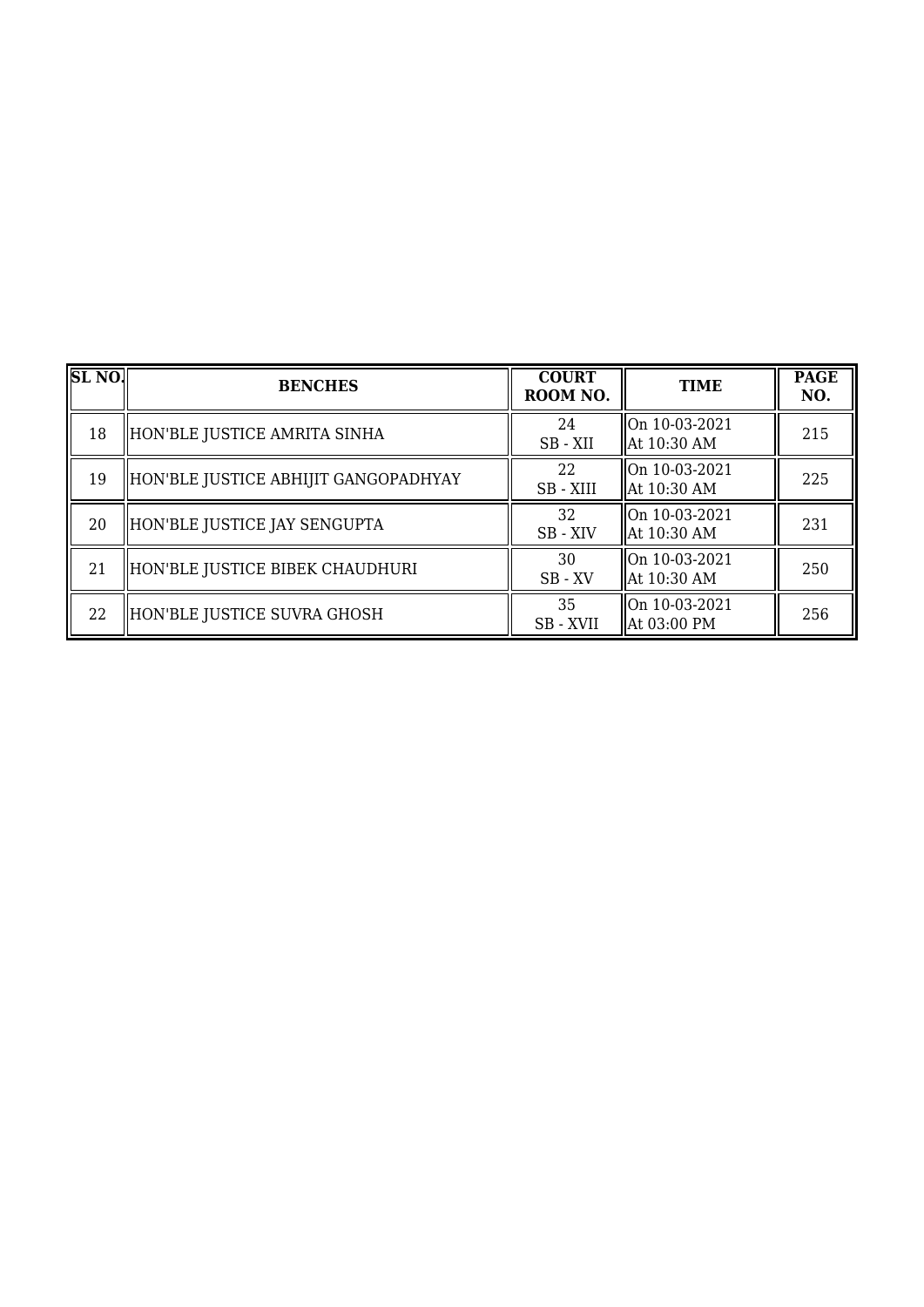| SL NO. | BENCHES | COURT ROOM NO. | TIME | PAGE NO. |
|---|---|---|---|---|
| 18 | HON'BLE JUSTICE AMRITA SINHA | 24<br>SB - XII | On 10-03-2021<br>At 10:30 AM | 215 |
| 19 | HON'BLE JUSTICE ABHIJIT GANGOPADHYAY | 22<br>SB - XIII | On 10-03-2021<br>At 10:30 AM | 225 |
| 20 | HON'BLE JUSTICE JAY SENGUPTA | 32<br>SB - XIV | On 10-03-2021<br>At 10:30 AM | 231 |
| 21 | HON'BLE JUSTICE BIBEK CHAUDHURI | 30<br>SB - XV | On 10-03-2021<br>At 10:30 AM | 250 |
| 22 | HON'BLE JUSTICE SUVRA GHOSH | 35<br>SB - XVII | On 10-03-2021<br>At 03:00 PM | 256 |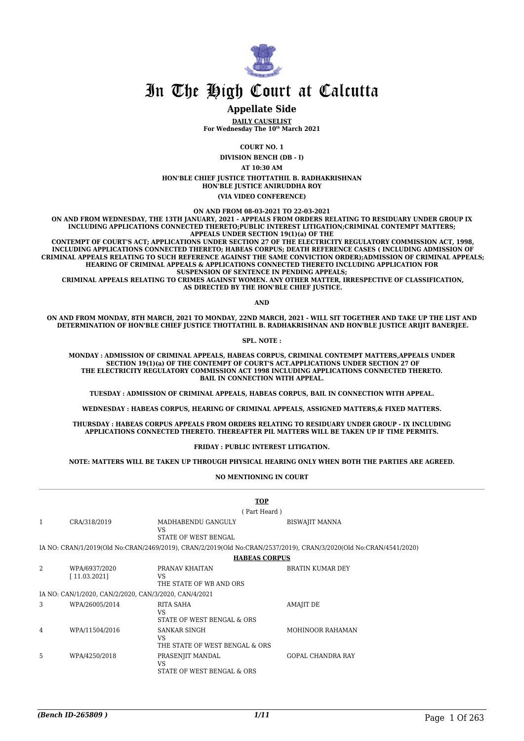# In The High Court at Calcutta

## Appellate Side

**DAILY CAUSELIST**
**For Wednesday The 10th March 2021**

**COURT NO. 1**

**DIVISION BENCH (DB - I)**

**AT 10:30 AM**

**HON'BLE CHIEF JUSTICE THOTTATHIL B. RADHAKRISHNAN**
**HON'BLE JUSTICE ANIRUDDHA ROY**

**(VIA VIDEO CONFERENCE)**

**ON AND FROM 08-03-2021 TO 22-03-2021**

**ON AND FROM WEDNESDAY, THE 13TH JANUARY, 2021 - APPEALS FROM ORDERS RELATING TO RESIDUARY UNDER GROUP IX INCLUDING APPLICATIONS CONNECTED THERETO;PUBLIC INTEREST LITIGATION;CRIMINAL CONTEMPT MATTERS; APPEALS UNDER SECTION 19(1)(a) OF THE CONTEMPT OF COURT'S ACT; APPLICATIONS UNDER SECTION 27 OF THE ELECTRICITY REGULATORY COMMISSION ACT, 1998, INCLUDING APPLICATIONS CONNECTED THERETO; HABEAS CORPUS; DEATH REFERENCE CASES ( INCLUDING ADMISSION OF CRIMINAL APPEALS RELATING TO SUCH REFERENCE AGAINST THE SAME CONVICTION ORDER);ADMISSION OF CRIMINAL APPEALS; HEARING OF CRIMINAL APPEALS & APPLICATIONS CONNECTED THERETO INCLUDING APPLICATION FOR SUSPENSION OF SENTENCE IN PENDING APPEALS; CRIMINAL APPEALS RELATING TO CRIMES AGAINST WOMEN. ANY OTHER MATTER, IRRESPECTIVE OF CLASSIFICATION, AS DIRECTED BY THE HON'BLE CHIEF JUSTICE.**

**AND**

**ON AND FROM MONDAY, 8TH MARCH, 2021 TO MONDAY, 22ND MARCH, 2021 - WILL SIT TOGETHER AND TAKE UP THE LIST AND DETERMINATION OF HON'BLE CHIEF JUSTICE THOTTATHIL B. RADHAKRISHNAN AND HON'BLE JUSTICE ARIJIT BANERJEE.**

**SPL. NOTE :**

**MONDAY : ADMISSION OF CRIMINAL APPEALS, HABEAS CORPUS, CRIMINAL CONTEMPT MATTERS,APPEALS UNDER SECTION 19(1)(a) OF THE CONTEMPT OF COURT'S ACT.APPLICATIONS UNDER SECTION 27 OF THE ELECTRICITY REGULATORY COMMISSION ACT 1998 INCLUDING APPLICATIONS CONNECTED THERETO. BAIL IN CONNECTION WITH APPEAL.**

**TUESDAY : ADMISSION OF CRIMINAL APPEALS, HABEAS CORPUS, BAIL IN CONNECTION WITH APPEAL.**

**WEDNESDAY : HABEAS CORPUS, HEARING OF CRIMINAL APPEALS, ASSIGNED MATTERS,& FIXED MATTERS.**

**THURSDAY : HABEAS CORPUS APPEALS FROM ORDERS RELATING TO RESIDUARY UNDER GROUP - IX INCLUDING APPLICATIONS CONNECTED THERETO. THEREAFTER PIL MATTERS WILL BE TAKEN UP IF TIME PERMITS.**

**FRIDAY : PUBLIC INTEREST LITIGATION.**

**NOTE: MATTERS WILL BE TAKEN UP THROUGH PHYSICAL HEARING ONLY WHEN BOTH THE PARTIES ARE AGREED.**

**NO MENTIONING IN COURT**

**TOP**

( Part Heard )

| | | | |
|---|---|---|---|
| 1 | CRA/318/2019 | MADHABENDU GANGULY<br>VS<br>STATE OF WEST BENGAL | BISWAJIT MANNA |

IA NO: CRAN/1/2019(Old No:CRAN/2469/2019), CRAN/2/2019(Old No:CRAN/2537/2019), CRAN/3/2020(Old No:CRAN/4541/2020)

**HABEAS CORPUS**

| | | | |
|---|---|---|---|
| 2 | WPA/6937/2020<br>[ 11.03.2021] | PRANAV KHAITAN<br>VS<br>THE STATE OF WB AND ORS | BRATIN KUMAR DEY |

IA NO: CAN/1/2020, CAN/2/2020, CAN/3/2020, CAN/4/2021

| | | | |
|---|---|---|---|
| 3 | WPA/26005/2014 | RITA SAHA<br>VS<br>STATE OF WEST BENGAL & ORS | AMAJIT DE |
| 4 | WPA/11504/2016 | SANKAR SINGH<br>VS<br>THE STATE OF WEST BENGAL & ORS | MOHINOOR RAHAMAN |
| 5 | WPA/4250/2018 | PRASENJIT MANDAL<br>VS<br>STATE OF WEST BENGAL & ORS | GOPAL CHANDRA RAY |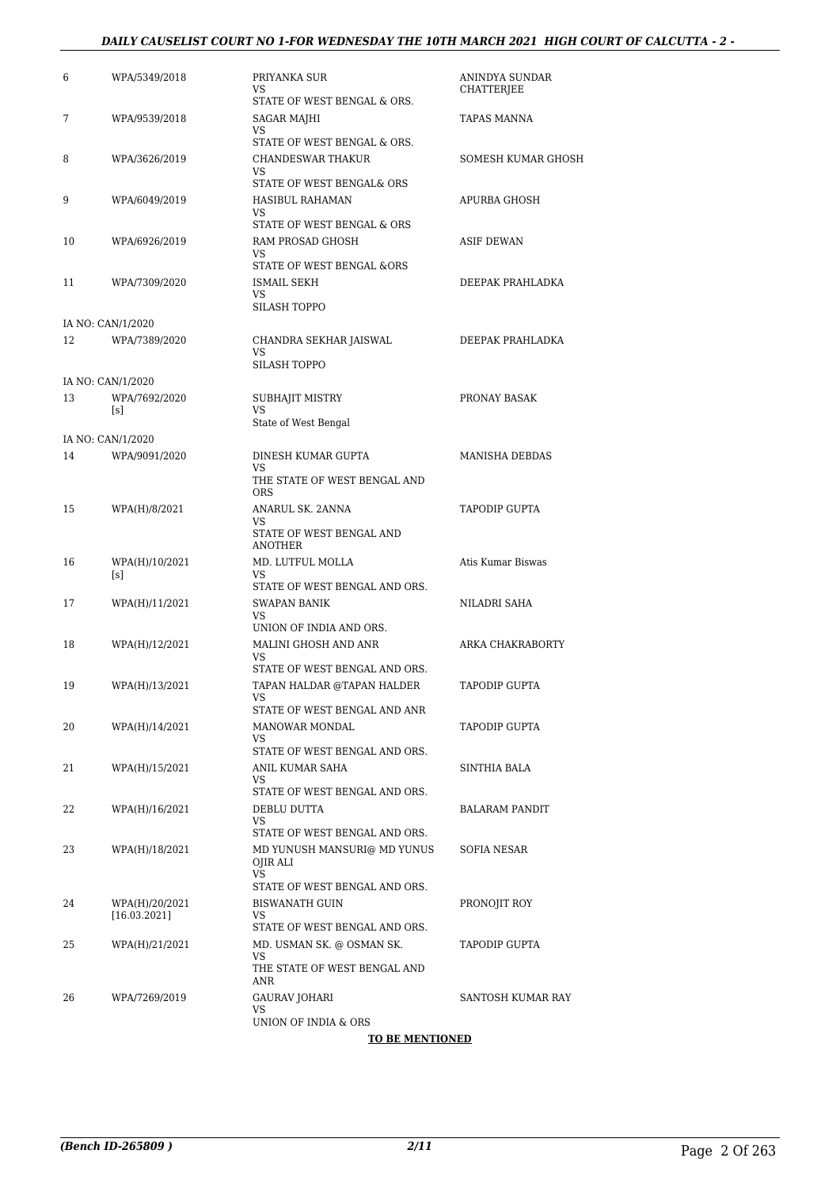| | | | |
|---|---|---|---|
| 6 | WPA/5349/2018 | PRIYANKA SUR<br>VS<br>STATE OF WEST BENGAL & ORS. | ANINDYA SUNDAR CHATTERJEE |
| 7 | WPA/9539/2018 | SAGAR MAJHI<br>VS<br>STATE OF WEST BENGAL & ORS. | TAPAS MANNA |
| 8 | WPA/3626/2019 | CHANDESWAR THAKUR<br>VS<br>STATE OF WEST BENGAL& ORS | SOMESH KUMAR GHOSH |
| 9 | WPA/6049/2019 | HASIBUL RAHAMAN<br>VS<br>STATE OF WEST BENGAL & ORS | APURBA GHOSH |
| 10 | WPA/6926/2019 | RAM PROSAD GHOSH<br>VS<br>STATE OF WEST BENGAL &ORS | ASIF DEWAN |
| 11 | WPA/7309/2020 | ISMAIL SEKH<br>VS<br>SILASH TOPPO | DEEPAK PRAHLADKA |
| IA NO: CAN/1/2020 | | | |
| 12 | WPA/7389/2020 | CHANDRA SEKHAR JAISWAL<br>VS<br>SILASH TOPPO | DEEPAK PRAHLADKA |
| IA NO: CAN/1/2020 | | | |
| 13 | WPA/7692/2020<br>[s] | SUBHAJIT MISTRY<br>VS<br>State of West Bengal | PRONAY BASAK |
| IA NO: CAN/1/2020 | | | |
| 14 | WPA/9091/2020 | DINESH KUMAR GUPTA<br>VS<br>THE STATE OF WEST BENGAL AND ORS | MANISHA DEBDAS |
| 15 | WPA(H)/8/2021 | ANARUL SK. 2ANNA<br>VS<br>STATE OF WEST BENGAL AND ANOTHER | TAPODIP GUPTA |
| 16 | WPA(H)/10/2021<br>[s] | MD. LUTFUL MOLLA<br>VS<br>STATE OF WEST BENGAL AND ORS. | Atis Kumar Biswas |
| 17 | WPA(H)/11/2021 | SWAPAN BANIK<br>VS<br>UNION OF INDIA AND ORS. | NILADRI SAHA |
| 18 | WPA(H)/12/2021 | MALINI GHOSH AND ANR<br>VS<br>STATE OF WEST BENGAL AND ORS. | ARKA CHAKRABORTY |
| 19 | WPA(H)/13/2021 | TAPAN HALDAR @TAPAN HALDER<br>VS<br>STATE OF WEST BENGAL AND ANR | TAPODIP GUPTA |
| 20 | WPA(H)/14/2021 | MANOWAR MONDAL<br>VS<br>STATE OF WEST BENGAL AND ORS. | TAPODIP GUPTA |
| 21 | WPA(H)/15/2021 | ANIL KUMAR SAHA<br>VS<br>STATE OF WEST BENGAL AND ORS. | SINTHIA BALA |
| 22 | WPA(H)/16/2021 | DEBLU DUTTA<br>VS<br>STATE OF WEST BENGAL AND ORS. | BALARAM PANDIT |
| 23 | WPA(H)/18/2021 | MD YUNUSH MANSURI@ MD YUNUS OJIR ALI<br>VS<br>STATE OF WEST BENGAL AND ORS. | SOFIA NESAR |
| 24 | WPA(H)/20/2021<br>[16.03.2021] | BISWANATH GUIN<br>VS<br>STATE OF WEST BENGAL AND ORS. | PRONOJIT ROY |
| 25 | WPA(H)/21/2021 | MD. USMAN SK. @ OSMAN SK.<br>VS<br>THE STATE OF WEST BENGAL AND ANR | TAPODIP GUPTA |
| 26 | WPA/7269/2019 | GAURAV JOHARI<br>VS<br>UNION OF INDIA & ORS | SANTOSH KUMAR RAY |

**TO BE MENTIONED**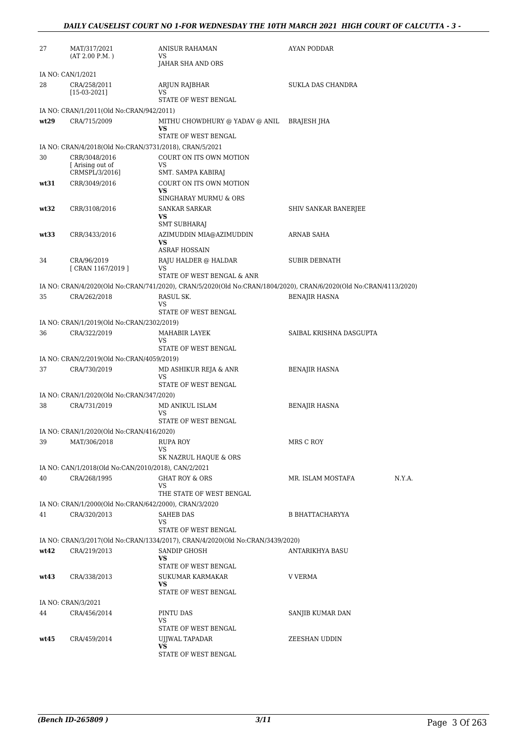| | | | | |
|---|---|---|---|---|
| 27 | MAT/317/2021 (AT 2.00 P.M. ) | ANISUR RAHAMAN VS JAHAR SHA AND ORS | AYAN PODDAR | |
| IA NO: CAN/1/2021 | | | | |
| 28 | CRA/258/2011 [15-03-2021] | ARJUN RAJBHAR VS STATE OF WEST BENGAL | SUKLA DAS CHANDRA | |
| IA NO: CRAN/1/2011(Old No:CRAN/942/2011) | | | | |
| wt29 | CRA/715/2009 | MITHU CHOWDHURY @ YADAV @ ANIL VS STATE OF WEST BENGAL | BRAJESH JHA | |
| IA NO: CRAN/4/2018(Old No:CRAN/3731/2018), CRAN/5/2021 | | | | |
| 30 | CRR/3048/2016 [ Arising out of CRMSPL/3/2016] | COURT ON ITS OWN MOTION VS SMT. SAMPA KABIRAJ | | |
| wt31 | CRR/3049/2016 | COURT ON ITS OWN MOTION VS SINGHARAY MURMU & ORS | | |
| wt32 | CRR/3108/2016 | SANKAR SARKAR VS SMT SUBHARAJ | SHIV SANKAR BANERJEE | |
| wt33 | CRR/3433/2016 | AZIMUDDIN MIA@AZIMUDDIN VS ASRAF HOSSAIN | ARNAB SAHA | |
| 34 | CRA/96/2019 [ CRAN 1167/2019 ] | RAJU HALDER @ HALDAR VS STATE OF WEST BENGAL & ANR | SUBIR DEBNATH | |
| IA NO: CRAN/4/2020(Old No:CRAN/741/2020), CRAN/5/2020(Old No:CRAN/1804/2020), CRAN/6/2020(Old No:CRAN/4113/2020) | | | | |
| 35 | CRA/262/2018 | RASUL SK. VS STATE OF WEST BENGAL | BENAJIR HASNA | |
| IA NO: CRAN/1/2019(Old No:CRAN/2302/2019) | | | | |
| 36 | CRA/322/2019 | MAHABIR LAYEK VS STATE OF WEST BENGAL | SAIBAL KRISHNA DASGUPTA | |
| IA NO: CRAN/2/2019(Old No:CRAN/4059/2019) | | | | |
| 37 | CRA/730/2019 | MD ASHIKUR REJA & ANR VS STATE OF WEST BENGAL | BENAJIR HASNA | |
| IA NO: CRAN/1/2020(Old No:CRAN/347/2020) | | | | |
| 38 | CRA/731/2019 | MD ANIKUL ISLAM VS STATE OF WEST BENGAL | BENAJIR HASNA | |
| IA NO: CRAN/1/2020(Old No:CRAN/416/2020) | | | | |
| 39 | MAT/306/2018 | RUPA ROY VS SK NAZRUL HAQUE & ORS | MRS C ROY | |
| IA NO: CAN/1/2018(Old No:CAN/2010/2018), CAN/2/2021 | | | | |
| 40 | CRA/268/1995 | GHAT ROY & ORS VS THE STATE OF WEST BENGAL | MR. ISLAM MOSTAFA | N.Y.A. |
| IA NO: CRAN/1/2000(Old No:CRAN/642/2000), CRAN/3/2020 | | | | |
| 41 | CRA/320/2013 | SAHEB DAS VS STATE OF WEST BENGAL | B BHATTACHARYYA | |
| IA NO: CRAN/3/2017(Old No:CRAN/1334/2017), CRAN/4/2020(Old No:CRAN/3439/2020) | | | | |
| wt42 | CRA/219/2013 | SANDIP GHOSH VS STATE OF WEST BENGAL | ANTARIKHYA BASU | |
| wt43 | CRA/338/2013 | SUKUMAR KARMAKAR VS STATE OF WEST BENGAL | V VERMA | |
| IA NO: CRAN/3/2021 | | | | |
| 44 | CRA/456/2014 | PINTU DAS VS STATE OF WEST BENGAL | SANJIB KUMAR DAN | |
| wt45 | CRA/459/2014 | UJJWAL TAPADAR VS STATE OF WEST BENGAL | ZEESHAN UDDIN | |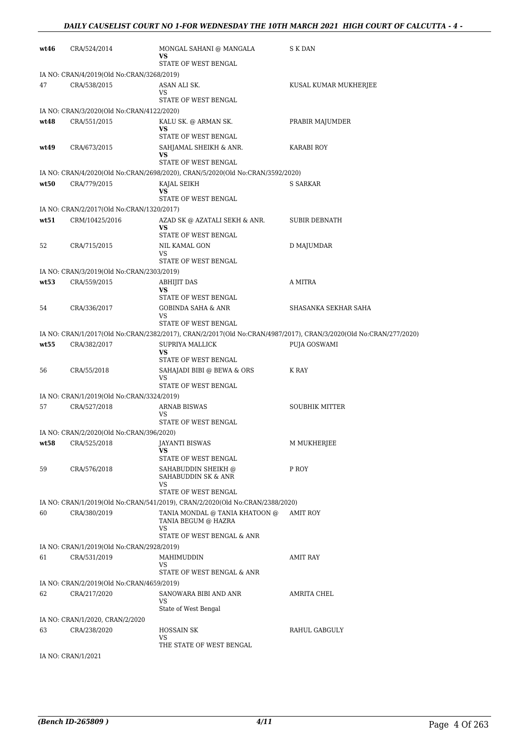| | | | |
|---|---|---|---|
| wt46 | CRA/524/2014 | MONGAL SAHANI @ MANGALA<br>VS<br>STATE OF WEST BENGAL | S K DAN |
| IA NO: CRAN/4/2019(Old No:CRAN/3268/2019) | | | |
| 47 | CRA/538/2015 | ASAN ALI SK.<br>VS<br>STATE OF WEST BENGAL | KUSAL KUMAR MUKHERJEE |
| IA NO: CRAN/3/2020(Old No:CRAN/4122/2020) | | | |
| wt48 | CRA/551/2015 | KALU SK. @ ARMAN SK.<br>VS<br>STATE OF WEST BENGAL | PRABIR MAJUMDER |
| wt49 | CRA/673/2015 | SAHJAMAL SHEIKH & ANR.<br>VS<br>STATE OF WEST BENGAL | KARABI ROY |
| IA NO: CRAN/4/2020(Old No:CRAN/2698/2020), CRAN/5/2020(Old No:CRAN/3592/2020) | | | |
| wt50 | CRA/779/2015 | KAJAL SEIKH<br>VS<br>STATE OF WEST BENGAL | S SARKAR |
| IA NO: CRAN/2/2017(Old No:CRAN/1320/2017) | | | |
| wt51 | CRM/10425/2016 | AZAD SK @ AZATALI SEKH & ANR.<br>VS<br>STATE OF WEST BENGAL | SUBIR DEBNATH |
| 52 | CRA/715/2015 | NIL KAMAL GON<br>VS<br>STATE OF WEST BENGAL | D MAJUMDAR |
| IA NO: CRAN/3/2019(Old No:CRAN/2303/2019) | | | |
| wt53 | CRA/559/2015 | ABHIJIT DAS<br>VS<br>STATE OF WEST BENGAL | A MITRA |
| 54 | CRA/336/2017 | GOBINDA SAHA & ANR<br>VS<br>STATE OF WEST BENGAL | SHASANKA SEKHAR SAHA |
| IA NO: CRAN/1/2017(Old No:CRAN/2382/2017), CRAN/2/2017(Old No:CRAN/4987/2017), CRAN/3/2020(Old No:CRAN/277/2020) | | | |
| wt55 | CRA/382/2017 | SUPRIYA MALLICK<br>VS<br>STATE OF WEST BENGAL | PUJA GOSWAMI |
| 56 | CRA/55/2018 | SAHAJADI BIBI @ BEWA & ORS<br>VS<br>STATE OF WEST BENGAL | K RAY |
| IA NO: CRAN/1/2019(Old No:CRAN/3324/2019) | | | |
| 57 | CRA/527/2018 | ARNAB BISWAS<br>VS<br>STATE OF WEST BENGAL | SOUBHIK MITTER |
| IA NO: CRAN/2/2020(Old No:CRAN/396/2020) | | | |
| wt58 | CRA/525/2018 | JAYANTI BISWAS<br>VS<br>STATE OF WEST BENGAL | M MUKHERJEE |
| 59 | CRA/576/2018 | SAHABUDDIN SHEIKH @ SAHABUDDIN SK & ANR<br>VS<br>STATE OF WEST BENGAL | P ROY |
| IA NO: CRAN/1/2019(Old No:CRAN/541/2019), CRAN/2/2020(Old No:CRAN/2388/2020) | | | |
| 60 | CRA/380/2019 | TANIA MONDAL @ TANIA KHATOON @ TANIA BEGUM @ HAZRA<br>VS<br>STATE OF WEST BENGAL & ANR | AMIT ROY |
| IA NO: CRAN/1/2019(Old No:CRAN/2928/2019) | | | |
| 61 | CRA/531/2019 | MAHIMUDDIN<br>VS<br>STATE OF WEST BENGAL & ANR | AMIT RAY |
| IA NO: CRAN/2/2019(Old No:CRAN/4659/2019) | | | |
| 62 | CRA/217/2020 | SANOWARA BIBI AND ANR<br>VS<br>State of West Bengal | AMRITA CHEL |
| IA NO: CRAN/1/2020, CRAN/2/2020 | | | |
| 63 | CRA/238/2020 | HOSSAIN SK<br>VS<br>THE STATE OF WEST BENGAL | RAHUL GABGULY |
| IA NO: CRAN/1/2021 | | | |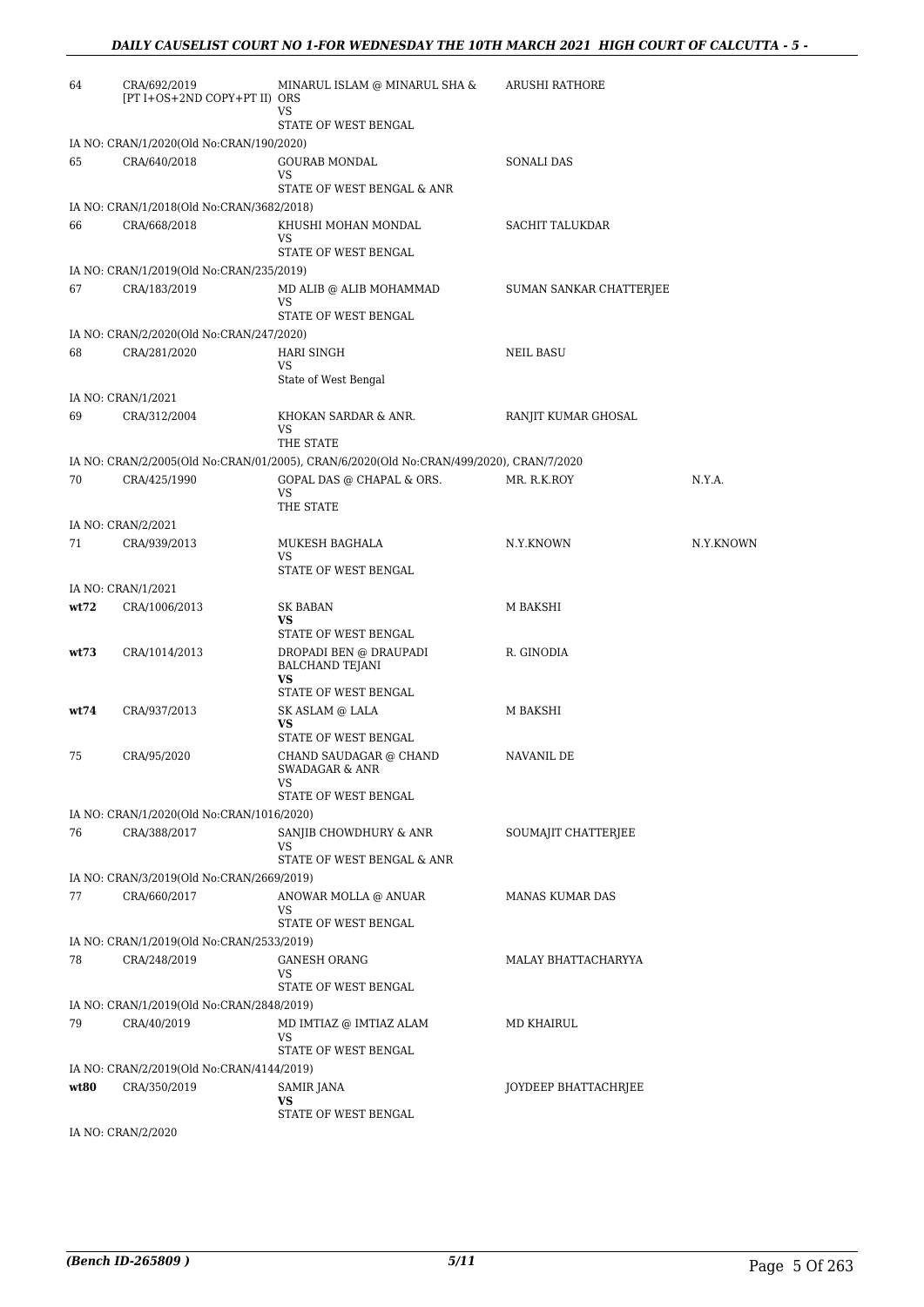| | | | | |
|---|---|---|---|---|
| 64 | CRA/692/2019 [PT I+OS+2ND COPY+PT II) | MINARUL ISLAM @ MINARUL SHA & ORS VS STATE OF WEST BENGAL | ARUSHI RATHORE | |
| IA NO: CRAN/1/2020(Old No:CRAN/190/2020) | | | | |
| 65 | CRA/640/2018 | GOURAB MONDAL VS STATE OF WEST BENGAL & ANR | SONALI DAS | |
| IA NO: CRAN/1/2018(Old No:CRAN/3682/2018) | | | | |
| 66 | CRA/668/2018 | KHUSHI MOHAN MONDAL VS STATE OF WEST BENGAL | SACHIT TALUKDAR | |
| IA NO: CRAN/1/2019(Old No:CRAN/235/2019) | | | | |
| 67 | CRA/183/2019 | MD ALIB @ ALIB MOHAMMAD VS STATE OF WEST BENGAL | SUMAN SANKAR CHATTERJEE | |
| IA NO: CRAN/2/2020(Old No:CRAN/247/2020) | | | | |
| 68 | CRA/281/2020 | HARI SINGH VS State of West Bengal | NEIL BASU | |
| IA NO: CRAN/1/2021 | | | | |
| 69 | CRA/312/2004 | KHOKAN SARDAR & ANR. VS THE STATE | RANJIT KUMAR GHOSAL | |
| IA NO: CRAN/2/2005(Old No:CRAN/01/2005), CRAN/6/2020(Old No:CRAN/499/2020), CRAN/7/2020 | | | | |
| 70 | CRA/425/1990 | GOPAL DAS @ CHAPAL & ORS. VS THE STATE | MR. R.K.ROY | N.Y.A. |
| IA NO: CRAN/2/2021 | | | | |
| 71 | CRA/939/2013 | MUKESH BAGHALA VS STATE OF WEST BENGAL | N.Y.KNOWN | N.Y.KNOWN |
| IA NO: CRAN/1/2021 | | | | |
| **wt72** | CRA/1006/2013 | SK BABAN **VS** STATE OF WEST BENGAL | M BAKSHI | |
| **wt73** | CRA/1014/2013 | DROPADI BEN @ DRAUPADI BALCHAND TEJANI **VS** STATE OF WEST BENGAL | R. GINODIA | |
| **wt74** | CRA/937/2013 | SK ASLAM @ LALA **VS** STATE OF WEST BENGAL | M BAKSHI | |
| 75 | CRA/95/2020 | CHAND SAUDAGAR @ CHAND SWADAGAR & ANR VS STATE OF WEST BENGAL | NAVANIL DE | |
| IA NO: CRAN/1/2020(Old No:CRAN/1016/2020) | | | | |
| 76 | CRA/388/2017 | SANJIB CHOWDHURY & ANR VS STATE OF WEST BENGAL & ANR | SOUMAJIT CHATTERJEE | |
| IA NO: CRAN/3/2019(Old No:CRAN/2669/2019) | | | | |
| 77 | CRA/660/2017 | ANOWAR MOLLA @ ANUAR VS STATE OF WEST BENGAL | MANAS KUMAR DAS | |
| IA NO: CRAN/1/2019(Old No:CRAN/2533/2019) | | | | |
| 78 | CRA/248/2019 | GANESH ORANG VS STATE OF WEST BENGAL | MALAY BHATTACHARYYA | |
| IA NO: CRAN/1/2019(Old No:CRAN/2848/2019) | | | | |
| 79 | CRA/40/2019 | MD IMTIAZ @ IMTIAZ ALAM VS STATE OF WEST BENGAL | MD KHAIRUL | |
| IA NO: CRAN/2/2019(Old No:CRAN/4144/2019) | | | | |
| **wt80** | CRA/350/2019 | SAMIR JANA **VS** STATE OF WEST BENGAL | JOYDEEP BHATTACHRJEE | |
| IA NO: CRAN/2/2020 | | | | |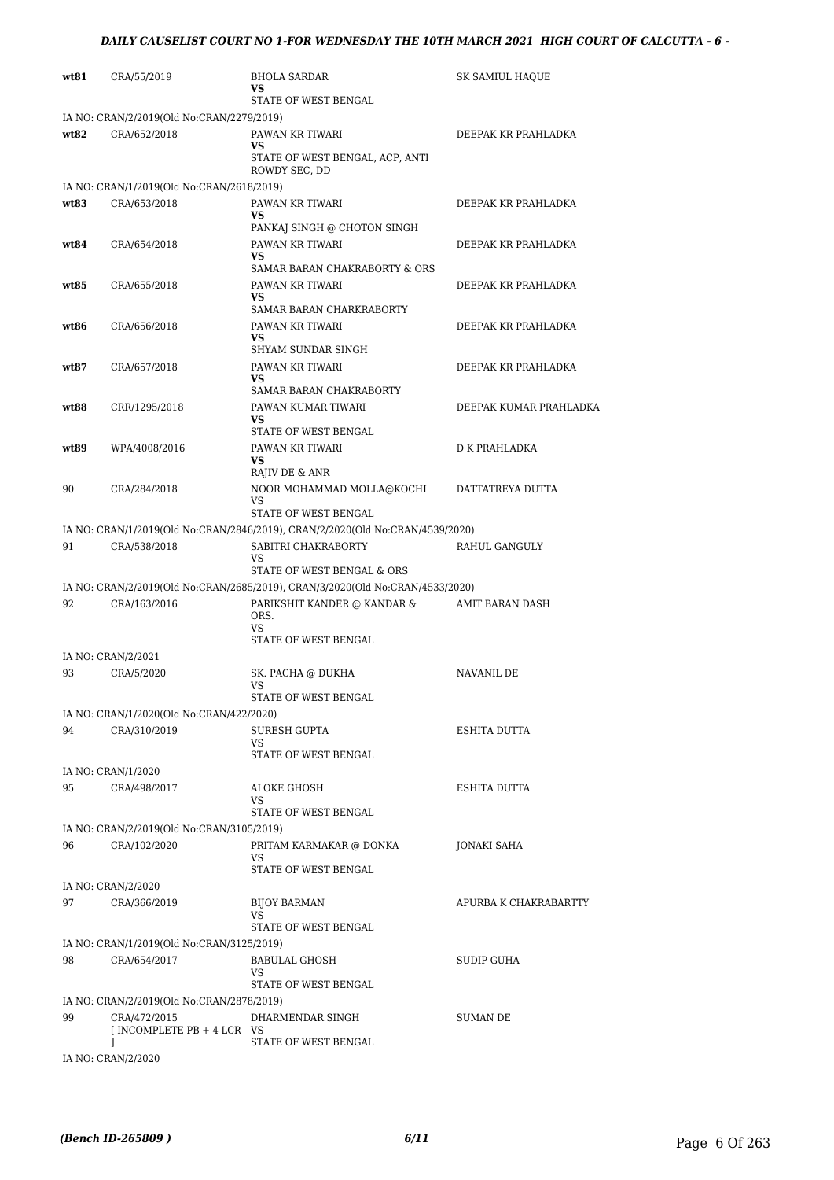| | | | |
|---|---|---|---|
| **wt81** | CRA/55/2019 | BHOLA SARDAR<br>**VS**<br>STATE OF WEST BENGAL | SK SAMIUL HAQUE |
| IA NO: CRAN/2/2019(Old No:CRAN/2279/2019) | | | |
| **wt82** | CRA/652/2018 | PAWAN KR TIWARI<br>**VS**<br>STATE OF WEST BENGAL, ACP, ANTI ROWDY SEC, DD | DEEPAK KR PRAHLADKA |
| IA NO: CRAN/1/2019(Old No:CRAN/2618/2019) | | | |
| **wt83** | CRA/653/2018 | PAWAN KR TIWARI<br>**VS**<br>PANKAJ SINGH @ CHOTON SINGH | DEEPAK KR PRAHLADKA |
| **wt84** | CRA/654/2018 | PAWAN KR TIWARI<br>**VS**<br>SAMAR BARAN CHAKRABORTY & ORS | DEEPAK KR PRAHLADKA |
| **wt85** | CRA/655/2018 | PAWAN KR TIWARI<br>**VS**<br>SAMAR BARAN CHARKRABORTY | DEEPAK KR PRAHLADKA |
| **wt86** | CRA/656/2018 | PAWAN KR TIWARI<br>**VS**<br>SHYAM SUNDAR SINGH | DEEPAK KR PRAHLADKA |
| **wt87** | CRA/657/2018 | PAWAN KR TIWARI<br>**VS**<br>SAMAR BARAN CHAKRABORTY | DEEPAK KR PRAHLADKA |
| **wt88** | CRR/1295/2018 | PAWAN KUMAR TIWARI<br>**VS**<br>STATE OF WEST BENGAL | DEEPAK KUMAR PRAHLADKA |
| **wt89** | WPA/4008/2016 | PAWAN KR TIWARI<br>**VS**<br>RAJIV DE & ANR | D K PRAHLADKA |
| 90 | CRA/284/2018 | NOOR MOHAMMAD MOLLA@KOCHI<br>VS<br>STATE OF WEST BENGAL | DATTATREYA DUTTA |
| IA NO: CRAN/1/2019(Old No:CRAN/2846/2019), CRAN/2/2020(Old No:CRAN/4539/2020) | | | |
| 91 | CRA/538/2018 | SABITRI CHAKRABORTY<br>VS<br>STATE OF WEST BENGAL & ORS | RAHUL GANGULY |
| IA NO: CRAN/2/2019(Old No:CRAN/2685/2019), CRAN/3/2020(Old No:CRAN/4533/2020) | | | |
| 92 | CRA/163/2016 | PARIKSHIT KANDER @ KANDAR & ORS.<br>VS<br>STATE OF WEST BENGAL | AMIT BARAN DASH |
| IA NO: CRAN/2/2021 | | | |
| 93 | CRA/5/2020 | SK. PACHA @ DUKHA<br>VS<br>STATE OF WEST BENGAL | NAVANIL DE |
| IA NO: CRAN/1/2020(Old No:CRAN/422/2020) | | | |
| 94 | CRA/310/2019 | SURESH GUPTA<br>VS<br>STATE OF WEST BENGAL | ESHITA DUTTA |
| IA NO: CRAN/1/2020 | | | |
| 95 | CRA/498/2017 | ALOKE GHOSH<br>VS<br>STATE OF WEST BENGAL | ESHITA DUTTA |
| IA NO: CRAN/2/2019(Old No:CRAN/3105/2019) | | | |
| 96 | CRA/102/2020 | PRITAM KARMAKAR @ DONKA<br>VS<br>STATE OF WEST BENGAL | JONAKI SAHA |
| IA NO: CRAN/2/2020 | | | |
| 97 | CRA/366/2019 | BIJOY BARMAN<br>VS<br>STATE OF WEST BENGAL | APURBA K CHAKRABARTTY |
| IA NO: CRAN/1/2019(Old No:CRAN/3125/2019) | | | |
| 98 | CRA/654/2017 | BABULAL GHOSH<br>VS<br>STATE OF WEST BENGAL | SUDIP GUHA |
| IA NO: CRAN/2/2019(Old No:CRAN/2878/2019) | | | |
| 99 | CRA/472/2015<br>[ INCOMPLETE PB + 4 LCR ] | DHARMENDAR SINGH<br>VS<br>STATE OF WEST BENGAL | SUMAN DE |
| IA NO: CRAN/2/2020 | | | |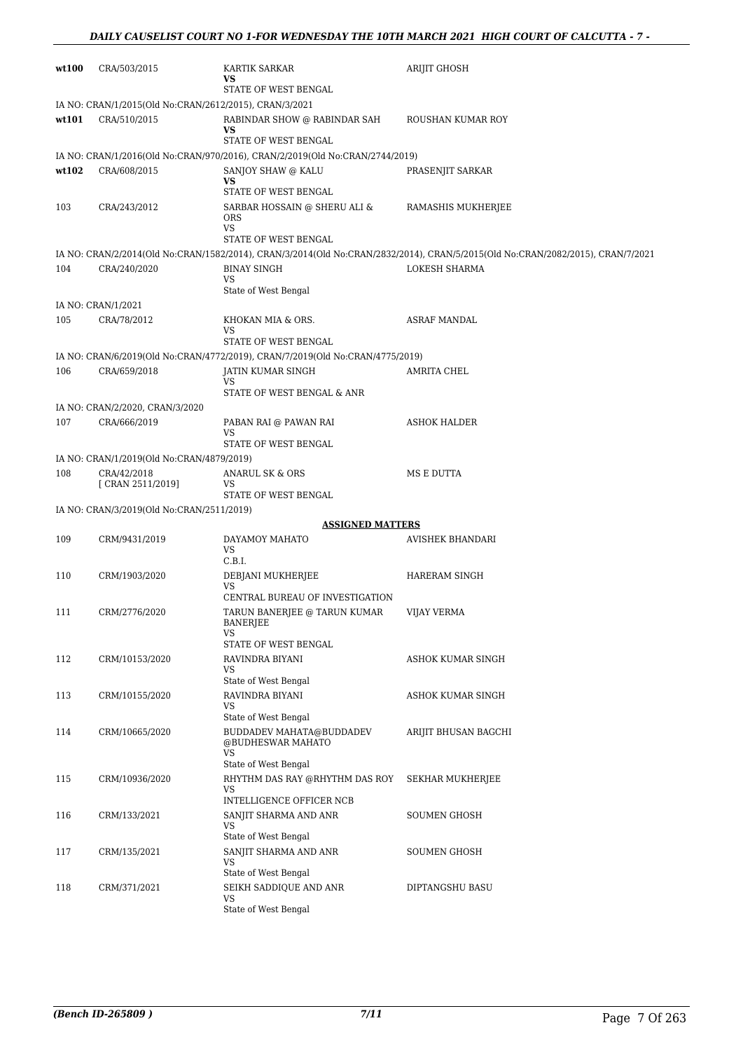| | | | |
|---|---|---|---|
| **wt100** | CRA/503/2015 | KARTIK SARKAR<br>**VS**<br>STATE OF WEST BENGAL | ARIJIT GHOSH |
| IA NO: CRAN/1/2015(Old No:CRAN/2612/2015), CRAN/3/2021 | | | |
| **wt101** | CRA/510/2015 | RABINDAR SHOW @ RABINDAR SAH<br>**VS**<br>STATE OF WEST BENGAL | ROUSHAN KUMAR ROY |
| IA NO: CRAN/1/2016(Old No:CRAN/970/2016), CRAN/2/2019(Old No:CRAN/2744/2019) | | | |
| **wt102** | CRA/608/2015 | SANJOY SHAW @ KALU<br>**VS**<br>STATE OF WEST BENGAL | PRASENJIT SARKAR |
| 103 | CRA/243/2012 | SARBAR HOSSAIN @ SHERU ALI & ORS<br>VS<br>STATE OF WEST BENGAL | RAMASHIS MUKHERJEE |
| IA NO: CRAN/2/2014(Old No:CRAN/1582/2014), CRAN/3/2014(Old No:CRAN/2832/2014), CRAN/5/2015(Old No:CRAN/2082/2015), CRAN/7/2021 | | | |
| 104 | CRA/240/2020 | BINAY SINGH<br>VS<br>State of West Bengal | LOKESH SHARMA |
| IA NO: CRAN/1/2021 | | | |
| 105 | CRA/78/2012 | KHOKAN MIA & ORS.<br>VS<br>STATE OF WEST BENGAL | ASRAF MANDAL |
| IA NO: CRAN/6/2019(Old No:CRAN/4772/2019), CRAN/7/2019(Old No:CRAN/4775/2019) | | | |
| 106 | CRA/659/2018 | JATIN KUMAR SINGH<br>VS<br>STATE OF WEST BENGAL & ANR | AMRITA CHEL |
| IA NO: CRAN/2/2020, CRAN/3/2020 | | | |
| 107 | CRA/666/2019 | PABAN RAI @ PAWAN RAI<br>VS<br>STATE OF WEST BENGAL | ASHOK HALDER |
| IA NO: CRAN/1/2019(Old No:CRAN/4879/2019) | | | |
| 108 | CRA/42/2018<br>[ CRAN 2511/2019] | ANARUL SK & ORS<br>VS<br>STATE OF WEST BENGAL | MS E DUTTA |
| IA NO: CRAN/3/2019(Old No:CRAN/2511/2019) | | | |

**ASSIGNED MATTERS**

| | | | |
|---|---|---|---|
| 109 | CRM/9431/2019 | DAYAMOY MAHATO<br>VS<br>C.B.I. | AVISHEK BHANDARI |
| 110 | CRM/1903/2020 | DEBJANI MUKHERJEE<br>VS<br>CENTRAL BUREAU OF INVESTIGATION | HARERAM SINGH |
| 111 | CRM/2776/2020 | TARUN BANERJEE @ TARUN KUMAR BANERJEE<br>VS<br>STATE OF WEST BENGAL | VIJAY VERMA |
| 112 | CRM/10153/2020 | RAVINDRA BIYANI<br>VS<br>State of West Bengal | ASHOK KUMAR SINGH |
| 113 | CRM/10155/2020 | RAVINDRA BIYANI<br>VS<br>State of West Bengal | ASHOK KUMAR SINGH |
| 114 | CRM/10665/2020 | BUDDADEV MAHATA@BUDDADEV @BUDHESWAR MAHATO<br>VS<br>State of West Bengal | ARIJIT BHUSAN BAGCHI |
| 115 | CRM/10936/2020 | RHYTHM DAS RAY @RHYTHM DAS ROY<br>VS<br>INTELLIGENCE OFFICER NCB | SEKHAR MUKHERJEE |
| 116 | CRM/133/2021 | SANJIT SHARMA AND ANR<br>VS<br>State of West Bengal | SOUMEN GHOSH |
| 117 | CRM/135/2021 | SANJIT SHARMA AND ANR<br>VS<br>State of West Bengal | SOUMEN GHOSH |
| 118 | CRM/371/2021 | SEIKH SADDIQUE AND ANR<br>VS<br>State of West Bengal | DIPTANGSHU BASU |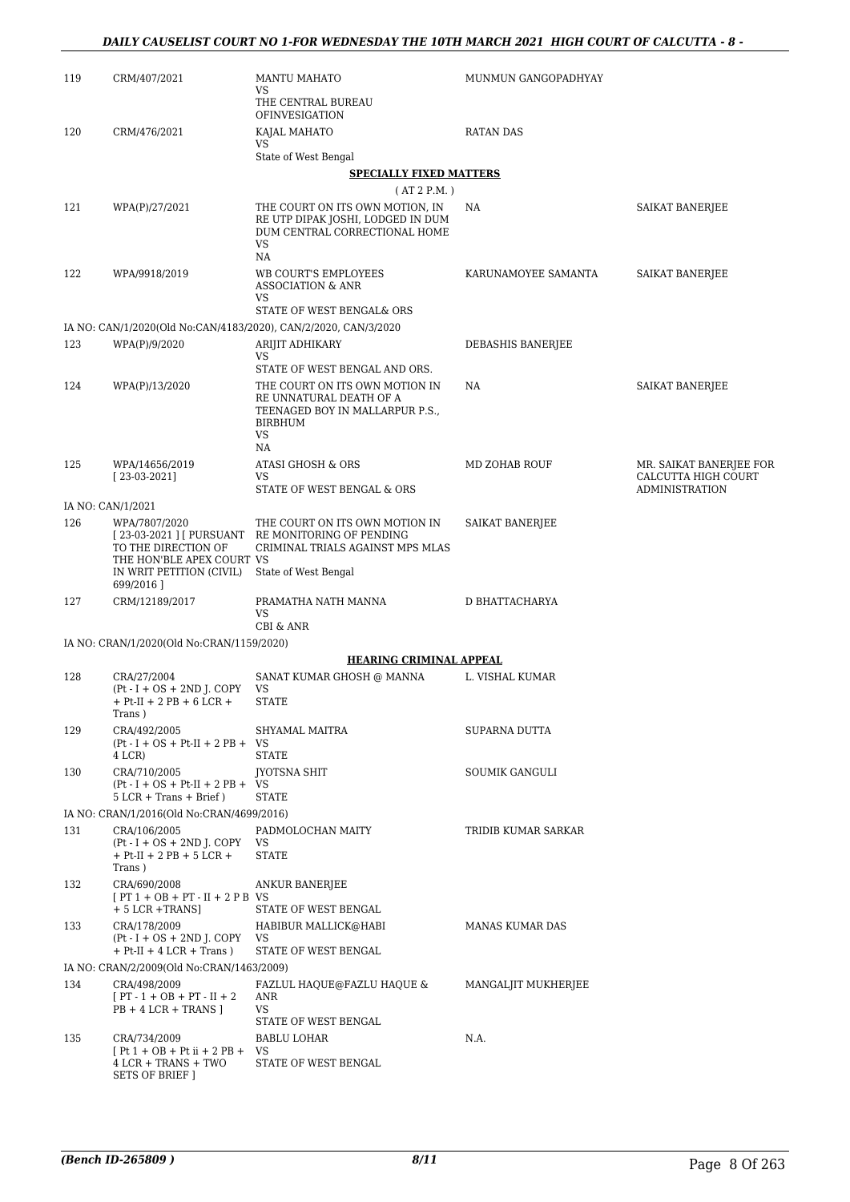| 119 | CRM/407/2021 | MANTU MAHATO<br>VS<br>THE CENTRAL BUREAU OFINVESIGATION | MUNMUN GANGOPADHYAY | |
|---|---|---|---|---|
| 120 | CRM/476/2021 | KAJAL MAHATO<br>VS<br>State of West Bengal | RATAN DAS | |

**SPECIALLY FIXED MATTERS**

( AT 2 P.M. )

| 121 | WPA(P)/27/2021 | THE COURT ON ITS OWN MOTION, IN RE UTP DIPAK JOSHI, LODGED IN DUM DUM CENTRAL CORRECTIONAL HOME<br>VS<br>NA | NA | SAIKAT BANERJEE |
|---|---|---|---|---|
| 122 | WPA/9918/2019 | WB COURT'S EMPLOYEES ASSOCIATION & ANR<br>VS<br>STATE OF WEST BENGAL& ORS | KARUNAMOYEE SAMANTA | SAIKAT BANERJEE |
| | IA NO: CAN/1/2020(Old No:CAN/4183/2020), CAN/2/2020, CAN/3/2020 | | | |
| 123 | WPA(P)/9/2020 | ARIJIT ADHIKARY<br>VS<br>STATE OF WEST BENGAL AND ORS. | DEBASHIS BANERJEE | |
| 124 | WPA(P)/13/2020 | THE COURT ON ITS OWN MOTION IN RE UNNATURAL DEATH OF A TEENAGED BOY IN MALLARPUR P.S., BIRBHUM<br>VS<br>NA | NA | SAIKAT BANERJEE |
| 125 | WPA/14656/2019<br>[ 23-03-2021] | ATASI GHOSH & ORS<br>VS<br>STATE OF WEST BENGAL & ORS | MD ZOHAB ROUF | MR. SAIKAT BANERJEE FOR CALCUTTA HIGH COURT ADMINISTRATION |
| | IA NO: CAN/1/2021 | | | |
| 126 | WPA/7807/2020<br>[ 23-03-2021 ] [ PURSUANT TO THE DIRECTION OF THE HON'BLE APEX COURT IN WRIT PETITION (CIVIL) 699/2016 ] | THE COURT ON ITS OWN MOTION IN RE MONITORING OF PENDING CRIMINAL TRIALS AGAINST MPS MLAS<br>VS<br>State of West Bengal | SAIKAT BANERJEE | |
| 127 | CRM/12189/2017 | PRAMATHA NATH MANNA<br>VS<br>CBI & ANR | D BHATTACHARYA | |
| | IA NO: CRAN/1/2020(Old No:CRAN/1159/2020) | | | |

**HEARING CRIMINAL APPEAL**

| 128 | CRA/27/2004<br>(Pt - I + OS + 2ND J. COPY + Pt-II + 2 PB + 6 LCR + Trans ) | SANAT KUMAR GHOSH @ MANNA<br>VS<br>STATE | L. VISHAL KUMAR |
|---|---|---|---|
| 129 | CRA/492/2005<br>(Pt - I + OS + Pt-II + 2 PB + 4 LCR) | SHYAMAL MAITRA<br>VS<br>STATE | SUPARNA DUTTA |
| 130 | CRA/710/2005<br>(Pt - I + OS + Pt-II + 2 PB + 5 LCR + Trans + Brief ) | JYOTSNA SHIT<br>VS<br>STATE | SOUMIK GANGULI |
| | IA NO: CRAN/1/2016(Old No:CRAN/4699/2016) | | |
| 131 | CRA/106/2005<br>(Pt - I + OS + 2ND J. COPY + Pt-II + 2 PB + 5 LCR + Trans ) | PADMOLOCHAN MAITY<br>VS<br>STATE | TRIDIB KUMAR SARKAR |
| 132 | CRA/690/2008<br>[ PT 1 + OB + PT - II + 2 P B + 5 LCR +TRANS] | ANKUR BANERJEE<br>VS<br>STATE OF WEST BENGAL | |
| 133 | CRA/178/2009<br>(Pt - I + OS + 2ND J. COPY + Pt-II + 4 LCR + Trans ) | HABIBUR MALLICK@HABI<br>VS<br>STATE OF WEST BENGAL | MANAS KUMAR DAS |
| | IA NO: CRAN/2/2009(Old No:CRAN/1463/2009) | | |
| 134 | CRA/498/2009<br>[ PT - 1 + OB + PT - II + 2 PB + 4 LCR + TRANS ] | FAZLUL HAQUE@FAZLU HAQUE & ANR<br>VS<br>STATE OF WEST BENGAL | MANGALJIT MUKHERJEE |
| 135 | CRA/734/2009<br>[ Pt 1 + OB + Pt ii + 2 PB + 4 LCR + TRANS + TWO SETS OF BRIEF ] | BABLU LOHAR<br>VS<br>STATE OF WEST BENGAL | N.A. |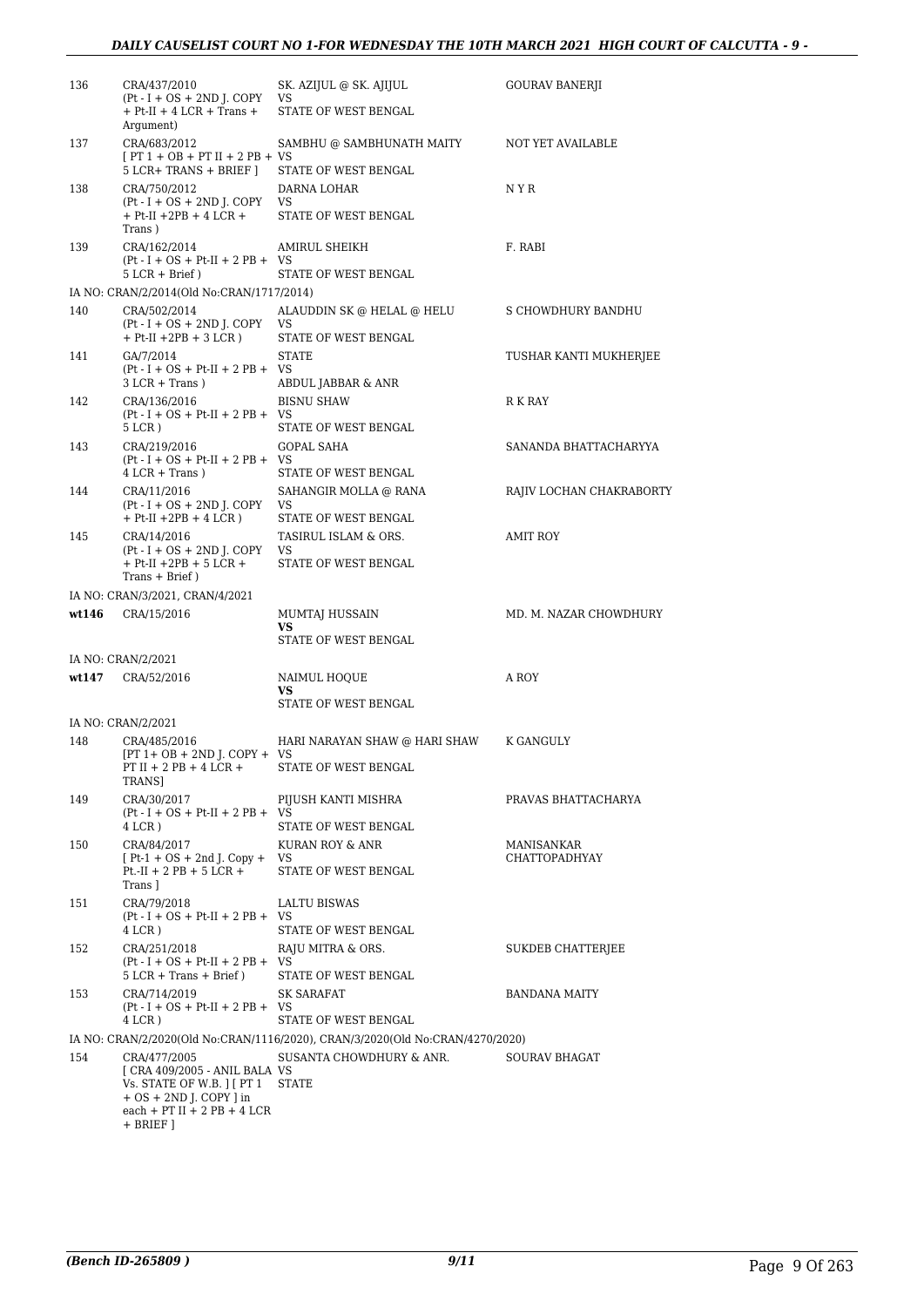| | | | |
|---|---|---|---|
| 136 | CRA/437/2010 (Pt - I + OS + 2ND J. COPY + Pt-II + 4 LCR + Trans + Argument) | SK. AZIJUL @ SK. AJIJUL VS STATE OF WEST BENGAL | GOURAV BANERJI |
| 137 | CRA/683/2012 [ PT 1 + OB + PT II + 2 PB + 5 LCR+ TRANS + BRIEF ] | SAMBHU @ SAMBHUNATH MAITY VS STATE OF WEST BENGAL | NOT YET AVAILABLE |
| 138 | CRA/750/2012 (Pt - I + OS + 2ND J. COPY + Pt-II +2PB + 4 LCR + Trans ) | DARNA LOHAR VS STATE OF WEST BENGAL | N Y R |
| 139 | CRA/162/2014 (Pt - I + OS + Pt-II + 2 PB + 5 LCR + Brief ) | AMIRUL SHEIKH VS STATE OF WEST BENGAL | F. RABI |
| | IA NO: CRAN/2/2014(Old No:CRAN/1717/2014) | | |
| 140 | CRA/502/2014 (Pt - I + OS + 2ND J. COPY + Pt-II +2PB + 3 LCR ) | ALAUDDIN SK @ HELAL @ HELU VS STATE OF WEST BENGAL | S CHOWDHURY BANDHU |
| 141 | GA/7/2014 (Pt - I + OS + Pt-II + 2 PB + 3 LCR + Trans ) | STATE VS ABDUL JABBAR & ANR | TUSHAR KANTI MUKHERJEE |
| 142 | CRA/136/2016 (Pt - I + OS + Pt-II + 2 PB + 5 LCR ) | BISNU SHAW VS STATE OF WEST BENGAL | R K RAY |
| 143 | CRA/219/2016 (Pt - I + OS + Pt-II + 2 PB + 4 LCR + Trans ) | GOPAL SAHA VS STATE OF WEST BENGAL | SANANDA BHATTACHARYYA |
| 144 | CRA/11/2016 (Pt - I + OS + 2ND J. COPY + Pt-II +2PB + 4 LCR ) | SAHANGIR MOLLA @ RANA VS STATE OF WEST BENGAL | RAJIV LOCHAN CHAKRABORTY |
| 145 | CRA/14/2016 (Pt - I + OS + 2ND J. COPY + Pt-II +2PB + 5 LCR + Trans + Brief ) | TASIRUL ISLAM & ORS. VS STATE OF WEST BENGAL | AMIT ROY |
| | IA NO: CRAN/3/2021, CRAN/4/2021 | | |
| **wt146** | CRA/15/2016 | MUMTAJ HUSSAIN **VS** STATE OF WEST BENGAL | MD. M. NAZAR CHOWDHURY |
| | IA NO: CRAN/2/2021 | | |
| **wt147** | CRA/52/2016 | NAIMUL HOQUE **VS** STATE OF WEST BENGAL | A ROY |
| | IA NO: CRAN/2/2021 | | |
| 148 | CRA/485/2016 [PT 1+ OB + 2ND J. COPY + PT II + 2 PB + 4 LCR + TRANS] | HARI NARAYAN SHAW @ HARI SHAW VS STATE OF WEST BENGAL | K GANGULY |
| 149 | CRA/30/2017 (Pt - I + OS + Pt-II + 2 PB + 4 LCR ) | PIJUSH KANTI MISHRA VS STATE OF WEST BENGAL | PRAVAS BHATTACHARYA |
| 150 | CRA/84/2017 [ Pt-1 + OS + 2nd J. Copy + Pt.-II + 2 PB + 5 LCR + Trans ] | KURAN ROY & ANR VS STATE OF WEST BENGAL | MANISANKAR CHATTOPADHYAY |
| 151 | CRA/79/2018 (Pt - I + OS + Pt-II + 2 PB + 4 LCR ) | LALTU BISWAS VS STATE OF WEST BENGAL | |
| 152 | CRA/251/2018 (Pt - I + OS + Pt-II + 2 PB + 5 LCR + Trans + Brief ) | RAJU MITRA & ORS. VS STATE OF WEST BENGAL | SUKDEB CHATTERJEE |
| 153 | CRA/714/2019 (Pt - I + OS + Pt-II + 2 PB + 4 LCR ) | SK SARAFAT VS STATE OF WEST BENGAL | BANDANA MAITY |
| | IA NO: CRAN/2/2020(Old No:CRAN/1116/2020), CRAN/3/2020(Old No:CRAN/4270/2020) | | |
| 154 | CRA/477/2005 [ CRA 409/2005 - ANIL BALA Vs. STATE OF W.B. ] [ PT 1 + OS + 2ND J. COPY ] in each + PT II + 2 PB + 4 LCR + BRIEF ] | SUSANTA CHOWDHURY & ANR. VS STATE | SOURAV BHAGAT |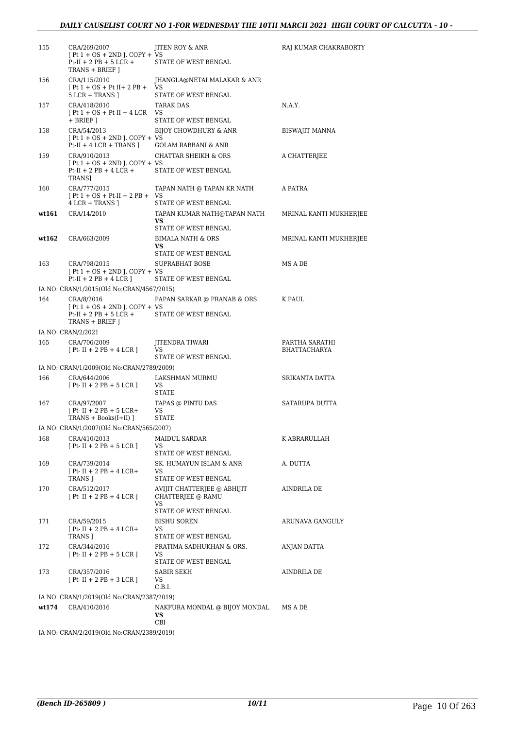| | | | |
|---|---|---|---|
| 155 | CRA/269/2007 [ Pt 1 + OS + 2ND J. COPY + Pt-II + 2 PB + 5 LCR + TRANS + BRIEF ] | JITEN ROY & ANR VS STATE OF WEST BENGAL | RAJ KUMAR CHAKRABORTY |
| 156 | CRA/115/2010 [ Pt 1 + OS + Pt II+ 2 PB + 5 LCR + TRANS ] | JHANGLA@NETAI MALAKAR & ANR VS STATE OF WEST BENGAL | |
| 157 | CRA/418/2010 [ Pt 1 + OS + Pt-II + 4 LCR + BRIEF ] | TARAK DAS VS STATE OF WEST BENGAL | N.A.Y. |
| 158 | CRA/54/2013 [ Pt 1 + OS + 2ND J. COPY + Pt-II + 4 LCR + TRANS ] | BIJOY CHOWDHURY & ANR VS GOLAM RABBANI & ANR | BISWAJIT MANNA |
| 159 | CRA/910/2013 [ Pt 1 + OS + 2ND J. COPY + Pt-II + 2 PB + 4 LCR + TRANS] | CHATTAR SHEIKH & ORS VS STATE OF WEST BENGAL | A CHATTERJEE |
| 160 | CRA/777/2015 [ Pt 1 + OS + Pt-II + 2 PB + 4 LCR + TRANS ] | TAPAN NATH @ TAPAN KR NATH VS STATE OF WEST BENGAL | A PATRA |
| **wt161** | CRA/14/2010 | TAPAN KUMAR NATH@TAPAN NATH **VS** STATE OF WEST BENGAL | MRINAL KANTI MUKHERJEE |
| **wt162** | CRA/663/2009 | BIMALA NATH & ORS **VS** STATE OF WEST BENGAL | MRINAL KANTI MUKHERJEE |
| 163 | CRA/798/2015 [ Pt 1 + OS + 2ND J. COPY + Pt-II + 2 PB + 4 LCR ] | SUPRABHAT BOSE VS STATE OF WEST BENGAL | MS A DE |
| | IA NO: CRAN/1/2015(Old No:CRAN/4567/2015) | | |
| 164 | CRA/8/2016 [ Pt 1 + OS + 2ND J. COPY + Pt-II + 2 PB + 5 LCR + TRANS + BRIEF ] | PAPAN SARKAR @ PRANAB & ORS VS STATE OF WEST BENGAL | K PAUL |
| | IA NO: CRAN/2/2021 | | |
| 165 | CRA/706/2009 [ Pt- II + 2 PB + 4 LCR ] | JITENDRA TIWARI VS STATE OF WEST BENGAL | PARTHA SARATHI BHATTACHARYA |
| | IA NO: CRAN/1/2009(Old No:CRAN/2789/2009) | | |
| 166 | CRA/644/2006 [ Pt- II + 2 PB + 5 LCR ] | LAKSHMAN MURMU VS STATE | SRIKANTA DATTA |
| 167 | CRA/97/2007 [ Pt- II + 2 PB + 5 LCR+ TRANS + Books(I+II) ] | TAPAS @ PINTU DAS VS STATE | SATARUPA DUTTA |
| | IA NO: CRAN/1/2007(Old No:CRAN/565/2007) | | |
| 168 | CRA/410/2013 [ Pt- II + 2 PB + 5 LCR ] | MAIDUL SARDAR VS STATE OF WEST BENGAL | K ABRARULLAH |
| 169 | CRA/739/2014 [ Pt- II + 2 PB + 4 LCR+ TRANS ] | SK. HUMAYUN ISLAM & ANR VS STATE OF WEST BENGAL | A. DUTTA |
| 170 | CRA/512/2017 [ Pt- II + 2 PB + 4 LCR ] | AVIJIT CHATTERJEE @ ABHIJIT CHATTERJEE @ RAMU VS STATE OF WEST BENGAL | AINDRILA DE |
| 171 | CRA/59/2015 [ Pt- II + 2 PB + 4 LCR+ TRANS ] | BISHU SOREN VS STATE OF WEST BENGAL | ARUNAVA GANGULY |
| 172 | CRA/344/2016 [ Pt- II + 2 PB + 5 LCR ] | PRATIMA SADHUKHAN & ORS. VS STATE OF WEST BENGAL | ANJAN DATTA |
| 173 | CRA/357/2016 [ Pt- II + 2 PB + 3 LCR ] | SABIR SEKH VS C.B.I. | AINDRILA DE |
| | IA NO: CRAN/1/2019(Old No:CRAN/2387/2019) | | |
| **wt174** | CRA/410/2016 | NAKFURA MONDAL @ BIJOY MONDAL **VS** CBI | MS A DE |
| | IA NO: CRAN/2/2019(Old No:CRAN/2389/2019) | | |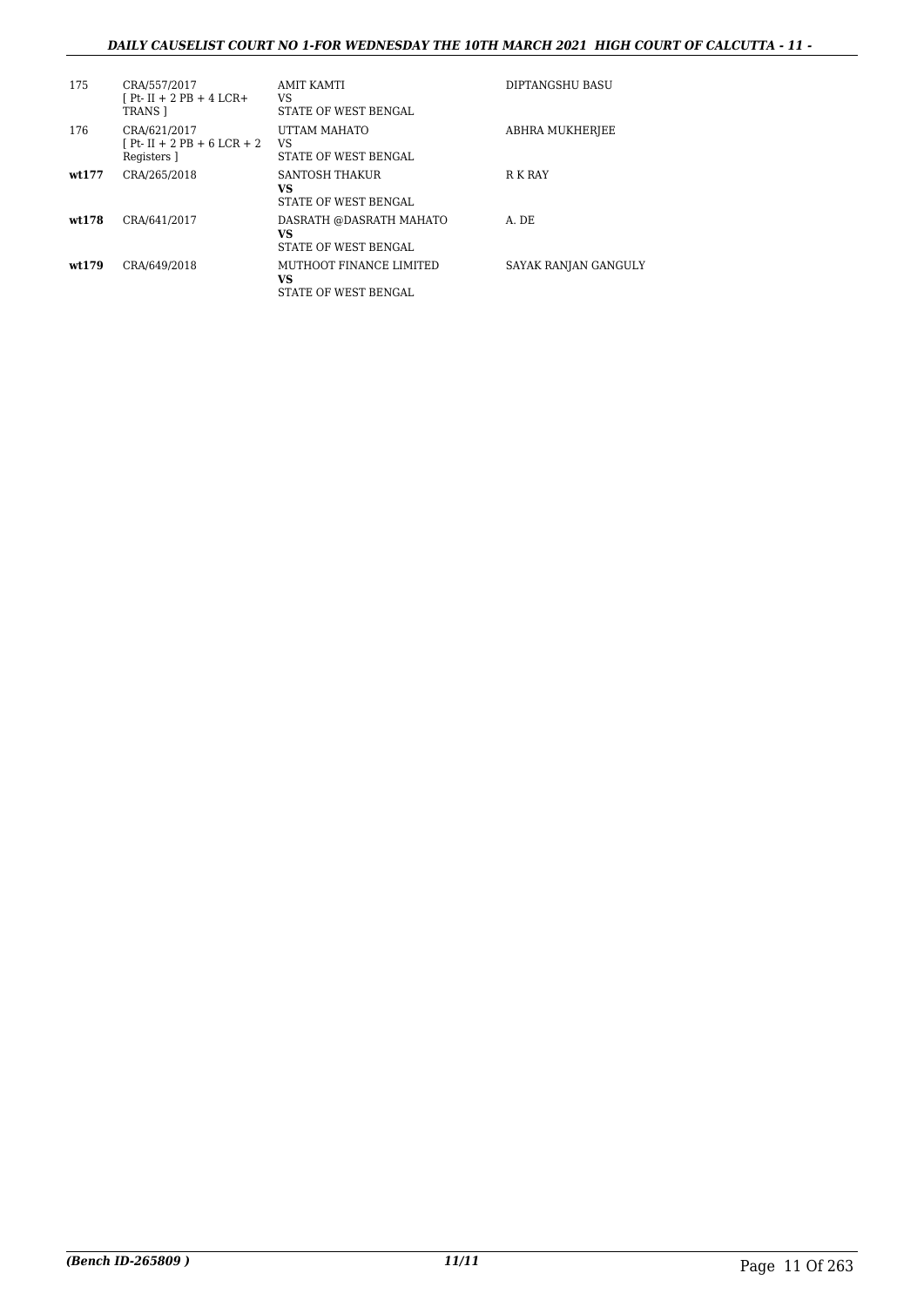| | | | |
|---|---|---|---|
| 175 | CRA/557/2017 [ Pt- II + 2 PB + 4 LCR+ TRANS ] | AMIT KAMTI VS STATE OF WEST BENGAL | DIPTANGSHU BASU |
| 176 | CRA/621/2017 [ Pt- II + 2 PB + 6 LCR + 2 Registers ] | UTTAM MAHATO VS STATE OF WEST BENGAL | ABHRA MUKHERJEE |
| **wt177** | CRA/265/2018 | SANTOSH THAKUR **VS** STATE OF WEST BENGAL | R K RAY |
| **wt178** | CRA/641/2017 | DASRATH @DASRATH MAHATO **VS** STATE OF WEST BENGAL | A. DE |
| **wt179** | CRA/649/2018 | MUTHOOT FINANCE LIMITED **VS** STATE OF WEST BENGAL | SAYAK RANJAN GANGULY |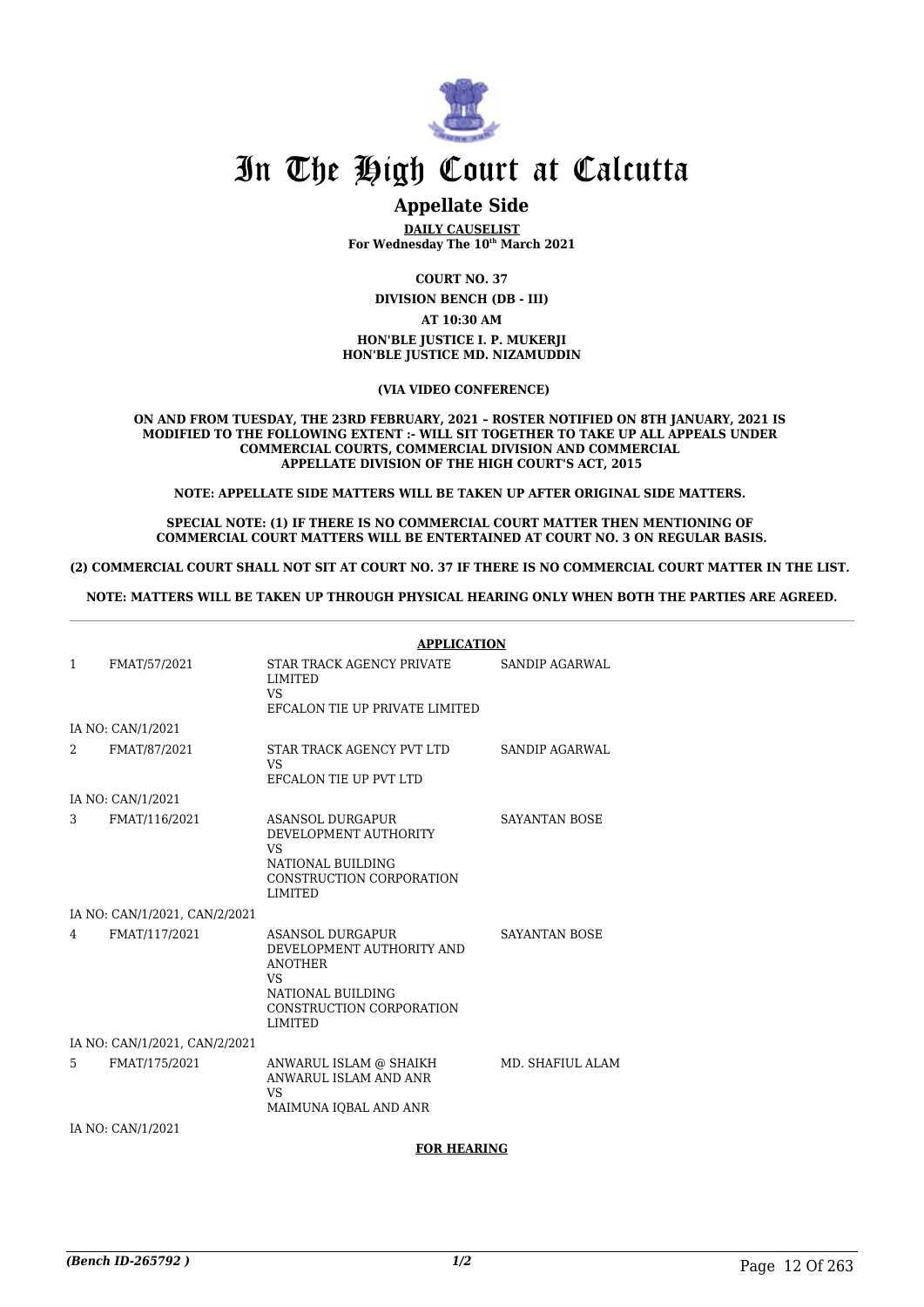# In The High Court at Calcutta

## Appellate Side

**DAILY CAUSELIST**
**For Wednesday The 10th March 2021**

**COURT NO. 37**

**DIVISION BENCH (DB - III)**

**AT 10:30 AM**

**HON'BLE JUSTICE I. P. MUKERJI**
**HON'BLE JUSTICE MD. NIZAMUDDIN**

**(VIA VIDEO CONFERENCE)**

**ON AND FROM TUESDAY, THE 23RD FEBRUARY, 2021 – ROSTER NOTIFIED ON 8TH JANUARY, 2021 IS MODIFIED TO THE FOLLOWING EXTENT :- WILL SIT TOGETHER TO TAKE UP ALL APPEALS UNDER COMMERCIAL COURTS, COMMERCIAL DIVISION AND COMMERCIAL APPELLATE DIVISION OF THE HIGH COURT'S ACT, 2015**

**NOTE: APPELLATE SIDE MATTERS WILL BE TAKEN UP AFTER ORIGINAL SIDE MATTERS.**

**SPECIAL NOTE: (1) IF THERE IS NO COMMERCIAL COURT MATTER THEN MENTIONING OF COMMERCIAL COURT MATTERS WILL BE ENTERTAINED AT COURT NO. 3 ON REGULAR BASIS.**

**(2) COMMERCIAL COURT SHALL NOT SIT AT COURT NO. 37 IF THERE IS NO COMMERCIAL COURT MATTER IN THE LIST.**

**NOTE: MATTERS WILL BE TAKEN UP THROUGH PHYSICAL HEARING ONLY WHEN BOTH THE PARTIES ARE AGREED.**

**APPLICATION**

| | | | |
|---|---|---|---|
| 1 | FMAT/57/2021 | STAR TRACK AGENCY PRIVATE LIMITED VS EFCALON TIE UP PRIVATE LIMITED | SANDIP AGARWAL |
| | IA NO: CAN/1/2021 | | |
| 2 | FMAT/87/2021 | STAR TRACK AGENCY PVT LTD VS EFCALON TIE UP PVT LTD | SANDIP AGARWAL |
| | IA NO: CAN/1/2021 | | |
| 3 | FMAT/116/2021 | ASANSOL DURGAPUR DEVELOPMENT AUTHORITY VS NATIONAL BUILDING CONSTRUCTION CORPORATION LIMITED | SAYANTAN BOSE |
| | IA NO: CAN/1/2021, CAN/2/2021 | | |
| 4 | FMAT/117/2021 | ASANSOL DURGAPUR DEVELOPMENT AUTHORITY AND ANOTHER VS NATIONAL BUILDING CONSTRUCTION CORPORATION LIMITED | SAYANTAN BOSE |
| | IA NO: CAN/1/2021, CAN/2/2021 | | |
| 5 | FMAT/175/2021 | ANWARUL ISLAM @ SHAIKH ANWARUL ISLAM AND ANR VS MAIMUNA IQBAL AND ANR | MD. SHAFIUL ALAM |
| | IA NO: CAN/1/2021 | | |

**FOR HEARING**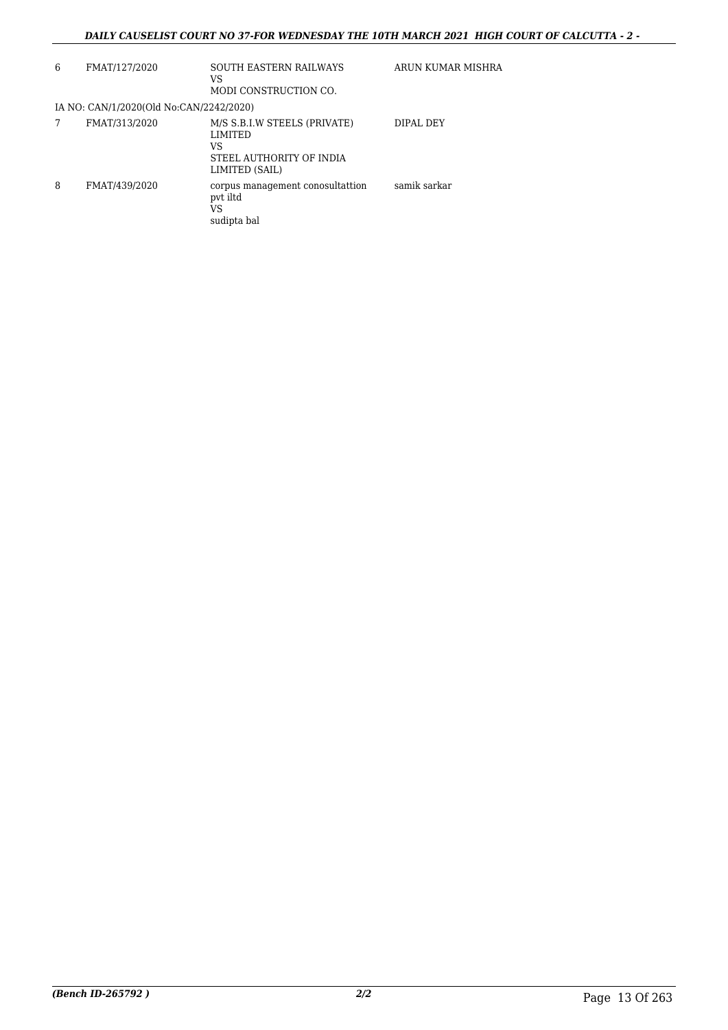| | | | |
|---|---|---|---|
| 6 | FMAT/127/2020 | SOUTH EASTERN RAILWAYS<br>VS<br>MODI CONSTRUCTION CO. | ARUN KUMAR MISHRA |
| IA NO: CAN/1/2020(Old No:CAN/2242/2020) | | | |
| 7 | FMAT/313/2020 | M/S S.B.I.W STEELS (PRIVATE) LIMITED<br>VS<br>STEEL AUTHORITY OF INDIA LIMITED (SAIL) | DIPAL DEY |
| 8 | FMAT/439/2020 | corpus management conosultattion pvt iltd<br>VS<br>sudipta bal | samik sarkar |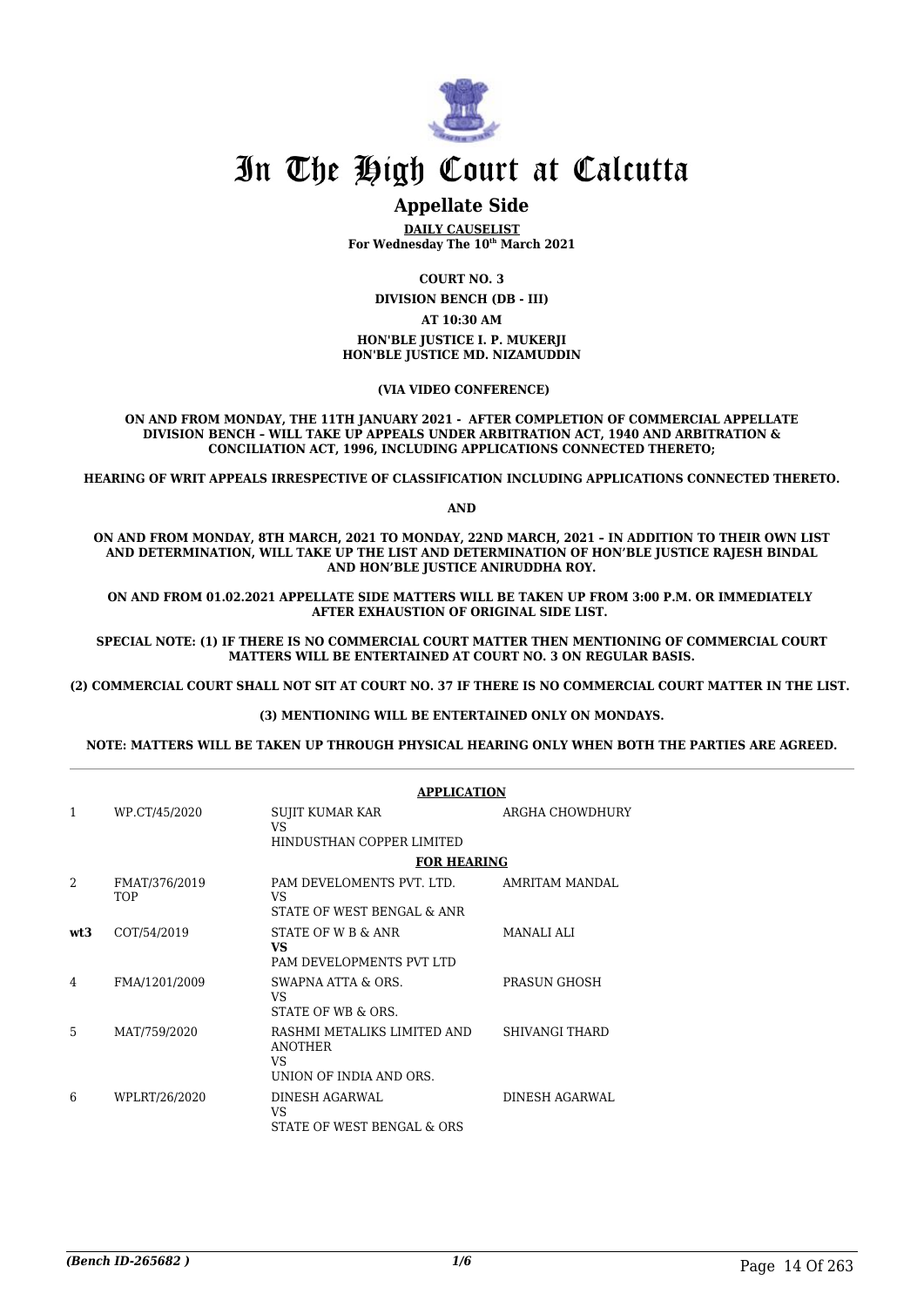# In The High Court at Calcutta

## Appellate Side

**DAILY CAUSELIST**
**For Wednesday The 10th March 2021**

**COURT NO. 3**

**DIVISION BENCH (DB - III)**

**AT 10:30 AM**

**HON'BLE JUSTICE I. P. MUKERJI**
**HON'BLE JUSTICE MD. NIZAMUDDIN**

**(VIA VIDEO CONFERENCE)**

**ON AND FROM MONDAY, THE 11TH JANUARY 2021 - AFTER COMPLETION OF COMMERCIAL APPELLATE DIVISION BENCH – WILL TAKE UP APPEALS UNDER ARBITRATION ACT, 1940 AND ARBITRATION & CONCILIATION ACT, 1996, INCLUDING APPLICATIONS CONNECTED THERETO;**

**HEARING OF WRIT APPEALS IRRESPECTIVE OF CLASSIFICATION INCLUDING APPLICATIONS CONNECTED THERETO.**

**AND**

**ON AND FROM MONDAY, 8TH MARCH, 2021 TO MONDAY, 22ND MARCH, 2021 – IN ADDITION TO THEIR OWN LIST AND DETERMINATION, WILL TAKE UP THE LIST AND DETERMINATION OF HON'BLE JUSTICE RAJESH BINDAL AND HON'BLE JUSTICE ANIRUDDHA ROY.**

**ON AND FROM 01.02.2021 APPELLATE SIDE MATTERS WILL BE TAKEN UP FROM 3:00 P.M. OR IMMEDIATELY AFTER EXHAUSTION OF ORIGINAL SIDE LIST.**

**SPECIAL NOTE: (1) IF THERE IS NO COMMERCIAL COURT MATTER THEN MENTIONING OF COMMERCIAL COURT MATTERS WILL BE ENTERTAINED AT COURT NO. 3 ON REGULAR BASIS.**

**(2) COMMERCIAL COURT SHALL NOT SIT AT COURT NO. 37 IF THERE IS NO COMMERCIAL COURT MATTER IN THE LIST.**

**(3) MENTIONING WILL BE ENTERTAINED ONLY ON MONDAYS.**

**NOTE: MATTERS WILL BE TAKEN UP THROUGH PHYSICAL HEARING ONLY WHEN BOTH THE PARTIES ARE AGREED.**

**APPLICATION**

| | | | |
|---|---|---|---|
| 1 | WP.CT/45/2020 | SUJIT KUMAR KAR<br>VS<br>HINDUSTHAN COPPER LIMITED | ARGHA CHOWDHURY |

**FOR HEARING**

| | | | |
|---|---|---|---|
| 2 | FMAT/376/2019<br>TOP | PAM DEVELOMENTS PVT. LTD.<br>VS<br>STATE OF WEST BENGAL & ANR | AMRITAM MANDAL |
| **wt3** | COT/54/2019 | STATE OF W B & ANR<br>**VS**<br>PAM DEVELOPMENTS PVT LTD | MANALI ALI |
| 4 | FMA/1201/2009 | SWAPNA ATTA & ORS.<br>VS<br>STATE OF WB & ORS. | PRASUN GHOSH |
| 5 | MAT/759/2020 | RASHMI METALIKS LIMITED AND ANOTHER<br>VS<br>UNION OF INDIA AND ORS. | SHIVANGI THARD |
| 6 | WPLRT/26/2020 | DINESH AGARWAL<br>VS<br>STATE OF WEST BENGAL & ORS | DINESH AGARWAL |

*(Bench ID-265682 )*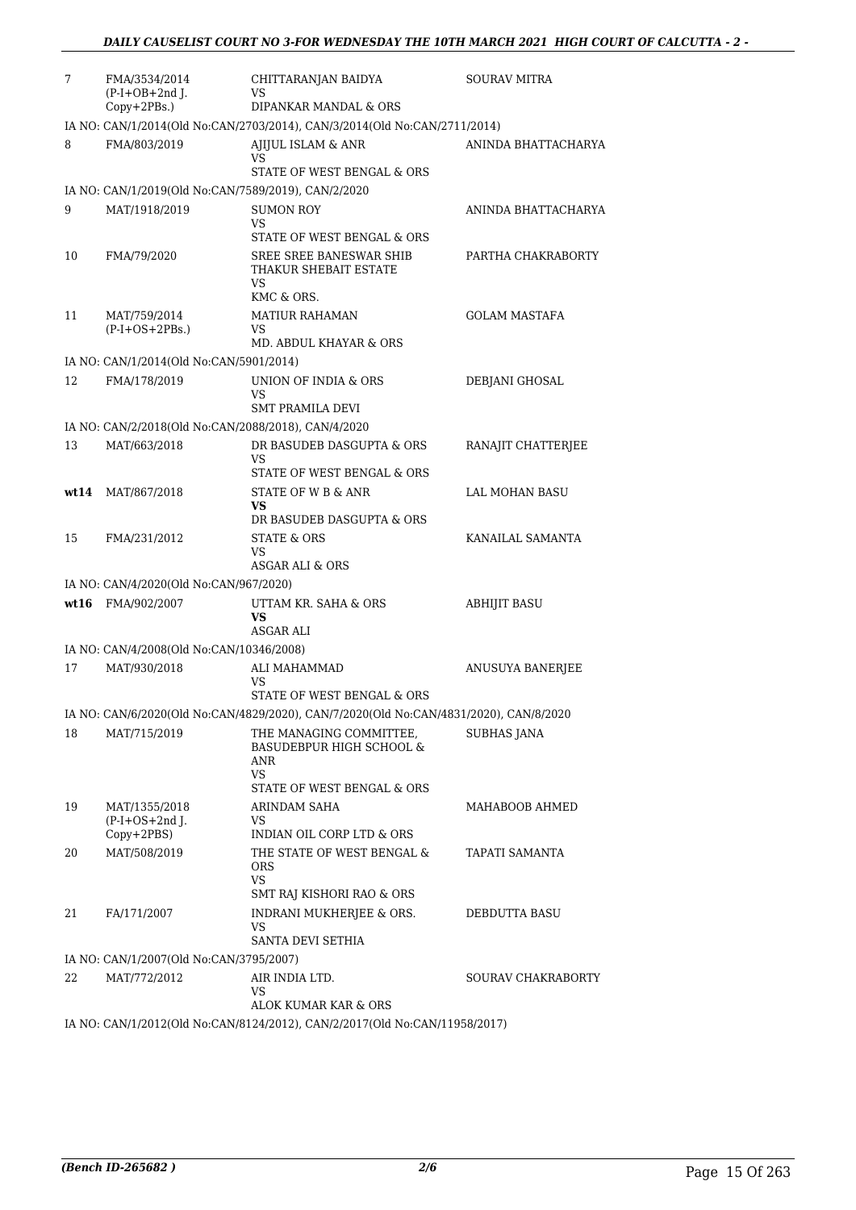| | | | |
|---|---|---|---|
| 7 | FMA/3534/2014 (P-I+OB+2nd J. Copy+2PBs.) | CHITTARANJAN BAIDYA VS DIPANKAR MANDAL & ORS | SOURAV MITRA |
| | IA NO: CAN/1/2014(Old No:CAN/2703/2014), CAN/3/2014(Old No:CAN/2711/2014) | | |
| 8 | FMA/803/2019 | AJIJUL ISLAM & ANR VS STATE OF WEST BENGAL & ORS | ANINDA BHATTACHARYA |
| | IA NO: CAN/1/2019(Old No:CAN/7589/2019), CAN/2/2020 | | |
| 9 | MAT/1918/2019 | SUMON ROY VS STATE OF WEST BENGAL & ORS | ANINDA BHATTACHARYA |
| 10 | FMA/79/2020 | SREE SREE BANESWAR SHIB THAKUR SHEBAIT ESTATE VS KMC & ORS. | PARTHA CHAKRABORTY |
| 11 | MAT/759/2014 (P-I+OS+2PBs.) | MATIUR RAHAMAN VS MD. ABDUL KHAYAR & ORS | GOLAM MASTAFA |
| | IA NO: CAN/1/2014(Old No:CAN/5901/2014) | | |
| 12 | FMA/178/2019 | UNION OF INDIA & ORS VS SMT PRAMILA DEVI | DEBJANI GHOSAL |
| | IA NO: CAN/2/2018(Old No:CAN/2088/2018), CAN/4/2020 | | |
| 13 | MAT/663/2018 | DR BASUDEB DASGUPTA & ORS VS STATE OF WEST BENGAL & ORS | RANAJIT CHATTERJEE |
| **wt14** | MAT/867/2018 | STATE OF W B & ANR **VS** DR BASUDEB DASGUPTA & ORS | LAL MOHAN BASU |
| 15 | FMA/231/2012 | STATE & ORS VS ASGAR ALI & ORS | KANAILAL SAMANTA |
| | IA NO: CAN/4/2020(Old No:CAN/967/2020) | | |
| **wt16** | FMA/902/2007 | UTTAM KR. SAHA & ORS **VS** ASGAR ALI | ABHIJIT BASU |
| | IA NO: CAN/4/2008(Old No:CAN/10346/2008) | | |
| 17 | MAT/930/2018 | ALI MAHAMMAD VS STATE OF WEST BENGAL & ORS | ANUSUYA BANERJEE |
| | IA NO: CAN/6/2020(Old No:CAN/4829/2020), CAN/7/2020(Old No:CAN/4831/2020), CAN/8/2020 | | |
| 18 | MAT/715/2019 | THE MANAGING COMMITTEE, BASUDEBPUR HIGH SCHOOL & ANR VS STATE OF WEST BENGAL & ORS | SUBHAS JANA |
| 19 | MAT/1355/2018 (P-I+OS+2nd J. Copy+2PBS) | ARINDAM SAHA VS INDIAN OIL CORP LTD & ORS | MAHABOOB AHMED |
| 20 | MAT/508/2019 | THE STATE OF WEST BENGAL & ORS VS SMT RAJ KISHORI RAO & ORS | TAPATI SAMANTA |
| 21 | FA/171/2007 | INDRANI MUKHERJEE & ORS. VS SANTA DEVI SETHIA | DEBDUTTA BASU |
| | IA NO: CAN/1/2007(Old No:CAN/3795/2007) | | |
| 22 | MAT/772/2012 | AIR INDIA LTD. VS ALOK KUMAR KAR & ORS | SOURAV CHAKRABORTY |
| | IA NO: CAN/1/2012(Old No:CAN/8124/2012), CAN/2/2017(Old No:CAN/11958/2017) | | |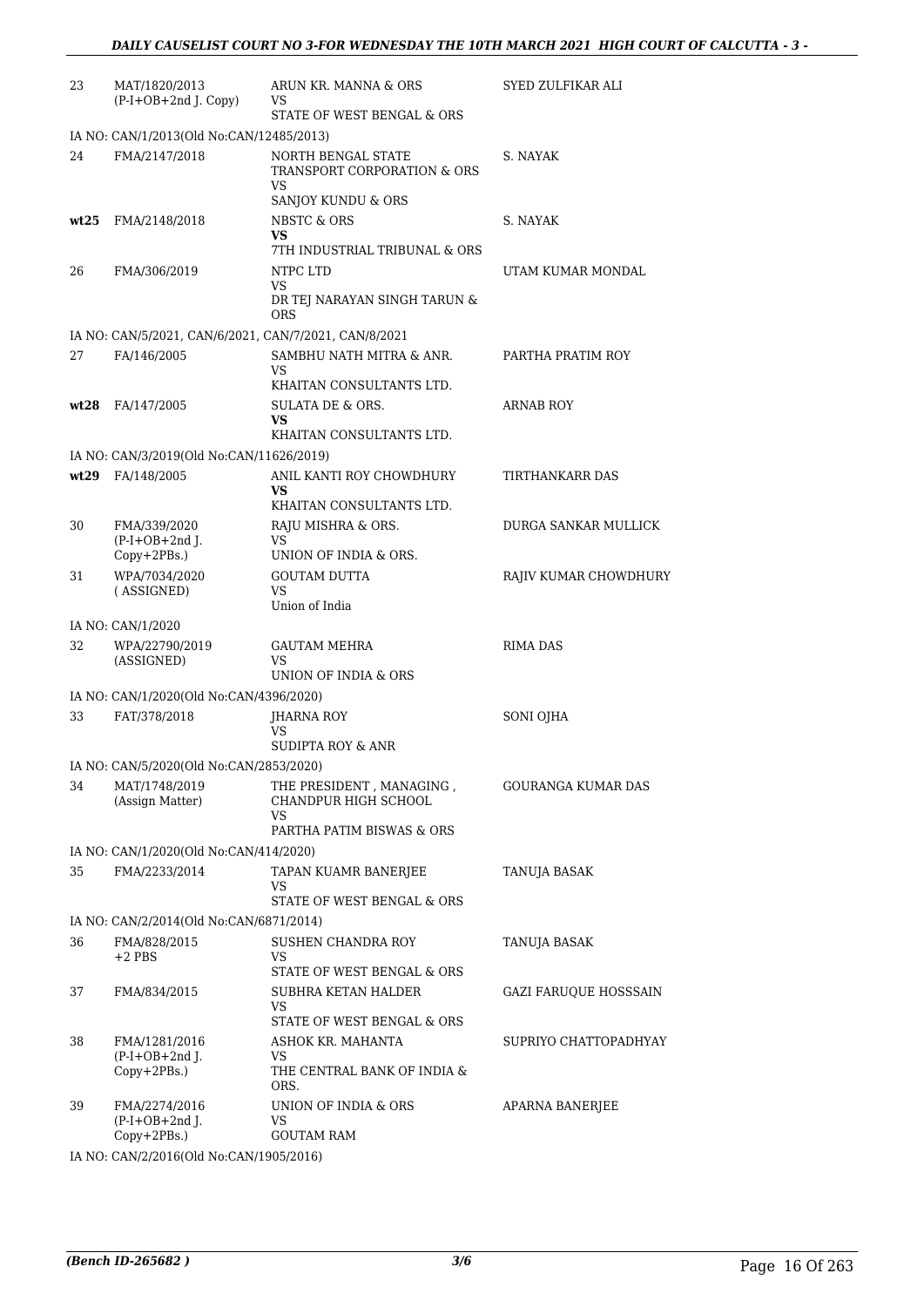| | | | |
|---|---|---|---|
| 23 | MAT/1820/2013 (P-I+OB+2nd J. Copy) | ARUN KR. MANNA & ORS VS STATE OF WEST BENGAL & ORS | SYED ZULFIKAR ALI |
| | IA NO: CAN/1/2013(Old No:CAN/12485/2013) | | |
| 24 | FMA/2147/2018 | NORTH BENGAL STATE TRANSPORT CORPORATION & ORS VS SANJOY KUNDU & ORS | S. NAYAK |
| **wt25** | FMA/2148/2018 | NBSTC & ORS **VS** 7TH INDUSTRIAL TRIBUNAL & ORS | S. NAYAK |
| 26 | FMA/306/2019 | NTPC LTD VS DR TEJ NARAYAN SINGH TARUN & ORS | UTAM KUMAR MONDAL |
| | IA NO: CAN/5/2021, CAN/6/2021, CAN/7/2021, CAN/8/2021 | | |
| 27 | FA/146/2005 | SAMBHU NATH MITRA & ANR. VS KHAITAN CONSULTANTS LTD. | PARTHA PRATIM ROY |
| **wt28** | FA/147/2005 | SULATA DE & ORS. **VS** KHAITAN CONSULTANTS LTD. | ARNAB ROY |
| | IA NO: CAN/3/2019(Old No:CAN/11626/2019) | | |
| **wt29** | FA/148/2005 | ANIL KANTI ROY CHOWDHURY **VS** KHAITAN CONSULTANTS LTD. | TIRTHANKARR DAS |
| 30 | FMA/339/2020 (P-I+OB+2nd J. Copy+2PBs.) | RAJU MISHRA & ORS. VS UNION OF INDIA & ORS. | DURGA SANKAR MULLICK |
| 31 | WPA/7034/2020 ( ASSIGNED) | GOUTAM DUTTA VS Union of India | RAJIV KUMAR CHOWDHURY |
| | IA NO: CAN/1/2020 | | |
| 32 | WPA/22790/2019 (ASSIGNED) | GAUTAM MEHRA VS UNION OF INDIA & ORS | RIMA DAS |
| | IA NO: CAN/1/2020(Old No:CAN/4396/2020) | | |
| 33 | FAT/378/2018 | JHARNA ROY VS SUDIPTA ROY & ANR | SONI OJHA |
| | IA NO: CAN/5/2020(Old No:CAN/2853/2020) | | |
| 34 | MAT/1748/2019 (Assign Matter) | THE PRESIDENT , MANAGING , CHANDPUR HIGH SCHOOL VS PARTHA PATIM BISWAS & ORS | GOURANGA KUMAR DAS |
| | IA NO: CAN/1/2020(Old No:CAN/414/2020) | | |
| 35 | FMA/2233/2014 | TAPAN KUAMR BANERJEE VS STATE OF WEST BENGAL & ORS | TANUJA BASAK |
| | IA NO: CAN/2/2014(Old No:CAN/6871/2014) | | |
| 36 | FMA/828/2015 +2 PBS | SUSHEN CHANDRA ROY VS STATE OF WEST BENGAL & ORS | TANUJA BASAK |
| 37 | FMA/834/2015 | SUBHRA KETAN HALDER VS STATE OF WEST BENGAL & ORS | GAZI FARUQUE HOSSSAIN |
| 38 | FMA/1281/2016 (P-I+OB+2nd J. Copy+2PBs.) | ASHOK KR. MAHANTA VS THE CENTRAL BANK OF INDIA & ORS. | SUPRIYO CHATTOPADHYAY |
| 39 | FMA/2274/2016 (P-I+OB+2nd J. Copy+2PBs.) | UNION OF INDIA & ORS VS GOUTAM RAM | APARNA BANERJEE |
| | IA NO: CAN/2/2016(Old No:CAN/1905/2016) | | |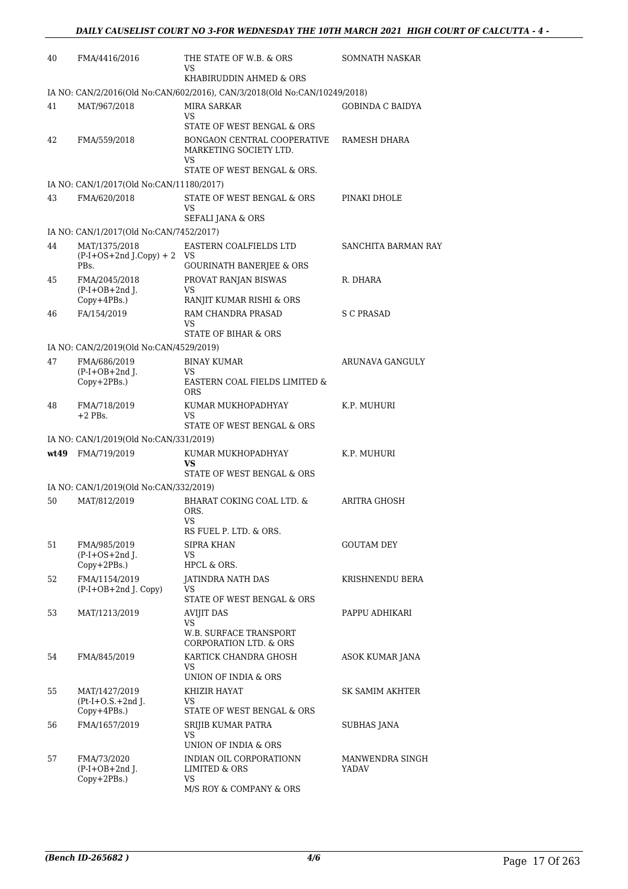| | | | |
|---|---|---|---|
| 40 | FMA/4416/2016 | THE STATE OF W.B. & ORS<br>VS<br>KHABIRUDDIN AHMED & ORS | SOMNATH NASKAR |
| IA NO: CAN/2/2016(Old No:CAN/602/2016), CAN/3/2018(Old No:CAN/10249/2018) | | | |
| 41 | MAT/967/2018 | MIRA SARKAR<br>VS<br>STATE OF WEST BENGAL & ORS | GOBINDA C BAIDYA |
| 42 | FMA/559/2018 | BONGAON CENTRAL COOPERATIVE MARKETING SOCIETY LTD.<br>VS<br>STATE OF WEST BENGAL & ORS. | RAMESH DHARA |
| IA NO: CAN/1/2017(Old No:CAN/11180/2017) | | | |
| 43 | FMA/620/2018 | STATE OF WEST BENGAL & ORS<br>VS<br>SEFALI JANA & ORS | PINAKI DHOLE |
| IA NO: CAN/1/2017(Old No:CAN/7452/2017) | | | |
| 44 | MAT/1375/2018<br>(P-I+OS+2nd J.Copy) + 2 PBs. | EASTERN COALFIELDS LTD<br>VS<br>GOURINATH BANERJEE & ORS | SANCHITA BARMAN RAY |
| 45 | FMA/2045/2018<br>(P-I+OB+2nd J. Copy+4PBs.) | PROVAT RANJAN BISWAS<br>VS<br>RANJIT KUMAR RISHI & ORS | R. DHARA |
| 46 | FA/154/2019 | RAM CHANDRA PRASAD<br>VS<br>STATE OF BIHAR & ORS | S C PRASAD |
| IA NO: CAN/2/2019(Old No:CAN/4529/2019) | | | |
| 47 | FMA/686/2019<br>(P-I+OB+2nd J. Copy+2PBs.) | BINAY KUMAR<br>VS<br>EASTERN COAL FIELDS LIMITED & ORS | ARUNAVA GANGULY |
| 48 | FMA/718/2019<br>+2 PBs. | KUMAR MUKHOPADHYAY<br>VS<br>STATE OF WEST BENGAL & ORS | K.P. MUHURI |
| IA NO: CAN/1/2019(Old No:CAN/331/2019) | | | |
| wt49 | FMA/719/2019 | KUMAR MUKHOPADHYAY<br>**VS**<br>STATE OF WEST BENGAL & ORS | K.P. MUHURI |
| IA NO: CAN/1/2019(Old No:CAN/332/2019) | | | |
| 50 | MAT/812/2019 | BHARAT COKING COAL LTD. & ORS.<br>VS<br>RS FUEL P. LTD. & ORS. | ARITRA GHOSH |
| 51 | FMA/985/2019<br>(P-I+OS+2nd J. Copy+2PBs.) | SIPRA KHAN<br>VS<br>HPCL & ORS. | GOUTAM DEY |
| 52 | FMA/1154/2019<br>(P-I+OB+2nd J. Copy) | JATINDRA NATH DAS<br>VS<br>STATE OF WEST BENGAL & ORS | KRISHNENDU BERA |
| 53 | MAT/1213/2019 | AVIJIT DAS<br>VS<br>W.B. SURFACE TRANSPORT CORPORATION LTD. & ORS | PAPPU ADHIKARI |
| 54 | FMA/845/2019 | KARTICK CHANDRA GHOSH<br>VS<br>UNION OF INDIA & ORS | ASOK KUMAR JANA |
| 55 | MAT/1427/2019<br>(Pt-I+O.S.+2nd J. Copy+4PBs.) | KHIZIR HAYAT<br>VS<br>STATE OF WEST BENGAL & ORS | SK SAMIM AKHTER |
| 56 | FMA/1657/2019 | SRIJIB KUMAR PATRA<br>VS<br>UNION OF INDIA & ORS | SUBHAS JANA |
| 57 | FMA/73/2020<br>(P-I+OB+2nd J. Copy+2PBs.) | INDIAN OIL CORPORATIONN LIMITED & ORS<br>VS<br>M/S ROY & COMPANY & ORS | MANWENDRA SINGH YADAV |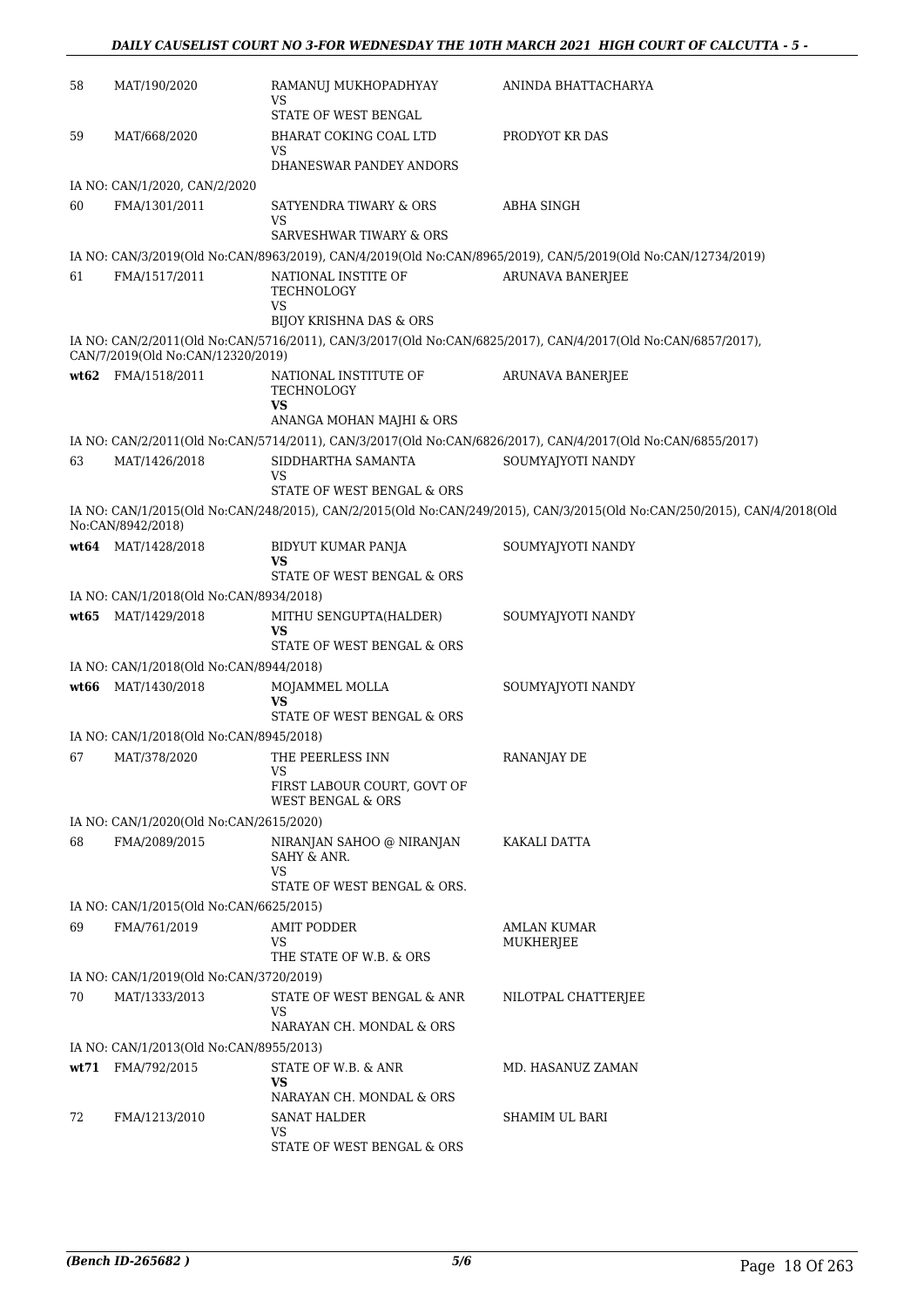| | | | |
|---|---|---|---|
| 58 | MAT/190/2020 | RAMANUJ MUKHOPADHYAY<br>VS<br>STATE OF WEST BENGAL | ANINDA BHATTACHARYA |
| 59 | MAT/668/2020 | BHARAT COKING COAL LTD<br>VS<br>DHANESWAR PANDEY ANDORS | PRODYOT KR DAS |
| | IA NO: CAN/1/2020, CAN/2/2020 | | |
| 60 | FMA/1301/2011 | SATYENDRA TIWARY & ORS<br>VS<br>SARVESHWAR TIWARY & ORS | ABHA SINGH |
| | IA NO: CAN/3/2019(Old No:CAN/8963/2019), CAN/4/2019(Old No:CAN/8965/2019), CAN/5/2019(Old No:CAN/12734/2019) | | |
| 61 | FMA/1517/2011 | NATIONAL INSTITE OF TECHNOLOGY<br>VS<br>BIJOY KRISHNA DAS & ORS | ARUNAVA BANERJEE |
| | IA NO: CAN/2/2011(Old No:CAN/5716/2011), CAN/3/2017(Old No:CAN/6825/2017), CAN/4/2017(Old No:CAN/6857/2017), CAN/7/2019(Old No:CAN/12320/2019) | | |
| **wt62** | FMA/1518/2011 | NATIONAL INSTITUTE OF TECHNOLOGY<br>**VS**<br>ANANGA MOHAN MAJHI & ORS | ARUNAVA BANERJEE |
| | IA NO: CAN/2/2011(Old No:CAN/5714/2011), CAN/3/2017(Old No:CAN/6826/2017), CAN/4/2017(Old No:CAN/6855/2017) | | |
| 63 | MAT/1426/2018 | SIDDHARTHA SAMANTA<br>VS<br>STATE OF WEST BENGAL & ORS | SOUMYAJYOTI NANDY |
| | IA NO: CAN/1/2015(Old No:CAN/248/2015), CAN/2/2015(Old No:CAN/249/2015), CAN/3/2015(Old No:CAN/250/2015), CAN/4/2018(Old No:CAN/8942/2018) | | |
| **wt64** | MAT/1428/2018 | BIDYUT KUMAR PANJA<br>**VS**<br>STATE OF WEST BENGAL & ORS | SOUMYAJYOTI NANDY |
| | IA NO: CAN/1/2018(Old No:CAN/8934/2018) | | |
| **wt65** | MAT/1429/2018 | MITHU SENGUPTA(HALDER)<br>**VS**<br>STATE OF WEST BENGAL & ORS | SOUMYAJYOTI NANDY |
| | IA NO: CAN/1/2018(Old No:CAN/8944/2018) | | |
| **wt66** | MAT/1430/2018 | MOJAMMEL MOLLA<br>**VS**<br>STATE OF WEST BENGAL & ORS | SOUMYAJYOTI NANDY |
| | IA NO: CAN/1/2018(Old No:CAN/8945/2018) | | |
| 67 | MAT/378/2020 | THE PEERLESS INN<br>VS<br>FIRST LABOUR COURT, GOVT OF WEST BENGAL & ORS | RANANJAY DE |
| | IA NO: CAN/1/2020(Old No:CAN/2615/2020) | | |
| 68 | FMA/2089/2015 | NIRANJAN SAHOO @ NIRANJAN SAHY & ANR.<br>VS<br>STATE OF WEST BENGAL & ORS. | KAKALI DATTA |
| | IA NO: CAN/1/2015(Old No:CAN/6625/2015) | | |
| 69 | FMA/761/2019 | AMIT PODDER<br>VS<br>THE STATE OF W.B. & ORS | AMLAN KUMAR MUKHERJEE |
| | IA NO: CAN/1/2019(Old No:CAN/3720/2019) | | |
| 70 | MAT/1333/2013 | STATE OF WEST BENGAL & ANR<br>VS<br>NARAYAN CH. MONDAL & ORS | NILOTPAL CHATTERJEE |
| | IA NO: CAN/1/2013(Old No:CAN/8955/2013) | | |
| **wt71** | FMA/792/2015 | STATE OF W.B. & ANR<br>**VS**<br>NARAYAN CH. MONDAL & ORS | MD. HASANUZ ZAMAN |
| 72 | FMA/1213/2010 | SANAT HALDER<br>VS<br>STATE OF WEST BENGAL & ORS | SHAMIM UL BARI |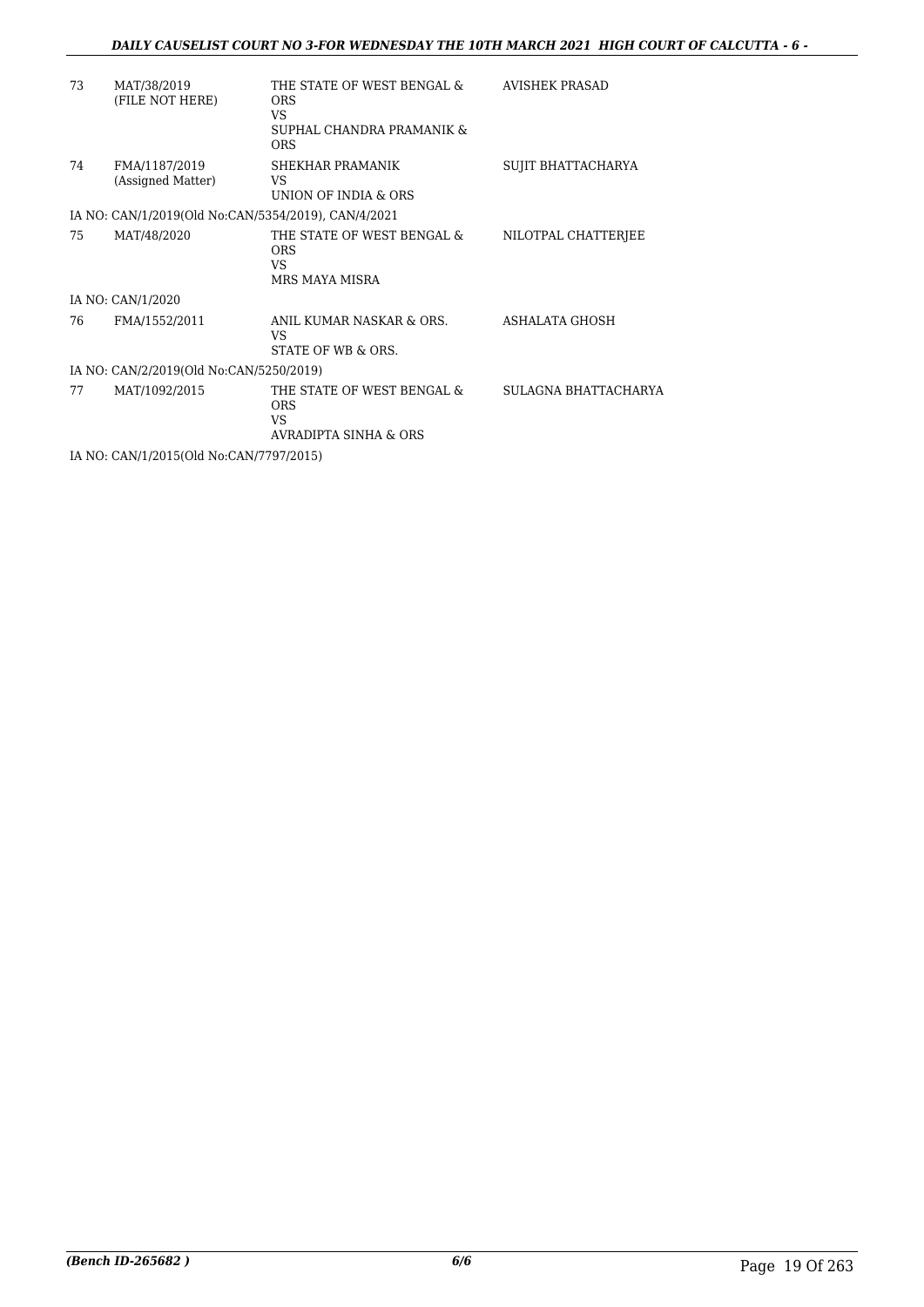| | | | |
|---|---|---|---|
| 73 | MAT/38/2019 (FILE NOT HERE) | THE STATE OF WEST BENGAL & ORS VS SUPHAL CHANDRA PRAMANIK & ORS | AVISHEK PRASAD |
| 74 | FMA/1187/2019 (Assigned Matter) | SHEKHAR PRAMANIK VS UNION OF INDIA & ORS | SUJIT BHATTACHARYA |
| IA NO: CAN/1/2019(Old No:CAN/5354/2019), CAN/4/2021 | | | |
| 75 | MAT/48/2020 | THE STATE OF WEST BENGAL & ORS VS MRS MAYA MISRA | NILOTPAL CHATTERJEE |
| IA NO: CAN/1/2020 | | | |
| 76 | FMA/1552/2011 | ANIL KUMAR NASKAR & ORS. VS STATE OF WB & ORS. | ASHALATA GHOSH |
| IA NO: CAN/2/2019(Old No:CAN/5250/2019) | | | |
| 77 | MAT/1092/2015 | THE STATE OF WEST BENGAL & ORS VS AVRADIPTA SINHA & ORS | SULAGNA BHATTACHARYA |
| IA NO: CAN/1/2015(Old No:CAN/7797/2015) | | | |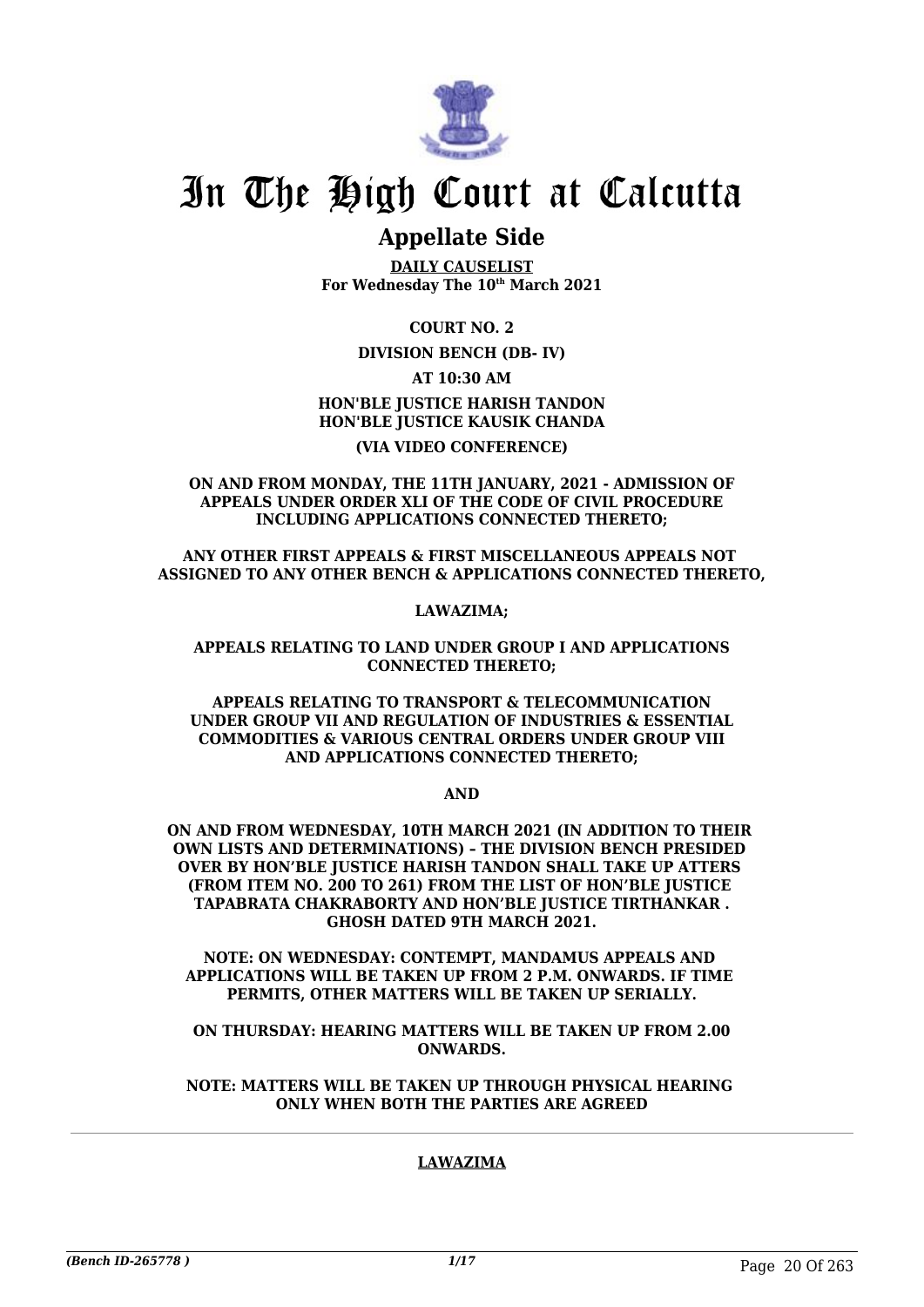# In The High Court at Calcutta

## Appellate Side

**DAILY CAUSELIST**
**For Wednesday The 10th March 2021**

**COURT NO. 2**

**DIVISION BENCH (DB- IV)**

**AT 10:30 AM**

**HON'BLE JUSTICE HARISH TANDON**
**HON'BLE JUSTICE KAUSIK CHANDA**

**(VIA VIDEO CONFERENCE)**

**ON AND FROM MONDAY, THE 11TH JANUARY, 2021 - ADMISSION OF APPEALS UNDER ORDER XLI OF THE CODE OF CIVIL PROCEDURE INCLUDING APPLICATIONS CONNECTED THERETO;**

**ANY OTHER FIRST APPEALS & FIRST MISCELLANEOUS APPEALS NOT ASSIGNED TO ANY OTHER BENCH & APPLICATIONS CONNECTED THERETO,**

**LAWAZIMA;**

**APPEALS RELATING TO LAND UNDER GROUP I AND APPLICATIONS CONNECTED THERETO;**

**APPEALS RELATING TO TRANSPORT & TELECOMMUNICATION UNDER GROUP VII AND REGULATION OF INDUSTRIES & ESSENTIAL COMMODITIES & VARIOUS CENTRAL ORDERS UNDER GROUP VIII AND APPLICATIONS CONNECTED THERETO;**

**AND**

**ON AND FROM WEDNESDAY, 10TH MARCH 2021 (IN ADDITION TO THEIR OWN LISTS AND DETERMINATIONS) – THE DIVISION BENCH PRESIDED OVER BY HON'BLE JUSTICE HARISH TANDON SHALL TAKE UP ATTERS (FROM ITEM NO. 200 TO 261) FROM THE LIST OF HON'BLE JUSTICE TAPABRATA CHAKRABORTY AND HON'BLE JUSTICE TIRTHANKAR . GHOSH DATED 9TH MARCH 2021.**

**NOTE: ON WEDNESDAY: CONTEMPT, MANDAMUS APPEALS AND APPLICATIONS WILL BE TAKEN UP FROM 2 P.M. ONWARDS. IF TIME PERMITS, OTHER MATTERS WILL BE TAKEN UP SERIALLY.**

**ON THURSDAY: HEARING MATTERS WILL BE TAKEN UP FROM 2.00 ONWARDS.**

**NOTE: MATTERS WILL BE TAKEN UP THROUGH PHYSICAL HEARING ONLY WHEN BOTH THE PARTIES ARE AGREED**

---

**LAWAZIMA**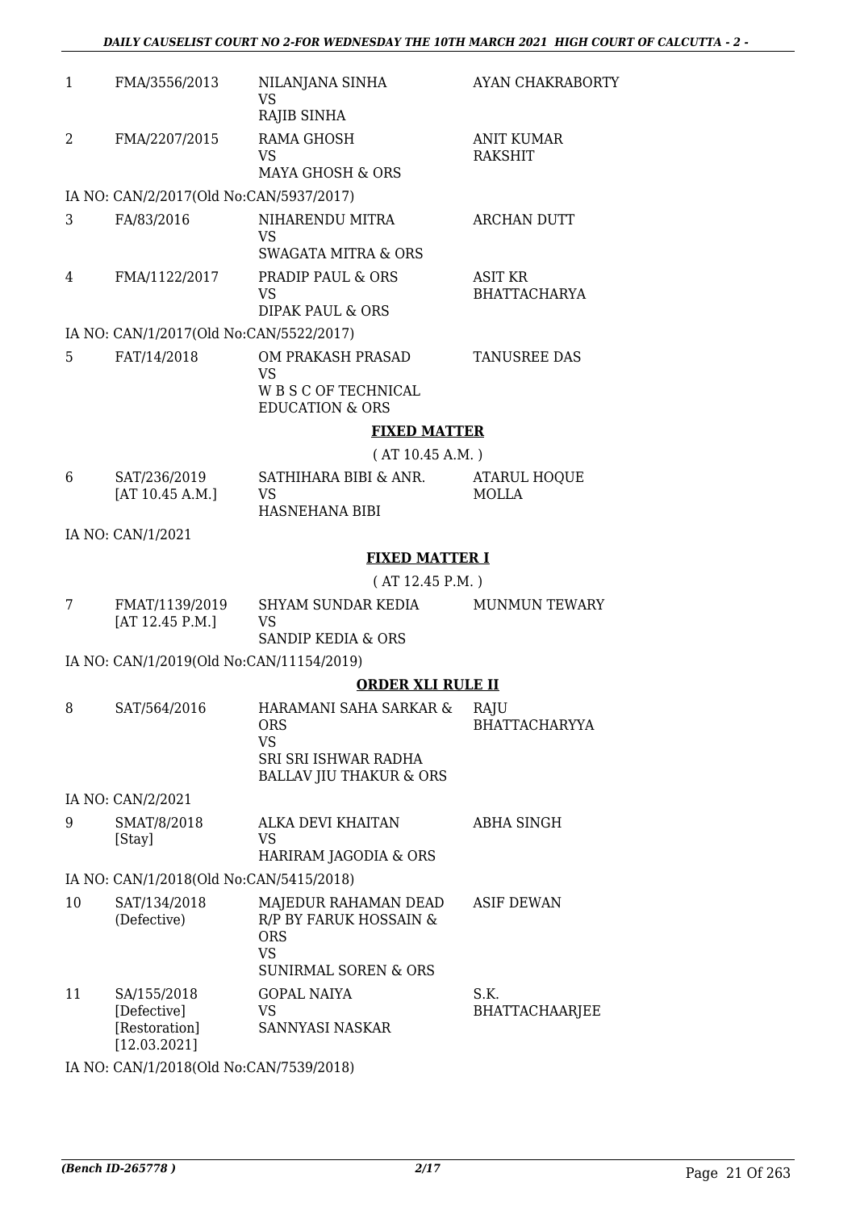| | | | |
|---|---|---|---|
| 1 | FMA/3556/2013 | NILANJANA SINHA<br>VS<br>RAJIB SINHA | AYAN CHAKRABORTY |
| 2 | FMA/2207/2015 | RAMA GHOSH<br>VS<br>MAYA GHOSH & ORS | ANIT KUMAR RAKSHIT |

IA NO: CAN/2/2017(Old No:CAN/5937/2017)

| | | | |
|---|---|---|---|
| 3 | FA/83/2016 | NIHARENDU MITRA<br>VS<br>SWAGATA MITRA & ORS | ARCHAN DUTT |
| 4 | FMA/1122/2017 | PRADIP PAUL & ORS<br>VS<br>DIPAK PAUL & ORS | ASIT KR BHATTACHARYA |

IA NO: CAN/1/2017(Old No:CAN/5522/2017)

| | | | |
|---|---|---|---|
| 5 | FAT/14/2018 | OM PRAKASH PRASAD<br>VS<br>W B S C OF TECHNICAL EDUCATION & ORS | TANUSREE DAS |

## FIXED MATTER

( AT 10.45 A.M. )

| | | | |
|---|---|---|---|
| 6 | SAT/236/2019<br>[AT 10.45 A.M.] | SATHIHARA BIBI & ANR.<br>VS<br>HASNEHANA BIBI | ATARUL HOQUE MOLLA |

IA NO: CAN/1/2021

## FIXED MATTER I

( AT 12.45 P.M. )

| | | | |
|---|---|---|---|
| 7 | FMAT/1139/2019<br>[AT 12.45 P.M.] | SHYAM SUNDAR KEDIA<br>VS<br>SANDIP KEDIA & ORS | MUNMUN TEWARY |

IA NO: CAN/1/2019(Old No:CAN/11154/2019)

## ORDER XLI RULE II

| | | | |
|---|---|---|---|
| 8 | SAT/564/2016 | HARAMANI SAHA SARKAR & ORS<br>VS<br>SRI SRI ISHWAR RADHA BALLAV JIU THAKUR & ORS | RAJU BHATTACHARYYA |

IA NO: CAN/2/2021

| | | | |
|---|---|---|---|
| 9 | SMAT/8/2018<br>[Stay] | ALKA DEVI KHAITAN<br>VS<br>HARIRAM JAGODIA & ORS | ABHA SINGH |

IA NO: CAN/1/2018(Old No:CAN/5415/2018)

| | | | |
|---|---|---|---|
| 10 | SAT/134/2018<br>(Defective) | MAJEDUR RAHAMAN DEAD R/P BY FARUK HOSSAIN & ORS<br>VS<br>SUNIRMAL SOREN & ORS | ASIF DEWAN |
| 11 | SA/155/2018<br>[Defective]<br>[Restoration]<br>[12.03.2021] | GOPAL NAIYA<br>VS<br>SANNYASI NASKAR | S.K. BHATTACHAARJEE |

IA NO: CAN/1/2018(Old No:CAN/7539/2018)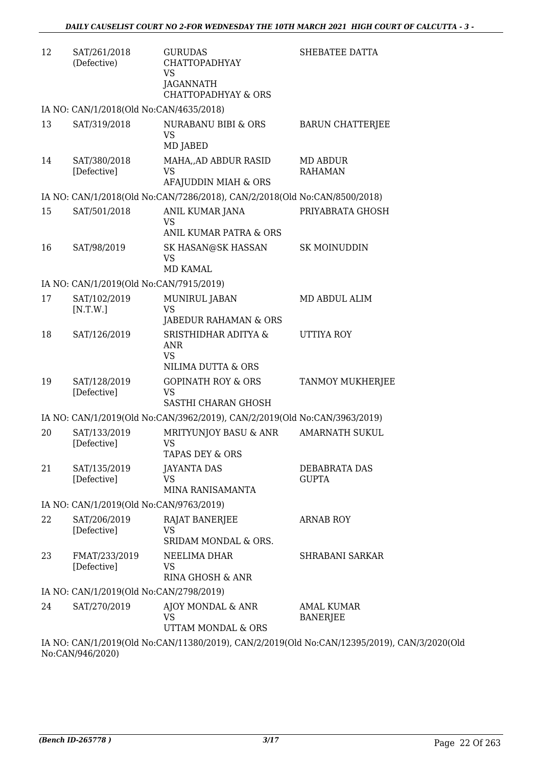| | | | |
|---|---|---|---|
| 12 | SAT/261/2018 (Defective) | GURUDAS CHATTOPADHYAY VS JAGANNATH CHATTOPADHYAY & ORS | SHEBATEE DATTA |

IA NO: CAN/1/2018(Old No:CAN/4635/2018)

| | | | |
|---|---|---|---|
| 13 | SAT/319/2018 | NURABANU BIBI & ORS VS MD JABED | BARUN CHATTERJEE |
| 14 | SAT/380/2018 [Defective] | MAHA,,AD ABDUR RASID VS AFAJUDDIN MIAH & ORS | MD ABDUR RAHAMAN |

IA NO: CAN/1/2018(Old No:CAN/7286/2018), CAN/2/2018(Old No:CAN/8500/2018)

| | | | |
|---|---|---|---|
| 15 | SAT/501/2018 | ANIL KUMAR JANA VS ANIL KUMAR PATRA & ORS | PRIYABRATA GHOSH |
| 16 | SAT/98/2019 | SK HASAN@SK HASSAN VS MD KAMAL | SK MOINUDDIN |

IA NO: CAN/1/2019(Old No:CAN/7915/2019)

| | | | |
|---|---|---|---|
| 17 | SAT/102/2019 [N.T.W.] | MUNIRUL JABAN VS JABEDUR RAHAMAN & ORS | MD ABDUL ALIM |
| 18 | SAT/126/2019 | SRISTHIDHAR ADITYA & ANR VS NILIMA DUTTA & ORS | UTTIYA ROY |
| 19 | SAT/128/2019 [Defective] | GOPINATH ROY & ORS VS SASTHI CHARAN GHOSH | TANMOY MUKHERJEE |

IA NO: CAN/1/2019(Old No:CAN/3962/2019), CAN/2/2019(Old No:CAN/3963/2019)

| | | | |
|---|---|---|---|
| 20 | SAT/133/2019 [Defective] | MRITYUNJOY BASU & ANR VS TAPAS DEY & ORS | AMARNATH SUKUL |
| 21 | SAT/135/2019 [Defective] | JAYANTA DAS VS MINA RANISAMANTA | DEBABRATA DAS GUPTA |

IA NO: CAN/1/2019(Old No:CAN/9763/2019)

| | | | |
|---|---|---|---|
| 22 | SAT/206/2019 [Defective] | RAJAT BANERJEE VS SRIDAM MONDAL & ORS. | ARNAB ROY |
| 23 | FMAT/233/2019 [Defective] | NEELIMA DHAR VS RINA GHOSH & ANR | SHRABANI SARKAR |

IA NO: CAN/1/2019(Old No:CAN/2798/2019)

| | | | |
|---|---|---|---|
| 24 | SAT/270/2019 | AJOY MONDAL & ANR VS UTTAM MONDAL & ORS | AMAL KUMAR BANERJEE |

IA NO: CAN/1/2019(Old No:CAN/11380/2019), CAN/2/2019(Old No:CAN/12395/2019), CAN/3/2020(Old No:CAN/946/2020)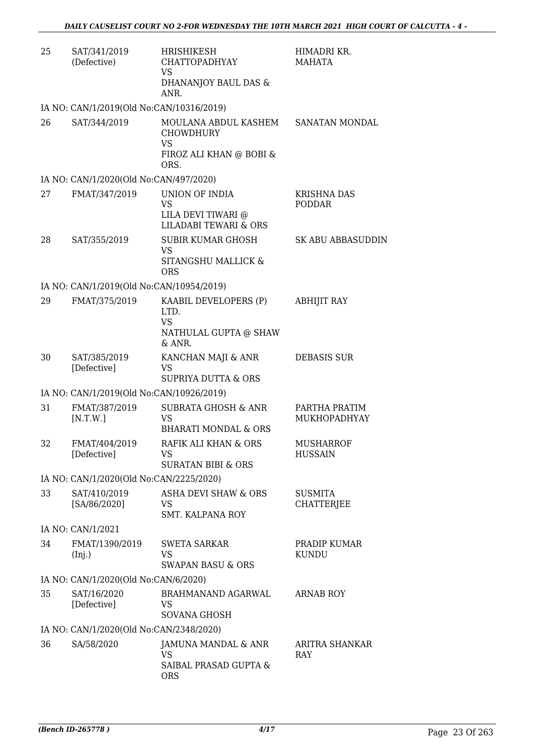| | | | |
|---|---|---|---|
| 25 | SAT/341/2019 (Defective) | HRISHIKESH CHATTOPADHYAY VS DHANANJOY BAUL DAS & ANR. | HIMADRI KR. MAHATA |
| IA NO: CAN/1/2019(Old No:CAN/10316/2019) | | | |
| 26 | SAT/344/2019 | MOULANA ABDUL KASHEM CHOWDHURY VS FIROZ ALI KHAN @ BOBI & ORS. | SANATAN MONDAL |
| IA NO: CAN/1/2020(Old No:CAN/497/2020) | | | |
| 27 | FMAT/347/2019 | UNION OF INDIA VS LILA DEVI TIWARI @ LILADABI TEWARI & ORS | KRISHNA DAS PODDAR |
| 28 | SAT/355/2019 | SUBIR KUMAR GHOSH VS SITANGSHU MALLICK & ORS | SK ABU ABBASUDDIN |
| IA NO: CAN/1/2019(Old No:CAN/10954/2019) | | | |
| 29 | FMAT/375/2019 | KAABIL DEVELOPERS (P) LTD. VS NATHULAL GUPTA @ SHAW & ANR. | ABHIJIT RAY |
| 30 | SAT/385/2019 [Defective] | KANCHAN MAJI & ANR VS SUPRIYA DUTTA & ORS | DEBASIS SUR |
| IA NO: CAN/1/2019(Old No:CAN/10926/2019) | | | |
| 31 | FMAT/387/2019 [N.T.W.] | SUBRATA GHOSH & ANR VS BHARATI MONDAL & ORS | PARTHA PRATIM MUKHOPADHYAY |
| 32 | FMAT/404/2019 [Defective] | RAFIK ALI KHAN & ORS VS SURATAN BIBI & ORS | MUSHARROF HUSSAIN |
| IA NO: CAN/1/2020(Old No:CAN/2225/2020) | | | |
| 33 | SAT/410/2019 [SA/86/2020] | ASHA DEVI SHAW & ORS VS SMT. KALPANA ROY | SUSMITA CHATTERJEE |
| IA NO: CAN/1/2021 | | | |
| 34 | FMAT/1390/2019 (Inj.) | SWETA SARKAR VS SWAPAN BASU & ORS | PRADIP KUMAR KUNDU |
| IA NO: CAN/1/2020(Old No:CAN/6/2020) | | | |
| 35 | SAT/16/2020 [Defective] | BRAHMANAND AGARWAL VS SOVANA GHOSH | ARNAB ROY |
| IA NO: CAN/1/2020(Old No:CAN/2348/2020) | | | |
| 36 | SA/58/2020 | JAMUNA MANDAL & ANR VS SAIBAL PRASAD GUPTA & ORS | ARITRA SHANKAR RAY |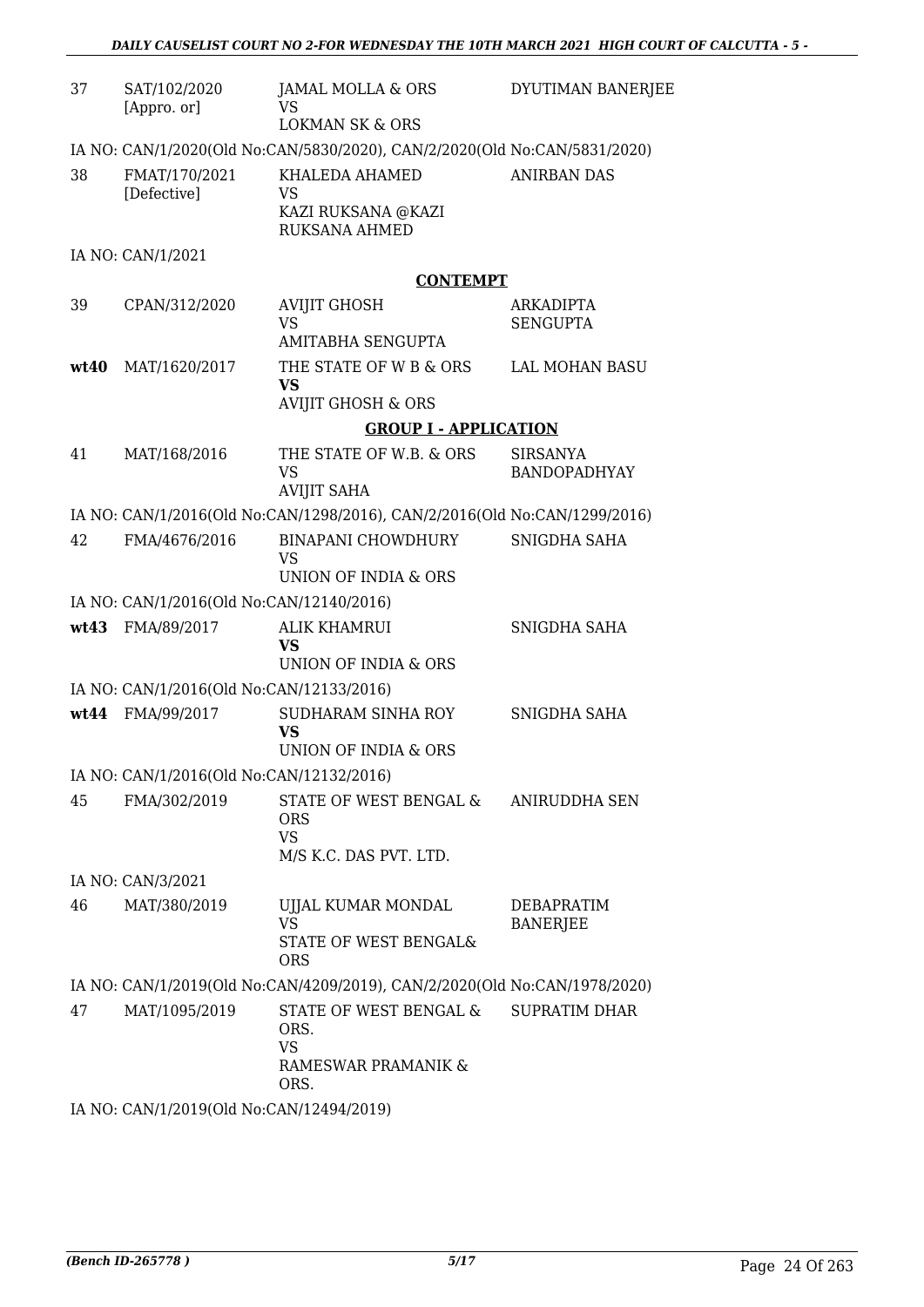| | | | |
|---|---|---|---|
| 37 | SAT/102/2020 [Appro. or] | JAMAL MOLLA & ORS<br>VS<br>LOKMAN SK & ORS | DYUTIMAN BANERJEE |

IA NO: CAN/1/2020(Old No:CAN/5830/2020), CAN/2/2020(Old No:CAN/5831/2020)

| | | | |
|---|---|---|---|
| 38 | FMAT/170/2021 [Defective] | KHALEDA AHAMED<br>VS<br>KAZI RUKSANA @KAZI RUKSANA AHMED | ANIRBAN DAS |

IA NO: CAN/1/2021

**CONTEMPT**

| | | | |
|---|---|---|---|
| 39 | CPAN/312/2020 | AVIJIT GHOSH<br>VS<br>AMITABHA SENGUPTA | ARKADIPTA SENGUPTA |
| **wt40** | MAT/1620/2017 | THE STATE OF W B & ORS<br>**VS**<br>AVIJIT GHOSH & ORS | LAL MOHAN BASU |

**GROUP I - APPLICATION**

| | | | |
|---|---|---|---|
| 41 | MAT/168/2016 | THE STATE OF W.B. & ORS<br>VS<br>AVIJIT SAHA | SIRSANYA BANDOPADHYAY |

IA NO: CAN/1/2016(Old No:CAN/1298/2016), CAN/2/2016(Old No:CAN/1299/2016)

| | | | |
|---|---|---|---|
| 42 | FMA/4676/2016 | BINAPANI CHOWDHURY<br>VS<br>UNION OF INDIA & ORS | SNIGDHA SAHA |

IA NO: CAN/1/2016(Old No:CAN/12140/2016)

| | | | |
|---|---|---|---|
| **wt43** | FMA/89/2017 | ALIK KHAMRUI<br>**VS**<br>UNION OF INDIA & ORS | SNIGDHA SAHA |

IA NO: CAN/1/2016(Old No:CAN/12133/2016)

| | | | |
|---|---|---|---|
| **wt44** | FMA/99/2017 | SUDHARAM SINHA ROY<br>**VS**<br>UNION OF INDIA & ORS | SNIGDHA SAHA |

IA NO: CAN/1/2016(Old No:CAN/12132/2016)

| | | | |
|---|---|---|---|
| 45 | FMA/302/2019 | STATE OF WEST BENGAL & ORS<br>VS<br>M/S K.C. DAS PVT. LTD. | ANIRUDDHA SEN |

IA NO: CAN/3/2021

| | | | |
|---|---|---|---|
| 46 | MAT/380/2019 | UJJAL KUMAR MONDAL<br>VS<br>STATE OF WEST BENGAL& ORS | DEBAPRATIM BANERJEE |

IA NO: CAN/1/2019(Old No:CAN/4209/2019), CAN/2/2020(Old No:CAN/1978/2020)

| | | | |
|---|---|---|---|
| 47 | MAT/1095/2019 | STATE OF WEST BENGAL & ORS.<br>VS<br>RAMESWAR PRAMANIK & ORS. | SUPRATIM DHAR |

IA NO: CAN/1/2019(Old No:CAN/12494/2019)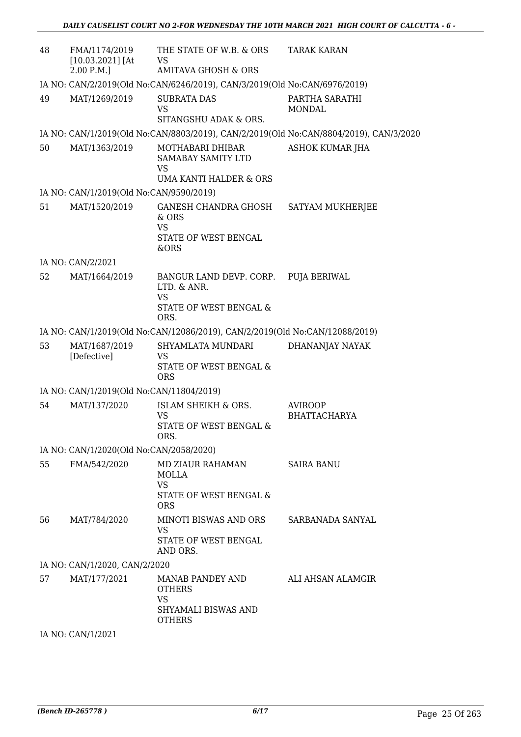| | | | |
|---|---|---|---|
| 48 | FMA/1174/2019 [10.03.2021] [At 2.00 P.M.] | THE STATE OF W.B. & ORS<br>VS<br>AMITAVA GHOSH & ORS | TARAK KARAN |
| | IA NO: CAN/2/2019(Old No:CAN/6246/2019), CAN/3/2019(Old No:CAN/6976/2019) | | |
| 49 | MAT/1269/2019 | SUBRATA DAS<br>VS<br>SITANGSHU ADAK & ORS. | PARTHA SARATHI MONDAL |
| | IA NO: CAN/1/2019(Old No:CAN/8803/2019), CAN/2/2019(Old No:CAN/8804/2019), CAN/3/2020 | | |
| 50 | MAT/1363/2019 | MOTHABARI DHIBAR SAMABAY SAMITY LTD<br>VS<br>UMA KANTI HALDER & ORS | ASHOK KUMAR JHA |
| | IA NO: CAN/1/2019(Old No:CAN/9590/2019) | | |
| 51 | MAT/1520/2019 | GANESH CHANDRA GHOSH & ORS<br>VS<br>STATE OF WEST BENGAL &ORS | SATYAM MUKHERJEE |
| | IA NO: CAN/2/2021 | | |
| 52 | MAT/1664/2019 | BANGUR LAND DEVP. CORP. LTD. & ANR.<br>VS<br>STATE OF WEST BENGAL & ORS. | PUJA BERIWAL |
| | IA NO: CAN/1/2019(Old No:CAN/12086/2019), CAN/2/2019(Old No:CAN/12088/2019) | | |
| 53 | MAT/1687/2019 [Defective] | SHYAMLATA MUNDARI<br>VS<br>STATE OF WEST BENGAL & ORS | DHANANJAY NAYAK |
| | IA NO: CAN/1/2019(Old No:CAN/11804/2019) | | |
| 54 | MAT/137/2020 | ISLAM SHEIKH & ORS.<br>VS<br>STATE OF WEST BENGAL & ORS. | AVIROOP BHATTACHARYA |
| | IA NO: CAN/1/2020(Old No:CAN/2058/2020) | | |
| 55 | FMA/542/2020 | MD ZIAUR RAHAMAN MOLLA<br>VS<br>STATE OF WEST BENGAL & ORS | SAIRA BANU |
| 56 | MAT/784/2020 | MINOTI BISWAS AND ORS<br>VS<br>STATE OF WEST BENGAL AND ORS. | SARBANADA SANYAL |
| | IA NO: CAN/1/2020, CAN/2/2020 | | |
| 57 | MAT/177/2021 | MANAB PANDEY AND OTHERS<br>VS<br>SHYAMALI BISWAS AND OTHERS | ALI AHSAN ALAMGIR |
| | IA NO: CAN/1/2021 | | |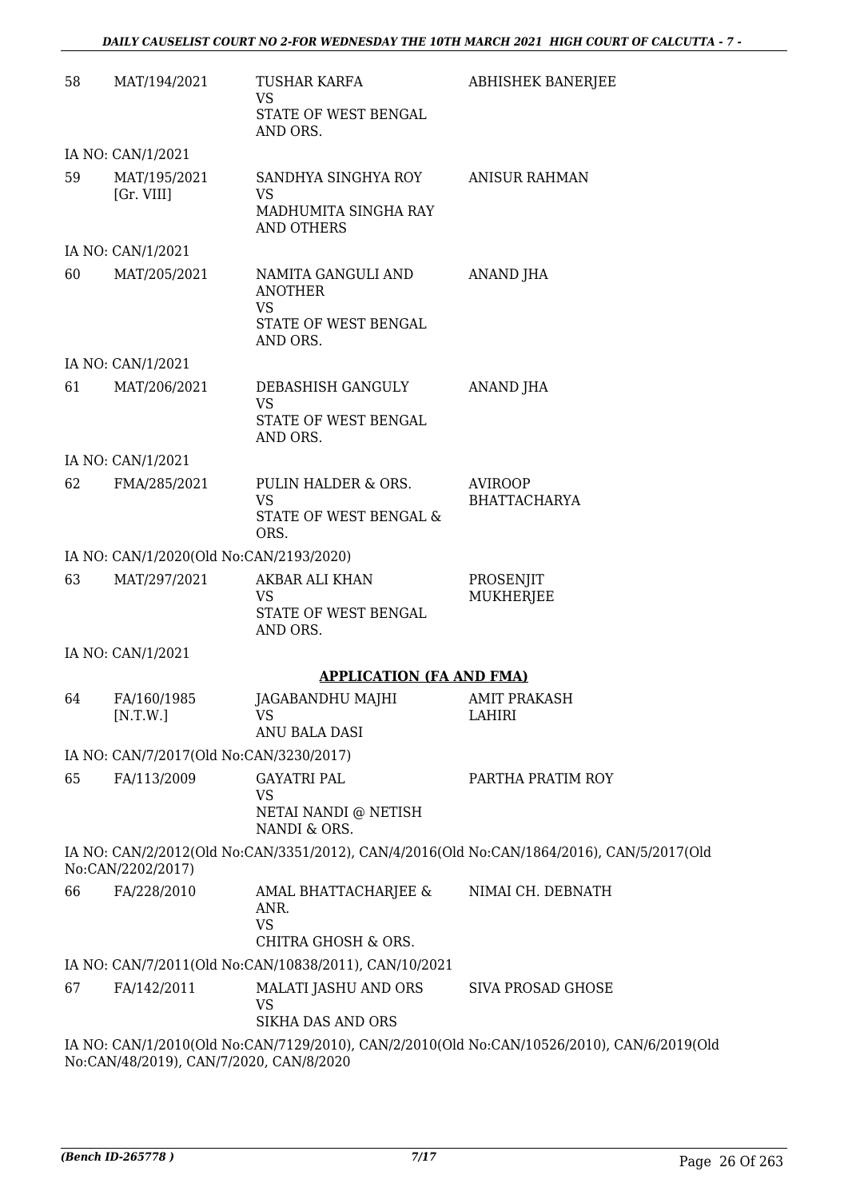| | | | |
|---|---|---|---|
| 58 | MAT/194/2021 | TUSHAR KARFA<br>VS<br>STATE OF WEST BENGAL AND ORS. | ABHISHEK BANERJEE |
| | IA NO: CAN/1/2021 | | |
| 59 | MAT/195/2021<br>[Gr. VIII] | SANDHYA SINGHYA ROY<br>VS<br>MADHUMITA SINGHA RAY AND OTHERS | ANISUR RAHMAN |
| | IA NO: CAN/1/2021 | | |
| 60 | MAT/205/2021 | NAMITA GANGULI AND ANOTHER<br>VS<br>STATE OF WEST BENGAL AND ORS. | ANAND JHA |
| | IA NO: CAN/1/2021 | | |
| 61 | MAT/206/2021 | DEBASHISH GANGULY<br>VS<br>STATE OF WEST BENGAL AND ORS. | ANAND JHA |
| | IA NO: CAN/1/2021 | | |
| 62 | FMA/285/2021 | PULIN HALDER & ORS.<br>VS<br>STATE OF WEST BENGAL & ORS. | AVIROOP BHATTACHARYA |
| | IA NO: CAN/1/2020(Old No:CAN/2193/2020) | | |
| 63 | MAT/297/2021 | AKBAR ALI KHAN<br>VS<br>STATE OF WEST BENGAL AND ORS. | PROSENJIT MUKHERJEE |
| | IA NO: CAN/1/2021 | | |

**APPLICATION (FA AND FMA)**

| | | | |
|---|---|---|---|
| 64 | FA/160/1985<br>[N.T.W.] | JAGABANDHU MAJHI<br>VS<br>ANU BALA DASI | AMIT PRAKASH LAHIRI |
| | IA NO: CAN/7/2017(Old No:CAN/3230/2017) | | |
| 65 | FA/113/2009 | GAYATRI PAL<br>VS<br>NETAI NANDI @ NETISH NANDI & ORS. | PARTHA PRATIM ROY |
| | IA NO: CAN/2/2012(Old No:CAN/3351/2012), CAN/4/2016(Old No:CAN/1864/2016), CAN/5/2017(Old No:CAN/2202/2017) | | |
| 66 | FA/228/2010 | AMAL BHATTACHARJEE & ANR.<br>VS<br>CHITRA GHOSH & ORS. | NIMAI CH. DEBNATH |
| | IA NO: CAN/7/2011(Old No:CAN/10838/2011), CAN/10/2021 | | |
| 67 | FA/142/2011 | MALATI JASHU AND ORS<br>VS<br>SIKHA DAS AND ORS | SIVA PROSAD GHOSE |
| | IA NO: CAN/1/2010(Old No:CAN/7129/2010), CAN/2/2010(Old No:CAN/10526/2010), CAN/6/2019(Old No:CAN/48/2019), CAN/7/2020, CAN/8/2020 | | |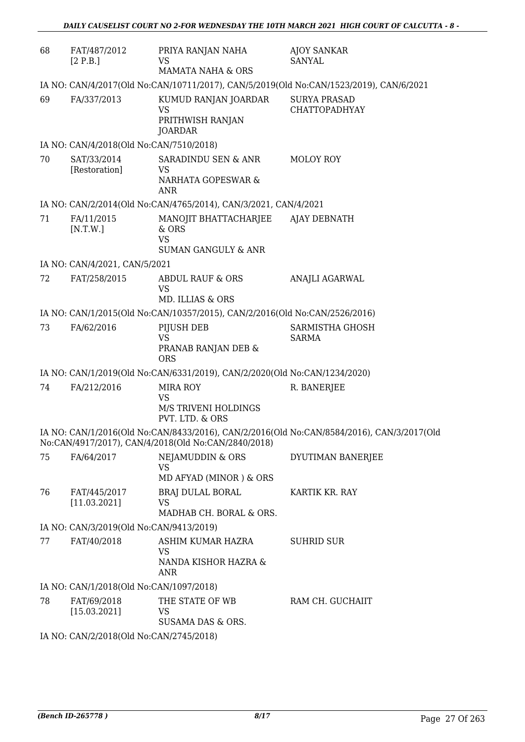| 68 | FAT/487/2012 [2 P.B.] | PRIYA RANJAN NAHA VS MAMATA NAHA & ORS | AJOY SANKAR SANYAL |
|---|---|---|---|

IA NO: CAN/4/2017(Old No:CAN/10711/2017), CAN/5/2019(Old No:CAN/1523/2019), CAN/6/2021

| 69 | FA/337/2013 | KUMUD RANJAN JOARDAR VS PRITHWISH RANJAN JOARDAR | SURYA PRASAD CHATTOPADHYAY |
|---|---|---|---|

IA NO: CAN/4/2018(Old No:CAN/7510/2018)

| 70 | SAT/33/2014 [Restoration] | SARADINDU SEN & ANR VS NARHATA GOPESWAR & ANR | MOLOY ROY |
|---|---|---|---|

IA NO: CAN/2/2014(Old No:CAN/4765/2014), CAN/3/2021, CAN/4/2021

| 71 | FA/11/2015 [N.T.W.] | MANOJIT BHATTACHARJEE & ORS VS SUMAN GANGULY & ANR | AJAY DEBNATH |
|---|---|---|---|

IA NO: CAN/4/2021, CAN/5/2021

| 72 | FAT/258/2015 | ABDUL RAUF & ORS VS MD. ILLIAS & ORS | ANAJLI AGARWAL |
|---|---|---|---|

IA NO: CAN/1/2015(Old No:CAN/10357/2015), CAN/2/2016(Old No:CAN/2526/2016)

| 73 | FA/62/2016 | PIJUSH DEB VS PRANAB RANJAN DEB & ORS | SARMISTHA GHOSH SARMA |
|---|---|---|---|

IA NO: CAN/1/2019(Old No:CAN/6331/2019), CAN/2/2020(Old No:CAN/1234/2020)

| 74 | FA/212/2016 | MIRA ROY VS M/S TRIVENI HOLDINGS PVT. LTD. & ORS | R. BANERJEE |
|---|---|---|---|

IA NO: CAN/1/2016(Old No:CAN/8433/2016), CAN/2/2016(Old No:CAN/8584/2016), CAN/3/2017(Old No:CAN/4917/2017), CAN/4/2018(Old No:CAN/2840/2018)

| 75 | FA/64/2017 | NEJAMUDDIN & ORS VS MD AFYAD (MINOR ) & ORS | DYUTIMAN BANERJEE |
|---|---|---|---|
| 76 | FAT/445/2017 [11.03.2021] | BRAJ DULAL BORAL VS MADHAB CH. BORAL & ORS. | KARTIK KR. RAY |

IA NO: CAN/3/2019(Old No:CAN/9413/2019)

| 77 | FAT/40/2018 | ASHIM KUMAR HAZRA VS NANDA KISHOR HAZRA & ANR | SUHRID SUR |
|---|---|---|---|

IA NO: CAN/1/2018(Old No:CAN/1097/2018)

| 78 | FAT/69/2018 [15.03.2021] | THE STATE OF WB VS SUSAMA DAS & ORS. | RAM CH. GUCHAIIT |
|---|---|---|---|

IA NO: CAN/2/2018(Old No:CAN/2745/2018)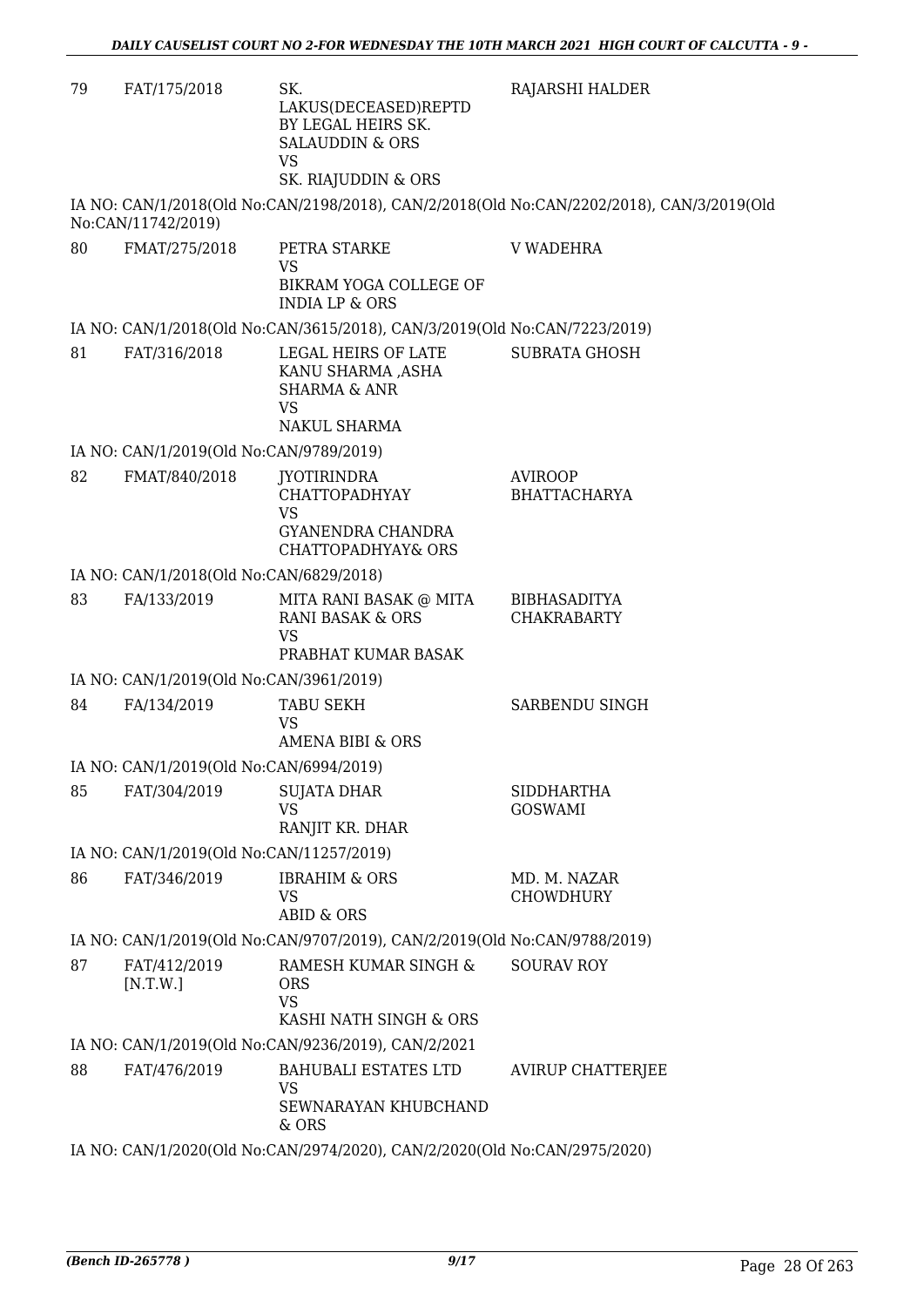| | | | |
|---|---|---|---|
| 79 | FAT/175/2018 | SK. LAKUS(DECEASED)REPTD BY LEGAL HEIRS SK. SALAUDDIN & ORS<br>VS<br>SK. RIAJUDDIN & ORS | RAJARSHI HALDER |

IA NO: CAN/1/2018(Old No:CAN/2198/2018), CAN/2/2018(Old No:CAN/2202/2018), CAN/3/2019(Old No:CAN/11742/2019)

| | | | |
|---|---|---|---|
| 80 | FMAT/275/2018 | PETRA STARKE<br>VS<br>BIKRAM YOGA COLLEGE OF INDIA LP & ORS | V WADEHRA |

IA NO: CAN/1/2018(Old No:CAN/3615/2018), CAN/3/2019(Old No:CAN/7223/2019)

| | | | |
|---|---|---|---|
| 81 | FAT/316/2018 | LEGAL HEIRS OF LATE KANU SHARMA ,ASHA SHARMA & ANR<br>VS<br>NAKUL SHARMA | SUBRATA GHOSH |

IA NO: CAN/1/2019(Old No:CAN/9789/2019)

| | | | |
|---|---|---|---|
| 82 | FMAT/840/2018 | JYOTIRINDRA CHATTOPADHYAY<br>VS<br>GYANENDRA CHANDRA CHATTOPADHYAY& ORS | AVIROOP BHATTACHARYA |

IA NO: CAN/1/2018(Old No:CAN/6829/2018)

| | | | |
|---|---|---|---|
| 83 | FA/133/2019 | MITA RANI BASAK @ MITA RANI BASAK & ORS<br>VS<br>PRABHAT KUMAR BASAK | BIBHASADITYA CHAKRABARTY |

IA NO: CAN/1/2019(Old No:CAN/3961/2019)

| | | | |
|---|---|---|---|
| 84 | FA/134/2019 | TABU SEKH<br>VS<br>AMENA BIBI & ORS | SARBENDU SINGH |

IA NO: CAN/1/2019(Old No:CAN/6994/2019)

| | | | |
|---|---|---|---|
| 85 | FAT/304/2019 | SUJATA DHAR<br>VS<br>RANJIT KR. DHAR | SIDDHARTHA GOSWAMI |

IA NO: CAN/1/2019(Old No:CAN/11257/2019)

| | | | |
|---|---|---|---|
| 86 | FAT/346/2019 | IBRAHIM & ORS<br>VS<br>ABID & ORS | MD. M. NAZAR CHOWDHURY |

IA NO: CAN/1/2019(Old No:CAN/9707/2019), CAN/2/2019(Old No:CAN/9788/2019)

| | | | |
|---|---|---|---|
| 87 | FAT/412/2019 [N.T.W.] | RAMESH KUMAR SINGH & ORS<br>VS<br>KASHI NATH SINGH & ORS | SOURAV ROY |

IA NO: CAN/1/2019(Old No:CAN/9236/2019), CAN/2/2021

| | | | |
|---|---|---|---|
| 88 | FAT/476/2019 | BAHUBALI ESTATES LTD<br>VS<br>SEWNARAYAN KHUBCHAND & ORS | AVIRUP CHATTERJEE |

IA NO: CAN/1/2020(Old No:CAN/2974/2020), CAN/2/2020(Old No:CAN/2975/2020)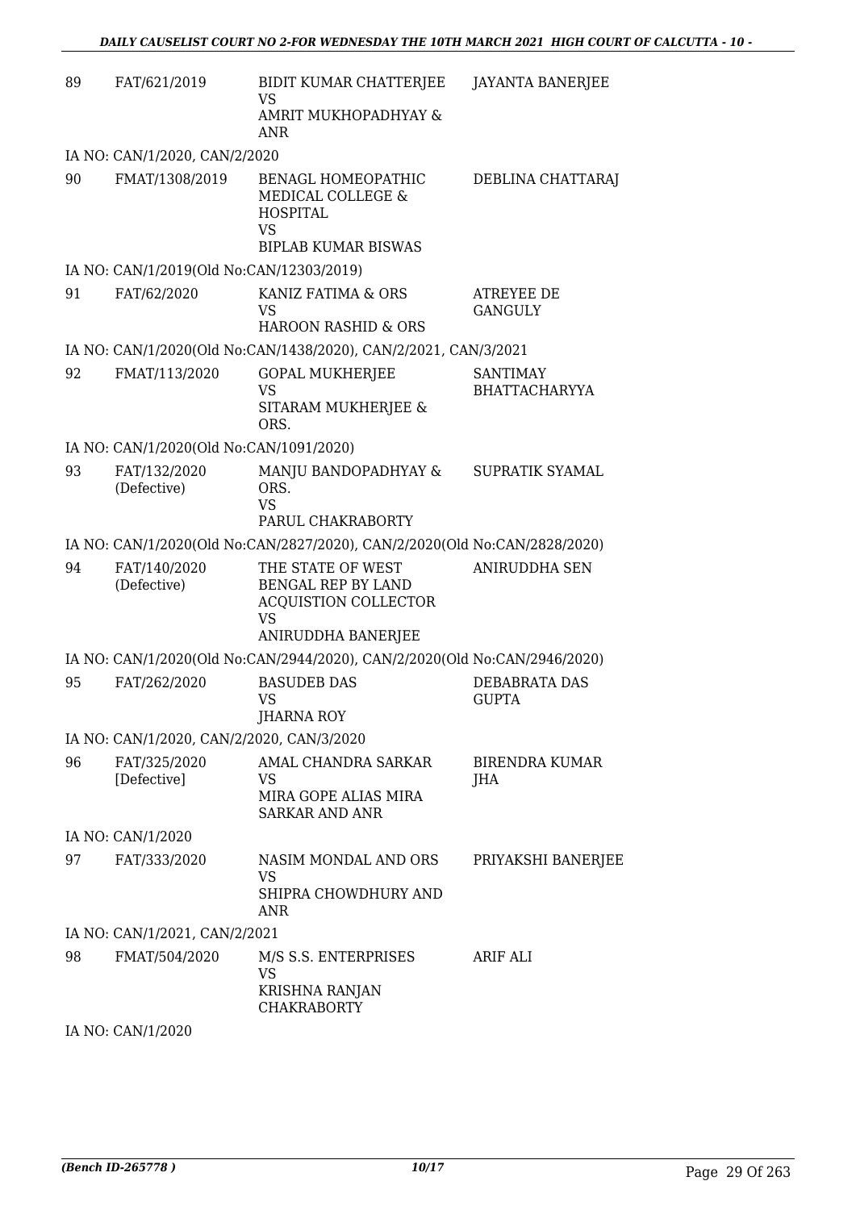| | | | |
|---|---|---|---|
| 89 | FAT/621/2019 | BIDIT KUMAR CHATTERJEE<br>VS<br>AMRIT MUKHOPADHYAY & ANR | JAYANTA BANERJEE |

IA NO: CAN/1/2020, CAN/2/2020

| | | | |
|---|---|---|---|
| 90 | FMAT/1308/2019 | BENAGL HOMEOPATHIC MEDICAL COLLEGE & HOSPITAL<br>VS<br>BIPLAB KUMAR BISWAS | DEBLINA CHATTARAJ |

IA NO: CAN/1/2019(Old No:CAN/12303/2019)

| | | | |
|---|---|---|---|
| 91 | FAT/62/2020 | KANIZ FATIMA & ORS<br>VS<br>HAROON RASHID & ORS | ATREYEE DE GANGULY |

IA NO: CAN/1/2020(Old No:CAN/1438/2020), CAN/2/2021, CAN/3/2021

| | | | |
|---|---|---|---|
| 92 | FMAT/113/2020 | GOPAL MUKHERJEE<br>VS<br>SITARAM MUKHERJEE & ORS. | SANTIMAY BHATTACHARYYA |

IA NO: CAN/1/2020(Old No:CAN/1091/2020)

| | | | |
|---|---|---|---|
| 93 | FAT/132/2020 (Defective) | MANJU BANDOPADHYAY & ORS.<br>VS<br>PARUL CHAKRABORTY | SUPRATIK SYAMAL |

IA NO: CAN/1/2020(Old No:CAN/2827/2020), CAN/2/2020(Old No:CAN/2828/2020)

| | | | |
|---|---|---|---|
| 94 | FAT/140/2020 (Defective) | THE STATE OF WEST BENGAL REP BY LAND ACQUISTION COLLECTOR<br>VS<br>ANIRUDDHA BANERJEE | ANIRUDDHA SEN |

IA NO: CAN/1/2020(Old No:CAN/2944/2020), CAN/2/2020(Old No:CAN/2946/2020)

| | | | |
|---|---|---|---|
| 95 | FAT/262/2020 | BASUDEB DAS<br>VS<br>JHARNA ROY | DEBABRATA DAS GUPTA |

IA NO: CAN/1/2020, CAN/2/2020, CAN/3/2020

| | | | |
|---|---|---|---|
| 96 | FAT/325/2020 [Defective] | AMAL CHANDRA SARKAR<br>VS<br>MIRA GOPE ALIAS MIRA SARKAR AND ANR | BIRENDRA KUMAR JHA |

IA NO: CAN/1/2020

| | | | |
|---|---|---|---|
| 97 | FAT/333/2020 | NASIM MONDAL AND ORS<br>VS<br>SHIPRA CHOWDHURY AND ANR | PRIYAKSHI BANERJEE |

IA NO: CAN/1/2021, CAN/2/2021

| | | | |
|---|---|---|---|
| 98 | FMAT/504/2020 | M/S S.S. ENTERPRISES<br>VS<br>KRISHNA RANJAN CHAKRABORTY | ARIF ALI |

IA NO: CAN/1/2020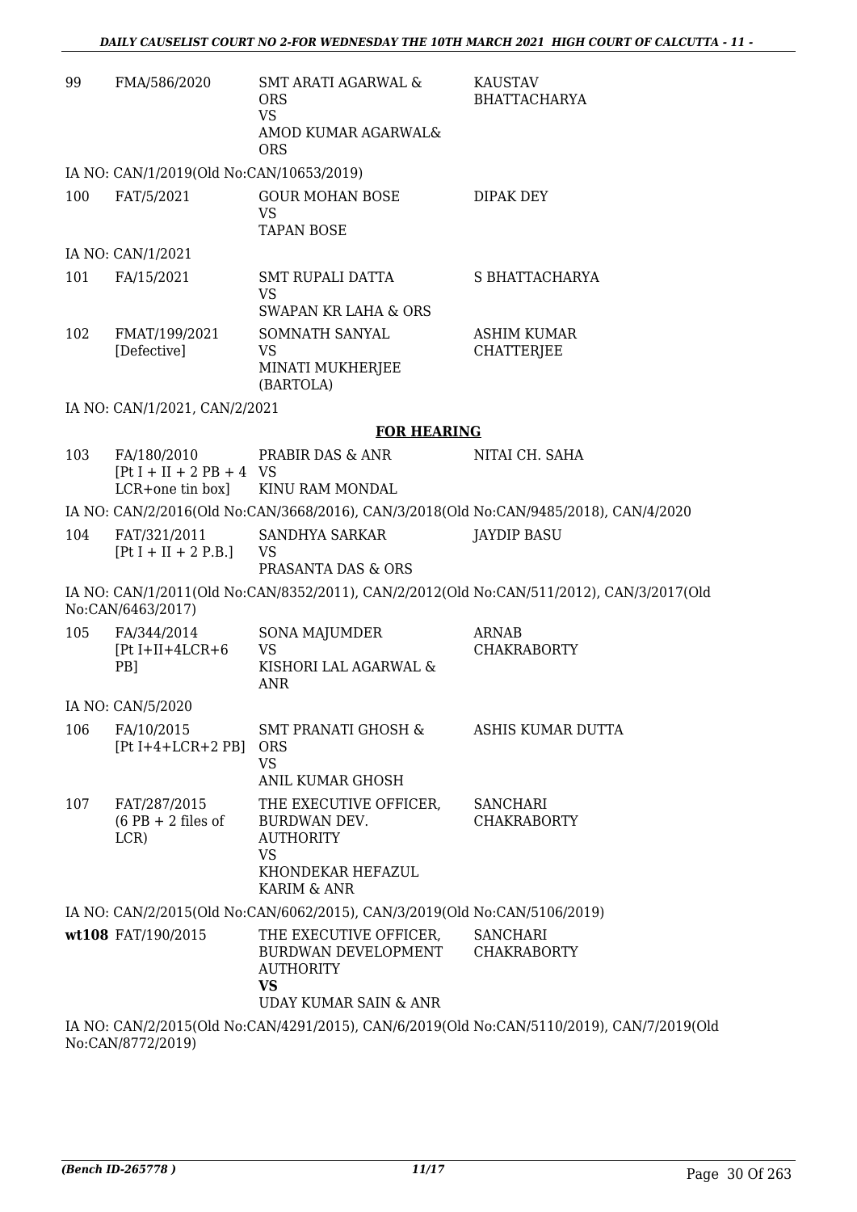| 99 | FMA/586/2020 | SMT ARATI AGARWAL & ORS<br>VS<br>AMOD KUMAR AGARWAL& ORS | KAUSTAV BHATTACHARYA |
|---|---|---|---|

IA NO: CAN/1/2019(Old No:CAN/10653/2019)

| 100 | FAT/5/2021 | GOUR MOHAN BOSE<br>VS<br>TAPAN BOSE | DIPAK DEY |
|---|---|---|---|

IA NO: CAN/1/2021

| 101 | FA/15/2021 | SMT RUPALI DATTA<br>VS<br>SWAPAN KR LAHA & ORS | S BHATTACHARYA |
|---|---|---|---|
| 102 | FMAT/199/2021 [Defective] | SOMNATH SANYAL<br>VS<br>MINATI MUKHERJEE (BARTOLA) | ASHIM KUMAR CHATTERJEE |

IA NO: CAN/1/2021, CAN/2/2021

**FOR HEARING**

| 103 | FA/180/2010 [Pt I + II + 2 PB + 4 LCR+one tin box] | PRABIR DAS & ANR<br>VS<br>KINU RAM MONDAL | NITAI CH. SAHA |
|---|---|---|---|

IA NO: CAN/2/2016(Old No:CAN/3668/2016), CAN/3/2018(Old No:CAN/9485/2018), CAN/4/2020

| 104 | FAT/321/2011 [Pt I + II + 2 P.B.] | SANDHYA SARKAR<br>VS<br>PRASANTA DAS & ORS | JAYDIP BASU |
|---|---|---|---|

IA NO: CAN/1/2011(Old No:CAN/8352/2011), CAN/2/2012(Old No:CAN/511/2012), CAN/3/2017(Old No:CAN/6463/2017)

| 105 | FA/344/2014 [Pt I+II+4LCR+6 PB] | SONA MAJUMDER<br>VS<br>KISHORI LAL AGARWAL & ANR | ARNAB CHAKRABORTY |
|---|---|---|---|

IA NO: CAN/5/2020

| 106 | FA/10/2015 [Pt I+4+LCR+2 PB] | SMT PRANATI GHOSH & ORS<br>VS<br>ANIL KUMAR GHOSH | ASHIS KUMAR DUTTA |
|---|---|---|---|
| 107 | FAT/287/2015 (6 PB + 2 files of LCR) | THE EXECUTIVE OFFICER, BURDWAN DEV. AUTHORITY<br>VS<br>KHONDEKAR HEFAZUL KARIM & ANR | SANCHARI CHAKRABORTY |

IA NO: CAN/2/2015(Old No:CAN/6062/2015), CAN/3/2019(Old No:CAN/5106/2019)

| **wt108** | FAT/190/2015 | THE EXECUTIVE OFFICER, BURDWAN DEVELOPMENT AUTHORITY<br>**VS**<br>UDAY KUMAR SAIN & ANR | SANCHARI CHAKRABORTY |
|---|---|---|---|

IA NO: CAN/2/2015(Old No:CAN/4291/2015), CAN/6/2019(Old No:CAN/5110/2019), CAN/7/2019(Old No:CAN/8772/2019)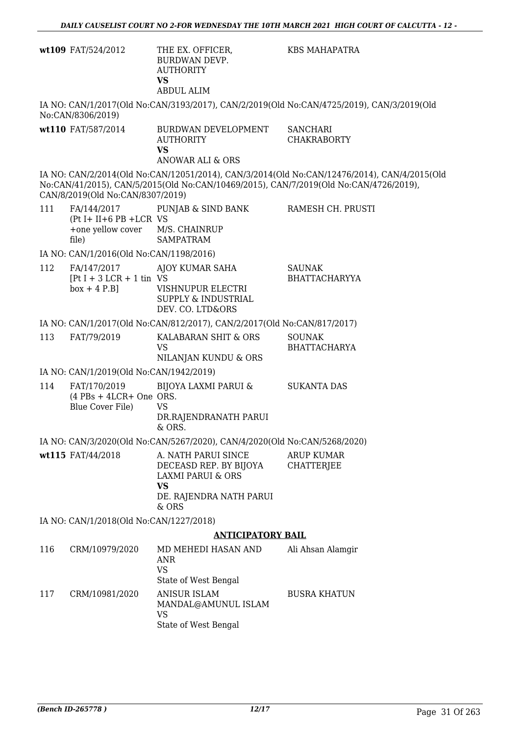| | | | |
|---|---|---|---|
| **wt109** | FAT/524/2012 | THE EX. OFFICER, BURDWAN DEVP. AUTHORITY **VS** ABDUL ALIM | KBS MAHAPATRA |

IA NO: CAN/1/2017(Old No:CAN/3193/2017), CAN/2/2019(Old No:CAN/4725/2019), CAN/3/2019(Old No:CAN/8306/2019)

| | | | |
|---|---|---|---|
| **wt110** | FAT/587/2014 | BURDWAN DEVELOPMENT AUTHORITY **VS** ANOWAR ALI & ORS | SANCHARI CHAKRABORTY |

IA NO: CAN/2/2014(Old No:CAN/12051/2014), CAN/3/2014(Old No:CAN/12476/2014), CAN/4/2015(Old No:CAN/41/2015), CAN/5/2015(Old No:CAN/10469/2015), CAN/7/2019(Old No:CAN/4726/2019), CAN/8/2019(Old No:CAN/8307/2019)

| | | | |
|---|---|---|---|
| 111 | FA/144/2017 (Pt I+ II+6 PB +LCR +one yellow cover file) | PUNJAB & SIND BANK VS M/S. CHAINRUP SAMPATRAM | RAMESH CH. PRUSTI |

IA NO: CAN/1/2016(Old No:CAN/1198/2016)

| | | | |
|---|---|---|---|
| 112 | FA/147/2017 [Pt I + 3 LCR + 1 tin box + 4 P.B] | AJOY KUMAR SAHA VS VISHNUPUR ELECTRI SUPPLY & INDUSTRIAL DEV. CO. LTD&ORS | SAUNAK BHATTACHARYYA |

IA NO: CAN/1/2017(Old No:CAN/812/2017), CAN/2/2017(Old No:CAN/817/2017)

| | | | |
|---|---|---|---|
| 113 | FAT/79/2019 | KALABARAN SHIT & ORS VS NILANJAN KUNDU & ORS | SOUNAK BHATTACHARYA |

IA NO: CAN/1/2019(Old No:CAN/1942/2019)

| | | | |
|---|---|---|---|
| 114 | FAT/170/2019 (4 PBs + 4LCR+ One Blue Cover File) | BIJOYA LAXMI PARUI & ORS. VS DR.RAJENDRANATH PARUI & ORS. | SUKANTA DAS |

IA NO: CAN/3/2020(Old No:CAN/5267/2020), CAN/4/2020(Old No:CAN/5268/2020)

| | | | |
|---|---|---|---|
| **wt115** | FAT/44/2018 | A. NATH PARUI SINCE DECEASD REP. BY BIJOYA LAXMI PARUI & ORS **VS** DE. RAJENDRA NATH PARUI & ORS | ARUP KUMAR CHATTERJEE |

IA NO: CAN/1/2018(Old No:CAN/1227/2018)

## ANTICIPATORY BAIL

| | | | |
|---|---|---|---|
| 116 | CRM/10979/2020 | MD MEHEDI HASAN AND ANR VS State of West Bengal | Ali Ahsan Alamgir |
| 117 | CRM/10981/2020 | ANISUR ISLAM MANDAL@AMUNUL ISLAM VS State of West Bengal | BUSRA KHATUN |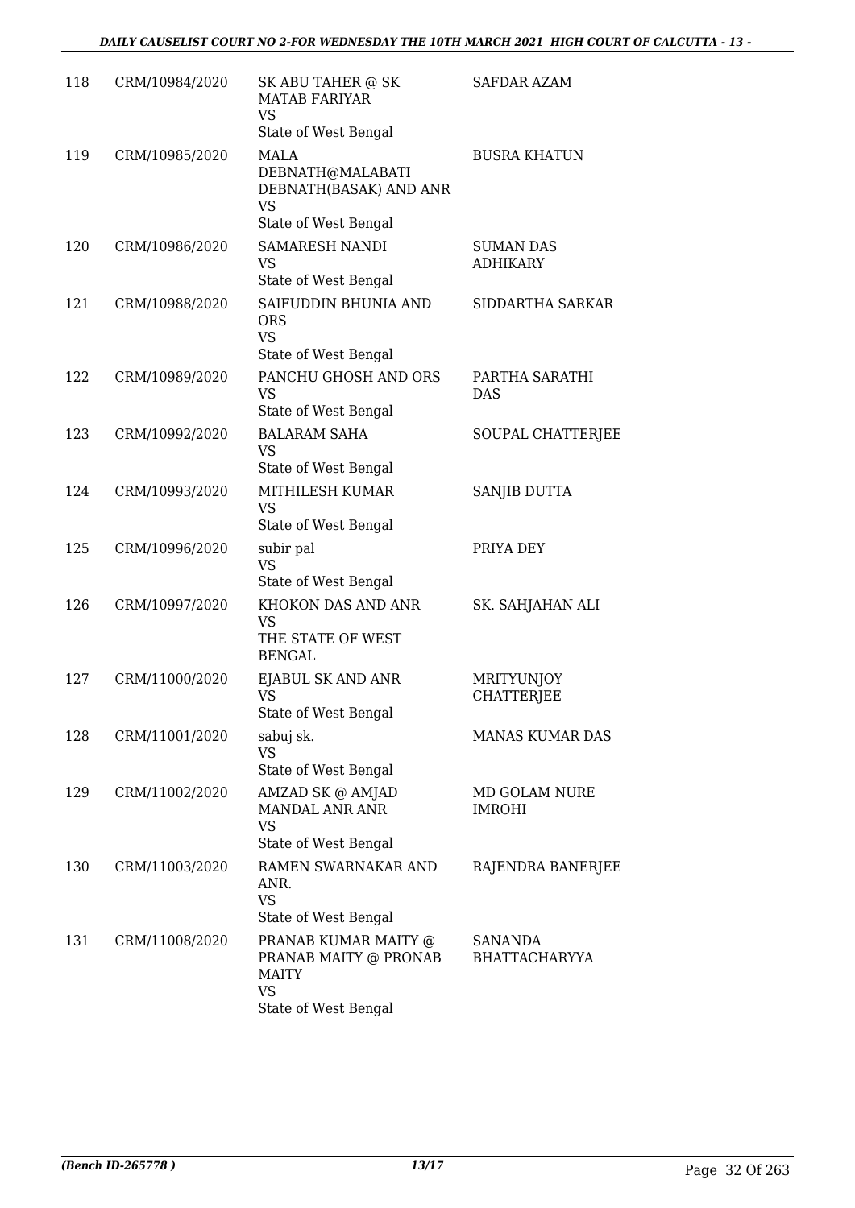| 118 | CRM/10984/2020 | SK ABU TAHER @ SK MATAB FARIYAR<br>VS<br>State of West Bengal | SAFDAR AZAM |
|---|---|---|---|
| 119 | CRM/10985/2020 | MALA DEBNATH@MALABATI DEBNATH(BASAK) AND ANR<br>VS<br>State of West Bengal | BUSRA KHATUN |
| 120 | CRM/10986/2020 | SAMARESH NANDI<br>VS<br>State of West Bengal | SUMAN DAS ADHIKARY |
| 121 | CRM/10988/2020 | SAIFUDDIN BHUNIA AND ORS<br>VS<br>State of West Bengal | SIDDARTHA SARKAR |
| 122 | CRM/10989/2020 | PANCHU GHOSH AND ORS<br>VS<br>State of West Bengal | PARTHA SARATHI DAS |
| 123 | CRM/10992/2020 | BALARAM SAHA<br>VS<br>State of West Bengal | SOUPAL CHATTERJEE |
| 124 | CRM/10993/2020 | MITHILESH KUMAR<br>VS<br>State of West Bengal | SANJIB DUTTA |
| 125 | CRM/10996/2020 | subir pal<br>VS<br>State of West Bengal | PRIYA DEY |
| 126 | CRM/10997/2020 | KHOKON DAS AND ANR<br>VS<br>THE STATE OF WEST BENGAL | SK. SAHJAHAN ALI |
| 127 | CRM/11000/2020 | EJABUL SK AND ANR<br>VS<br>State of West Bengal | MRITYUNJOY CHATTERJEE |
| 128 | CRM/11001/2020 | sabuj sk.<br>VS<br>State of West Bengal | MANAS KUMAR DAS |
| 129 | CRM/11002/2020 | AMZAD SK @ AMJAD MANDAL ANR ANR<br>VS<br>State of West Bengal | MD GOLAM NURE IMROHI |
| 130 | CRM/11003/2020 | RAMEN SWARNAKAR AND ANR.<br>VS<br>State of West Bengal | RAJENDRA BANERJEE |
| 131 | CRM/11008/2020 | PRANAB KUMAR MAITY @ PRANAB MAITY @ PRONAB MAITY<br>VS<br>State of West Bengal | SANANDA BHATTACHARYYA |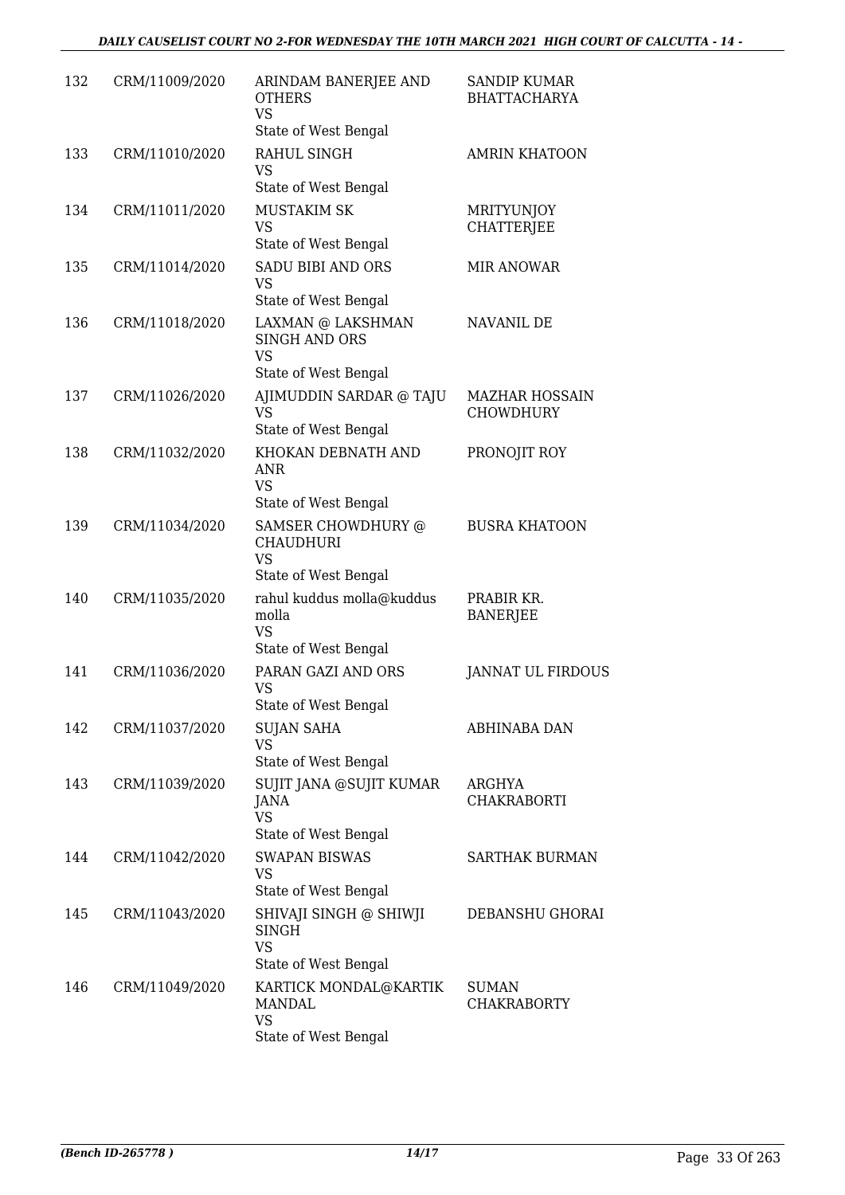| | | | |
|---|---|---|---|
| 132 | CRM/11009/2020 | ARINDAM BANERJEE AND OTHERS<br>VS<br>State of West Bengal | SANDIP KUMAR BHATTACHARYA |
| 133 | CRM/11010/2020 | RAHUL SINGH<br>VS<br>State of West Bengal | AMRIN KHATOON |
| 134 | CRM/11011/2020 | MUSTAKIM SK<br>VS<br>State of West Bengal | MRITYUNJOY CHATTERJEE |
| 135 | CRM/11014/2020 | SADU BIBI AND ORS<br>VS<br>State of West Bengal | MIR ANOWAR |
| 136 | CRM/11018/2020 | LAXMAN @ LAKSHMAN SINGH AND ORS<br>VS<br>State of West Bengal | NAVANIL DE |
| 137 | CRM/11026/2020 | AJIMUDDIN SARDAR @ TAJU<br>VS<br>State of West Bengal | MAZHAR HOSSAIN CHOWDHURY |
| 138 | CRM/11032/2020 | KHOKAN DEBNATH AND ANR<br>VS<br>State of West Bengal | PRONOJIT ROY |
| 139 | CRM/11034/2020 | SAMSER CHOWDHURY @ CHAUDHURI<br>VS<br>State of West Bengal | BUSRA KHATOON |
| 140 | CRM/11035/2020 | rahul kuddus molla@kuddus molla<br>VS<br>State of West Bengal | PRABIR KR. BANERJEE |
| 141 | CRM/11036/2020 | PARAN GAZI AND ORS<br>VS<br>State of West Bengal | JANNAT UL FIRDOUS |
| 142 | CRM/11037/2020 | SUJAN SAHA<br>VS<br>State of West Bengal | ABHINABA DAN |
| 143 | CRM/11039/2020 | SUJIT JANA @SUJIT KUMAR JANA<br>VS<br>State of West Bengal | ARGHYA CHAKRABORTI |
| 144 | CRM/11042/2020 | SWAPAN BISWAS<br>VS<br>State of West Bengal | SARTHAK BURMAN |
| 145 | CRM/11043/2020 | SHIVAJI SINGH @ SHIWJI SINGH<br>VS<br>State of West Bengal | DEBANSHU GHORAI |
| 146 | CRM/11049/2020 | KARTICK MONDAL@KARTIK MANDAL<br>VS<br>State of West Bengal | SUMAN CHAKRABORTY |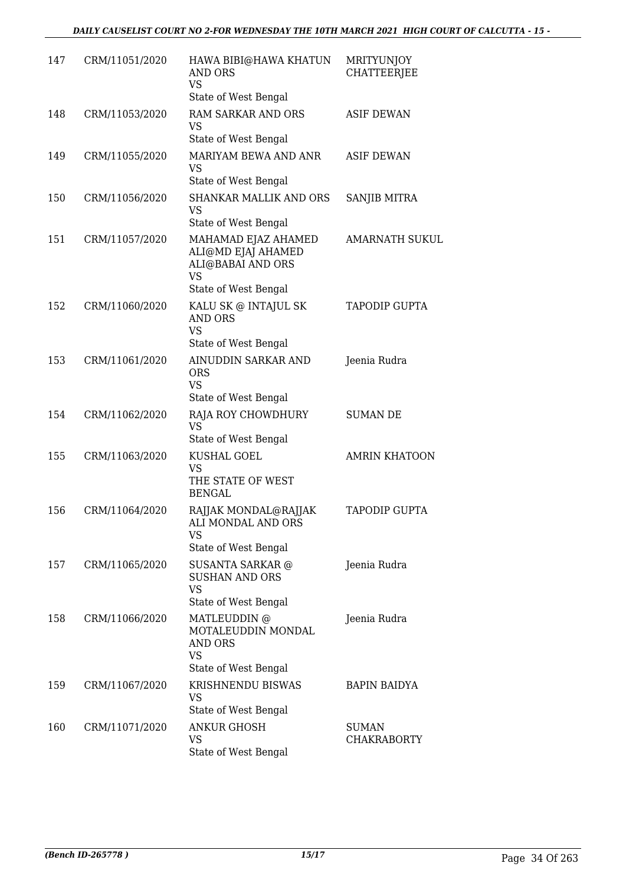| | | | |
|---|---|---|---|
| 147 | CRM/11051/2020 | HAWA BIBI@HAWA KHATUN AND ORS<br>VS<br>State of West Bengal | MRITYUNJOY CHATTEERJEE |
| 148 | CRM/11053/2020 | RAM SARKAR AND ORS<br>VS<br>State of West Bengal | ASIF DEWAN |
| 149 | CRM/11055/2020 | MARIYAM BEWA AND ANR<br>VS<br>State of West Bengal | ASIF DEWAN |
| 150 | CRM/11056/2020 | SHANKAR MALLIK AND ORS<br>VS<br>State of West Bengal | SANJIB MITRA |
| 151 | CRM/11057/2020 | MAHAMAD EJAZ AHAMED ALI@MD EJAJ AHAMED ALI@BABAI AND ORS<br>VS<br>State of West Bengal | AMARNATH SUKUL |
| 152 | CRM/11060/2020 | KALU SK @ INTAJUL SK AND ORS<br>VS<br>State of West Bengal | TAPODIP GUPTA |
| 153 | CRM/11061/2020 | AINUDDIN SARKAR AND ORS<br>VS<br>State of West Bengal | Jeenia Rudra |
| 154 | CRM/11062/2020 | RAJA ROY CHOWDHURY<br>VS<br>State of West Bengal | SUMAN DE |
| 155 | CRM/11063/2020 | KUSHAL GOEL<br>VS<br>THE STATE OF WEST BENGAL | AMRIN KHATOON |
| 156 | CRM/11064/2020 | RAJJAK MONDAL@RAJJAK ALI MONDAL AND ORS<br>VS<br>State of West Bengal | TAPODIP GUPTA |
| 157 | CRM/11065/2020 | SUSANTA SARKAR @ SUSHAN AND ORS<br>VS<br>State of West Bengal | Jeenia Rudra |
| 158 | CRM/11066/2020 | MATLEUDDIN @ MOTALEUDDIN MONDAL AND ORS<br>VS<br>State of West Bengal | Jeenia Rudra |
| 159 | CRM/11067/2020 | KRISHNENDU BISWAS<br>VS<br>State of West Bengal | BAPIN BAIDYA |
| 160 | CRM/11071/2020 | ANKUR GHOSH<br>VS<br>State of West Bengal | SUMAN CHAKRABORTY |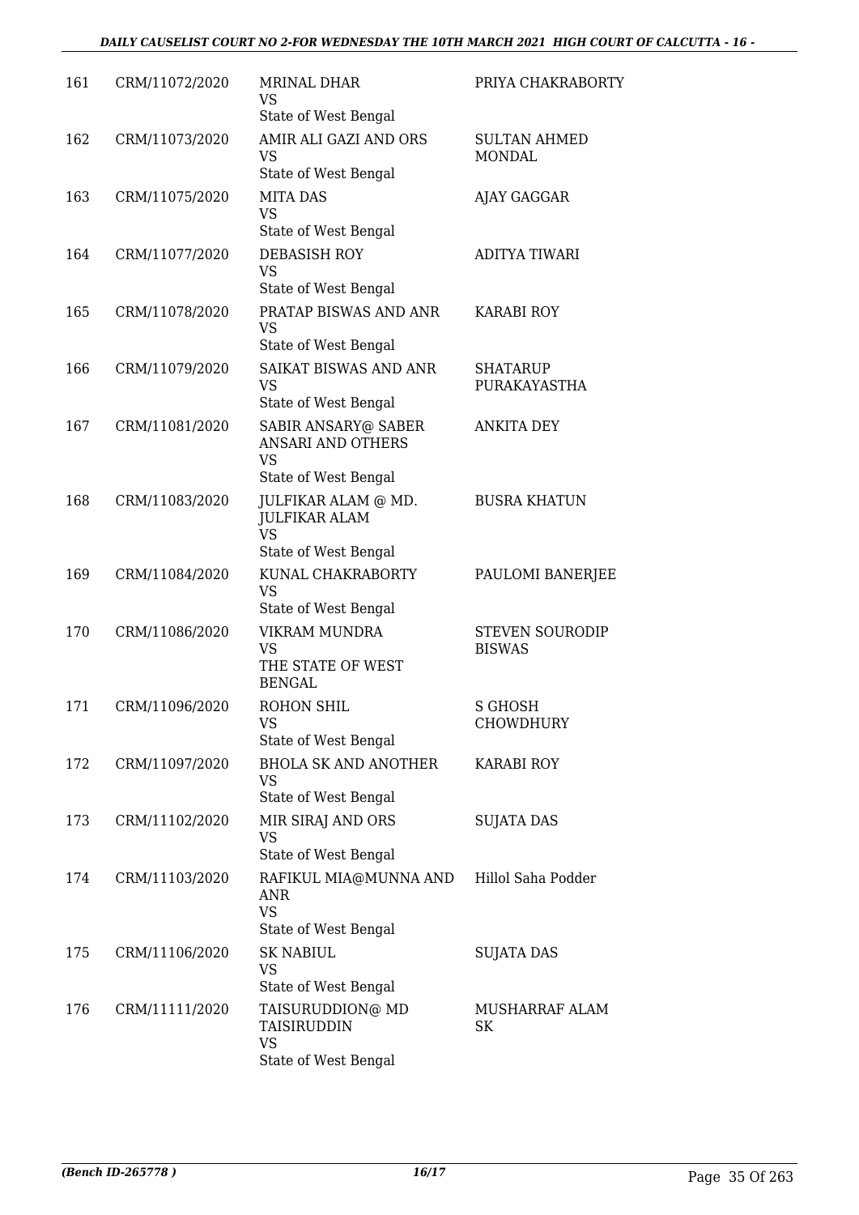| 161 | CRM/11072/2020 | MRINAL DHAR<br>VS<br>State of West Bengal | PRIYA CHAKRABORTY |
|---|---|---|---|
| 162 | CRM/11073/2020 | AMIR ALI GAZI AND ORS<br>VS<br>State of West Bengal | SULTAN AHMED MONDAL |
| 163 | CRM/11075/2020 | MITA DAS<br>VS<br>State of West Bengal | AJAY GAGGAR |
| 164 | CRM/11077/2020 | DEBASISH ROY<br>VS<br>State of West Bengal | ADITYA TIWARI |
| 165 | CRM/11078/2020 | PRATAP BISWAS AND ANR<br>VS<br>State of West Bengal | KARABI ROY |
| 166 | CRM/11079/2020 | SAIKAT BISWAS AND ANR<br>VS<br>State of West Bengal | SHATARUP PURAKAYASTHA |
| 167 | CRM/11081/2020 | SABIR ANSARY@ SABER ANSARI AND OTHERS<br>VS<br>State of West Bengal | ANKITA DEY |
| 168 | CRM/11083/2020 | JULFIKAR ALAM @ MD. JULFIKAR ALAM<br>VS<br>State of West Bengal | BUSRA KHATUN |
| 169 | CRM/11084/2020 | KUNAL CHAKRABORTY<br>VS<br>State of West Bengal | PAULOMI BANERJEE |
| 170 | CRM/11086/2020 | VIKRAM MUNDRA<br>VS<br>THE STATE OF WEST BENGAL | STEVEN SOURODIP BISWAS |
| 171 | CRM/11096/2020 | ROHON SHIL<br>VS<br>State of West Bengal | S GHOSH CHOWDHURY |
| 172 | CRM/11097/2020 | BHOLA SK AND ANOTHER<br>VS<br>State of West Bengal | KARABI ROY |
| 173 | CRM/11102/2020 | MIR SIRAJ AND ORS<br>VS<br>State of West Bengal | SUJATA DAS |
| 174 | CRM/11103/2020 | RAFIKUL MIA@MUNNA AND ANR<br>VS<br>State of West Bengal | Hillol Saha Podder |
| 175 | CRM/11106/2020 | SK NABIUL<br>VS<br>State of West Bengal | SUJATA DAS |
| 176 | CRM/11111/2020 | TAISURUDDION@ MD TAISIRUDDIN<br>VS<br>State of West Bengal | MUSHARRAF ALAM SK |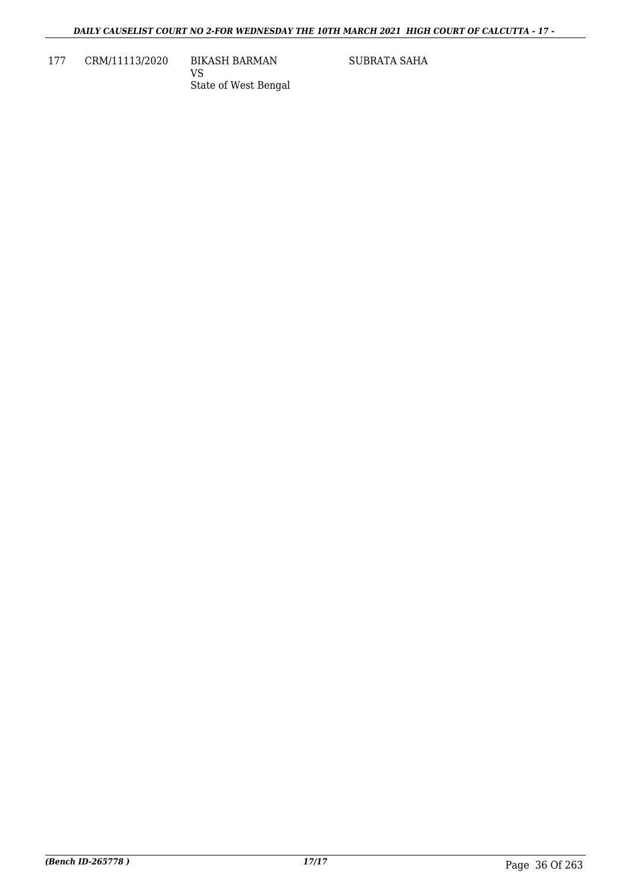| | | | |
|---|---|---|---|
| 177 | CRM/11113/2020 | BIKASH BARMAN<br>VS<br>State of West Bengal | SUBRATA SAHA |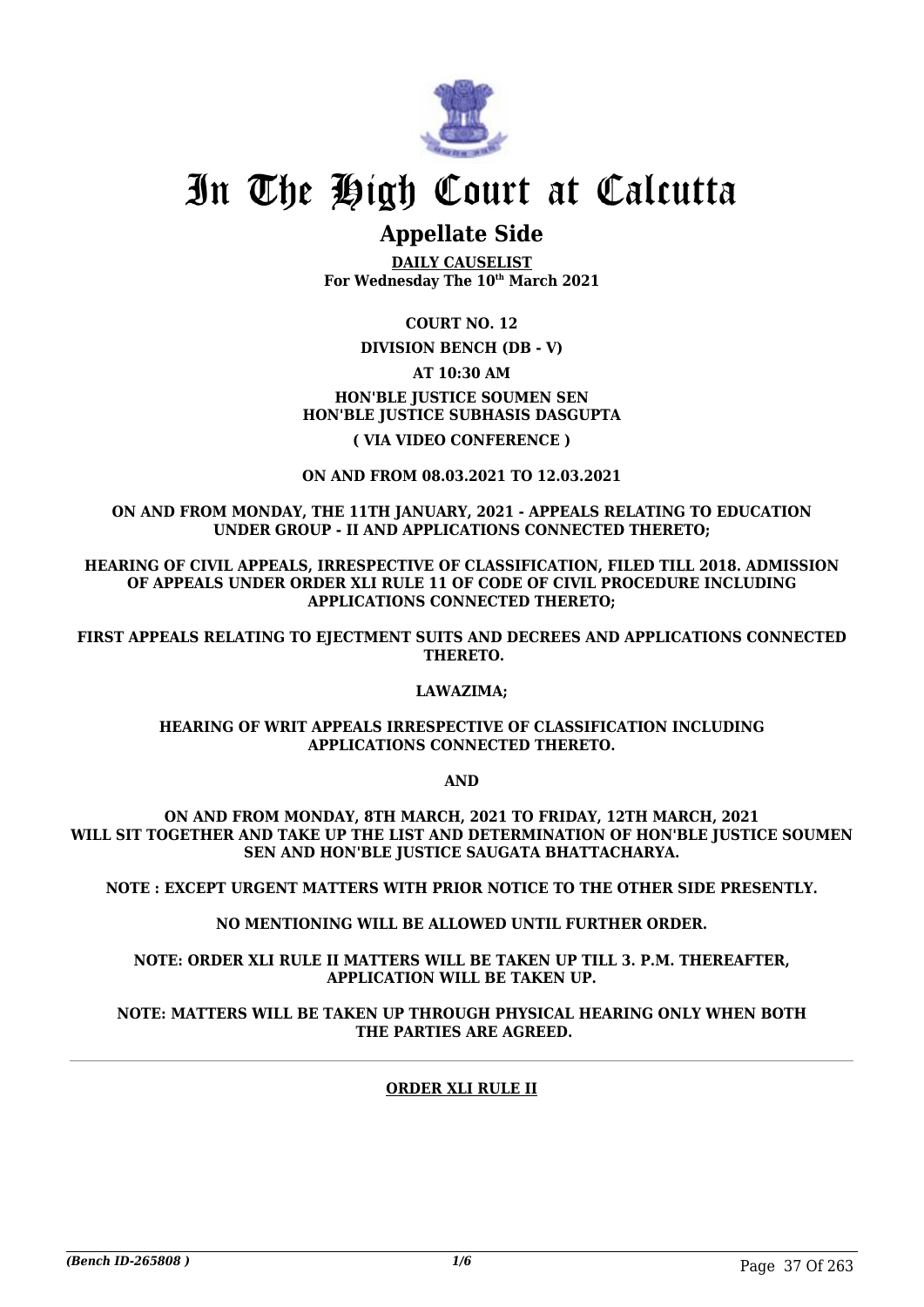# In The High Court at Calcutta

## Appellate Side

**DAILY CAUSELIST**
**For Wednesday The 10th March 2021**

**COURT NO. 12**

**DIVISION BENCH (DB - V)**

**AT 10:30 AM**

**HON'BLE JUSTICE SOUMEN SEN**
**HON'BLE JUSTICE SUBHASIS DASGUPTA**

**( VIA VIDEO CONFERENCE )**

**ON AND FROM 08.03.2021 TO 12.03.2021**

**ON AND FROM MONDAY, THE 11TH JANUARY, 2021 - APPEALS RELATING TO EDUCATION UNDER GROUP - II AND APPLICATIONS CONNECTED THERETO;**

**HEARING OF CIVIL APPEALS, IRRESPECTIVE OF CLASSIFICATION, FILED TILL 2018. ADMISSION OF APPEALS UNDER ORDER XLI RULE 11 OF CODE OF CIVIL PROCEDURE INCLUDING APPLICATIONS CONNECTED THERETO;**

**FIRST APPEALS RELATING TO EJECTMENT SUITS AND DECREES AND APPLICATIONS CONNECTED THERETO.**

**LAWAZIMA;**

**HEARING OF WRIT APPEALS IRRESPECTIVE OF CLASSIFICATION INCLUDING APPLICATIONS CONNECTED THERETO.**

**AND**

**ON AND FROM MONDAY, 8TH MARCH, 2021 TO FRIDAY, 12TH MARCH, 2021 WILL SIT TOGETHER AND TAKE UP THE LIST AND DETERMINATION OF HON'BLE JUSTICE SOUMEN SEN AND HON'BLE JUSTICE SAUGATA BHATTACHARYA.**

**NOTE : EXCEPT URGENT MATTERS WITH PRIOR NOTICE TO THE OTHER SIDE PRESENTLY.**

**NO MENTIONING WILL BE ALLOWED UNTIL FURTHER ORDER.**

**NOTE: ORDER XLI RULE II MATTERS WILL BE TAKEN UP TILL 3. P.M. THEREAFTER, APPLICATION WILL BE TAKEN UP.**

**NOTE: MATTERS WILL BE TAKEN UP THROUGH PHYSICAL HEARING ONLY WHEN BOTH THE PARTIES ARE AGREED.**

---

**ORDER XLI RULE II**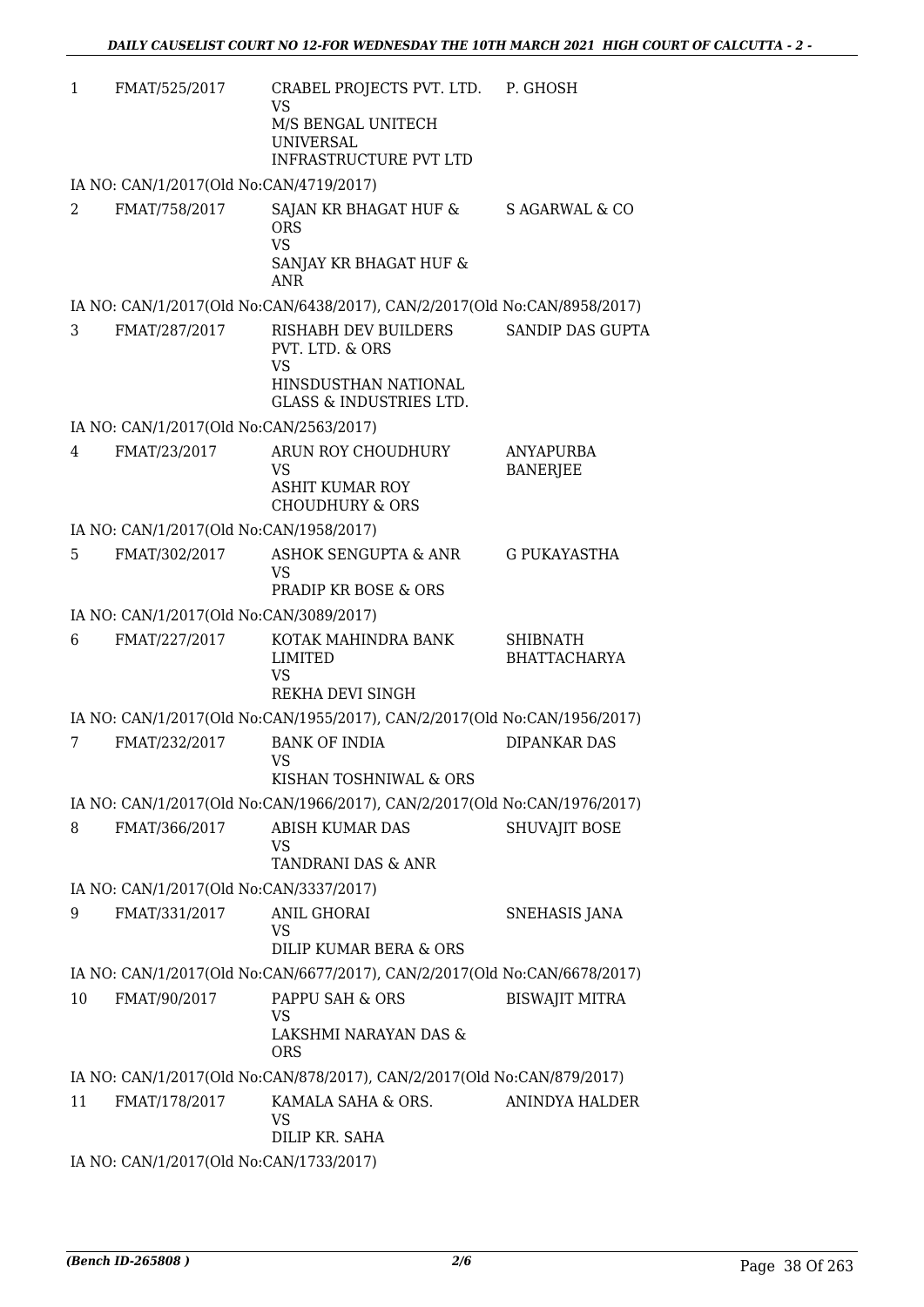| | | | |
|---|---|---|---|
| 1 | FMAT/525/2017 | CRABEL PROJECTS PVT. LTD.<br>VS<br>M/S BENGAL UNITECH UNIVERSAL INFRASTRUCTURE PVT LTD | P. GHOSH |
| | IA NO: CAN/1/2017(Old No:CAN/4719/2017) | | |
| 2 | FMAT/758/2017 | SAJAN KR BHAGAT HUF & ORS<br>VS<br>SANJAY KR BHAGAT HUF & ANR | S AGARWAL & CO |
| | IA NO: CAN/1/2017(Old No:CAN/6438/2017), CAN/2/2017(Old No:CAN/8958/2017) | | |
| 3 | FMAT/287/2017 | RISHABH DEV BUILDERS PVT. LTD. & ORS<br>VS<br>HINSDUSTHAN NATIONAL GLASS & INDUSTRIES LTD. | SANDIP DAS GUPTA |
| | IA NO: CAN/1/2017(Old No:CAN/2563/2017) | | |
| 4 | FMAT/23/2017 | ARUN ROY CHOUDHURY<br>VS<br>ASHIT KUMAR ROY CHOUDHURY & ORS | ANYAPURBA BANERJEE |
| | IA NO: CAN/1/2017(Old No:CAN/1958/2017) | | |
| 5 | FMAT/302/2017 | ASHOK SENGUPTA & ANR<br>VS<br>PRADIP KR BOSE & ORS | G PUKAYASTHA |
| | IA NO: CAN/1/2017(Old No:CAN/3089/2017) | | |
| 6 | FMAT/227/2017 | KOTAK MAHINDRA BANK LIMITED<br>VS<br>REKHA DEVI SINGH | SHIBNATH BHATTACHARYA |
| | IA NO: CAN/1/2017(Old No:CAN/1955/2017), CAN/2/2017(Old No:CAN/1956/2017) | | |
| 7 | FMAT/232/2017 | BANK OF INDIA<br>VS<br>KISHAN TOSHNIWAL & ORS | DIPANKAR DAS |
| | IA NO: CAN/1/2017(Old No:CAN/1966/2017), CAN/2/2017(Old No:CAN/1976/2017) | | |
| 8 | FMAT/366/2017 | ABISH KUMAR DAS<br>VS<br>TANDRANI DAS & ANR | SHUVAJIT BOSE |
| | IA NO: CAN/1/2017(Old No:CAN/3337/2017) | | |
| 9 | FMAT/331/2017 | ANIL GHORAI<br>VS<br>DILIP KUMAR BERA & ORS | SNEHASIS JANA |
| | IA NO: CAN/1/2017(Old No:CAN/6677/2017), CAN/2/2017(Old No:CAN/6678/2017) | | |
| 10 | FMAT/90/2017 | PAPPU SAH & ORS<br>VS<br>LAKSHMI NARAYAN DAS & ORS | BISWAJIT MITRA |
| | IA NO: CAN/1/2017(Old No:CAN/878/2017), CAN/2/2017(Old No:CAN/879/2017) | | |
| 11 | FMAT/178/2017 | KAMALA SAHA & ORS.<br>VS<br>DILIP KR. SAHA | ANINDYA HALDER |
| | IA NO: CAN/1/2017(Old No:CAN/1733/2017) | | |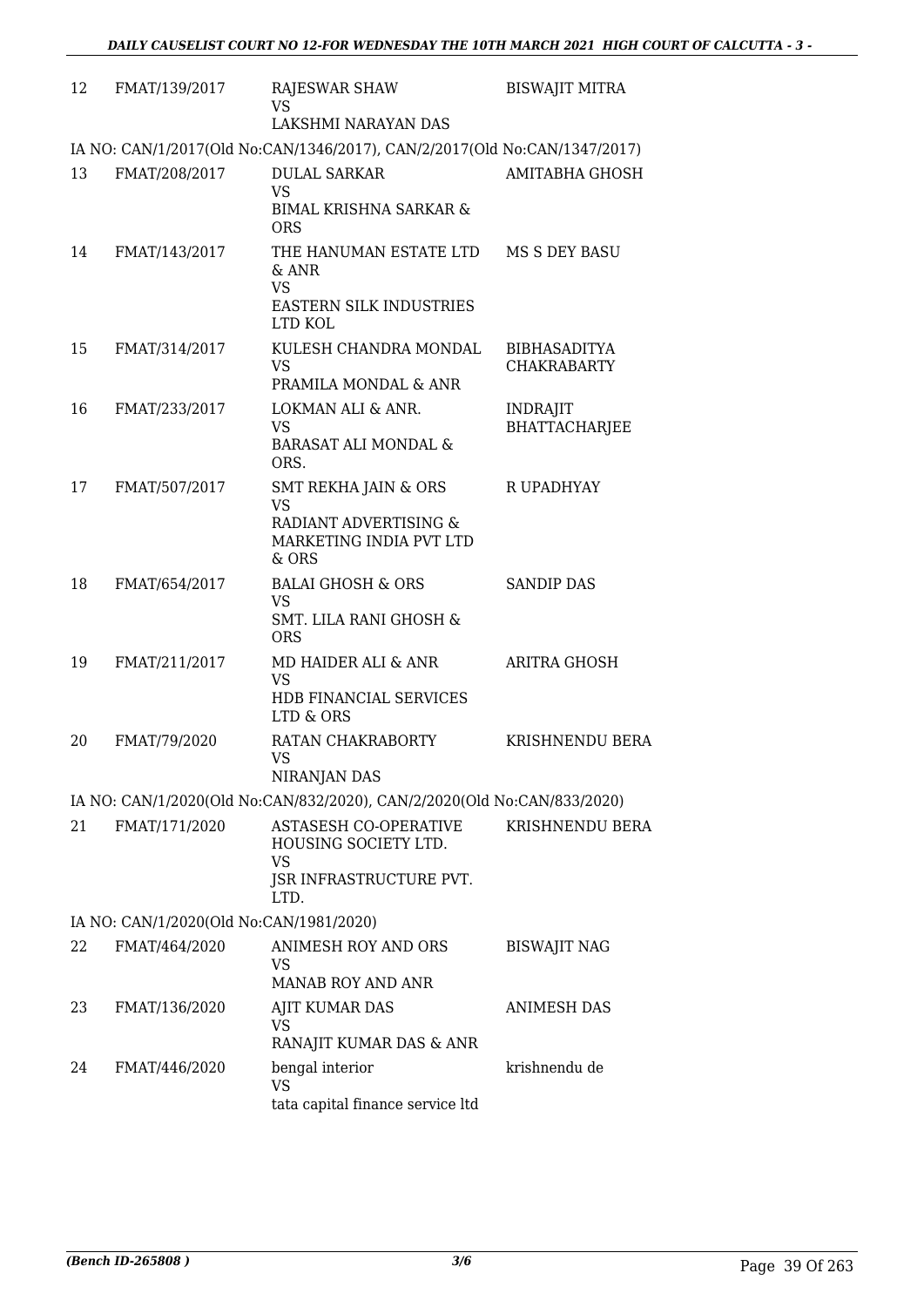| | | | |
|---|---|---|---|
| 12 | FMAT/139/2017 | RAJESWAR SHAW<br>VS<br>LAKSHMI NARAYAN DAS | BISWAJIT MITRA |
| | IA NO: CAN/1/2017(Old No:CAN/1346/2017), CAN/2/2017(Old No:CAN/1347/2017) | | |
| 13 | FMAT/208/2017 | DULAL SARKAR<br>VS<br>BIMAL KRISHNA SARKAR & ORS | AMITABHA GHOSH |
| 14 | FMAT/143/2017 | THE HANUMAN ESTATE LTD & ANR<br>VS<br>EASTERN SILK INDUSTRIES LTD KOL | MS S DEY BASU |
| 15 | FMAT/314/2017 | KULESH CHANDRA MONDAL<br>VS<br>PRAMILA MONDAL & ANR | BIBHASADITYA CHAKRABARTY |
| 16 | FMAT/233/2017 | LOKMAN ALI & ANR.<br>VS<br>BARASAT ALI MONDAL & ORS. | INDRAJIT BHATTACHARJEE |
| 17 | FMAT/507/2017 | SMT REKHA JAIN & ORS<br>VS<br>RADIANT ADVERTISING & MARKETING INDIA PVT LTD & ORS | R UPADHYAY |
| 18 | FMAT/654/2017 | BALAI GHOSH & ORS<br>VS<br>SMT. LILA RANI GHOSH & ORS | SANDIP DAS |
| 19 | FMAT/211/2017 | MD HAIDER ALI & ANR<br>VS<br>HDB FINANCIAL SERVICES LTD & ORS | ARITRA GHOSH |
| 20 | FMAT/79/2020 | RATAN CHAKRABORTY<br>VS<br>NIRANJAN DAS | KRISHNENDU BERA |
| | IA NO: CAN/1/2020(Old No:CAN/832/2020), CAN/2/2020(Old No:CAN/833/2020) | | |
| 21 | FMAT/171/2020 | ASTASESH CO-OPERATIVE HOUSING SOCIETY LTD.<br>VS<br>JSR INFRASTRUCTURE PVT. LTD. | KRISHNENDU BERA |
| | IA NO: CAN/1/2020(Old No:CAN/1981/2020) | | |
| 22 | FMAT/464/2020 | ANIMESH ROY AND ORS<br>VS<br>MANAB ROY AND ANR | BISWAJIT NAG |
| 23 | FMAT/136/2020 | AJIT KUMAR DAS<br>VS<br>RANAJIT KUMAR DAS & ANR | ANIMESH DAS |
| 24 | FMAT/446/2020 | bengal interior<br>VS<br>tata capital finance service ltd | krishnendu de |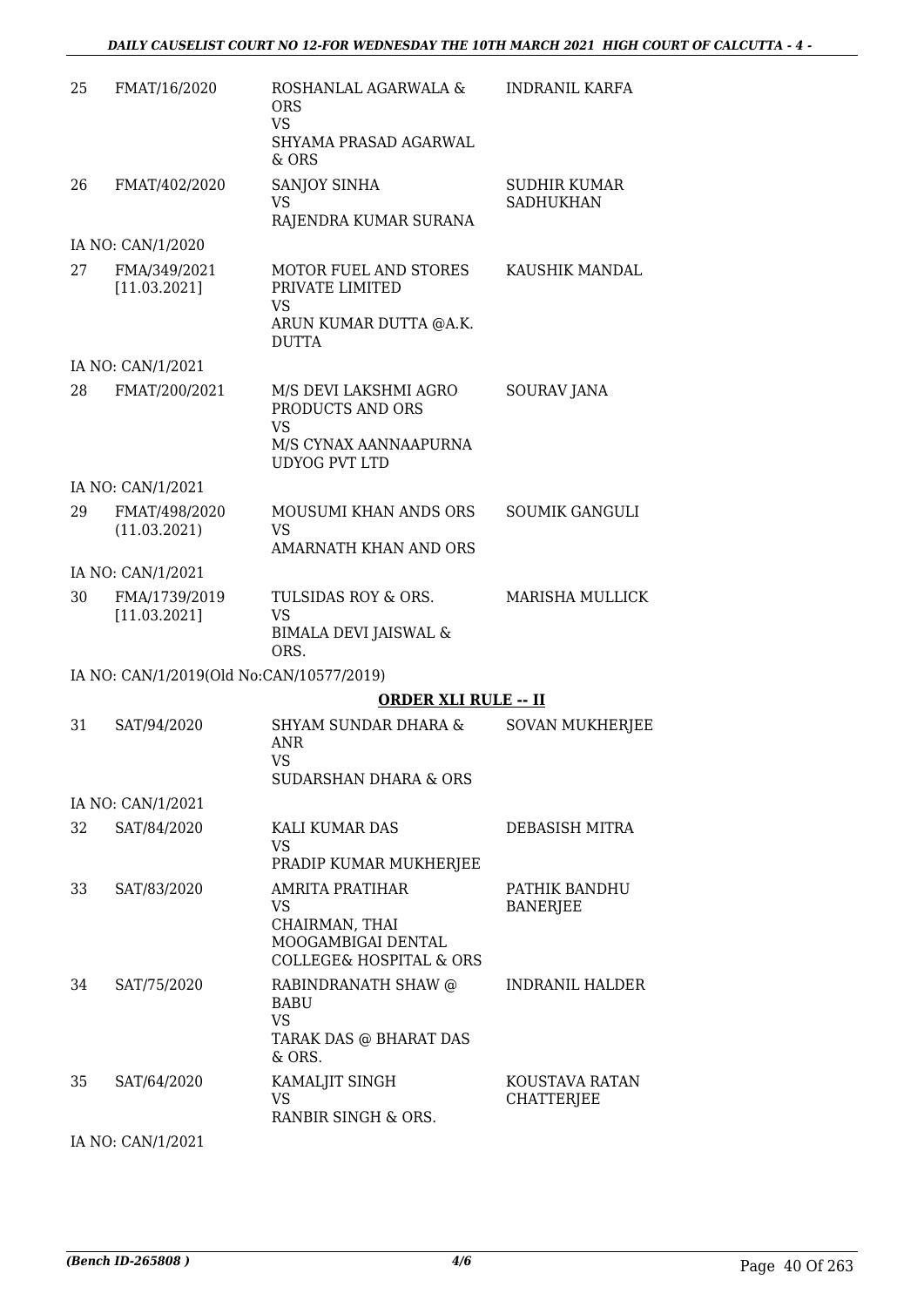| | | | |
|---|---|---|---|
| 25 | FMAT/16/2020 | ROSHANLAL AGARWALA & ORS<br>VS<br>SHYAMA PRASAD AGARWAL & ORS | INDRANIL KARFA |
| 26 | FMAT/402/2020 | SANJOY SINHA<br>VS<br>RAJENDRA KUMAR SURANA | SUDHIR KUMAR SADHUKHAN |
| | IA NO: CAN/1/2020 | | |
| 27 | FMA/349/2021<br>[11.03.2021] | MOTOR FUEL AND STORES PRIVATE LIMITED<br>VS<br>ARUN KUMAR DUTTA @A.K. DUTTA | KAUSHIK MANDAL |
| | IA NO: CAN/1/2021 | | |
| 28 | FMAT/200/2021 | M/S DEVI LAKSHMI AGRO PRODUCTS AND ORS<br>VS<br>M/S CYNAX AANNAAPURNA UDYOG PVT LTD | SOURAV JANA |
| | IA NO: CAN/1/2021 | | |
| 29 | FMAT/498/2020<br>(11.03.2021) | MOUSUMI KHAN ANDS ORS<br>VS<br>AMARNATH KHAN AND ORS | SOUMIK GANGULI |
| | IA NO: CAN/1/2021 | | |
| 30 | FMA/1739/2019<br>[11.03.2021] | TULSIDAS ROY & ORS.<br>VS<br>BIMALA DEVI JAISWAL & ORS. | MARISHA MULLICK |
| | IA NO: CAN/1/2019(Old No:CAN/10577/2019) | | |

**ORDER XLI RULE -- II**

| | | | |
|---|---|---|---|
| 31 | SAT/94/2020 | SHYAM SUNDAR DHARA & ANR<br>VS<br>SUDARSHAN DHARA & ORS | SOVAN MUKHERJEE |
| | IA NO: CAN/1/2021 | | |
| 32 | SAT/84/2020 | KALI KUMAR DAS<br>VS<br>PRADIP KUMAR MUKHERJEE | DEBASISH MITRA |
| 33 | SAT/83/2020 | AMRITA PRATIHAR<br>VS<br>CHAIRMAN, THAI MOOGAMBIGAI DENTAL COLLEGE& HOSPITAL & ORS | PATHIK BANDHU BANERJEE |
| 34 | SAT/75/2020 | RABINDRANATH SHAW @ BABU<br>VS<br>TARAK DAS @ BHARAT DAS & ORS. | INDRANIL HALDER |
| 35 | SAT/64/2020 | KAMALJIT SINGH<br>VS<br>RANBIR SINGH & ORS. | KOUSTAVA RATAN CHATTERJEE |
| | IA NO: CAN/1/2021 | | |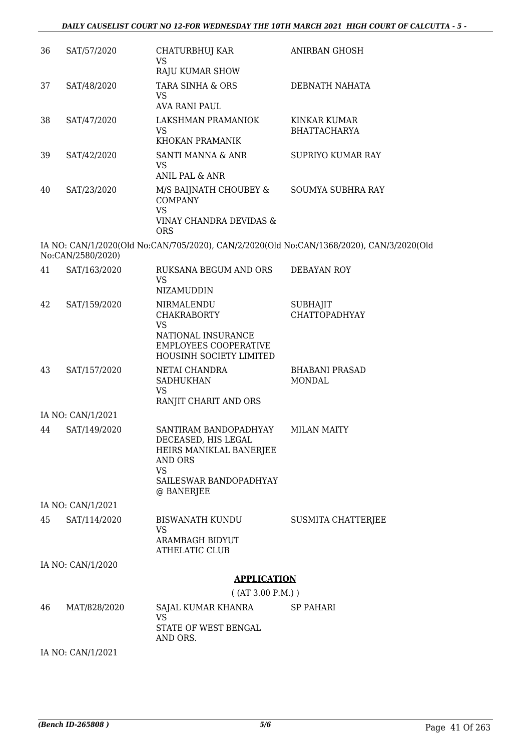| 36 | SAT/57/2020 | CHATURBHUJ KAR<br>VS<br>RAJU KUMAR SHOW | ANIRBAN GHOSH |
|---|---|---|---|
| 37 | SAT/48/2020 | TARA SINHA & ORS<br>VS<br>AVA RANI PAUL | DEBNATH NAHATA |
| 38 | SAT/47/2020 | LAKSHMAN PRAMANIOK<br>VS<br>KHOKAN PRAMANIK | KINKAR KUMAR BHATTACHARYA |
| 39 | SAT/42/2020 | SANTI MANNA & ANR<br>VS<br>ANIL PAL & ANR | SUPRIYO KUMAR RAY |
| 40 | SAT/23/2020 | M/S BAIJNATH CHOUBEY & COMPANY<br>VS<br>VINAY CHANDRA DEVIDAS & ORS | SOUMYA SUBHRA RAY |

IA NO: CAN/1/2020(Old No:CAN/705/2020), CAN/2/2020(Old No:CAN/1368/2020), CAN/3/2020(Old No:CAN/2580/2020)

| 41 | SAT/163/2020 | RUKSANA BEGUM AND ORS<br>VS<br>NIZAMUDDIN | DEBAYAN ROY |
|---|---|---|---|
| 42 | SAT/159/2020 | NIRMALENDU CHAKRABORTY<br>VS<br>NATIONAL INSURANCE EMPLOYEES COOPERATIVE HOUSINH SOCIETY LIMITED | SUBHAJIT CHATTOPADHYAY |
| 43 | SAT/157/2020 | NETAI CHANDRA SADHUKHAN<br>VS<br>RANJIT CHARIT AND ORS | BHABANI PRASAD MONDAL |

IA NO: CAN/1/2021

| 44 | SAT/149/2020 | SANTIRAM BANDOPADHYAY DECEASED, HIS LEGAL HEIRS MANIKLAL BANERJEE AND ORS<br>VS<br>SAILESWAR BANDOPADHYAY @ BANERJEE | MILAN MAITY |
|---|---|---|---|

IA NO: CAN/1/2021

| 45 | SAT/114/2020 | BISWANATH KUNDU<br>VS<br>ARAMBAGH BIDYUT ATHELATIC CLUB | SUSMITA CHATTERJEE |
|---|---|---|---|

IA NO: CAN/1/2020

## APPLICATION

( (AT 3.00 P.M.) )

| 46 | MAT/828/2020 | SAJAL KUMAR KHANRA<br>VS<br>STATE OF WEST BENGAL AND ORS. | SP PAHARI |
|---|---|---|---|

IA NO: CAN/1/2021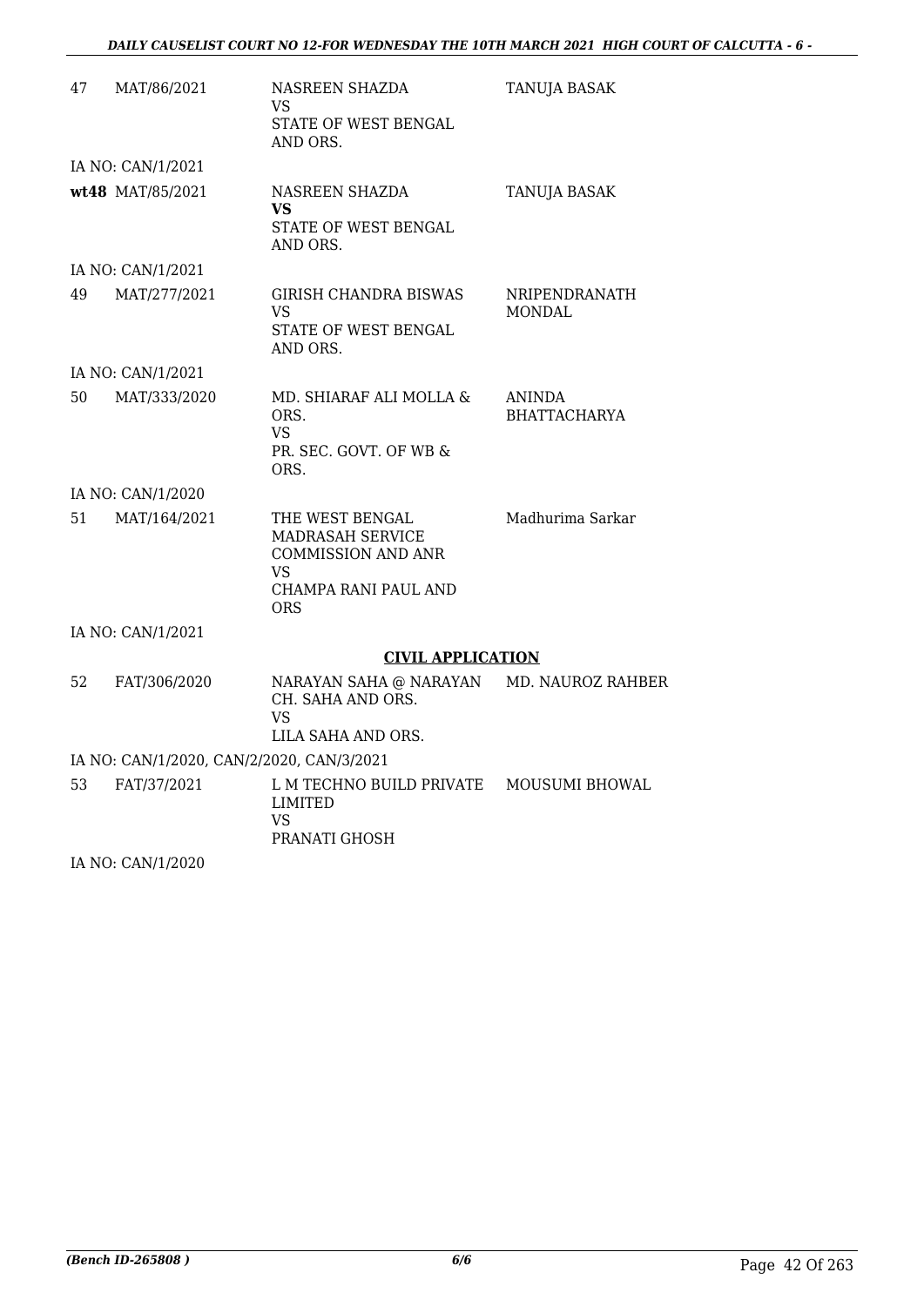| 47 | MAT/86/2021 | NASREEN SHAZDA<br>VS<br>STATE OF WEST BENGAL AND ORS. | TANUJA BASAK |
|---|---|---|---|
| | IA NO: CAN/1/2021 | | |
| **wt48** | MAT/85/2021 | NASREEN SHAZDA<br>**VS**<br>STATE OF WEST BENGAL AND ORS. | TANUJA BASAK |
| | IA NO: CAN/1/2021 | | |
| 49 | MAT/277/2021 | GIRISH CHANDRA BISWAS<br>VS<br>STATE OF WEST BENGAL AND ORS. | NRIPENDRANATH MONDAL |
| | IA NO: CAN/1/2021 | | |
| 50 | MAT/333/2020 | MD. SHIARAF ALI MOLLA & ORS.<br>VS<br>PR. SEC. GOVT. OF WB & ORS. | ANINDA BHATTACHARYA |
| | IA NO: CAN/1/2020 | | |
| 51 | MAT/164/2021 | THE WEST BENGAL MADRASAH SERVICE COMMISSION AND ANR<br>VS<br>CHAMPA RANI PAUL AND ORS | Madhurima Sarkar |
| | IA NO: CAN/1/2021 | | |

**CIVIL APPLICATION**

| 52 | FAT/306/2020 | NARAYAN SAHA @ NARAYAN CH. SAHA AND ORS.<br>VS<br>LILA SAHA AND ORS. | MD. NAUROZ RAHBER |
|---|---|---|---|
| | IA NO: CAN/1/2020, CAN/2/2020, CAN/3/2021 | | |
| 53 | FAT/37/2021 | L M TECHNO BUILD PRIVATE LIMITED<br>VS<br>PRANATI GHOSH | MOUSUMI BHOWAL |
| | IA NO: CAN/1/2020 | | |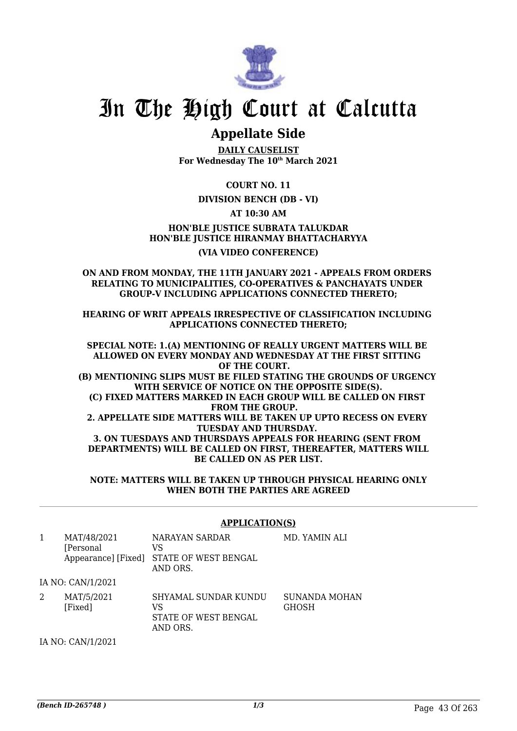# In The High Court at Calcutta

## Appellate Side

**DAILY CAUSELIST**
**For Wednesday The 10th March 2021**

**COURT NO. 11**

**DIVISION BENCH (DB - VI)**

**AT 10:30 AM**

**HON'BLE JUSTICE SUBRATA TALUKDAR**
**HON'BLE JUSTICE HIRANMAY BHATTACHARYYA**

**(VIA VIDEO CONFERENCE)**

**ON AND FROM MONDAY, THE 11TH JANUARY 2021 - APPEALS FROM ORDERS RELATING TO MUNICIPALITIES, CO-OPERATIVES & PANCHAYATS UNDER GROUP-V INCLUDING APPLICATIONS CONNECTED THERETO;**

**HEARING OF WRIT APPEALS IRRESPECTIVE OF CLASSIFICATION INCLUDING APPLICATIONS CONNECTED THERETO;**

**SPECIAL NOTE: 1.(A) MENTIONING OF REALLY URGENT MATTERS WILL BE ALLOWED ON EVERY MONDAY AND WEDNESDAY AT THE FIRST SITTING OF THE COURT.**
**(B) MENTIONING SLIPS MUST BE FILED STATING THE GROUNDS OF URGENCY WITH SERVICE OF NOTICE ON THE OPPOSITE SIDE(S).**
**(C) FIXED MATTERS MARKED IN EACH GROUP WILL BE CALLED ON FIRST FROM THE GROUP.**
**2. APPELLATE SIDE MATTERS WILL BE TAKEN UP UPTO RECESS ON EVERY TUESDAY AND THURSDAY.**
**3. ON TUESDAYS AND THURSDAYS APPEALS FOR HEARING (SENT FROM DEPARTMENTS) WILL BE CALLED ON FIRST, THEREAFTER, MATTERS WILL BE CALLED ON AS PER LIST.**

**NOTE: MATTERS WILL BE TAKEN UP THROUGH PHYSICAL HEARING ONLY WHEN BOTH THE PARTIES ARE AGREED**

### APPLICATION(S)

| | | | |
|---|---|---|---|
| 1 | MAT/48/2021 [Personal Appearance] [Fixed] | NARAYAN SARDAR VS STATE OF WEST BENGAL AND ORS. | MD. YAMIN ALI |
| | IA NO: CAN/1/2021 | | |
| 2 | MAT/5/2021 [Fixed] | SHYAMAL SUNDAR KUNDU VS STATE OF WEST BENGAL AND ORS. | SUNANDA MOHAN GHOSH |
| | IA NO: CAN/1/2021 | | |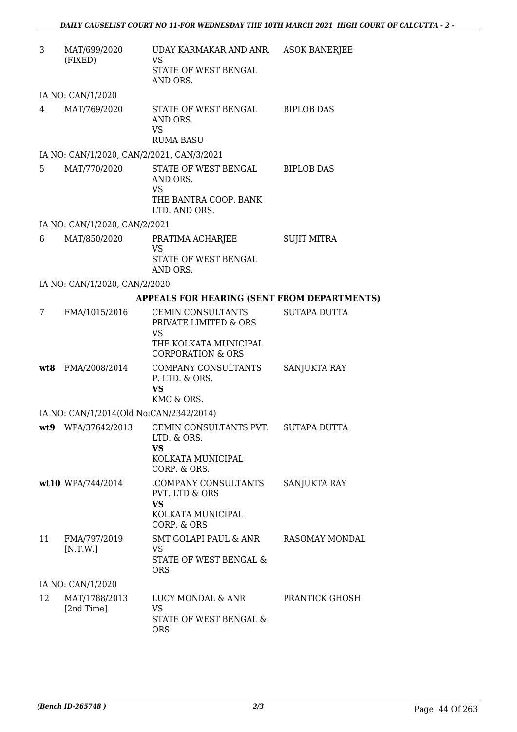| | | | |
|---|---|---|---|
| 3 | MAT/699/2020 (FIXED) | UDAY KARMAKAR AND ANR. VS STATE OF WEST BENGAL AND ORS. | ASOK BANERJEE |
| | IA NO: CAN/1/2020 | | |
| 4 | MAT/769/2020 | STATE OF WEST BENGAL AND ORS. VS RUMA BASU | BIPLOB DAS |
| | IA NO: CAN/1/2020, CAN/2/2021, CAN/3/2021 | | |
| 5 | MAT/770/2020 | STATE OF WEST BENGAL AND ORS. VS THE BANTRA COOP. BANK LTD. AND ORS. | BIPLOB DAS |
| | IA NO: CAN/1/2020, CAN/2/2021 | | |
| 6 | MAT/850/2020 | PRATIMA ACHARJEE VS STATE OF WEST BENGAL AND ORS. | SUJIT MITRA |
| | IA NO: CAN/1/2020, CAN/2/2020 | | |

**APPEALS FOR HEARING (SENT FROM DEPARTMENTS)**

| | | | |
|---|---|---|---|
| 7 | FMA/1015/2016 | CEMIN CONSULTANTS PRIVATE LIMITED & ORS VS THE KOLKATA MUNICIPAL CORPORATION & ORS | SUTAPA DUTTA |
| **wt8** | FMA/2008/2014 | COMPANY CONSULTANTS P. LTD. & ORS. **VS** KMC & ORS. | SANJUKTA RAY |
| | IA NO: CAN/1/2014(Old No:CAN/2342/2014) | | |
| **wt9** | WPA/37642/2013 | CEMIN CONSULTANTS PVT. LTD. & ORS. **VS** KOLKATA MUNICIPAL CORP. & ORS. | SUTAPA DUTTA |
| **wt10** | WPA/744/2014 | .COMPANY CONSULTANTS PVT. LTD & ORS **VS** KOLKATA MUNICIPAL CORP. & ORS | SANJUKTA RAY |
| 11 | FMA/797/2019 [N.T.W.] | SMT GOLAPI PAUL & ANR VS STATE OF WEST BENGAL & ORS | RASOMAY MONDAL |
| | IA NO: CAN/1/2020 | | |
| 12 | MAT/1788/2013 [2nd Time] | LUCY MONDAL & ANR VS STATE OF WEST BENGAL & ORS | PRANTICK GHOSH |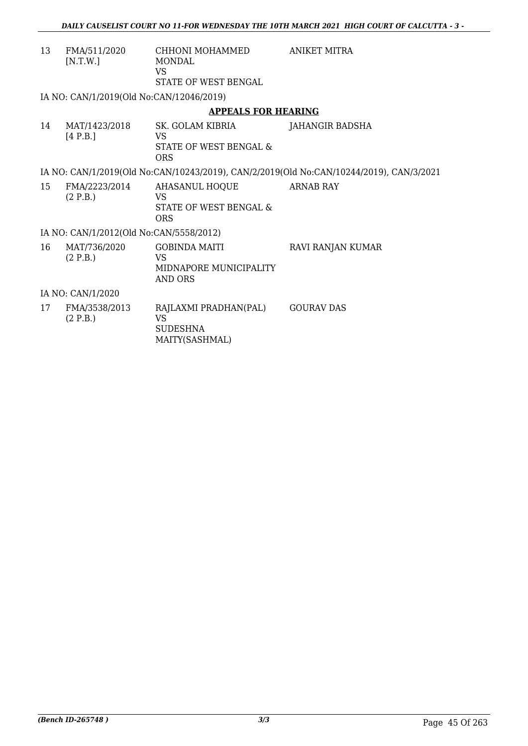| | | | |
|---|---|---|---|
| 13 | FMA/511/2020 [N.T.W.] | CHHONI MOHAMMED MONDAL VS STATE OF WEST BENGAL | ANIKET MITRA |

IA NO: CAN/1/2019(Old No:CAN/12046/2019)

**APPEALS FOR HEARING**

| | | | |
|---|---|---|---|
| 14 | MAT/1423/2018 [4 P.B.] | SK. GOLAM KIBRIA VS STATE OF WEST BENGAL & ORS | JAHANGIR BADSHA |

IA NO: CAN/1/2019(Old No:CAN/10243/2019), CAN/2/2019(Old No:CAN/10244/2019), CAN/3/2021

| | | | |
|---|---|---|---|
| 15 | FMA/2223/2014 (2 P.B.) | AHASANUL HOQUE VS STATE OF WEST BENGAL & ORS | ARNAB RAY |

IA NO: CAN/1/2012(Old No:CAN/5558/2012)

| | | | |
|---|---|---|---|
| 16 | MAT/736/2020 (2 P.B.) | GOBINDA MAITI VS MIDNAPORE MUNICIPALITY AND ORS | RAVI RANJAN KUMAR |

IA NO: CAN/1/2020

| | | | |
|---|---|---|---|
| 17 | FMA/3538/2013 (2 P.B.) | RAJLAXMI PRADHAN(PAL) VS SUDESHNA MAITY(SASHMAL) | GOURAV DAS |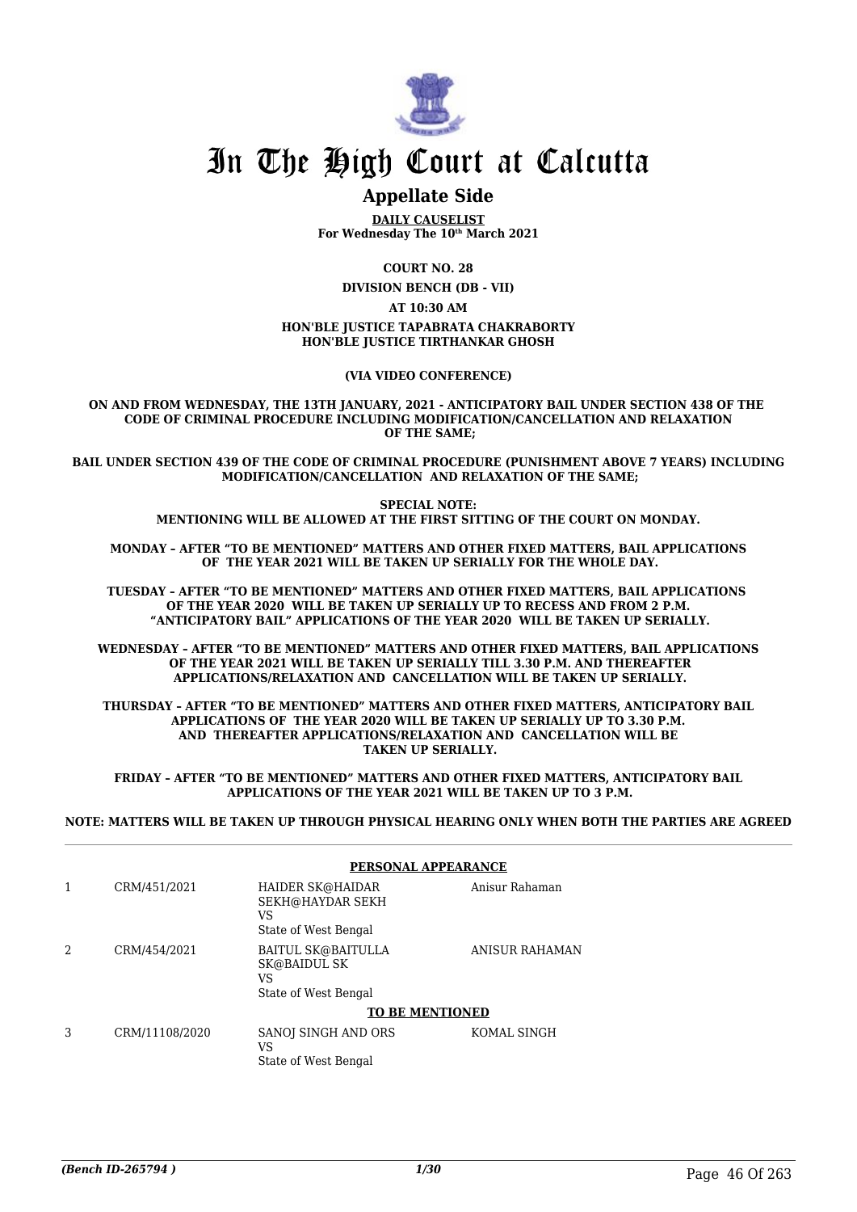# In The High Court at Calcutta

## Appellate Side

**DAILY CAUSELIST**
**For Wednesday The 10th March 2021**

**COURT NO. 28**

**DIVISION BENCH (DB - VII)**

**AT 10:30 AM**

**HON'BLE JUSTICE TAPABRATA CHAKRABORTY**
**HON'BLE JUSTICE TIRTHANKAR GHOSH**

**(VIA VIDEO CONFERENCE)**

**ON AND FROM WEDNESDAY, THE 13TH JANUARY, 2021 - ANTICIPATORY BAIL UNDER SECTION 438 OF THE CODE OF CRIMINAL PROCEDURE INCLUDING MODIFICATION/CANCELLATION AND RELAXATION OF THE SAME;**

**BAIL UNDER SECTION 439 OF THE CODE OF CRIMINAL PROCEDURE (PUNISHMENT ABOVE 7 YEARS) INCLUDING MODIFICATION/CANCELLATION AND RELAXATION OF THE SAME;**

**SPECIAL NOTE:**
**MENTIONING WILL BE ALLOWED AT THE FIRST SITTING OF THE COURT ON MONDAY.**

**MONDAY – AFTER "TO BE MENTIONED" MATTERS AND OTHER FIXED MATTERS, BAIL APPLICATIONS OF THE YEAR 2021 WILL BE TAKEN UP SERIALLY FOR THE WHOLE DAY.**

**TUESDAY – AFTER "TO BE MENTIONED" MATTERS AND OTHER FIXED MATTERS, BAIL APPLICATIONS OF THE YEAR 2020 WILL BE TAKEN UP SERIALLY UP TO RECESS AND FROM 2 P.M. "ANTICIPATORY BAIL" APPLICATIONS OF THE YEAR 2020 WILL BE TAKEN UP SERIALLY.**

**WEDNESDAY – AFTER "TO BE MENTIONED" MATTERS AND OTHER FIXED MATTERS, BAIL APPLICATIONS OF THE YEAR 2021 WILL BE TAKEN UP SERIALLY TILL 3.30 P.M. AND THEREAFTER APPLICATIONS/RELAXATION AND CANCELLATION WILL BE TAKEN UP SERIALLY.**

**THURSDAY – AFTER "TO BE MENTIONED" MATTERS AND OTHER FIXED MATTERS, ANTICIPATORY BAIL APPLICATIONS OF THE YEAR 2020 WILL BE TAKEN UP SERIALLY UP TO 3.30 P.M. AND THEREAFTER APPLICATIONS/RELAXATION AND CANCELLATION WILL BE TAKEN UP SERIALLY.**

**FRIDAY – AFTER "TO BE MENTIONED" MATTERS AND OTHER FIXED MATTERS, ANTICIPATORY BAIL APPLICATIONS OF THE YEAR 2021 WILL BE TAKEN UP TO 3 P.M.**

**NOTE: MATTERS WILL BE TAKEN UP THROUGH PHYSICAL HEARING ONLY WHEN BOTH THE PARTIES ARE AGREED**

**PERSONAL APPEARANCE**

| | | | |
|---|---|---|---|
| 1 | CRM/451/2021 | HAIDER SK@HAIDAR SEKH@HAYDAR SEKH<br>VS<br>State of West Bengal | Anisur Rahaman |
| 2 | CRM/454/2021 | BAITUL SK@BAITULLA SK@BAIDUL SK<br>VS<br>State of West Bengal | ANISUR RAHAMAN |

**TO BE MENTIONED**

| | | | |
|---|---|---|---|
| 3 | CRM/11108/2020 | SANOJ SINGH AND ORS<br>VS<br>State of West Bengal | KOMAL SINGH |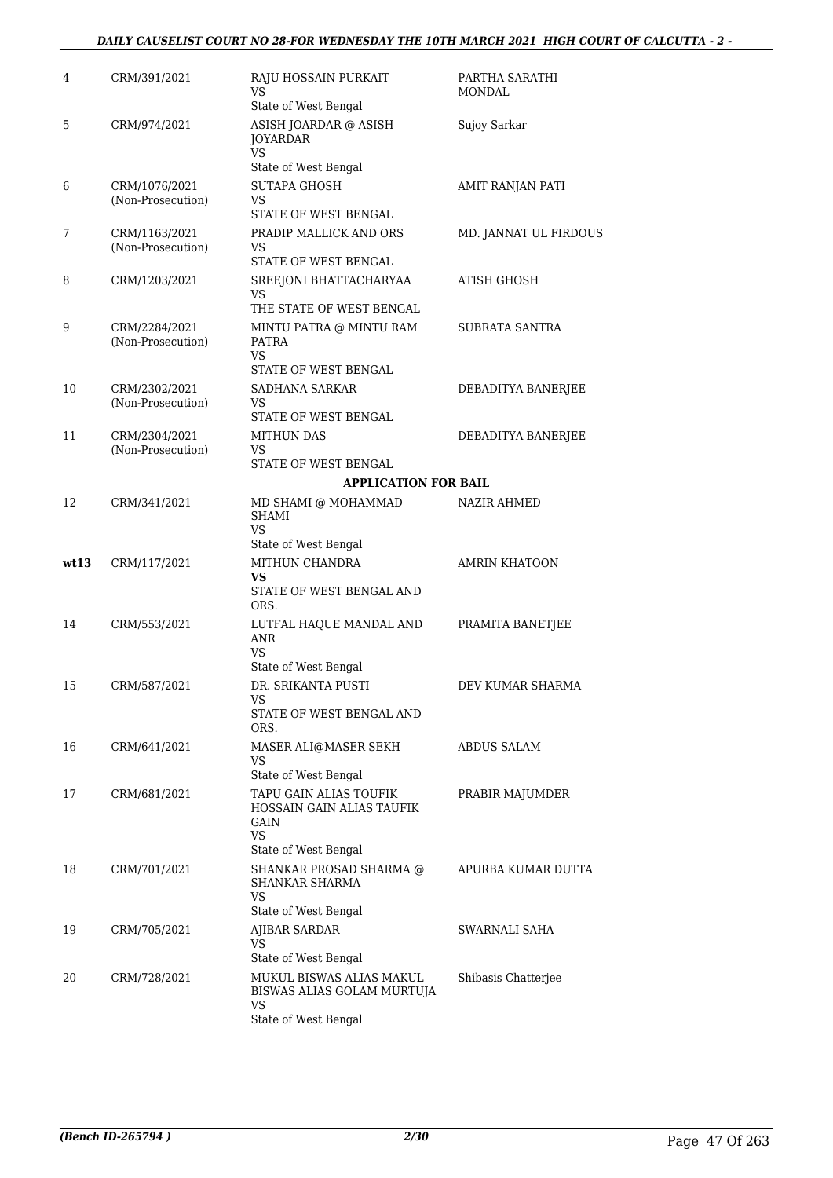| | | | |
|---|---|---|---|
| 4 | CRM/391/2021 | RAJU HOSSAIN PURKAIT<br>VS<br>State of West Bengal | PARTHA SARATHI MONDAL |
| 5 | CRM/974/2021 | ASISH JOARDAR @ ASISH JOYARDAR<br>VS<br>State of West Bengal | Sujoy Sarkar |
| 6 | CRM/1076/2021<br>(Non-Prosecution) | SUTAPA GHOSH<br>VS<br>STATE OF WEST BENGAL | AMIT RANJAN PATI |
| 7 | CRM/1163/2021<br>(Non-Prosecution) | PRADIP MALLICK AND ORS<br>VS<br>STATE OF WEST BENGAL | MD. JANNAT UL FIRDOUS |
| 8 | CRM/1203/2021 | SREEJONI BHATTACHARYAA<br>VS<br>THE STATE OF WEST BENGAL | ATISH GHOSH |
| 9 | CRM/2284/2021<br>(Non-Prosecution) | MINTU PATRA @ MINTU RAM PATRA<br>VS<br>STATE OF WEST BENGAL | SUBRATA SANTRA |
| 10 | CRM/2302/2021<br>(Non-Prosecution) | SADHANA SARKAR<br>VS<br>STATE OF WEST BENGAL | DEBADITYA BANERJEE |
| 11 | CRM/2304/2021<br>(Non-Prosecution) | MITHUN DAS<br>VS<br>STATE OF WEST BENGAL | DEBADITYA BANERJEE |
| | | **APPLICATION FOR BAIL** | |
| 12 | CRM/341/2021 | MD SHAMI @ MOHAMMAD SHAMI<br>VS<br>State of West Bengal | NAZIR AHMED |
| **wt13** | CRM/117/2021 | MITHUN CHANDRA<br>**VS**<br>STATE OF WEST BENGAL AND ORS. | AMRIN KHATOON |
| 14 | CRM/553/2021 | LUTFAL HAQUE MANDAL AND ANR<br>VS<br>State of West Bengal | PRAMITA BANETJEE |
| 15 | CRM/587/2021 | DR. SRIKANTA PUSTI<br>VS<br>STATE OF WEST BENGAL AND ORS. | DEV KUMAR SHARMA |
| 16 | CRM/641/2021 | MASER ALI@MASER SEKH<br>VS<br>State of West Bengal | ABDUS SALAM |
| 17 | CRM/681/2021 | TAPU GAIN ALIAS TOUFIK HOSSAIN GAIN ALIAS TAUFIK GAIN<br>VS<br>State of West Bengal | PRABIR MAJUMDER |
| 18 | CRM/701/2021 | SHANKAR PROSAD SHARMA @ SHANKAR SHARMA<br>VS<br>State of West Bengal | APURBA KUMAR DUTTA |
| 19 | CRM/705/2021 | AJIBAR SARDAR<br>VS<br>State of West Bengal | SWARNALI SAHA |
| 20 | CRM/728/2021 | MUKUL BISWAS ALIAS MAKUL BISWAS ALIAS GOLAM MURTUJA<br>VS<br>State of West Bengal | Shibasis Chatterjee |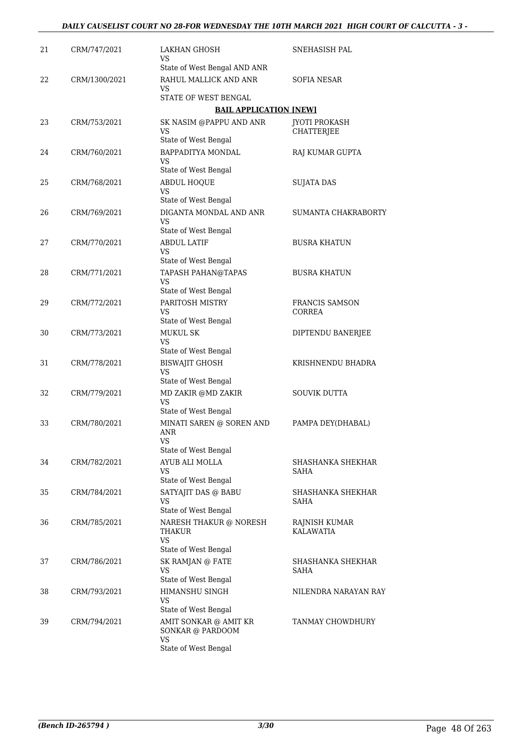| | | | |
|---|---|---|---|
| 21 | CRM/747/2021 | LAKHAN GHOSH<br>VS<br>State of West Bengal AND ANR | SNEHASISH PAL |
| 22 | CRM/1300/2021 | RAHUL MALLICK AND ANR<br>VS<br>STATE OF WEST BENGAL | SOFIA NESAR |

**BAIL APPLICATION [NEW]**

| | | | |
|---|---|---|---|
| 23 | CRM/753/2021 | SK NASIM @PAPPU AND ANR<br>VS<br>State of West Bengal | JYOTI PROKASH CHATTERJEE |
| 24 | CRM/760/2021 | BAPPADITYA MONDAL<br>VS<br>State of West Bengal | RAJ KUMAR GUPTA |
| 25 | CRM/768/2021 | ABDUL HOQUE<br>VS<br>State of West Bengal | SUJATA DAS |
| 26 | CRM/769/2021 | DIGANTA MONDAL AND ANR<br>VS<br>State of West Bengal | SUMANTA CHAKRABORTY |
| 27 | CRM/770/2021 | ABDUL LATIF<br>VS<br>State of West Bengal | BUSRA KHATUN |
| 28 | CRM/771/2021 | TAPASH PAHAN@TAPAS<br>VS<br>State of West Bengal | BUSRA KHATUN |
| 29 | CRM/772/2021 | PARITOSH MISTRY<br>VS<br>State of West Bengal | FRANCIS SAMSON CORREA |
| 30 | CRM/773/2021 | MUKUL SK<br>VS<br>State of West Bengal | DIPTENDU BANERJEE |
| 31 | CRM/778/2021 | BISWAJIT GHOSH<br>VS<br>State of West Bengal | KRISHNENDU BHADRA |
| 32 | CRM/779/2021 | MD ZAKIR @MD ZAKIR<br>VS<br>State of West Bengal | SOUVIK DUTTA |
| 33 | CRM/780/2021 | MINATI SAREN @ SOREN AND ANR<br>VS<br>State of West Bengal | PAMPA DEY(DHABAL) |
| 34 | CRM/782/2021 | AYUB ALI MOLLA<br>VS<br>State of West Bengal | SHASHANKA SHEKHAR SAHA |
| 35 | CRM/784/2021 | SATYAJIT DAS @ BABU<br>VS<br>State of West Bengal | SHASHANKA SHEKHAR SAHA |
| 36 | CRM/785/2021 | NARESH THAKUR @ NORESH THAKUR<br>VS<br>State of West Bengal | RAJNISH KUMAR KALAWATIA |
| 37 | CRM/786/2021 | SK RAMJAN @ FATE<br>VS<br>State of West Bengal | SHASHANKA SHEKHAR SAHA |
| 38 | CRM/793/2021 | HIMANSHU SINGH<br>VS<br>State of West Bengal | NILENDRA NARAYAN RAY |
| 39 | CRM/794/2021 | AMIT SONKAR @ AMIT KR SONKAR @ PARDOOM<br>VS<br>State of West Bengal | TANMAY CHOWDHURY |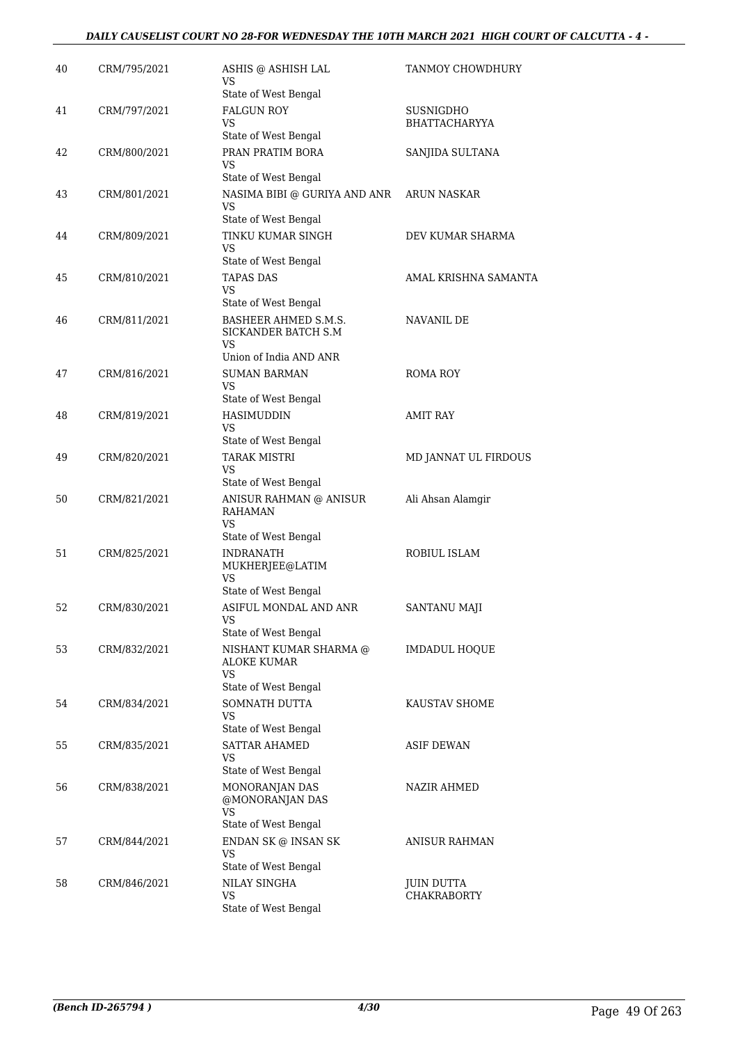| 40 | CRM/795/2021 | ASHIS @ ASHISH LAL<br>VS<br>State of West Bengal | TANMOY CHOWDHURY |
|---|---|---|---|
| 41 | CRM/797/2021 | FALGUN ROY<br>VS<br>State of West Bengal | SUSNIGDHO BHATTACHARYYA |
| 42 | CRM/800/2021 | PRAN PRATIM BORA<br>VS<br>State of West Bengal | SANJIDA SULTANA |
| 43 | CRM/801/2021 | NASIMA BIBI @ GURIYA AND ANR<br>VS<br>State of West Bengal | ARUN NASKAR |
| 44 | CRM/809/2021 | TINKU KUMAR SINGH<br>VS<br>State of West Bengal | DEV KUMAR SHARMA |
| 45 | CRM/810/2021 | TAPAS DAS<br>VS<br>State of West Bengal | AMAL KRISHNA SAMANTA |
| 46 | CRM/811/2021 | BASHEER AHMED S.M.S. SICKANDER BATCH S.M<br>VS<br>Union of India AND ANR | NAVANIL DE |
| 47 | CRM/816/2021 | SUMAN BARMAN<br>VS<br>State of West Bengal | ROMA ROY |
| 48 | CRM/819/2021 | HASIMUDDIN<br>VS<br>State of West Bengal | AMIT RAY |
| 49 | CRM/820/2021 | TARAK MISTRI<br>VS<br>State of West Bengal | MD JANNAT UL FIRDOUS |
| 50 | CRM/821/2021 | ANISUR RAHMAN @ ANISUR RAHAMAN<br>VS<br>State of West Bengal | Ali Ahsan Alamgir |
| 51 | CRM/825/2021 | INDRANATH MUKHERJEE@LATIM<br>VS<br>State of West Bengal | ROBIUL ISLAM |
| 52 | CRM/830/2021 | ASIFUL MONDAL AND ANR<br>VS<br>State of West Bengal | SANTANU MAJI |
| 53 | CRM/832/2021 | NISHANT KUMAR SHARMA @ ALOKE KUMAR<br>VS<br>State of West Bengal | IMDADUL HOQUE |
| 54 | CRM/834/2021 | SOMNATH DUTTA<br>VS<br>State of West Bengal | KAUSTAV SHOME |
| 55 | CRM/835/2021 | SATTAR AHAMED<br>VS<br>State of West Bengal | ASIF DEWAN |
| 56 | CRM/838/2021 | MONORANJAN DAS @MONORANJAN DAS<br>VS<br>State of West Bengal | NAZIR AHMED |
| 57 | CRM/844/2021 | ENDAN SK @ INSAN SK<br>VS<br>State of West Bengal | ANISUR RAHMAN |
| 58 | CRM/846/2021 | NILAY SINGHA<br>VS<br>State of West Bengal | JUIN DUTTA CHAKRABORTY |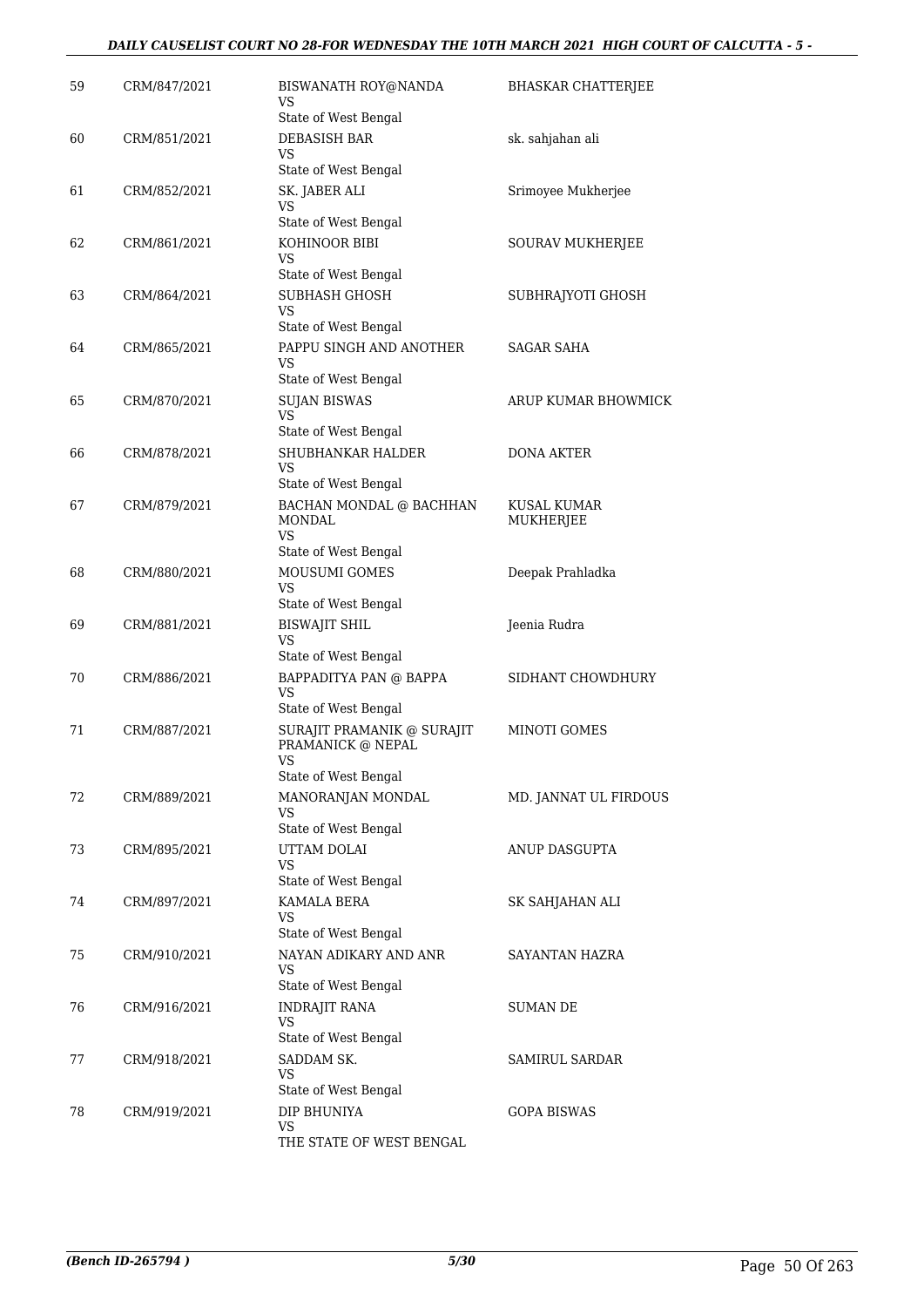| | | | |
|---|---|---|---|
| 59 | CRM/847/2021 | BISWANATH ROY@NANDA<br>VS<br>State of West Bengal | BHASKAR CHATTERJEE |
| 60 | CRM/851/2021 | DEBASISH BAR<br>VS<br>State of West Bengal | sk. sahjahan ali |
| 61 | CRM/852/2021 | SK. JABER ALI<br>VS<br>State of West Bengal | Srimoyee Mukherjee |
| 62 | CRM/861/2021 | KOHINOOR BIBI<br>VS<br>State of West Bengal | SOURAV MUKHERJEE |
| 63 | CRM/864/2021 | SUBHASH GHOSH<br>VS<br>State of West Bengal | SUBHRAJYOTI GHOSH |
| 64 | CRM/865/2021 | PAPPU SINGH AND ANOTHER<br>VS<br>State of West Bengal | SAGAR SAHA |
| 65 | CRM/870/2021 | SUJAN BISWAS<br>VS<br>State of West Bengal | ARUP KUMAR BHOWMICK |
| 66 | CRM/878/2021 | SHUBHANKAR HALDER<br>VS<br>State of West Bengal | DONA AKTER |
| 67 | CRM/879/2021 | BACHAN MONDAL @ BACHHAN MONDAL<br>VS<br>State of West Bengal | KUSAL KUMAR MUKHERJEE |
| 68 | CRM/880/2021 | MOUSUMI GOMES<br>VS<br>State of West Bengal | Deepak Prahladka |
| 69 | CRM/881/2021 | BISWAJIT SHIL<br>VS<br>State of West Bengal | Jeenia Rudra |
| 70 | CRM/886/2021 | BAPPADITYA PAN @ BAPPA<br>VS<br>State of West Bengal | SIDHANT CHOWDHURY |
| 71 | CRM/887/2021 | SURAJIT PRAMANIK @ SURAJIT PRAMANICK @ NEPAL<br>VS<br>State of West Bengal | MINOTI GOMES |
| 72 | CRM/889/2021 | MANORANJAN MONDAL<br>VS<br>State of West Bengal | MD. JANNAT UL FIRDOUS |
| 73 | CRM/895/2021 | UTTAM DOLAI<br>VS<br>State of West Bengal | ANUP DASGUPTA |
| 74 | CRM/897/2021 | KAMALA BERA<br>VS<br>State of West Bengal | SK SAHJAHAN ALI |
| 75 | CRM/910/2021 | NAYAN ADIKARY AND ANR<br>VS<br>State of West Bengal | SAYANTAN HAZRA |
| 76 | CRM/916/2021 | INDRAJIT RANA<br>VS<br>State of West Bengal | SUMAN DE |
| 77 | CRM/918/2021 | SADDAM SK.<br>VS<br>State of West Bengal | SAMIRUL SARDAR |
| 78 | CRM/919/2021 | DIP BHUNIYA<br>VS<br>THE STATE OF WEST BENGAL | GOPA BISWAS |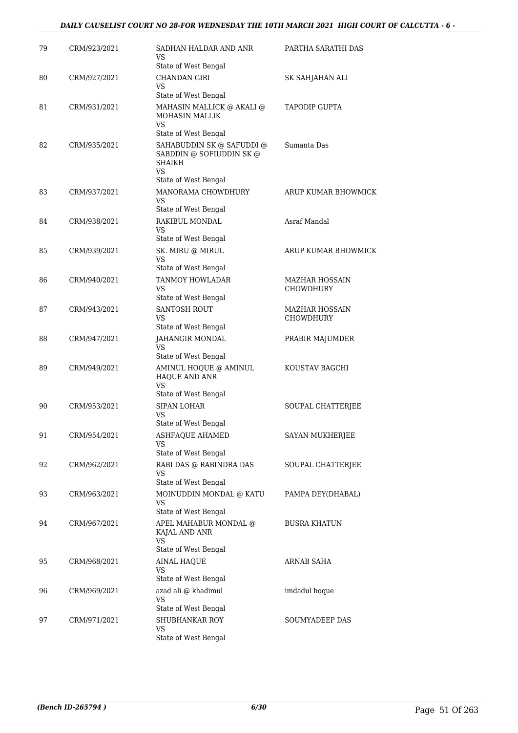| 79 | CRM/923/2021 | SADHAN HALDAR AND ANR<br>VS<br>State of West Bengal | PARTHA SARATHI DAS |
|---|---|---|---|
| 80 | CRM/927/2021 | CHANDAN GIRI<br>VS<br>State of West Bengal | SK SAHJAHAN ALI |
| 81 | CRM/931/2021 | MAHASIN MALLICK @ AKALI @ MOHASIN MALLIK<br>VS<br>State of West Bengal | TAPODIP GUPTA |
| 82 | CRM/935/2021 | SAHABUDDIN SK @ SAFUDDI @ SABDDIN @ SOFIUDDIN SK @ SHAIKH<br>VS<br>State of West Bengal | Sumanta Das |
| 83 | CRM/937/2021 | MANORAMA CHOWDHURY<br>VS<br>State of West Bengal | ARUP KUMAR BHOWMICK |
| 84 | CRM/938/2021 | RAKIBUL MONDAL<br>VS<br>State of West Bengal | Asraf Mandal |
| 85 | CRM/939/2021 | SK. MIRU @ MIRUL<br>VS<br>State of West Bengal | ARUP KUMAR BHOWMICK |
| 86 | CRM/940/2021 | TANMOY HOWLADAR<br>VS<br>State of West Bengal | MAZHAR HOSSAIN CHOWDHURY |
| 87 | CRM/943/2021 | SANTOSH ROUT<br>VS<br>State of West Bengal | MAZHAR HOSSAIN CHOWDHURY |
| 88 | CRM/947/2021 | JAHANGIR MONDAL<br>VS<br>State of West Bengal | PRABIR MAJUMDER |
| 89 | CRM/949/2021 | AMINUL HOQUE @ AMINUL HAQUE AND ANR<br>VS<br>State of West Bengal | KOUSTAV BAGCHI |
| 90 | CRM/953/2021 | SIPAN LOHAR<br>VS<br>State of West Bengal | SOUPAL CHATTERJEE |
| 91 | CRM/954/2021 | ASHFAQUE AHAMED<br>VS<br>State of West Bengal | SAYAN MUKHERJEE |
| 92 | CRM/962/2021 | RABI DAS @ RABINDRA DAS<br>VS<br>State of West Bengal | SOUPAL CHATTERJEE |
| 93 | CRM/963/2021 | MOINUDDIN MONDAL @ KATU<br>VS<br>State of West Bengal | PAMPA DEY(DHABAL) |
| 94 | CRM/967/2021 | APEL MAHABUR MONDAL @ KAJAL AND ANR<br>VS<br>State of West Bengal | BUSRA KHATUN |
| 95 | CRM/968/2021 | AINAL HAQUE<br>VS<br>State of West Bengal | ARNAB SAHA |
| 96 | CRM/969/2021 | azad ali @ khadimul<br>VS<br>State of West Bengal | imdadul hoque |
| 97 | CRM/971/2021 | SHUBHANKAR ROY<br>VS<br>State of West Bengal | SOUMYADEEP DAS |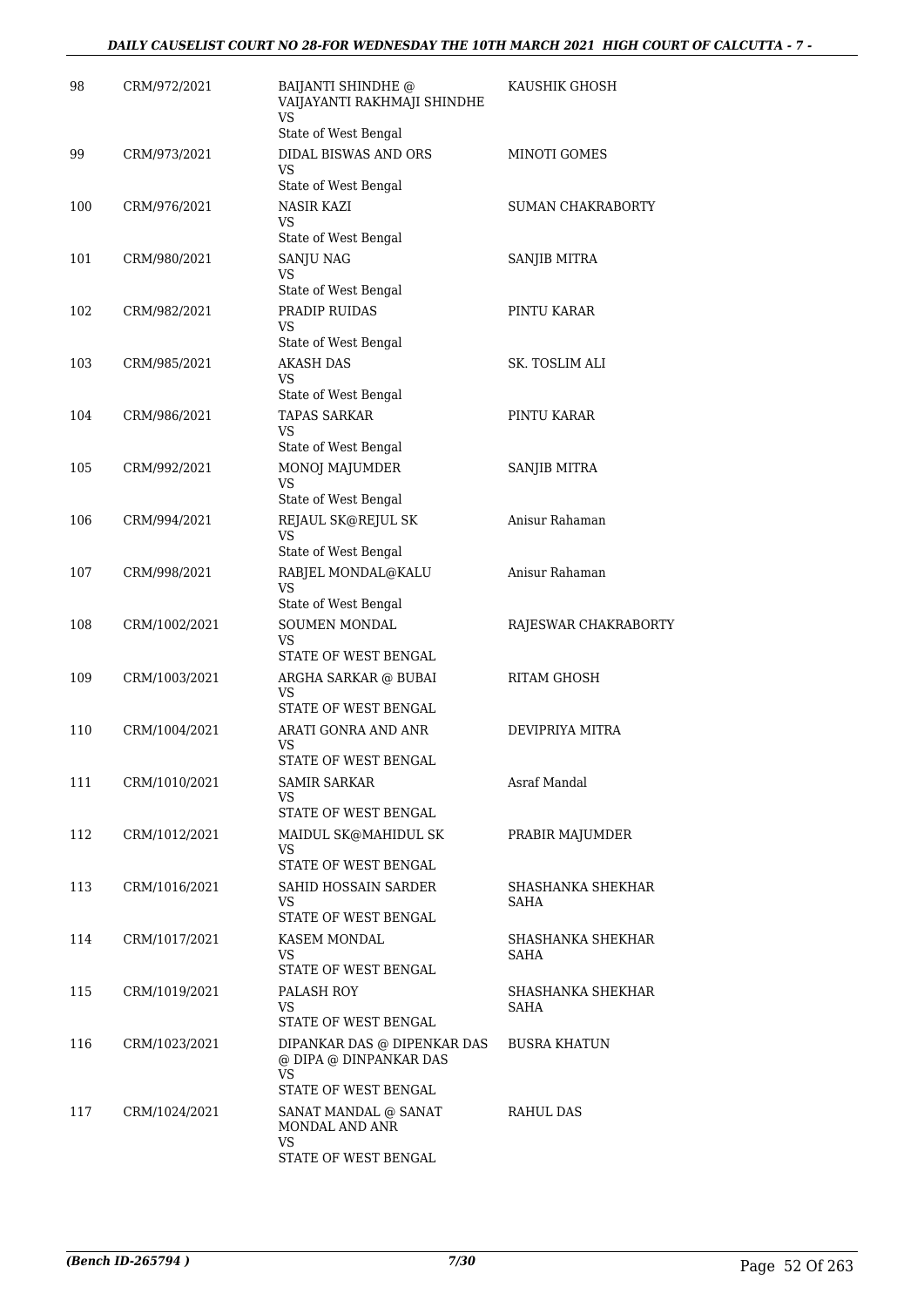| 98 | CRM/972/2021 | BAIJANTI SHINDHE @ VAIJAYANTI RAKHMAJI SHINDHE<br>VS<br>State of West Bengal | KAUSHIK GHOSH |
|---|---|---|---|
| 99 | CRM/973/2021 | DIDAL BISWAS AND ORS<br>VS<br>State of West Bengal | MINOTI GOMES |
| 100 | CRM/976/2021 | NASIR KAZI<br>VS<br>State of West Bengal | SUMAN CHAKRABORTY |
| 101 | CRM/980/2021 | SANJU NAG<br>VS<br>State of West Bengal | SANJIB MITRA |
| 102 | CRM/982/2021 | PRADIP RUIDAS<br>VS<br>State of West Bengal | PINTU KARAR |
| 103 | CRM/985/2021 | AKASH DAS<br>VS<br>State of West Bengal | SK. TOSLIM ALI |
| 104 | CRM/986/2021 | TAPAS SARKAR<br>VS<br>State of West Bengal | PINTU KARAR |
| 105 | CRM/992/2021 | MONOJ MAJUMDER<br>VS<br>State of West Bengal | SANJIB MITRA |
| 106 | CRM/994/2021 | REJAUL SK@REJUL SK<br>VS<br>State of West Bengal | Anisur Rahaman |
| 107 | CRM/998/2021 | RABJEL MONDAL@KALU<br>VS<br>State of West Bengal | Anisur Rahaman |
| 108 | CRM/1002/2021 | SOUMEN MONDAL<br>VS<br>STATE OF WEST BENGAL | RAJESWAR CHAKRABORTY |
| 109 | CRM/1003/2021 | ARGHA SARKAR @ BUBAI<br>VS<br>STATE OF WEST BENGAL | RITAM GHOSH |
| 110 | CRM/1004/2021 | ARATI GONRA AND ANR<br>VS<br>STATE OF WEST BENGAL | DEVIPRIYA MITRA |
| 111 | CRM/1010/2021 | SAMIR SARKAR<br>VS<br>STATE OF WEST BENGAL | Asraf Mandal |
| 112 | CRM/1012/2021 | MAIDUL SK@MAHIDUL SK<br>VS<br>STATE OF WEST BENGAL | PRABIR MAJUMDER |
| 113 | CRM/1016/2021 | SAHID HOSSAIN SARDER<br>VS<br>STATE OF WEST BENGAL | SHASHANKA SHEKHAR SAHA |
| 114 | CRM/1017/2021 | KASEM MONDAL<br>VS<br>STATE OF WEST BENGAL | SHASHANKA SHEKHAR SAHA |
| 115 | CRM/1019/2021 | PALASH ROY<br>VS<br>STATE OF WEST BENGAL | SHASHANKA SHEKHAR SAHA |
| 116 | CRM/1023/2021 | DIPANKAR DAS @ DIPENKAR DAS @ DIPA @ DINPANKAR DAS<br>VS<br>STATE OF WEST BENGAL | BUSRA KHATUN |
| 117 | CRM/1024/2021 | SANAT MANDAL @ SANAT MONDAL AND ANR<br>VS<br>STATE OF WEST BENGAL | RAHUL DAS |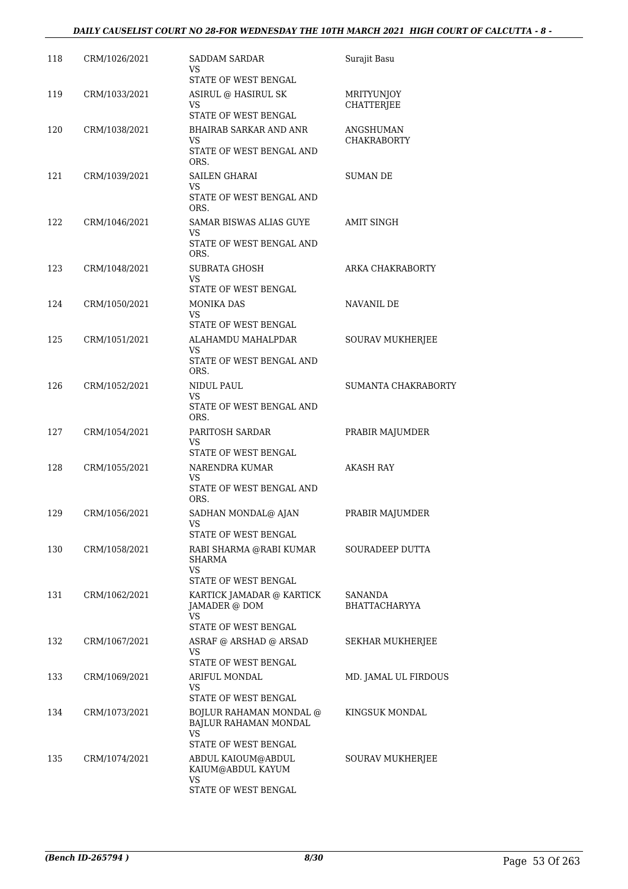| 118 | CRM/1026/2021 | SADDAM SARDAR<br>VS<br>STATE OF WEST BENGAL | Surajit Basu |
|---|---|---|---|
| 119 | CRM/1033/2021 | ASIRUL @ HASIRUL SK<br>VS<br>STATE OF WEST BENGAL | MRITYUNJOY CHATTERJEE |
| 120 | CRM/1038/2021 | BHAIRAB SARKAR AND ANR<br>VS<br>STATE OF WEST BENGAL AND ORS. | ANGSHUMAN CHAKRABORTY |
| 121 | CRM/1039/2021 | SAILEN GHARAI<br>VS<br>STATE OF WEST BENGAL AND ORS. | SUMAN DE |
| 122 | CRM/1046/2021 | SAMAR BISWAS ALIAS GUYE<br>VS<br>STATE OF WEST BENGAL AND ORS. | AMIT SINGH |
| 123 | CRM/1048/2021 | SUBRATA GHOSH<br>VS<br>STATE OF WEST BENGAL | ARKA CHAKRABORTY |
| 124 | CRM/1050/2021 | MONIKA DAS<br>VS<br>STATE OF WEST BENGAL | NAVANIL DE |
| 125 | CRM/1051/2021 | ALAHAMDU MAHALPDAR<br>VS<br>STATE OF WEST BENGAL AND ORS. | SOURAV MUKHERJEE |
| 126 | CRM/1052/2021 | NIDUL PAUL<br>VS<br>STATE OF WEST BENGAL AND ORS. | SUMANTA CHAKRABORTY |
| 127 | CRM/1054/2021 | PARITOSH SARDAR<br>VS<br>STATE OF WEST BENGAL | PRABIR MAJUMDER |
| 128 | CRM/1055/2021 | NARENDRA KUMAR<br>VS<br>STATE OF WEST BENGAL AND ORS. | AKASH RAY |
| 129 | CRM/1056/2021 | SADHAN MONDAL@ AJAN<br>VS<br>STATE OF WEST BENGAL | PRABIR MAJUMDER |
| 130 | CRM/1058/2021 | RABI SHARMA @RABI KUMAR SHARMA<br>VS<br>STATE OF WEST BENGAL | SOURADEEP DUTTA |
| 131 | CRM/1062/2021 | KARTICK JAMADAR @ KARTICK JAMADER @ DOM<br>VS<br>STATE OF WEST BENGAL | SANANDA BHATTACHARYYA |
| 132 | CRM/1067/2021 | ASRAF @ ARSHAD @ ARSAD<br>VS<br>STATE OF WEST BENGAL | SEKHAR MUKHERJEE |
| 133 | CRM/1069/2021 | ARIFUL MONDAL<br>VS<br>STATE OF WEST BENGAL | MD. JAMAL UL FIRDOUS |
| 134 | CRM/1073/2021 | BOJLUR RAHAMAN MONDAL @ BAJLUR RAHAMAN MONDAL<br>VS<br>STATE OF WEST BENGAL | KINGSUK MONDAL |
| 135 | CRM/1074/2021 | ABDUL KAIOUM@ABDUL KAIUM@ABDUL KAYUM<br>VS<br>STATE OF WEST BENGAL | SOURAV MUKHERJEE |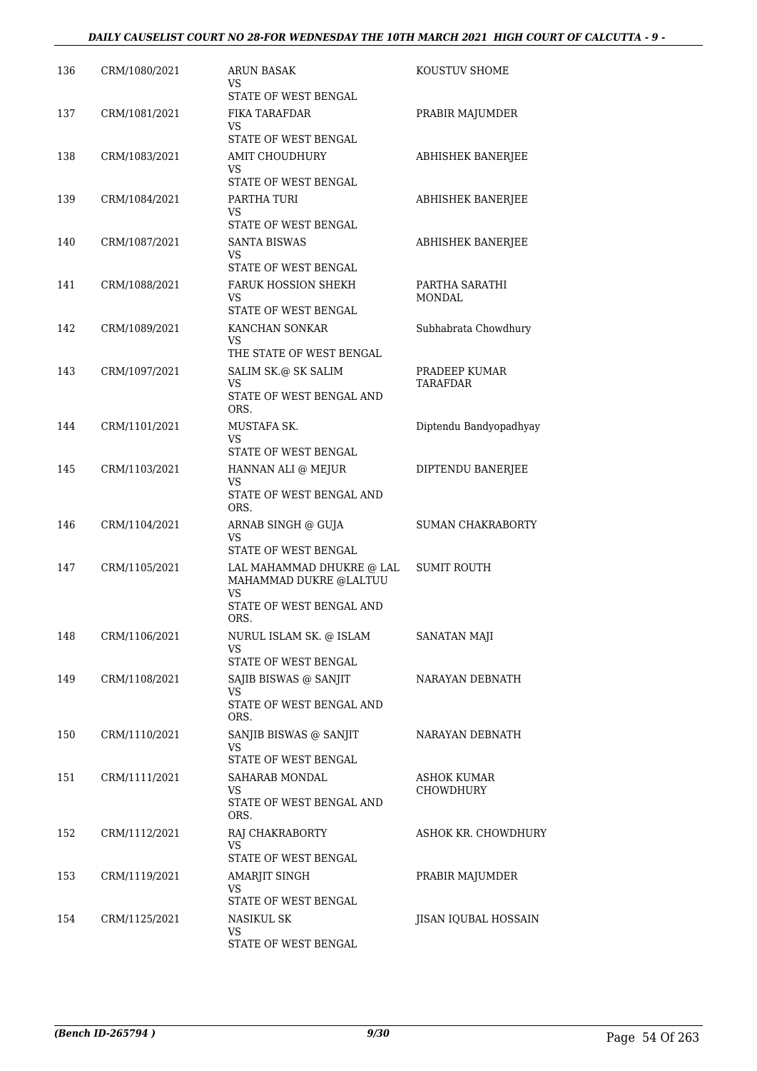| | | | |
|---|---|---|---|
| 136 | CRM/1080/2021 | ARUN BASAK<br>VS<br>STATE OF WEST BENGAL | KOUSTUV SHOME |
| 137 | CRM/1081/2021 | FIKA TARAFDAR<br>VS<br>STATE OF WEST BENGAL | PRABIR MAJUMDER |
| 138 | CRM/1083/2021 | AMIT CHOUDHURY<br>VS<br>STATE OF WEST BENGAL | ABHISHEK BANERJEE |
| 139 | CRM/1084/2021 | PARTHA TURI<br>VS<br>STATE OF WEST BENGAL | ABHISHEK BANERJEE |
| 140 | CRM/1087/2021 | SANTA BISWAS<br>VS<br>STATE OF WEST BENGAL | ABHISHEK BANERJEE |
| 141 | CRM/1088/2021 | FARUK HOSSION SHEKH<br>VS<br>STATE OF WEST BENGAL | PARTHA SARATHI MONDAL |
| 142 | CRM/1089/2021 | KANCHAN SONKAR<br>VS<br>THE STATE OF WEST BENGAL | Subhabrata Chowdhury |
| 143 | CRM/1097/2021 | SALIM SK.@ SK SALIM<br>VS<br>STATE OF WEST BENGAL AND ORS. | PRADEEP KUMAR TARAFDAR |
| 144 | CRM/1101/2021 | MUSTAFA SK.<br>VS<br>STATE OF WEST BENGAL | Diptendu Bandyopadhyay |
| 145 | CRM/1103/2021 | HANNAN ALI @ MEJUR<br>VS<br>STATE OF WEST BENGAL AND ORS. | DIPTENDU BANERJEE |
| 146 | CRM/1104/2021 | ARNAB SINGH @ GUJA<br>VS<br>STATE OF WEST BENGAL | SUMAN CHAKRABORTY |
| 147 | CRM/1105/2021 | LAL MAHAMMAD DHUKRE @ LAL MAHAMMAD DUKRE @LALTUU<br>VS<br>STATE OF WEST BENGAL AND ORS. | SUMIT ROUTH |
| 148 | CRM/1106/2021 | NURUL ISLAM SK. @ ISLAM<br>VS<br>STATE OF WEST BENGAL | SANATAN MAJI |
| 149 | CRM/1108/2021 | SAJIB BISWAS @ SANJIT<br>VS<br>STATE OF WEST BENGAL AND ORS. | NARAYAN DEBNATH |
| 150 | CRM/1110/2021 | SANJIB BISWAS @ SANJIT<br>VS<br>STATE OF WEST BENGAL | NARAYAN DEBNATH |
| 151 | CRM/1111/2021 | SAHARAB MONDAL<br>VS<br>STATE OF WEST BENGAL AND ORS. | ASHOK KUMAR CHOWDHURY |
| 152 | CRM/1112/2021 | RAJ CHAKRABORTY<br>VS<br>STATE OF WEST BENGAL | ASHOK KR. CHOWDHURY |
| 153 | CRM/1119/2021 | AMARJIT SINGH<br>VS<br>STATE OF WEST BENGAL | PRABIR MAJUMDER |
| 154 | CRM/1125/2021 | NASIKUL SK<br>VS<br>STATE OF WEST BENGAL | JISAN IQUBAL HOSSAIN |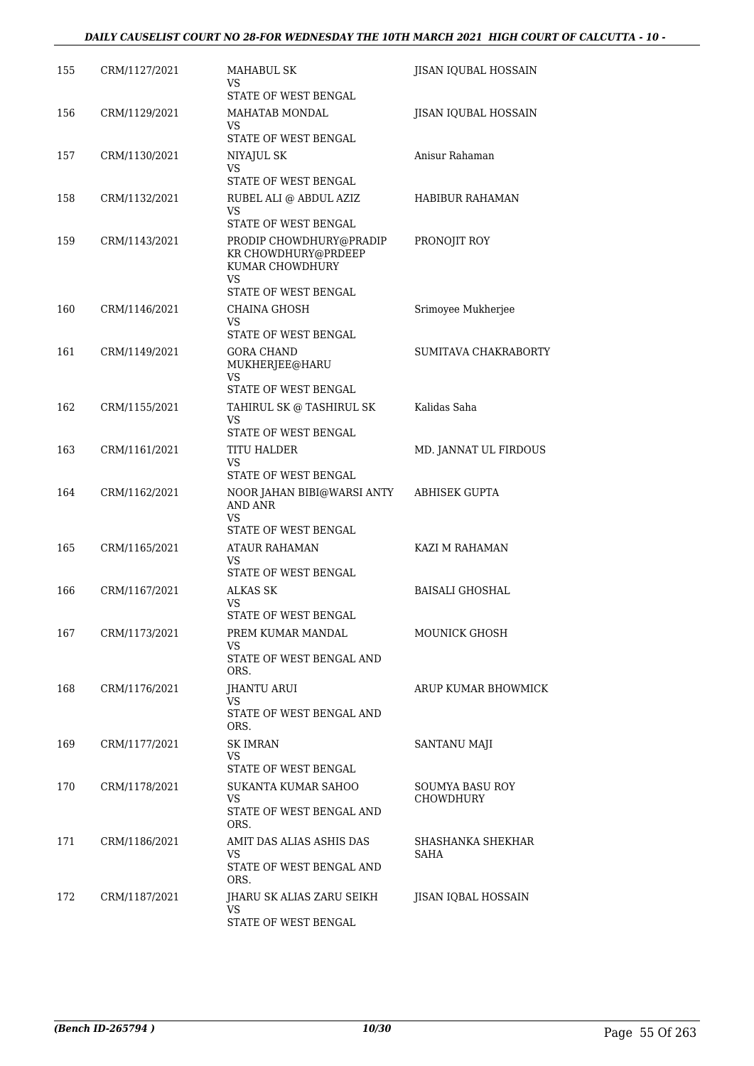| 155 | CRM/1127/2021 | MAHABUL SK<br>VS<br>STATE OF WEST BENGAL | JISAN IQUBAL HOSSAIN |
|---|---|---|---|
| 156 | CRM/1129/2021 | MAHATAB MONDAL<br>VS<br>STATE OF WEST BENGAL | JISAN IQUBAL HOSSAIN |
| 157 | CRM/1130/2021 | NIYAJUL SK<br>VS<br>STATE OF WEST BENGAL | Anisur Rahaman |
| 158 | CRM/1132/2021 | RUBEL ALI @ ABDUL AZIZ<br>VS<br>STATE OF WEST BENGAL | HABIBUR RAHAMAN |
| 159 | CRM/1143/2021 | PRODIP CHOWDHURY@PRADIP KR CHOWDHURY@PRDEEP KUMAR CHOWDHURY<br>VS<br>STATE OF WEST BENGAL | PRONOJIT ROY |
| 160 | CRM/1146/2021 | CHAINA GHOSH<br>VS<br>STATE OF WEST BENGAL | Srimoyee Mukherjee |
| 161 | CRM/1149/2021 | GORA CHAND MUKHERJEE@HARU<br>VS<br>STATE OF WEST BENGAL | SUMITAVA CHAKRABORTY |
| 162 | CRM/1155/2021 | TAHIRUL SK @ TASHIRUL SK<br>VS<br>STATE OF WEST BENGAL | Kalidas Saha |
| 163 | CRM/1161/2021 | TITU HALDER<br>VS<br>STATE OF WEST BENGAL | MD. JANNAT UL FIRDOUS |
| 164 | CRM/1162/2021 | NOOR JAHAN BIBI@WARSI ANTY AND ANR<br>VS<br>STATE OF WEST BENGAL | ABHISEK GUPTA |
| 165 | CRM/1165/2021 | ATAUR RAHAMAN<br>VS<br>STATE OF WEST BENGAL | KAZI M RAHAMAN |
| 166 | CRM/1167/2021 | ALKAS SK<br>VS<br>STATE OF WEST BENGAL | BAISALI GHOSHAL |
| 167 | CRM/1173/2021 | PREM KUMAR MANDAL<br>VS<br>STATE OF WEST BENGAL AND ORS. | MOUNICK GHOSH |
| 168 | CRM/1176/2021 | JHANTU ARUI<br>VS<br>STATE OF WEST BENGAL AND ORS. | ARUP KUMAR BHOWMICK |
| 169 | CRM/1177/2021 | SK IMRAN<br>VS<br>STATE OF WEST BENGAL | SANTANU MAJI |
| 170 | CRM/1178/2021 | SUKANTA KUMAR SAHOO<br>VS<br>STATE OF WEST BENGAL AND ORS. | SOUMYA BASU ROY CHOWDHURY |
| 171 | CRM/1186/2021 | AMIT DAS ALIAS ASHIS DAS<br>VS<br>STATE OF WEST BENGAL AND ORS. | SHASHANKA SHEKHAR SAHA |
| 172 | CRM/1187/2021 | JHARU SK ALIAS ZARU SEIKH<br>VS<br>STATE OF WEST BENGAL | JISAN IQBAL HOSSAIN |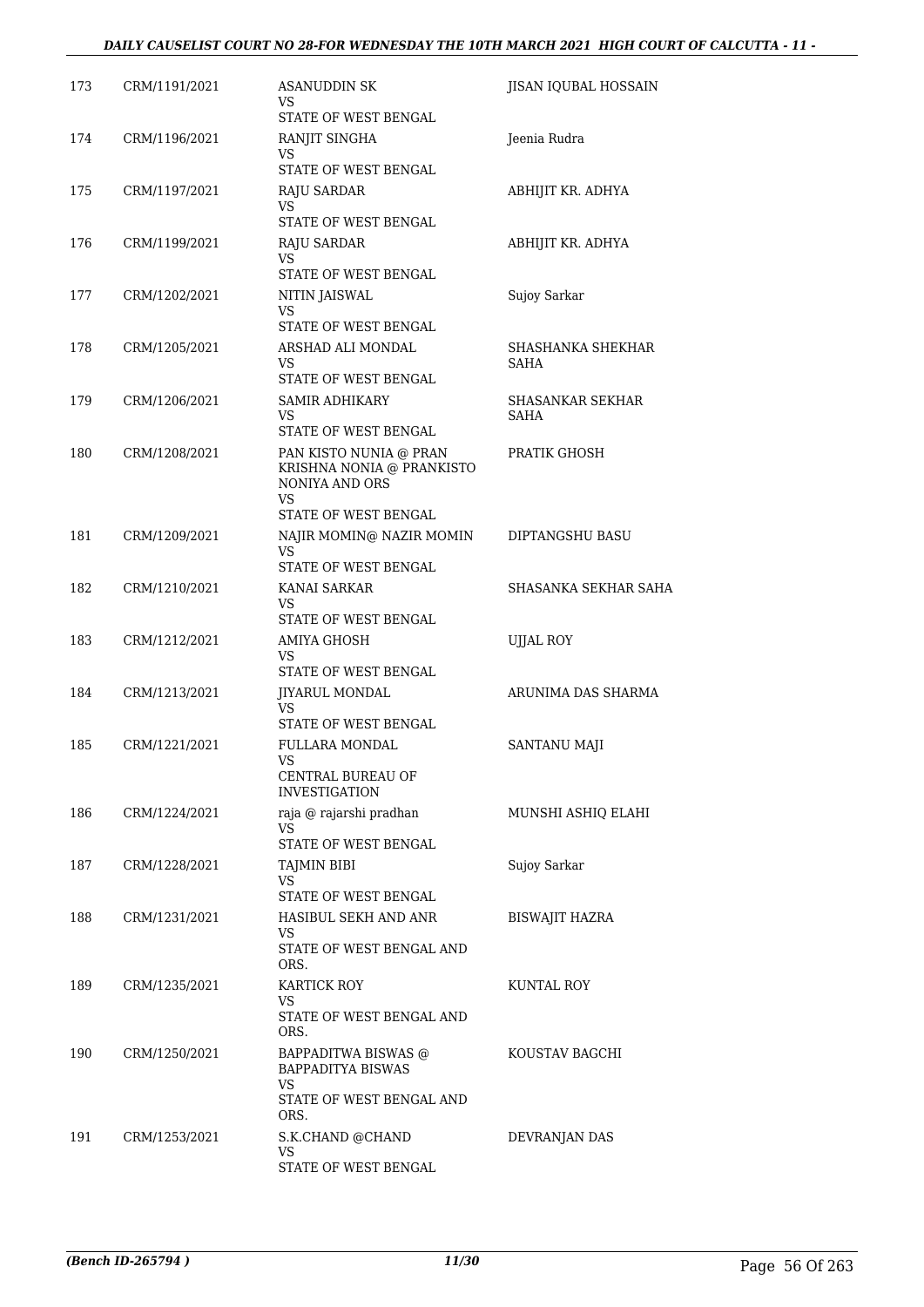| | | | |
|---|---|---|---|
| 173 | CRM/1191/2021 | ASANUDDIN SK<br>VS<br>STATE OF WEST BENGAL | JISAN IQUBAL HOSSAIN |
| 174 | CRM/1196/2021 | RANJIT SINGHA<br>VS<br>STATE OF WEST BENGAL | Jeenia Rudra |
| 175 | CRM/1197/2021 | RAJU SARDAR<br>VS<br>STATE OF WEST BENGAL | ABHIJIT KR. ADHYA |
| 176 | CRM/1199/2021 | RAJU SARDAR<br>VS<br>STATE OF WEST BENGAL | ABHIJIT KR. ADHYA |
| 177 | CRM/1202/2021 | NITIN JAISWAL<br>VS<br>STATE OF WEST BENGAL | Sujoy Sarkar |
| 178 | CRM/1205/2021 | ARSHAD ALI MONDAL<br>VS<br>STATE OF WEST BENGAL | SHASHANKA SHEKHAR SAHA |
| 179 | CRM/1206/2021 | SAMIR ADHIKARY<br>VS<br>STATE OF WEST BENGAL | SHASANKAR SEKHAR SAHA |
| 180 | CRM/1208/2021 | PAN KISTO NUNIA @ PRAN KRISHNA NONIA @ PRANKISTO NONIYA AND ORS<br>VS<br>STATE OF WEST BENGAL | PRATIK GHOSH |
| 181 | CRM/1209/2021 | NAJIR MOMIN@ NAZIR MOMIN<br>VS<br>STATE OF WEST BENGAL | DIPTANGSHU BASU |
| 182 | CRM/1210/2021 | KANAI SARKAR<br>VS<br>STATE OF WEST BENGAL | SHASANKA SEKHAR SAHA |
| 183 | CRM/1212/2021 | AMIYA GHOSH<br>VS<br>STATE OF WEST BENGAL | UJJAL ROY |
| 184 | CRM/1213/2021 | JIYARUL MONDAL<br>VS<br>STATE OF WEST BENGAL | ARUNIMA DAS SHARMA |
| 185 | CRM/1221/2021 | FULLARA MONDAL<br>VS<br>CENTRAL BUREAU OF INVESTIGATION | SANTANU MAJI |
| 186 | CRM/1224/2021 | raja @ rajarshi pradhan<br>VS<br>STATE OF WEST BENGAL | MUNSHI ASHIQ ELAHI |
| 187 | CRM/1228/2021 | TAJMIN BIBI<br>VS<br>STATE OF WEST BENGAL | Sujoy Sarkar |
| 188 | CRM/1231/2021 | HASIBUL SEKH AND ANR<br>VS<br>STATE OF WEST BENGAL AND ORS. | BISWAJIT HAZRA |
| 189 | CRM/1235/2021 | KARTICK ROY<br>VS<br>STATE OF WEST BENGAL AND ORS. | KUNTAL ROY |
| 190 | CRM/1250/2021 | BAPPADITWA BISWAS @ BAPPADITYA BISWAS<br>VS<br>STATE OF WEST BENGAL AND ORS. | KOUSTAV BAGCHI |
| 191 | CRM/1253/2021 | S.K.CHAND @CHAND<br>VS<br>STATE OF WEST BENGAL | DEVRANJAN DAS |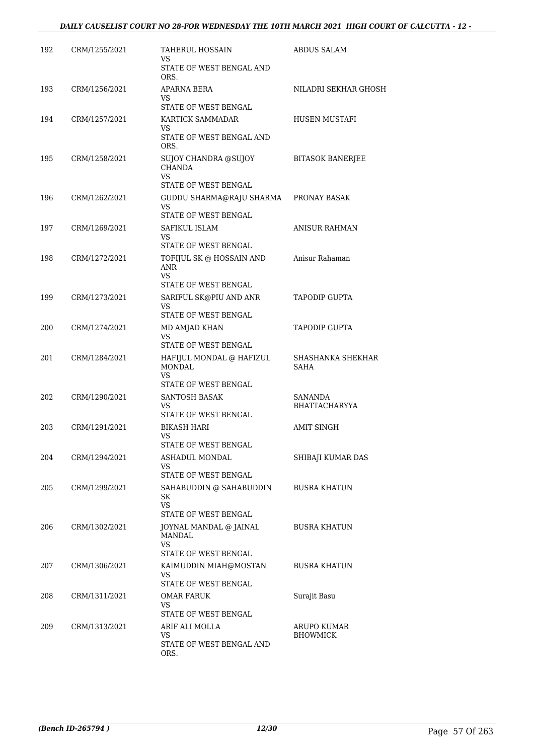| 192 | CRM/1255/2021 | TAHERUL HOSSAIN<br>VS<br>STATE OF WEST BENGAL AND ORS. | ABDUS SALAM |
|---|---|---|---|
| 193 | CRM/1256/2021 | APARNA BERA<br>VS<br>STATE OF WEST BENGAL | NILADRI SEKHAR GHOSH |
| 194 | CRM/1257/2021 | KARTICK SAMMADAR<br>VS<br>STATE OF WEST BENGAL AND ORS. | HUSEN MUSTAFI |
| 195 | CRM/1258/2021 | SUJOY CHANDRA @SUJOY CHANDA<br>VS<br>STATE OF WEST BENGAL | BITASOK BANERJEE |
| 196 | CRM/1262/2021 | GUDDU SHARMA@RAJU SHARMA<br>VS<br>STATE OF WEST BENGAL | PRONAY BASAK |
| 197 | CRM/1269/2021 | SAFIKUL ISLAM<br>VS<br>STATE OF WEST BENGAL | ANISUR RAHMAN |
| 198 | CRM/1272/2021 | TOFIJUL SK @ HOSSAIN AND ANR<br>VS<br>STATE OF WEST BENGAL | Anisur Rahaman |
| 199 | CRM/1273/2021 | SARIFUL SK@PIU AND ANR<br>VS<br>STATE OF WEST BENGAL | TAPODIP GUPTA |
| 200 | CRM/1274/2021 | MD AMJAD KHAN<br>VS<br>STATE OF WEST BENGAL | TAPODIP GUPTA |
| 201 | CRM/1284/2021 | HAFIJUL MONDAL @ HAFIZUL MONDAL<br>VS<br>STATE OF WEST BENGAL | SHASHANKA SHEKHAR SAHA |
| 202 | CRM/1290/2021 | SANTOSH BASAK<br>VS<br>STATE OF WEST BENGAL | SANANDA BHATTACHARYYA |
| 203 | CRM/1291/2021 | BIKASH HARI<br>VS<br>STATE OF WEST BENGAL | AMIT SINGH |
| 204 | CRM/1294/2021 | ASHADUL MONDAL<br>VS<br>STATE OF WEST BENGAL | SHIBAJI KUMAR DAS |
| 205 | CRM/1299/2021 | SAHABUDDIN @ SAHABUDDIN SK<br>VS<br>STATE OF WEST BENGAL | BUSRA KHATUN |
| 206 | CRM/1302/2021 | JOYNAL MANDAL @ JAINAL MANDAL<br>VS<br>STATE OF WEST BENGAL | BUSRA KHATUN |
| 207 | CRM/1306/2021 | KAIMUDDIN MIAH@MOSTAN<br>VS<br>STATE OF WEST BENGAL | BUSRA KHATUN |
| 208 | CRM/1311/2021 | OMAR FARUK<br>VS<br>STATE OF WEST BENGAL | Surajit Basu |
| 209 | CRM/1313/2021 | ARIF ALI MOLLA<br>VS<br>STATE OF WEST BENGAL AND ORS. | ARUPO KUMAR BHOWMICK |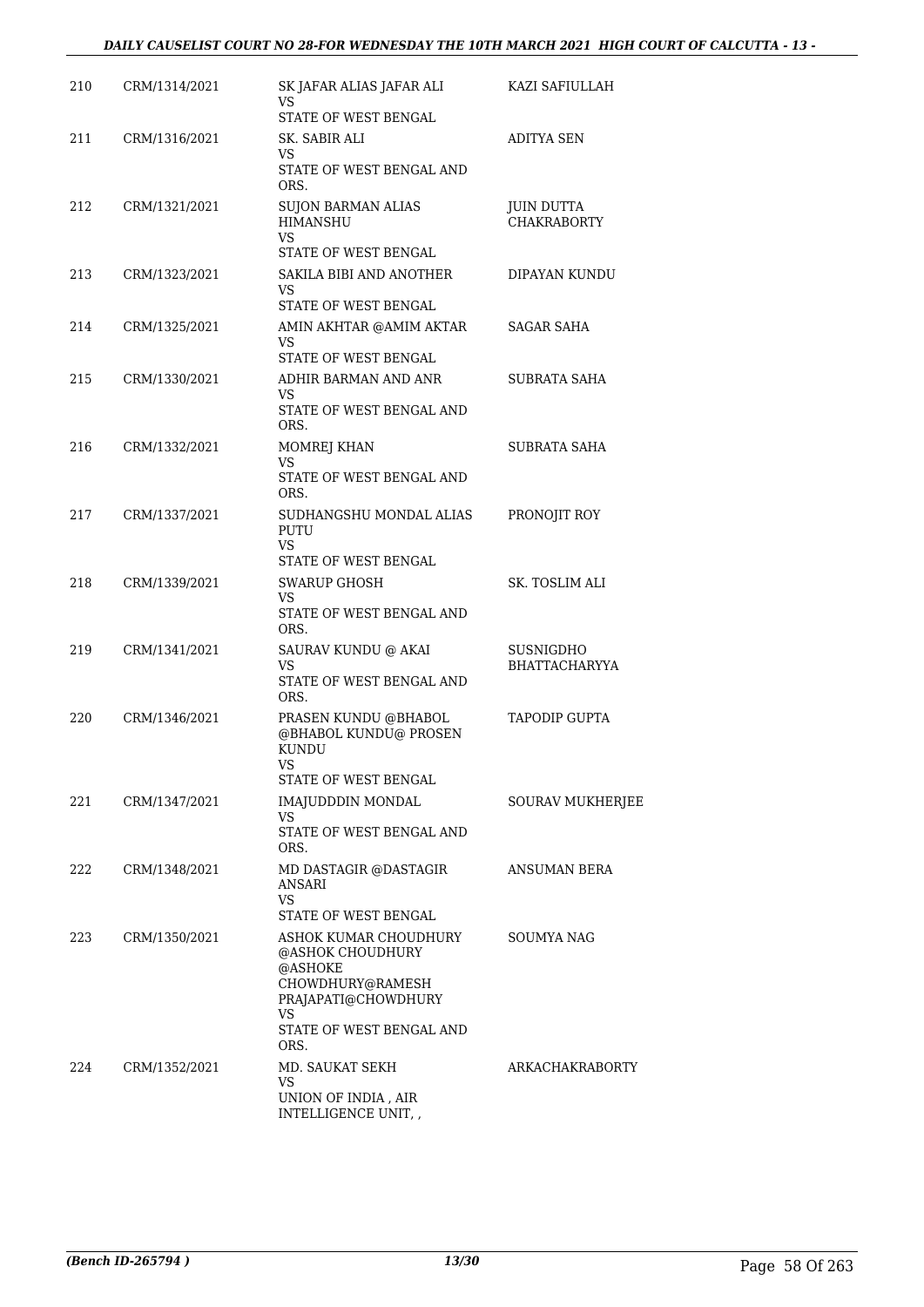| 210 | CRM/1314/2021 | SK JAFAR ALIAS JAFAR ALI<br>VS<br>STATE OF WEST BENGAL | KAZI SAFIULLAH |
|---|---|---|---|
| 211 | CRM/1316/2021 | SK. SABIR ALI<br>VS<br>STATE OF WEST BENGAL AND ORS. | ADITYA SEN |
| 212 | CRM/1321/2021 | SUJON BARMAN ALIAS HIMANSHU<br>VS<br>STATE OF WEST BENGAL | JUIN DUTTA CHAKRABORTY |
| 213 | CRM/1323/2021 | SAKILA BIBI AND ANOTHER<br>VS<br>STATE OF WEST BENGAL | DIPAYAN KUNDU |
| 214 | CRM/1325/2021 | AMIN AKHTAR @AMIM AKTAR<br>VS<br>STATE OF WEST BENGAL | SAGAR SAHA |
| 215 | CRM/1330/2021 | ADHIR BARMAN AND ANR<br>VS<br>STATE OF WEST BENGAL AND ORS. | SUBRATA SAHA |
| 216 | CRM/1332/2021 | MOMREJ KHAN<br>VS<br>STATE OF WEST BENGAL AND ORS. | SUBRATA SAHA |
| 217 | CRM/1337/2021 | SUDHANGSHU MONDAL ALIAS PUTU<br>VS<br>STATE OF WEST BENGAL | PRONOJIT ROY |
| 218 | CRM/1339/2021 | SWARUP GHOSH<br>VS<br>STATE OF WEST BENGAL AND ORS. | SK. TOSLIM ALI |
| 219 | CRM/1341/2021 | SAURAV KUNDU @ AKAI<br>VS<br>STATE OF WEST BENGAL AND ORS. | SUSNIGDHO BHATTACHARYYA |
| 220 | CRM/1346/2021 | PRASEN KUNDU @BHABOL @BHABOL KUNDU@ PROSEN KUNDU<br>VS<br>STATE OF WEST BENGAL | TAPODIP GUPTA |
| 221 | CRM/1347/2021 | IMAJUDDDIN MONDAL<br>VS<br>STATE OF WEST BENGAL AND ORS. | SOURAV MUKHERJEE |
| 222 | CRM/1348/2021 | MD DASTAGIR @DASTAGIR ANSARI<br>VS<br>STATE OF WEST BENGAL | ANSUMAN BERA |
| 223 | CRM/1350/2021 | ASHOK KUMAR CHOUDHURY @ASHOK CHOUDHURY @ASHOKE CHOWDHURY@RAMESH PRAJAPATI@CHOWDHURY<br>VS<br>STATE OF WEST BENGAL AND ORS. | SOUMYA NAG |
| 224 | CRM/1352/2021 | MD. SAUKAT SEKH<br>VS<br>UNION OF INDIA , AIR INTELLIGENCE UNIT, , | ARKACHAKRABORTY |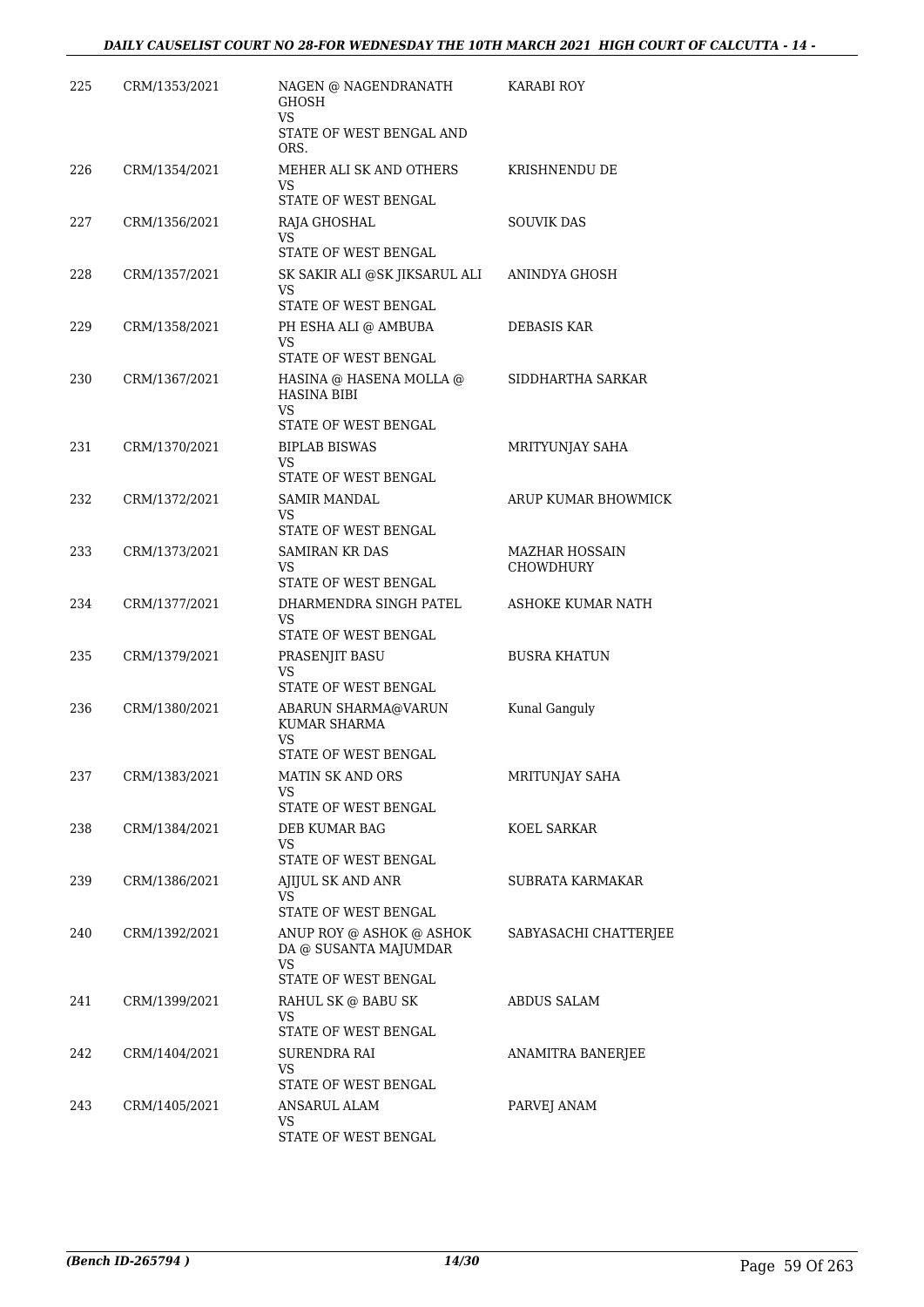| 225 | CRM/1353/2021 | NAGEN @ NAGENDRANATH GHOSH<br>VS<br>STATE OF WEST BENGAL AND ORS. | KARABI ROY |
|---|---|---|---|
| 226 | CRM/1354/2021 | MEHER ALI SK AND OTHERS<br>VS<br>STATE OF WEST BENGAL | KRISHNENDU DE |
| 227 | CRM/1356/2021 | RAJA GHOSHAL<br>VS<br>STATE OF WEST BENGAL | SOUVIK DAS |
| 228 | CRM/1357/2021 | SK SAKIR ALI @SK JIKSARUL ALI<br>VS<br>STATE OF WEST BENGAL | ANINDYA GHOSH |
| 229 | CRM/1358/2021 | PH ESHA ALI @ AMBUBA<br>VS<br>STATE OF WEST BENGAL | DEBASIS KAR |
| 230 | CRM/1367/2021 | HASINA @ HASENA MOLLA @ HASINA BIBI<br>VS<br>STATE OF WEST BENGAL | SIDDHARTHA SARKAR |
| 231 | CRM/1370/2021 | BIPLAB BISWAS<br>VS<br>STATE OF WEST BENGAL | MRITYUNJAY SAHA |
| 232 | CRM/1372/2021 | SAMIR MANDAL<br>VS<br>STATE OF WEST BENGAL | ARUP KUMAR BHOWMICK |
| 233 | CRM/1373/2021 | SAMIRAN KR DAS<br>VS<br>STATE OF WEST BENGAL | MAZHAR HOSSAIN CHOWDHURY |
| 234 | CRM/1377/2021 | DHARMENDRA SINGH PATEL<br>VS<br>STATE OF WEST BENGAL | ASHOKE KUMAR NATH |
| 235 | CRM/1379/2021 | PRASENJIT BASU<br>VS<br>STATE OF WEST BENGAL | BUSRA KHATUN |
| 236 | CRM/1380/2021 | ABARUN SHARMA@VARUN KUMAR SHARMA<br>VS<br>STATE OF WEST BENGAL | Kunal Ganguly |
| 237 | CRM/1383/2021 | MATIN SK AND ORS<br>VS<br>STATE OF WEST BENGAL | MRITUNJAY SAHA |
| 238 | CRM/1384/2021 | DEB KUMAR BAG<br>VS<br>STATE OF WEST BENGAL | KOEL SARKAR |
| 239 | CRM/1386/2021 | AJIJUL SK AND ANR<br>VS<br>STATE OF WEST BENGAL | SUBRATA KARMAKAR |
| 240 | CRM/1392/2021 | ANUP ROY @ ASHOK @ ASHOK DA @ SUSANTA MAJUMDAR<br>VS<br>STATE OF WEST BENGAL | SABYASACHI CHATTERJEE |
| 241 | CRM/1399/2021 | RAHUL SK @ BABU SK<br>VS<br>STATE OF WEST BENGAL | ABDUS SALAM |
| 242 | CRM/1404/2021 | SURENDRA RAI<br>VS<br>STATE OF WEST BENGAL | ANAMITRA BANERJEE |
| 243 | CRM/1405/2021 | ANSARUL ALAM<br>VS<br>STATE OF WEST BENGAL | PARVEJ ANAM |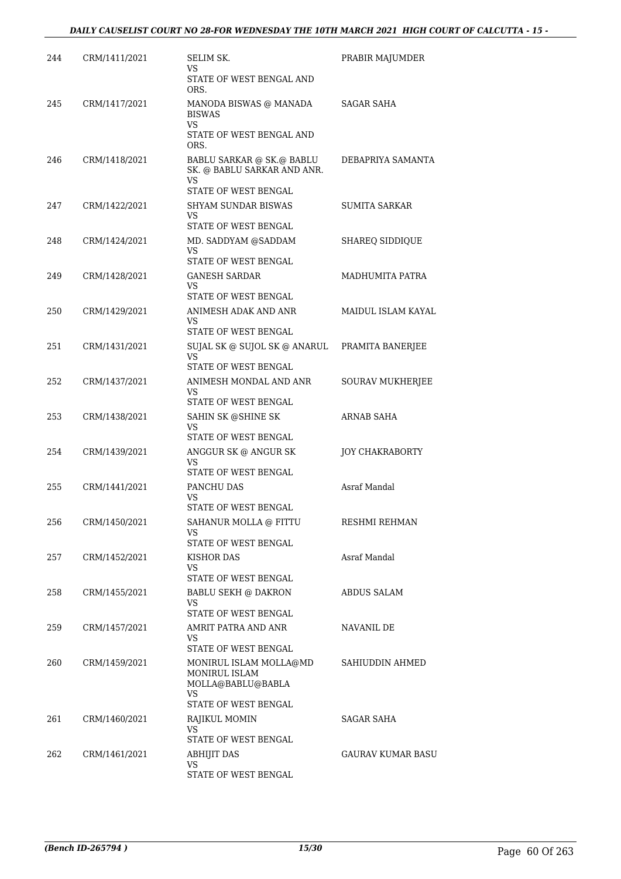| 244 | CRM/1411/2021 | SELIM SK.<br>VS<br>STATE OF WEST BENGAL AND ORS. | PRABIR MAJUMDER |
|---|---|---|---|
| 245 | CRM/1417/2021 | MANODA BISWAS @ MANADA BISWAS<br>VS<br>STATE OF WEST BENGAL AND ORS. | SAGAR SAHA |
| 246 | CRM/1418/2021 | BABLU SARKAR @ SK.@ BABLU SK. @ BABLU SARKAR AND ANR.<br>VS<br>STATE OF WEST BENGAL | DEBAPRIYA SAMANTA |
| 247 | CRM/1422/2021 | SHYAM SUNDAR BISWAS<br>VS<br>STATE OF WEST BENGAL | SUMITA SARKAR |
| 248 | CRM/1424/2021 | MD. SADDYAM @SADDAM<br>VS<br>STATE OF WEST BENGAL | SHAREQ SIDDIQUE |
| 249 | CRM/1428/2021 | GANESH SARDAR<br>VS<br>STATE OF WEST BENGAL | MADHUMITA PATRA |
| 250 | CRM/1429/2021 | ANIMESH ADAK AND ANR<br>VS<br>STATE OF WEST BENGAL | MAIDUL ISLAM KAYAL |
| 251 | CRM/1431/2021 | SUJAL SK @ SUJOL SK @ ANARUL<br>VS<br>STATE OF WEST BENGAL | PRAMITA BANERJEE |
| 252 | CRM/1437/2021 | ANIMESH MONDAL AND ANR<br>VS<br>STATE OF WEST BENGAL | SOURAV MUKHERJEE |
| 253 | CRM/1438/2021 | SAHIN SK @SHINE SK<br>VS<br>STATE OF WEST BENGAL | ARNAB SAHA |
| 254 | CRM/1439/2021 | ANGGUR SK @ ANGUR SK<br>VS<br>STATE OF WEST BENGAL | JOY CHAKRABORTY |
| 255 | CRM/1441/2021 | PANCHU DAS<br>VS<br>STATE OF WEST BENGAL | Asraf Mandal |
| 256 | CRM/1450/2021 | SAHANUR MOLLA @ FITTU<br>VS<br>STATE OF WEST BENGAL | RESHMI REHMAN |
| 257 | CRM/1452/2021 | KISHOR DAS<br>VS<br>STATE OF WEST BENGAL | Asraf Mandal |
| 258 | CRM/1455/2021 | BABLU SEKH @ DAKRON<br>VS<br>STATE OF WEST BENGAL | ABDUS SALAM |
| 259 | CRM/1457/2021 | AMRIT PATRA AND ANR<br>VS<br>STATE OF WEST BENGAL | NAVANIL DE |
| 260 | CRM/1459/2021 | MONIRUL ISLAM MOLLA@MD MONIRUL ISLAM MOLLA@BABLU@BABLA<br>VS<br>STATE OF WEST BENGAL | SAHIUDDIN AHMED |
| 261 | CRM/1460/2021 | RAJIKUL MOMIN<br>VS<br>STATE OF WEST BENGAL | SAGAR SAHA |
| 262 | CRM/1461/2021 | ABHIJIT DAS<br>VS<br>STATE OF WEST BENGAL | GAURAV KUMAR BASU |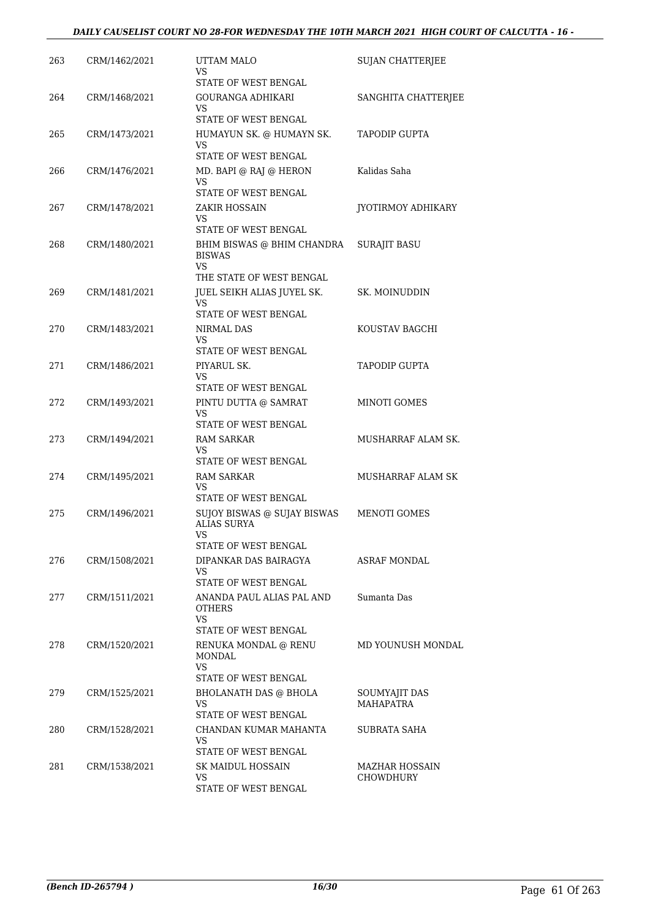| 263 | CRM/1462/2021 | UTTAM MALO<br>VS<br>STATE OF WEST BENGAL | SUJAN CHATTERJEE |
|---|---|---|---|
| 264 | CRM/1468/2021 | GOURANGA ADHIKARI<br>VS<br>STATE OF WEST BENGAL | SANGHITA CHATTERJEE |
| 265 | CRM/1473/2021 | HUMAYUN SK. @ HUMAYN SK.<br>VS<br>STATE OF WEST BENGAL | TAPODIP GUPTA |
| 266 | CRM/1476/2021 | MD. BAPI @ RAJ @ HERON<br>VS<br>STATE OF WEST BENGAL | Kalidas Saha |
| 267 | CRM/1478/2021 | ZAKIR HOSSAIN<br>VS<br>STATE OF WEST BENGAL | JYOTIRMOY ADHIKARY |
| 268 | CRM/1480/2021 | BHIM BISWAS @ BHIM CHANDRA BISWAS<br>VS<br>THE STATE OF WEST BENGAL | SURAJIT BASU |
| 269 | CRM/1481/2021 | JUEL SEIKH ALIAS JUYEL SK.<br>VS<br>STATE OF WEST BENGAL | SK. MOINUDDIN |
| 270 | CRM/1483/2021 | NIRMAL DAS<br>VS<br>STATE OF WEST BENGAL | KOUSTAV BAGCHI |
| 271 | CRM/1486/2021 | PIYARUL SK.<br>VS<br>STATE OF WEST BENGAL | TAPODIP GUPTA |
| 272 | CRM/1493/2021 | PINTU DUTTA @ SAMRAT<br>VS<br>STATE OF WEST BENGAL | MINOTI GOMES |
| 273 | CRM/1494/2021 | RAM SARKAR<br>VS<br>STATE OF WEST BENGAL | MUSHARRAF ALAM SK. |
| 274 | CRM/1495/2021 | RAM SARKAR<br>VS<br>STATE OF WEST BENGAL | MUSHARRAF ALAM SK |
| 275 | CRM/1496/2021 | SUJOY BISWAS @ SUJAY BISWAS ALIAS SURYA<br>VS<br>STATE OF WEST BENGAL | MENOTI GOMES |
| 276 | CRM/1508/2021 | DIPANKAR DAS BAIRAGYA<br>VS<br>STATE OF WEST BENGAL | ASRAF MONDAL |
| 277 | CRM/1511/2021 | ANANDA PAUL ALIAS PAL AND OTHERS<br>VS<br>STATE OF WEST BENGAL | Sumanta Das |
| 278 | CRM/1520/2021 | RENUKA MONDAL @ RENU MONDAL<br>VS<br>STATE OF WEST BENGAL | MD YOUNUSH MONDAL |
| 279 | CRM/1525/2021 | BHOLANATH DAS @ BHOLA<br>VS<br>STATE OF WEST BENGAL | SOUMYAJIT DAS MAHAPATRA |
| 280 | CRM/1528/2021 | CHANDAN KUMAR MAHANTA<br>VS<br>STATE OF WEST BENGAL | SUBRATA SAHA |
| 281 | CRM/1538/2021 | SK MAIDUL HOSSAIN<br>VS<br>STATE OF WEST BENGAL | MAZHAR HOSSAIN CHOWDHURY |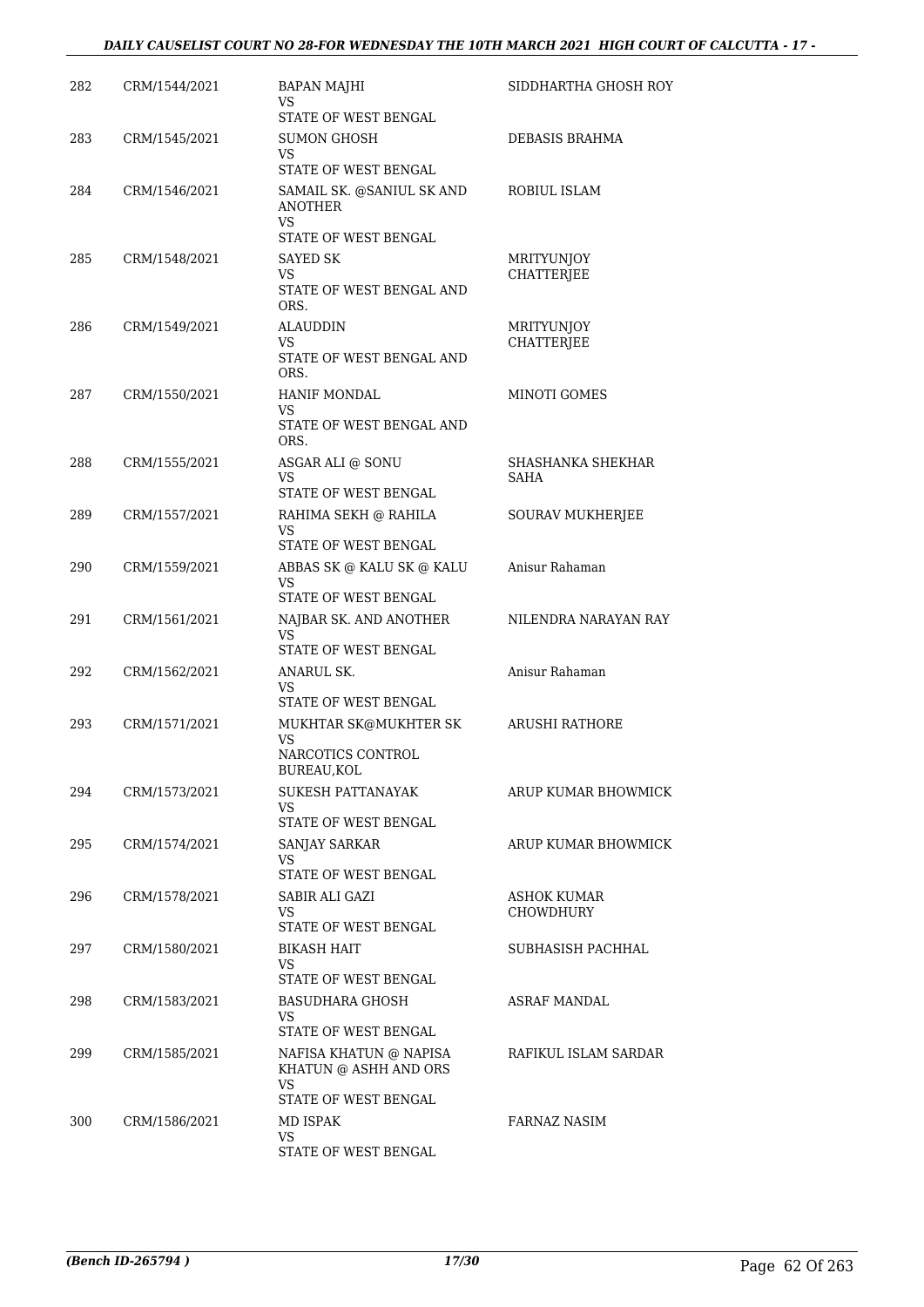| | | | |
|---|---|---|---|
| 282 | CRM/1544/2021 | BAPAN MAJHI<br>VS<br>STATE OF WEST BENGAL | SIDDHARTHA GHOSH ROY |
| 283 | CRM/1545/2021 | SUMON GHOSH<br>VS<br>STATE OF WEST BENGAL | DEBASIS BRAHMA |
| 284 | CRM/1546/2021 | SAMAIL SK. @SANIUL SK AND ANOTHER<br>VS<br>STATE OF WEST BENGAL | ROBIUL ISLAM |
| 285 | CRM/1548/2021 | SAYED SK<br>VS<br>STATE OF WEST BENGAL AND ORS. | MRITYUNJOY CHATTERJEE |
| 286 | CRM/1549/2021 | ALAUDDIN<br>VS<br>STATE OF WEST BENGAL AND ORS. | MRITYUNJOY CHATTERJEE |
| 287 | CRM/1550/2021 | HANIF MONDAL<br>VS<br>STATE OF WEST BENGAL AND ORS. | MINOTI GOMES |
| 288 | CRM/1555/2021 | ASGAR ALI @ SONU<br>VS<br>STATE OF WEST BENGAL | SHASHANKA SHEKHAR SAHA |
| 289 | CRM/1557/2021 | RAHIMA SEKH @ RAHILA<br>VS<br>STATE OF WEST BENGAL | SOURAV MUKHERJEE |
| 290 | CRM/1559/2021 | ABBAS SK @ KALU SK @ KALU<br>VS<br>STATE OF WEST BENGAL | Anisur Rahaman |
| 291 | CRM/1561/2021 | NAJBAR SK. AND ANOTHER<br>VS<br>STATE OF WEST BENGAL | NILENDRA NARAYAN RAY |
| 292 | CRM/1562/2021 | ANARUL SK.<br>VS<br>STATE OF WEST BENGAL | Anisur Rahaman |
| 293 | CRM/1571/2021 | MUKHTAR SK@MUKHTER SK<br>VS<br>NARCOTICS CONTROL BUREAU,KOL | ARUSHI RATHORE |
| 294 | CRM/1573/2021 | SUKESH PATTANAYAK<br>VS<br>STATE OF WEST BENGAL | ARUP KUMAR BHOWMICK |
| 295 | CRM/1574/2021 | SANJAY SARKAR<br>VS<br>STATE OF WEST BENGAL | ARUP KUMAR BHOWMICK |
| 296 | CRM/1578/2021 | SABIR ALI GAZI<br>VS<br>STATE OF WEST BENGAL | ASHOK KUMAR CHOWDHURY |
| 297 | CRM/1580/2021 | BIKASH HAIT<br>VS<br>STATE OF WEST BENGAL | SUBHASISH PACHHAL |
| 298 | CRM/1583/2021 | BASUDHARA GHOSH<br>VS<br>STATE OF WEST BENGAL | ASRAF MANDAL |
| 299 | CRM/1585/2021 | NAFISA KHATUN @ NAPISA KHATUN @ ASHH AND ORS<br>VS<br>STATE OF WEST BENGAL | RAFIKUL ISLAM SARDAR |
| 300 | CRM/1586/2021 | MD ISPAK<br>VS<br>STATE OF WEST BENGAL | FARNAZ NASIM |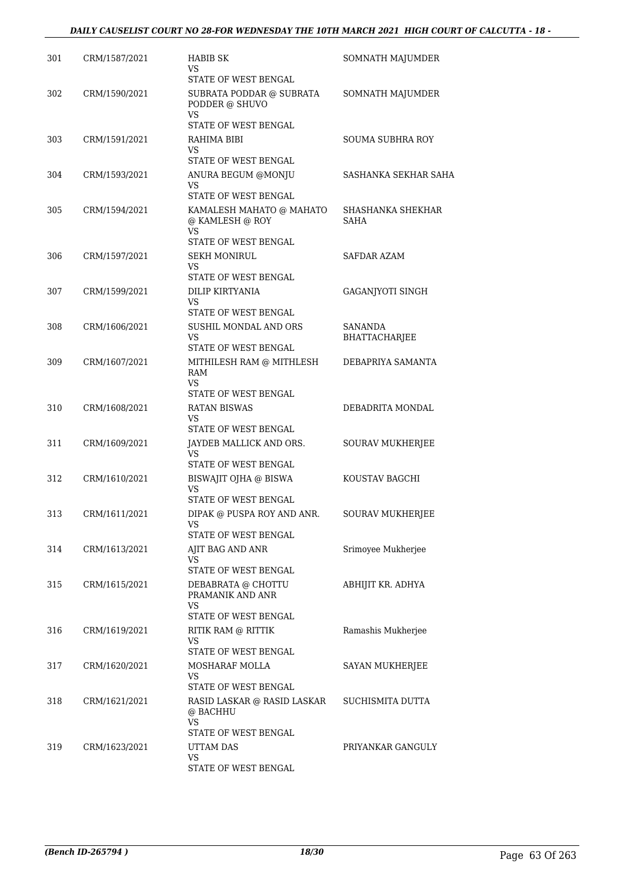| 301 | CRM/1587/2021 | HABIB SK<br>VS<br>STATE OF WEST BENGAL | SOMNATH MAJUMDER |
|---|---|---|---|
| 302 | CRM/1590/2021 | SUBRATA PODDAR @ SUBRATA PODDER @ SHUVO<br>VS<br>STATE OF WEST BENGAL | SOMNATH MAJUMDER |
| 303 | CRM/1591/2021 | RAHIMA BIBI<br>VS<br>STATE OF WEST BENGAL | SOUMA SUBHRA ROY |
| 304 | CRM/1593/2021 | ANURA BEGUM @MONJU<br>VS<br>STATE OF WEST BENGAL | SASHANKA SEKHAR SAHA |
| 305 | CRM/1594/2021 | KAMALESH MAHATO @ MAHATO @ KAMLESH @ ROY<br>VS<br>STATE OF WEST BENGAL | SHASHANKA SHEKHAR SAHA |
| 306 | CRM/1597/2021 | SEKH MONIRUL<br>VS<br>STATE OF WEST BENGAL | SAFDAR AZAM |
| 307 | CRM/1599/2021 | DILIP KIRTYANIA<br>VS<br>STATE OF WEST BENGAL | GAGANJYOTI SINGH |
| 308 | CRM/1606/2021 | SUSHIL MONDAL AND ORS<br>VS<br>STATE OF WEST BENGAL | SANANDA BHATTACHARJEE |
| 309 | CRM/1607/2021 | MITHILESH RAM @ MITHLESH RAM<br>VS<br>STATE OF WEST BENGAL | DEBAPRIYA SAMANTA |
| 310 | CRM/1608/2021 | RATAN BISWAS<br>VS<br>STATE OF WEST BENGAL | DEBADRITA MONDAL |
| 311 | CRM/1609/2021 | JAYDEB MALLICK AND ORS.<br>VS<br>STATE OF WEST BENGAL | SOURAV MUKHERJEE |
| 312 | CRM/1610/2021 | BISWAJIT OJHA @ BISWA<br>VS<br>STATE OF WEST BENGAL | KOUSTAV BAGCHI |
| 313 | CRM/1611/2021 | DIPAK @ PUSPA ROY AND ANR.<br>VS<br>STATE OF WEST BENGAL | SOURAV MUKHERJEE |
| 314 | CRM/1613/2021 | AJIT BAG AND ANR<br>VS<br>STATE OF WEST BENGAL | Srimoyee Mukherjee |
| 315 | CRM/1615/2021 | DEBABRATA @ CHOTTU PRAMANIK AND ANR<br>VS<br>STATE OF WEST BENGAL | ABHIJIT KR. ADHYA |
| 316 | CRM/1619/2021 | RITIK RAM @ RITTIK<br>VS<br>STATE OF WEST BENGAL | Ramashis Mukherjee |
| 317 | CRM/1620/2021 | MOSHARAF MOLLA<br>VS<br>STATE OF WEST BENGAL | SAYAN MUKHERJEE |
| 318 | CRM/1621/2021 | RASID LASKAR @ RASID LASKAR @ BACHHU<br>VS<br>STATE OF WEST BENGAL | SUCHISMITA DUTTA |
| 319 | CRM/1623/2021 | UTTAM DAS<br>VS<br>STATE OF WEST BENGAL | PRIYANKAR GANGULY |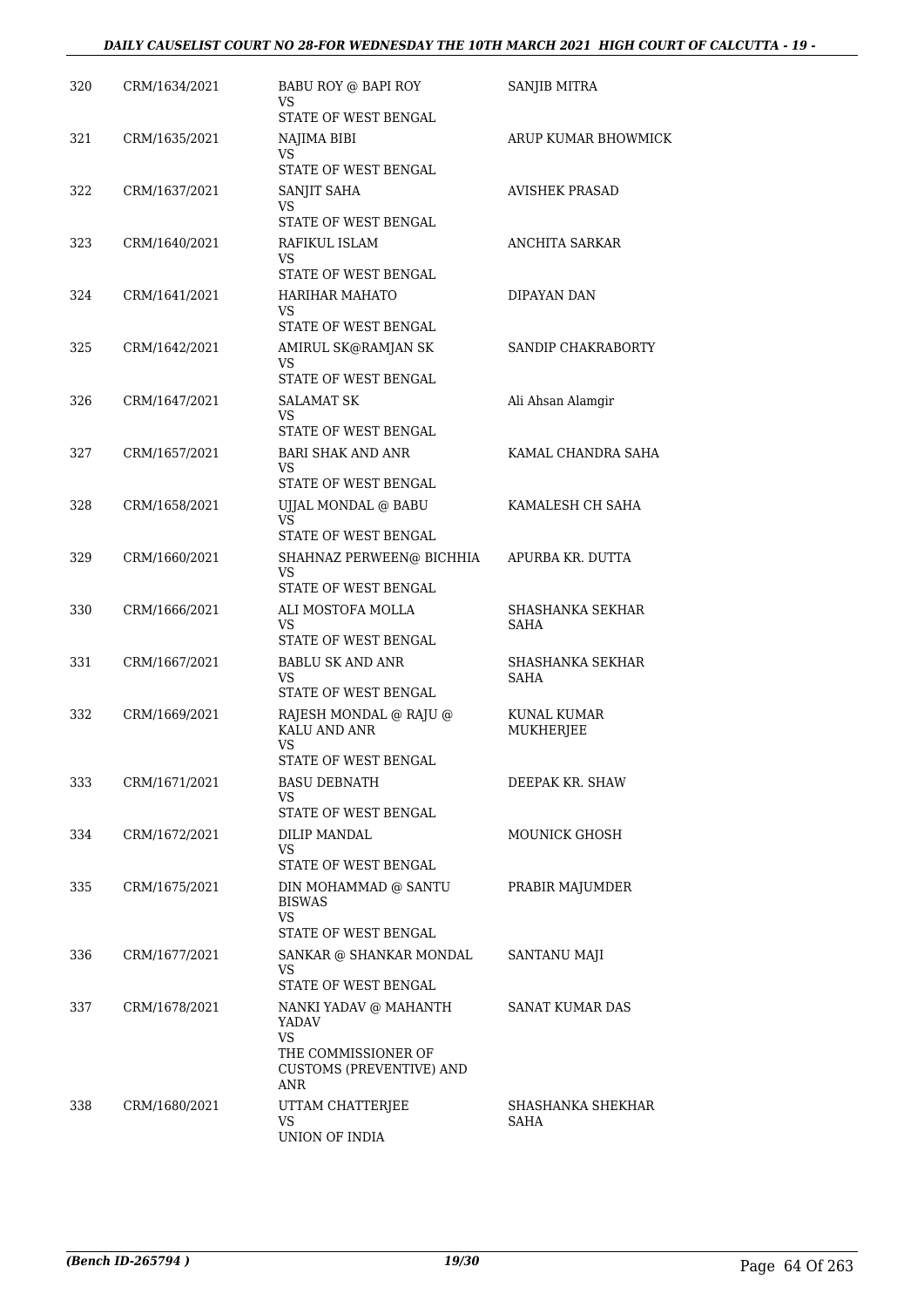| 320 | CRM/1634/2021 | BABU ROY @ BAPI ROY<br>VS<br>STATE OF WEST BENGAL | SANJIB MITRA |
|---|---|---|---|
| 321 | CRM/1635/2021 | NAJIMA BIBI<br>VS<br>STATE OF WEST BENGAL | ARUP KUMAR BHOWMICK |
| 322 | CRM/1637/2021 | SANJIT SAHA<br>VS<br>STATE OF WEST BENGAL | AVISHEK PRASAD |
| 323 | CRM/1640/2021 | RAFIKUL ISLAM<br>VS<br>STATE OF WEST BENGAL | ANCHITA SARKAR |
| 324 | CRM/1641/2021 | HARIHAR MAHATO<br>VS<br>STATE OF WEST BENGAL | DIPAYAN DAN |
| 325 | CRM/1642/2021 | AMIRUL SK@RAMJAN SK<br>VS<br>STATE OF WEST BENGAL | SANDIP CHAKRABORTY |
| 326 | CRM/1647/2021 | SALAMAT SK<br>VS<br>STATE OF WEST BENGAL | Ali Ahsan Alamgir |
| 327 | CRM/1657/2021 | BARI SHAK AND ANR<br>VS<br>STATE OF WEST BENGAL | KAMAL CHANDRA SAHA |
| 328 | CRM/1658/2021 | UJJAL MONDAL @ BABU<br>VS<br>STATE OF WEST BENGAL | KAMALESH CH SAHA |
| 329 | CRM/1660/2021 | SHAHNAZ PERWEEN@ BICHHIA<br>VS<br>STATE OF WEST BENGAL | APURBA KR. DUTTA |
| 330 | CRM/1666/2021 | ALI MOSTOFA MOLLA<br>VS<br>STATE OF WEST BENGAL | SHASHANKA SEKHAR SAHA |
| 331 | CRM/1667/2021 | BABLU SK AND ANR<br>VS<br>STATE OF WEST BENGAL | SHASHANKA SEKHAR SAHA |
| 332 | CRM/1669/2021 | RAJESH MONDAL @ RAJU @ KALU AND ANR<br>VS<br>STATE OF WEST BENGAL | KUNAL KUMAR MUKHERJEE |
| 333 | CRM/1671/2021 | BASU DEBNATH<br>VS<br>STATE OF WEST BENGAL | DEEPAK KR. SHAW |
| 334 | CRM/1672/2021 | DILIP MANDAL<br>VS<br>STATE OF WEST BENGAL | MOUNICK GHOSH |
| 335 | CRM/1675/2021 | DIN MOHAMMAD @ SANTU BISWAS<br>VS<br>STATE OF WEST BENGAL | PRABIR MAJUMDER |
| 336 | CRM/1677/2021 | SANKAR @ SHANKAR MONDAL<br>VS<br>STATE OF WEST BENGAL | SANTANU MAJI |
| 337 | CRM/1678/2021 | NANKI YADAV @ MAHANTH YADAV<br>VS<br>THE COMMISSIONER OF CUSTOMS (PREVENTIVE) AND ANR | SANAT KUMAR DAS |
| 338 | CRM/1680/2021 | UTTAM CHATTERJEE<br>VS<br>UNION OF INDIA | SHASHANKA SHEKHAR SAHA |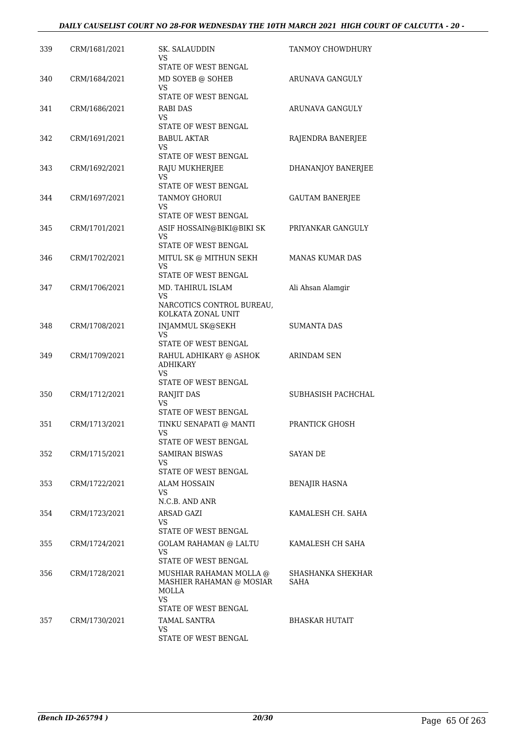| 339 | CRM/1681/2021 | SK. SALAUDDIN<br>VS<br>STATE OF WEST BENGAL | TANMOY CHOWDHURY |
|---|---|---|---|
| 340 | CRM/1684/2021 | MD SOYEB @ SOHEB<br>VS<br>STATE OF WEST BENGAL | ARUNAVA GANGULY |
| 341 | CRM/1686/2021 | RABI DAS<br>VS<br>STATE OF WEST BENGAL | ARUNAVA GANGULY |
| 342 | CRM/1691/2021 | BABUL AKTAR<br>VS<br>STATE OF WEST BENGAL | RAJENDRA BANERJEE |
| 343 | CRM/1692/2021 | RAJU MUKHERJEE<br>VS<br>STATE OF WEST BENGAL | DHANANJOY BANERJEE |
| 344 | CRM/1697/2021 | TANMOY GHORUI<br>VS<br>STATE OF WEST BENGAL | GAUTAM BANERJEE |
| 345 | CRM/1701/2021 | ASIF HOSSAIN@BIKI@BIKI SK<br>VS<br>STATE OF WEST BENGAL | PRIYANKAR GANGULY |
| 346 | CRM/1702/2021 | MITUL SK @ MITHUN SEKH<br>VS<br>STATE OF WEST BENGAL | MANAS KUMAR DAS |
| 347 | CRM/1706/2021 | MD. TAHIRUL ISLAM<br>VS<br>NARCOTICS CONTROL BUREAU, KOLKATA ZONAL UNIT | Ali Ahsan Alamgir |
| 348 | CRM/1708/2021 | INJAMMUL SK@SEKH<br>VS<br>STATE OF WEST BENGAL | SUMANTA DAS |
| 349 | CRM/1709/2021 | RAHUL ADHIKARY @ ASHOK ADHIKARY<br>VS<br>STATE OF WEST BENGAL | ARINDAM SEN |
| 350 | CRM/1712/2021 | RANJIT DAS<br>VS<br>STATE OF WEST BENGAL | SUBHASISH PACHCHAL |
| 351 | CRM/1713/2021 | TINKU SENAPATI @ MANTI<br>VS<br>STATE OF WEST BENGAL | PRANTICK GHOSH |
| 352 | CRM/1715/2021 | SAMIRAN BISWAS<br>VS<br>STATE OF WEST BENGAL | SAYAN DE |
| 353 | CRM/1722/2021 | ALAM HOSSAIN<br>VS<br>N.C.B. AND ANR | BENAJIR HASNA |
| 354 | CRM/1723/2021 | ARSAD GAZI<br>VS<br>STATE OF WEST BENGAL | KAMALESH CH. SAHA |
| 355 | CRM/1724/2021 | GOLAM RAHAMAN @ LALTU<br>VS<br>STATE OF WEST BENGAL | KAMALESH CH SAHA |
| 356 | CRM/1728/2021 | MUSHIAR RAHAMAN MOLLA @ MASHIER RAHAMAN @ MOSIAR MOLLA<br>VS<br>STATE OF WEST BENGAL | SHASHANKA SHEKHAR SAHA |
| 357 | CRM/1730/2021 | TAMAL SANTRA<br>VS<br>STATE OF WEST BENGAL | BHASKAR HUTAIT |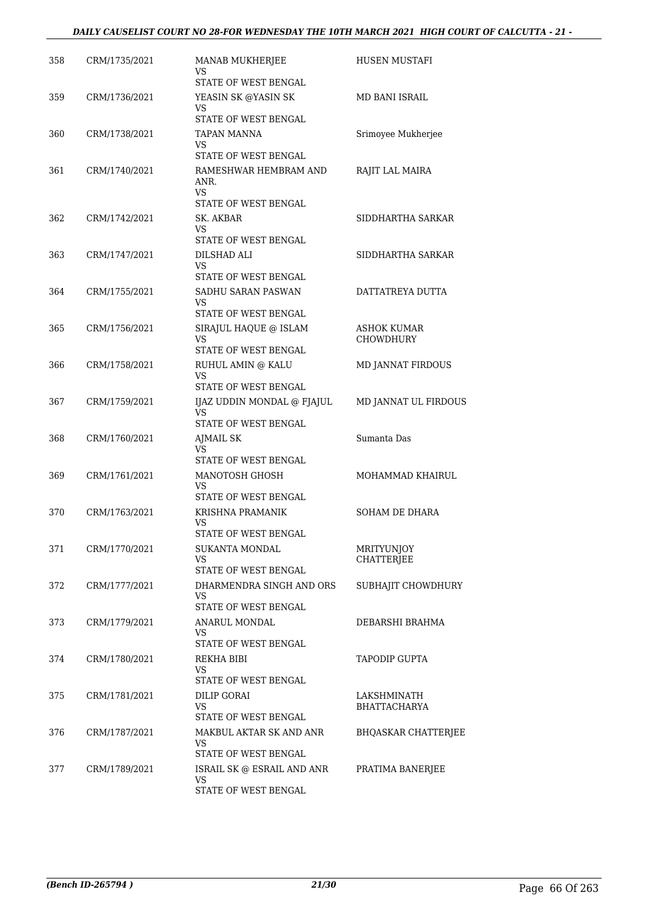| 358 | CRM/1735/2021 | MANAB MUKHERJEE<br>VS<br>STATE OF WEST BENGAL | HUSEN MUSTAFI |
|---|---|---|---|
| 359 | CRM/1736/2021 | YEASIN SK @YASIN SK<br>VS<br>STATE OF WEST BENGAL | MD BANI ISRAIL |
| 360 | CRM/1738/2021 | TAPAN MANNA<br>VS<br>STATE OF WEST BENGAL | Srimoyee Mukherjee |
| 361 | CRM/1740/2021 | RAMESHWAR HEMBRAM AND ANR.<br>VS<br>STATE OF WEST BENGAL | RAJIT LAL MAIRA |
| 362 | CRM/1742/2021 | SK. AKBAR<br>VS<br>STATE OF WEST BENGAL | SIDDHARTHA SARKAR |
| 363 | CRM/1747/2021 | DILSHAD ALI<br>VS<br>STATE OF WEST BENGAL | SIDDHARTHA SARKAR |
| 364 | CRM/1755/2021 | SADHU SARAN PASWAN<br>VS<br>STATE OF WEST BENGAL | DATTATREYA DUTTA |
| 365 | CRM/1756/2021 | SIRAJUL HAQUE @ ISLAM<br>VS<br>STATE OF WEST BENGAL | ASHOK KUMAR CHOWDHURY |
| 366 | CRM/1758/2021 | RUHUL AMIN @ KALU<br>VS<br>STATE OF WEST BENGAL | MD JANNAT FIRDOUS |
| 367 | CRM/1759/2021 | IJAZ UDDIN MONDAL @ FJAJUL<br>VS<br>STATE OF WEST BENGAL | MD JANNAT UL FIRDOUS |
| 368 | CRM/1760/2021 | AJMAIL SK<br>VS<br>STATE OF WEST BENGAL | Sumanta Das |
| 369 | CRM/1761/2021 | MANOTOSH GHOSH<br>VS<br>STATE OF WEST BENGAL | MOHAMMAD KHAIRUL |
| 370 | CRM/1763/2021 | KRISHNA PRAMANIK<br>VS<br>STATE OF WEST BENGAL | SOHAM DE DHARA |
| 371 | CRM/1770/2021 | SUKANTA MONDAL<br>VS<br>STATE OF WEST BENGAL | MRITYUNJOY CHATTERJEE |
| 372 | CRM/1777/2021 | DHARMENDRA SINGH AND ORS<br>VS<br>STATE OF WEST BENGAL | SUBHAJIT CHOWDHURY |
| 373 | CRM/1779/2021 | ANARUL MONDAL<br>VS<br>STATE OF WEST BENGAL | DEBARSHI BRAHMA |
| 374 | CRM/1780/2021 | REKHA BIBI<br>VS<br>STATE OF WEST BENGAL | TAPODIP GUPTA |
| 375 | CRM/1781/2021 | DILIP GORAI<br>VS<br>STATE OF WEST BENGAL | LAKSHMINATH BHATTACHARYA |
| 376 | CRM/1787/2021 | MAKBUL AKTAR SK AND ANR<br>VS<br>STATE OF WEST BENGAL | BHQASKAR CHATTERJEE |
| 377 | CRM/1789/2021 | ISRAIL SK @ ESRAIL AND ANR<br>VS<br>STATE OF WEST BENGAL | PRATIMA BANERJEE |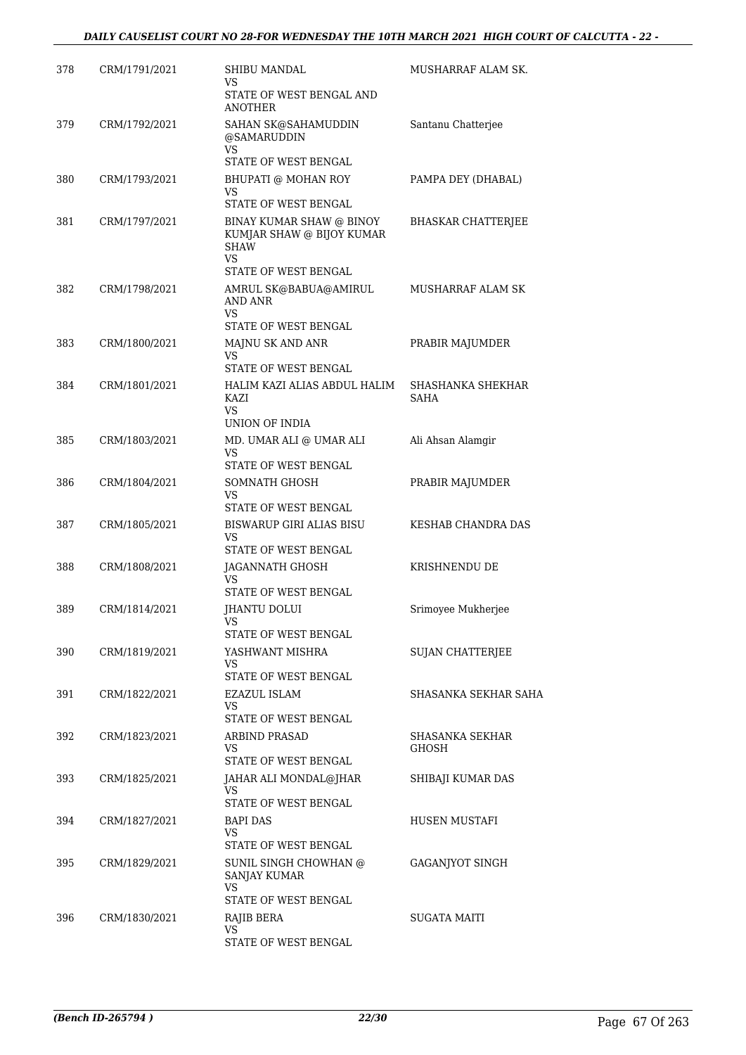| 378 | CRM/1791/2021 | SHIBU MANDAL<br>VS<br>STATE OF WEST BENGAL AND ANOTHER | MUSHARRAF ALAM SK. |
|---|---|---|---|
| 379 | CRM/1792/2021 | SAHAN SK@SAHAMUDDIN @SAMARUDDIN<br>VS<br>STATE OF WEST BENGAL | Santanu Chatterjee |
| 380 | CRM/1793/2021 | BHUPATI @ MOHAN ROY<br>VS<br>STATE OF WEST BENGAL | PAMPA DEY (DHABAL) |
| 381 | CRM/1797/2021 | BINAY KUMAR SHAW @ BINOY KUMJAR SHAW @ BIJOY KUMAR SHAW<br>VS<br>STATE OF WEST BENGAL | BHASKAR CHATTERJEE |
| 382 | CRM/1798/2021 | AMRUL SK@BABUA@AMIRUL AND ANR<br>VS<br>STATE OF WEST BENGAL | MUSHARRAF ALAM SK |
| 383 | CRM/1800/2021 | MAJNU SK AND ANR<br>VS<br>STATE OF WEST BENGAL | PRABIR MAJUMDER |
| 384 | CRM/1801/2021 | HALIM KAZI ALIAS ABDUL HALIM KAZI<br>VS<br>UNION OF INDIA | SHASHANKA SHEKHAR SAHA |
| 385 | CRM/1803/2021 | MD. UMAR ALI @ UMAR ALI<br>VS<br>STATE OF WEST BENGAL | Ali Ahsan Alamgir |
| 386 | CRM/1804/2021 | SOMNATH GHOSH<br>VS<br>STATE OF WEST BENGAL | PRABIR MAJUMDER |
| 387 | CRM/1805/2021 | BISWARUP GIRI ALIAS BISU<br>VS<br>STATE OF WEST BENGAL | KESHAB CHANDRA DAS |
| 388 | CRM/1808/2021 | JAGANNATH GHOSH<br>VS<br>STATE OF WEST BENGAL | KRISHNENDU DE |
| 389 | CRM/1814/2021 | JHANTU DOLUI<br>VS<br>STATE OF WEST BENGAL | Srimoyee Mukherjee |
| 390 | CRM/1819/2021 | YASHWANT MISHRA<br>VS<br>STATE OF WEST BENGAL | SUJAN CHATTERJEE |
| 391 | CRM/1822/2021 | EZAZUL ISLAM<br>VS<br>STATE OF WEST BENGAL | SHASANKA SEKHAR SAHA |
| 392 | CRM/1823/2021 | ARBIND PRASAD<br>VS<br>STATE OF WEST BENGAL | SHASANKA SEKHAR GHOSH |
| 393 | CRM/1825/2021 | JAHAR ALI MONDAL@JHAR<br>VS<br>STATE OF WEST BENGAL | SHIBAJI KUMAR DAS |
| 394 | CRM/1827/2021 | BAPI DAS<br>VS<br>STATE OF WEST BENGAL | HUSEN MUSTAFI |
| 395 | CRM/1829/2021 | SUNIL SINGH CHOWHAN @ SANJAY KUMAR<br>VS<br>STATE OF WEST BENGAL | GAGANJYOT SINGH |
| 396 | CRM/1830/2021 | RAJIB BERA<br>VS<br>STATE OF WEST BENGAL | SUGATA MAITI |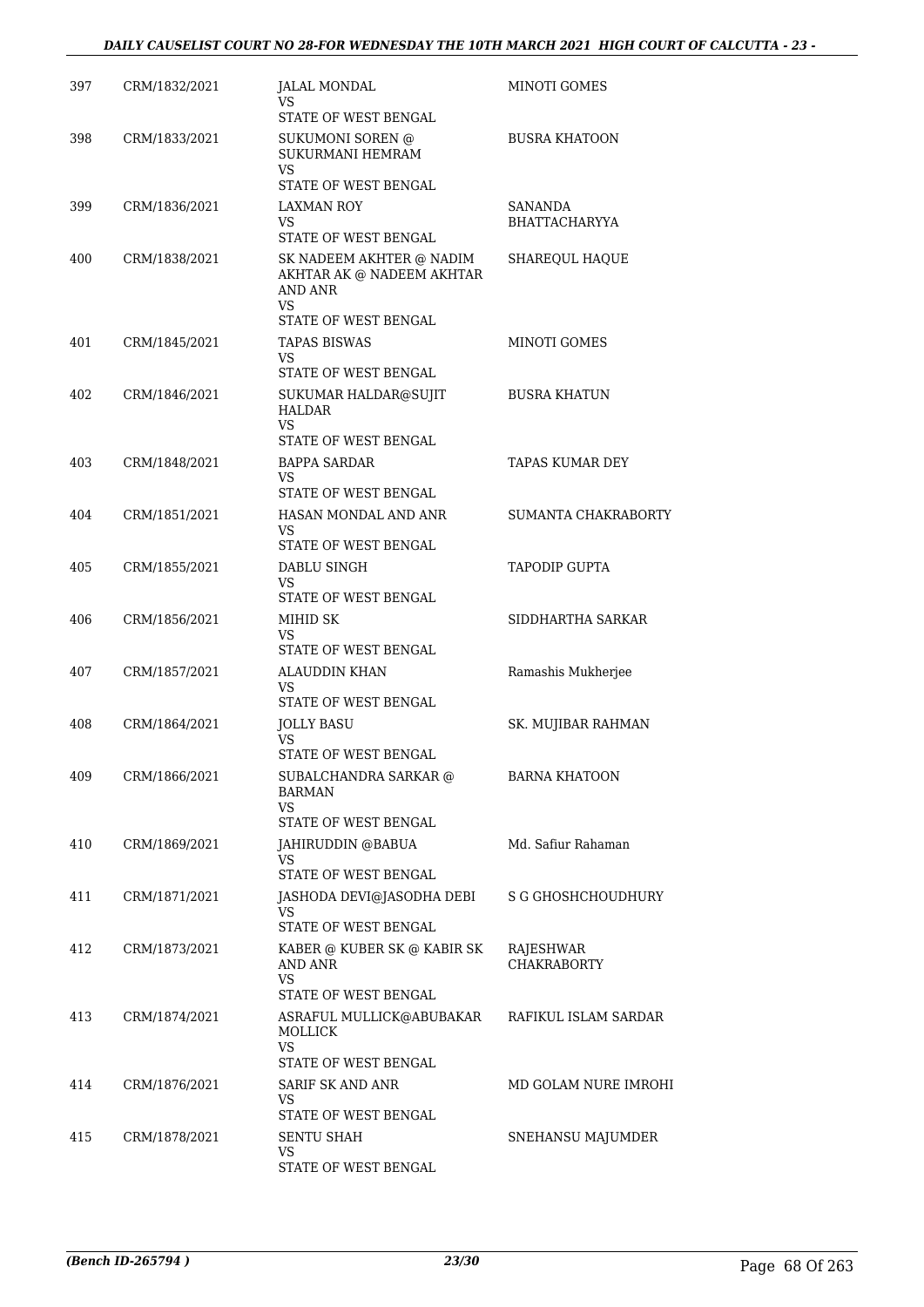| | | | |
|---|---|---|---|
| 397 | CRM/1832/2021 | JALAL MONDAL<br>VS<br>STATE OF WEST BENGAL | MINOTI GOMES |
| 398 | CRM/1833/2021 | SUKUMONI SOREN @<br>SUKURMANI HEMRAM<br>VS<br>STATE OF WEST BENGAL | BUSRA KHATOON |
| 399 | CRM/1836/2021 | LAXMAN ROY<br>VS<br>STATE OF WEST BENGAL | SANANDA<br>BHATTACHARYYA |
| 400 | CRM/1838/2021 | SK NADEEM AKHTER @ NADIM<br>AKHTAR AK @ NADEEM AKHTAR<br>AND ANR<br>VS<br>STATE OF WEST BENGAL | SHAREQUL HAQUE |
| 401 | CRM/1845/2021 | TAPAS BISWAS<br>VS<br>STATE OF WEST BENGAL | MINOTI GOMES |
| 402 | CRM/1846/2021 | SUKUMAR HALDAR@SUJIT<br>HALDAR<br>VS<br>STATE OF WEST BENGAL | BUSRA KHATUN |
| 403 | CRM/1848/2021 | BAPPA SARDAR<br>VS<br>STATE OF WEST BENGAL | TAPAS KUMAR DEY |
| 404 | CRM/1851/2021 | HASAN MONDAL AND ANR<br>VS<br>STATE OF WEST BENGAL | SUMANTA CHAKRABORTY |
| 405 | CRM/1855/2021 | DABLU SINGH<br>VS<br>STATE OF WEST BENGAL | TAPODIP GUPTA |
| 406 | CRM/1856/2021 | MIHID SK<br>VS<br>STATE OF WEST BENGAL | SIDDHARTHA SARKAR |
| 407 | CRM/1857/2021 | ALAUDDIN KHAN<br>VS<br>STATE OF WEST BENGAL | Ramashis Mukherjee |
| 408 | CRM/1864/2021 | JOLLY BASU<br>VS<br>STATE OF WEST BENGAL | SK. MUJIBAR RAHMAN |
| 409 | CRM/1866/2021 | SUBALCHANDRA SARKAR @<br>BARMAN<br>VS<br>STATE OF WEST BENGAL | BARNA KHATOON |
| 410 | CRM/1869/2021 | JAHIRUDDIN @BABUA<br>VS<br>STATE OF WEST BENGAL | Md. Safiur Rahaman |
| 411 | CRM/1871/2021 | JASHODA DEVI@JASODHA DEBI<br>VS<br>STATE OF WEST BENGAL | S G GHOSHCHOUDHURY |
| 412 | CRM/1873/2021 | KABER @ KUBER SK @ KABIR SK<br>AND ANR<br>VS<br>STATE OF WEST BENGAL | RAJESHWAR<br>CHAKRABORTY |
| 413 | CRM/1874/2021 | ASRAFUL MULLICK@ABUBAKAR<br>MOLLICK<br>VS<br>STATE OF WEST BENGAL | RAFIKUL ISLAM SARDAR |
| 414 | CRM/1876/2021 | SARIF SK AND ANR<br>VS<br>STATE OF WEST BENGAL | MD GOLAM NURE IMROHI |
| 415 | CRM/1878/2021 | SENTU SHAH<br>VS<br>STATE OF WEST BENGAL | SNEHANSU MAJUMDER |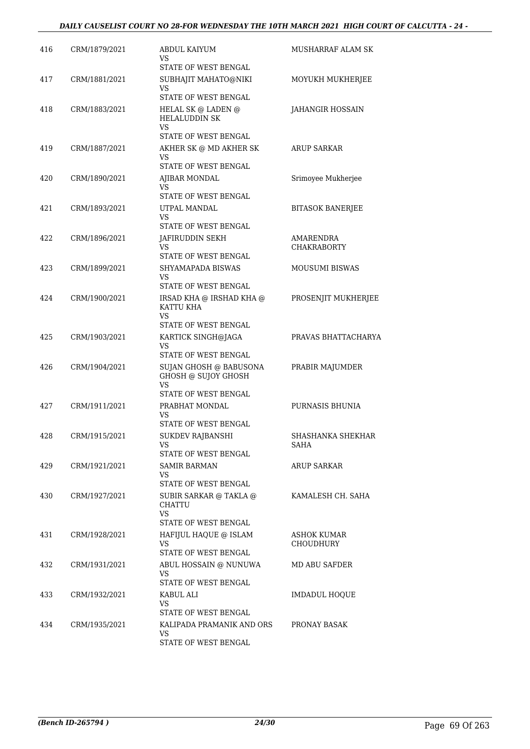| | | | |
|---|---|---|---|
| 416 | CRM/1879/2021 | ABDUL KAIYUM<br>VS<br>STATE OF WEST BENGAL | MUSHARRAF ALAM SK |
| 417 | CRM/1881/2021 | SUBHAJIT MAHATO@NIKI<br>VS<br>STATE OF WEST BENGAL | MOYUKH MUKHERJEE |
| 418 | CRM/1883/2021 | HELAL SK @ LADEN @ HELALUDDIN SK<br>VS<br>STATE OF WEST BENGAL | JAHANGIR HOSSAIN |
| 419 | CRM/1887/2021 | AKHER SK @ MD AKHER SK<br>VS<br>STATE OF WEST BENGAL | ARUP SARKAR |
| 420 | CRM/1890/2021 | AJIBAR MONDAL<br>VS<br>STATE OF WEST BENGAL | Srimoyee Mukherjee |
| 421 | CRM/1893/2021 | UTPAL MANDAL<br>VS<br>STATE OF WEST BENGAL | BITASOK BANERJEE |
| 422 | CRM/1896/2021 | JAFIRUDDIN SEKH<br>VS<br>STATE OF WEST BENGAL | AMARENDRA CHAKRABORTY |
| 423 | CRM/1899/2021 | SHYAMAPADA BISWAS<br>VS<br>STATE OF WEST BENGAL | MOUSUMI BISWAS |
| 424 | CRM/1900/2021 | IRSAD KHA @ IRSHAD KHA @ KATTU KHA<br>VS<br>STATE OF WEST BENGAL | PROSENJIT MUKHERJEE |
| 425 | CRM/1903/2021 | KARTICK SINGH@JAGA<br>VS<br>STATE OF WEST BENGAL | PRAVAS BHATTACHARYA |
| 426 | CRM/1904/2021 | SUJAN GHOSH @ BABUSONA GHOSH @ SUJOY GHOSH<br>VS<br>STATE OF WEST BENGAL | PRABIR MAJUMDER |
| 427 | CRM/1911/2021 | PRABHAT MONDAL<br>VS<br>STATE OF WEST BENGAL | PURNASIS BHUNIA |
| 428 | CRM/1915/2021 | SUKDEV RAJBANSHI<br>VS<br>STATE OF WEST BENGAL | SHASHANKA SHEKHAR SAHA |
| 429 | CRM/1921/2021 | SAMIR BARMAN<br>VS<br>STATE OF WEST BENGAL | ARUP SARKAR |
| 430 | CRM/1927/2021 | SUBIR SARKAR @ TAKLA @ CHATTU<br>VS<br>STATE OF WEST BENGAL | KAMALESH CH. SAHA |
| 431 | CRM/1928/2021 | HAFIJUL HAQUE @ ISLAM<br>VS<br>STATE OF WEST BENGAL | ASHOK KUMAR CHOUDHURY |
| 432 | CRM/1931/2021 | ABUL HOSSAIN @ NUNUWA<br>VS<br>STATE OF WEST BENGAL | MD ABU SAFDER |
| 433 | CRM/1932/2021 | KABUL ALI<br>VS<br>STATE OF WEST BENGAL | IMDADUL HOQUE |
| 434 | CRM/1935/2021 | KALIPADA PRAMANIK AND ORS<br>VS<br>STATE OF WEST BENGAL | PRONAY BASAK |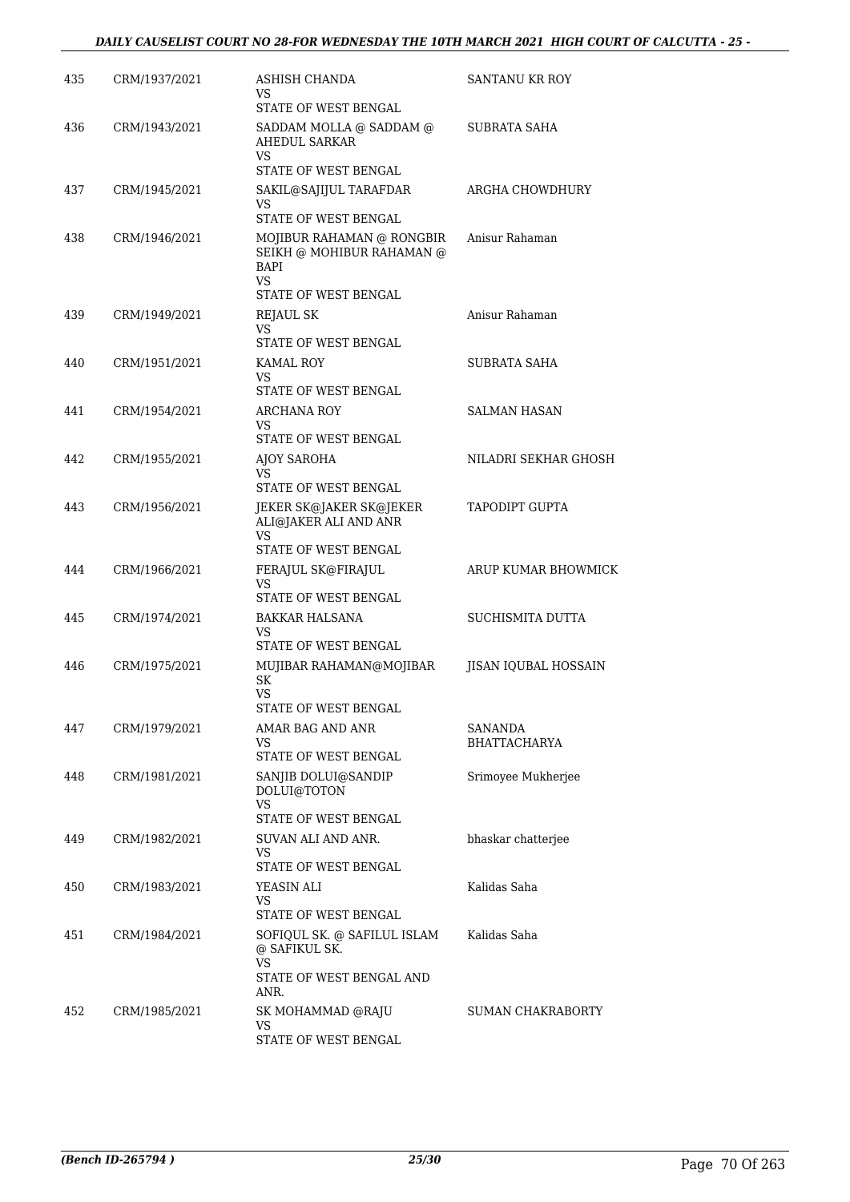| | | | |
|---|---|---|---|
| 435 | CRM/1937/2021 | ASHISH CHANDA<br>VS<br>STATE OF WEST BENGAL | SANTANU KR ROY |
| 436 | CRM/1943/2021 | SADDAM MOLLA @ SADDAM @ AHEDUL SARKAR<br>VS<br>STATE OF WEST BENGAL | SUBRATA SAHA |
| 437 | CRM/1945/2021 | SAKIL@SAJIJUL TARAFDAR<br>VS<br>STATE OF WEST BENGAL | ARGHA CHOWDHURY |
| 438 | CRM/1946/2021 | MOJIBUR RAHAMAN @ RONGBIR SEIKH @ MOHIBUR RAHAMAN @ BAPI<br>VS<br>STATE OF WEST BENGAL | Anisur Rahaman |
| 439 | CRM/1949/2021 | REJAUL SK<br>VS<br>STATE OF WEST BENGAL | Anisur Rahaman |
| 440 | CRM/1951/2021 | KAMAL ROY<br>VS<br>STATE OF WEST BENGAL | SUBRATA SAHA |
| 441 | CRM/1954/2021 | ARCHANA ROY<br>VS<br>STATE OF WEST BENGAL | SALMAN HASAN |
| 442 | CRM/1955/2021 | AJOY SAROHA<br>VS<br>STATE OF WEST BENGAL | NILADRI SEKHAR GHOSH |
| 443 | CRM/1956/2021 | JEKER SK@JAKER SK@JEKER ALI@JAKER ALI AND ANR<br>VS<br>STATE OF WEST BENGAL | TAPODIPT GUPTA |
| 444 | CRM/1966/2021 | FERAJUL SK@FIRAJUL<br>VS<br>STATE OF WEST BENGAL | ARUP KUMAR BHOWMICK |
| 445 | CRM/1974/2021 | BAKKAR HALSANA<br>VS<br>STATE OF WEST BENGAL | SUCHISMITA DUTTA |
| 446 | CRM/1975/2021 | MUJIBAR RAHAMAN@MOJIBAR SK<br>VS<br>STATE OF WEST BENGAL | JISAN IQUBAL HOSSAIN |
| 447 | CRM/1979/2021 | AMAR BAG AND ANR<br>VS<br>STATE OF WEST BENGAL | SANANDA BHATTACHARYA |
| 448 | CRM/1981/2021 | SANJIB DOLUI@SANDIP DOLUI@TOTON<br>VS<br>STATE OF WEST BENGAL | Srimoyee Mukherjee |
| 449 | CRM/1982/2021 | SUVAN ALI AND ANR.<br>VS<br>STATE OF WEST BENGAL | bhaskar chatterjee |
| 450 | CRM/1983/2021 | YEASIN ALI<br>VS<br>STATE OF WEST BENGAL | Kalidas Saha |
| 451 | CRM/1984/2021 | SOFIQUL SK. @ SAFILUL ISLAM @ SAFIKUL SK.<br>VS<br>STATE OF WEST BENGAL AND ANR. | Kalidas Saha |
| 452 | CRM/1985/2021 | SK MOHAMMAD @RAJU<br>VS<br>STATE OF WEST BENGAL | SUMAN CHAKRABORTY |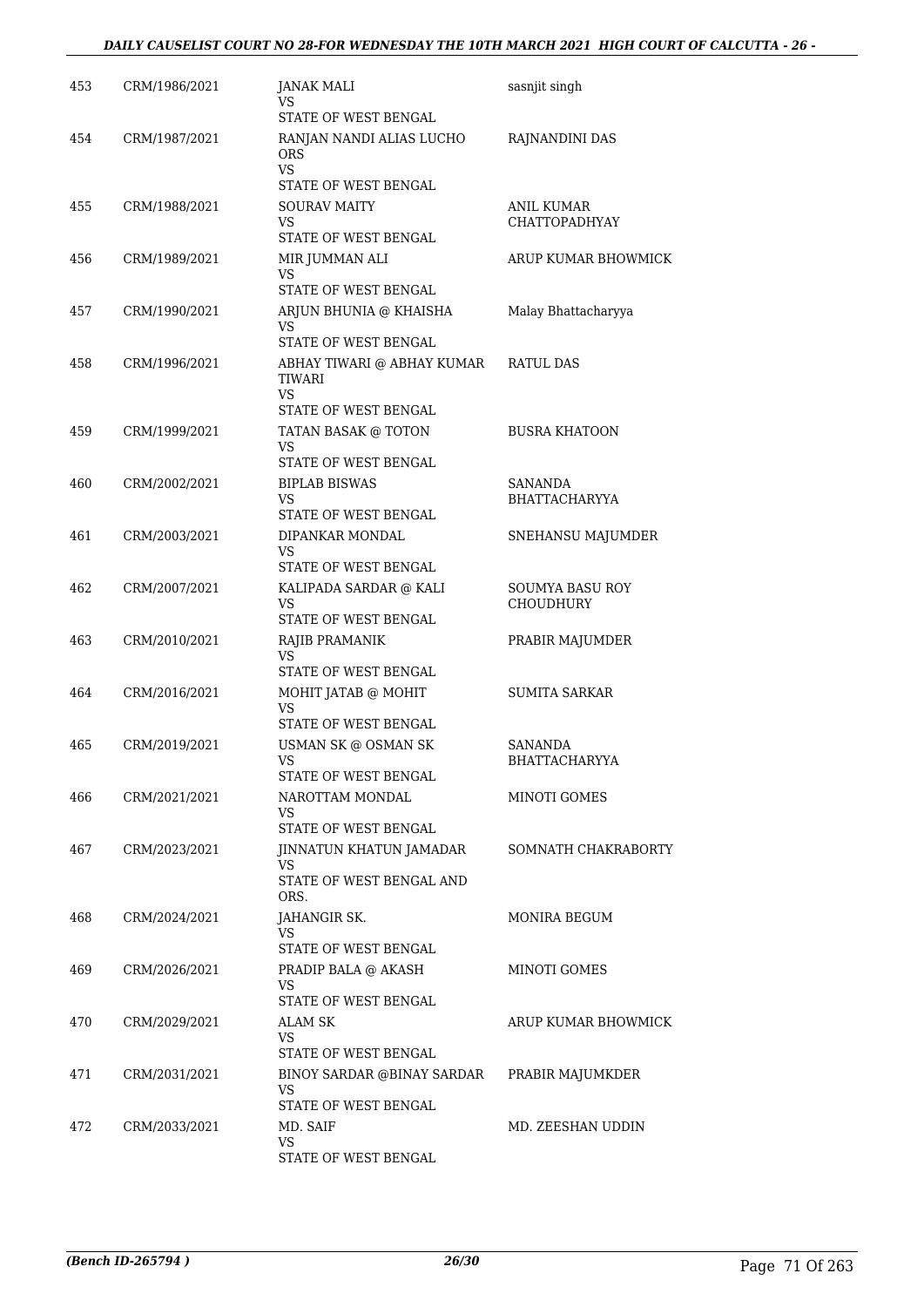| | | | |
|---|---|---|---|
| 453 | CRM/1986/2021 | JANAK MALI<br>VS<br>STATE OF WEST BENGAL | sasnjit singh |
| 454 | CRM/1987/2021 | RANJAN NANDI ALIAS LUCHO ORS<br>VS<br>STATE OF WEST BENGAL | RAJNANDINI DAS |
| 455 | CRM/1988/2021 | SOURAV MAITY<br>VS<br>STATE OF WEST BENGAL | ANIL KUMAR CHATTOPADHYAY |
| 456 | CRM/1989/2021 | MIR JUMMAN ALI<br>VS<br>STATE OF WEST BENGAL | ARUP KUMAR BHOWMICK |
| 457 | CRM/1990/2021 | ARJUN BHUNIA @ KHAISHA<br>VS<br>STATE OF WEST BENGAL | Malay Bhattacharyya |
| 458 | CRM/1996/2021 | ABHAY TIWARI @ ABHAY KUMAR TIWARI<br>VS<br>STATE OF WEST BENGAL | RATUL DAS |
| 459 | CRM/1999/2021 | TATAN BASAK @ TOTON<br>VS<br>STATE OF WEST BENGAL | BUSRA KHATOON |
| 460 | CRM/2002/2021 | BIPLAB BISWAS<br>VS<br>STATE OF WEST BENGAL | SANANDA BHATTACHARYYA |
| 461 | CRM/2003/2021 | DIPANKAR MONDAL<br>VS<br>STATE OF WEST BENGAL | SNEHANSU MAJUMDER |
| 462 | CRM/2007/2021 | KALIPADA SARDAR @ KALI<br>VS<br>STATE OF WEST BENGAL | SOUMYA BASU ROY CHOUDHURY |
| 463 | CRM/2010/2021 | RAJIB PRAMANIK<br>VS<br>STATE OF WEST BENGAL | PRABIR MAJUMDER |
| 464 | CRM/2016/2021 | MOHIT JATAB @ MOHIT<br>VS<br>STATE OF WEST BENGAL | SUMITA SARKAR |
| 465 | CRM/2019/2021 | USMAN SK @ OSMAN SK<br>VS<br>STATE OF WEST BENGAL | SANANDA BHATTACHARYYA |
| 466 | CRM/2021/2021 | NAROTTAM MONDAL<br>VS<br>STATE OF WEST BENGAL | MINOTI GOMES |
| 467 | CRM/2023/2021 | JINNATUN KHATUN JAMADAR<br>VS<br>STATE OF WEST BENGAL AND ORS. | SOMNATH CHAKRABORTY |
| 468 | CRM/2024/2021 | JAHANGIR SK.<br>VS<br>STATE OF WEST BENGAL | MONIRA BEGUM |
| 469 | CRM/2026/2021 | PRADIP BALA @ AKASH<br>VS<br>STATE OF WEST BENGAL | MINOTI GOMES |
| 470 | CRM/2029/2021 | ALAM SK<br>VS<br>STATE OF WEST BENGAL | ARUP KUMAR BHOWMICK |
| 471 | CRM/2031/2021 | BINOY SARDAR @BINAY SARDAR<br>VS<br>STATE OF WEST BENGAL | PRABIR MAJUMKDER |
| 472 | CRM/2033/2021 | MD. SAIF<br>VS<br>STATE OF WEST BENGAL | MD. ZEESHAN UDDIN |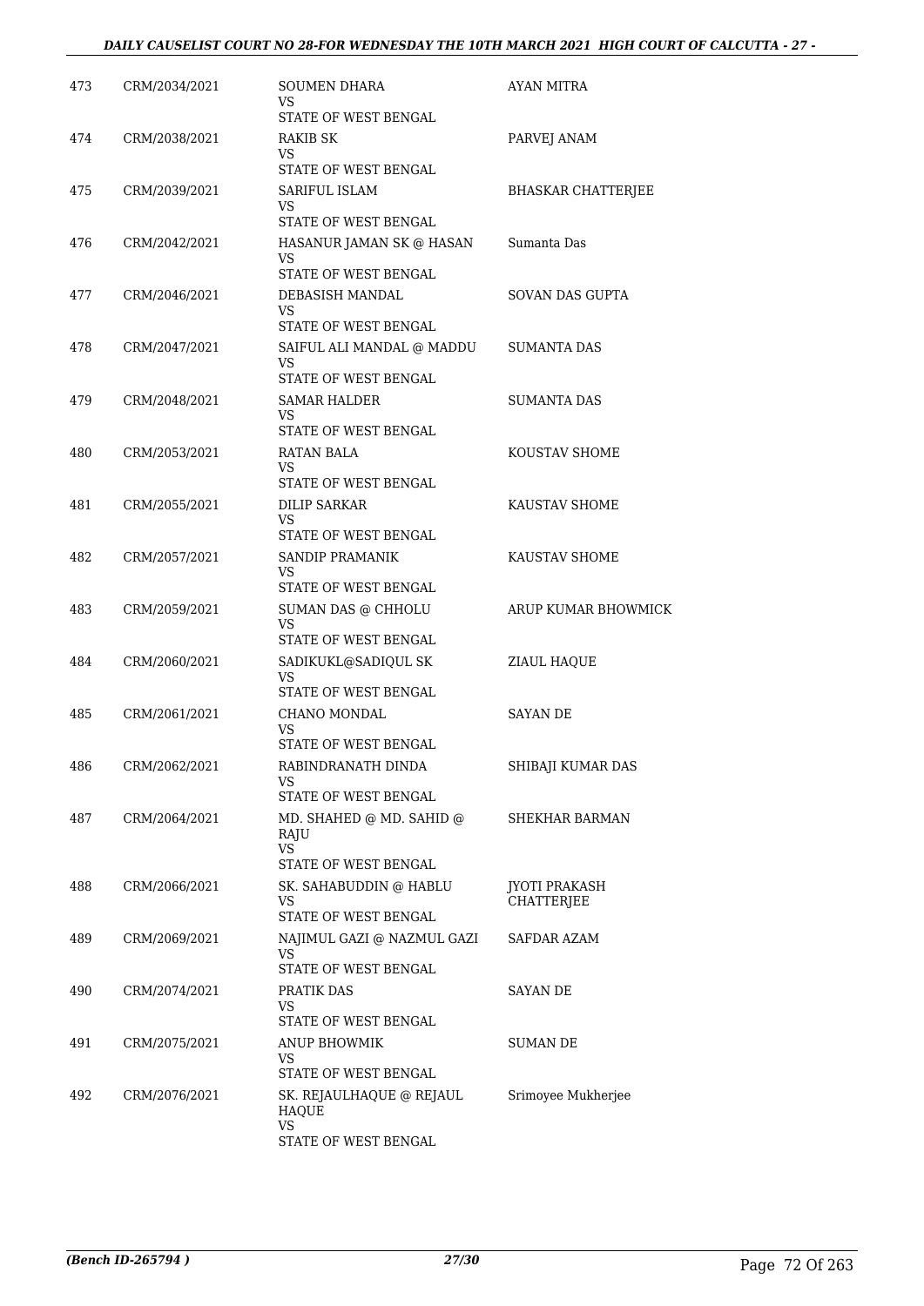| | | | |
|---|---|---|---|
| 473 | CRM/2034/2021 | SOUMEN DHARA<br>VS<br>STATE OF WEST BENGAL | AYAN MITRA |
| 474 | CRM/2038/2021 | RAKIB SK<br>VS<br>STATE OF WEST BENGAL | PARVEJ ANAM |
| 475 | CRM/2039/2021 | SARIFUL ISLAM<br>VS<br>STATE OF WEST BENGAL | BHASKAR CHATTERJEE |
| 476 | CRM/2042/2021 | HASANUR JAMAN SK @ HASAN<br>VS<br>STATE OF WEST BENGAL | Sumanta Das |
| 477 | CRM/2046/2021 | DEBASISH MANDAL<br>VS<br>STATE OF WEST BENGAL | SOVAN DAS GUPTA |
| 478 | CRM/2047/2021 | SAIFUL ALI MANDAL @ MADDU<br>VS<br>STATE OF WEST BENGAL | SUMANTA DAS |
| 479 | CRM/2048/2021 | SAMAR HALDER<br>VS<br>STATE OF WEST BENGAL | SUMANTA DAS |
| 480 | CRM/2053/2021 | RATAN BALA<br>VS<br>STATE OF WEST BENGAL | KOUSTAV SHOME |
| 481 | CRM/2055/2021 | DILIP SARKAR<br>VS<br>STATE OF WEST BENGAL | KAUSTAV SHOME |
| 482 | CRM/2057/2021 | SANDIP PRAMANIK<br>VS<br>STATE OF WEST BENGAL | KAUSTAV SHOME |
| 483 | CRM/2059/2021 | SUMAN DAS @ CHHOLU<br>VS<br>STATE OF WEST BENGAL | ARUP KUMAR BHOWMICK |
| 484 | CRM/2060/2021 | SADIKUKL@SADIQUL SK<br>VS<br>STATE OF WEST BENGAL | ZIAUL HAQUE |
| 485 | CRM/2061/2021 | CHANO MONDAL<br>VS<br>STATE OF WEST BENGAL | SAYAN DE |
| 486 | CRM/2062/2021 | RABINDRANATH DINDA<br>VS<br>STATE OF WEST BENGAL | SHIBAJI KUMAR DAS |
| 487 | CRM/2064/2021 | MD. SHAHED @ MD. SAHID @ RAJU<br>VS<br>STATE OF WEST BENGAL | SHEKHAR BARMAN |
| 488 | CRM/2066/2021 | SK. SAHABUDDIN @ HABLU<br>VS<br>STATE OF WEST BENGAL | JYOTI PRAKASH CHATTERJEE |
| 489 | CRM/2069/2021 | NAJIMUL GAZI @ NAZMUL GAZI<br>VS<br>STATE OF WEST BENGAL | SAFDAR AZAM |
| 490 | CRM/2074/2021 | PRATIK DAS<br>VS<br>STATE OF WEST BENGAL | SAYAN DE |
| 491 | CRM/2075/2021 | ANUP BHOWMIK<br>VS<br>STATE OF WEST BENGAL | SUMAN DE |
| 492 | CRM/2076/2021 | SK. REJAULHAQUE @ REJAUL HAQUE<br>VS<br>STATE OF WEST BENGAL | Srimoyee Mukherjee |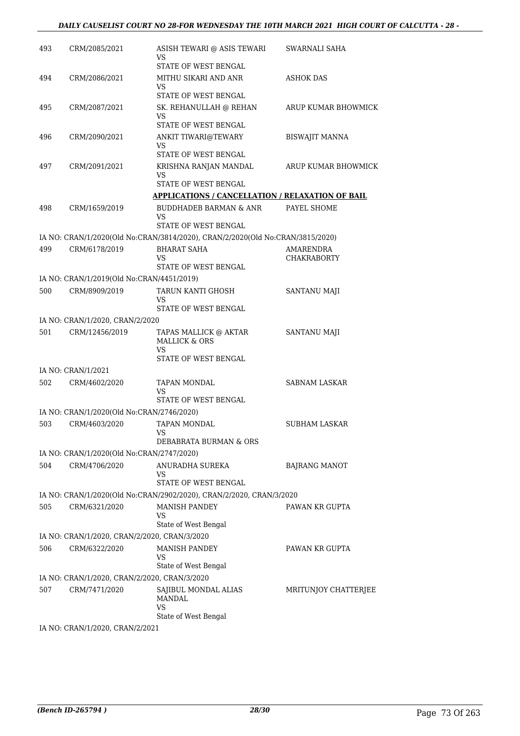| | | | |
|---|---|---|---|
| 493 | CRM/2085/2021 | ASISH TEWARI @ ASIS TEWARI<br>VS<br>STATE OF WEST BENGAL | SWARNALI SAHA |
| 494 | CRM/2086/2021 | MITHU SIKARI AND ANR<br>VS<br>STATE OF WEST BENGAL | ASHOK DAS |
| 495 | CRM/2087/2021 | SK. REHANULLAH @ REHAN<br>VS<br>STATE OF WEST BENGAL | ARUP KUMAR BHOWMICK |
| 496 | CRM/2090/2021 | ANKIT TIWARI@TEWARY<br>VS<br>STATE OF WEST BENGAL | BISWAJIT MANNA |
| 497 | CRM/2091/2021 | KRISHNA RANJAN MANDAL<br>VS<br>STATE OF WEST BENGAL | ARUP KUMAR BHOWMICK |

**APPLICATIONS / CANCELLATION / RELAXATION OF BAIL**

| | | | |
|---|---|---|---|
| 498 | CRM/1659/2019 | BUDDHADEB BARMAN & ANR<br>VS<br>STATE OF WEST BENGAL | PAYEL SHOME |

IA NO: CRAN/1/2020(Old No:CRAN/3814/2020), CRAN/2/2020(Old No:CRAN/3815/2020)

| | | | |
|---|---|---|---|
| 499 | CRM/6178/2019 | BHARAT SAHA<br>VS<br>STATE OF WEST BENGAL | AMARENDRA CHAKRABORTY |

IA NO: CRAN/1/2019(Old No:CRAN/4451/2019)

| | | | |
|---|---|---|---|
| 500 | CRM/8909/2019 | TARUN KANTI GHOSH<br>VS<br>STATE OF WEST BENGAL | SANTANU MAJI |

IA NO: CRAN/1/2020, CRAN/2/2020

| | | | |
|---|---|---|---|
| 501 | CRM/12456/2019 | TAPAS MALLICK @ AKTAR MALLICK & ORS<br>VS<br>STATE OF WEST BENGAL | SANTANU MAJI |

IA NO: CRAN/1/2021

| | | | |
|---|---|---|---|
| 502 | CRM/4602/2020 | TAPAN MONDAL<br>VS<br>STATE OF WEST BENGAL | SABNAM LASKAR |

IA NO: CRAN/1/2020(Old No:CRAN/2746/2020)

| | | | |
|---|---|---|---|
| 503 | CRM/4603/2020 | TAPAN MONDAL<br>VS<br>DEBABRATA BURMAN & ORS | SUBHAM LASKAR |

IA NO: CRAN/1/2020(Old No:CRAN/2747/2020)

| | | | |
|---|---|---|---|
| 504 | CRM/4706/2020 | ANURADHA SUREKA<br>VS<br>STATE OF WEST BENGAL | BAJRANG MANOT |

IA NO: CRAN/1/2020(Old No:CRAN/2902/2020), CRAN/2/2020, CRAN/3/2020

| | | | |
|---|---|---|---|
| 505 | CRM/6321/2020 | MANISH PANDEY<br>VS<br>State of West Bengal | PAWAN KR GUPTA |

IA NO: CRAN/1/2020, CRAN/2/2020, CRAN/3/2020

| | | | |
|---|---|---|---|
| 506 | CRM/6322/2020 | MANISH PANDEY<br>VS<br>State of West Bengal | PAWAN KR GUPTA |

IA NO: CRAN/1/2020, CRAN/2/2020, CRAN/3/2020

| | | | |
|---|---|---|---|
| 507 | CRM/7471/2020 | SAJIBUL MONDAL ALIAS MANDAL<br>VS<br>State of West Bengal | MRITUNJOY CHATTERJEE |

IA NO: CRAN/1/2020, CRAN/2/2021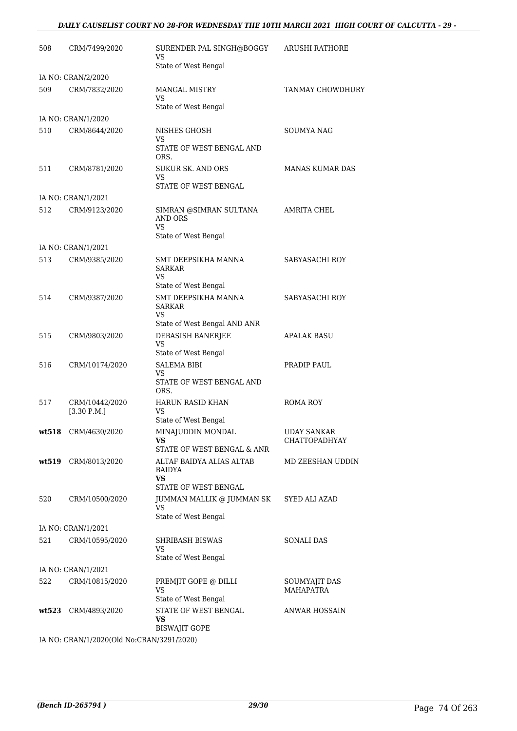| | | | |
|---|---|---|---|
| 508 | CRM/7499/2020 | SURENDER PAL SINGH@BOGGY<br>VS<br>State of West Bengal | ARUSHI RATHORE |
| IA NO: CRAN/2/2020 | | | |
| 509 | CRM/7832/2020 | MANGAL MISTRY<br>VS<br>State of West Bengal | TANMAY CHOWDHURY |
| IA NO: CRAN/1/2020 | | | |
| 510 | CRM/8644/2020 | NISHES GHOSH<br>VS<br>STATE OF WEST BENGAL AND ORS. | SOUMYA NAG |
| 511 | CRM/8781/2020 | SUKUR SK. AND ORS<br>VS<br>STATE OF WEST BENGAL | MANAS KUMAR DAS |
| IA NO: CRAN/1/2021 | | | |
| 512 | CRM/9123/2020 | SIMRAN @SIMRAN SULTANA AND ORS<br>VS<br>State of West Bengal | AMRITA CHEL |
| IA NO: CRAN/1/2021 | | | |
| 513 | CRM/9385/2020 | SMT DEEPSIKHA MANNA SARKAR<br>VS<br>State of West Bengal | SABYASACHI ROY |
| 514 | CRM/9387/2020 | SMT DEEPSIKHA MANNA SARKAR<br>VS<br>State of West Bengal AND ANR | SABYASACHI ROY |
| 515 | CRM/9803/2020 | DEBASISH BANERJEE<br>VS<br>State of West Bengal | APALAK BASU |
| 516 | CRM/10174/2020 | SALEMA BIBI<br>VS<br>STATE OF WEST BENGAL AND ORS. | PRADIP PAUL |
| 517 | CRM/10442/2020 [3.30 P.M.] | HARUN RASID KHAN<br>VS<br>State of West Bengal | ROMA ROY |
| **wt518** | CRM/4630/2020 | MINAJUDDIN MONDAL<br>**VS**<br>STATE OF WEST BENGAL & ANR | UDAY SANKAR CHATTOPADHYAY |
| **wt519** | CRM/8013/2020 | ALTAF BAIDYA ALIAS ALTAB BAIDYA<br>**VS**<br>STATE OF WEST BENGAL | MD ZEESHAN UDDIN |
| 520 | CRM/10500/2020 | JUMMAN MALLIK @ JUMMAN SK<br>VS<br>State of West Bengal | SYED ALI AZAD |
| IA NO: CRAN/1/2021 | | | |
| 521 | CRM/10595/2020 | SHRIBASH BISWAS<br>VS<br>State of West Bengal | SONALI DAS |
| IA NO: CRAN/1/2021 | | | |
| 522 | CRM/10815/2020 | PREMJIT GOPE @ DILLI<br>VS<br>State of West Bengal | SOUMYAJIT DAS MAHAPATRA |
| **wt523** | CRM/4893/2020 | STATE OF WEST BENGAL<br>**VS**<br>BISWAJIT GOPE | ANWAR HOSSAIN |
| IA NO: CRAN/1/2020(Old No:CRAN/3291/2020) | | | |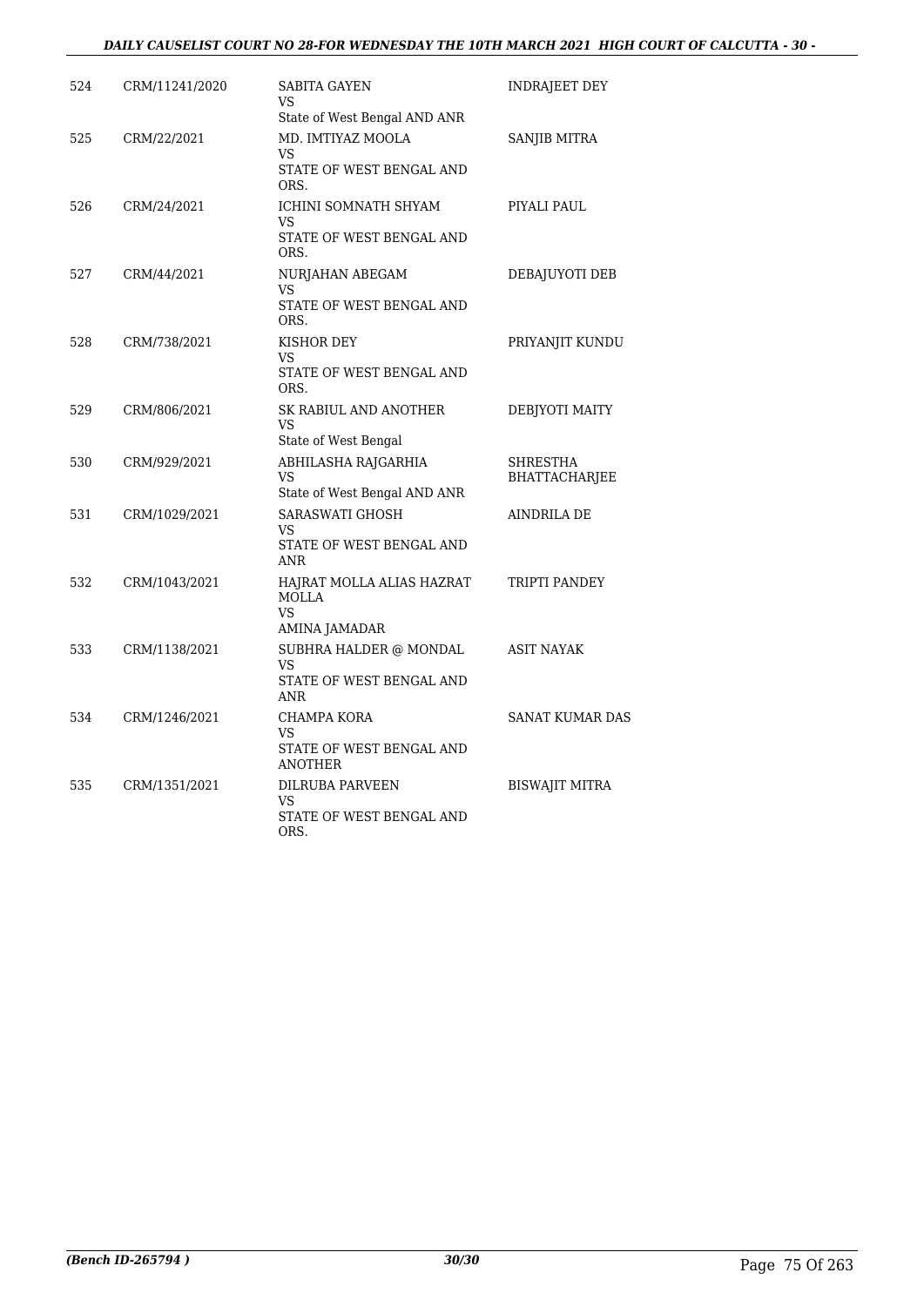| | | | |
|---|---|---|---|
| 524 | CRM/11241/2020 | SABITA GAYEN<br>VS<br>State of West Bengal AND ANR | INDRAJEET DEY |
| 525 | CRM/22/2021 | MD. IMTIYAZ MOOLA<br>VS<br>STATE OF WEST BENGAL AND ORS. | SANJIB MITRA |
| 526 | CRM/24/2021 | ICHINI SOMNATH SHYAM<br>VS<br>STATE OF WEST BENGAL AND ORS. | PIYALI PAUL |
| 527 | CRM/44/2021 | NURJAHAN ABEGAM<br>VS<br>STATE OF WEST BENGAL AND ORS. | DEBAJUYOTI DEB |
| 528 | CRM/738/2021 | KISHOR DEY<br>VS<br>STATE OF WEST BENGAL AND ORS. | PRIYANJIT KUNDU |
| 529 | CRM/806/2021 | SK RABIUL AND ANOTHER<br>VS<br>State of West Bengal | DEBJYOTI MAITY |
| 530 | CRM/929/2021 | ABHILASHA RAJGARHIA<br>VS<br>State of West Bengal AND ANR | SHRESTHA BHATTACHARJEE |
| 531 | CRM/1029/2021 | SARASWATI GHOSH<br>VS<br>STATE OF WEST BENGAL AND ANR | AINDRILA DE |
| 532 | CRM/1043/2021 | HAJRAT MOLLA ALIAS HAZRAT MOLLA<br>VS<br>AMINA JAMADAR | TRIPTI PANDEY |
| 533 | CRM/1138/2021 | SUBHRA HALDER @ MONDAL<br>VS<br>STATE OF WEST BENGAL AND ANR | ASIT NAYAK |
| 534 | CRM/1246/2021 | CHAMPA KORA<br>VS<br>STATE OF WEST BENGAL AND ANOTHER | SANAT KUMAR DAS |
| 535 | CRM/1351/2021 | DILRUBA PARVEEN<br>VS<br>STATE OF WEST BENGAL AND ORS. | BISWAJIT MITRA |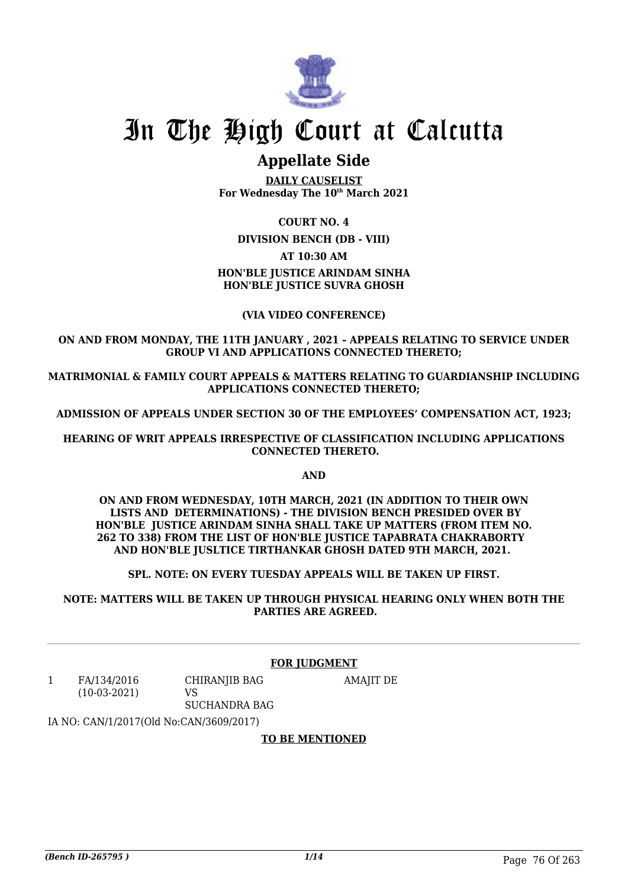# In The High Court at Calcutta

## Appellate Side

**DAILY CAUSELIST**
**For Wednesday The 10th March 2021**

**COURT NO. 4**

**DIVISION BENCH (DB - VIII)**

**AT 10:30 AM**

**HON'BLE JUSTICE ARINDAM SINHA**
**HON'BLE JUSTICE SUVRA GHOSH**

**(VIA VIDEO CONFERENCE)**

**ON AND FROM MONDAY, THE 11TH JANUARY , 2021 – APPEALS RELATING TO SERVICE UNDER GROUP VI AND APPLICATIONS CONNECTED THERETO;**

**MATRIMONIAL & FAMILY COURT APPEALS & MATTERS RELATING TO GUARDIANSHIP INCLUDING APPLICATIONS CONNECTED THERETO;**

**ADMISSION OF APPEALS UNDER SECTION 30 OF THE EMPLOYEES' COMPENSATION ACT, 1923;**

**HEARING OF WRIT APPEALS IRRESPECTIVE OF CLASSIFICATION INCLUDING APPLICATIONS CONNECTED THERETO.**

**AND**

**ON AND FROM WEDNESDAY, 10TH MARCH, 2021 (IN ADDITION TO THEIR OWN LISTS AND DETERMINATIONS) - THE DIVISION BENCH PRESIDED OVER BY HON'BLE JUSTICE ARINDAM SINHA SHALL TAKE UP MATTERS (FROM ITEM NO. 262 TO 338) FROM THE LIST OF HON'BLE JUSTICE TAPABRATA CHAKRABORTY AND HON'BLE JUSLTICE TIRTHANKAR GHOSH DATED 9TH MARCH, 2021.**

**SPL. NOTE: ON EVERY TUESDAY APPEALS WILL BE TAKEN UP FIRST.**

**NOTE: MATTERS WILL BE TAKEN UP THROUGH PHYSICAL HEARING ONLY WHEN BOTH THE PARTIES ARE AGREED.**

---

**FOR JUDGMENT**

| | | | |
|---|---|---|---|
| 1 | FA/134/2016 (10-03-2021) | CHIRANJIB BAG VS SUCHANDRA BAG | AMAJIT DE |

IA NO: CAN/1/2017(Old No:CAN/3609/2017)

**TO BE MENTIONED**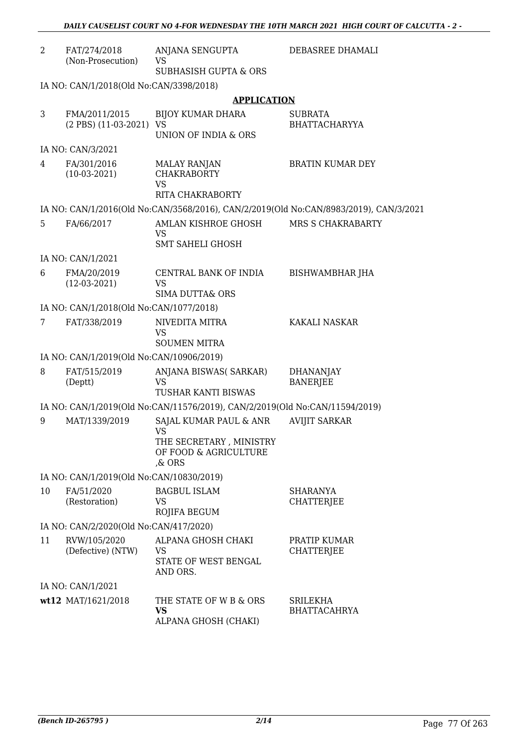| 2 | FAT/274/2018 (Non-Prosecution) | ANJANA SENGUPTA<br>VS<br>SUBHASISH GUPTA & ORS | DEBASREE DHAMALI |
|---|---|---|---|
| | IA NO: CAN/1/2018(Old No:CAN/3398/2018) | | |

**APPLICATION**

| 3 | FMA/2011/2015 (2 PBS) (11-03-2021) | BIJOY KUMAR DHARA<br>VS<br>UNION OF INDIA & ORS | SUBRATA BHATTACHARYYA |
|---|---|---|---|
| | IA NO: CAN/3/2021 | | |
| 4 | FA/301/2016 (10-03-2021) | MALAY RANJAN CHAKRABORTY<br>VS<br>RITA CHAKRABORTY | BRATIN KUMAR DEY |
| | IA NO: CAN/1/2016(Old No:CAN/3568/2016), CAN/2/2019(Old No:CAN/8983/2019), CAN/3/2021 | | |
| 5 | FA/66/2017 | AMLAN KISHROE GHOSH<br>VS<br>SMT SAHELI GHOSH | MRS S CHAKRABARTY |
| | IA NO: CAN/1/2021 | | |
| 6 | FMA/20/2019 (12-03-2021) | CENTRAL BANK OF INDIA<br>VS<br>SIMA DUTTA& ORS | BISHWAMBHAR JHA |
| | IA NO: CAN/1/2018(Old No:CAN/1077/2018) | | |
| 7 | FAT/338/2019 | NIVEDITA MITRA<br>VS<br>SOUMEN MITRA | KAKALI NASKAR |
| | IA NO: CAN/1/2019(Old No:CAN/10906/2019) | | |
| 8 | FAT/515/2019 (Deptt) | ANJANA BISWAS( SARKAR)<br>VS<br>TUSHAR KANTI BISWAS | DHANANJAY BANERJEE |
| | IA NO: CAN/1/2019(Old No:CAN/11576/2019), CAN/2/2019(Old No:CAN/11594/2019) | | |
| 9 | MAT/1339/2019 | SAJAL KUMAR PAUL & ANR<br>VS<br>THE SECRETARY , MINISTRY OF FOOD & AGRICULTURE ,& ORS | AVIJIT SARKAR |
| | IA NO: CAN/1/2019(Old No:CAN/10830/2019) | | |
| 10 | FA/51/2020 (Restoration) | BAGBUL ISLAM<br>VS<br>ROJIFA BEGUM | SHARANYA CHATTERJEE |
| | IA NO: CAN/2/2020(Old No:CAN/417/2020) | | |
| 11 | RVW/105/2020 (Defective) (NTW) | ALPANA GHOSH CHAKI<br>VS<br>STATE OF WEST BENGAL AND ORS. | PRATIP KUMAR CHATTERJEE |
| | IA NO: CAN/1/2021 | | |
| **wt12** | MAT/1621/2018 | THE STATE OF W B & ORS<br>**VS**<br>ALPANA GHOSH (CHAKI) | SRILEKHA BHATTACAHRYA |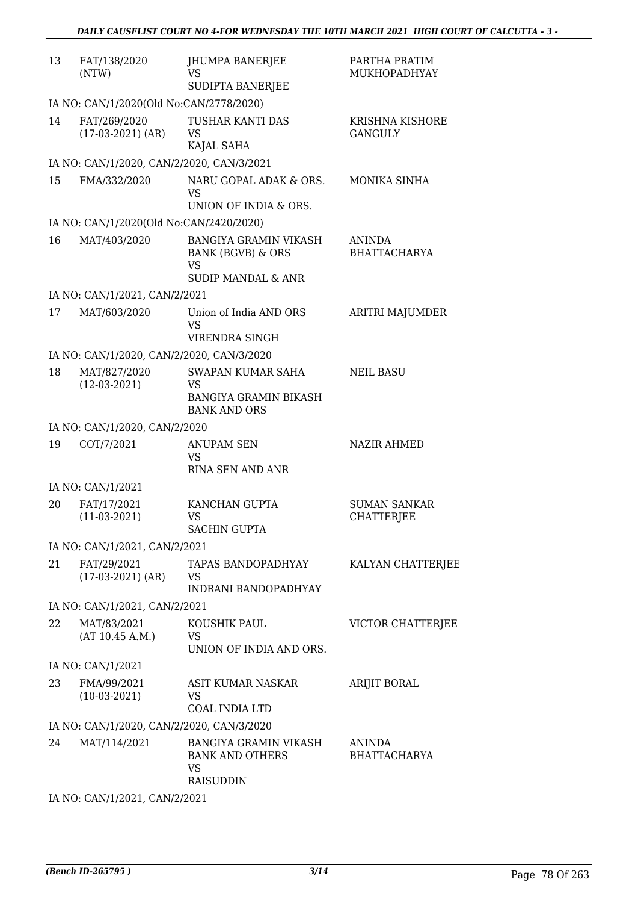| 13 | FAT/138/2020 (NTW) | JHUMPA BANERJEE<br>VS<br>SUDIPTA BANERJEE | PARTHA PRATIM MUKHOPADHYAY |
|---|---|---|---|
| | IA NO: CAN/1/2020(Old No:CAN/2778/2020) | | |
| 14 | FAT/269/2020 (17-03-2021) (AR) | TUSHAR KANTI DAS<br>VS<br>KAJAL SAHA | KRISHNA KISHORE GANGULY |
| | IA NO: CAN/1/2020, CAN/2/2020, CAN/3/2021 | | |
| 15 | FMA/332/2020 | NARU GOPAL ADAK & ORS.<br>VS<br>UNION OF INDIA & ORS. | MONIKA SINHA |
| | IA NO: CAN/1/2020(Old No:CAN/2420/2020) | | |
| 16 | MAT/403/2020 | BANGIYA GRAMIN VIKASH BANK (BGVB) & ORS<br>VS<br>SUDIP MANDAL & ANR | ANINDA BHATTACHARYA |
| | IA NO: CAN/1/2021, CAN/2/2021 | | |
| 17 | MAT/603/2020 | Union of India AND ORS<br>VS<br>VIRENDRA SINGH | ARITRI MAJUMDER |
| | IA NO: CAN/1/2020, CAN/2/2020, CAN/3/2020 | | |
| 18 | MAT/827/2020 (12-03-2021) | SWAPAN KUMAR SAHA<br>VS<br>BANGIYA GRAMIN BIKASH BANK AND ORS | NEIL BASU |
| | IA NO: CAN/1/2020, CAN/2/2020 | | |
| 19 | COT/7/2021 | ANUPAM SEN<br>VS<br>RINA SEN AND ANR | NAZIR AHMED |
| | IA NO: CAN/1/2021 | | |
| 20 | FAT/17/2021 (11-03-2021) | KANCHAN GUPTA<br>VS<br>SACHIN GUPTA | SUMAN SANKAR CHATTERJEE |
| | IA NO: CAN/1/2021, CAN/2/2021 | | |
| 21 | FAT/29/2021 (17-03-2021) (AR) | TAPAS BANDOPADHYAY<br>VS<br>INDRANI BANDOPADHYAY | KALYAN CHATTERJEE |
| | IA NO: CAN/1/2021, CAN/2/2021 | | |
| 22 | MAT/83/2021 (AT 10.45 A.M.) | KOUSHIK PAUL<br>VS<br>UNION OF INDIA AND ORS. | VICTOR CHATTERJEE |
| | IA NO: CAN/1/2021 | | |
| 23 | FMA/99/2021 (10-03-2021) | ASIT KUMAR NASKAR<br>VS<br>COAL INDIA LTD | ARIJIT BORAL |
| | IA NO: CAN/1/2020, CAN/2/2020, CAN/3/2020 | | |
| 24 | MAT/114/2021 | BANGIYA GRAMIN VIKASH BANK AND OTHERS<br>VS<br>RAISUDDIN | ANINDA BHATTACHARYA |
| | IA NO: CAN/1/2021, CAN/2/2021 | | |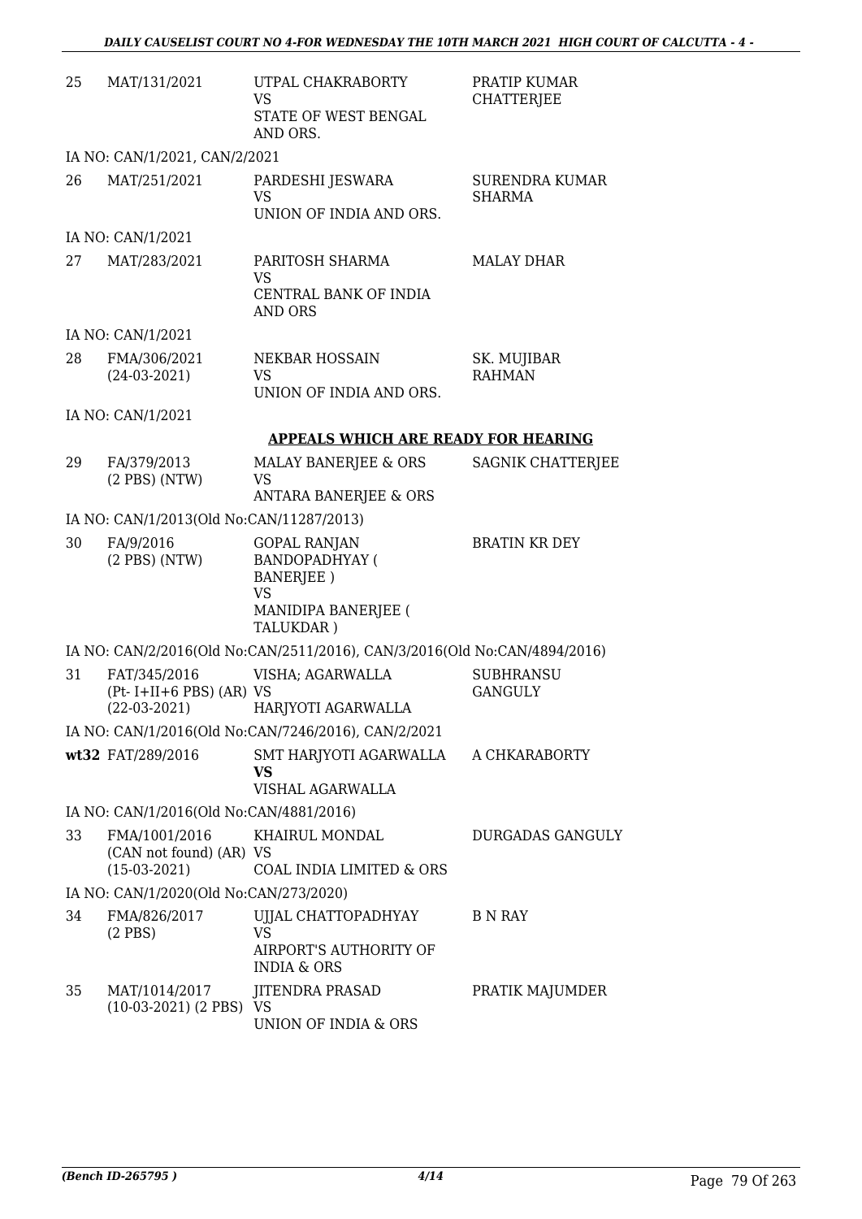| | | | |
|---|---|---|---|
| 25 | MAT/131/2021 | UTPAL CHAKRABORTY<br>VS<br>STATE OF WEST BENGAL AND ORS. | PRATIP KUMAR CHATTERJEE |
| | IA NO: CAN/1/2021, CAN/2/2021 | | |
| 26 | MAT/251/2021 | PARDESHI JESWARA<br>VS<br>UNION OF INDIA AND ORS. | SURENDRA KUMAR SHARMA |
| | IA NO: CAN/1/2021 | | |
| 27 | MAT/283/2021 | PARITOSH SHARMA<br>VS<br>CENTRAL BANK OF INDIA AND ORS | MALAY DHAR |
| | IA NO: CAN/1/2021 | | |
| 28 | FMA/306/2021<br>(24-03-2021) | NEKBAR HOSSAIN<br>VS<br>UNION OF INDIA AND ORS. | SK. MUJIBAR RAHMAN |
| | IA NO: CAN/1/2021 | | |

**APPEALS WHICH ARE READY FOR HEARING**

| | | | |
|---|---|---|---|
| 29 | FA/379/2013<br>(2 PBS) (NTW) | MALAY BANERJEE & ORS<br>VS<br>ANTARA BANERJEE & ORS | SAGNIK CHATTERJEE |
| | IA NO: CAN/1/2013(Old No:CAN/11287/2013) | | |
| 30 | FA/9/2016<br>(2 PBS) (NTW) | GOPAL RANJAN BANDOPADHYAY ( BANERJEE )<br>VS<br>MANIDIPA BANERJEE ( TALUKDAR ) | BRATIN KR DEY |
| | IA NO: CAN/2/2016(Old No:CAN/2511/2016), CAN/3/2016(Old No:CAN/4894/2016) | | |
| 31 | FAT/345/2016<br>(Pt- I+II+6 PBS) (AR)<br>(22-03-2021) | VISHA; AGARWALLA<br>VS<br>HARJYOTI AGARWALLA | SUBHRANSU GANGULY |
| | IA NO: CAN/1/2016(Old No:CAN/7246/2016), CAN/2/2021 | | |
| **wt32** | FAT/289/2016 | SMT HARJYOTI AGARWALLA<br>**VS**<br>VISHAL AGARWALLA | A CHKARABORTY |
| | IA NO: CAN/1/2016(Old No:CAN/4881/2016) | | |
| 33 | FMA/1001/2016<br>(CAN not found) (AR)<br>(15-03-2021) | KHAIRUL MONDAL<br>VS<br>COAL INDIA LIMITED & ORS | DURGADAS GANGULY |
| | IA NO: CAN/1/2020(Old No:CAN/273/2020) | | |
| 34 | FMA/826/2017<br>(2 PBS) | UJJAL CHATTOPADHYAY<br>VS<br>AIRPORT'S AUTHORITY OF INDIA & ORS | B N RAY |
| 35 | MAT/1014/2017<br>(10-03-2021) (2 PBS) | JITENDRA PRASAD<br>VS<br>UNION OF INDIA & ORS | PRATIK MAJUMDER |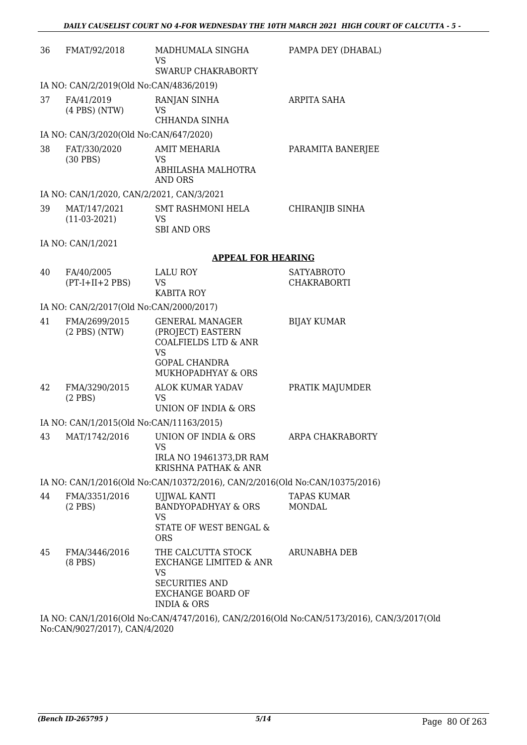| | | | |
|---|---|---|---|
| 36 | FMAT/92/2018 | MADHUMALA SINGHA<br>VS<br>SWARUP CHAKRABORTY | PAMPA DEY (DHABAL) |

IA NO: CAN/2/2019(Old No:CAN/4836/2019)

| | | | |
|---|---|---|---|
| 37 | FA/41/2019<br>(4 PBS) (NTW) | RANJAN SINHA<br>VS<br>CHHANDA SINHA | ARPITA SAHA |

IA NO: CAN/3/2020(Old No:CAN/647/2020)

| | | | |
|---|---|---|---|
| 38 | FAT/330/2020<br>(30 PBS) | AMIT MEHARIA<br>VS<br>ABHILASHA MALHOTRA AND ORS | PARAMITA BANERJEE |

IA NO: CAN/1/2020, CAN/2/2021, CAN/3/2021

| | | | |
|---|---|---|---|
| 39 | MAT/147/2021<br>(11-03-2021) | SMT RASHMONI HELA<br>VS<br>SBI AND ORS | CHIRANJIB SINHA |

IA NO: CAN/1/2021

## APPEAL FOR HEARING

| | | | |
|---|---|---|---|
| 40 | FA/40/2005<br>(PT-I+II+2 PBS) | LALU ROY<br>VS<br>KABITA ROY | SATYABROTO CHAKRABORTI |

IA NO: CAN/2/2017(Old No:CAN/2000/2017)

| | | | |
|---|---|---|---|
| 41 | FMA/2699/2015<br>(2 PBS) (NTW) | GENERAL MANAGER (PROJECT) EASTERN COALFIELDS LTD & ANR<br>VS<br>GOPAL CHANDRA MUKHOPADHYAY & ORS | BIJAY KUMAR |
| 42 | FMA/3290/2015<br>(2 PBS) | ALOK KUMAR YADAV<br>VS<br>UNION OF INDIA & ORS | PRATIK MAJUMDER |

IA NO: CAN/1/2015(Old No:CAN/11163/2015)

| | | | |
|---|---|---|---|
| 43 | MAT/1742/2016 | UNION OF INDIA & ORS<br>VS<br>IRLA NO 19461373,DR RAM KRISHNA PATHAK & ANR | ARPA CHAKRABORTY |

IA NO: CAN/1/2016(Old No:CAN/10372/2016), CAN/2/2016(Old No:CAN/10375/2016)

| | | | |
|---|---|---|---|
| 44 | FMA/3351/2016<br>(2 PBS) | UJJWAL KANTI BANDYOPADHYAY & ORS<br>VS<br>STATE OF WEST BENGAL & ORS | TAPAS KUMAR MONDAL |
| 45 | FMA/3446/2016<br>(8 PBS) | THE CALCUTTA STOCK EXCHANGE LIMITED & ANR<br>VS<br>SECURITIES AND EXCHANGE BOARD OF INDIA & ORS | ARUNABHA DEB |

IA NO: CAN/1/2016(Old No:CAN/4747/2016), CAN/2/2016(Old No:CAN/5173/2016), CAN/3/2017(Old No:CAN/9027/2017), CAN/4/2020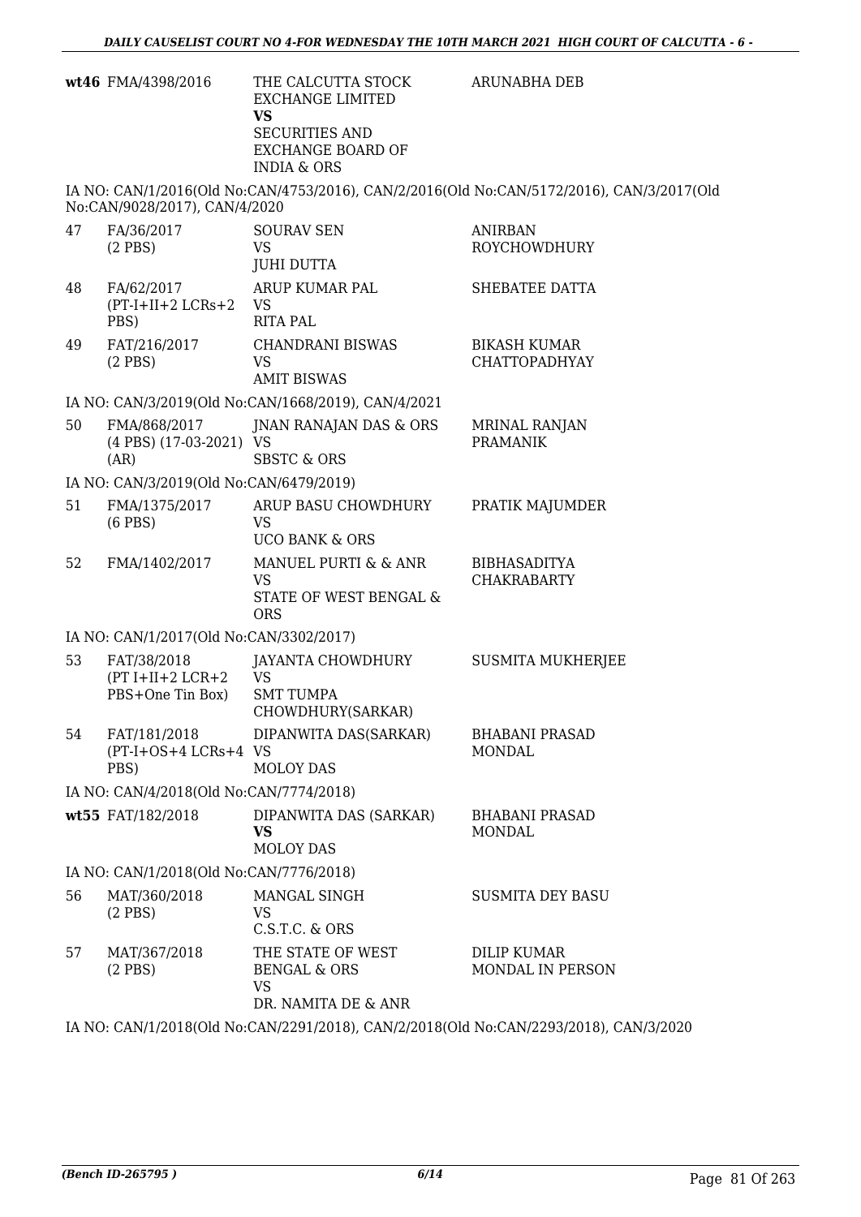| | | | |
|---|---|---|---|
| wt46 | FMA/4398/2016 | THE CALCUTTA STOCK EXCHANGE LIMITED<br>**VS**<br>SECURITIES AND EXCHANGE BOARD OF INDIA & ORS | ARUNABHA DEB |

IA NO: CAN/1/2016(Old No:CAN/4753/2016), CAN/2/2016(Old No:CAN/5172/2016), CAN/3/2017(Old No:CAN/9028/2017), CAN/4/2020

| | | | |
|---|---|---|---|
| 47 | FA/36/2017<br>(2 PBS) | SOURAV SEN<br>VS<br>JUHI DUTTA | ANIRBAN ROYCHOWDHURY |
| 48 | FA/62/2017<br>(PT-I+II+2 LCRs+2 PBS) | ARUP KUMAR PAL<br>VS<br>RITA PAL | SHEBATEE DATTA |
| 49 | FAT/216/2017<br>(2 PBS) | CHANDRANI BISWAS<br>VS<br>AMIT BISWAS | BIKASH KUMAR CHATTOPADHYAY |

IA NO: CAN/3/2019(Old No:CAN/1668/2019), CAN/4/2021

| | | | |
|---|---|---|---|
| 50 | FMA/868/2017<br>(4 PBS) (17-03-2021) (AR) | JNAN RANAJAN DAS & ORS<br>VS<br>SBSTC & ORS | MRINAL RANJAN PRAMANIK |

IA NO: CAN/3/2019(Old No:CAN/6479/2019)

| | | | |
|---|---|---|---|
| 51 | FMA/1375/2017<br>(6 PBS) | ARUP BASU CHOWDHURY<br>VS<br>UCO BANK & ORS | PRATIK MAJUMDER |
| 52 | FMA/1402/2017 | MANUEL PURTI & & ANR<br>VS<br>STATE OF WEST BENGAL & ORS | BIBHASADITYA CHAKRABARTY |

IA NO: CAN/1/2017(Old No:CAN/3302/2017)

| | | | |
|---|---|---|---|
| 53 | FAT/38/2018<br>(PT I+II+2 LCR+2 PBS+One Tin Box) | JAYANTA CHOWDHURY<br>VS<br>SMT TUMPA CHOWDHURY(SARKAR) | SUSMITA MUKHERJEE |
| 54 | FAT/181/2018<br>(PT-I+OS+4 LCRs+4 PBS) | DIPANWITA DAS(SARKAR)<br>VS<br>MOLOY DAS | BHABANI PRASAD MONDAL |

IA NO: CAN/4/2018(Old No:CAN/7774/2018)

| | | | |
|---|---|---|---|
| wt55 | FAT/182/2018 | DIPANWITA DAS (SARKAR)<br>**VS**<br>MOLOY DAS | BHABANI PRASAD MONDAL |

IA NO: CAN/1/2018(Old No:CAN/7776/2018)

| | | | |
|---|---|---|---|
| 56 | MAT/360/2018<br>(2 PBS) | MANGAL SINGH<br>VS<br>C.S.T.C. & ORS | SUSMITA DEY BASU |
| 57 | MAT/367/2018<br>(2 PBS) | THE STATE OF WEST BENGAL & ORS<br>VS<br>DR. NAMITA DE & ANR | DILIP KUMAR MONDAL IN PERSON |

IA NO: CAN/1/2018(Old No:CAN/2291/2018), CAN/2/2018(Old No:CAN/2293/2018), CAN/3/2020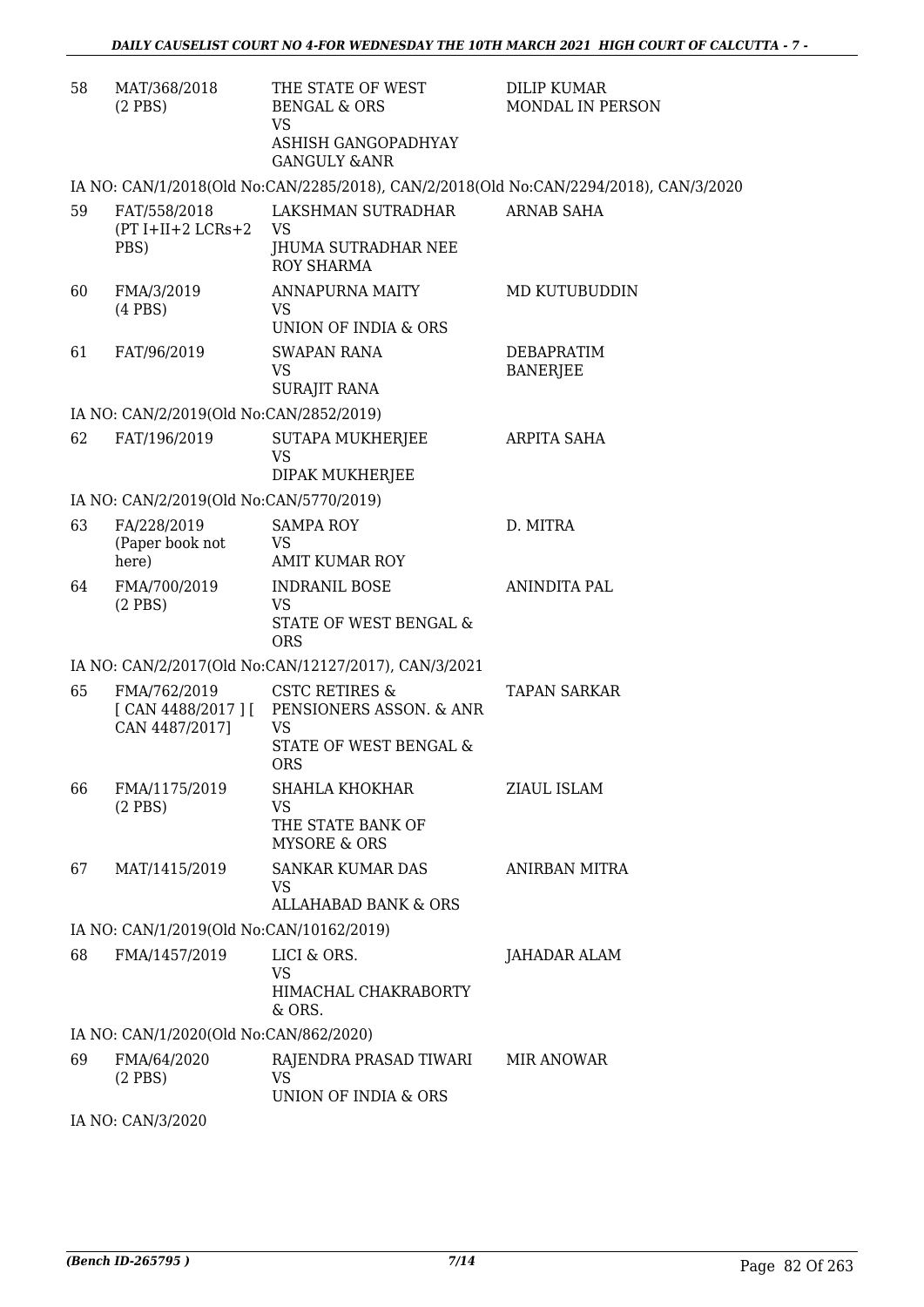| | | | |
|---|---|---|---|
| 58 | MAT/368/2018 (2 PBS) | THE STATE OF WEST BENGAL & ORS VS ASHISH GANGOPADHYAY GANGULY &ANR | DILIP KUMAR MONDAL IN PERSON |
| | IA NO: CAN/1/2018(Old No:CAN/2285/2018), CAN/2/2018(Old No:CAN/2294/2018), CAN/3/2020 | | |
| 59 | FAT/558/2018 (PT I+II+2 LCRs+2 PBS) | LAKSHMAN SUTRADHAR VS JHUMA SUTRADHAR NEE ROY SHARMA | ARNAB SAHA |
| 60 | FMA/3/2019 (4 PBS) | ANNAPURNA MAITY VS UNION OF INDIA & ORS | MD KUTUBUDDIN |
| 61 | FAT/96/2019 | SWAPAN RANA VS SURAJIT RANA | DEBAPRATIM BANERJEE |
| | IA NO: CAN/2/2019(Old No:CAN/2852/2019) | | |
| 62 | FAT/196/2019 | SUTAPA MUKHERJEE VS DIPAK MUKHERJEE | ARPITA SAHA |
| | IA NO: CAN/2/2019(Old No:CAN/5770/2019) | | |
| 63 | FA/228/2019 (Paper book not here) | SAMPA ROY VS AMIT KUMAR ROY | D. MITRA |
| 64 | FMA/700/2019 (2 PBS) | INDRANIL BOSE VS STATE OF WEST BENGAL & ORS | ANINDITA PAL |
| | IA NO: CAN/2/2017(Old No:CAN/12127/2017), CAN/3/2021 | | |
| 65 | FMA/762/2019 [ CAN 4488/2017 ] [ CAN 4487/2017] | CSTC RETIRES & PENSIONERS ASSON. & ANR VS STATE OF WEST BENGAL & ORS | TAPAN SARKAR |
| 66 | FMA/1175/2019 (2 PBS) | SHAHLA KHOKHAR VS THE STATE BANK OF MYSORE & ORS | ZIAUL ISLAM |
| 67 | MAT/1415/2019 | SANKAR KUMAR DAS VS ALLAHABAD BANK & ORS | ANIRBAN MITRA |
| | IA NO: CAN/1/2019(Old No:CAN/10162/2019) | | |
| 68 | FMA/1457/2019 | LICI & ORS. VS HIMACHAL CHAKRABORTY & ORS. | JAHADAR ALAM |
| | IA NO: CAN/1/2020(Old No:CAN/862/2020) | | |
| 69 | FMA/64/2020 (2 PBS) | RAJENDRA PRASAD TIWARI VS UNION OF INDIA & ORS | MIR ANOWAR |
| | IA NO: CAN/3/2020 | | |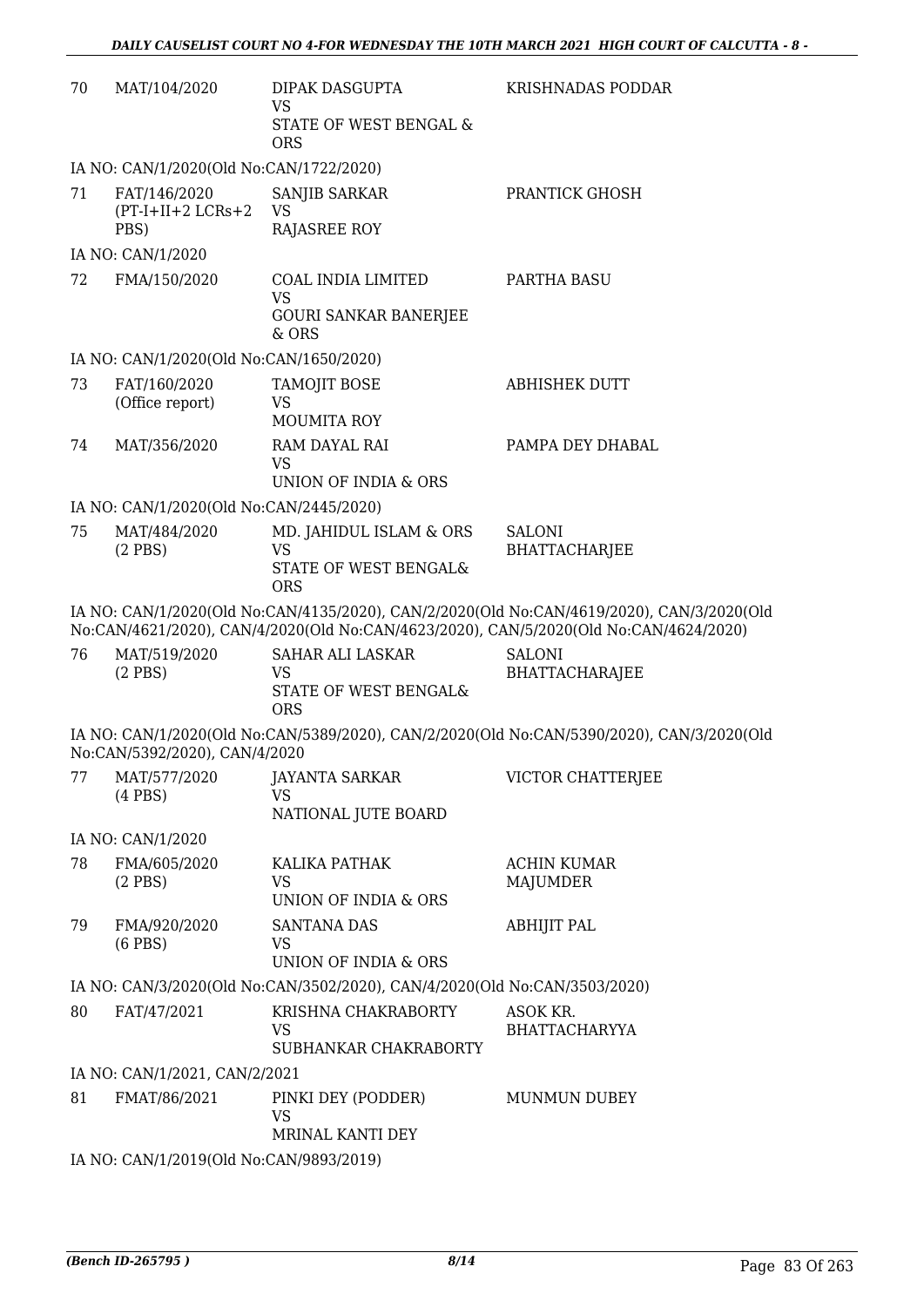| 70 | MAT/104/2020 | DIPAK DASGUPTA<br>VS<br>STATE OF WEST BENGAL & ORS | KRISHNADAS PODDAR |
|---|---|---|---|

IA NO: CAN/1/2020(Old No:CAN/1722/2020)

| 71 | FAT/146/2020<br>(PT-I+II+2 LCRs+2 PBS) | SANJIB SARKAR<br>VS<br>RAJASREE ROY | PRANTICK GHOSH |
|---|---|---|---|

IA NO: CAN/1/2020

| 72 | FMA/150/2020 | COAL INDIA LIMITED<br>VS<br>GOURI SANKAR BANERJEE & ORS | PARTHA BASU |
|---|---|---|---|

IA NO: CAN/1/2020(Old No:CAN/1650/2020)

| 73 | FAT/160/2020<br>(Office report) | TAMOJIT BOSE<br>VS<br>MOUMITA ROY | ABHISHEK DUTT |
|---|---|---|---|
| 74 | MAT/356/2020 | RAM DAYAL RAI<br>VS<br>UNION OF INDIA & ORS | PAMPA DEY DHABAL |

IA NO: CAN/1/2020(Old No:CAN/2445/2020)

| 75 | MAT/484/2020<br>(2 PBS) | MD. JAHIDUL ISLAM & ORS<br>VS<br>STATE OF WEST BENGAL& ORS | SALONI BHATTACHARJEE |
|---|---|---|---|

IA NO: CAN/1/2020(Old No:CAN/4135/2020), CAN/2/2020(Old No:CAN/4619/2020), CAN/3/2020(Old No:CAN/4621/2020), CAN/4/2020(Old No:CAN/4623/2020), CAN/5/2020(Old No:CAN/4624/2020)

| 76 | MAT/519/2020<br>(2 PBS) | SAHAR ALI LASKAR<br>VS<br>STATE OF WEST BENGAL& ORS | SALONI BHATTACHARAJEE |
|---|---|---|---|

IA NO: CAN/1/2020(Old No:CAN/5389/2020), CAN/2/2020(Old No:CAN/5390/2020), CAN/3/2020(Old No:CAN/5392/2020), CAN/4/2020

| 77 | MAT/577/2020<br>(4 PBS) | JAYANTA SARKAR<br>VS<br>NATIONAL JUTE BOARD | VICTOR CHATTERJEE |
|---|---|---|---|

IA NO: CAN/1/2020

| 78 | FMA/605/2020<br>(2 PBS) | KALIKA PATHAK<br>VS<br>UNION OF INDIA & ORS | ACHIN KUMAR MAJUMDER |
|---|---|---|---|
| 79 | FMA/920/2020<br>(6 PBS) | SANTANA DAS<br>VS<br>UNION OF INDIA & ORS | ABHIJIT PAL |

IA NO: CAN/3/2020(Old No:CAN/3502/2020), CAN/4/2020(Old No:CAN/3503/2020)

| 80 | FAT/47/2021 | KRISHNA CHAKRABORTY<br>VS<br>SUBHANKAR CHAKRABORTY | ASOK KR. BHATTACHARYYA |
|---|---|---|---|

IA NO: CAN/1/2021, CAN/2/2021

| 81 | FMAT/86/2021 | PINKI DEY (PODDER)<br>VS<br>MRINAL KANTI DEY | MUNMUN DUBEY |
|---|---|---|---|

IA NO: CAN/1/2019(Old No:CAN/9893/2019)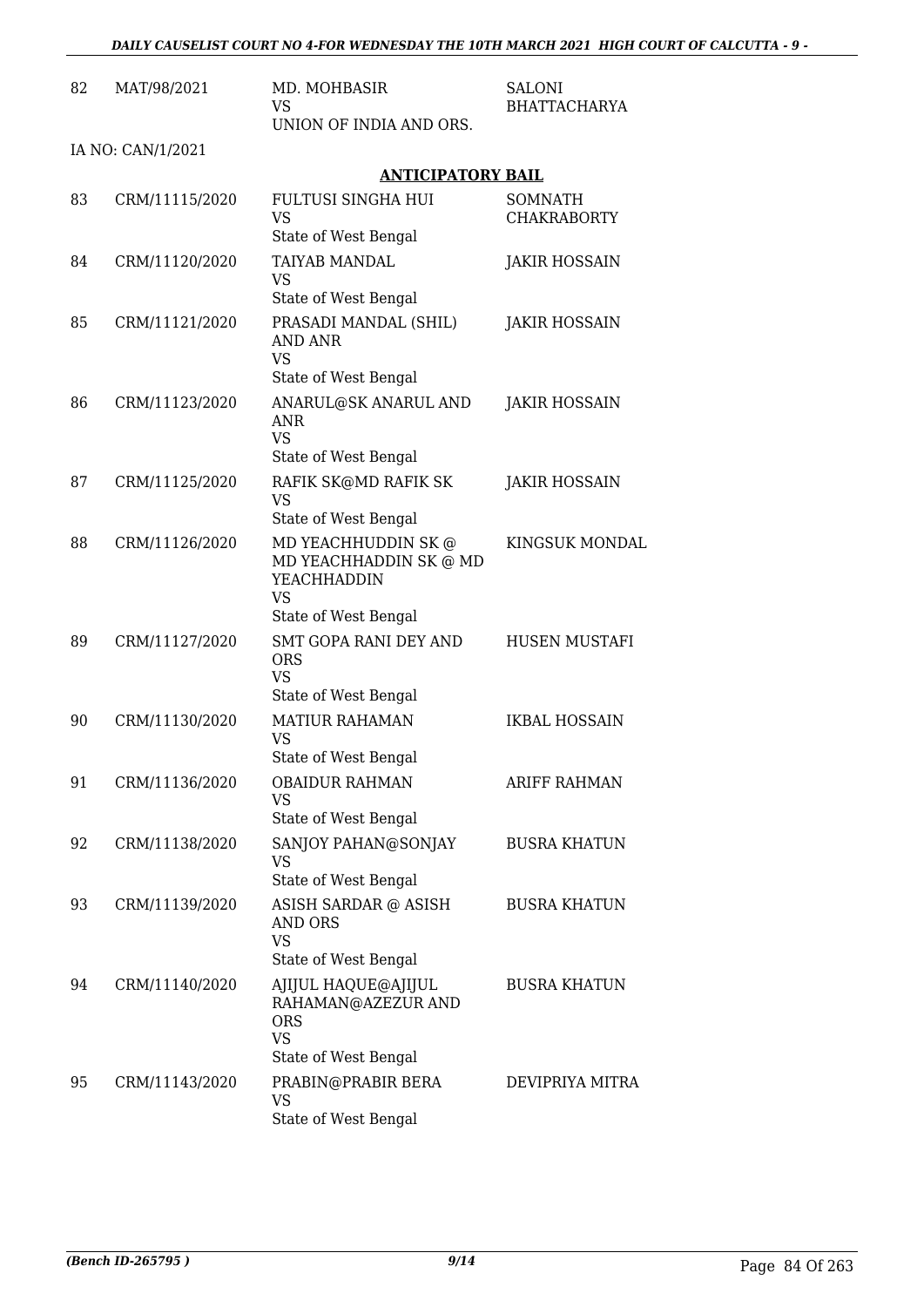| 82 | MAT/98/2021 | MD. MOHBASIR<br>VS<br>UNION OF INDIA AND ORS. | SALONI BHATTACHARYA |
|---|---|---|---|

IA NO: CAN/1/2021

## ANTICIPATORY BAIL

| | | | |
|---|---|---|---|
| 83 | CRM/11115/2020 | FULTUSI SINGHA HUI<br>VS<br>State of West Bengal | SOMNATH CHAKRABORTY |
| 84 | CRM/11120/2020 | TAIYAB MANDAL<br>VS<br>State of West Bengal | JAKIR HOSSAIN |
| 85 | CRM/11121/2020 | PRASADI MANDAL (SHIL) AND ANR<br>VS<br>State of West Bengal | JAKIR HOSSAIN |
| 86 | CRM/11123/2020 | ANARUL@SK ANARUL AND ANR<br>VS<br>State of West Bengal | JAKIR HOSSAIN |
| 87 | CRM/11125/2020 | RAFIK SK@MD RAFIK SK<br>VS<br>State of West Bengal | JAKIR HOSSAIN |
| 88 | CRM/11126/2020 | MD YEACHHUDDIN SK @ MD YEACHHADDIN SK @ MD YEACHHADDIN<br>VS<br>State of West Bengal | KINGSUK MONDAL |
| 89 | CRM/11127/2020 | SMT GOPA RANI DEY AND ORS<br>VS<br>State of West Bengal | HUSEN MUSTAFI |
| 90 | CRM/11130/2020 | MATIUR RAHAMAN<br>VS<br>State of West Bengal | IKBAL HOSSAIN |
| 91 | CRM/11136/2020 | OBAIDUR RAHMAN<br>VS<br>State of West Bengal | ARIFF RAHMAN |
| 92 | CRM/11138/2020 | SANJOY PAHAN@SONJAY<br>VS<br>State of West Bengal | BUSRA KHATUN |
| 93 | CRM/11139/2020 | ASISH SARDAR @ ASISH AND ORS<br>VS<br>State of West Bengal | BUSRA KHATUN |
| 94 | CRM/11140/2020 | AJIJUL HAQUE@AJIJUL RAHAMAN@AZEZUR AND ORS<br>VS<br>State of West Bengal | BUSRA KHATUN |
| 95 | CRM/11143/2020 | PRABIN@PRABIR BERA<br>VS<br>State of West Bengal | DEVIPRIYA MITRA |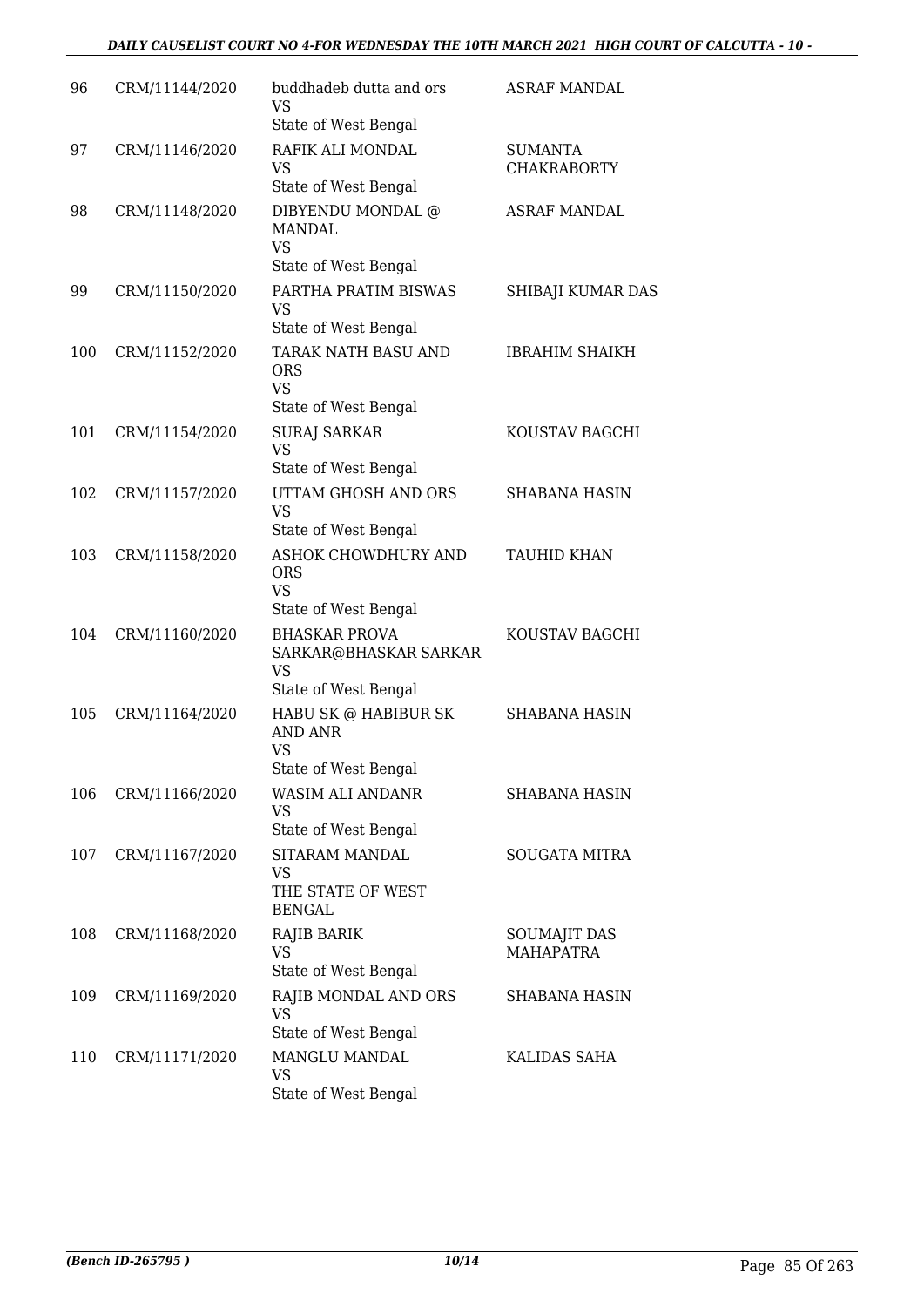| | | | |
|---|---|---|---|
| 96 | CRM/11144/2020 | buddhadeb dutta and ors<br>VS<br>State of West Bengal | ASRAF MANDAL |
| 97 | CRM/11146/2020 | RAFIK ALI MONDAL<br>VS<br>State of West Bengal | SUMANTA CHAKRABORTY |
| 98 | CRM/11148/2020 | DIBYENDU MONDAL @ MANDAL<br>VS<br>State of West Bengal | ASRAF MANDAL |
| 99 | CRM/11150/2020 | PARTHA PRATIM BISWAS<br>VS<br>State of West Bengal | SHIBAJI KUMAR DAS |
| 100 | CRM/11152/2020 | TARAK NATH BASU AND ORS<br>VS<br>State of West Bengal | IBRAHIM SHAIKH |
| 101 | CRM/11154/2020 | SURAJ SARKAR<br>VS<br>State of West Bengal | KOUSTAV BAGCHI |
| 102 | CRM/11157/2020 | UTTAM GHOSH AND ORS<br>VS<br>State of West Bengal | SHABANA HASIN |
| 103 | CRM/11158/2020 | ASHOK CHOWDHURY AND ORS<br>VS<br>State of West Bengal | TAUHID KHAN |
| 104 | CRM/11160/2020 | BHASKAR PROVA SARKAR@BHASKAR SARKAR<br>VS<br>State of West Bengal | KOUSTAV BAGCHI |
| 105 | CRM/11164/2020 | HABU SK @ HABIBUR SK AND ANR<br>VS<br>State of West Bengal | SHABANA HASIN |
| 106 | CRM/11166/2020 | WASIM ALI ANDANR<br>VS<br>State of West Bengal | SHABANA HASIN |
| 107 | CRM/11167/2020 | SITARAM MANDAL<br>VS<br>THE STATE OF WEST BENGAL | SOUGATA MITRA |
| 108 | CRM/11168/2020 | RAJIB BARIK<br>VS<br>State of West Bengal | SOUMAJIT DAS MAHAPATRA |
| 109 | CRM/11169/2020 | RAJIB MONDAL AND ORS<br>VS<br>State of West Bengal | SHABANA HASIN |
| 110 | CRM/11171/2020 | MANGLU MANDAL<br>VS<br>State of West Bengal | KALIDAS SAHA |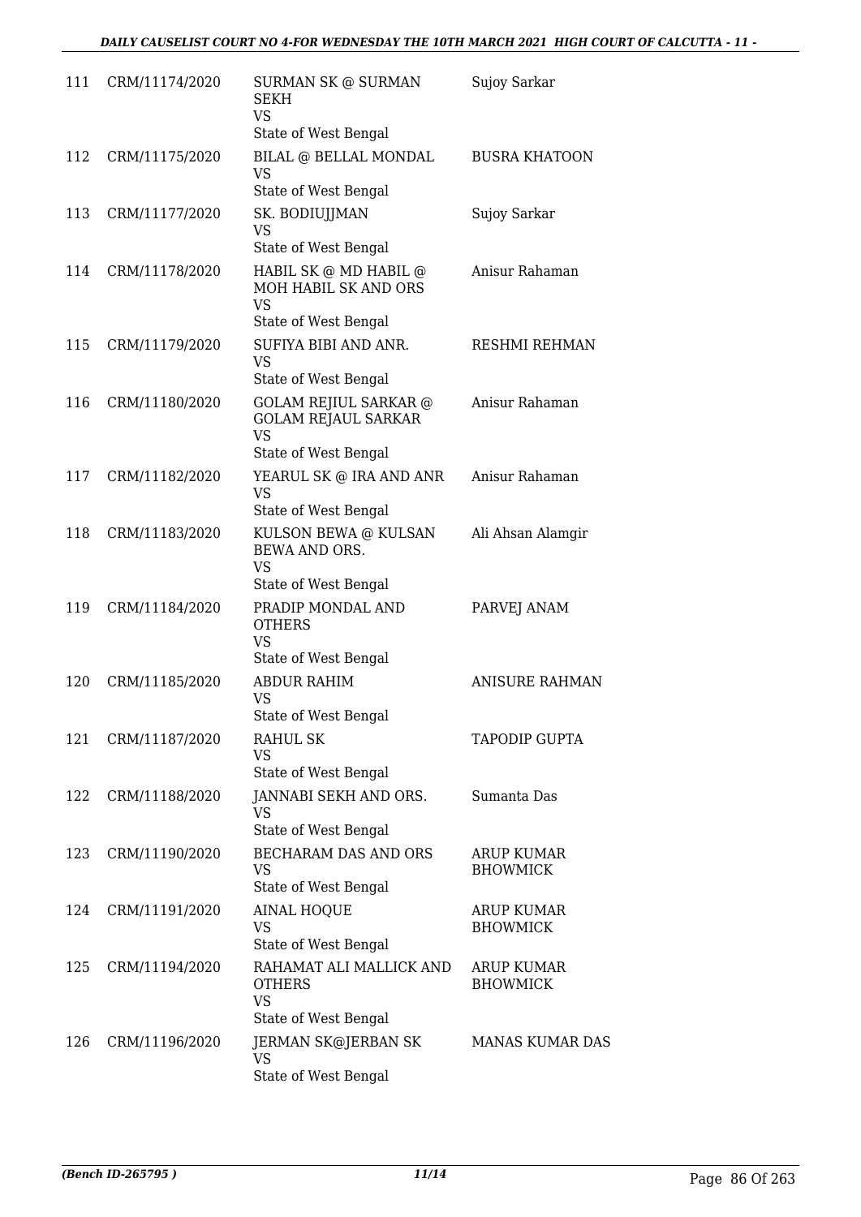| | | | |
|---|---|---|---|
| 111 | CRM/11174/2020 | SURMAN SK @ SURMAN SEKH<br>VS<br>State of West Bengal | Sujoy Sarkar |
| 112 | CRM/11175/2020 | BILAL @ BELLAL MONDAL<br>VS<br>State of West Bengal | BUSRA KHATOON |
| 113 | CRM/11177/2020 | SK. BODIUJJMAN<br>VS<br>State of West Bengal | Sujoy Sarkar |
| 114 | CRM/11178/2020 | HABIL SK @ MD HABIL @ MOH HABIL SK AND ORS<br>VS<br>State of West Bengal | Anisur Rahaman |
| 115 | CRM/11179/2020 | SUFIYA BIBI AND ANR.<br>VS<br>State of West Bengal | RESHMI REHMAN |
| 116 | CRM/11180/2020 | GOLAM REJIUL SARKAR @ GOLAM REJAUL SARKAR<br>VS<br>State of West Bengal | Anisur Rahaman |
| 117 | CRM/11182/2020 | YEARUL SK @ IRA AND ANR<br>VS<br>State of West Bengal | Anisur Rahaman |
| 118 | CRM/11183/2020 | KULSON BEWA @ KULSAN BEWA AND ORS.<br>VS<br>State of West Bengal | Ali Ahsan Alamgir |
| 119 | CRM/11184/2020 | PRADIP MONDAL AND OTHERS<br>VS<br>State of West Bengal | PARVEJ ANAM |
| 120 | CRM/11185/2020 | ABDUR RAHIM<br>VS<br>State of West Bengal | ANISURE RAHMAN |
| 121 | CRM/11187/2020 | RAHUL SK<br>VS<br>State of West Bengal | TAPODIP GUPTA |
| 122 | CRM/11188/2020 | JANNABI SEKH AND ORS.<br>VS<br>State of West Bengal | Sumanta Das |
| 123 | CRM/11190/2020 | BECHARAM DAS AND ORS<br>VS<br>State of West Bengal | ARUP KUMAR BHOWMICK |
| 124 | CRM/11191/2020 | AINAL HOQUE<br>VS<br>State of West Bengal | ARUP KUMAR BHOWMICK |
| 125 | CRM/11194/2020 | RAHAMAT ALI MALLICK AND OTHERS<br>VS<br>State of West Bengal | ARUP KUMAR BHOWMICK |
| 126 | CRM/11196/2020 | JERMAN SK@JERBAN SK<br>VS<br>State of West Bengal | MANAS KUMAR DAS |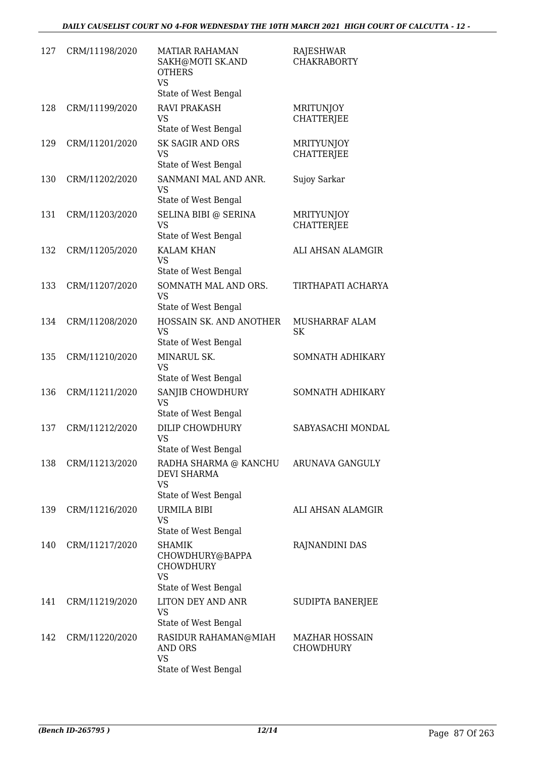| 127 | CRM/11198/2020 | MATIAR RAHAMAN SAKH@MOTI SK.AND OTHERS<br>VS<br>State of West Bengal | RAJESHWAR CHAKRABORTY |
|---|---|---|---|
| 128 | CRM/11199/2020 | RAVI PRAKASH<br>VS<br>State of West Bengal | MRITUNJOY CHATTERJEE |
| 129 | CRM/11201/2020 | SK SAGIR AND ORS<br>VS<br>State of West Bengal | MRITYUNJOY CHATTERJEE |
| 130 | CRM/11202/2020 | SANMANI MAL AND ANR.<br>VS<br>State of West Bengal | Sujoy Sarkar |
| 131 | CRM/11203/2020 | SELINA BIBI @ SERINA<br>VS<br>State of West Bengal | MRITYUNJOY CHATTERJEE |
| 132 | CRM/11205/2020 | KALAM KHAN<br>VS<br>State of West Bengal | ALI AHSAN ALAMGIR |
| 133 | CRM/11207/2020 | SOMNATH MAL AND ORS.<br>VS<br>State of West Bengal | TIRTHAPATI ACHARYA |
| 134 | CRM/11208/2020 | HOSSAIN SK. AND ANOTHER<br>VS<br>State of West Bengal | MUSHARRAF ALAM SK |
| 135 | CRM/11210/2020 | MINARUL SK.<br>VS<br>State of West Bengal | SOMNATH ADHIKARY |
| 136 | CRM/11211/2020 | SANJIB CHOWDHURY<br>VS<br>State of West Bengal | SOMNATH ADHIKARY |
| 137 | CRM/11212/2020 | DILIP CHOWDHURY<br>VS<br>State of West Bengal | SABYASACHI MONDAL |
| 138 | CRM/11213/2020 | RADHA SHARMA @ KANCHU DEVI SHARMA<br>VS<br>State of West Bengal | ARUNAVA GANGULY |
| 139 | CRM/11216/2020 | URMILA BIBI<br>VS<br>State of West Bengal | ALI AHSAN ALAMGIR |
| 140 | CRM/11217/2020 | SHAMIK CHOWDHURY@BAPPA CHOWDHURY<br>VS<br>State of West Bengal | RAJNANDINI DAS |
| 141 | CRM/11219/2020 | LITON DEY AND ANR<br>VS<br>State of West Bengal | SUDIPTA BANERJEE |
| 142 | CRM/11220/2020 | RASIDUR RAHAMAN@MIAH AND ORS<br>VS<br>State of West Bengal | MAZHAR HOSSAIN CHOWDHURY |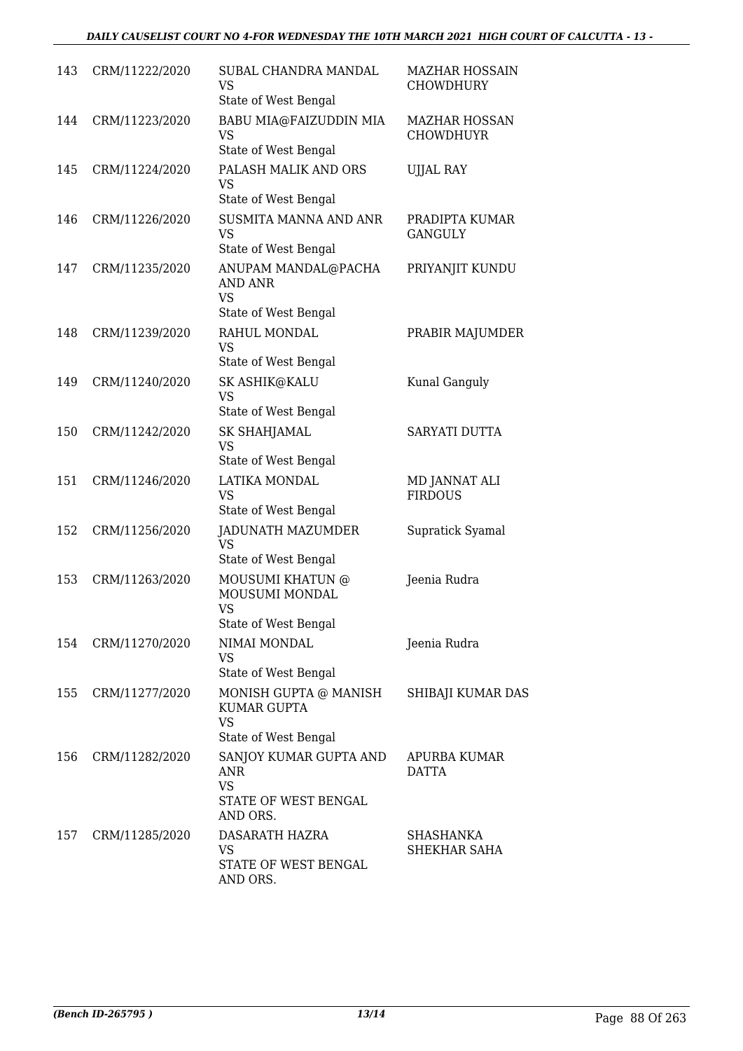| | | | |
|---|---|---|---|
| 143 | CRM/11222/2020 | SUBAL CHANDRA MANDAL<br>VS<br>State of West Bengal | MAZHAR HOSSAIN CHOWDHURY |
| 144 | CRM/11223/2020 | BABU MIA@FAIZUDDIN MIA<br>VS<br>State of West Bengal | MAZHAR HOSSAN CHOWDHUYR |
| 145 | CRM/11224/2020 | PALASH MALIK AND ORS<br>VS<br>State of West Bengal | UJJAL RAY |
| 146 | CRM/11226/2020 | SUSMITA MANNA AND ANR<br>VS<br>State of West Bengal | PRADIPTA KUMAR GANGULY |
| 147 | CRM/11235/2020 | ANUPAM MANDAL@PACHA AND ANR<br>VS<br>State of West Bengal | PRIYANJIT KUNDU |
| 148 | CRM/11239/2020 | RAHUL MONDAL<br>VS<br>State of West Bengal | PRABIR MAJUMDER |
| 149 | CRM/11240/2020 | SK ASHIK@KALU<br>VS<br>State of West Bengal | Kunal Ganguly |
| 150 | CRM/11242/2020 | SK SHAHJAMAL<br>VS<br>State of West Bengal | SARYATI DUTTA |
| 151 | CRM/11246/2020 | LATIKA MONDAL<br>VS<br>State of West Bengal | MD JANNAT ALI FIRDOUS |
| 152 | CRM/11256/2020 | JADUNATH MAZUMDER<br>VS<br>State of West Bengal | Supratick Syamal |
| 153 | CRM/11263/2020 | MOUSUMI KHATUN @ MOUSUMI MONDAL<br>VS<br>State of West Bengal | Jeenia Rudra |
| 154 | CRM/11270/2020 | NIMAI MONDAL<br>VS<br>State of West Bengal | Jeenia Rudra |
| 155 | CRM/11277/2020 | MONISH GUPTA @ MANISH KUMAR GUPTA<br>VS<br>State of West Bengal | SHIBAJI KUMAR DAS |
| 156 | CRM/11282/2020 | SANJOY KUMAR GUPTA AND ANR<br>VS<br>STATE OF WEST BENGAL AND ORS. | APURBA KUMAR DATTA |
| 157 | CRM/11285/2020 | DASARATH HAZRA<br>VS<br>STATE OF WEST BENGAL AND ORS. | SHASHANKA SHEKHAR SAHA |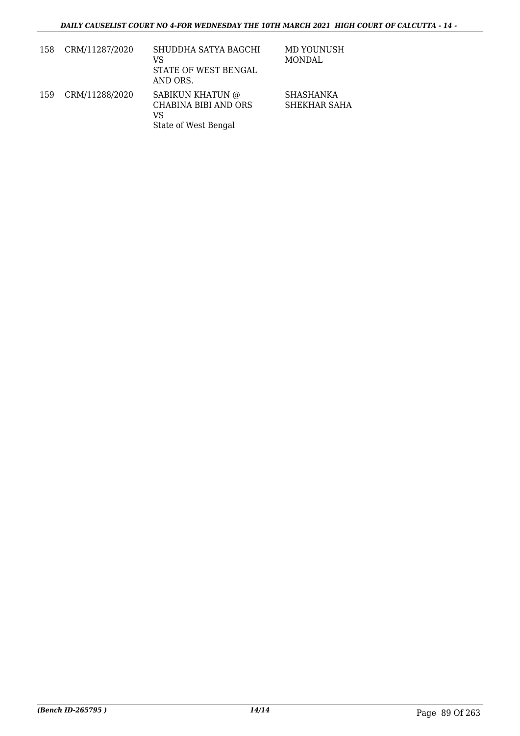| | | | |
|---|---|---|---|
| 158 | CRM/11287/2020 | SHUDDHA SATYA BAGCHI<br>VS<br>STATE OF WEST BENGAL<br>AND ORS. | MD YOUNUSH<br>MONDAL |
| 159 | CRM/11288/2020 | SABIKUN KHATUN @<br>CHABINA BIBI AND ORS<br>VS<br>State of West Bengal | SHASHANKA<br>SHEKHAR SAHA |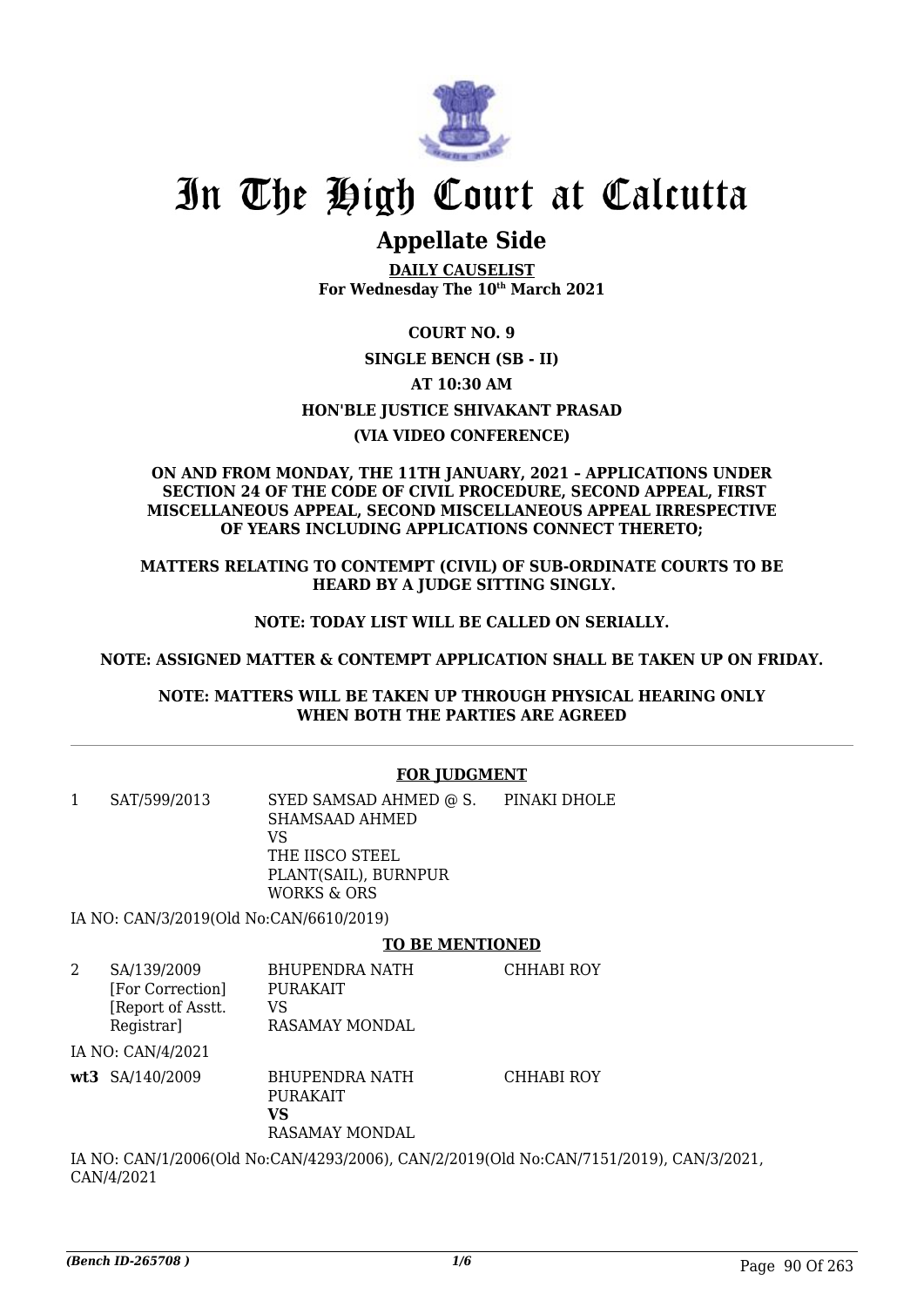# In The High Court at Calcutta

## Appellate Side

**DAILY CAUSELIST**
**For Wednesday The 10th March 2021**

**COURT NO. 9**

**SINGLE BENCH (SB - II)**

**AT 10:30 AM**

**HON'BLE JUSTICE SHIVAKANT PRASAD**

**(VIA VIDEO CONFERENCE)**

**ON AND FROM MONDAY, THE 11TH JANUARY, 2021 – APPLICATIONS UNDER SECTION 24 OF THE CODE OF CIVIL PROCEDURE, SECOND APPEAL, FIRST MISCELLANEOUS APPEAL, SECOND MISCELLANEOUS APPEAL IRRESPECTIVE OF YEARS INCLUDING APPLICATIONS CONNECT THERETO;**

**MATTERS RELATING TO CONTEMPT (CIVIL) OF SUB-ORDINATE COURTS TO BE HEARD BY A JUDGE SITTING SINGLY.**

**NOTE: TODAY LIST WILL BE CALLED ON SERIALLY.**

**NOTE: ASSIGNED MATTER & CONTEMPT APPLICATION SHALL BE TAKEN UP ON FRIDAY.**

**NOTE: MATTERS WILL BE TAKEN UP THROUGH PHYSICAL HEARING ONLY WHEN BOTH THE PARTIES ARE AGREED**

---

**FOR JUDGMENT**

| | | | |
|---|---|---|---|
| 1 | SAT/599/2013 | SYED SAMSAD AHMED @ S. SHAMSAAD AHMED<br>VS<br>THE IISCO STEEL PLANT(SAIL), BURNPUR WORKS & ORS | PINAKI DHOLE |

IA NO: CAN/3/2019(Old No:CAN/6610/2019)

**TO BE MENTIONED**

| | | | |
|---|---|---|---|
| 2 | SA/139/2009<br>[For Correction]<br>[Report of Asstt. Registrar] | BHUPENDRA NATH PURAKAIT<br>VS<br>RASAMAY MONDAL | CHHABI ROY |

IA NO: CAN/4/2021

| | | | |
|---|---|---|---|
| **wt3** | SA/140/2009 | BHUPENDRA NATH PURAKAIT<br>**VS**<br>RASAMAY MONDAL | CHHABI ROY |

IA NO: CAN/1/2006(Old No:CAN/4293/2006), CAN/2/2019(Old No:CAN/7151/2019), CAN/3/2021, CAN/4/2021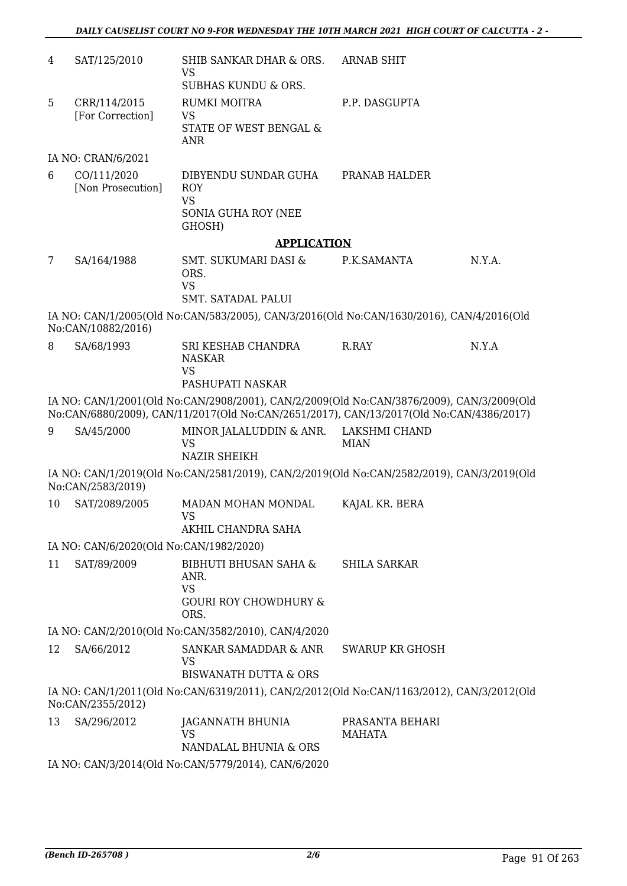| | | | | |
|---|---|---|---|---|
| 4 | SAT/125/2010 | SHIB SANKAR DHAR & ORS.<br>VS<br>SUBHAS KUNDU & ORS. | ARNAB SHIT | |
| 5 | CRR/114/2015<br>[For Correction] | RUMKI MOITRA<br>VS<br>STATE OF WEST BENGAL & ANR | P.P. DASGUPTA | |

IA NO: CRAN/6/2021

| | | | | |
|---|---|---|---|---|
| 6 | CO/111/2020<br>[Non Prosecution] | DIBYENDU SUNDAR GUHA ROY<br>VS<br>SONIA GUHA ROY (NEE GHOSH) | PRANAB HALDER | |

**APPLICATION**

| | | | | |
|---|---|---|---|---|
| 7 | SA/164/1988 | SMT. SUKUMARI DASI & ORS.<br>VS<br>SMT. SATADAL PALUI | P.K.SAMANTA | N.Y.A. |

IA NO: CAN/1/2005(Old No:CAN/583/2005), CAN/3/2016(Old No:CAN/1630/2016), CAN/4/2016(Old No:CAN/10882/2016)

| | | | | |
|---|---|---|---|---|
| 8 | SA/68/1993 | SRI KESHAB CHANDRA NASKAR<br>VS<br>PASHUPATI NASKAR | R.RAY | N.Y.A |

IA NO: CAN/1/2001(Old No:CAN/2908/2001), CAN/2/2009(Old No:CAN/3876/2009), CAN/3/2009(Old No:CAN/6880/2009), CAN/11/2017(Old No:CAN/2651/2017), CAN/13/2017(Old No:CAN/4386/2017)

| | | | | |
|---|---|---|---|---|
| 9 | SA/45/2000 | MINOR JALALUDDIN & ANR.<br>VS<br>NAZIR SHEIKH | LAKSHMI CHAND MIAN | |

IA NO: CAN/1/2019(Old No:CAN/2581/2019), CAN/2/2019(Old No:CAN/2582/2019), CAN/3/2019(Old No:CAN/2583/2019)

| | | | | |
|---|---|---|---|---|
| 10 | SAT/2089/2005 | MADAN MOHAN MONDAL<br>VS<br>AKHIL CHANDRA SAHA | KAJAL KR. BERA | |

IA NO: CAN/6/2020(Old No:CAN/1982/2020)

| | | | | |
|---|---|---|---|---|
| 11 | SAT/89/2009 | BIBHUTI BHUSAN SAHA & ANR.<br>VS<br>GOURI ROY CHOWDHURY & ORS. | SHILA SARKAR | |

IA NO: CAN/2/2010(Old No:CAN/3582/2010), CAN/4/2020

| | | | | |
|---|---|---|---|---|
| 12 | SA/66/2012 | SANKAR SAMADDAR & ANR<br>VS<br>BISWANATH DUTTA & ORS | SWARUP KR GHOSH | |

IA NO: CAN/1/2011(Old No:CAN/6319/2011), CAN/2/2012(Old No:CAN/1163/2012), CAN/3/2012(Old No:CAN/2355/2012)

| | | | | |
|---|---|---|---|---|
| 13 | SA/296/2012 | JAGANNATH BHUNIA<br>VS<br>NANDALAL BHUNIA & ORS | PRASANTA BEHARI MAHATA | |

IA NO: CAN/3/2014(Old No:CAN/5779/2014), CAN/6/2020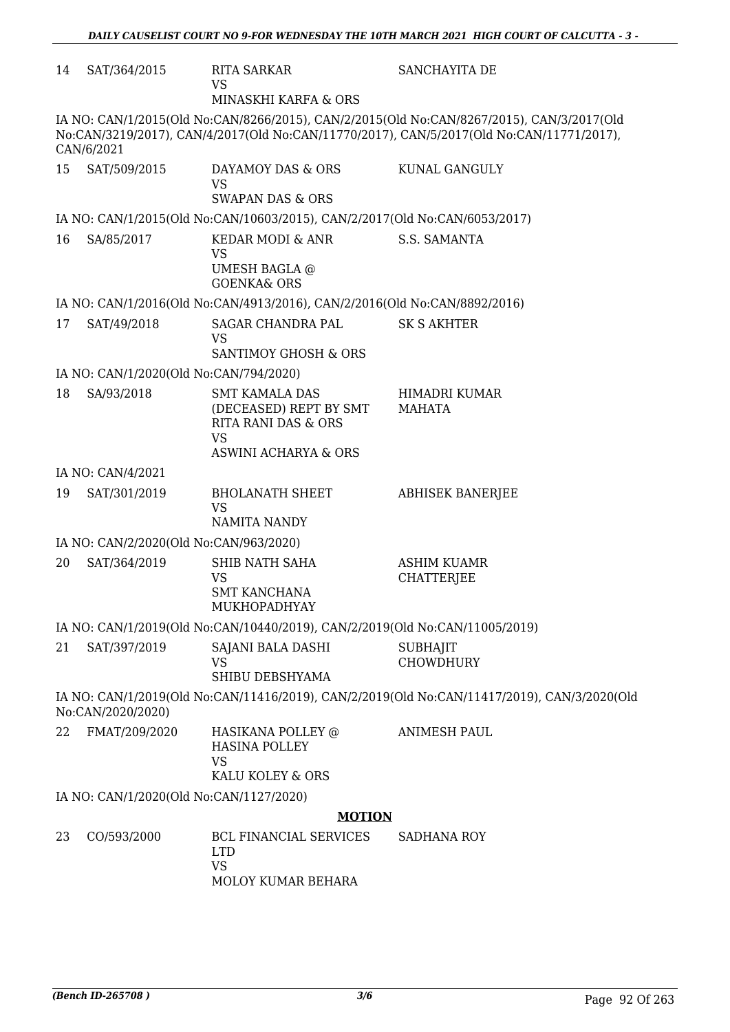| | | | |
|---|---|---|---|
| 14 | SAT/364/2015 | RITA SARKAR<br>VS<br>MINASKHI KARFA & ORS | SANCHAYITA DE |

IA NO: CAN/1/2015(Old No:CAN/8266/2015), CAN/2/2015(Old No:CAN/8267/2015), CAN/3/2017(Old No:CAN/3219/2017), CAN/4/2017(Old No:CAN/11770/2017), CAN/5/2017(Old No:CAN/11771/2017), CAN/6/2021

| | | | |
|---|---|---|---|
| 15 | SAT/509/2015 | DAYAMOY DAS & ORS<br>VS<br>SWAPAN DAS & ORS | KUNAL GANGULY |

IA NO: CAN/1/2015(Old No:CAN/10603/2015), CAN/2/2017(Old No:CAN/6053/2017)

| | | | |
|---|---|---|---|
| 16 | SA/85/2017 | KEDAR MODI & ANR<br>VS<br>UMESH BAGLA @ GOENKA& ORS | S.S. SAMANTA |

IA NO: CAN/1/2016(Old No:CAN/4913/2016), CAN/2/2016(Old No:CAN/8892/2016)

| | | | |
|---|---|---|---|
| 17 | SAT/49/2018 | SAGAR CHANDRA PAL<br>VS<br>SANTIMOY GHOSH & ORS | SK S AKHTER |

IA NO: CAN/1/2020(Old No:CAN/794/2020)

| | | | |
|---|---|---|---|
| 18 | SA/93/2018 | SMT KAMALA DAS (DECEASED) REPT BY SMT RITA RANI DAS & ORS<br>VS<br>ASWINI ACHARYA & ORS | HIMADRI KUMAR MAHATA |

IA NO: CAN/4/2021

| | | | |
|---|---|---|---|
| 19 | SAT/301/2019 | BHOLANATH SHEET<br>VS<br>NAMITA NANDY | ABHISEK BANERJEE |

IA NO: CAN/2/2020(Old No:CAN/963/2020)

| | | | |
|---|---|---|---|
| 20 | SAT/364/2019 | SHIB NATH SAHA<br>VS<br>SMT KANCHANA MUKHOPADHYAY | ASHIM KUAMR CHATTERJEE |

IA NO: CAN/1/2019(Old No:CAN/10440/2019), CAN/2/2019(Old No:CAN/11005/2019)

| | | | |
|---|---|---|---|
| 21 | SAT/397/2019 | SAJANI BALA DASHI<br>VS<br>SHIBU DEBSHYAMA | SUBHAJIT CHOWDHURY |

IA NO: CAN/1/2019(Old No:CAN/11416/2019), CAN/2/2019(Old No:CAN/11417/2019), CAN/3/2020(Old No:CAN/2020/2020)

| | | | |
|---|---|---|---|
| 22 | FMAT/209/2020 | HASIKANA POLLEY @ HASINA POLLEY<br>VS<br>KALU KOLEY & ORS | ANIMESH PAUL |

IA NO: CAN/1/2020(Old No:CAN/1127/2020)

## MOTION

| | | | |
|---|---|---|---|
| 23 | CO/593/2000 | BCL FINANCIAL SERVICES LTD<br>VS<br>MOLOY KUMAR BEHARA | SADHANA ROY |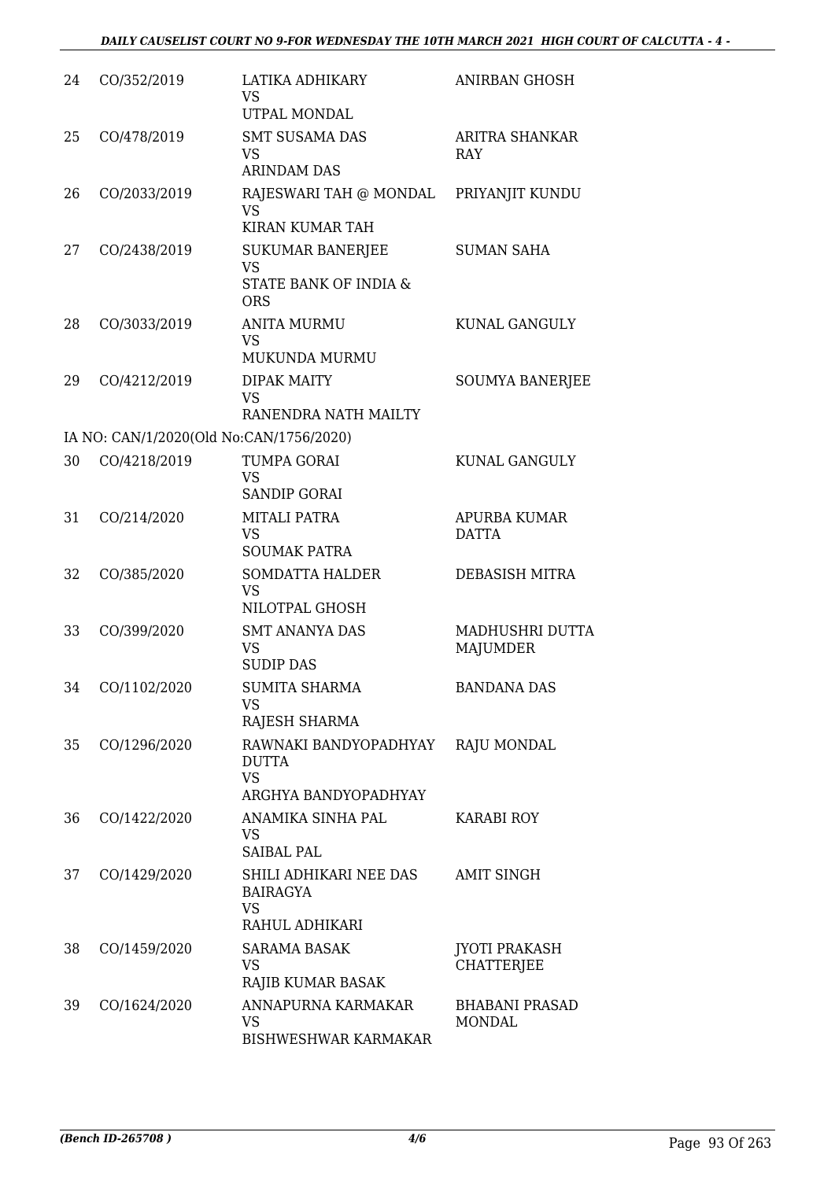| | | | |
|---|---|---|---|
| 24 | CO/352/2019 | LATIKA ADHIKARY<br>VS<br>UTPAL MONDAL | ANIRBAN GHOSH |
| 25 | CO/478/2019 | SMT SUSAMA DAS<br>VS<br>ARINDAM DAS | ARITRA SHANKAR RAY |
| 26 | CO/2033/2019 | RAJESWARI TAH @ MONDAL<br>VS<br>KIRAN KUMAR TAH | PRIYANJIT KUNDU |
| 27 | CO/2438/2019 | SUKUMAR BANERJEE<br>VS<br>STATE BANK OF INDIA & ORS | SUMAN SAHA |
| 28 | CO/3033/2019 | ANITA MURMU<br>VS<br>MUKUNDA MURMU | KUNAL GANGULY |
| 29 | CO/4212/2019 | DIPAK MAITY<br>VS<br>RANENDRA NATH MAILTY | SOUMYA BANERJEE |
| | IA NO: CAN/1/2020(Old No:CAN/1756/2020) | | |
| 30 | CO/4218/2019 | TUMPA GORAI<br>VS<br>SANDIP GORAI | KUNAL GANGULY |
| 31 | CO/214/2020 | MITALI PATRA<br>VS<br>SOUMAK PATRA | APURBA KUMAR DATTA |
| 32 | CO/385/2020 | SOMDATTA HALDER<br>VS<br>NILOTPAL GHOSH | DEBASISH MITRA |
| 33 | CO/399/2020 | SMT ANANYA DAS<br>VS<br>SUDIP DAS | MADHUSHRI DUTTA MAJUMDER |
| 34 | CO/1102/2020 | SUMITA SHARMA<br>VS<br>RAJESH SHARMA | BANDANA DAS |
| 35 | CO/1296/2020 | RAWNAKI BANDYOPADHYAY DUTTA<br>VS<br>ARGHYA BANDYOPADHYAY | RAJU MONDAL |
| 36 | CO/1422/2020 | ANAMIKA SINHA PAL<br>VS<br>SAIBAL PAL | KARABI ROY |
| 37 | CO/1429/2020 | SHILI ADHIKARI NEE DAS BAIRAGYA<br>VS<br>RAHUL ADHIKARI | AMIT SINGH |
| 38 | CO/1459/2020 | SARAMA BASAK<br>VS<br>RAJIB KUMAR BASAK | JYOTI PRAKASH CHATTERJEE |
| 39 | CO/1624/2020 | ANNAPURNA KARMAKAR<br>VS<br>BISHWESHWAR KARMAKAR | BHABANI PRASAD MONDAL |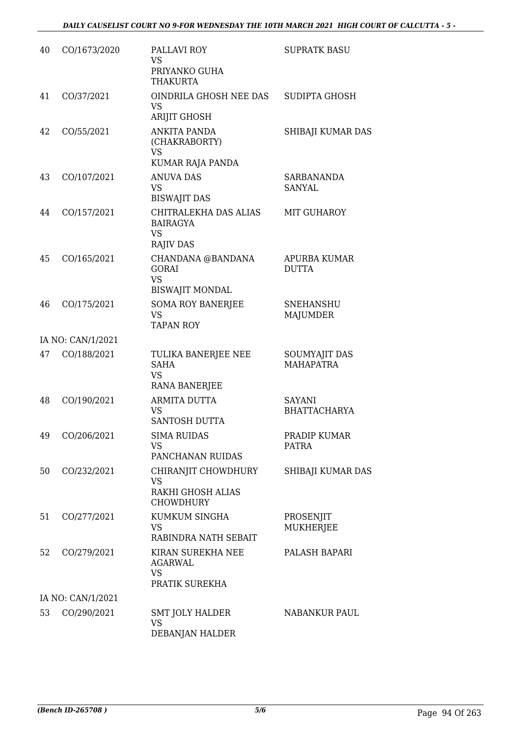| | | | |
|---|---|---|---|
| 40 | CO/1673/2020 | PALLAVI ROY<br>VS<br>PRIYANKO GUHA THAKURTA | SUPRATK BASU |
| 41 | CO/37/2021 | OINDRILA GHOSH NEE DAS<br>VS<br>ARIJIT GHOSH | SUDIPTA GHOSH |
| 42 | CO/55/2021 | ANKITA PANDA (CHAKRABORTY)<br>VS<br>KUMAR RAJA PANDA | SHIBAJI KUMAR DAS |
| 43 | CO/107/2021 | ANUVA DAS<br>VS<br>BISWAJIT DAS | SARBANANDA SANYAL |
| 44 | CO/157/2021 | CHITRALEKHA DAS ALIAS BAIRAGYA<br>VS<br>RAJIV DAS | MIT GUHAROY |
| 45 | CO/165/2021 | CHANDANA @BANDANA GORAI<br>VS<br>BISWAJIT MONDAL | APURBA KUMAR DUTTA |
| 46 | CO/175/2021 | SOMA ROY BANERJEE<br>VS<br>TAPAN ROY | SNEHANSHU MAJUMDER |
| | IA NO: CAN/1/2021 | | |
| 47 | CO/188/2021 | TULIKA BANERJEE NEE SAHA<br>VS<br>RANA BANERJEE | SOUMYAJIT DAS MAHAPATRA |
| 48 | CO/190/2021 | ARMITA DUTTA<br>VS<br>SANTOSH DUTTA | SAYANI BHATTACHARYA |
| 49 | CO/206/2021 | SIMA RUIDAS<br>VS<br>PANCHANAN RUIDAS | PRADIP KUMAR PATRA |
| 50 | CO/232/2021 | CHIRANJIT CHOWDHURY<br>VS<br>RAKHI GHOSH ALIAS CHOWDHURY | SHIBAJI KUMAR DAS |
| 51 | CO/277/2021 | KUMKUM SINGHA<br>VS<br>RABINDRA NATH SEBAIT | PROSENJIT MUKHERJEE |
| 52 | CO/279/2021 | KIRAN SUREKHA NEE AGARWAL<br>VS<br>PRATIK SUREKHA | PALASH BAPARI |
| | IA NO: CAN/1/2021 | | |
| 53 | CO/290/2021 | SMT JOLY HALDER<br>VS<br>DEBANJAN HALDER | NABANKUR PAUL |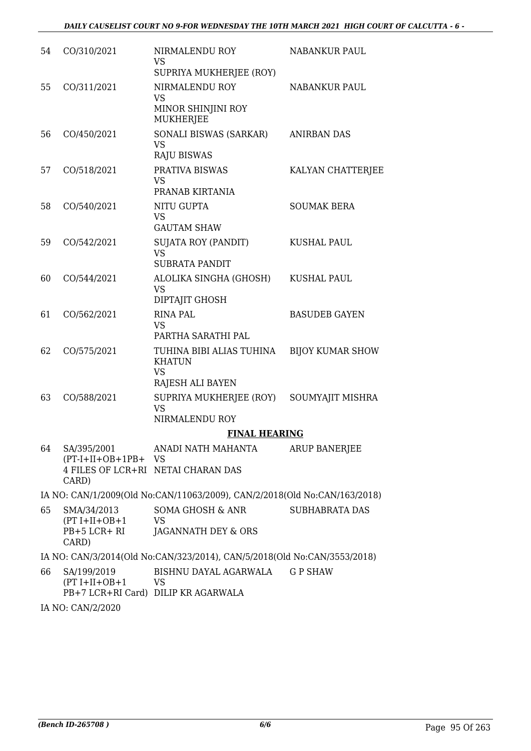| | | | |
|---|---|---|---|
| 54 | CO/310/2021 | NIRMALENDU ROY<br>VS<br>SUPRIYA MUKHERJEE (ROY) | NABANKUR PAUL |
| 55 | CO/311/2021 | NIRMALENDU ROY<br>VS<br>MINOR SHINJINI ROY MUKHERJEE | NABANKUR PAUL |
| 56 | CO/450/2021 | SONALI BISWAS (SARKAR)<br>VS<br>RAJU BISWAS | ANIRBAN DAS |
| 57 | CO/518/2021 | PRATIVA BISWAS<br>VS<br>PRANAB KIRTANIA | KALYAN CHATTERJEE |
| 58 | CO/540/2021 | NITU GUPTA<br>VS<br>GAUTAM SHAW | SOUMAK BERA |
| 59 | CO/542/2021 | SUJATA ROY (PANDIT)<br>VS<br>SUBRATA PANDIT | KUSHAL PAUL |
| 60 | CO/544/2021 | ALOLIKA SINGHA (GHOSH)<br>VS<br>DIPTAJIT GHOSH | KUSHAL PAUL |
| 61 | CO/562/2021 | RINA PAL<br>VS<br>PARTHA SARATHI PAL | BASUDEB GAYEN |
| 62 | CO/575/2021 | TUHINA BIBI ALIAS TUHINA KHATUN<br>VS<br>RAJESH ALI BAYEN | BIJOY KUMAR SHOW |
| 63 | CO/588/2021 | SUPRIYA MUKHERJEE (ROY)<br>VS<br>NIRMALENDU ROY | SOUMYAJIT MISHRA |

**FINAL HEARING**

| | | | |
|---|---|---|---|
| 64 | SA/395/2001<br>(PT-I+II+OB+1PB+ 4 FILES OF LCR+RI CARD) | ANADI NATH MAHANTA<br>VS<br>NETAI CHARAN DAS | ARUP BANERJEE |

IA NO: CAN/1/2009(Old No:CAN/11063/2009), CAN/2/2018(Old No:CAN/163/2018)

| | | | |
|---|---|---|---|
| 65 | SMA/34/2013<br>(PT I+II+OB+1 PB+5 LCR+ RI CARD) | SOMA GHOSH & ANR<br>VS<br>JAGANNATH DEY & ORS | SUBHABRATA DAS |

IA NO: CAN/3/2014(Old No:CAN/323/2014), CAN/5/2018(Old No:CAN/3553/2018)

| | | | |
|---|---|---|---|
| 66 | SA/199/2019<br>(PT I+II+OB+1 PB+7 LCR+RI Card) | BISHNU DAYAL AGARWALA<br>VS<br>DILIP KR AGARWALA | G P SHAW |

IA NO: CAN/2/2020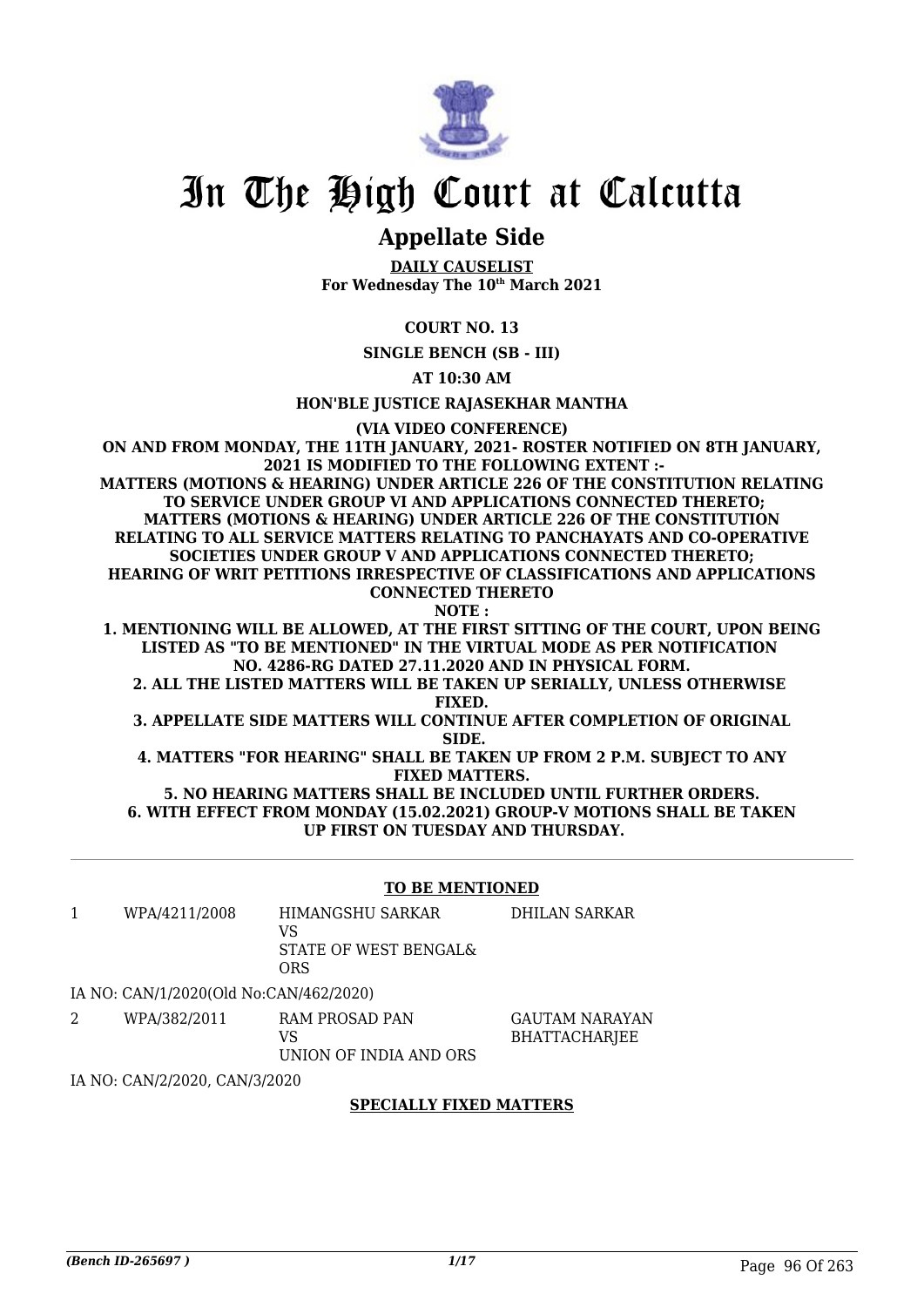# In The High Court at Calcutta

## Appellate Side

**DAILY CAUSELIST**
**For Wednesday The 10th March 2021**

**COURT NO. 13**

**SINGLE BENCH (SB - III)**

**AT 10:30 AM**

**HON'BLE JUSTICE RAJASEKHAR MANTHA**

**(VIA VIDEO CONFERENCE)**

**ON AND FROM MONDAY, THE 11TH JANUARY, 2021- ROSTER NOTIFIED ON 8TH JANUARY, 2021 IS MODIFIED TO THE FOLLOWING EXTENT :-**
**MATTERS (MOTIONS & HEARING) UNDER ARTICLE 226 OF THE CONSTITUTION RELATING TO SERVICE UNDER GROUP VI AND APPLICATIONS CONNECTED THERETO;**
**MATTERS (MOTIONS & HEARING) UNDER ARTICLE 226 OF THE CONSTITUTION RELATING TO ALL SERVICE MATTERS RELATING TO PANCHAYATS AND CO-OPERATIVE SOCIETIES UNDER GROUP V AND APPLICATIONS CONNECTED THERETO;**
**HEARING OF WRIT PETITIONS IRRESPECTIVE OF CLASSIFICATIONS AND APPLICATIONS CONNECTED THERETO**

**NOTE :**

**1. MENTIONING WILL BE ALLOWED, AT THE FIRST SITTING OF THE COURT, UPON BEING LISTED AS "TO BE MENTIONED" IN THE VIRTUAL MODE AS PER NOTIFICATION NO. 4286-RG DATED 27.11.2020 AND IN PHYSICAL FORM.**
**2. ALL THE LISTED MATTERS WILL BE TAKEN UP SERIALLY, UNLESS OTHERWISE FIXED.**
**3. APPELLATE SIDE MATTERS WILL CONTINUE AFTER COMPLETION OF ORIGINAL SIDE.**
**4. MATTERS "FOR HEARING" SHALL BE TAKEN UP FROM 2 P.M. SUBJECT TO ANY FIXED MATTERS.**
**5. NO HEARING MATTERS SHALL BE INCLUDED UNTIL FURTHER ORDERS.**
**6. WITH EFFECT FROM MONDAY (15.02.2021) GROUP-V MOTIONS SHALL BE TAKEN UP FIRST ON TUESDAY AND THURSDAY.**

**TO BE MENTIONED**

| | | | |
|---|---|---|---|
| 1 | WPA/4211/2008 | HIMANGSHU SARKAR VS STATE OF WEST BENGAL& ORS | DHILAN SARKAR |

IA NO: CAN/1/2020(Old No:CAN/462/2020)

| | | | |
|---|---|---|---|
| 2 | WPA/382/2011 | RAM PROSAD PAN VS UNION OF INDIA AND ORS | GAUTAM NARAYAN BHATTACHARJEE |

IA NO: CAN/2/2020, CAN/3/2020

**SPECIALLY FIXED MATTERS**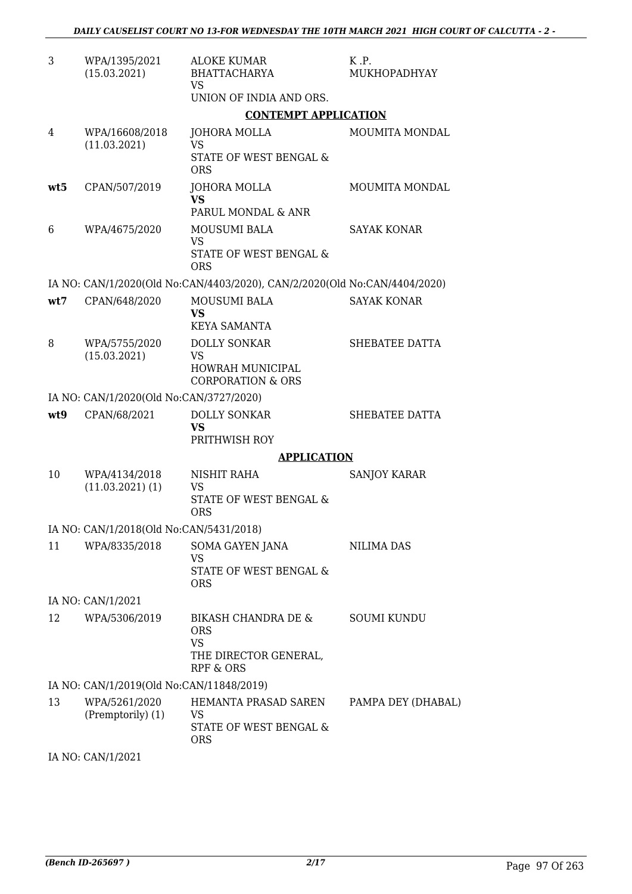| | | | |
|---|---|---|---|
| 3 | WPA/1395/2021 (15.03.2021) | ALOKE KUMAR BHATTACHARYA<br>VS<br>UNION OF INDIA AND ORS. | K .P. MUKHOPADHYAY |

**CONTEMPT APPLICATION**

| | | | |
|---|---|---|---|
| 4 | WPA/16608/2018 (11.03.2021) | JOHORA MOLLA<br>VS<br>STATE OF WEST BENGAL & ORS | MOUMITA MONDAL |
| **wt5** | CPAN/507/2019 | JOHORA MOLLA<br>**VS**<br>PARUL MONDAL & ANR | MOUMITA MONDAL |
| 6 | WPA/4675/2020 | MOUSUMI BALA<br>VS<br>STATE OF WEST BENGAL & ORS | SAYAK KONAR |

IA NO: CAN/1/2020(Old No:CAN/4403/2020), CAN/2/2020(Old No:CAN/4404/2020)

| | | | |
|---|---|---|---|
| **wt7** | CPAN/648/2020 | MOUSUMI BALA<br>**VS**<br>KEYA SAMANTA | SAYAK KONAR |
| 8 | WPA/5755/2020 (15.03.2021) | DOLLY SONKAR<br>VS<br>HOWRAH MUNICIPAL CORPORATION & ORS | SHEBATEE DATTA |

IA NO: CAN/1/2020(Old No:CAN/3727/2020)

| | | | |
|---|---|---|---|
| **wt9** | CPAN/68/2021 | DOLLY SONKAR<br>**VS**<br>PRITHWISH ROY | SHEBATEE DATTA |

**APPLICATION**

| | | | |
|---|---|---|---|
| 10 | WPA/4134/2018 (11.03.2021) (1) | NISHIT RAHA<br>VS<br>STATE OF WEST BENGAL & ORS | SANJOY KARAR |

IA NO: CAN/1/2018(Old No:CAN/5431/2018)

| | | | |
|---|---|---|---|
| 11 | WPA/8335/2018 | SOMA GAYEN JANA<br>VS<br>STATE OF WEST BENGAL & ORS | NILIMA DAS |

IA NO: CAN/1/2021

| | | | |
|---|---|---|---|
| 12 | WPA/5306/2019 | BIKASH CHANDRA DE & ORS<br>VS<br>THE DIRECTOR GENERAL, RPF & ORS | SOUMI KUNDU |

IA NO: CAN/1/2019(Old No:CAN/11848/2019)

| | | | |
|---|---|---|---|
| 13 | WPA/5261/2020 (Premptorily) (1) | HEMANTA PRASAD SAREN<br>VS<br>STATE OF WEST BENGAL & ORS | PAMPA DEY (DHABAL) |

IA NO: CAN/1/2021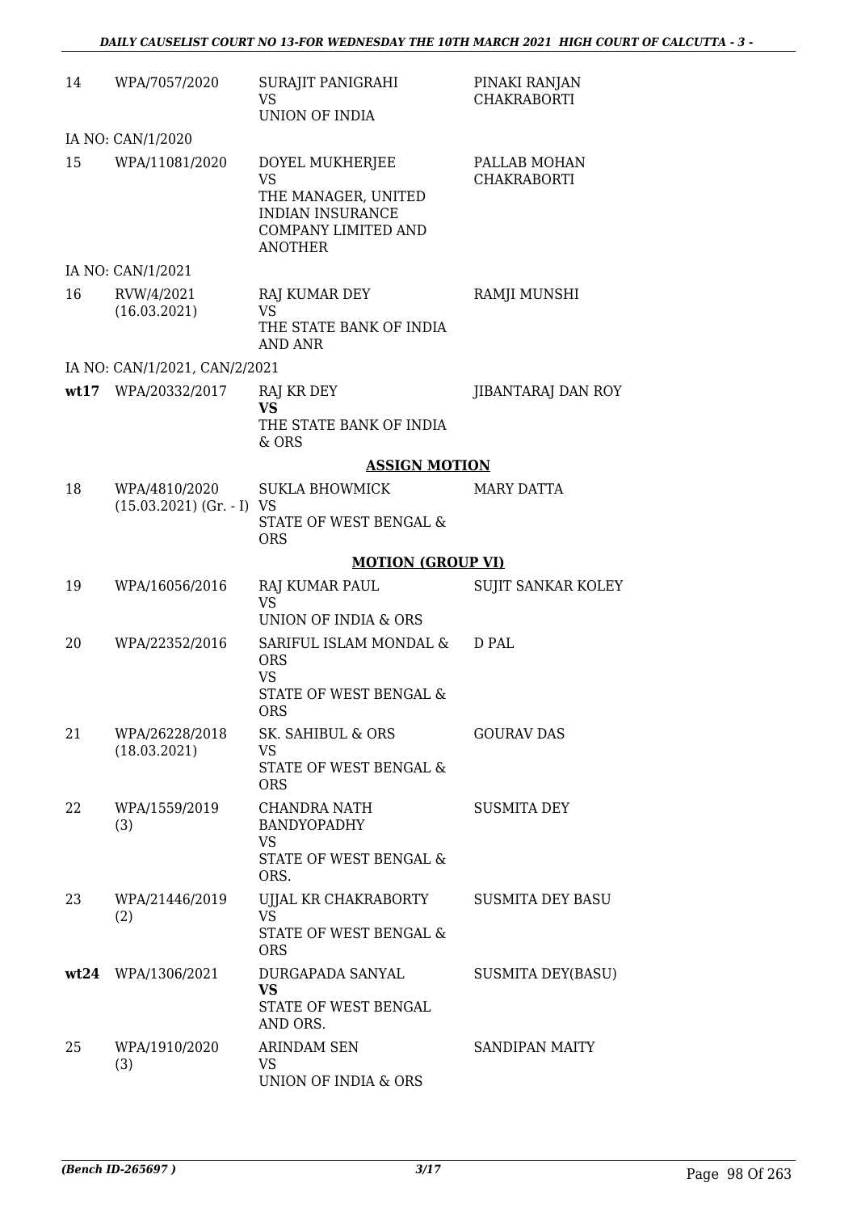| 14 | WPA/7057/2020 | SURAJIT PANIGRAHI<br>VS<br>UNION OF INDIA | PINAKI RANJAN CHAKRABORTI |
|---|---|---|---|
| | IA NO: CAN/1/2020 | | |
| 15 | WPA/11081/2020 | DOYEL MUKHERJEE<br>VS<br>THE MANAGER, UNITED INDIAN INSURANCE COMPANY LIMITED AND ANOTHER | PALLAB MOHAN CHAKRABORTI |
| | IA NO: CAN/1/2021 | | |
| 16 | RVW/4/2021<br>(16.03.2021) | RAJ KUMAR DEY<br>VS<br>THE STATE BANK OF INDIA AND ANR | RAMJI MUNSHI |
| | IA NO: CAN/1/2021, CAN/2/2021 | | |
| **wt17** | WPA/20332/2017 | RAJ KR DEY<br>**VS**<br>THE STATE BANK OF INDIA & ORS | JIBANTARAJ DAN ROY |
| | | **ASSIGN MOTION** | |
| 18 | WPA/4810/2020<br>(15.03.2021) (Gr. - I) | SUKLA BHOWMICK<br>VS<br>STATE OF WEST BENGAL & ORS | MARY DATTA |
| | | **MOTION (GROUP VI)** | |
| 19 | WPA/16056/2016 | RAJ KUMAR PAUL<br>VS<br>UNION OF INDIA & ORS | SUJIT SANKAR KOLEY |
| 20 | WPA/22352/2016 | SARIFUL ISLAM MONDAL & ORS<br>VS<br>STATE OF WEST BENGAL & ORS | D PAL |
| 21 | WPA/26228/2018<br>(18.03.2021) | SK. SAHIBUL & ORS<br>VS<br>STATE OF WEST BENGAL & ORS | GOURAV DAS |
| 22 | WPA/1559/2019<br>(3) | CHANDRA NATH BANDYOPADHY<br>VS<br>STATE OF WEST BENGAL & ORS. | SUSMITA DEY |
| 23 | WPA/21446/2019<br>(2) | UJJAL KR CHAKRABORTY<br>VS<br>STATE OF WEST BENGAL & ORS | SUSMITA DEY BASU |
| **wt24** | WPA/1306/2021 | DURGAPADA SANYAL<br>**VS**<br>STATE OF WEST BENGAL AND ORS. | SUSMITA DEY(BASU) |
| 25 | WPA/1910/2020<br>(3) | ARINDAM SEN<br>VS<br>UNION OF INDIA & ORS | SANDIPAN MAITY |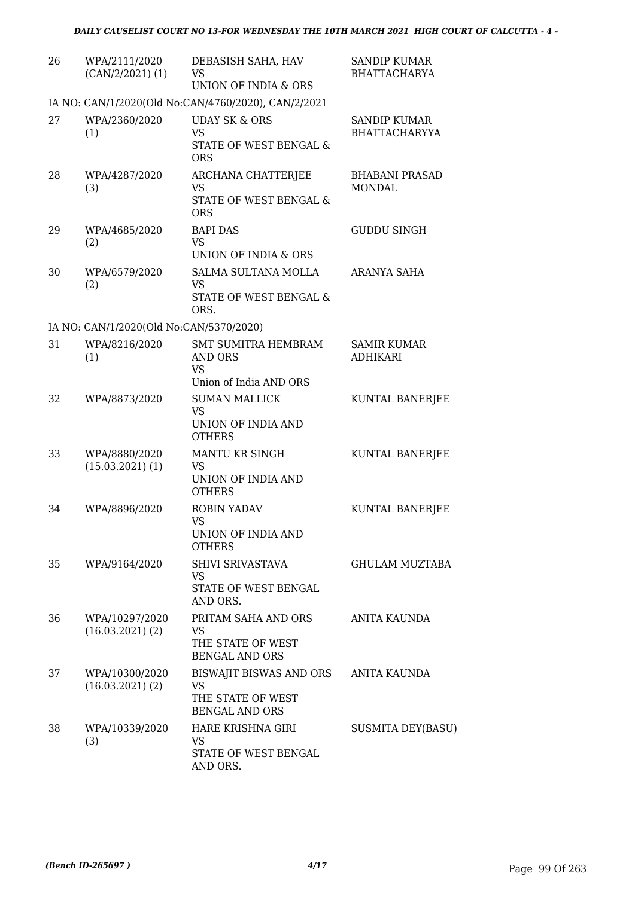| 26 | WPA/2111/2020 (CAN/2/2021) (1) | DEBASISH SAHA, HAV<br>VS<br>UNION OF INDIA & ORS | SANDIP KUMAR BHATTACHARYA |
|---|---|---|---|
| | IA NO: CAN/1/2020(Old No:CAN/4760/2020), CAN/2/2021 | | |
| 27 | WPA/2360/2020 (1) | UDAY SK & ORS<br>VS<br>STATE OF WEST BENGAL & ORS | SANDIP KUMAR BHATTACHARYYA |
| 28 | WPA/4287/2020 (3) | ARCHANA CHATTERJEE<br>VS<br>STATE OF WEST BENGAL & ORS | BHABANI PRASAD MONDAL |
| 29 | WPA/4685/2020 (2) | BAPI DAS<br>VS<br>UNION OF INDIA & ORS | GUDDU SINGH |
| 30 | WPA/6579/2020 (2) | SALMA SULTANA MOLLA<br>VS<br>STATE OF WEST BENGAL & ORS. | ARANYA SAHA |
| | IA NO: CAN/1/2020(Old No:CAN/5370/2020) | | |
| 31 | WPA/8216/2020 (1) | SMT SUMITRA HEMBRAM AND ORS<br>VS<br>Union of India AND ORS | SAMIR KUMAR ADHIKARI |
| 32 | WPA/8873/2020 | SUMAN MALLICK<br>VS<br>UNION OF INDIA AND OTHERS | KUNTAL BANERJEE |
| 33 | WPA/8880/2020 (15.03.2021) (1) | MANTU KR SINGH<br>VS<br>UNION OF INDIA AND OTHERS | KUNTAL BANERJEE |
| 34 | WPA/8896/2020 | ROBIN YADAV<br>VS<br>UNION OF INDIA AND OTHERS | KUNTAL BANERJEE |
| 35 | WPA/9164/2020 | SHIVI SRIVASTAVA<br>VS<br>STATE OF WEST BENGAL AND ORS. | GHULAM MUZTABA |
| 36 | WPA/10297/2020 (16.03.2021) (2) | PRITAM SAHA AND ORS<br>VS<br>THE STATE OF WEST BENGAL AND ORS | ANITA KAUNDA |
| 37 | WPA/10300/2020 (16.03.2021) (2) | BISWAJIT BISWAS AND ORS<br>VS<br>THE STATE OF WEST BENGAL AND ORS | ANITA KAUNDA |
| 38 | WPA/10339/2020 (3) | HARE KRISHNA GIRI<br>VS<br>STATE OF WEST BENGAL AND ORS. | SUSMITA DEY(BASU) |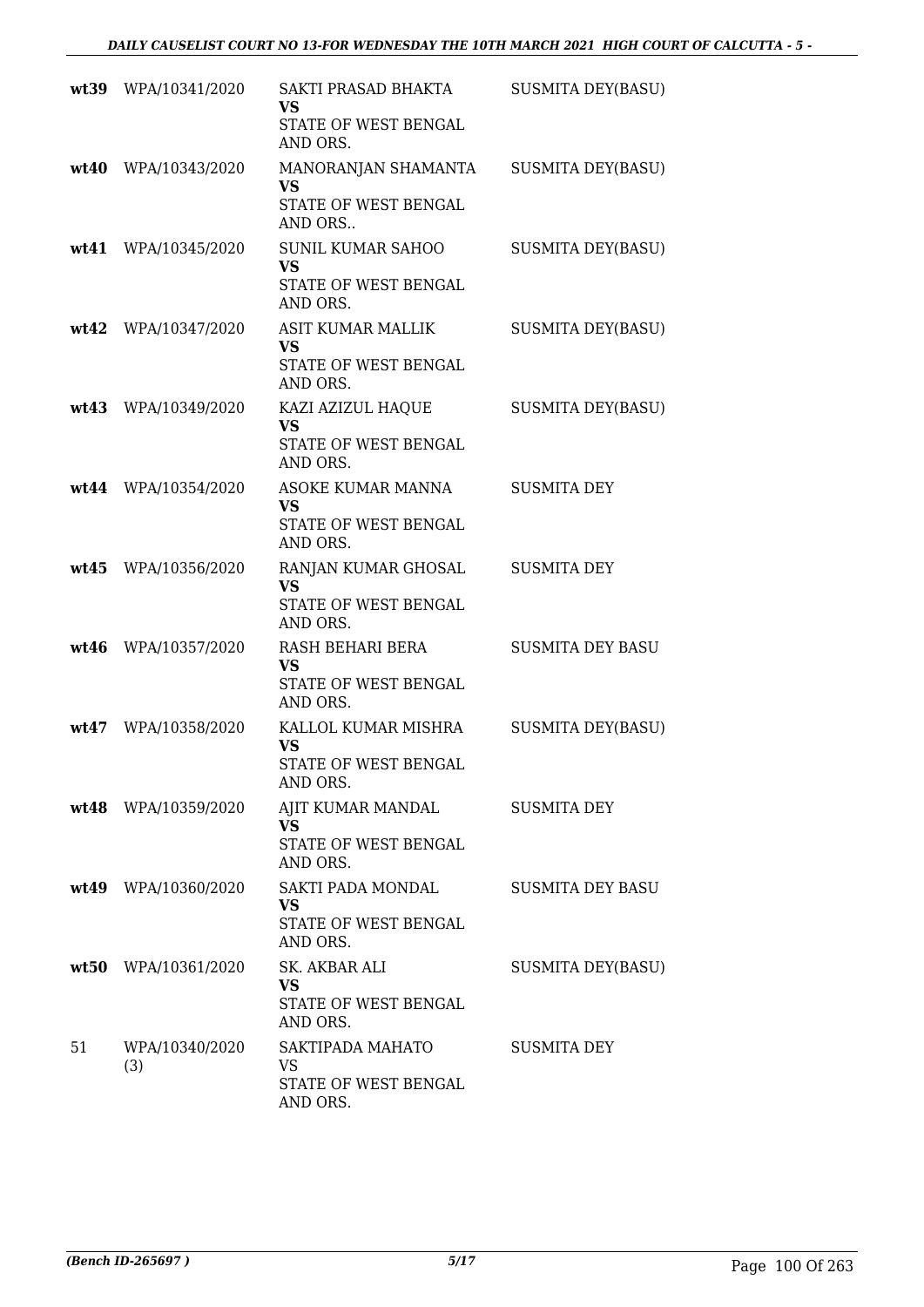| | | | |
|---|---|---|---|
| **wt39** | WPA/10341/2020 | SAKTI PRASAD BHAKTA<br>**VS**<br>STATE OF WEST BENGAL AND ORS. | SUSMITA DEY(BASU) |
| **wt40** | WPA/10343/2020 | MANORANJAN SHAMANTA<br>**VS**<br>STATE OF WEST BENGAL AND ORS.. | SUSMITA DEY(BASU) |
| **wt41** | WPA/10345/2020 | SUNIL KUMAR SAHOO<br>**VS**<br>STATE OF WEST BENGAL AND ORS. | SUSMITA DEY(BASU) |
| **wt42** | WPA/10347/2020 | ASIT KUMAR MALLIK<br>**VS**<br>STATE OF WEST BENGAL AND ORS. | SUSMITA DEY(BASU) |
| **wt43** | WPA/10349/2020 | KAZI AZIZUL HAQUE<br>**VS**<br>STATE OF WEST BENGAL AND ORS. | SUSMITA DEY(BASU) |
| **wt44** | WPA/10354/2020 | ASOKE KUMAR MANNA<br>**VS**<br>STATE OF WEST BENGAL AND ORS. | SUSMITA DEY |
| **wt45** | WPA/10356/2020 | RANJAN KUMAR GHOSAL<br>**VS**<br>STATE OF WEST BENGAL AND ORS. | SUSMITA DEY |
| **wt46** | WPA/10357/2020 | RASH BEHARI BERA<br>**VS**<br>STATE OF WEST BENGAL AND ORS. | SUSMITA DEY BASU |
| **wt47** | WPA/10358/2020 | KALLOL KUMAR MISHRA<br>**VS**<br>STATE OF WEST BENGAL AND ORS. | SUSMITA DEY(BASU) |
| **wt48** | WPA/10359/2020 | AJIT KUMAR MANDAL<br>**VS**<br>STATE OF WEST BENGAL AND ORS. | SUSMITA DEY |
| **wt49** | WPA/10360/2020 | SAKTI PADA MONDAL<br>**VS**<br>STATE OF WEST BENGAL AND ORS. | SUSMITA DEY BASU |
| **wt50** | WPA/10361/2020 | SK. AKBAR ALI<br>**VS**<br>STATE OF WEST BENGAL AND ORS. | SUSMITA DEY(BASU) |
| 51 | WPA/10340/2020 (3) | SAKTIPADA MAHATO<br>VS<br>STATE OF WEST BENGAL AND ORS. | SUSMITA DEY |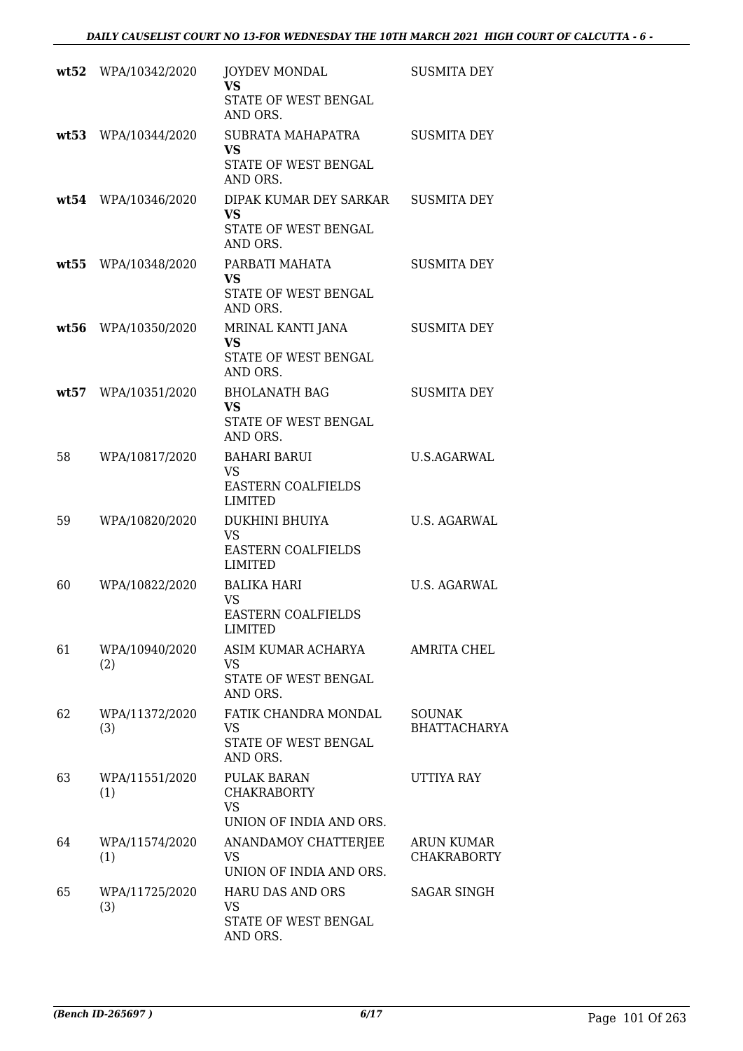| | | | |
|---|---|---|---|
| **wt52** | WPA/10342/2020 | JOYDEV MONDAL **VS** STATE OF WEST BENGAL AND ORS. | SUSMITA DEY |
| **wt53** | WPA/10344/2020 | SUBRATA MAHAPATRA **VS** STATE OF WEST BENGAL AND ORS. | SUSMITA DEY |
| **wt54** | WPA/10346/2020 | DIPAK KUMAR DEY SARKAR **VS** STATE OF WEST BENGAL AND ORS. | SUSMITA DEY |
| **wt55** | WPA/10348/2020 | PARBATI MAHATA **VS** STATE OF WEST BENGAL AND ORS. | SUSMITA DEY |
| **wt56** | WPA/10350/2020 | MRINAL KANTI JANA **VS** STATE OF WEST BENGAL AND ORS. | SUSMITA DEY |
| **wt57** | WPA/10351/2020 | BHOLANATH BAG **VS** STATE OF WEST BENGAL AND ORS. | SUSMITA DEY |
| 58 | WPA/10817/2020 | BAHARI BARUI VS EASTERN COALFIELDS LIMITED | U.S.AGARWAL |
| 59 | WPA/10820/2020 | DUKHINI BHUIYA VS EASTERN COALFIELDS LIMITED | U.S. AGARWAL |
| 60 | WPA/10822/2020 | BALIKA HARI VS EASTERN COALFIELDS LIMITED | U.S. AGARWAL |
| 61 | WPA/10940/2020 (2) | ASIM KUMAR ACHARYA VS STATE OF WEST BENGAL AND ORS. | AMRITA CHEL |
| 62 | WPA/11372/2020 (3) | FATIK CHANDRA MONDAL VS STATE OF WEST BENGAL AND ORS. | SOUNAK BHATTACHARYA |
| 63 | WPA/11551/2020 (1) | PULAK BARAN CHAKRABORTY VS UNION OF INDIA AND ORS. | UTTIYA RAY |
| 64 | WPA/11574/2020 (1) | ANANDAMOY CHATTERJEE VS UNION OF INDIA AND ORS. | ARUN KUMAR CHAKRABORTY |
| 65 | WPA/11725/2020 (3) | HARU DAS AND ORS VS STATE OF WEST BENGAL AND ORS. | SAGAR SINGH |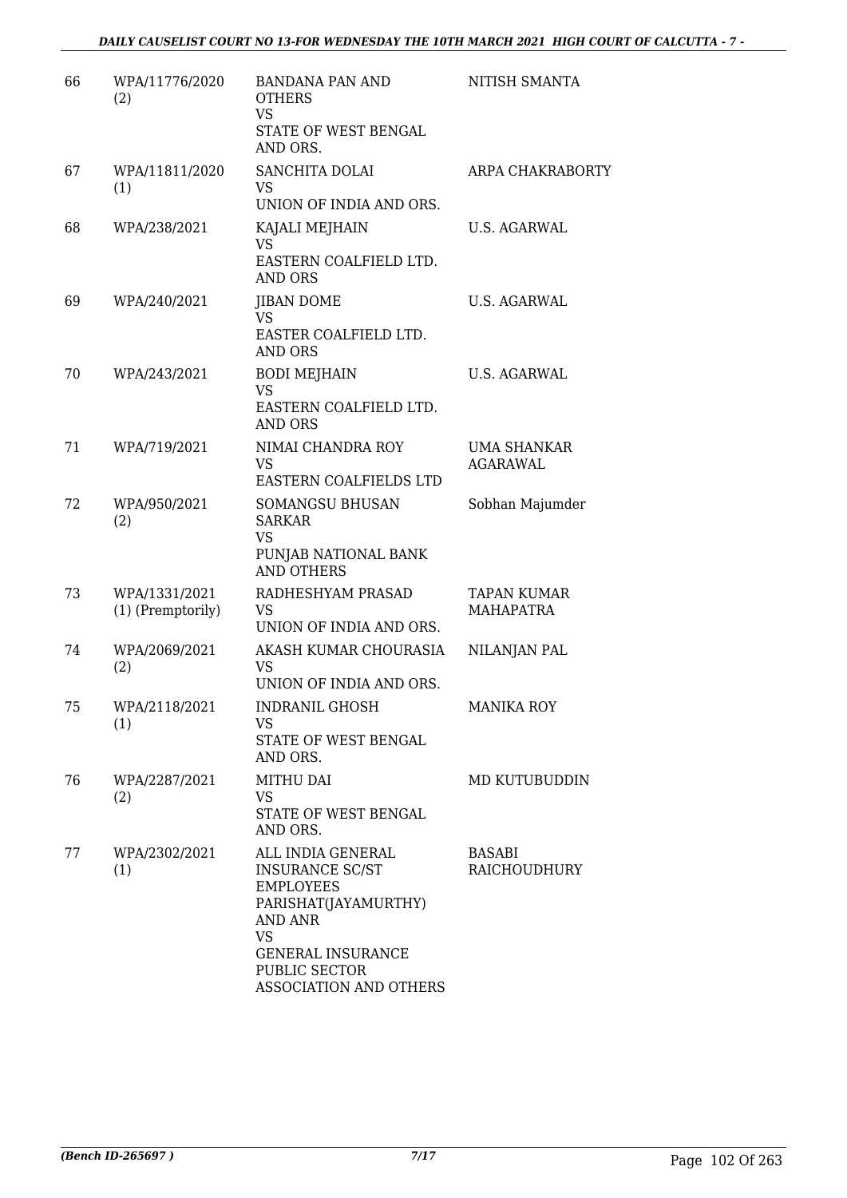| 66 | WPA/11776/2020 (2) | BANDANA PAN AND OTHERS VS STATE OF WEST BENGAL AND ORS. | NITISH SMANTA |
|---|---|---|---|
| 67 | WPA/11811/2020 (1) | SANCHITA DOLAI VS UNION OF INDIA AND ORS. | ARPA CHAKRABORTY |
| 68 | WPA/238/2021 | KAJALI MEJHAIN VS EASTERN COALFIELD LTD. AND ORS | U.S. AGARWAL |
| 69 | WPA/240/2021 | JIBAN DOME VS EASTER COALFIELD LTD. AND ORS | U.S. AGARWAL |
| 70 | WPA/243/2021 | BODI MEJHAIN VS EASTERN COALFIELD LTD. AND ORS | U.S. AGARWAL |
| 71 | WPA/719/2021 | NIMAI CHANDRA ROY VS EASTERN COALFIELDS LTD | UMA SHANKAR AGARAWAL |
| 72 | WPA/950/2021 (2) | SOMANGSU BHUSAN SARKAR VS PUNJAB NATIONAL BANK AND OTHERS | Sobhan Majumder |
| 73 | WPA/1331/2021 (1) (Premptorily) | RADHESHYAM PRASAD VS UNION OF INDIA AND ORS. | TAPAN KUMAR MAHAPATRA |
| 74 | WPA/2069/2021 (2) | AKASH KUMAR CHOURASIA VS UNION OF INDIA AND ORS. | NILANJAN PAL |
| 75 | WPA/2118/2021 (1) | INDRANIL GHOSH VS STATE OF WEST BENGAL AND ORS. | MANIKA ROY |
| 76 | WPA/2287/2021 (2) | MITHU DAI VS STATE OF WEST BENGAL AND ORS. | MD KUTUBUDDIN |
| 77 | WPA/2302/2021 (1) | ALL INDIA GENERAL INSURANCE SC/ST EMPLOYEES PARISHAT(JAYAMURTHY) AND ANR VS GENERAL INSURANCE PUBLIC SECTOR ASSOCIATION AND OTHERS | BASABI RAICHOUDHURY |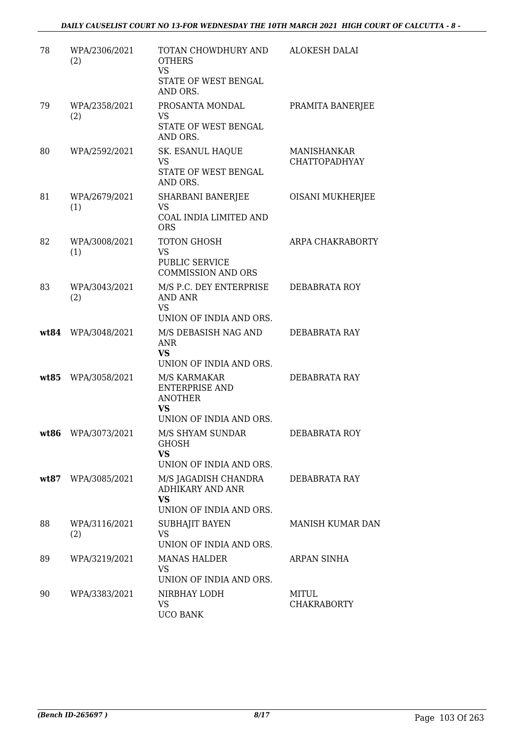| | | | |
|---|---|---|---|
| 78 | WPA/2306/2021 (2) | TOTAN CHOWDHURY AND OTHERS<br>VS<br>STATE OF WEST BENGAL AND ORS. | ALOKESH DALAI |
| 79 | WPA/2358/2021 (2) | PROSANTA MONDAL<br>VS<br>STATE OF WEST BENGAL AND ORS. | PRAMITA BANERJEE |
| 80 | WPA/2592/2021 | SK. ESANUL HAQUE<br>VS<br>STATE OF WEST BENGAL AND ORS. | MANISHANKAR CHATTOPADHYAY |
| 81 | WPA/2679/2021 (1) | SHARBANI BANERJEE<br>VS<br>COAL INDIA LIMITED AND ORS | OISANI MUKHERJEE |
| 82 | WPA/3008/2021 (1) | TOTON GHOSH<br>VS<br>PUBLIC SERVICE COMMISSION AND ORS | ARPA CHAKRABORTY |
| 83 | WPA/3043/2021 (2) | M/S P.C. DEY ENTERPRISE AND ANR<br>VS<br>UNION OF INDIA AND ORS. | DEBABRATA ROY |
| **wt84** | WPA/3048/2021 | M/S DEBASISH NAG AND ANR<br>**VS**<br>UNION OF INDIA AND ORS. | DEBABRATA RAY |
| **wt85** | WPA/3058/2021 | M/S KARMAKAR ENTERPRISE AND ANOTHER<br>**VS**<br>UNION OF INDIA AND ORS. | DEBABRATA RAY |
| **wt86** | WPA/3073/2021 | M/S SHYAM SUNDAR GHOSH<br>**VS**<br>UNION OF INDIA AND ORS. | DEBABRATA ROY |
| **wt87** | WPA/3085/2021 | M/S JAGADISH CHANDRA ADHIKARY AND ANR<br>**VS**<br>UNION OF INDIA AND ORS. | DEBABRATA RAY |
| 88 | WPA/3116/2021 (2) | SUBHAJIT BAYEN<br>VS<br>UNION OF INDIA AND ORS. | MANISH KUMAR DAN |
| 89 | WPA/3219/2021 | MANAS HALDER<br>VS<br>UNION OF INDIA AND ORS. | ARPAN SINHA |
| 90 | WPA/3383/2021 | NIRBHAY LODH<br>VS<br>UCO BANK | MITUL CHAKRABORTY |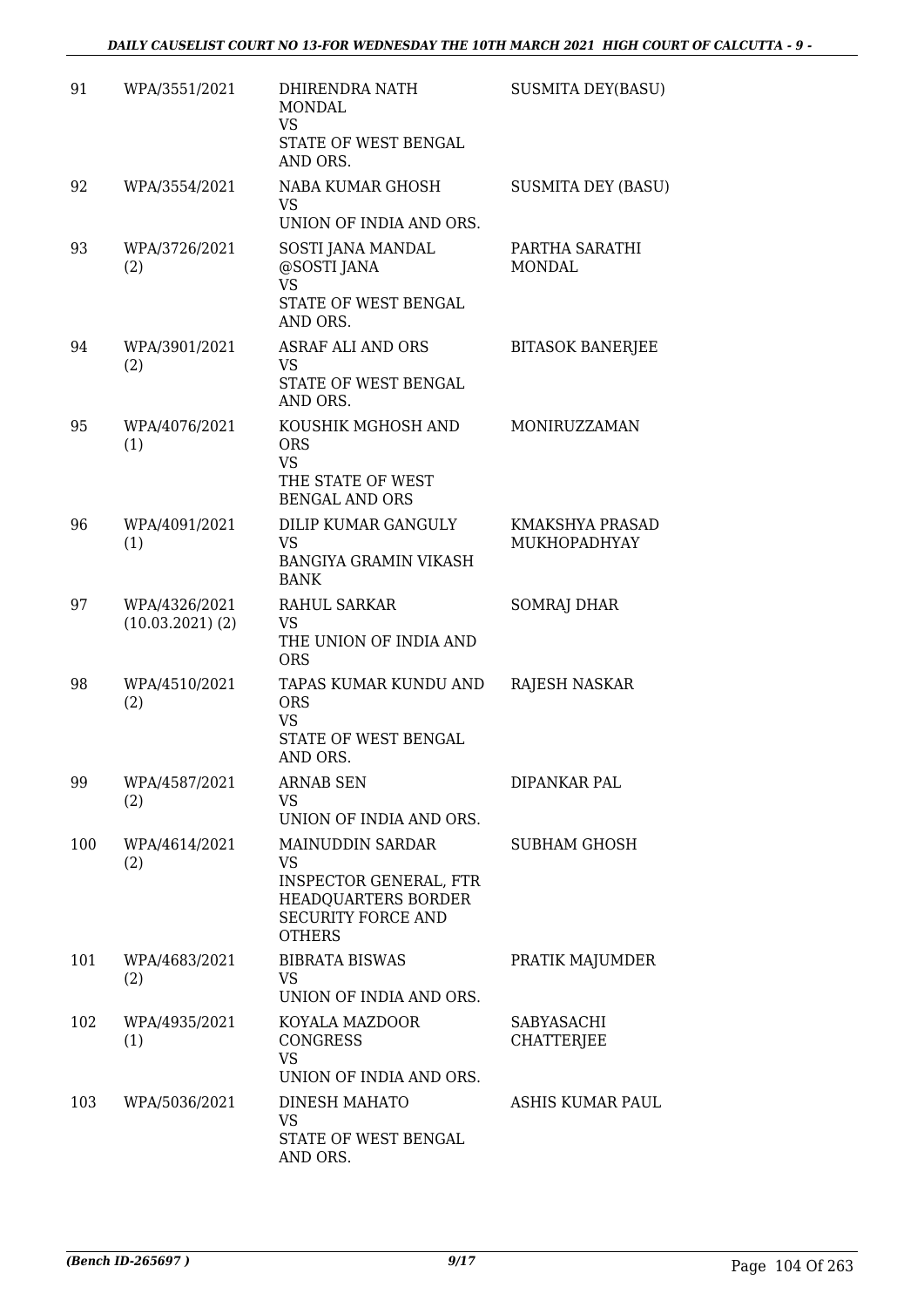| 91 | WPA/3551/2021 | DHIRENDRA NATH MONDAL<br>VS<br>STATE OF WEST BENGAL AND ORS. | SUSMITA DEY(BASU) |
|---|---|---|---|
| 92 | WPA/3554/2021 | NABA KUMAR GHOSH<br>VS<br>UNION OF INDIA AND ORS. | SUSMITA DEY (BASU) |
| 93 | WPA/3726/2021<br>(2) | SOSTI JANA MANDAL @SOSTI JANA<br>VS<br>STATE OF WEST BENGAL AND ORS. | PARTHA SARATHI MONDAL |
| 94 | WPA/3901/2021<br>(2) | ASRAF ALI AND ORS<br>VS<br>STATE OF WEST BENGAL AND ORS. | BITASOK BANERJEE |
| 95 | WPA/4076/2021<br>(1) | KOUSHIK MGHOSH AND ORS<br>VS<br>THE STATE OF WEST BENGAL AND ORS | MONIRUZZAMAN |
| 96 | WPA/4091/2021<br>(1) | DILIP KUMAR GANGULY<br>VS<br>BANGIYA GRAMIN VIKASH BANK | KMAKSHYA PRASAD MUKHOPADHYAY |
| 97 | WPA/4326/2021<br>(10.03.2021) (2) | RAHUL SARKAR<br>VS<br>THE UNION OF INDIA AND ORS | SOMRAJ DHAR |
| 98 | WPA/4510/2021<br>(2) | TAPAS KUMAR KUNDU AND ORS<br>VS<br>STATE OF WEST BENGAL AND ORS. | RAJESH NASKAR |
| 99 | WPA/4587/2021<br>(2) | ARNAB SEN<br>VS<br>UNION OF INDIA AND ORS. | DIPANKAR PAL |
| 100 | WPA/4614/2021<br>(2) | MAINUDDIN SARDAR<br>VS<br>INSPECTOR GENERAL, FTR HEADQUARTERS BORDER SECURITY FORCE AND OTHERS | SUBHAM GHOSH |
| 101 | WPA/4683/2021<br>(2) | BIBRATA BISWAS<br>VS<br>UNION OF INDIA AND ORS. | PRATIK MAJUMDER |
| 102 | WPA/4935/2021<br>(1) | KOYALA MAZDOOR CONGRESS<br>VS<br>UNION OF INDIA AND ORS. | SABYASACHI CHATTERJEE |
| 103 | WPA/5036/2021 | DINESH MAHATO<br>VS<br>STATE OF WEST BENGAL AND ORS. | ASHIS KUMAR PAUL |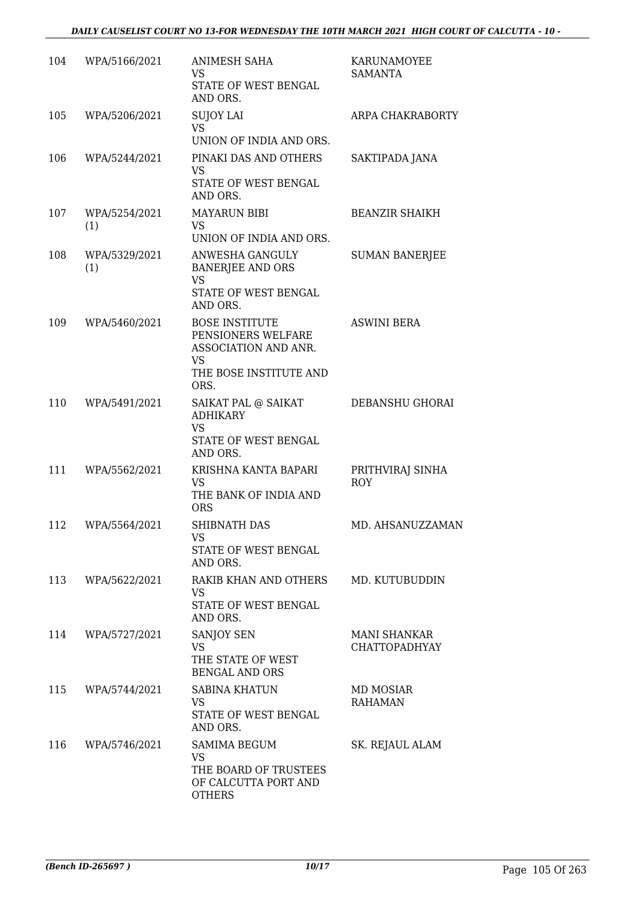| | | | |
|---|---|---|---|
| 104 | WPA/5166/2021 | ANIMESH SAHA<br>VS<br>STATE OF WEST BENGAL AND ORS. | KARUNAMOYEE SAMANTA |
| 105 | WPA/5206/2021 | SUJOY LAI<br>VS<br>UNION OF INDIA AND ORS. | ARPA CHAKRABORTY |
| 106 | WPA/5244/2021 | PINAKI DAS AND OTHERS<br>VS<br>STATE OF WEST BENGAL AND ORS. | SAKTIPADA JANA |
| 107 | WPA/5254/2021 (1) | MAYARUN BIBI<br>VS<br>UNION OF INDIA AND ORS. | BEANZIR SHAIKH |
| 108 | WPA/5329/2021 (1) | ANWESHA GANGULY BANERJEE AND ORS<br>VS<br>STATE OF WEST BENGAL AND ORS. | SUMAN BANERJEE |
| 109 | WPA/5460/2021 | BOSE INSTITUTE PENSIONERS WELFARE ASSOCIATION AND ANR.<br>VS<br>THE BOSE INSTITUTE AND ORS. | ASWINI BERA |
| 110 | WPA/5491/2021 | SAIKAT PAL @ SAIKAT ADHIKARY<br>VS<br>STATE OF WEST BENGAL AND ORS. | DEBANSHU GHORAI |
| 111 | WPA/5562/2021 | KRISHNA KANTA BAPARI<br>VS<br>THE BANK OF INDIA AND ORS | PRITHVIRAJ SINHA ROY |
| 112 | WPA/5564/2021 | SHIBNATH DAS<br>VS<br>STATE OF WEST BENGAL AND ORS. | MD. AHSANUZZAMAN |
| 113 | WPA/5622/2021 | RAKIB KHAN AND OTHERS<br>VS<br>STATE OF WEST BENGAL AND ORS. | MD. KUTUBUDDIN |
| 114 | WPA/5727/2021 | SANJOY SEN<br>VS<br>THE STATE OF WEST BENGAL AND ORS | MANI SHANKAR CHATTOPADHYAY |
| 115 | WPA/5744/2021 | SABINA KHATUN<br>VS<br>STATE OF WEST BENGAL AND ORS. | MD MOSIAR RAHAMAN |
| 116 | WPA/5746/2021 | SAMIMA BEGUM<br>VS<br>THE BOARD OF TRUSTEES OF CALCUTTA PORT AND OTHERS | SK. REJAUL ALAM |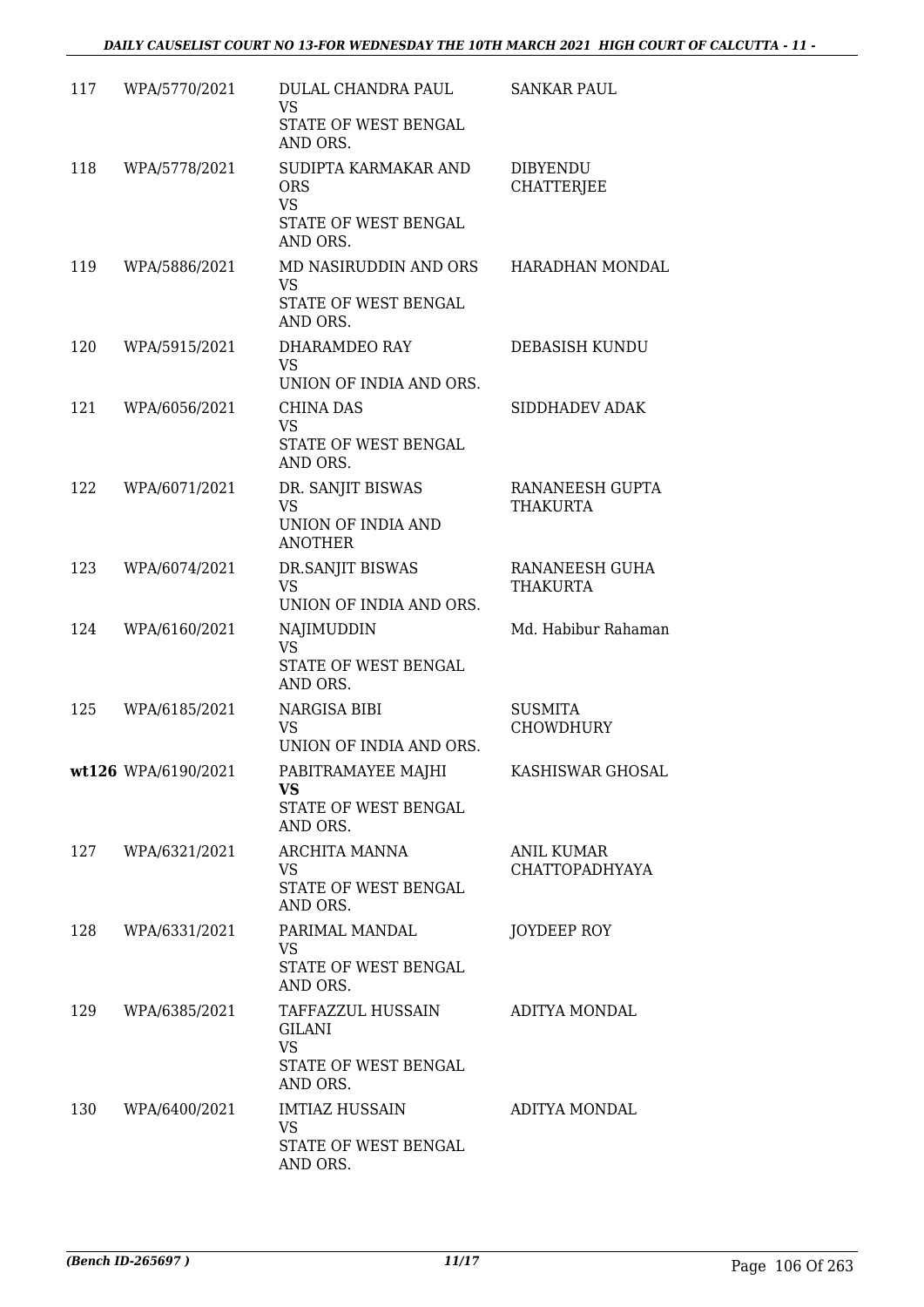| | | | |
|---|---|---|---|
| 117 | WPA/5770/2021 | DULAL CHANDRA PAUL<br>VS<br>STATE OF WEST BENGAL AND ORS. | SANKAR PAUL |
| 118 | WPA/5778/2021 | SUDIPTA KARMAKAR AND ORS<br>VS<br>STATE OF WEST BENGAL AND ORS. | DIBYENDU CHATTERJEE |
| 119 | WPA/5886/2021 | MD NASIRUDDIN AND ORS<br>VS<br>STATE OF WEST BENGAL AND ORS. | HARADHAN MONDAL |
| 120 | WPA/5915/2021 | DHARAMDEO RAY<br>VS<br>UNION OF INDIA AND ORS. | DEBASISH KUNDU |
| 121 | WPA/6056/2021 | CHINA DAS<br>VS<br>STATE OF WEST BENGAL AND ORS. | SIDDHADEV ADAK |
| 122 | WPA/6071/2021 | DR. SANJIT BISWAS<br>VS<br>UNION OF INDIA AND ANOTHER | RANANEESH GUPTA THAKURTA |
| 123 | WPA/6074/2021 | DR.SANJIT BISWAS<br>VS<br>UNION OF INDIA AND ORS. | RANANEESH GUHA THAKURTA |
| 124 | WPA/6160/2021 | NAJIMUDDIN<br>VS<br>STATE OF WEST BENGAL AND ORS. | Md. Habibur Rahaman |
| 125 | WPA/6185/2021 | NARGISA BIBI<br>VS<br>UNION OF INDIA AND ORS. | SUSMITA CHOWDHURY |
| **wt126** | WPA/6190/2021 | PABITRAMAYEE MAJHI<br>**VS**<br>STATE OF WEST BENGAL AND ORS. | KASHISWAR GHOSAL |
| 127 | WPA/6321/2021 | ARCHITA MANNA<br>VS<br>STATE OF WEST BENGAL AND ORS. | ANIL KUMAR CHATTOPADHYAYA |
| 128 | WPA/6331/2021 | PARIMAL MANDAL<br>VS<br>STATE OF WEST BENGAL AND ORS. | JOYDEEP ROY |
| 129 | WPA/6385/2021 | TAFFAZZUL HUSSAIN GILANI<br>VS<br>STATE OF WEST BENGAL AND ORS. | ADITYA MONDAL |
| 130 | WPA/6400/2021 | IMTIAZ HUSSAIN<br>VS<br>STATE OF WEST BENGAL AND ORS. | ADITYA MONDAL |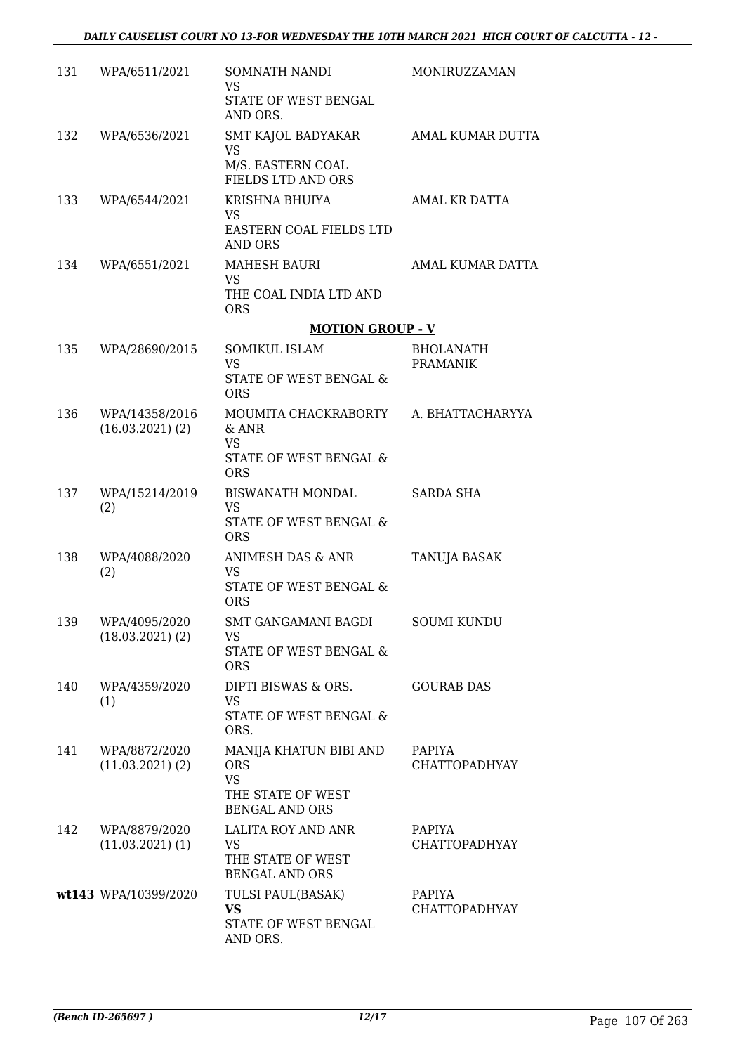| | | | |
|---|---|---|---|
| 131 | WPA/6511/2021 | SOMNATH NANDI<br>VS<br>STATE OF WEST BENGAL AND ORS. | MONIRUZZAMAN |
| 132 | WPA/6536/2021 | SMT KAJOL BADYAKAR<br>VS<br>M/S. EASTERN COAL FIELDS LTD AND ORS | AMAL KUMAR DUTTA |
| 133 | WPA/6544/2021 | KRISHNA BHUIYA<br>VS<br>EASTERN COAL FIELDS LTD AND ORS | AMAL KR DATTA |
| 134 | WPA/6551/2021 | MAHESH BAURI<br>VS<br>THE COAL INDIA LTD AND ORS | AMAL KUMAR DATTA |

**MOTION GROUP - V**

| | | | |
|---|---|---|---|
| 135 | WPA/28690/2015 | SOMIKUL ISLAM<br>VS<br>STATE OF WEST BENGAL & ORS | BHOLANATH PRAMANIK |
| 136 | WPA/14358/2016 (16.03.2021) (2) | MOUMITA CHACKRABORTY & ANR<br>VS<br>STATE OF WEST BENGAL & ORS | A. BHATTACHARYYA |
| 137 | WPA/15214/2019 (2) | BISWANATH MONDAL<br>VS<br>STATE OF WEST BENGAL & ORS | SARDA SHA |
| 138 | WPA/4088/2020 (2) | ANIMESH DAS & ANR<br>VS<br>STATE OF WEST BENGAL & ORS | TANUJA BASAK |
| 139 | WPA/4095/2020 (18.03.2021) (2) | SMT GANGAMANI BAGDI<br>VS<br>STATE OF WEST BENGAL & ORS | SOUMI KUNDU |
| 140 | WPA/4359/2020 (1) | DIPTI BISWAS & ORS.<br>VS<br>STATE OF WEST BENGAL & ORS. | GOURAB DAS |
| 141 | WPA/8872/2020 (11.03.2021) (2) | MANIJA KHATUN BIBI AND ORS<br>VS<br>THE STATE OF WEST BENGAL AND ORS | PAPIYA CHATTOPADHYAY |
| 142 | WPA/8879/2020 (11.03.2021) (1) | LALITA ROY AND ANR<br>VS<br>THE STATE OF WEST BENGAL AND ORS | PAPIYA CHATTOPADHYAY |
| wt143 | WPA/10399/2020 | TULSI PAUL(BASAK)<br>**VS**<br>STATE OF WEST BENGAL AND ORS. | PAPIYA CHATTOPADHYAY |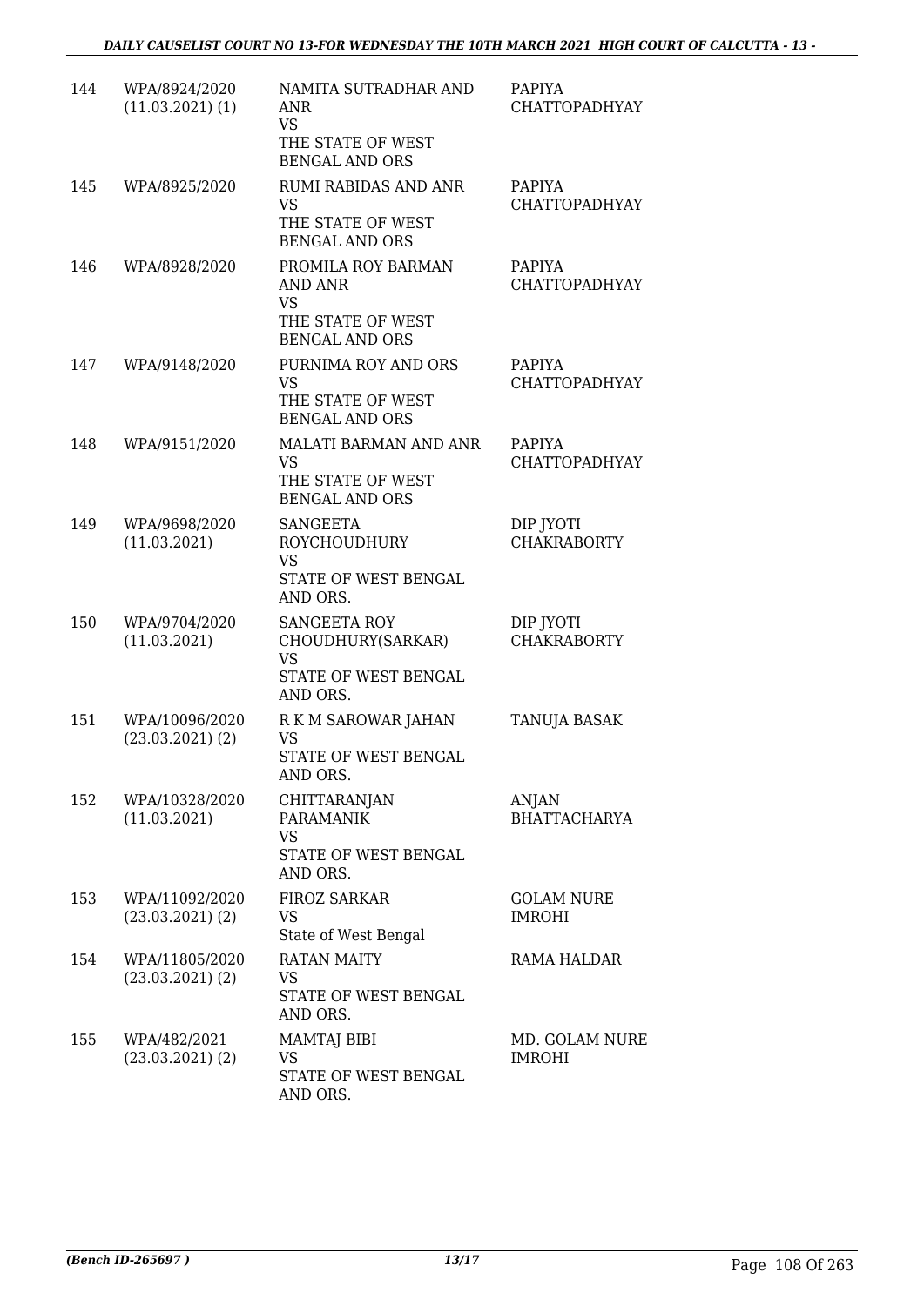| | | | |
|---|---|---|---|
| 144 | WPA/8924/2020 (11.03.2021) (1) | NAMITA SUTRADHAR AND ANR<br>VS<br>THE STATE OF WEST BENGAL AND ORS | PAPIYA CHATTOPADHYAY |
| 145 | WPA/8925/2020 | RUMI RABIDAS AND ANR<br>VS<br>THE STATE OF WEST BENGAL AND ORS | PAPIYA CHATTOPADHYAY |
| 146 | WPA/8928/2020 | PROMILA ROY BARMAN AND ANR<br>VS<br>THE STATE OF WEST BENGAL AND ORS | PAPIYA CHATTOPADHYAY |
| 147 | WPA/9148/2020 | PURNIMA ROY AND ORS<br>VS<br>THE STATE OF WEST BENGAL AND ORS | PAPIYA CHATTOPADHYAY |
| 148 | WPA/9151/2020 | MALATI BARMAN AND ANR<br>VS<br>THE STATE OF WEST BENGAL AND ORS | PAPIYA CHATTOPADHYAY |
| 149 | WPA/9698/2020 (11.03.2021) | SANGEETA ROYCHOUDHURY<br>VS<br>STATE OF WEST BENGAL AND ORS. | DIP JYOTI CHAKRABORTY |
| 150 | WPA/9704/2020 (11.03.2021) | SANGEETA ROY CHOUDHURY(SARKAR)<br>VS<br>STATE OF WEST BENGAL AND ORS. | DIP JYOTI CHAKRABORTY |
| 151 | WPA/10096/2020 (23.03.2021) (2) | R K M SAROWAR JAHAN<br>VS<br>STATE OF WEST BENGAL AND ORS. | TANUJA BASAK |
| 152 | WPA/10328/2020 (11.03.2021) | CHITTARANJAN PARAMANIK<br>VS<br>STATE OF WEST BENGAL AND ORS. | ANJAN BHATTACHARYA |
| 153 | WPA/11092/2020 (23.03.2021) (2) | FIROZ SARKAR<br>VS<br>State of West Bengal | GOLAM NURE IMROHI |
| 154 | WPA/11805/2020 (23.03.2021) (2) | RATAN MAITY<br>VS<br>STATE OF WEST BENGAL AND ORS. | RAMA HALDAR |
| 155 | WPA/482/2021 (23.03.2021) (2) | MAMTAJ BIBI<br>VS<br>STATE OF WEST BENGAL AND ORS. | MD. GOLAM NURE IMROHI |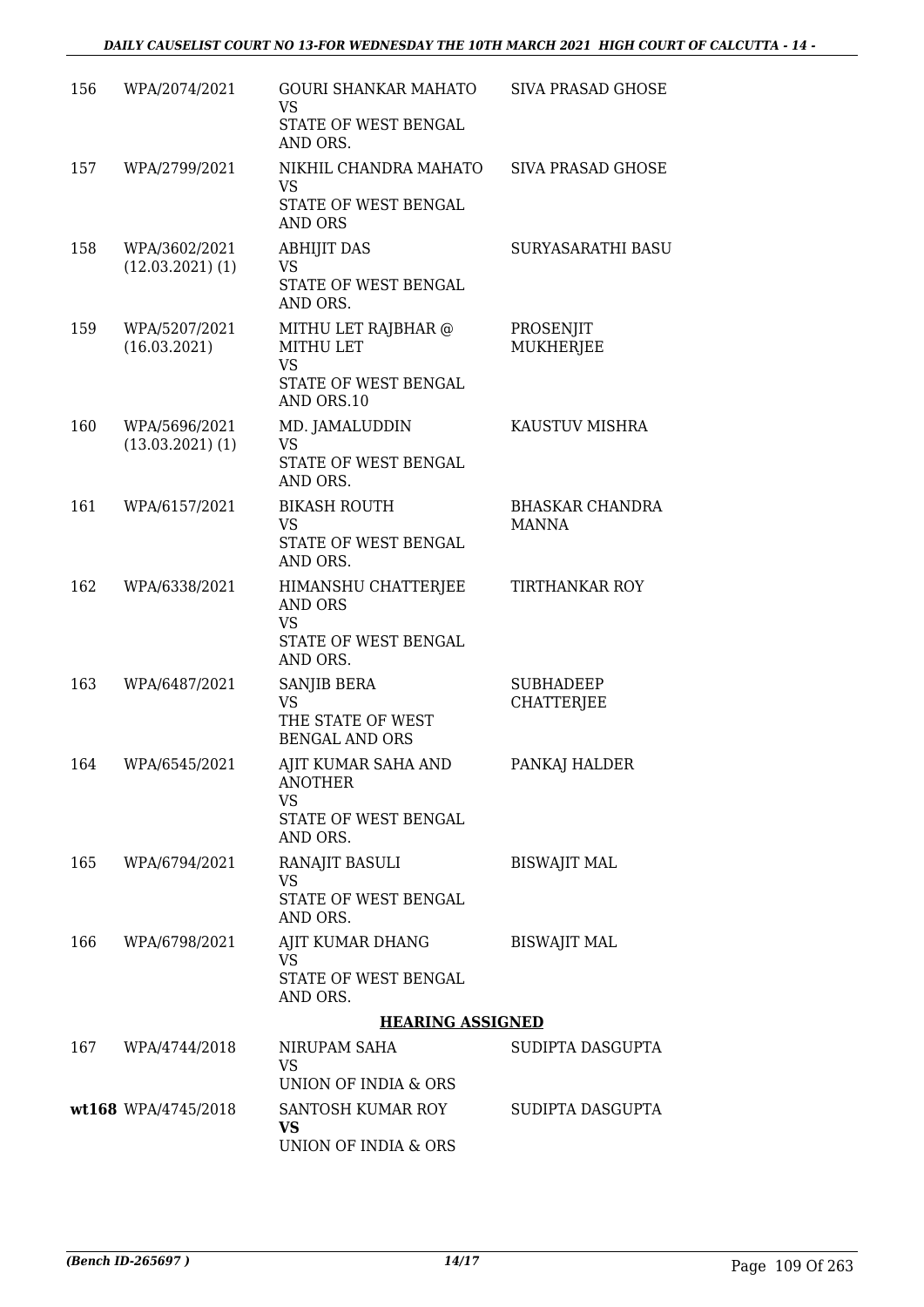| | | | |
|---|---|---|---|
| 156 | WPA/2074/2021 | GOURI SHANKAR MAHATO<br>VS<br>STATE OF WEST BENGAL AND ORS. | SIVA PRASAD GHOSE |
| 157 | WPA/2799/2021 | NIKHIL CHANDRA MAHATO<br>VS<br>STATE OF WEST BENGAL AND ORS | SIVA PRASAD GHOSE |
| 158 | WPA/3602/2021 (12.03.2021) (1) | ABHIJIT DAS<br>VS<br>STATE OF WEST BENGAL AND ORS. | SURYASARATHI BASU |
| 159 | WPA/5207/2021 (16.03.2021) | MITHU LET RAJBHAR @ MITHU LET<br>VS<br>STATE OF WEST BENGAL AND ORS.10 | PROSENJIT MUKHERJEE |
| 160 | WPA/5696/2021 (13.03.2021) (1) | MD. JAMALUDDIN<br>VS<br>STATE OF WEST BENGAL AND ORS. | KAUSTUV MISHRA |
| 161 | WPA/6157/2021 | BIKASH ROUTH<br>VS<br>STATE OF WEST BENGAL AND ORS. | BHASKAR CHANDRA MANNA |
| 162 | WPA/6338/2021 | HIMANSHU CHATTERJEE AND ORS<br>VS<br>STATE OF WEST BENGAL AND ORS. | TIRTHANKAR ROY |
| 163 | WPA/6487/2021 | SANJIB BERA<br>VS<br>THE STATE OF WEST BENGAL AND ORS | SUBHADEEP CHATTERJEE |
| 164 | WPA/6545/2021 | AJIT KUMAR SAHA AND ANOTHER<br>VS<br>STATE OF WEST BENGAL AND ORS. | PANKAJ HALDER |
| 165 | WPA/6794/2021 | RANAJIT BASULI<br>VS<br>STATE OF WEST BENGAL AND ORS. | BISWAJIT MAL |
| 166 | WPA/6798/2021 | AJIT KUMAR DHANG<br>VS<br>STATE OF WEST BENGAL AND ORS. | BISWAJIT MAL |

**HEARING ASSIGNED**

| | | | |
|---|---|---|---|
| 167 | WPA/4744/2018 | NIRUPAM SAHA<br>VS<br>UNION OF INDIA & ORS | SUDIPTA DASGUPTA |
| wt168 | WPA/4745/2018 | SANTOSH KUMAR ROY<br>**VS**<br>UNION OF INDIA & ORS | SUDIPTA DASGUPTA |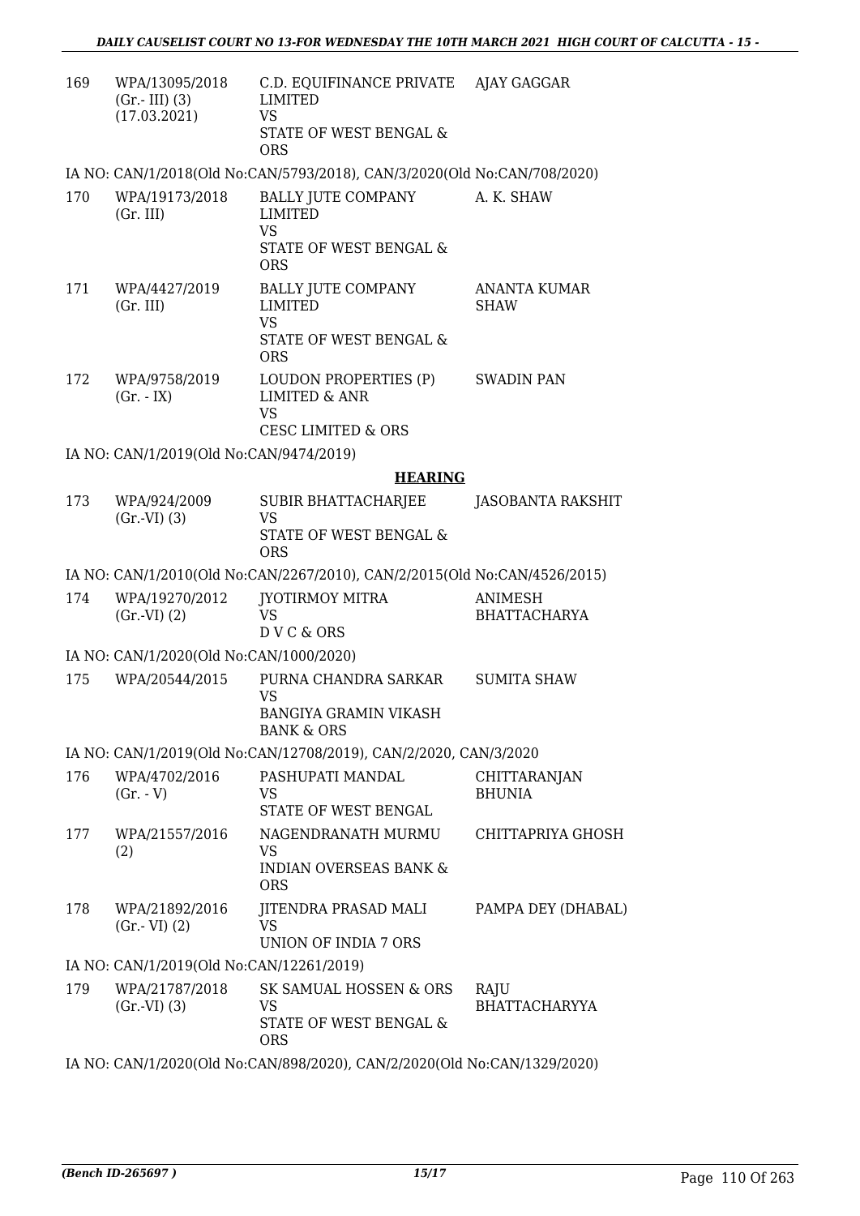| 169 | WPA/13095/2018 (Gr.- III) (3) (17.03.2021) | C.D. EQUIFINANCE PRIVATE LIMITED VS STATE OF WEST BENGAL & ORS | AJAY GAGGAR |
|---|---|---|---|

IA NO: CAN/1/2018(Old No:CAN/5793/2018), CAN/3/2020(Old No:CAN/708/2020)

| 170 | WPA/19173/2018 (Gr. III) | BALLY JUTE COMPANY LIMITED VS STATE OF WEST BENGAL & ORS | A. K. SHAW |
|---|---|---|---|
| 171 | WPA/4427/2019 (Gr. III) | BALLY JUTE COMPANY LIMITED VS STATE OF WEST BENGAL & ORS | ANANTA KUMAR SHAW |
| 172 | WPA/9758/2019 (Gr. - IX) | LOUDON PROPERTIES (P) LIMITED & ANR VS CESC LIMITED & ORS | SWADIN PAN |

IA NO: CAN/1/2019(Old No:CAN/9474/2019)

## HEARING

| 173 | WPA/924/2009 (Gr.-VI) (3) | SUBIR BHATTACHARJEE VS STATE OF WEST BENGAL & ORS | JASOBANTA RAKSHIT |
|---|---|---|---|

IA NO: CAN/1/2010(Old No:CAN/2267/2010), CAN/2/2015(Old No:CAN/4526/2015)

| 174 | WPA/19270/2012 (Gr.-VI) (2) | JYOTIRMOY MITRA VS D V C & ORS | ANIMESH BHATTACHARYA |
|---|---|---|---|

IA NO: CAN/1/2020(Old No:CAN/1000/2020)

| 175 | WPA/20544/2015 | PURNA CHANDRA SARKAR VS BANGIYA GRAMIN VIKASH BANK & ORS | SUMITA SHAW |
|---|---|---|---|

IA NO: CAN/1/2019(Old No:CAN/12708/2019), CAN/2/2020, CAN/3/2020

| 176 | WPA/4702/2016 (Gr. - V) | PASHUPATI MANDAL VS STATE OF WEST BENGAL | CHITTARANJAN BHUNIA |
|---|---|---|---|
| 177 | WPA/21557/2016 (2) | NAGENDRANATH MURMU VS INDIAN OVERSEAS BANK & ORS | CHITTAPRIYA GHOSH |
| 178 | WPA/21892/2016 (Gr.- VI) (2) | JITENDRA PRASAD MALI VS UNION OF INDIA 7 ORS | PAMPA DEY (DHABAL) |

IA NO: CAN/1/2019(Old No:CAN/12261/2019)

| 179 | WPA/21787/2018 (Gr.-VI) (3) | SK SAMUAL HOSSEN & ORS VS STATE OF WEST BENGAL & ORS | RAJU BHATTACHARYYA |
|---|---|---|---|

IA NO: CAN/1/2020(Old No:CAN/898/2020), CAN/2/2020(Old No:CAN/1329/2020)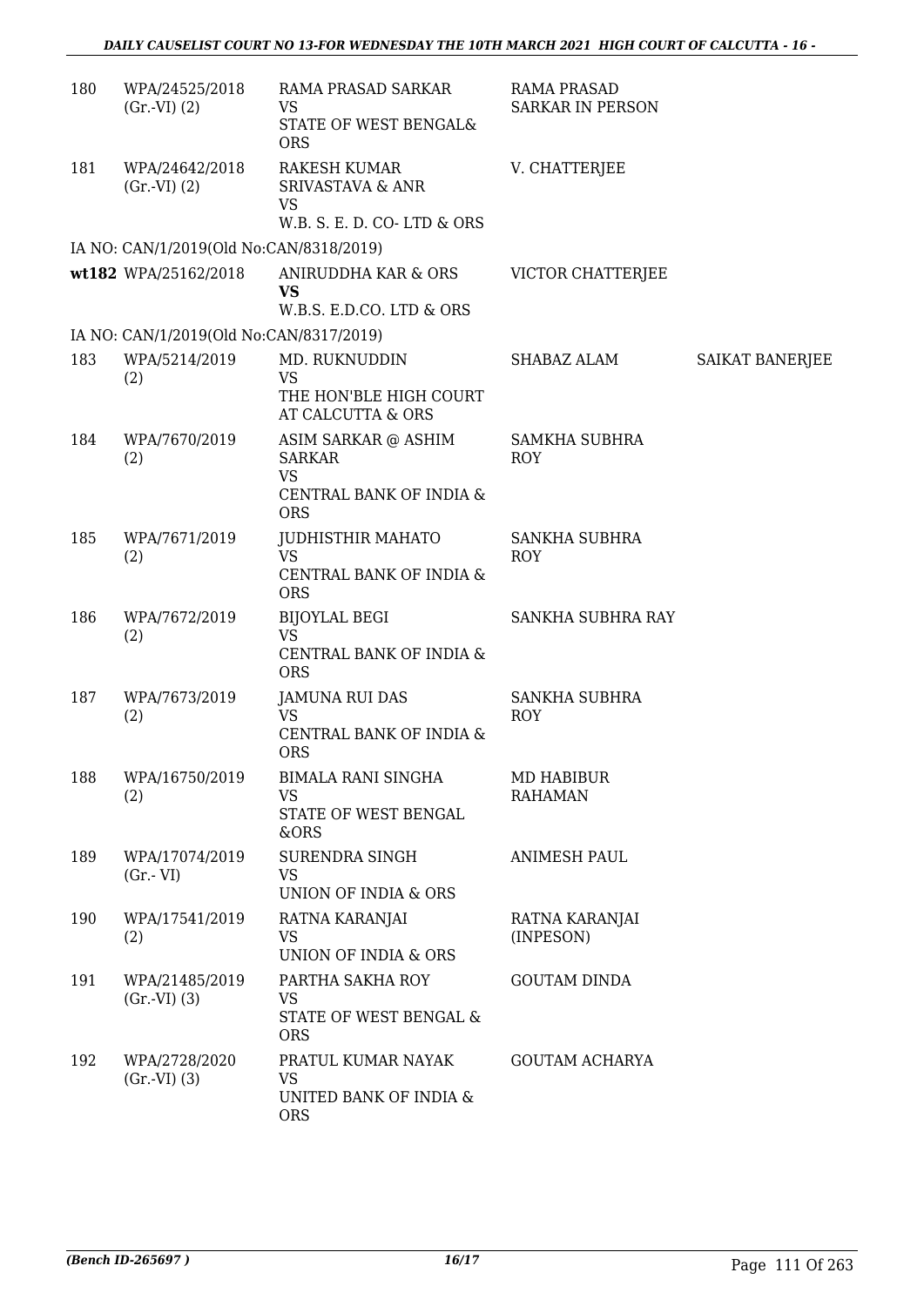| | | | | |
|---|---|---|---|---|
| 180 | WPA/24525/2018 (Gr.-VI) (2) | RAMA PRASAD SARKAR VS STATE OF WEST BENGAL& ORS | RAMA PRASAD SARKAR IN PERSON | |
| 181 | WPA/24642/2018 (Gr.-VI) (2) | RAKESH KUMAR SRIVASTAVA & ANR VS W.B. S. E. D. CO- LTD & ORS | V. CHATTERJEE | |
| | IA NO: CAN/1/2019(Old No:CAN/8318/2019) | | | |
| wt182 | WPA/25162/2018 | ANIRUDDHA KAR & ORS **VS** W.B.S. E.D.CO. LTD & ORS | VICTOR CHATTERJEE | |
| | IA NO: CAN/1/2019(Old No:CAN/8317/2019) | | | |
| 183 | WPA/5214/2019 (2) | MD. RUKNUDDIN VS THE HON'BLE HIGH COURT AT CALCUTTA & ORS | SHABAZ ALAM | SAIKAT BANERJEE |
| 184 | WPA/7670/2019 (2) | ASIM SARKAR @ ASHIM SARKAR VS CENTRAL BANK OF INDIA & ORS | SAMKHA SUBHRA ROY | |
| 185 | WPA/7671/2019 (2) | JUDHISTHIR MAHATO VS CENTRAL BANK OF INDIA & ORS | SANKHA SUBHRA ROY | |
| 186 | WPA/7672/2019 (2) | BIJOYLAL BEGI VS CENTRAL BANK OF INDIA & ORS | SANKHA SUBHRA RAY | |
| 187 | WPA/7673/2019 (2) | JAMUNA RUI DAS VS CENTRAL BANK OF INDIA & ORS | SANKHA SUBHRA ROY | |
| 188 | WPA/16750/2019 (2) | BIMALA RANI SINGHA VS STATE OF WEST BENGAL &ORS | MD HABIBUR RAHAMAN | |
| 189 | WPA/17074/2019 (Gr.- VI) | SURENDRA SINGH VS UNION OF INDIA & ORS | ANIMESH PAUL | |
| 190 | WPA/17541/2019 (2) | RATNA KARANJAI VS UNION OF INDIA & ORS | RATNA KARANJAI (INPESON) | |
| 191 | WPA/21485/2019 (Gr.-VI) (3) | PARTHA SAKHA ROY VS STATE OF WEST BENGAL & ORS | GOUTAM DINDA | |
| 192 | WPA/2728/2020 (Gr.-VI) (3) | PRATUL KUMAR NAYAK VS UNITED BANK OF INDIA & ORS | GOUTAM ACHARYA | |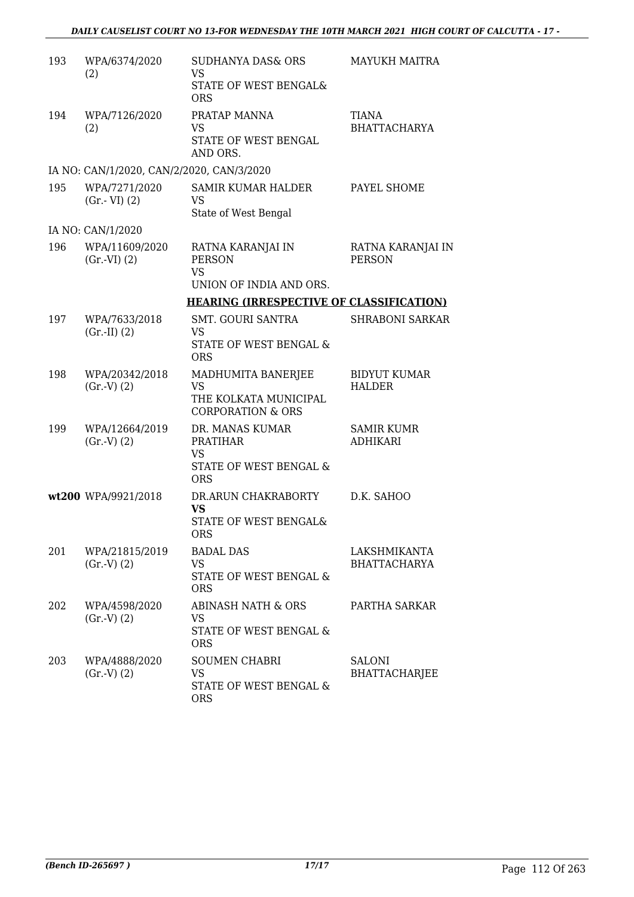| | | | |
|---|---|---|---|
| 193 | WPA/6374/2020 (2) | SUDHANYA DAS& ORS VS STATE OF WEST BENGAL& ORS | MAYUKH MAITRA |
| 194 | WPA/7126/2020 (2) | PRATAP MANNA VS STATE OF WEST BENGAL AND ORS. | TIANA BHATTACHARYA |
| | IA NO: CAN/1/2020, CAN/2/2020, CAN/3/2020 | | |
| 195 | WPA/7271/2020 (Gr.- VI) (2) | SAMIR KUMAR HALDER VS State of West Bengal | PAYEL SHOME |
| | IA NO: CAN/1/2020 | | |
| 196 | WPA/11609/2020 (Gr.-VI) (2) | RATNA KARANJAI IN PERSON VS UNION OF INDIA AND ORS. | RATNA KARANJAI IN PERSON |

**HEARING (IRRESPECTIVE OF CLASSIFICATION)**

| | | | |
|---|---|---|---|
| 197 | WPA/7633/2018 (Gr.-II) (2) | SMT. GOURI SANTRA VS STATE OF WEST BENGAL & ORS | SHRABONI SARKAR |
| 198 | WPA/20342/2018 (Gr.-V) (2) | MADHUMITA BANERJEE VS THE KOLKATA MUNICIPAL CORPORATION & ORS | BIDYUT KUMAR HALDER |
| 199 | WPA/12664/2019 (Gr.-V) (2) | DR. MANAS KUMAR PRATIHAR VS STATE OF WEST BENGAL & ORS | SAMIR KUMR ADHIKARI |
| **wt200** | WPA/9921/2018 | DR.ARUN CHAKRABORTY **VS** STATE OF WEST BENGAL& ORS | D.K. SAHOO |
| 201 | WPA/21815/2019 (Gr.-V) (2) | BADAL DAS VS STATE OF WEST BENGAL & ORS | LAKSHMIKANTA BHATTACHARYA |
| 202 | WPA/4598/2020 (Gr.-V) (2) | ABINASH NATH & ORS VS STATE OF WEST BENGAL & ORS | PARTHA SARKAR |
| 203 | WPA/4888/2020 (Gr.-V) (2) | SOUMEN CHABRI VS STATE OF WEST BENGAL & ORS | SALONI BHATTACHARJEE |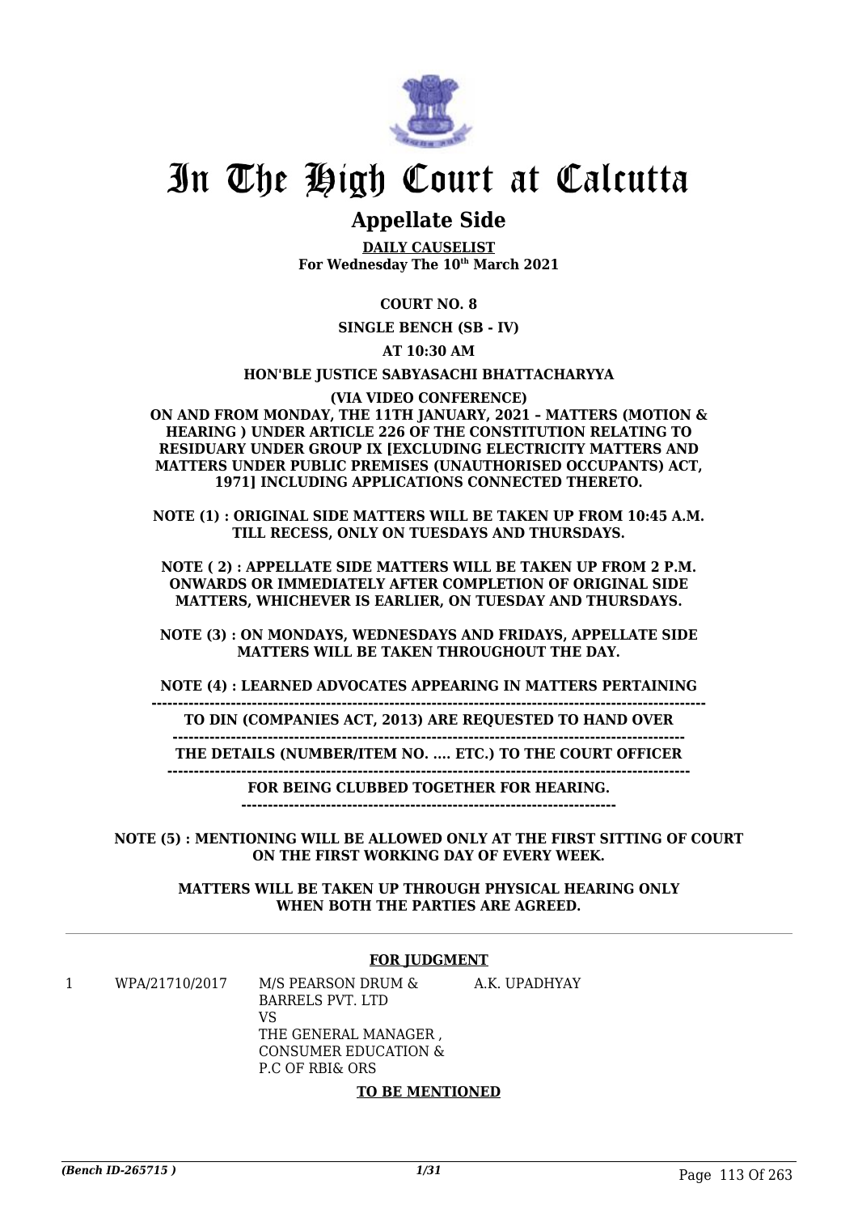# In The High Court at Calcutta

## Appellate Side

**DAILY CAUSELIST**
**For Wednesday The 10th March 2021**

**COURT NO. 8**

**SINGLE BENCH (SB - IV)**

**AT 10:30 AM**

**HON'BLE JUSTICE SABYASACHI BHATTACHARYYA**

**(VIA VIDEO CONFERENCE)**

**ON AND FROM MONDAY, THE 11TH JANUARY, 2021 – MATTERS (MOTION & HEARING ) UNDER ARTICLE 226 OF THE CONSTITUTION RELATING TO RESIDUARY UNDER GROUP IX [EXCLUDING ELECTRICITY MATTERS AND MATTERS UNDER PUBLIC PREMISES (UNAUTHORISED OCCUPANTS) ACT, 1971] INCLUDING APPLICATIONS CONNECTED THERETO.**

**NOTE (1) : ORIGINAL SIDE MATTERS WILL BE TAKEN UP FROM 10:45 A.M. TILL RECESS, ONLY ON TUESDAYS AND THURSDAYS.**

**NOTE ( 2) : APPELLATE SIDE MATTERS WILL BE TAKEN UP FROM 2 P.M. ONWARDS OR IMMEDIATELY AFTER COMPLETION OF ORIGINAL SIDE MATTERS, WHICHEVER IS EARLIER, ON TUESDAY AND THURSDAYS.**

**NOTE (3) : ON MONDAYS, WEDNESDAYS AND FRIDAYS, APPELLATE SIDE MATTERS WILL BE TAKEN THROUGHOUT THE DAY.**

**NOTE (4) : LEARNED ADVOCATES APPEARING IN MATTERS PERTAINING TO DIN (COMPANIES ACT, 2013) ARE REQUESTED TO HAND OVER THE DETAILS (NUMBER/ITEM NO. .... ETC.) TO THE COURT OFFICER FOR BEING CLUBBED TOGETHER FOR HEARING.**

**NOTE (5) : MENTIONING WILL BE ALLOWED ONLY AT THE FIRST SITTING OF COURT ON THE FIRST WORKING DAY OF EVERY WEEK.**

**MATTERS WILL BE TAKEN UP THROUGH PHYSICAL HEARING ONLY WHEN BOTH THE PARTIES ARE AGREED.**

**FOR JUDGMENT**

| | | | |
|---|---|---|---|
| 1 | WPA/21710/2017 | M/S PEARSON DRUM & BARRELS PVT. LTD<br>VS<br>THE GENERAL MANAGER , CONSUMER EDUCATION & P.C OF RBI& ORS | A.K. UPADHYAY |

**TO BE MENTIONED**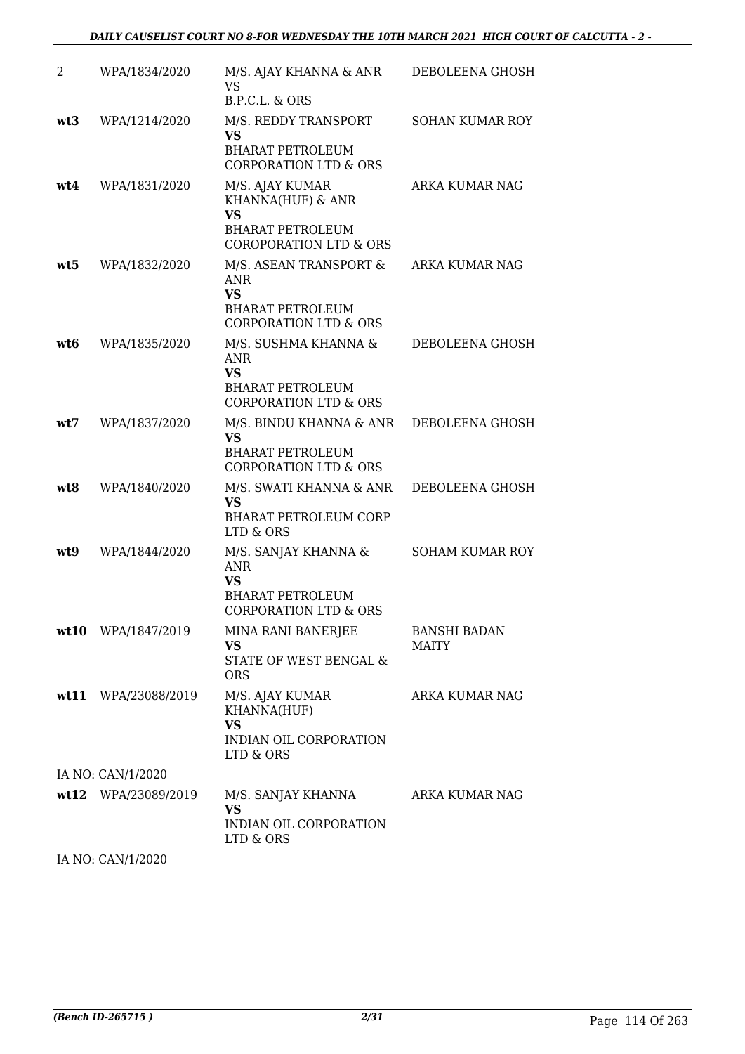| | | | |
|---|---|---|---|
| 2 | WPA/1834/2020 | M/S. AJAY KHANNA & ANR<br>VS<br>B.P.C.L. & ORS | DEBOLEENA GHOSH |
| **wt3** | WPA/1214/2020 | M/S. REDDY TRANSPORT<br>**VS**<br>BHARAT PETROLEUM CORPORATION LTD & ORS | SOHAN KUMAR ROY |
| **wt4** | WPA/1831/2020 | M/S. AJAY KUMAR KHANNA(HUF) & ANR<br>**VS**<br>BHARAT PETROLEUM COROPORATION LTD & ORS | ARKA KUMAR NAG |
| **wt5** | WPA/1832/2020 | M/S. ASEAN TRANSPORT & ANR<br>**VS**<br>BHARAT PETROLEUM CORPORATION LTD & ORS | ARKA KUMAR NAG |
| **wt6** | WPA/1835/2020 | M/S. SUSHMA KHANNA & ANR<br>**VS**<br>BHARAT PETROLEUM CORPORATION LTD & ORS | DEBOLEENA GHOSH |
| **wt7** | WPA/1837/2020 | M/S. BINDU KHANNA & ANR<br>**VS**<br>BHARAT PETROLEUM CORPORATION LTD & ORS | DEBOLEENA GHOSH |
| **wt8** | WPA/1840/2020 | M/S. SWATI KHANNA & ANR<br>**VS**<br>BHARAT PETROLEUM CORP LTD & ORS | DEBOLEENA GHOSH |
| **wt9** | WPA/1844/2020 | M/S. SANJAY KHANNA & ANR<br>**VS**<br>BHARAT PETROLEUM CORPORATION LTD & ORS | SOHAM KUMAR ROY |
| **wt10** | WPA/1847/2019 | MINA RANI BANERJEE<br>**VS**<br>STATE OF WEST BENGAL & ORS | BANSHI BADAN MAITY |
| **wt11** | WPA/23088/2019 | M/S. AJAY KUMAR KHANNA(HUF)<br>**VS**<br>INDIAN OIL CORPORATION LTD & ORS | ARKA KUMAR NAG |
| | IA NO: CAN/1/2020 | | |
| **wt12** | WPA/23089/2019 | M/S. SANJAY KHANNA<br>**VS**<br>INDIAN OIL CORPORATION LTD & ORS | ARKA KUMAR NAG |
| | IA NO: CAN/1/2020 | | |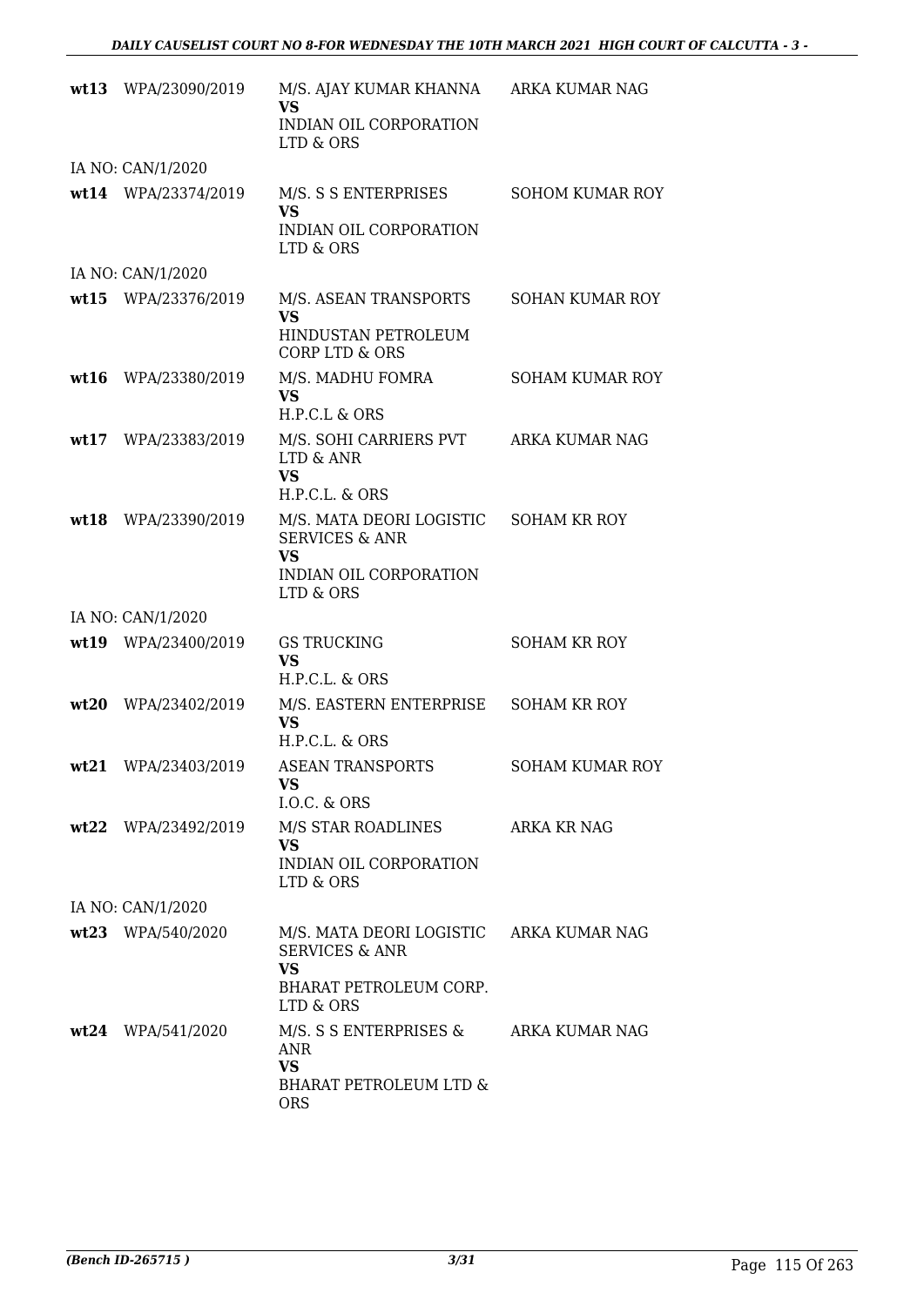| | | | |
|---|---|---|---|
| **wt13** | WPA/23090/2019 | M/S. AJAY KUMAR KHANNA<br>**VS**<br>INDIAN OIL CORPORATION LTD & ORS | ARKA KUMAR NAG |
| | IA NO: CAN/1/2020 | | |
| **wt14** | WPA/23374/2019 | M/S. S S ENTERPRISES<br>**VS**<br>INDIAN OIL CORPORATION LTD & ORS | SOHOM KUMAR ROY |
| | IA NO: CAN/1/2020 | | |
| **wt15** | WPA/23376/2019 | M/S. ASEAN TRANSPORTS<br>**VS**<br>HINDUSTAN PETROLEUM CORP LTD & ORS | SOHAN KUMAR ROY |
| **wt16** | WPA/23380/2019 | M/S. MADHU FOMRA<br>**VS**<br>H.P.C.L & ORS | SOHAM KUMAR ROY |
| **wt17** | WPA/23383/2019 | M/S. SOHI CARRIERS PVT LTD & ANR<br>**VS**<br>H.P.C.L. & ORS | ARKA KUMAR NAG |
| **wt18** | WPA/23390/2019 | M/S. MATA DEORI LOGISTIC SERVICES & ANR<br>**VS**<br>INDIAN OIL CORPORATION LTD & ORS | SOHAM KR ROY |
| | IA NO: CAN/1/2020 | | |
| **wt19** | WPA/23400/2019 | GS TRUCKING<br>**VS**<br>H.P.C.L. & ORS | SOHAM KR ROY |
| **wt20** | WPA/23402/2019 | M/S. EASTERN ENTERPRISE<br>**VS**<br>H.P.C.L. & ORS | SOHAM KR ROY |
| **wt21** | WPA/23403/2019 | ASEAN TRANSPORTS<br>**VS**<br>I.O.C. & ORS | SOHAM KUMAR ROY |
| **wt22** | WPA/23492/2019 | M/S STAR ROADLINES<br>**VS**<br>INDIAN OIL CORPORATION LTD & ORS | ARKA KR NAG |
| | IA NO: CAN/1/2020 | | |
| **wt23** | WPA/540/2020 | M/S. MATA DEORI LOGISTIC SERVICES & ANR<br>**VS**<br>BHARAT PETROLEUM CORP. LTD & ORS | ARKA KUMAR NAG |
| **wt24** | WPA/541/2020 | M/S. S S ENTERPRISES & ANR<br>**VS**<br>BHARAT PETROLEUM LTD & ORS | ARKA KUMAR NAG |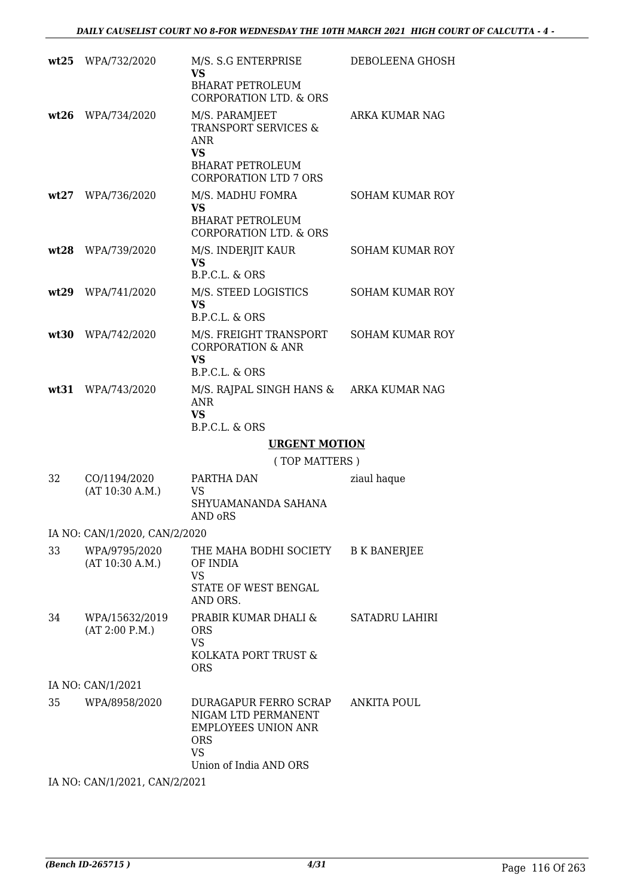| | | | |
|---|---|---|---|
| **wt25** | WPA/732/2020 | M/S. S.G ENTERPRISE<br>**VS**<br>BHARAT PETROLEUM CORPORATION LTD. & ORS | DEBOLEENA GHOSH |
| **wt26** | WPA/734/2020 | M/S. PARAMJEET TRANSPORT SERVICES & ANR<br>**VS**<br>BHARAT PETROLEUM CORPORATION LTD 7 ORS | ARKA KUMAR NAG |
| **wt27** | WPA/736/2020 | M/S. MADHU FOMRA<br>**VS**<br>BHARAT PETROLEUM CORPORATION LTD. & ORS | SOHAM KUMAR ROY |
| **wt28** | WPA/739/2020 | M/S. INDERJIT KAUR<br>**VS**<br>B.P.C.L. & ORS | SOHAM KUMAR ROY |
| **wt29** | WPA/741/2020 | M/S. STEED LOGISTICS<br>**VS**<br>B.P.C.L. & ORS | SOHAM KUMAR ROY |
| **wt30** | WPA/742/2020 | M/S. FREIGHT TRANSPORT CORPORATION & ANR<br>**VS**<br>B.P.C.L. & ORS | SOHAM KUMAR ROY |
| **wt31** | WPA/743/2020 | M/S. RAJPAL SINGH HANS & ANR<br>**VS**<br>B.P.C.L. & ORS | ARKA KUMAR NAG |

## URGENT MOTION

( TOP MATTERS )

| | | | |
|---|---|---|---|
| 32 | CO/1194/2020<br>(AT 10:30 A.M.) | PARTHA DAN<br>VS<br>SHYUAMANANDA SAHANA AND oRS | ziaul haque |
| | IA NO: CAN/1/2020, CAN/2/2020 | | |
| 33 | WPA/9795/2020<br>(AT 10:30 A.M.) | THE MAHA BODHI SOCIETY OF INDIA<br>VS<br>STATE OF WEST BENGAL AND ORS. | B K BANERJEE |
| 34 | WPA/15632/2019<br>(AT 2:00 P.M.) | PRABIR KUMAR DHALI & ORS<br>VS<br>KOLKATA PORT TRUST & ORS | SATADRU LAHIRI |
| | IA NO: CAN/1/2021 | | |
| 35 | WPA/8958/2020 | DURAGAPUR FERRO SCRAP NIGAM LTD PERMANENT EMPLOYEES UNION ANR ORS<br>VS<br>Union of India AND ORS | ANKITA POUL |
| | IA NO: CAN/1/2021, CAN/2/2021 | | |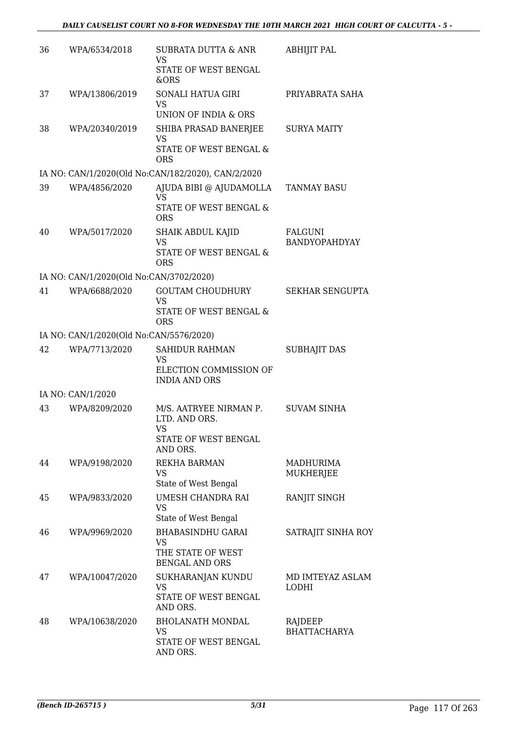| 36 | WPA/6534/2018 | SUBRATA DUTTA & ANR VS STATE OF WEST BENGAL &ORS | ABHIJIT PAL |
|---|---|---|---|
| 37 | WPA/13806/2019 | SONALI HATUA GIRI VS UNION OF INDIA & ORS | PRIYABRATA SAHA |
| 38 | WPA/20340/2019 | SHIBA PRASAD BANERJEE VS STATE OF WEST BENGAL & ORS | SURYA MAITY |
| | IA NO: CAN/1/2020(Old No:CAN/182/2020), CAN/2/2020 | | |
| 39 | WPA/4856/2020 | AJUDA BIBI @ AJUDAMOLLA VS STATE OF WEST BENGAL & ORS | TANMAY BASU |
| 40 | WPA/5017/2020 | SHAIK ABDUL KAJID VS STATE OF WEST BENGAL & ORS | FALGUNI BANDYOPAHDYAY |
| | IA NO: CAN/1/2020(Old No:CAN/3702/2020) | | |
| 41 | WPA/6688/2020 | GOUTAM CHOUDHURY VS STATE OF WEST BENGAL & ORS | SEKHAR SENGUPTA |
| | IA NO: CAN/1/2020(Old No:CAN/5576/2020) | | |
| 42 | WPA/7713/2020 | SAHIDUR RAHMAN VS ELECTION COMMISSION OF INDIA AND ORS | SUBHAJIT DAS |
| | IA NO: CAN/1/2020 | | |
| 43 | WPA/8209/2020 | M/S. AATRYEE NIRMAN P. LTD. AND ORS. VS STATE OF WEST BENGAL AND ORS. | SUVAM SINHA |
| 44 | WPA/9198/2020 | REKHA BARMAN VS State of West Bengal | MADHURIMA MUKHERJEE |
| 45 | WPA/9833/2020 | UMESH CHANDRA RAI VS State of West Bengal | RANJIT SINGH |
| 46 | WPA/9969/2020 | BHABASINDHU GARAI VS THE STATE OF WEST BENGAL AND ORS | SATRAJIT SINHA ROY |
| 47 | WPA/10047/2020 | SUKHARANJAN KUNDU VS STATE OF WEST BENGAL AND ORS. | MD IMTEYAZ ASLAM LODHI |
| 48 | WPA/10638/2020 | BHOLANATH MONDAL VS STATE OF WEST BENGAL AND ORS. | RAJDEEP BHATTACHARYA |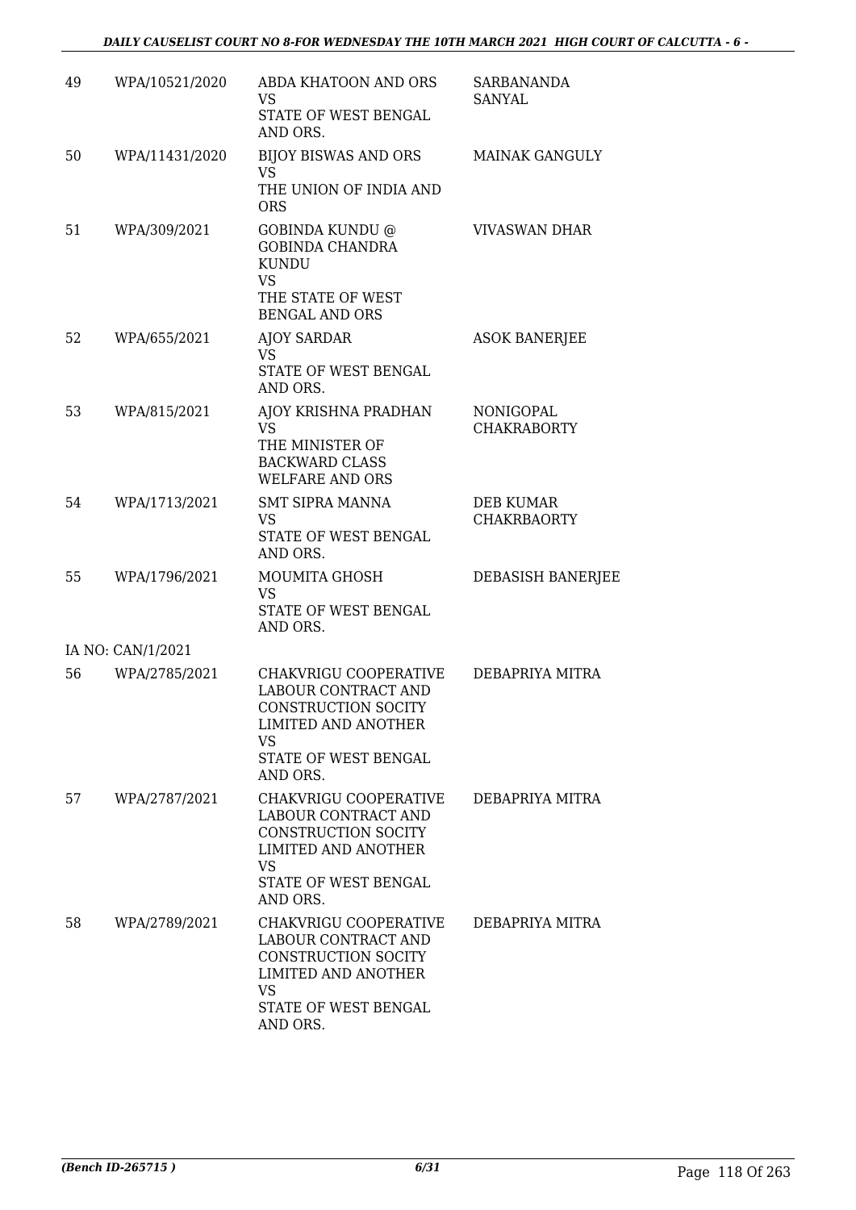| | | | |
|---|---|---|---|
| 49 | WPA/10521/2020 | ABDA KHATOON AND ORS<br>VS<br>STATE OF WEST BENGAL AND ORS. | SARBANANDA SANYAL |
| 50 | WPA/11431/2020 | BIJOY BISWAS AND ORS<br>VS<br>THE UNION OF INDIA AND ORS | MAINAK GANGULY |
| 51 | WPA/309/2021 | GOBINDA KUNDU @ GOBINDA CHANDRA KUNDU<br>VS<br>THE STATE OF WEST BENGAL AND ORS | VIVASWAN DHAR |
| 52 | WPA/655/2021 | AJOY SARDAR<br>VS<br>STATE OF WEST BENGAL AND ORS. | ASOK BANERJEE |
| 53 | WPA/815/2021 | AJOY KRISHNA PRADHAN<br>VS<br>THE MINISTER OF BACKWARD CLASS WELFARE AND ORS | NONIGOPAL CHAKRABORTY |
| 54 | WPA/1713/2021 | SMT SIPRA MANNA<br>VS<br>STATE OF WEST BENGAL AND ORS. | DEB KUMAR CHAKRBAORTY |
| 55 | WPA/1796/2021 | MOUMITA GHOSH<br>VS<br>STATE OF WEST BENGAL AND ORS. | DEBASISH BANERJEE |
| | IA NO: CAN/1/2021 | | |
| 56 | WPA/2785/2021 | CHAKVRIGU COOPERATIVE LABOUR CONTRACT AND CONSTRUCTION SOCITY LIMITED AND ANOTHER<br>VS<br>STATE OF WEST BENGAL AND ORS. | DEBAPRIYA MITRA |
| 57 | WPA/2787/2021 | CHAKVRIGU COOPERATIVE LABOUR CONTRACT AND CONSTRUCTION SOCITY LIMITED AND ANOTHER<br>VS<br>STATE OF WEST BENGAL AND ORS. | DEBAPRIYA MITRA |
| 58 | WPA/2789/2021 | CHAKVRIGU COOPERATIVE LABOUR CONTRACT AND CONSTRUCTION SOCITY LIMITED AND ANOTHER<br>VS<br>STATE OF WEST BENGAL AND ORS. | DEBAPRIYA MITRA |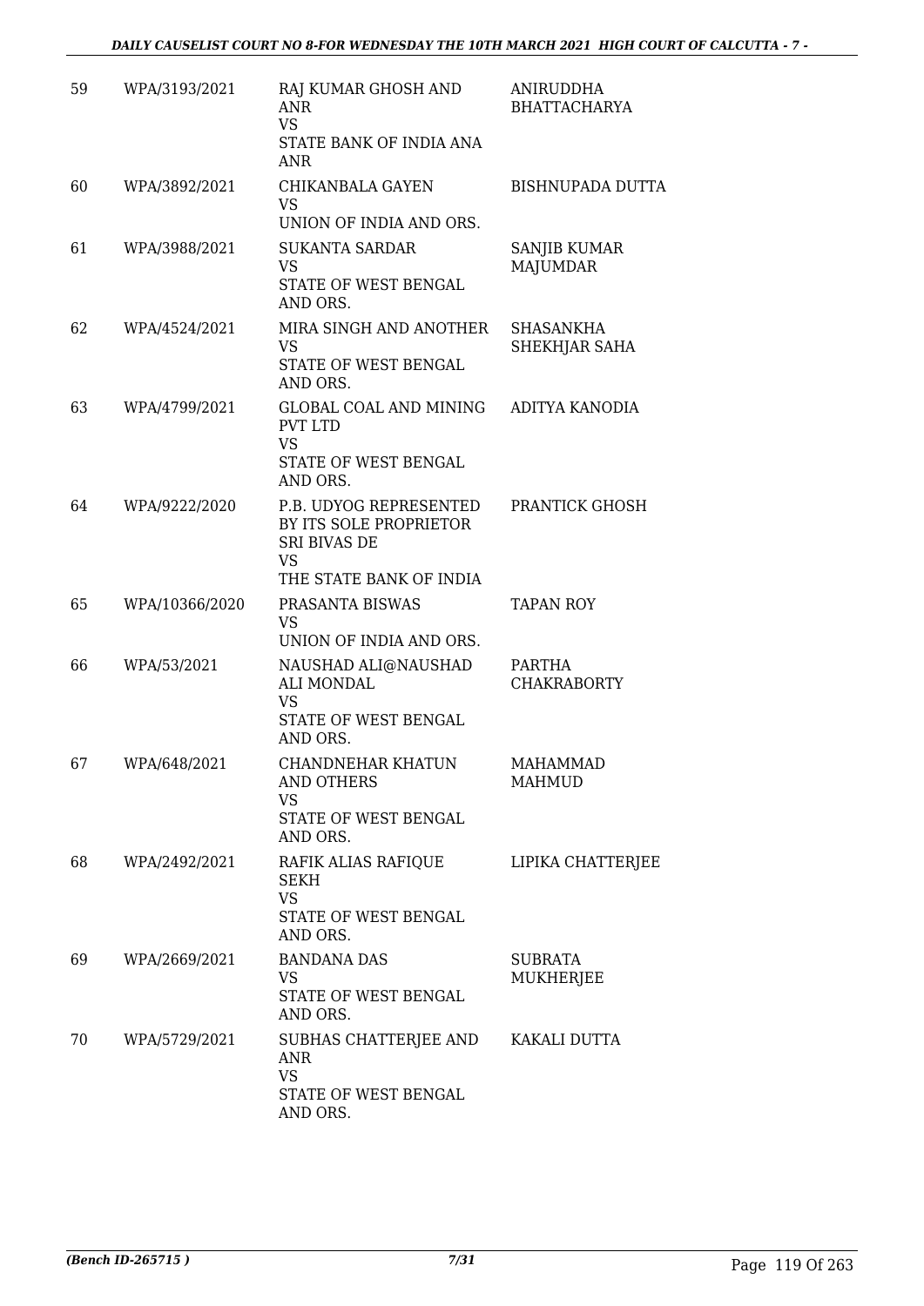| | | | |
|---|---|---|---|
| 59 | WPA/3193/2021 | RAJ KUMAR GHOSH AND ANR<br>VS<br>STATE BANK OF INDIA ANA ANR | ANIRUDDHA BHATTACHARYA |
| 60 | WPA/3892/2021 | CHIKANBALA GAYEN<br>VS<br>UNION OF INDIA AND ORS. | BISHNUPADA DUTTA |
| 61 | WPA/3988/2021 | SUKANTA SARDAR<br>VS<br>STATE OF WEST BENGAL AND ORS. | SANJIB KUMAR MAJUMDAR |
| 62 | WPA/4524/2021 | MIRA SINGH AND ANOTHER<br>VS<br>STATE OF WEST BENGAL AND ORS. | SHASANKHA SHEKHJAR SAHA |
| 63 | WPA/4799/2021 | GLOBAL COAL AND MINING PVT LTD<br>VS<br>STATE OF WEST BENGAL AND ORS. | ADITYA KANODIA |
| 64 | WPA/9222/2020 | P.B. UDYOG REPRESENTED BY ITS SOLE PROPRIETOR SRI BIVAS DE<br>VS<br>THE STATE BANK OF INDIA | PRANTICK GHOSH |
| 65 | WPA/10366/2020 | PRASANTA BISWAS<br>VS<br>UNION OF INDIA AND ORS. | TAPAN ROY |
| 66 | WPA/53/2021 | NAUSHAD ALI@NAUSHAD ALI MONDAL<br>VS<br>STATE OF WEST BENGAL AND ORS. | PARTHA CHAKRABORTY |
| 67 | WPA/648/2021 | CHANDNEHAR KHATUN AND OTHERS<br>VS<br>STATE OF WEST BENGAL AND ORS. | MAHAMMAD MAHMUD |
| 68 | WPA/2492/2021 | RAFIK ALIAS RAFIQUE SEKH<br>VS<br>STATE OF WEST BENGAL AND ORS. | LIPIKA CHATTERJEE |
| 69 | WPA/2669/2021 | BANDANA DAS<br>VS<br>STATE OF WEST BENGAL AND ORS. | SUBRATA MUKHERJEE |
| 70 | WPA/5729/2021 | SUBHAS CHATTERJEE AND ANR<br>VS<br>STATE OF WEST BENGAL AND ORS. | KAKALI DUTTA |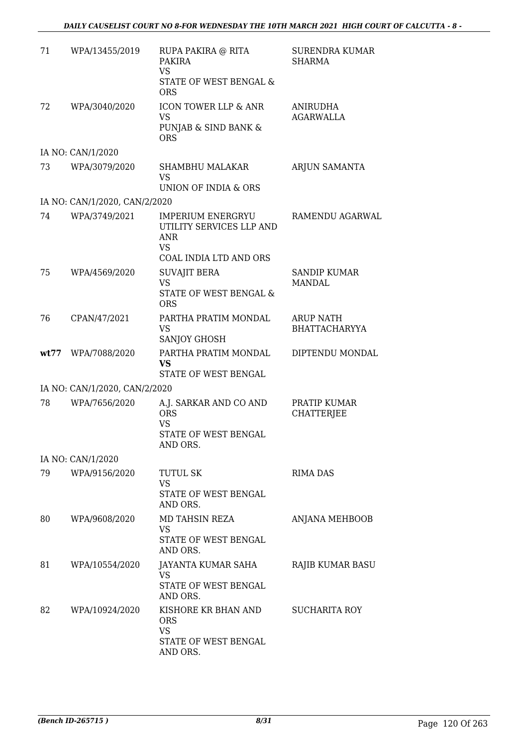| | | | |
|---|---|---|---|
| 71 | WPA/13455/2019 | RUPA PAKIRA @ RITA PAKIRA<br>VS<br>STATE OF WEST BENGAL & ORS | SURENDRA KUMAR SHARMA |
| 72 | WPA/3040/2020 | ICON TOWER LLP & ANR<br>VS<br>PUNJAB & SIND BANK & ORS | ANIRUDHA AGARWALLA |
| | IA NO: CAN/1/2020 | | |
| 73 | WPA/3079/2020 | SHAMBHU MALAKAR<br>VS<br>UNION OF INDIA & ORS | ARJUN SAMANTA |
| | IA NO: CAN/1/2020, CAN/2/2020 | | |
| 74 | WPA/3749/2021 | IMPERIUM ENERGRYU UTILITY SERVICES LLP AND ANR<br>VS<br>COAL INDIA LTD AND ORS | RAMENDU AGARWAL |
| 75 | WPA/4569/2020 | SUVAJIT BERA<br>VS<br>STATE OF WEST BENGAL & ORS | SANDIP KUMAR MANDAL |
| 76 | CPAN/47/2021 | PARTHA PRATIM MONDAL<br>VS<br>SANJOY GHOSH | ARUP NATH BHATTACHARYYA |
| **wt77** | WPA/7088/2020 | PARTHA PRATIM MONDAL<br>**VS**<br>STATE OF WEST BENGAL | DIPTENDU MONDAL |
| | IA NO: CAN/1/2020, CAN/2/2020 | | |
| 78 | WPA/7656/2020 | A.J. SARKAR AND CO AND ORS<br>VS<br>STATE OF WEST BENGAL AND ORS. | PRATIP KUMAR CHATTERJEE |
| | IA NO: CAN/1/2020 | | |
| 79 | WPA/9156/2020 | TUTUL SK<br>VS<br>STATE OF WEST BENGAL AND ORS. | RIMA DAS |
| 80 | WPA/9608/2020 | MD TAHSIN REZA<br>VS<br>STATE OF WEST BENGAL AND ORS. | ANJANA MEHBOOB |
| 81 | WPA/10554/2020 | JAYANTA KUMAR SAHA<br>VS<br>STATE OF WEST BENGAL AND ORS. | RAJIB KUMAR BASU |
| 82 | WPA/10924/2020 | KISHORE KR BHAN AND ORS<br>VS<br>STATE OF WEST BENGAL AND ORS. | SUCHARITA ROY |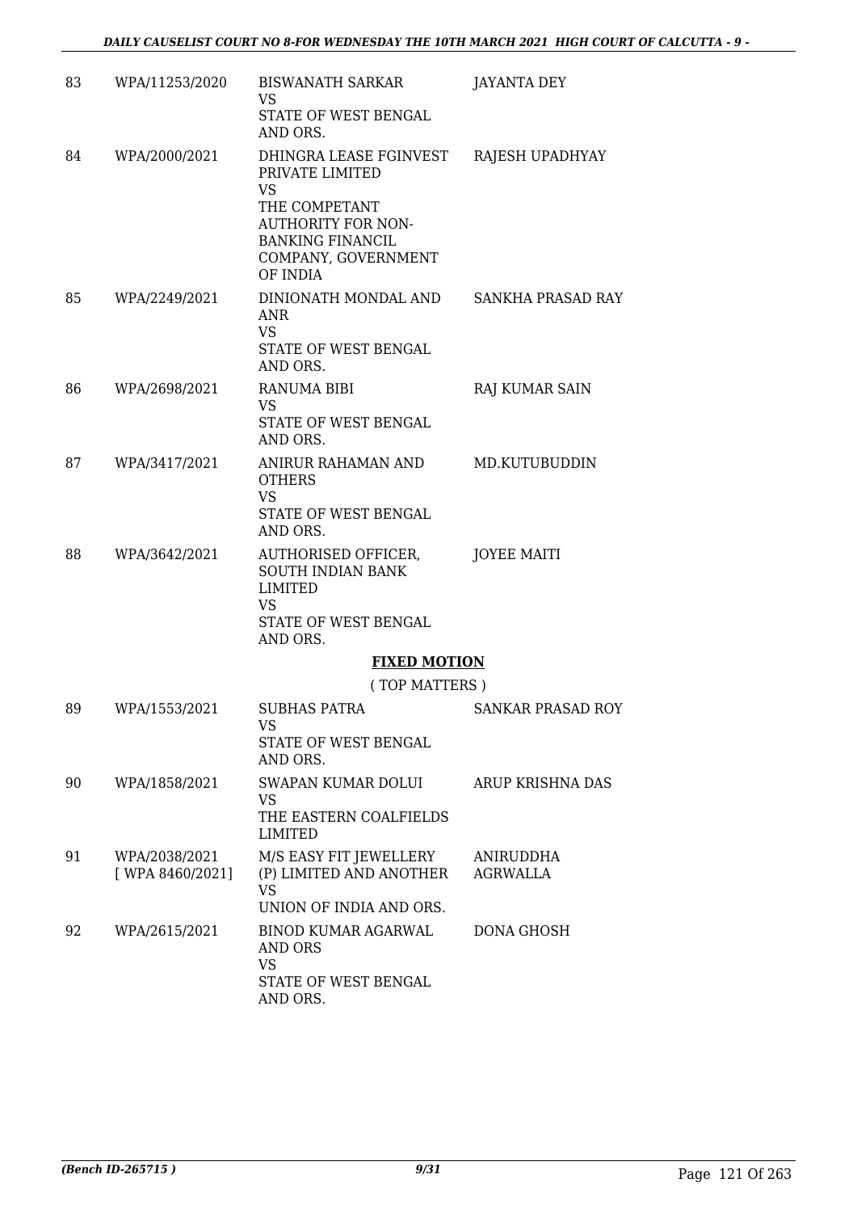| 83 | WPA/11253/2020 | BISWANATH SARKAR<br>VS<br>STATE OF WEST BENGAL AND ORS. | JAYANTA DEY |
|---|---|---|---|
| 84 | WPA/2000/2021 | DHINGRA LEASE FGINVEST PRIVATE LIMITED<br>VS<br>THE COMPETANT AUTHORITY FOR NON-BANKING FINANCIL COMPANY, GOVERNMENT OF INDIA | RAJESH UPADHYAY |
| 85 | WPA/2249/2021 | DINIONATH MONDAL AND ANR<br>VS<br>STATE OF WEST BENGAL AND ORS. | SANKHA PRASAD RAY |
| 86 | WPA/2698/2021 | RANUMA BIBI<br>VS<br>STATE OF WEST BENGAL AND ORS. | RAJ KUMAR SAIN |
| 87 | WPA/3417/2021 | ANIRUR RAHAMAN AND OTHERS<br>VS<br>STATE OF WEST BENGAL AND ORS. | MD.KUTUBUDDIN |
| 88 | WPA/3642/2021 | AUTHORISED OFFICER, SOUTH INDIAN BANK LIMITED<br>VS<br>STATE OF WEST BENGAL AND ORS. | JOYEE MAITI |

**FIXED MOTION**

( TOP MATTERS )

| 89 | WPA/1553/2021 | SUBHAS PATRA<br>VS<br>STATE OF WEST BENGAL AND ORS. | SANKAR PRASAD ROY |
|---|---|---|---|
| 90 | WPA/1858/2021 | SWAPAN KUMAR DOLUI<br>VS<br>THE EASTERN COALFIELDS LIMITED | ARUP KRISHNA DAS |
| 91 | WPA/2038/2021<br>[ WPA 8460/2021] | M/S EASY FIT JEWELLERY (P) LIMITED AND ANOTHER<br>VS<br>UNION OF INDIA AND ORS. | ANIRUDDHA AGRWALLA |
| 92 | WPA/2615/2021 | BINOD KUMAR AGARWAL AND ORS<br>VS<br>STATE OF WEST BENGAL AND ORS. | DONA GHOSH |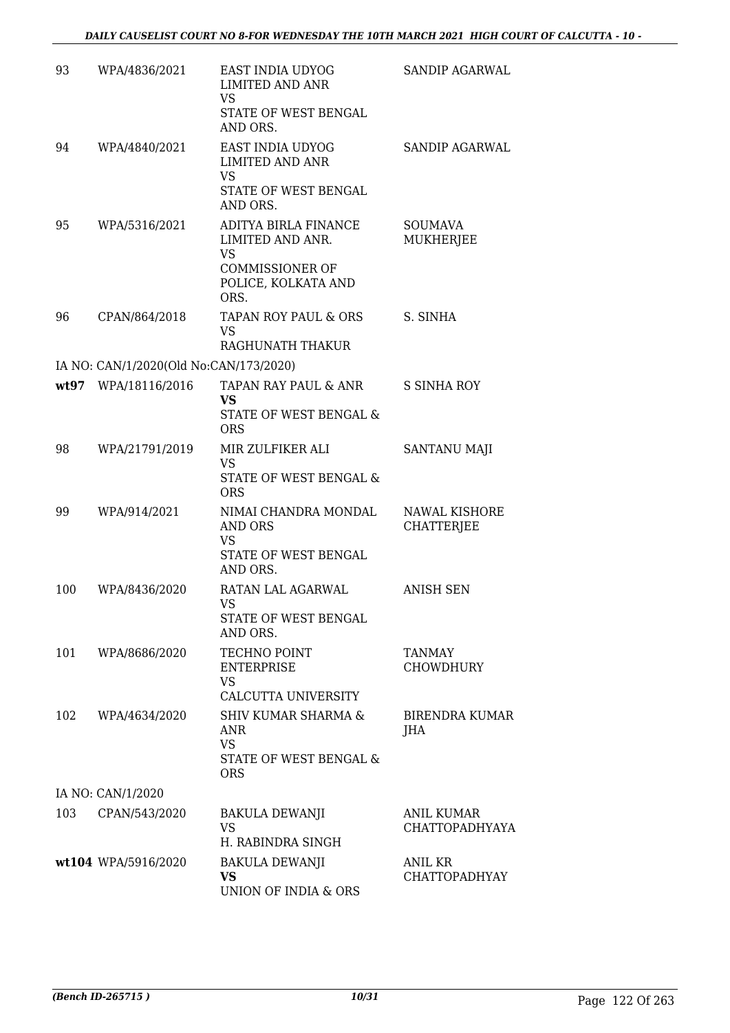| | | | |
|---|---|---|---|
| 93 | WPA/4836/2021 | EAST INDIA UDYOG LIMITED AND ANR<br>VS<br>STATE OF WEST BENGAL AND ORS. | SANDIP AGARWAL |
| 94 | WPA/4840/2021 | EAST INDIA UDYOG LIMITED AND ANR<br>VS<br>STATE OF WEST BENGAL AND ORS. | SANDIP AGARWAL |
| 95 | WPA/5316/2021 | ADITYA BIRLA FINANCE LIMITED AND ANR.<br>VS<br>COMMISSIONER OF POLICE, KOLKATA AND ORS. | SOUMAVA MUKHERJEE |
| 96 | CPAN/864/2018 | TAPAN ROY PAUL & ORS<br>VS<br>RAGHUNATH THAKUR | S. SINHA |
| IA NO: CAN/1/2020(Old No:CAN/173/2020) | | | |
| **wt97** | WPA/18116/2016 | TAPAN RAY PAUL & ANR<br>**VS**<br>STATE OF WEST BENGAL & ORS | S SINHA ROY |
| 98 | WPA/21791/2019 | MIR ZULFIKER ALI<br>VS<br>STATE OF WEST BENGAL & ORS | SANTANU MAJI |
| 99 | WPA/914/2021 | NIMAI CHANDRA MONDAL AND ORS<br>VS<br>STATE OF WEST BENGAL AND ORS. | NAWAL KISHORE CHATTERJEE |
| 100 | WPA/8436/2020 | RATAN LAL AGARWAL<br>VS<br>STATE OF WEST BENGAL AND ORS. | ANISH SEN |
| 101 | WPA/8686/2020 | TECHNO POINT ENTERPRISE<br>VS<br>CALCUTTA UNIVERSITY | TANMAY CHOWDHURY |
| 102 | WPA/4634/2020 | SHIV KUMAR SHARMA & ANR<br>VS<br>STATE OF WEST BENGAL & ORS | BIRENDRA KUMAR JHA |
| IA NO: CAN/1/2020 | | | |
| 103 | CPAN/543/2020 | BAKULA DEWANJI<br>VS<br>H. RABINDRA SINGH | ANIL KUMAR CHATTOPADHYAYA |
| **wt104** | WPA/5916/2020 | BAKULA DEWANJI<br>**VS**<br>UNION OF INDIA & ORS | ANIL KR CHATTOPADHYAY |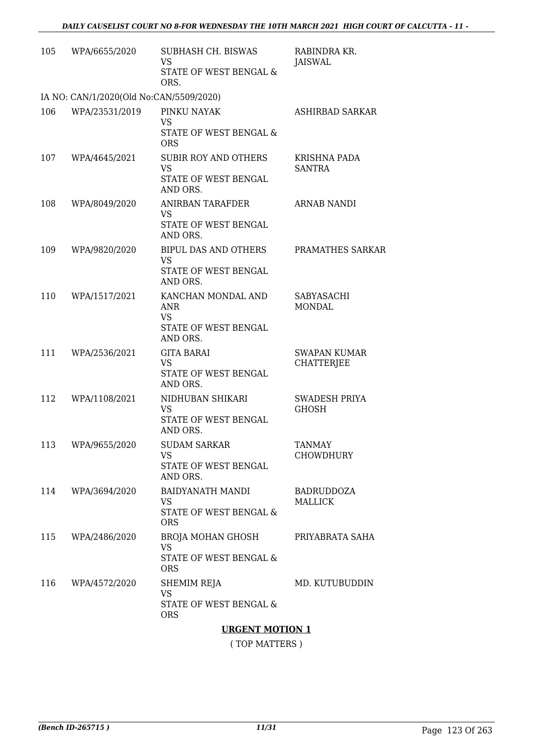| | | | |
|---|---|---|---|
| 105 | WPA/6655/2020 | SUBHASH CH. BISWAS<br>VS<br>STATE OF WEST BENGAL & ORS. | RABINDRA KR. JAISWAL |
| | IA NO: CAN/1/2020(Old No:CAN/5509/2020) | | |
| 106 | WPA/23531/2019 | PINKU NAYAK<br>VS<br>STATE OF WEST BENGAL & ORS | ASHIRBAD SARKAR |
| 107 | WPA/4645/2021 | SUBIR ROY AND OTHERS<br>VS<br>STATE OF WEST BENGAL AND ORS. | KRISHNA PADA SANTRA |
| 108 | WPA/8049/2020 | ANIRBAN TARAFDER<br>VS<br>STATE OF WEST BENGAL AND ORS. | ARNAB NANDI |
| 109 | WPA/9820/2020 | BIPUL DAS AND OTHERS<br>VS<br>STATE OF WEST BENGAL AND ORS. | PRAMATHES SARKAR |
| 110 | WPA/1517/2021 | KANCHAN MONDAL AND ANR<br>VS<br>STATE OF WEST BENGAL AND ORS. | SABYASACHI MONDAL |
| 111 | WPA/2536/2021 | GITA BARAI<br>VS<br>STATE OF WEST BENGAL AND ORS. | SWAPAN KUMAR CHATTERJEE |
| 112 | WPA/1108/2021 | NIDHUBAN SHIKARI<br>VS<br>STATE OF WEST BENGAL AND ORS. | SWADESH PRIYA GHOSH |
| 113 | WPA/9655/2020 | SUDAM SARKAR<br>VS<br>STATE OF WEST BENGAL AND ORS. | TANMAY CHOWDHURY |
| 114 | WPA/3694/2020 | BAIDYANATH MANDI<br>VS<br>STATE OF WEST BENGAL & ORS | BADRUDDOZA MALLICK |
| 115 | WPA/2486/2020 | BROJA MOHAN GHOSH<br>VS<br>STATE OF WEST BENGAL & ORS | PRIYABRATA SAHA |
| 116 | WPA/4572/2020 | SHEMIM REJA<br>VS<br>STATE OF WEST BENGAL & ORS | MD. KUTUBUDDIN |

**URGENT MOTION 1**

( TOP MATTERS )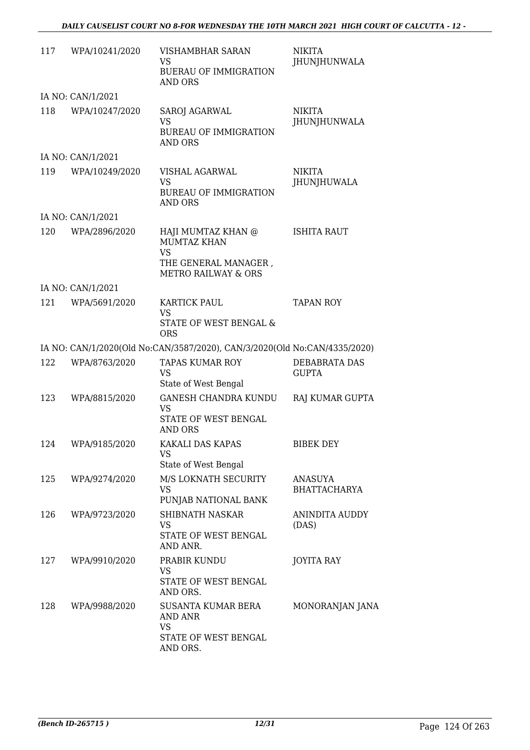| | | | |
|---|---|---|---|
| 117 | WPA/10241/2020 | VISHAMBHAR SARAN<br>VS<br>BUERAU OF IMMIGRATION AND ORS | NIKITA JHUNJHUNWALA |
| IA NO: CAN/1/2021 | | | |
| 118 | WPA/10247/2020 | SAROJ AGARWAL<br>VS<br>BUREAU OF IMMIGRATION AND ORS | NIKITA JHUNJHUNWALA |
| IA NO: CAN/1/2021 | | | |
| 119 | WPA/10249/2020 | VISHAL AGARWAL<br>VS<br>BUREAU OF IMMIGRATION AND ORS | NIKITA JHUNJHUWALA |
| IA NO: CAN/1/2021 | | | |
| 120 | WPA/2896/2020 | HAJI MUMTAZ KHAN @ MUMTAZ KHAN<br>VS<br>THE GENERAL MANAGER , METRO RAILWAY & ORS | ISHITA RAUT |
| IA NO: CAN/1/2021 | | | |
| 121 | WPA/5691/2020 | KARTICK PAUL<br>VS<br>STATE OF WEST BENGAL & ORS | TAPAN ROY |
| IA NO: CAN/1/2020(Old No:CAN/3587/2020), CAN/3/2020(Old No:CAN/4335/2020) | | | |
| 122 | WPA/8763/2020 | TAPAS KUMAR ROY<br>VS<br>State of West Bengal | DEBABRATA DAS GUPTA |
| 123 | WPA/8815/2020 | GANESH CHANDRA KUNDU<br>VS<br>STATE OF WEST BENGAL AND ORS | RAJ KUMAR GUPTA |
| 124 | WPA/9185/2020 | KAKALI DAS KAPAS<br>VS<br>State of West Bengal | BIBEK DEY |
| 125 | WPA/9274/2020 | M/S LOKNATH SECURITY<br>VS<br>PUNJAB NATIONAL BANK | ANASUYA BHATTACHARYA |
| 126 | WPA/9723/2020 | SHIBNATH NASKAR<br>VS<br>STATE OF WEST BENGAL AND ANR. | ANINDITA AUDDY (DAS) |
| 127 | WPA/9910/2020 | PRABIR KUNDU<br>VS<br>STATE OF WEST BENGAL AND ORS. | JOYITA RAY |
| 128 | WPA/9988/2020 | SUSANTA KUMAR BERA AND ANR<br>VS<br>STATE OF WEST BENGAL AND ORS. | MONORANJAN JANA |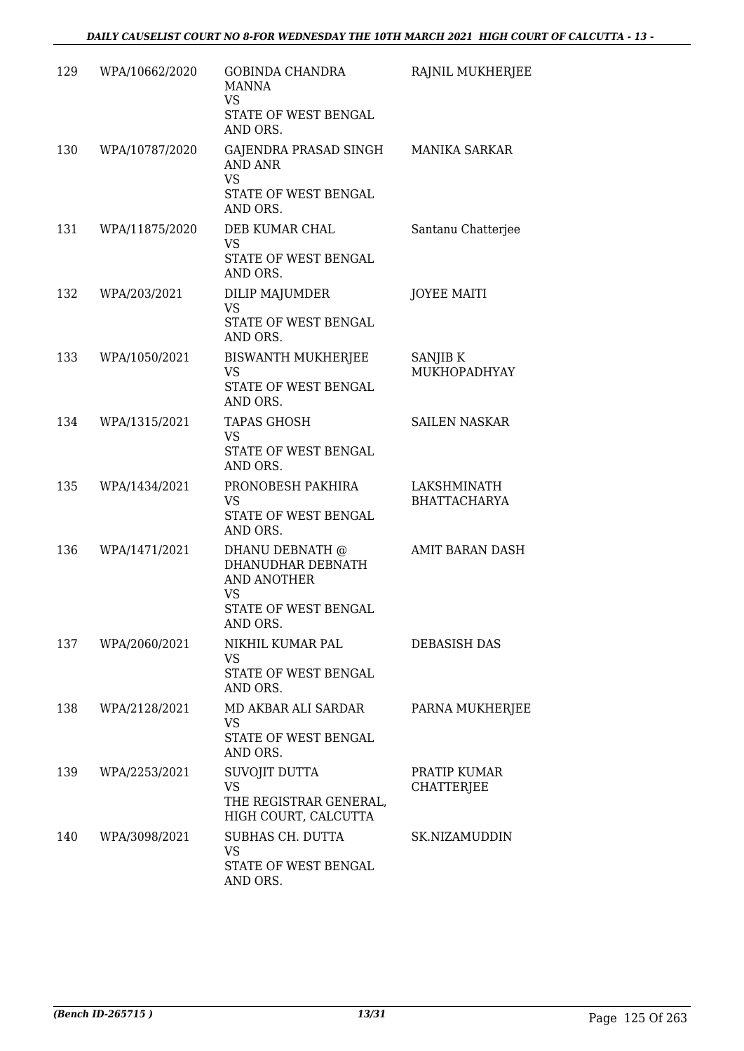| | | | |
|---|---|---|---|
| 129 | WPA/10662/2020 | GOBINDA CHANDRA MANNA<br>VS<br>STATE OF WEST BENGAL AND ORS. | RAJNIL MUKHERJEE |
| 130 | WPA/10787/2020 | GAJENDRA PRASAD SINGH AND ANR<br>VS<br>STATE OF WEST BENGAL AND ORS. | MANIKA SARKAR |
| 131 | WPA/11875/2020 | DEB KUMAR CHAL<br>VS<br>STATE OF WEST BENGAL AND ORS. | Santanu Chatterjee |
| 132 | WPA/203/2021 | DILIP MAJUMDER<br>VS<br>STATE OF WEST BENGAL AND ORS. | JOYEE MAITI |
| 133 | WPA/1050/2021 | BISWANTH MUKHERJEE<br>VS<br>STATE OF WEST BENGAL AND ORS. | SANJIB K MUKHOPADHYAY |
| 134 | WPA/1315/2021 | TAPAS GHOSH<br>VS<br>STATE OF WEST BENGAL AND ORS. | SAILEN NASKAR |
| 135 | WPA/1434/2021 | PRONOBESH PAKHIRA<br>VS<br>STATE OF WEST BENGAL AND ORS. | LAKSHMINATH BHATTACHARYA |
| 136 | WPA/1471/2021 | DHANU DEBNATH @ DHANUDHAR DEBNATH AND ANOTHER<br>VS<br>STATE OF WEST BENGAL AND ORS. | AMIT BARAN DASH |
| 137 | WPA/2060/2021 | NIKHIL KUMAR PAL<br>VS<br>STATE OF WEST BENGAL AND ORS. | DEBASISH DAS |
| 138 | WPA/2128/2021 | MD AKBAR ALI SARDAR<br>VS<br>STATE OF WEST BENGAL AND ORS. | PARNA MUKHERJEE |
| 139 | WPA/2253/2021 | SUVOJIT DUTTA<br>VS<br>THE REGISTRAR GENERAL, HIGH COURT, CALCUTTA | PRATIP KUMAR CHATTERJEE |
| 140 | WPA/3098/2021 | SUBHAS CH. DUTTA<br>VS<br>STATE OF WEST BENGAL AND ORS. | SK.NIZAMUDDIN |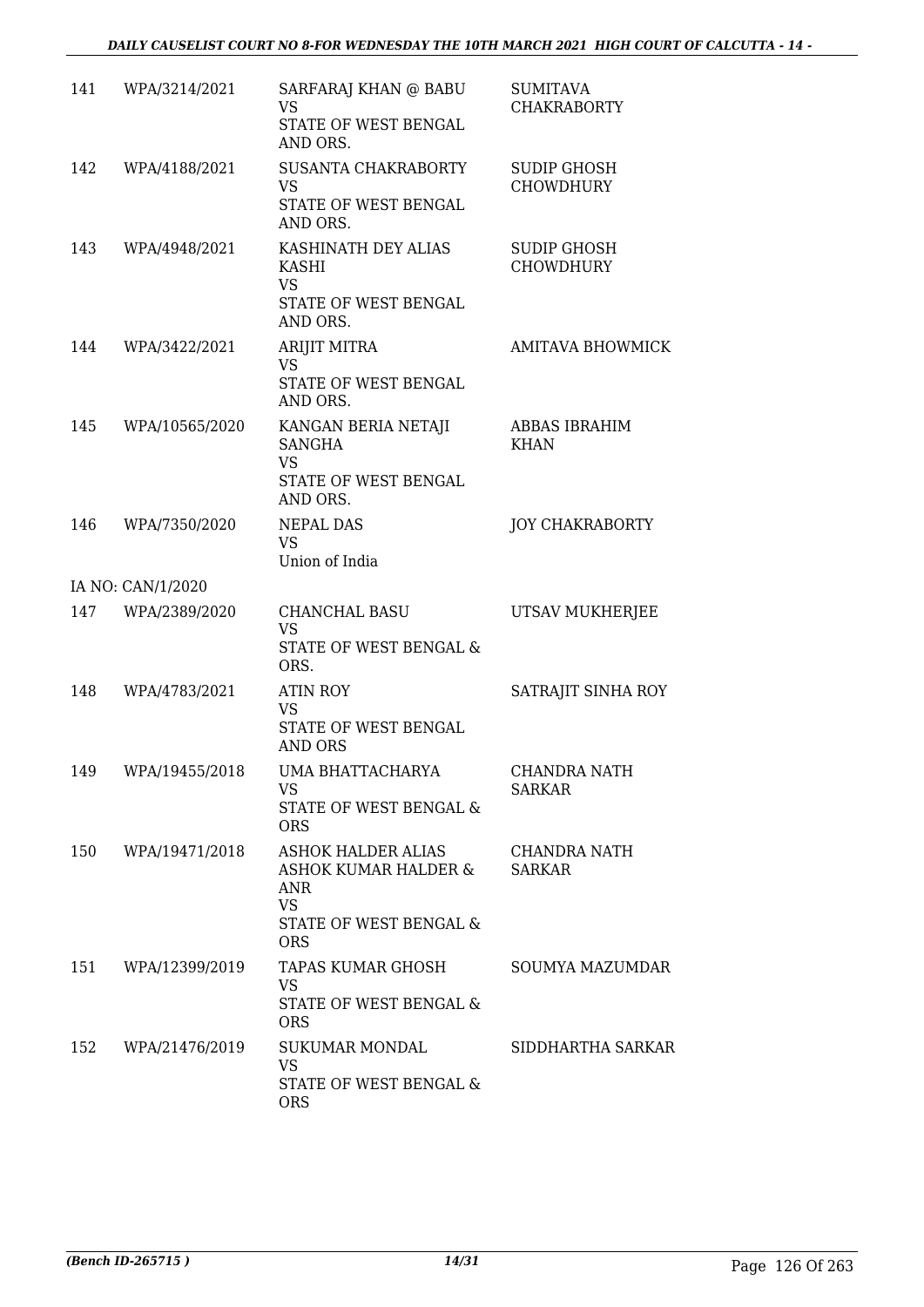| | | | |
|---|---|---|---|
| 141 | WPA/3214/2021 | SARFARAJ KHAN @ BABU<br>VS<br>STATE OF WEST BENGAL AND ORS. | SUMITAVA CHAKRABORTY |
| 142 | WPA/4188/2021 | SUSANTA CHAKRABORTY<br>VS<br>STATE OF WEST BENGAL AND ORS. | SUDIP GHOSH CHOWDHURY |
| 143 | WPA/4948/2021 | KASHINATH DEY ALIAS KASHI<br>VS<br>STATE OF WEST BENGAL AND ORS. | SUDIP GHOSH CHOWDHURY |
| 144 | WPA/3422/2021 | ARIJIT MITRA<br>VS<br>STATE OF WEST BENGAL AND ORS. | AMITAVA BHOWMICK |
| 145 | WPA/10565/2020 | KANGAN BERIA NETAJI SANGHA<br>VS<br>STATE OF WEST BENGAL AND ORS. | ABBAS IBRAHIM KHAN |
| 146 | WPA/7350/2020 | NEPAL DAS<br>VS<br>Union of India | JOY CHAKRABORTY |
| IA NO: CAN/1/2020 | | | |
| 147 | WPA/2389/2020 | CHANCHAL BASU<br>VS<br>STATE OF WEST BENGAL & ORS. | UTSAV MUKHERJEE |
| 148 | WPA/4783/2021 | ATIN ROY<br>VS<br>STATE OF WEST BENGAL AND ORS | SATRAJIT SINHA ROY |
| 149 | WPA/19455/2018 | UMA BHATTACHARYA<br>VS<br>STATE OF WEST BENGAL & ORS | CHANDRA NATH SARKAR |
| 150 | WPA/19471/2018 | ASHOK HALDER ALIAS ASHOK KUMAR HALDER & ANR<br>VS<br>STATE OF WEST BENGAL & ORS | CHANDRA NATH SARKAR |
| 151 | WPA/12399/2019 | TAPAS KUMAR GHOSH<br>VS<br>STATE OF WEST BENGAL & ORS | SOUMYA MAZUMDAR |
| 152 | WPA/21476/2019 | SUKUMAR MONDAL<br>VS<br>STATE OF WEST BENGAL & ORS | SIDDHARTHA SARKAR |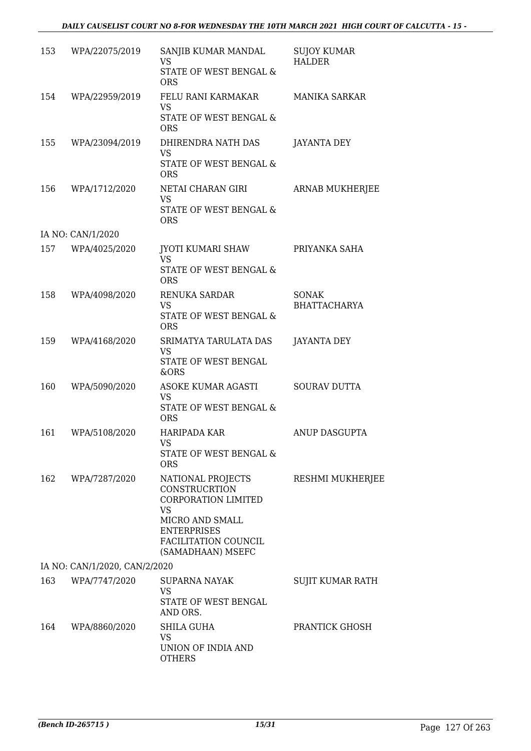| 153 | WPA/22075/2019 | SANJIB KUMAR MANDAL<br>VS<br>STATE OF WEST BENGAL & ORS | SUJOY KUMAR HALDER |
|---|---|---|---|
| 154 | WPA/22959/2019 | FELU RANI KARMAKAR<br>VS<br>STATE OF WEST BENGAL & ORS | MANIKA SARKAR |
| 155 | WPA/23094/2019 | DHIRENDRA NATH DAS<br>VS<br>STATE OF WEST BENGAL & ORS | JAYANTA DEY |
| 156 | WPA/1712/2020 | NETAI CHARAN GIRI<br>VS<br>STATE OF WEST BENGAL & ORS | ARNAB MUKHERJEE |
| | IA NO: CAN/1/2020 | | |
| 157 | WPA/4025/2020 | JYOTI KUMARI SHAW<br>VS<br>STATE OF WEST BENGAL & ORS | PRIYANKA SAHA |
| 158 | WPA/4098/2020 | RENUKA SARDAR<br>VS<br>STATE OF WEST BENGAL & ORS | SONAK BHATTACHARYA |
| 159 | WPA/4168/2020 | SRIMATYA TARULATA DAS<br>VS<br>STATE OF WEST BENGAL &ORS | JAYANTA DEY |
| 160 | WPA/5090/2020 | ASOKE KUMAR AGASTI<br>VS<br>STATE OF WEST BENGAL & ORS | SOURAV DUTTA |
| 161 | WPA/5108/2020 | HARIPADA KAR<br>VS<br>STATE OF WEST BENGAL & ORS | ANUP DASGUPTA |
| 162 | WPA/7287/2020 | NATIONAL PROJECTS CONSTRUCRTION CORPORATION LIMITED<br>VS<br>MICRO AND SMALL ENTERPRISES FACILITATION COUNCIL (SAMADHAAN) MSEFC | RESHMI MUKHERJEE |
| | IA NO: CAN/1/2020, CAN/2/2020 | | |
| 163 | WPA/7747/2020 | SUPARNA NAYAK<br>VS<br>STATE OF WEST BENGAL AND ORS. | SUJIT KUMAR RATH |
| 164 | WPA/8860/2020 | SHILA GUHA<br>VS<br>UNION OF INDIA AND OTHERS | PRANTICK GHOSH |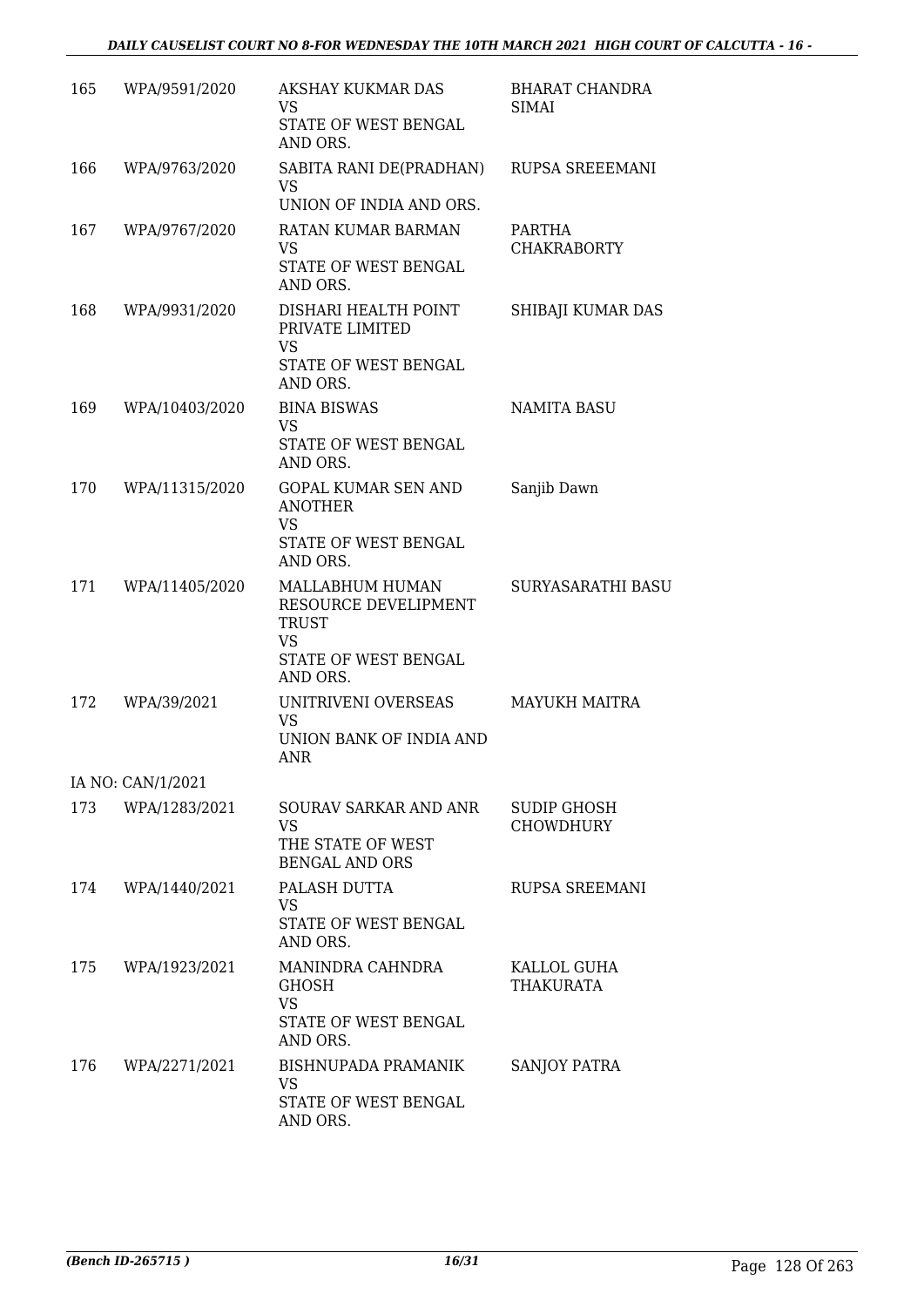| 165 | WPA/9591/2020 | AKSHAY KUKMAR DAS<br>VS<br>STATE OF WEST BENGAL AND ORS. | BHARAT CHANDRA SIMAI |
|---|---|---|---|
| 166 | WPA/9763/2020 | SABITA RANI DE(PRADHAN)<br>VS<br>UNION OF INDIA AND ORS. | RUPSA SREEEMANI |
| 167 | WPA/9767/2020 | RATAN KUMAR BARMAN<br>VS<br>STATE OF WEST BENGAL AND ORS. | PARTHA CHAKRABORTY |
| 168 | WPA/9931/2020 | DISHARI HEALTH POINT PRIVATE LIMITED<br>VS<br>STATE OF WEST BENGAL AND ORS. | SHIBAJI KUMAR DAS |
| 169 | WPA/10403/2020 | BINA BISWAS<br>VS<br>STATE OF WEST BENGAL AND ORS. | NAMITA BASU |
| 170 | WPA/11315/2020 | GOPAL KUMAR SEN AND ANOTHER<br>VS<br>STATE OF WEST BENGAL AND ORS. | Sanjib Dawn |
| 171 | WPA/11405/2020 | MALLABHUM HUMAN RESOURCE DEVELIPMENT TRUST<br>VS<br>STATE OF WEST BENGAL AND ORS. | SURYASARATHI BASU |
| 172 | WPA/39/2021 | UNITRIVENI OVERSEAS<br>VS<br>UNION BANK OF INDIA AND ANR | MAYUKH MAITRA |
| IA NO: CAN/1/2021 | | | |
| 173 | WPA/1283/2021 | SOURAV SARKAR AND ANR<br>VS<br>THE STATE OF WEST BENGAL AND ORS | SUDIP GHOSH CHOWDHURY |
| 174 | WPA/1440/2021 | PALASH DUTTA<br>VS<br>STATE OF WEST BENGAL AND ORS. | RUPSA SREEMANI |
| 175 | WPA/1923/2021 | MANINDRA CAHNDRA GHOSH<br>VS<br>STATE OF WEST BENGAL AND ORS. | KALLOL GUHA THAKURATA |
| 176 | WPA/2271/2021 | BISHNUPADA PRAMANIK<br>VS<br>STATE OF WEST BENGAL AND ORS. | SANJOY PATRA |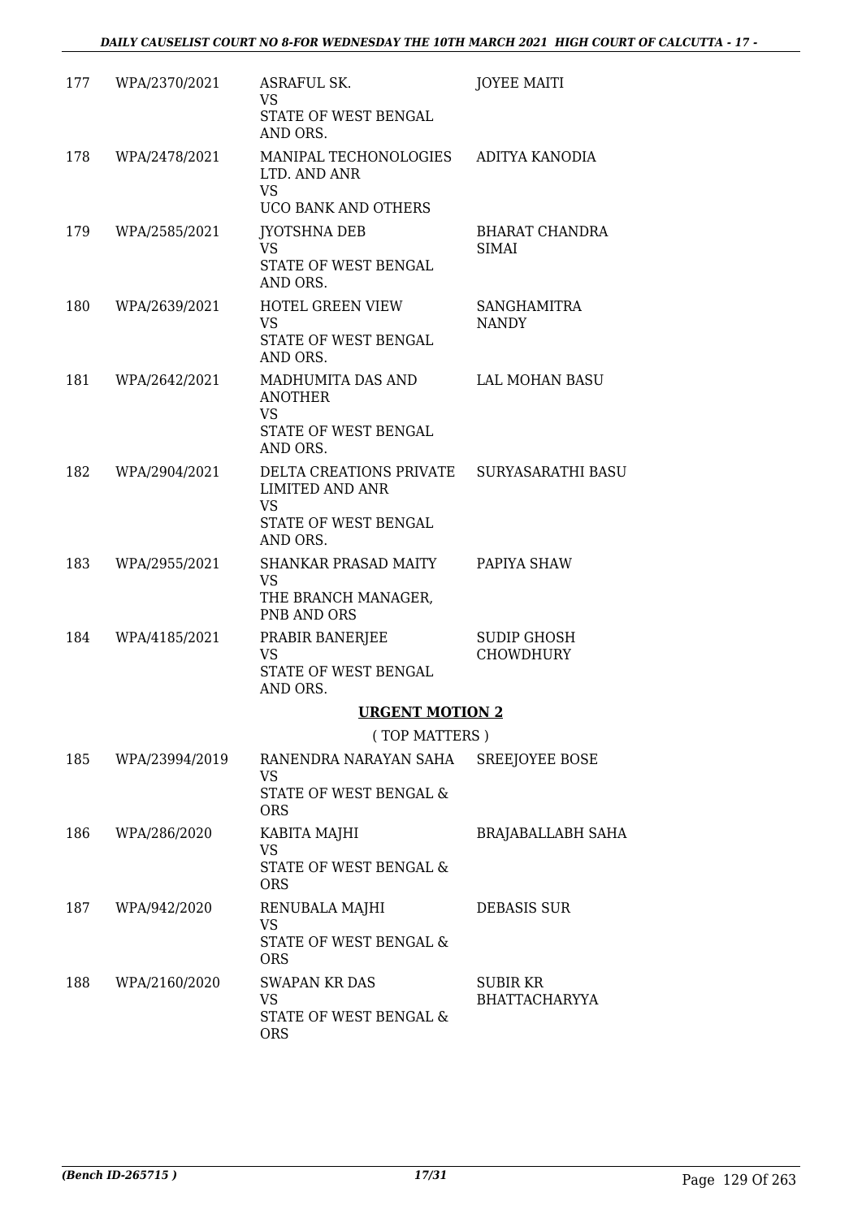| | | | |
|---|---|---|---|
| 177 | WPA/2370/2021 | ASRAFUL SK.<br>VS<br>STATE OF WEST BENGAL AND ORS. | JOYEE MAITI |
| 178 | WPA/2478/2021 | MANIPAL TECHONOLOGIES LTD. AND ANR<br>VS<br>UCO BANK AND OTHERS | ADITYA KANODIA |
| 179 | WPA/2585/2021 | JYOTSHNA DEB<br>VS<br>STATE OF WEST BENGAL AND ORS. | BHARAT CHANDRA SIMAI |
| 180 | WPA/2639/2021 | HOTEL GREEN VIEW<br>VS<br>STATE OF WEST BENGAL AND ORS. | SANGHAMITRA NANDY |
| 181 | WPA/2642/2021 | MADHUMITA DAS AND ANOTHER<br>VS<br>STATE OF WEST BENGAL AND ORS. | LAL MOHAN BASU |
| 182 | WPA/2904/2021 | DELTA CREATIONS PRIVATE LIMITED AND ANR<br>VS<br>STATE OF WEST BENGAL AND ORS. | SURYASARATHI BASU |
| 183 | WPA/2955/2021 | SHANKAR PRASAD MAITY<br>VS<br>THE BRANCH MANAGER, PNB AND ORS | PAPIYA SHAW |
| 184 | WPA/4185/2021 | PRABIR BANERJEE<br>VS<br>STATE OF WEST BENGAL AND ORS. | SUDIP GHOSH CHOWDHURY |

## URGENT MOTION 2

( TOP MATTERS )

| | | | |
|---|---|---|---|
| 185 | WPA/23994/2019 | RANENDRA NARAYAN SAHA<br>VS<br>STATE OF WEST BENGAL & ORS | SREEJOYEE BOSE |
| 186 | WPA/286/2020 | KABITA MAJHI<br>VS<br>STATE OF WEST BENGAL & ORS | BRAJABALLABH SAHA |
| 187 | WPA/942/2020 | RENUBALA MAJHI<br>VS<br>STATE OF WEST BENGAL & ORS | DEBASIS SUR |
| 188 | WPA/2160/2020 | SWAPAN KR DAS<br>VS<br>STATE OF WEST BENGAL & ORS | SUBIR KR BHATTACHARYYA |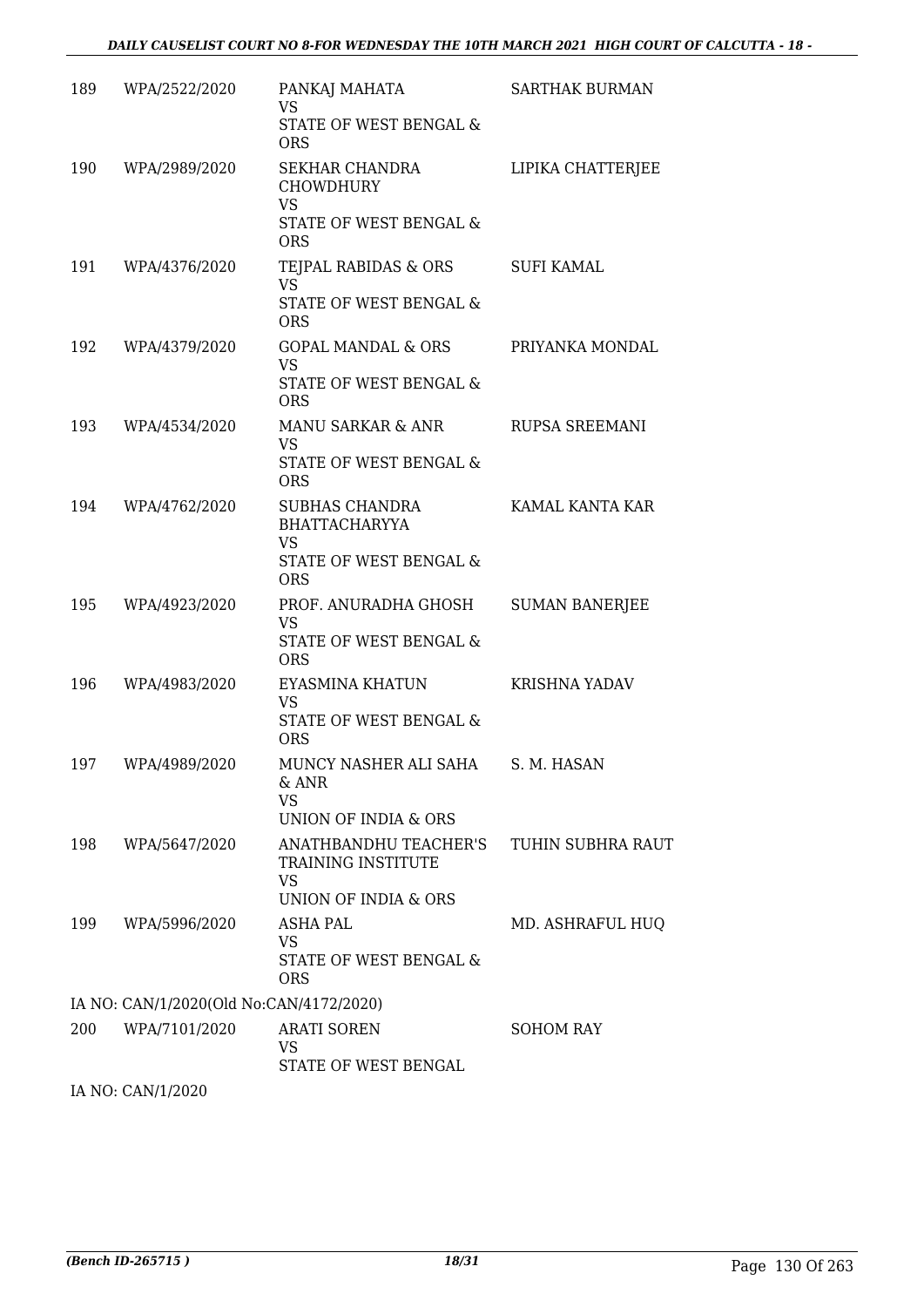| | | | |
|---|---|---|---|
| 189 | WPA/2522/2020 | PANKAJ MAHATA<br>VS<br>STATE OF WEST BENGAL & ORS | SARTHAK BURMAN |
| 190 | WPA/2989/2020 | SEKHAR CHANDRA CHOWDHURY<br>VS<br>STATE OF WEST BENGAL & ORS | LIPIKA CHATTERJEE |
| 191 | WPA/4376/2020 | TEJPAL RABIDAS & ORS<br>VS<br>STATE OF WEST BENGAL & ORS | SUFI KAMAL |
| 192 | WPA/4379/2020 | GOPAL MANDAL & ORS<br>VS<br>STATE OF WEST BENGAL & ORS | PRIYANKA MONDAL |
| 193 | WPA/4534/2020 | MANU SARKAR & ANR<br>VS<br>STATE OF WEST BENGAL & ORS | RUPSA SREEMANI |
| 194 | WPA/4762/2020 | SUBHAS CHANDRA BHATTACHARYYA<br>VS<br>STATE OF WEST BENGAL & ORS | KAMAL KANTA KAR |
| 195 | WPA/4923/2020 | PROF. ANURADHA GHOSH<br>VS<br>STATE OF WEST BENGAL & ORS | SUMAN BANERJEE |
| 196 | WPA/4983/2020 | EYASMINA KHATUN<br>VS<br>STATE OF WEST BENGAL & ORS | KRISHNA YADAV |
| 197 | WPA/4989/2020 | MUNCY NASHER ALI SAHA & ANR<br>VS<br>UNION OF INDIA & ORS | S. M. HASAN |
| 198 | WPA/5647/2020 | ANATHBANDHU TEACHER'S TRAINING INSTITUTE<br>VS<br>UNION OF INDIA & ORS | TUHIN SUBHRA RAUT |
| 199 | WPA/5996/2020 | ASHA PAL<br>VS<br>STATE OF WEST BENGAL & ORS | MD. ASHRAFUL HUQ |

IA NO: CAN/1/2020(Old No:CAN/4172/2020)

| | | | |
|---|---|---|---|
| 200 | WPA/7101/2020 | ARATI SOREN<br>VS<br>STATE OF WEST BENGAL | SOHOM RAY |

IA NO: CAN/1/2020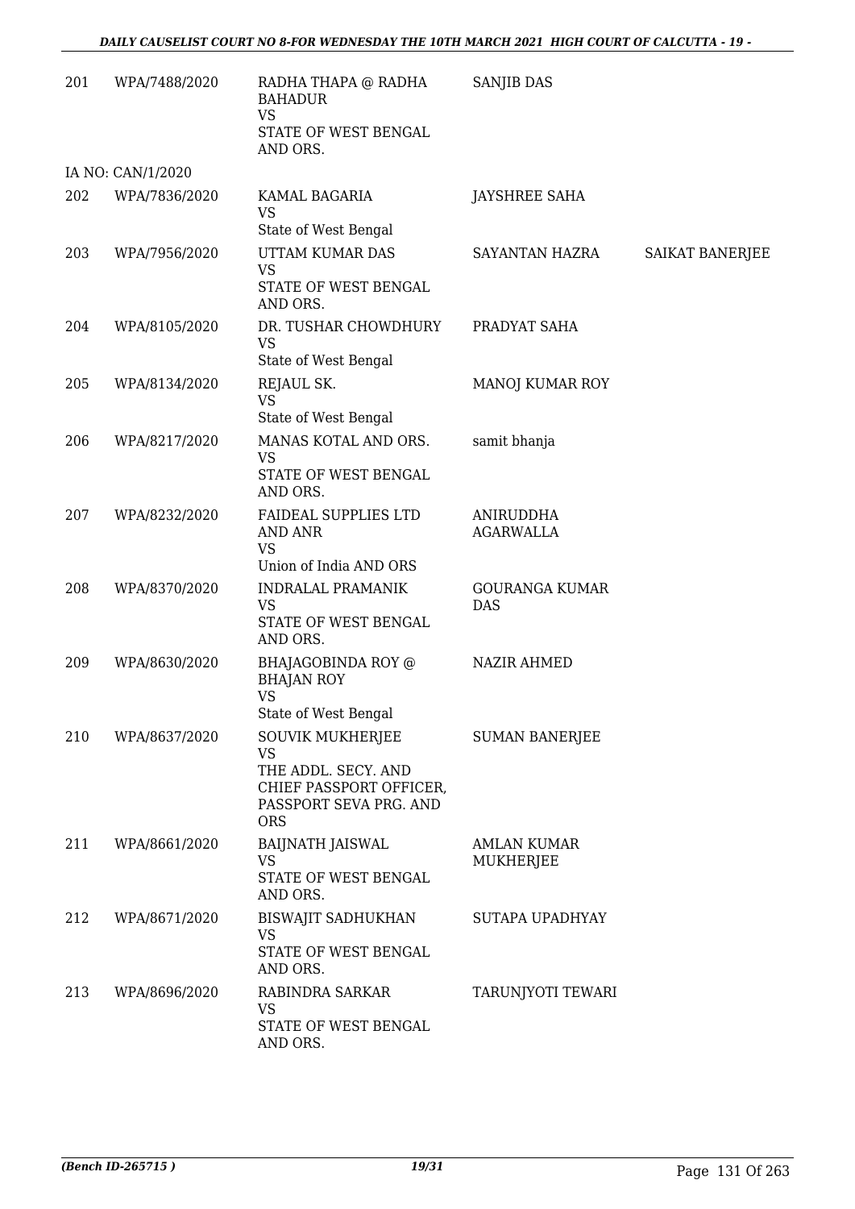| | | | | |
|---|---|---|---|---|
| 201 | WPA/7488/2020 | RADHA THAPA @ RADHA BAHADUR<br>VS<br>STATE OF WEST BENGAL AND ORS. | SANJIB DAS | |
| IA NO: CAN/1/2020 | | | | |
| 202 | WPA/7836/2020 | KAMAL BAGARIA<br>VS<br>State of West Bengal | JAYSHREE SAHA | |
| 203 | WPA/7956/2020 | UTTAM KUMAR DAS<br>VS<br>STATE OF WEST BENGAL AND ORS. | SAYANTAN HAZRA | SAIKAT BANERJEE |
| 204 | WPA/8105/2020 | DR. TUSHAR CHOWDHURY<br>VS<br>State of West Bengal | PRADYAT SAHA | |
| 205 | WPA/8134/2020 | REJAUL SK.<br>VS<br>State of West Bengal | MANOJ KUMAR ROY | |
| 206 | WPA/8217/2020 | MANAS KOTAL AND ORS.<br>VS<br>STATE OF WEST BENGAL AND ORS. | samit bhanja | |
| 207 | WPA/8232/2020 | FAIDEAL SUPPLIES LTD AND ANR<br>VS<br>Union of India AND ORS | ANIRUDDHA AGARWALLA | |
| 208 | WPA/8370/2020 | INDRALAL PRAMANIK<br>VS<br>STATE OF WEST BENGAL AND ORS. | GOURANGA KUMAR DAS | |
| 209 | WPA/8630/2020 | BHAJAGOBINDA ROY @ BHAJAN ROY<br>VS<br>State of West Bengal | NAZIR AHMED | |
| 210 | WPA/8637/2020 | SOUVIK MUKHERJEE<br>VS<br>THE ADDL. SECY. AND CHIEF PASSPORT OFFICER, PASSPORT SEVA PRG. AND ORS | SUMAN BANERJEE | |
| 211 | WPA/8661/2020 | BAIJNATH JAISWAL<br>VS<br>STATE OF WEST BENGAL AND ORS. | AMLAN KUMAR MUKHERJEE | |
| 212 | WPA/8671/2020 | BISWAJIT SADHUKHAN<br>VS<br>STATE OF WEST BENGAL AND ORS. | SUTAPA UPADHYAY | |
| 213 | WPA/8696/2020 | RABINDRA SARKAR<br>VS<br>STATE OF WEST BENGAL AND ORS. | TARUNJYOTI TEWARI | |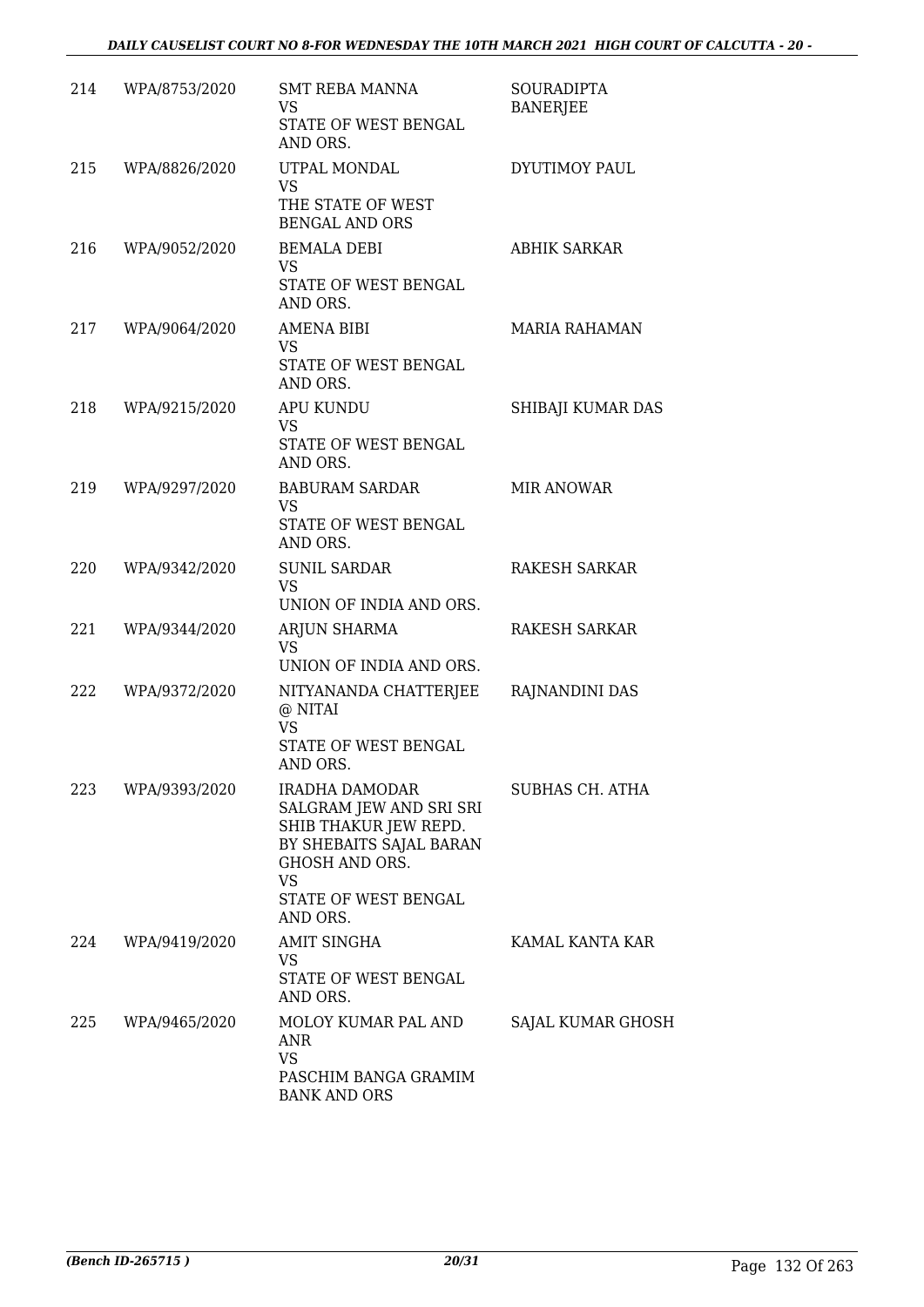| | | | |
|---|---|---|---|
| 214 | WPA/8753/2020 | SMT REBA MANNA<br>VS<br>STATE OF WEST BENGAL AND ORS. | SOURADIPTA BANERJEE |
| 215 | WPA/8826/2020 | UTPAL MONDAL<br>VS<br>THE STATE OF WEST BENGAL AND ORS | DYUTIMOY PAUL |
| 216 | WPA/9052/2020 | BEMALA DEBI<br>VS<br>STATE OF WEST BENGAL AND ORS. | ABHIK SARKAR |
| 217 | WPA/9064/2020 | AMENA BIBI<br>VS<br>STATE OF WEST BENGAL AND ORS. | MARIA RAHAMAN |
| 218 | WPA/9215/2020 | APU KUNDU<br>VS<br>STATE OF WEST BENGAL AND ORS. | SHIBAJI KUMAR DAS |
| 219 | WPA/9297/2020 | BABURAM SARDAR<br>VS<br>STATE OF WEST BENGAL AND ORS. | MIR ANOWAR |
| 220 | WPA/9342/2020 | SUNIL SARDAR<br>VS<br>UNION OF INDIA AND ORS. | RAKESH SARKAR |
| 221 | WPA/9344/2020 | ARJUN SHARMA<br>VS<br>UNION OF INDIA AND ORS. | RAKESH SARKAR |
| 222 | WPA/9372/2020 | NITYANANDA CHATTERJEE @ NITAI<br>VS<br>STATE OF WEST BENGAL AND ORS. | RAJNANDINI DAS |
| 223 | WPA/9393/2020 | IRADHA DAMODAR SALGRAM JEW AND SRI SRI SHIB THAKUR JEW REPD. BY SHEBAITS SAJAL BARAN GHOSH AND ORS.<br>VS<br>STATE OF WEST BENGAL AND ORS. | SUBHAS CH. ATHA |
| 224 | WPA/9419/2020 | AMIT SINGHA<br>VS<br>STATE OF WEST BENGAL AND ORS. | KAMAL KANTA KAR |
| 225 | WPA/9465/2020 | MOLOY KUMAR PAL AND ANR<br>VS<br>PASCHIM BANGA GRAMIM BANK AND ORS | SAJAL KUMAR GHOSH |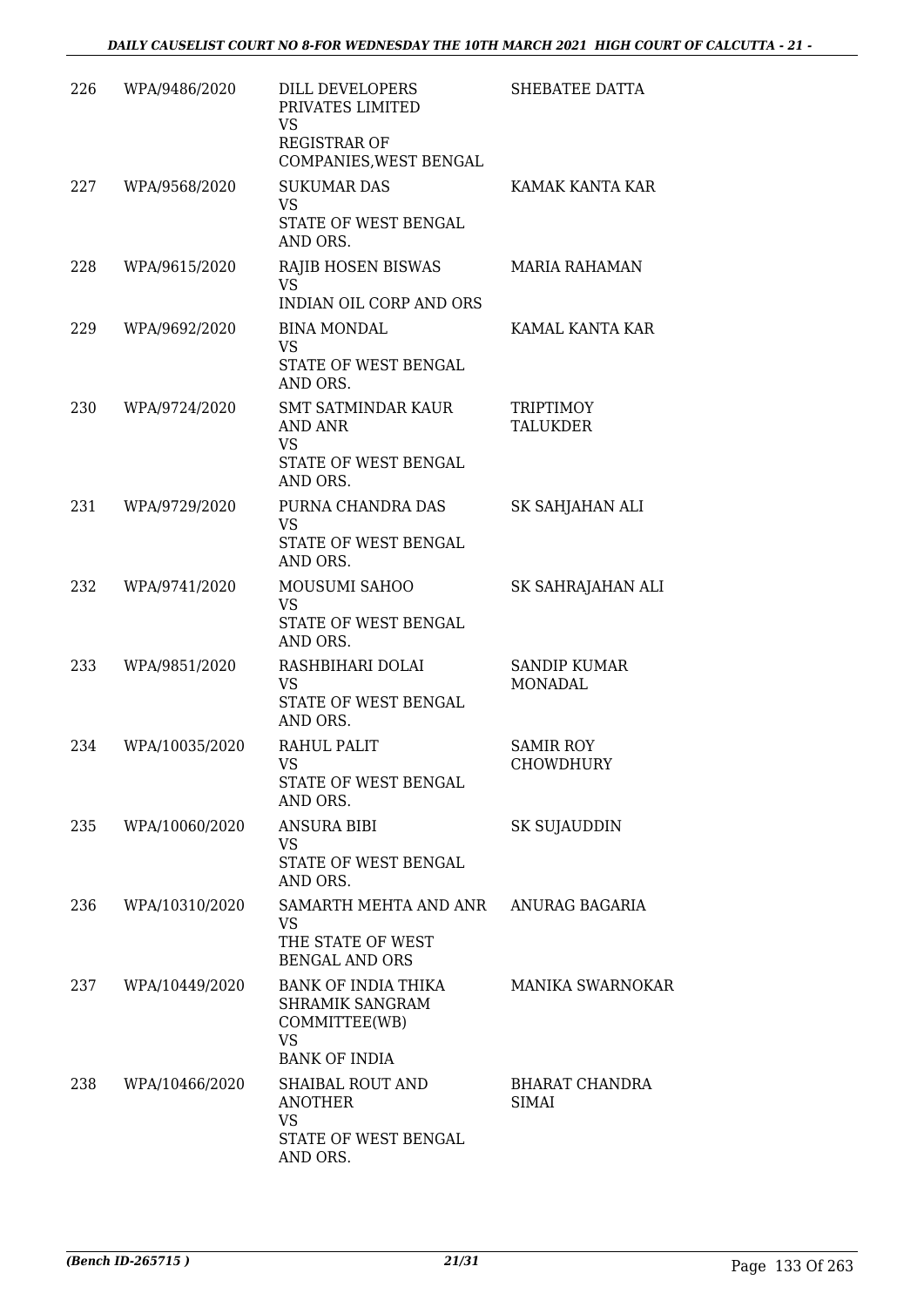| 226 | WPA/9486/2020 | DILL DEVELOPERS PRIVATES LIMITED<br>VS<br>REGISTRAR OF COMPANIES,WEST BENGAL | SHEBATEE DATTA |
|---|---|---|---|
| 227 | WPA/9568/2020 | SUKUMAR DAS<br>VS<br>STATE OF WEST BENGAL AND ORS. | KAMAK KANTA KAR |
| 228 | WPA/9615/2020 | RAJIB HOSEN BISWAS<br>VS<br>INDIAN OIL CORP AND ORS | MARIA RAHAMAN |
| 229 | WPA/9692/2020 | BINA MONDAL<br>VS<br>STATE OF WEST BENGAL AND ORS. | KAMAL KANTA KAR |
| 230 | WPA/9724/2020 | SMT SATMINDAR KAUR AND ANR<br>VS<br>STATE OF WEST BENGAL AND ORS. | TRIPTIMOY TALUKDER |
| 231 | WPA/9729/2020 | PURNA CHANDRA DAS<br>VS<br>STATE OF WEST BENGAL AND ORS. | SK SAHJAHAN ALI |
| 232 | WPA/9741/2020 | MOUSUMI SAHOO<br>VS<br>STATE OF WEST BENGAL AND ORS. | SK SAHRAJAHAN ALI |
| 233 | WPA/9851/2020 | RASHBIHARI DOLAI<br>VS<br>STATE OF WEST BENGAL AND ORS. | SANDIP KUMAR MONADAL |
| 234 | WPA/10035/2020 | RAHUL PALIT<br>VS<br>STATE OF WEST BENGAL AND ORS. | SAMIR ROY CHOWDHURY |
| 235 | WPA/10060/2020 | ANSURA BIBI<br>VS<br>STATE OF WEST BENGAL AND ORS. | SK SUJAUDDIN |
| 236 | WPA/10310/2020 | SAMARTH MEHTA AND ANR<br>VS<br>THE STATE OF WEST BENGAL AND ORS | ANURAG BAGARIA |
| 237 | WPA/10449/2020 | BANK OF INDIA THIKA SHRAMIK SANGRAM COMMITTEE(WB)<br>VS<br>BANK OF INDIA | MANIKA SWARNOKAR |
| 238 | WPA/10466/2020 | SHAIBAL ROUT AND ANOTHER<br>VS<br>STATE OF WEST BENGAL AND ORS. | BHARAT CHANDRA SIMAI |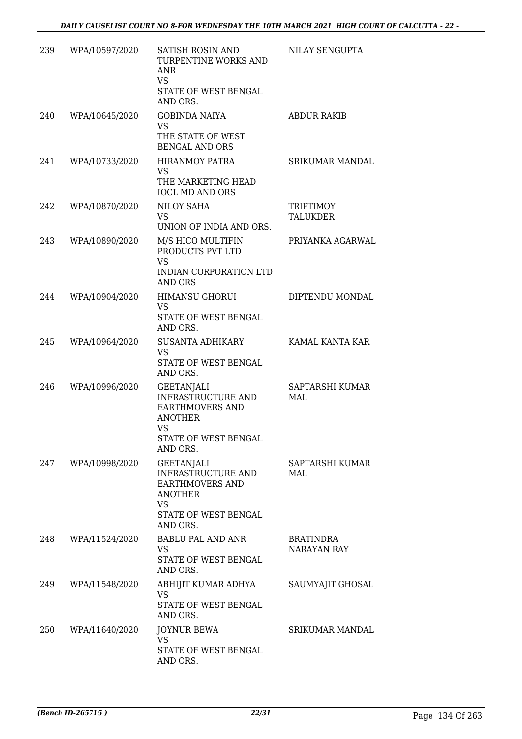| | | | |
|---|---|---|---|
| 239 | WPA/10597/2020 | SATISH ROSIN AND TURPENTINE WORKS AND ANR<br>VS<br>STATE OF WEST BENGAL AND ORS. | NILAY SENGUPTA |
| 240 | WPA/10645/2020 | GOBINDA NAIYA<br>VS<br>THE STATE OF WEST BENGAL AND ORS | ABDUR RAKIB |
| 241 | WPA/10733/2020 | HIRANMOY PATRA<br>VS<br>THE MARKETING HEAD IOCL MD AND ORS | SRIKUMAR MANDAL |
| 242 | WPA/10870/2020 | NILOY SAHA<br>VS<br>UNION OF INDIA AND ORS. | TRIPTIMOY TALUKDER |
| 243 | WPA/10890/2020 | M/S HICO MULTIFIN PRODUCTS PVT LTD<br>VS<br>INDIAN CORPORATION LTD AND ORS | PRIYANKA AGARWAL |
| 244 | WPA/10904/2020 | HIMANSU GHORUI<br>VS<br>STATE OF WEST BENGAL AND ORS. | DIPTENDU MONDAL |
| 245 | WPA/10964/2020 | SUSANTA ADHIKARY<br>VS<br>STATE OF WEST BENGAL AND ORS. | KAMAL KANTA KAR |
| 246 | WPA/10996/2020 | GEETANJALI INFRASTRUCTURE AND EARTHMOVERS AND ANOTHER<br>VS<br>STATE OF WEST BENGAL AND ORS. | SAPTARSHI KUMAR MAL |
| 247 | WPA/10998/2020 | GEETANJALI INFRASTRUCTURE AND EARTHMOVERS AND ANOTHER<br>VS<br>STATE OF WEST BENGAL AND ORS. | SAPTARSHI KUMAR MAL |
| 248 | WPA/11524/2020 | BABLU PAL AND ANR<br>VS<br>STATE OF WEST BENGAL AND ORS. | BRATINDRA NARAYAN RAY |
| 249 | WPA/11548/2020 | ABHIJIT KUMAR ADHYA<br>VS<br>STATE OF WEST BENGAL AND ORS. | SAUMYAJIT GHOSAL |
| 250 | WPA/11640/2020 | JOYNUR BEWA<br>VS<br>STATE OF WEST BENGAL AND ORS. | SRIKUMAR MANDAL |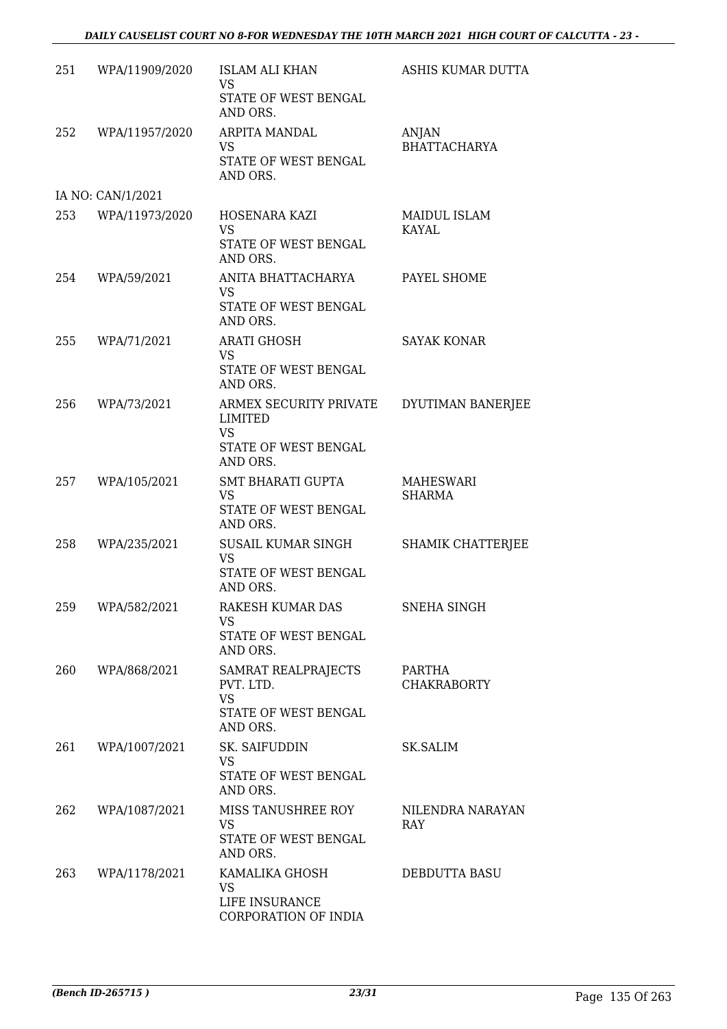| | | | |
|---|---|---|---|
| 251 | WPA/11909/2020 | ISLAM ALI KHAN<br>VS<br>STATE OF WEST BENGAL AND ORS. | ASHIS KUMAR DUTTA |
| 252 | WPA/11957/2020 | ARPITA MANDAL<br>VS<br>STATE OF WEST BENGAL AND ORS. | ANJAN BHATTACHARYA |
| IA NO: CAN/1/2021 | | | |
| 253 | WPA/11973/2020 | HOSENARA KAZI<br>VS<br>STATE OF WEST BENGAL AND ORS. | MAIDUL ISLAM KAYAL |
| 254 | WPA/59/2021 | ANITA BHATTACHARYA<br>VS<br>STATE OF WEST BENGAL AND ORS. | PAYEL SHOME |
| 255 | WPA/71/2021 | ARATI GHOSH<br>VS<br>STATE OF WEST BENGAL AND ORS. | SAYAK KONAR |
| 256 | WPA/73/2021 | ARMEX SECURITY PRIVATE LIMITED<br>VS<br>STATE OF WEST BENGAL AND ORS. | DYUTIMAN BANERJEE |
| 257 | WPA/105/2021 | SMT BHARATI GUPTA<br>VS<br>STATE OF WEST BENGAL AND ORS. | MAHESWARI SHARMA |
| 258 | WPA/235/2021 | SUSAIL KUMAR SINGH<br>VS<br>STATE OF WEST BENGAL AND ORS. | SHAMIK CHATTERJEE |
| 259 | WPA/582/2021 | RAKESH KUMAR DAS<br>VS<br>STATE OF WEST BENGAL AND ORS. | SNEHA SINGH |
| 260 | WPA/868/2021 | SAMRAT REALPRAJECTS PVT. LTD.<br>VS<br>STATE OF WEST BENGAL AND ORS. | PARTHA CHAKRABORTY |
| 261 | WPA/1007/2021 | SK. SAIFUDDIN<br>VS<br>STATE OF WEST BENGAL AND ORS. | SK.SALIM |
| 262 | WPA/1087/2021 | MISS TANUSHREE ROY<br>VS<br>STATE OF WEST BENGAL AND ORS. | NILENDRA NARAYAN RAY |
| 263 | WPA/1178/2021 | KAMALIKA GHOSH<br>VS<br>LIFE INSURANCE CORPORATION OF INDIA | DEBDUTTA BASU |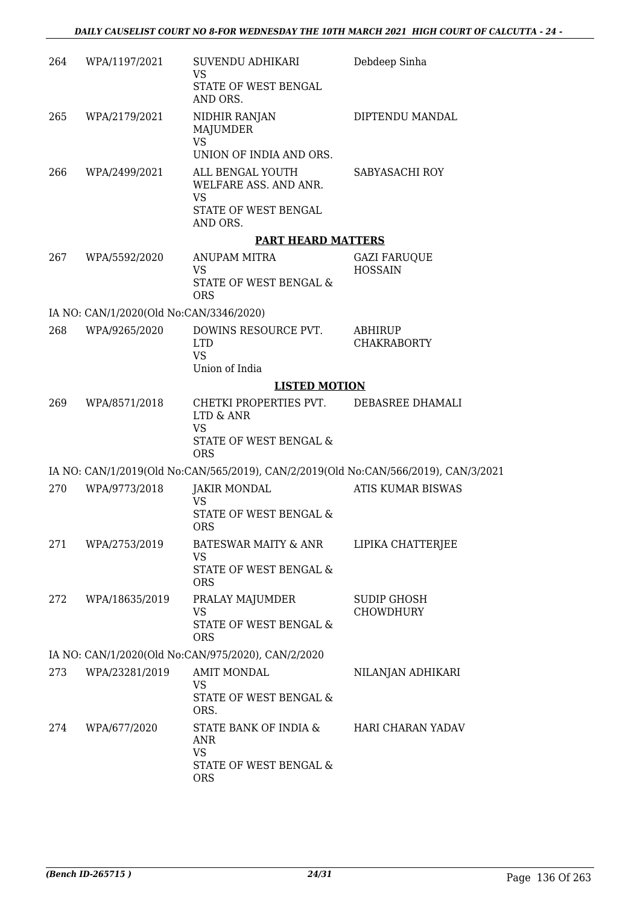| | | | |
|---|---|---|---|
| 264 | WPA/1197/2021 | SUVENDU ADHIKARI<br>VS<br>STATE OF WEST BENGAL AND ORS. | Debdeep Sinha |
| 265 | WPA/2179/2021 | NIDHIR RANJAN MAJUMDER<br>VS<br>UNION OF INDIA AND ORS. | DIPTENDU MANDAL |
| 266 | WPA/2499/2021 | ALL BENGAL YOUTH WELFARE ASS. AND ANR.<br>VS<br>STATE OF WEST BENGAL AND ORS. | SABYASACHI ROY |

**PART HEARD MATTERS**

| | | | |
|---|---|---|---|
| 267 | WPA/5592/2020 | ANUPAM MITRA<br>VS<br>STATE OF WEST BENGAL & ORS | GAZI FARUQUE HOSSAIN |

IA NO: CAN/1/2020(Old No:CAN/3346/2020)

| | | | |
|---|---|---|---|
| 268 | WPA/9265/2020 | DOWINS RESOURCE PVT. LTD<br>VS<br>Union of India | ABHIRUP CHAKRABORTY |

**LISTED MOTION**

| | | | |
|---|---|---|---|
| 269 | WPA/8571/2018 | CHETKI PROPERTIES PVT. LTD & ANR<br>VS<br>STATE OF WEST BENGAL & ORS | DEBASREE DHAMALI |

IA NO: CAN/1/2019(Old No:CAN/565/2019), CAN/2/2019(Old No:CAN/566/2019), CAN/3/2021

| | | | |
|---|---|---|---|
| 270 | WPA/9773/2018 | JAKIR MONDAL<br>VS<br>STATE OF WEST BENGAL & ORS | ATIS KUMAR BISWAS |
| 271 | WPA/2753/2019 | BATESWAR MAITY & ANR<br>VS<br>STATE OF WEST BENGAL & ORS | LIPIKA CHATTERJEE |
| 272 | WPA/18635/2019 | PRALAY MAJUMDER<br>VS<br>STATE OF WEST BENGAL & ORS | SUDIP GHOSH CHOWDHURY |

IA NO: CAN/1/2020(Old No:CAN/975/2020), CAN/2/2020

| | | | |
|---|---|---|---|
| 273 | WPA/23281/2019 | AMIT MONDAL<br>VS<br>STATE OF WEST BENGAL & ORS. | NILANJAN ADHIKARI |
| 274 | WPA/677/2020 | STATE BANK OF INDIA & ANR<br>VS<br>STATE OF WEST BENGAL & ORS | HARI CHARAN YADAV |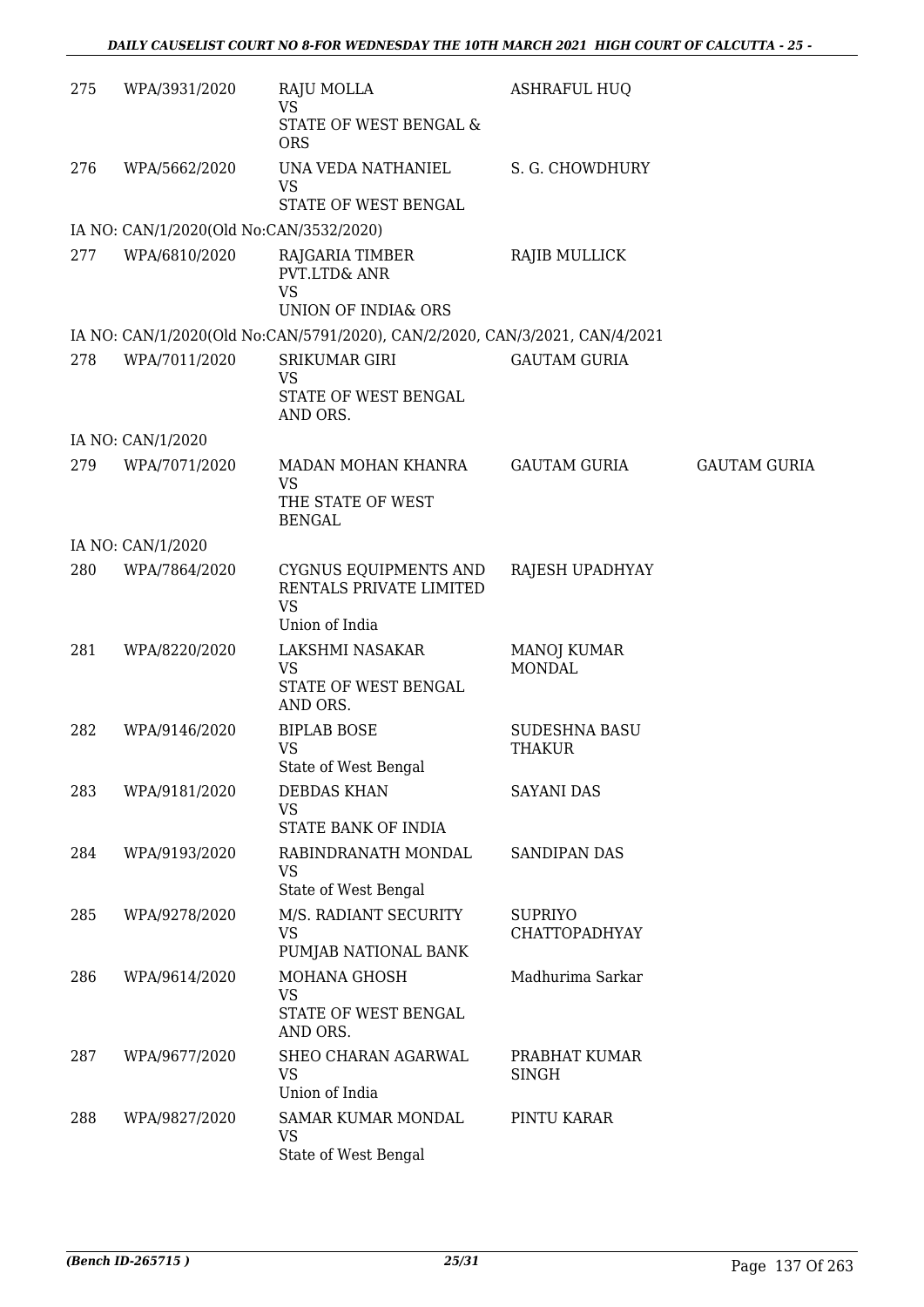| | | | | |
|---|---|---|---|---|
| 275 | WPA/3931/2020 | RAJU MOLLA<br>VS<br>STATE OF WEST BENGAL & ORS | ASHRAFUL HUQ | |
| 276 | WPA/5662/2020 | UNA VEDA NATHANIEL<br>VS<br>STATE OF WEST BENGAL | S. G. CHOWDHURY | |
| IA NO: CAN/1/2020(Old No:CAN/3532/2020) | | | | |
| 277 | WPA/6810/2020 | RAJGARIA TIMBER PVT.LTD& ANR<br>VS<br>UNION OF INDIA& ORS | RAJIB MULLICK | |
| IA NO: CAN/1/2020(Old No:CAN/5791/2020), CAN/2/2020, CAN/3/2021, CAN/4/2021 | | | | |
| 278 | WPA/7011/2020 | SRIKUMAR GIRI<br>VS<br>STATE OF WEST BENGAL AND ORS. | GAUTAM GURIA | |
| IA NO: CAN/1/2020 | | | | |
| 279 | WPA/7071/2020 | MADAN MOHAN KHANRA<br>VS<br>THE STATE OF WEST BENGAL | GAUTAM GURIA | GAUTAM GURIA |
| IA NO: CAN/1/2020 | | | | |
| 280 | WPA/7864/2020 | CYGNUS EQUIPMENTS AND RENTALS PRIVATE LIMITED<br>VS<br>Union of India | RAJESH UPADHYAY | |
| 281 | WPA/8220/2020 | LAKSHMI NASAKAR<br>VS<br>STATE OF WEST BENGAL AND ORS. | MANOJ KUMAR MONDAL | |
| 282 | WPA/9146/2020 | BIPLAB BOSE<br>VS<br>State of West Bengal | SUDESHNA BASU THAKUR | |
| 283 | WPA/9181/2020 | DEBDAS KHAN<br>VS<br>STATE BANK OF INDIA | SAYANI DAS | |
| 284 | WPA/9193/2020 | RABINDRANATH MONDAL<br>VS<br>State of West Bengal | SANDIPAN DAS | |
| 285 | WPA/9278/2020 | M/S. RADIANT SECURITY<br>VS<br>PUMJAB NATIONAL BANK | SUPRIYO CHATTOPADHYAY | |
| 286 | WPA/9614/2020 | MOHANA GHOSH<br>VS<br>STATE OF WEST BENGAL AND ORS. | Madhurima Sarkar | |
| 287 | WPA/9677/2020 | SHEO CHARAN AGARWAL<br>VS<br>Union of India | PRABHAT KUMAR SINGH | |
| 288 | WPA/9827/2020 | SAMAR KUMAR MONDAL<br>VS<br>State of West Bengal | PINTU KARAR | |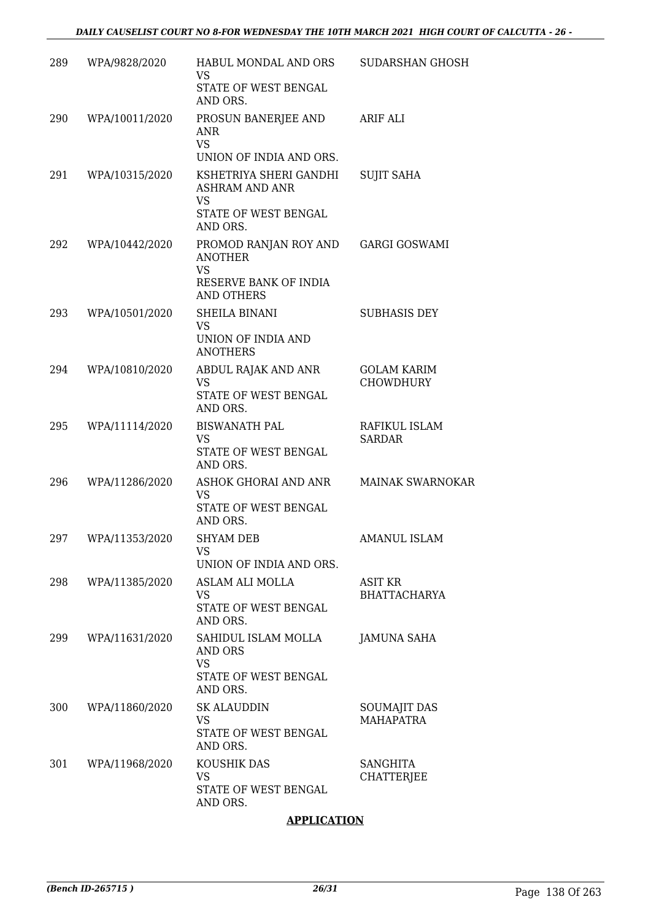| | | | |
|---|---|---|---|
| 289 | WPA/9828/2020 | HABUL MONDAL AND ORS<br>VS<br>STATE OF WEST BENGAL AND ORS. | SUDARSHAN GHOSH |
| 290 | WPA/10011/2020 | PROSUN BANERJEE AND ANR<br>VS<br>UNION OF INDIA AND ORS. | ARIF ALI |
| 291 | WPA/10315/2020 | KSHETRIYA SHERI GANDHI ASHRAM AND ANR<br>VS<br>STATE OF WEST BENGAL AND ORS. | SUJIT SAHA |
| 292 | WPA/10442/2020 | PROMOD RANJAN ROY AND ANOTHER<br>VS<br>RESERVE BANK OF INDIA AND OTHERS | GARGI GOSWAMI |
| 293 | WPA/10501/2020 | SHEILA BINANI<br>VS<br>UNION OF INDIA AND ANOTHERS | SUBHASIS DEY |
| 294 | WPA/10810/2020 | ABDUL RAJAK AND ANR<br>VS<br>STATE OF WEST BENGAL AND ORS. | GOLAM KARIM CHOWDHURY |
| 295 | WPA/11114/2020 | BISWANATH PAL<br>VS<br>STATE OF WEST BENGAL AND ORS. | RAFIKUL ISLAM SARDAR |
| 296 | WPA/11286/2020 | ASHOK GHORAI AND ANR<br>VS<br>STATE OF WEST BENGAL AND ORS. | MAINAK SWARNOKAR |
| 297 | WPA/11353/2020 | SHYAM DEB<br>VS<br>UNION OF INDIA AND ORS. | AMANUL ISLAM |
| 298 | WPA/11385/2020 | ASLAM ALI MOLLA<br>VS<br>STATE OF WEST BENGAL AND ORS. | ASIT KR BHATTACHARYA |
| 299 | WPA/11631/2020 | SAHIDUL ISLAM MOLLA AND ORS<br>VS<br>STATE OF WEST BENGAL AND ORS. | JAMUNA SAHA |
| 300 | WPA/11860/2020 | SK ALAUDDIN<br>VS<br>STATE OF WEST BENGAL AND ORS. | SOUMAJIT DAS MAHAPATRA |
| 301 | WPA/11968/2020 | KOUSHIK DAS<br>VS<br>STATE OF WEST BENGAL AND ORS. | SANGHITA CHATTERJEE |

**APPLICATION**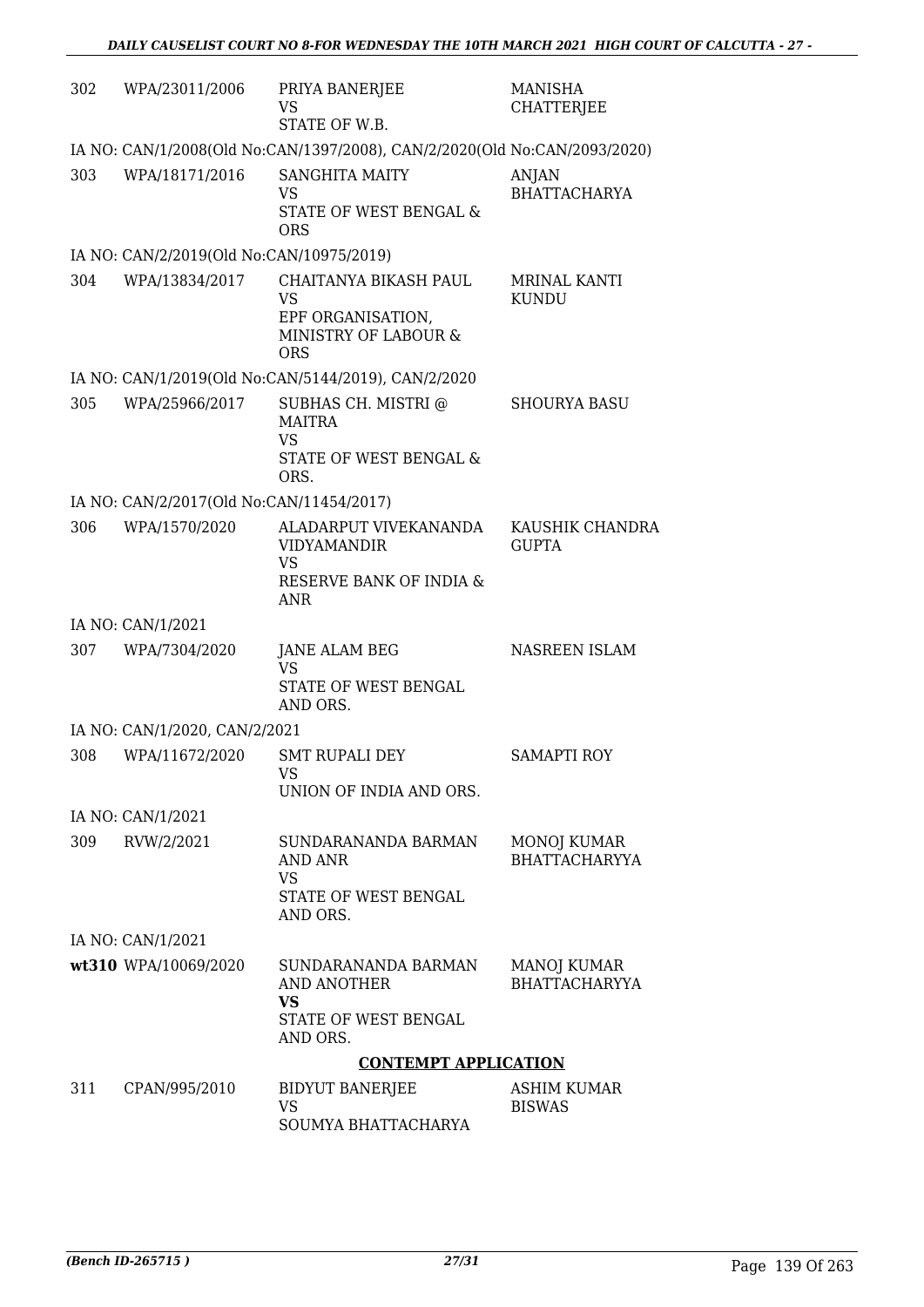| | | | |
|---|---|---|---|
| 302 | WPA/23011/2006 | PRIYA BANERJEE<br>VS<br>STATE OF W.B. | MANISHA CHATTERJEE |
| IA NO: CAN/1/2008(Old No:CAN/1397/2008), CAN/2/2020(Old No:CAN/2093/2020) | | | |
| 303 | WPA/18171/2016 | SANGHITA MAITY<br>VS<br>STATE OF WEST BENGAL & ORS | ANJAN BHATTACHARYA |
| IA NO: CAN/2/2019(Old No:CAN/10975/2019) | | | |
| 304 | WPA/13834/2017 | CHAITANYA BIKASH PAUL<br>VS<br>EPF ORGANISATION, MINISTRY OF LABOUR & ORS | MRINAL KANTI KUNDU |
| IA NO: CAN/1/2019(Old No:CAN/5144/2019), CAN/2/2020 | | | |
| 305 | WPA/25966/2017 | SUBHAS CH. MISTRI @ MAITRA<br>VS<br>STATE OF WEST BENGAL & ORS. | SHOURYA BASU |
| IA NO: CAN/2/2017(Old No:CAN/11454/2017) | | | |
| 306 | WPA/1570/2020 | ALADARPUT VIVEKANANDA VIDYAMANDIR<br>VS<br>RESERVE BANK OF INDIA & ANR | KAUSHIK CHANDRA GUPTA |
| IA NO: CAN/1/2021 | | | |
| 307 | WPA/7304/2020 | JANE ALAM BEG<br>VS<br>STATE OF WEST BENGAL AND ORS. | NASREEN ISLAM |
| IA NO: CAN/1/2020, CAN/2/2021 | | | |
| 308 | WPA/11672/2020 | SMT RUPALI DEY<br>VS<br>UNION OF INDIA AND ORS. | SAMAPTI ROY |
| IA NO: CAN/1/2021 | | | |
| 309 | RVW/2/2021 | SUNDARANANDA BARMAN AND ANR<br>VS<br>STATE OF WEST BENGAL AND ORS. | MONOJ KUMAR BHATTACHARYYA |
| IA NO: CAN/1/2021 | | | |
| **wt310** | WPA/10069/2020 | SUNDARANANDA BARMAN AND ANOTHER<br>**VS**<br>STATE OF WEST BENGAL AND ORS. | MANOJ KUMAR BHATTACHARYYA |

## CONTEMPT APPLICATION

| | | | |
|---|---|---|---|
| 311 | CPAN/995/2010 | BIDYUT BANERJEE<br>VS<br>SOUMYA BHATTACHARYA | ASHIM KUMAR BISWAS |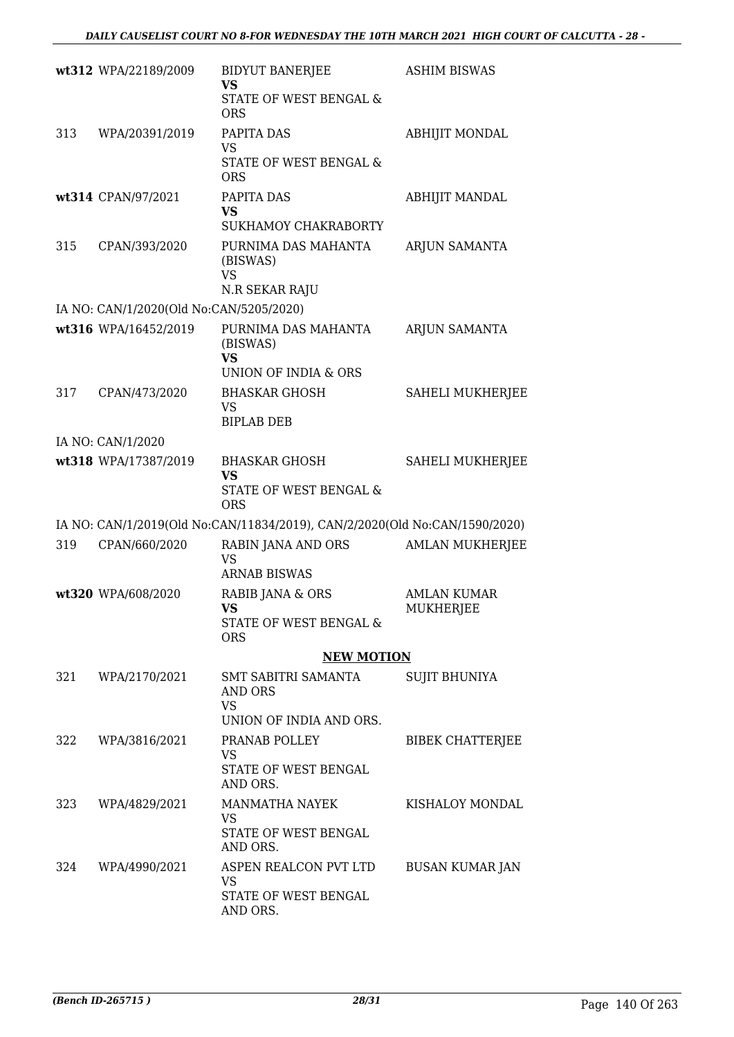| | | | |
|---|---|---|---|
| **wt312** | WPA/22189/2009 | BIDYUT BANERJEE<br>**VS**<br>STATE OF WEST BENGAL & ORS | ASHIM BISWAS |
| 313 | WPA/20391/2019 | PAPITA DAS<br>VS<br>STATE OF WEST BENGAL & ORS | ABHIJIT MONDAL |
| **wt314** | CPAN/97/2021 | PAPITA DAS<br>**VS**<br>SUKHAMOY CHAKRABORTY | ABHIJIT MANDAL |
| 315 | CPAN/393/2020 | PURNIMA DAS MAHANTA (BISWAS)<br>VS<br>N.R SEKAR RAJU | ARJUN SAMANTA |
| | IA NO: CAN/1/2020(Old No:CAN/5205/2020) | | |
| **wt316** | WPA/16452/2019 | PURNIMA DAS MAHANTA (BISWAS)<br>**VS**<br>UNION OF INDIA & ORS | ARJUN SAMANTA |
| 317 | CPAN/473/2020 | BHASKAR GHOSH<br>VS<br>BIPLAB DEB | SAHELI MUKHERJEE |
| | IA NO: CAN/1/2020 | | |
| **wt318** | WPA/17387/2019 | BHASKAR GHOSH<br>**VS**<br>STATE OF WEST BENGAL & ORS | SAHELI MUKHERJEE |
| | IA NO: CAN/1/2019(Old No:CAN/11834/2019), CAN/2/2020(Old No:CAN/1590/2020) | | |
| 319 | CPAN/660/2020 | RABIN JANA AND ORS<br>VS<br>ARNAB BISWAS | AMLAN MUKHERJEE |
| **wt320** | WPA/608/2020 | RABIB JANA & ORS<br>**VS**<br>STATE OF WEST BENGAL & ORS | AMLAN KUMAR MUKHERJEE |
| | | **NEW MOTION** | |
| 321 | WPA/2170/2021 | SMT SABITRI SAMANTA AND ORS<br>VS<br>UNION OF INDIA AND ORS. | SUJIT BHUNIYA |
| 322 | WPA/3816/2021 | PRANAB POLLEY<br>VS<br>STATE OF WEST BENGAL AND ORS. | BIBEK CHATTERJEE |
| 323 | WPA/4829/2021 | MANMATHA NAYEK<br>VS<br>STATE OF WEST BENGAL AND ORS. | KISHALOY MONDAL |
| 324 | WPA/4990/2021 | ASPEN REALCON PVT LTD<br>VS<br>STATE OF WEST BENGAL AND ORS. | BUSAN KUMAR JAN |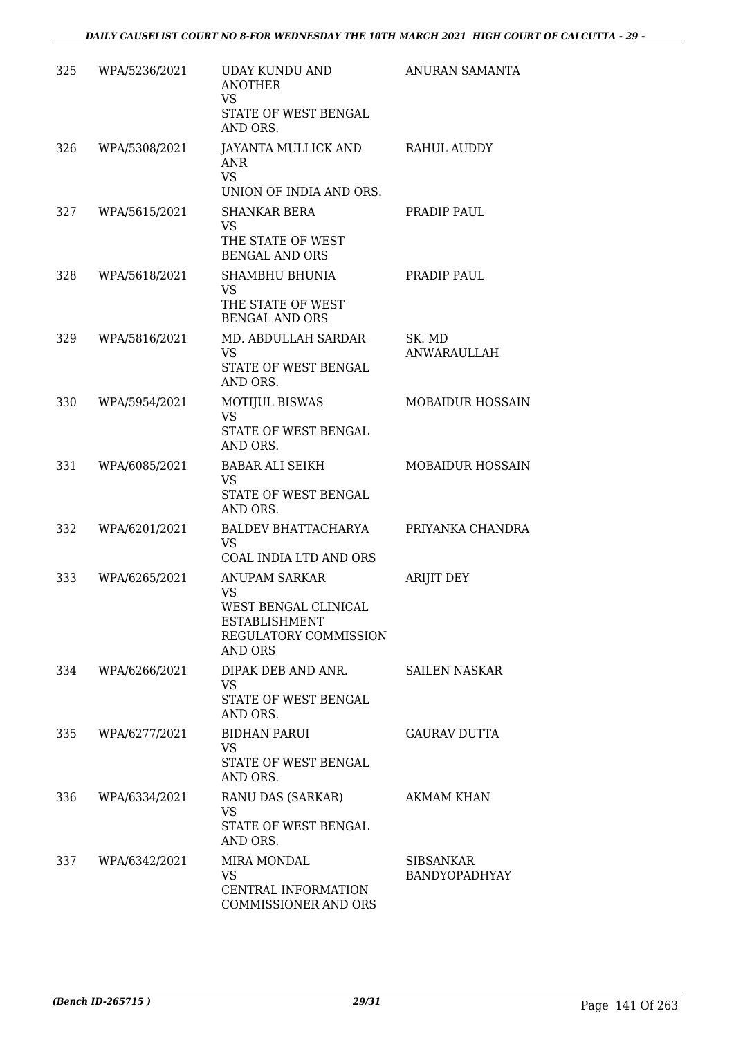| | | | |
|---|---|---|---|
| 325 | WPA/5236/2021 | UDAY KUNDU AND ANOTHER<br>VS<br>STATE OF WEST BENGAL AND ORS. | ANURAN SAMANTA |
| 326 | WPA/5308/2021 | JAYANTA MULLICK AND ANR<br>VS<br>UNION OF INDIA AND ORS. | RAHUL AUDDY |
| 327 | WPA/5615/2021 | SHANKAR BERA<br>VS<br>THE STATE OF WEST BENGAL AND ORS | PRADIP PAUL |
| 328 | WPA/5618/2021 | SHAMBHU BHUNIA<br>VS<br>THE STATE OF WEST BENGAL AND ORS | PRADIP PAUL |
| 329 | WPA/5816/2021 | MD. ABDULLAH SARDAR<br>VS<br>STATE OF WEST BENGAL AND ORS. | SK. MD ANWARAULLAH |
| 330 | WPA/5954/2021 | MOTIJUL BISWAS<br>VS<br>STATE OF WEST BENGAL AND ORS. | MOBAIDUR HOSSAIN |
| 331 | WPA/6085/2021 | BABAR ALI SEIKH<br>VS<br>STATE OF WEST BENGAL AND ORS. | MOBAIDUR HOSSAIN |
| 332 | WPA/6201/2021 | BALDEV BHATTACHARYA<br>VS<br>COAL INDIA LTD AND ORS | PRIYANKA CHANDRA |
| 333 | WPA/6265/2021 | ANUPAM SARKAR<br>VS<br>WEST BENGAL CLINICAL ESTABLISHMENT REGULATORY COMMISSION AND ORS | ARIJIT DEY |
| 334 | WPA/6266/2021 | DIPAK DEB AND ANR.<br>VS<br>STATE OF WEST BENGAL AND ORS. | SAILEN NASKAR |
| 335 | WPA/6277/2021 | BIDHAN PARUI<br>VS<br>STATE OF WEST BENGAL AND ORS. | GAURAV DUTTA |
| 336 | WPA/6334/2021 | RANU DAS (SARKAR)<br>VS<br>STATE OF WEST BENGAL AND ORS. | AKMAM KHAN |
| 337 | WPA/6342/2021 | MIRA MONDAL<br>VS<br>CENTRAL INFORMATION COMMISSIONER AND ORS | SIBSANKAR BANDYOPADHYAY |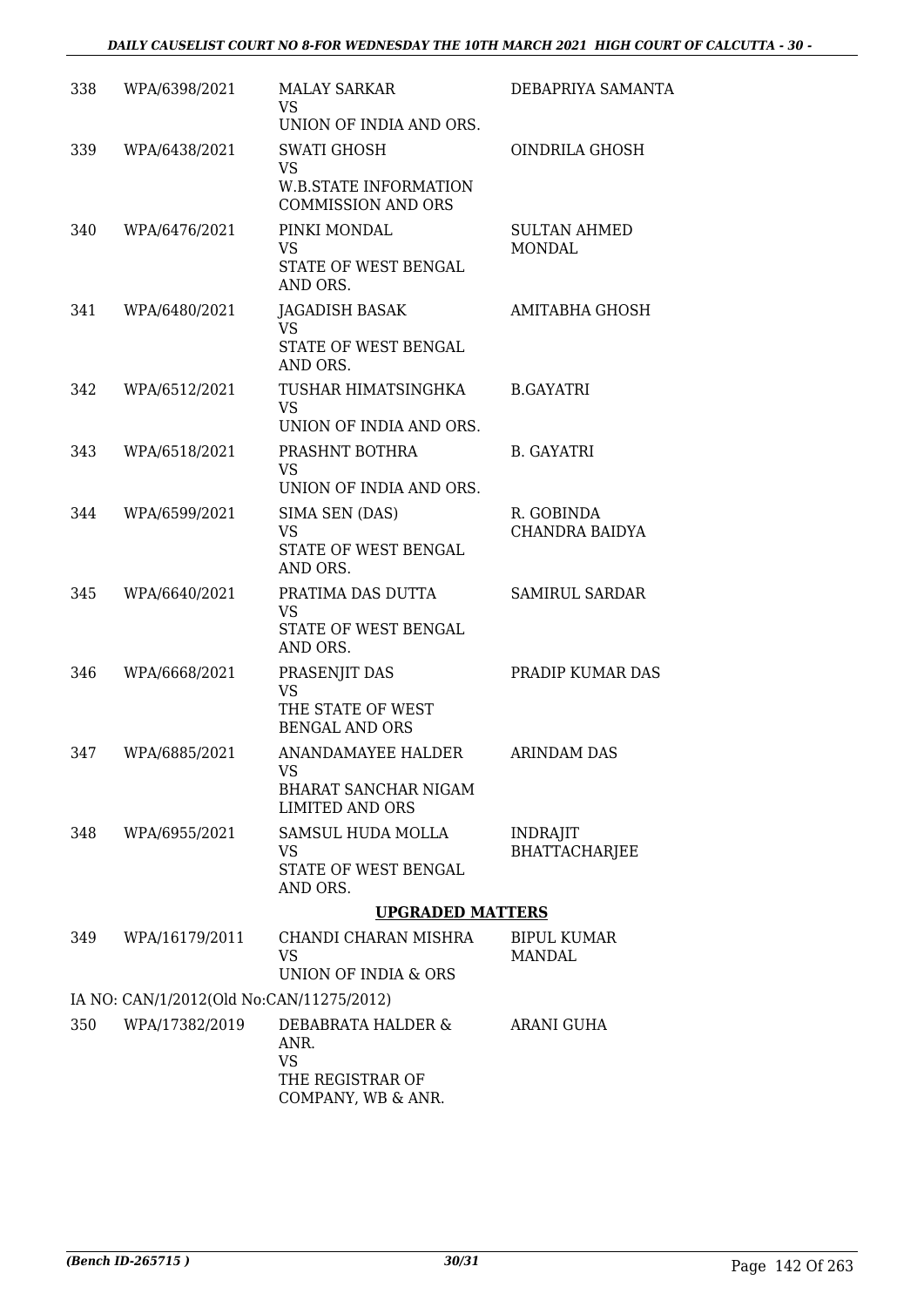| | | | |
|---|---|---|---|
| 338 | WPA/6398/2021 | MALAY SARKAR<br>VS<br>UNION OF INDIA AND ORS. | DEBAPRIYA SAMANTA |
| 339 | WPA/6438/2021 | SWATI GHOSH<br>VS<br>W.B.STATE INFORMATION COMMISSION AND ORS | OINDRILA GHOSH |
| 340 | WPA/6476/2021 | PINKI MONDAL<br>VS<br>STATE OF WEST BENGAL AND ORS. | SULTAN AHMED MONDAL |
| 341 | WPA/6480/2021 | JAGADISH BASAK<br>VS<br>STATE OF WEST BENGAL AND ORS. | AMITABHA GHOSH |
| 342 | WPA/6512/2021 | TUSHAR HIMATSINGHKA<br>VS<br>UNION OF INDIA AND ORS. | B.GAYATRI |
| 343 | WPA/6518/2021 | PRASHNT BOTHRA<br>VS<br>UNION OF INDIA AND ORS. | B. GAYATRI |
| 344 | WPA/6599/2021 | SIMA SEN (DAS)<br>VS<br>STATE OF WEST BENGAL AND ORS. | R. GOBINDA CHANDRA BAIDYA |
| 345 | WPA/6640/2021 | PRATIMA DAS DUTTA<br>VS<br>STATE OF WEST BENGAL AND ORS. | SAMIRUL SARDAR |
| 346 | WPA/6668/2021 | PRASENJIT DAS<br>VS<br>THE STATE OF WEST BENGAL AND ORS | PRADIP KUMAR DAS |
| 347 | WPA/6885/2021 | ANANDAMAYEE HALDER<br>VS<br>BHARAT SANCHAR NIGAM LIMITED AND ORS | ARINDAM DAS |
| 348 | WPA/6955/2021 | SAMSUL HUDA MOLLA<br>VS<br>STATE OF WEST BENGAL AND ORS. | INDRAJIT BHATTACHARJEE |

**UPGRADED MATTERS**

| | | | |
|---|---|---|---|
| 349 | WPA/16179/2011 | CHANDI CHARAN MISHRA<br>VS<br>UNION OF INDIA & ORS | BIPUL KUMAR MANDAL |

IA NO: CAN/1/2012(Old No:CAN/11275/2012)

| | | | |
|---|---|---|---|
| 350 | WPA/17382/2019 | DEBABRATA HALDER & ANR.<br>VS<br>THE REGISTRAR OF COMPANY, WB & ANR. | ARANI GUHA |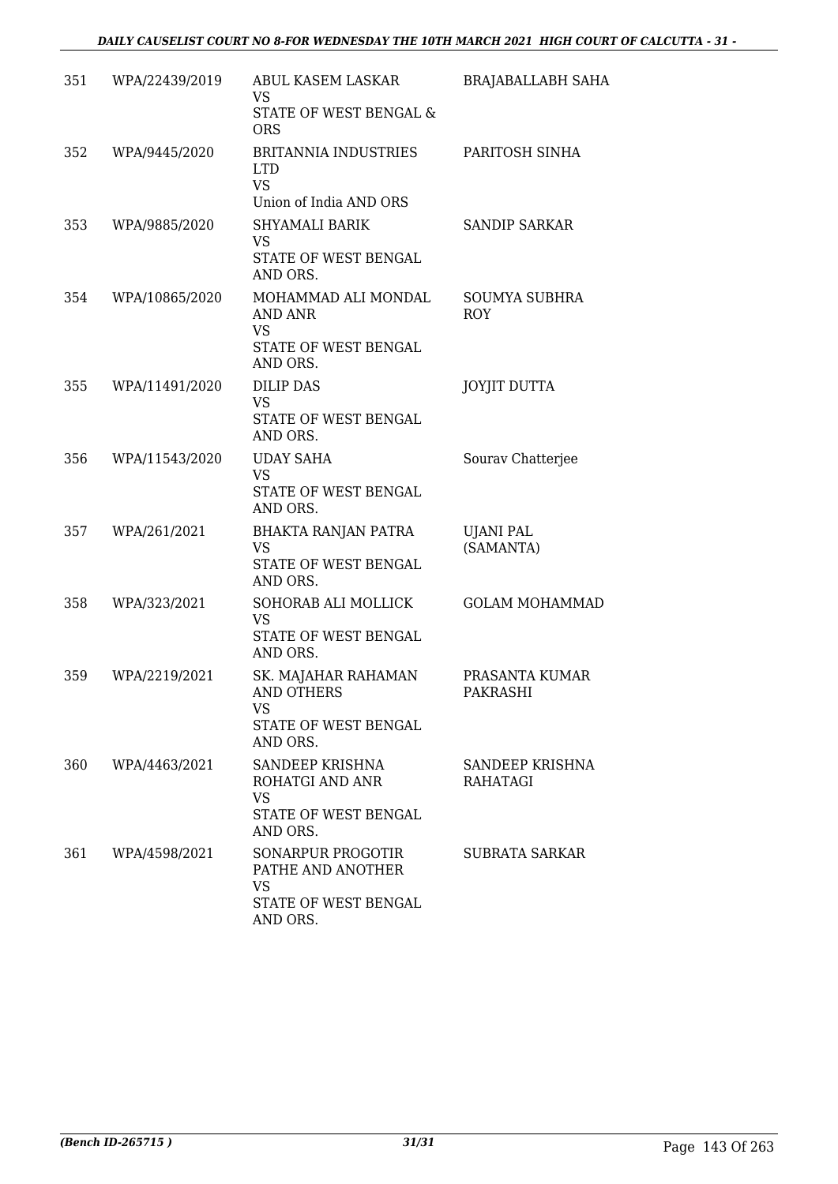| 351 | WPA/22439/2019 | ABUL KASEM LASKAR<br>VS<br>STATE OF WEST BENGAL & ORS | BRAJABALLABH SAHA |
|---|---|---|---|
| 352 | WPA/9445/2020 | BRITANNIA INDUSTRIES LTD<br>VS<br>Union of India AND ORS | PARITOSH SINHA |
| 353 | WPA/9885/2020 | SHYAMALI BARIK<br>VS<br>STATE OF WEST BENGAL AND ORS. | SANDIP SARKAR |
| 354 | WPA/10865/2020 | MOHAMMAD ALI MONDAL AND ANR<br>VS<br>STATE OF WEST BENGAL AND ORS. | SOUMYA SUBHRA ROY |
| 355 | WPA/11491/2020 | DILIP DAS<br>VS<br>STATE OF WEST BENGAL AND ORS. | JOYJIT DUTTA |
| 356 | WPA/11543/2020 | UDAY SAHA<br>VS<br>STATE OF WEST BENGAL AND ORS. | Sourav Chatterjee |
| 357 | WPA/261/2021 | BHAKTA RANJAN PATRA<br>VS<br>STATE OF WEST BENGAL AND ORS. | UJANI PAL (SAMANTA) |
| 358 | WPA/323/2021 | SOHORAB ALI MOLLICK<br>VS<br>STATE OF WEST BENGAL AND ORS. | GOLAM MOHAMMAD |
| 359 | WPA/2219/2021 | SK. MAJAHAR RAHAMAN AND OTHERS<br>VS<br>STATE OF WEST BENGAL AND ORS. | PRASANTA KUMAR PAKRASHI |
| 360 | WPA/4463/2021 | SANDEEP KRISHNA ROHATGI AND ANR<br>VS<br>STATE OF WEST BENGAL AND ORS. | SANDEEP KRISHNA RAHATAGI |
| 361 | WPA/4598/2021 | SONARPUR PROGOTIR PATHE AND ANOTHER<br>VS<br>STATE OF WEST BENGAL AND ORS. | SUBRATA SARKAR |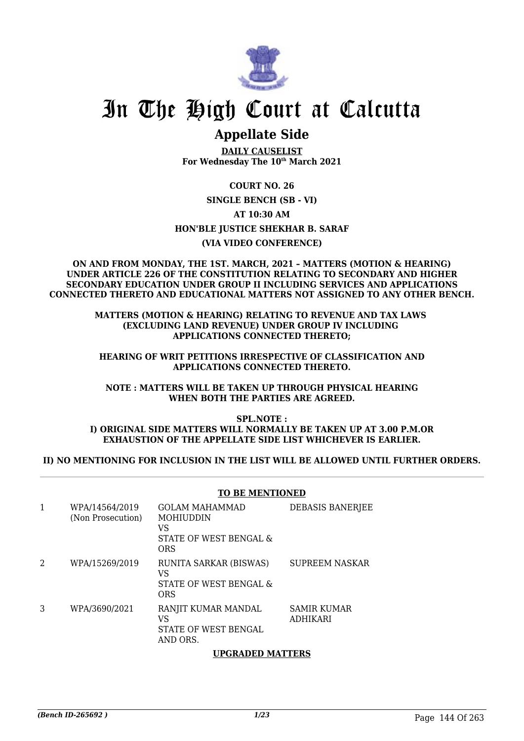# In The High Court at Calcutta

## Appellate Side

**DAILY CAUSELIST**
**For Wednesday The 10th March 2021**

**COURT NO. 26**

**SINGLE BENCH (SB - VI)**

**AT 10:30 AM**

**HON'BLE JUSTICE SHEKHAR B. SARAF**

**(VIA VIDEO CONFERENCE)**

**ON AND FROM MONDAY, THE 1ST. MARCH, 2021 – MATTERS (MOTION & HEARING) UNDER ARTICLE 226 OF THE CONSTITUTION RELATING TO SECONDARY AND HIGHER SECONDARY EDUCATION UNDER GROUP II INCLUDING SERVICES AND APPLICATIONS CONNECTED THERETO AND EDUCATIONAL MATTERS NOT ASSIGNED TO ANY OTHER BENCH.**

**MATTERS (MOTION & HEARING) RELATING TO REVENUE AND TAX LAWS (EXCLUDING LAND REVENUE) UNDER GROUP IV INCLUDING APPLICATIONS CONNECTED THERETO;**

**HEARING OF WRIT PETITIONS IRRESPECTIVE OF CLASSIFICATION AND APPLICATIONS CONNECTED THERETO.**

**NOTE : MATTERS WILL BE TAKEN UP THROUGH PHYSICAL HEARING WHEN BOTH THE PARTIES ARE AGREED.**

**SPL.NOTE :**
**I) ORIGINAL SIDE MATTERS WILL NORMALLY BE TAKEN UP AT 3.00 P.M.OR EXHAUSTION OF THE APPELLATE SIDE LIST WHICHEVER IS EARLIER.**

**II) NO MENTIONING FOR INCLUSION IN THE LIST WILL BE ALLOWED UNTIL FURTHER ORDERS.**

**TO BE MENTIONED**

| | | | |
|---|---|---|---|
| 1 | WPA/14564/2019 (Non Prosecution) | GOLAM MAHAMMAD MOHIUDDIN VS STATE OF WEST BENGAL & ORS | DEBASIS BANERJEE |
| 2 | WPA/15269/2019 | RUNITA SARKAR (BISWAS) VS STATE OF WEST BENGAL & ORS | SUPREEM NASKAR |
| 3 | WPA/3690/2021 | RANJIT KUMAR MANDAL VS STATE OF WEST BENGAL AND ORS. | SAMIR KUMAR ADHIKARI |

**UPGRADED MATTERS**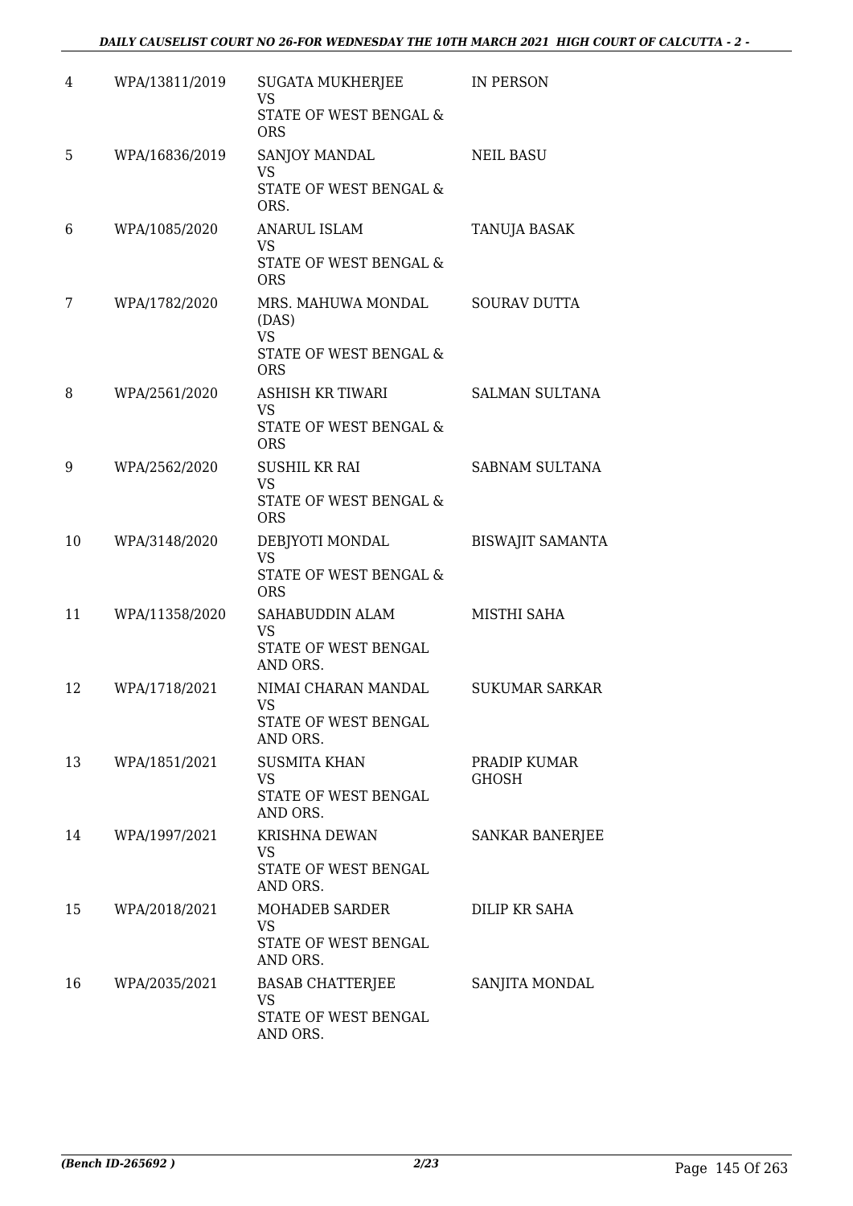| 4 | WPA/13811/2019 | SUGATA MUKHERJEE VS STATE OF WEST BENGAL & ORS | IN PERSON |
|---|---|---|---|
| 5 | WPA/16836/2019 | SANJOY MANDAL VS STATE OF WEST BENGAL & ORS. | NEIL BASU |
| 6 | WPA/1085/2020 | ANARUL ISLAM VS STATE OF WEST BENGAL & ORS | TANUJA BASAK |
| 7 | WPA/1782/2020 | MRS. MAHUWA MONDAL (DAS) VS STATE OF WEST BENGAL & ORS | SOURAV DUTTA |
| 8 | WPA/2561/2020 | ASHISH KR TIWARI VS STATE OF WEST BENGAL & ORS | SALMAN SULTANA |
| 9 | WPA/2562/2020 | SUSHIL KR RAI VS STATE OF WEST BENGAL & ORS | SABNAM SULTANA |
| 10 | WPA/3148/2020 | DEBJYOTI MONDAL VS STATE OF WEST BENGAL & ORS | BISWAJIT SAMANTA |
| 11 | WPA/11358/2020 | SAHABUDDIN ALAM VS STATE OF WEST BENGAL AND ORS. | MISTHI SAHA |
| 12 | WPA/1718/2021 | NIMAI CHARAN MANDAL VS STATE OF WEST BENGAL AND ORS. | SUKUMAR SARKAR |
| 13 | WPA/1851/2021 | SUSMITA KHAN VS STATE OF WEST BENGAL AND ORS. | PRADIP KUMAR GHOSH |
| 14 | WPA/1997/2021 | KRISHNA DEWAN VS STATE OF WEST BENGAL AND ORS. | SANKAR BANERJEE |
| 15 | WPA/2018/2021 | MOHADEB SARDER VS STATE OF WEST BENGAL AND ORS. | DILIP KR SAHA |
| 16 | WPA/2035/2021 | BASAB CHATTERJEE VS STATE OF WEST BENGAL AND ORS. | SANJITA MONDAL |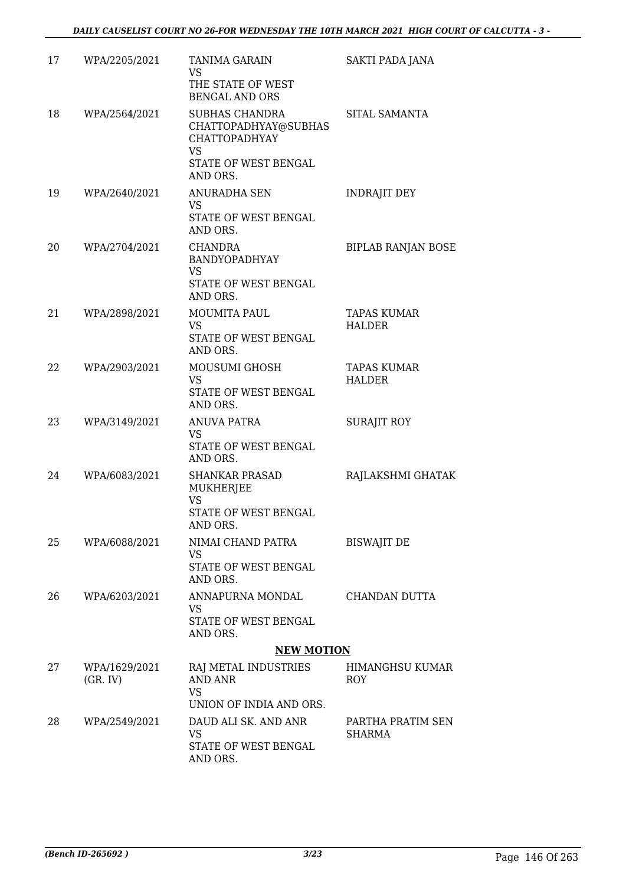| | | | |
|---|---|---|---|
| 17 | WPA/2205/2021 | TANIMA GARAIN<br>VS<br>THE STATE OF WEST BENGAL AND ORS | SAKTI PADA JANA |
| 18 | WPA/2564/2021 | SUBHAS CHANDRA CHATTOPADHYAY@SUBHAS CHATTOPADHYAY<br>VS<br>STATE OF WEST BENGAL AND ORS. | SITAL SAMANTA |
| 19 | WPA/2640/2021 | ANURADHA SEN<br>VS<br>STATE OF WEST BENGAL AND ORS. | INDRAJIT DEY |
| 20 | WPA/2704/2021 | CHANDRA BANDYOPADHYAY<br>VS<br>STATE OF WEST BENGAL AND ORS. | BIPLAB RANJAN BOSE |
| 21 | WPA/2898/2021 | MOUMITA PAUL<br>VS<br>STATE OF WEST BENGAL AND ORS. | TAPAS KUMAR HALDER |
| 22 | WPA/2903/2021 | MOUSUMI GHOSH<br>VS<br>STATE OF WEST BENGAL AND ORS. | TAPAS KUMAR HALDER |
| 23 | WPA/3149/2021 | ANUVA PATRA<br>VS<br>STATE OF WEST BENGAL AND ORS. | SURAJIT ROY |
| 24 | WPA/6083/2021 | SHANKAR PRASAD MUKHERJEE<br>VS<br>STATE OF WEST BENGAL AND ORS. | RAJLAKSHMI GHATAK |
| 25 | WPA/6088/2021 | NIMAI CHAND PATRA<br>VS<br>STATE OF WEST BENGAL AND ORS. | BISWAJIT DE |
| 26 | WPA/6203/2021 | ANNAPURNA MONDAL<br>VS<br>STATE OF WEST BENGAL AND ORS. | CHANDAN DUTTA |

**NEW MOTION**

| | | | |
|---|---|---|---|
| 27 | WPA/1629/2021 (GR. IV) | RAJ METAL INDUSTRIES AND ANR<br>VS<br>UNION OF INDIA AND ORS. | HIMANGHSU KUMAR ROY |
| 28 | WPA/2549/2021 | DAUD ALI SK. AND ANR<br>VS<br>STATE OF WEST BENGAL AND ORS. | PARTHA PRATIM SEN SHARMA |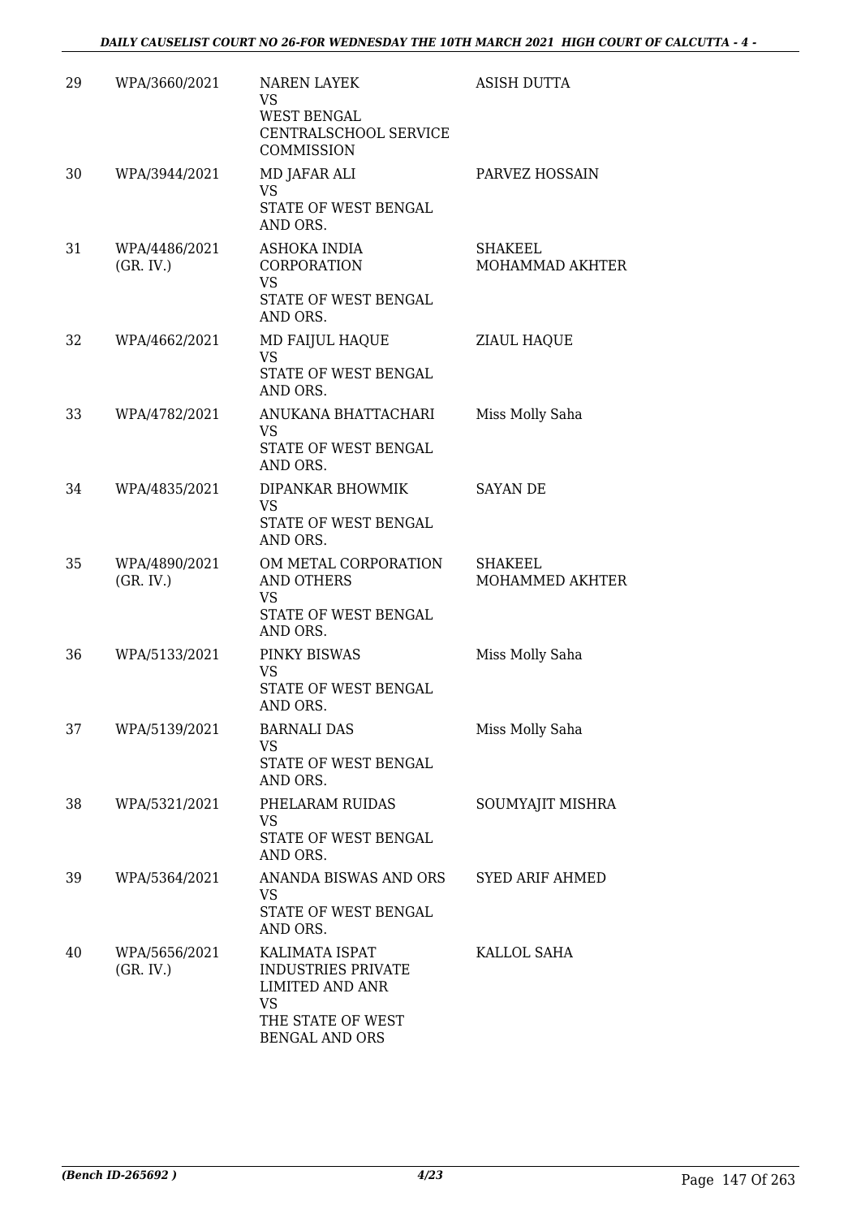| 29 | WPA/3660/2021 | NAREN LAYEK<br>VS<br>WEST BENGAL CENTRALSCHOOL SERVICE COMMISSION | ASISH DUTTA |
|---|---|---|---|
| 30 | WPA/3944/2021 | MD JAFAR ALI<br>VS<br>STATE OF WEST BENGAL AND ORS. | PARVEZ HOSSAIN |
| 31 | WPA/4486/2021 (GR. IV.) | ASHOKA INDIA CORPORATION<br>VS<br>STATE OF WEST BENGAL AND ORS. | SHAKEEL MOHAMMAD AKHTER |
| 32 | WPA/4662/2021 | MD FAIJUL HAQUE<br>VS<br>STATE OF WEST BENGAL AND ORS. | ZIAUL HAQUE |
| 33 | WPA/4782/2021 | ANUKANA BHATTACHARI<br>VS<br>STATE OF WEST BENGAL AND ORS. | Miss Molly Saha |
| 34 | WPA/4835/2021 | DIPANKAR BHOWMIK<br>VS<br>STATE OF WEST BENGAL AND ORS. | SAYAN DE |
| 35 | WPA/4890/2021 (GR. IV.) | OM METAL CORPORATION AND OTHERS<br>VS<br>STATE OF WEST BENGAL AND ORS. | SHAKEEL MOHAMMED AKHTER |
| 36 | WPA/5133/2021 | PINKY BISWAS<br>VS<br>STATE OF WEST BENGAL AND ORS. | Miss Molly Saha |
| 37 | WPA/5139/2021 | BARNALI DAS<br>VS<br>STATE OF WEST BENGAL AND ORS. | Miss Molly Saha |
| 38 | WPA/5321/2021 | PHELARAM RUIDAS<br>VS<br>STATE OF WEST BENGAL AND ORS. | SOUMYAJIT MISHRA |
| 39 | WPA/5364/2021 | ANANDA BISWAS AND ORS<br>VS<br>STATE OF WEST BENGAL AND ORS. | SYED ARIF AHMED |
| 40 | WPA/5656/2021 (GR. IV.) | KALIMATA ISPAT INDUSTRIES PRIVATE LIMITED AND ANR<br>VS<br>THE STATE OF WEST BENGAL AND ORS | KALLOL SAHA |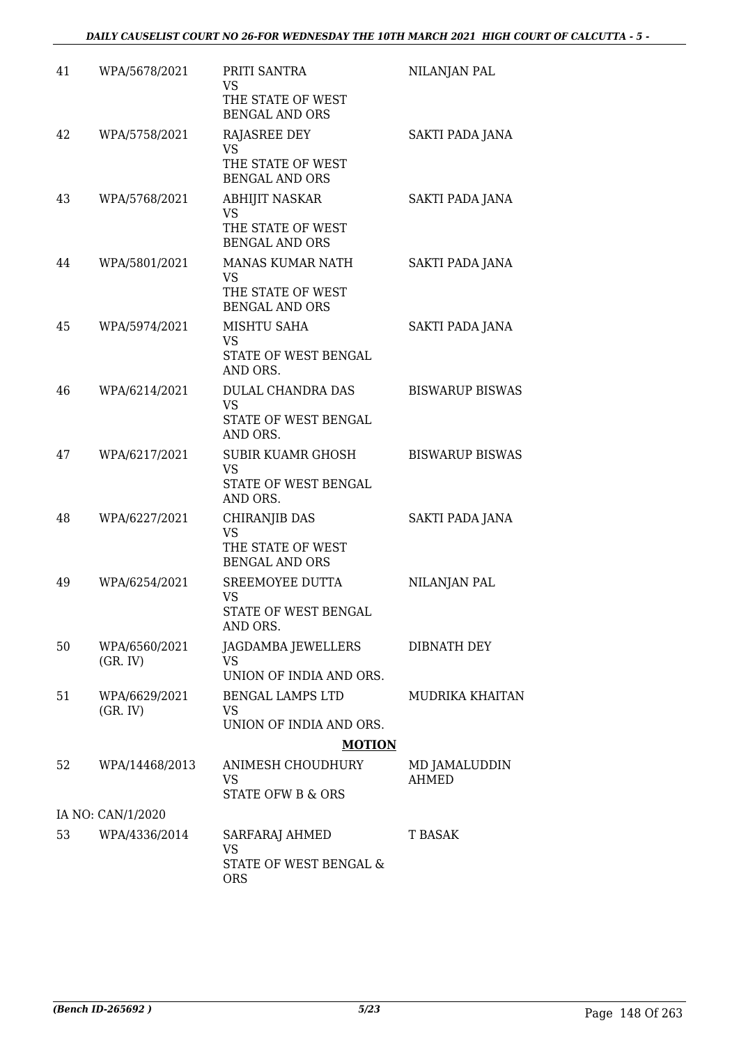| 41 | WPA/5678/2021 | PRITI SANTRA<br>VS<br>THE STATE OF WEST BENGAL AND ORS | NILANJAN PAL |
|---|---|---|---|
| 42 | WPA/5758/2021 | RAJASREE DEY<br>VS<br>THE STATE OF WEST BENGAL AND ORS | SAKTI PADA JANA |
| 43 | WPA/5768/2021 | ABHIJIT NASKAR<br>VS<br>THE STATE OF WEST BENGAL AND ORS | SAKTI PADA JANA |
| 44 | WPA/5801/2021 | MANAS KUMAR NATH<br>VS<br>THE STATE OF WEST BENGAL AND ORS | SAKTI PADA JANA |
| 45 | WPA/5974/2021 | MISHTU SAHA<br>VS<br>STATE OF WEST BENGAL AND ORS. | SAKTI PADA JANA |
| 46 | WPA/6214/2021 | DULAL CHANDRA DAS<br>VS<br>STATE OF WEST BENGAL AND ORS. | BISWARUP BISWAS |
| 47 | WPA/6217/2021 | SUBIR KUAMR GHOSH<br>VS<br>STATE OF WEST BENGAL AND ORS. | BISWARUP BISWAS |
| 48 | WPA/6227/2021 | CHIRANJIB DAS<br>VS<br>THE STATE OF WEST BENGAL AND ORS | SAKTI PADA JANA |
| 49 | WPA/6254/2021 | SREEMOYEE DUTTA<br>VS<br>STATE OF WEST BENGAL AND ORS. | NILANJAN PAL |
| 50 | WPA/6560/2021 (GR. IV) | JAGDAMBA JEWELLERS<br>VS<br>UNION OF INDIA AND ORS. | DIBNATH DEY |
| 51 | WPA/6629/2021 (GR. IV) | BENGAL LAMPS LTD<br>VS<br>UNION OF INDIA AND ORS. | MUDRIKA KHAITAN |
| | | **MOTION** | |
| 52 | WPA/14468/2013 | ANIMESH CHOUDHURY<br>VS<br>STATE OFW B & ORS | MD JAMALUDDIN AHMED |
| | IA NO: CAN/1/2020 | | |
| 53 | WPA/4336/2014 | SARFARAJ AHMED<br>VS<br>STATE OF WEST BENGAL & ORS | T BASAK |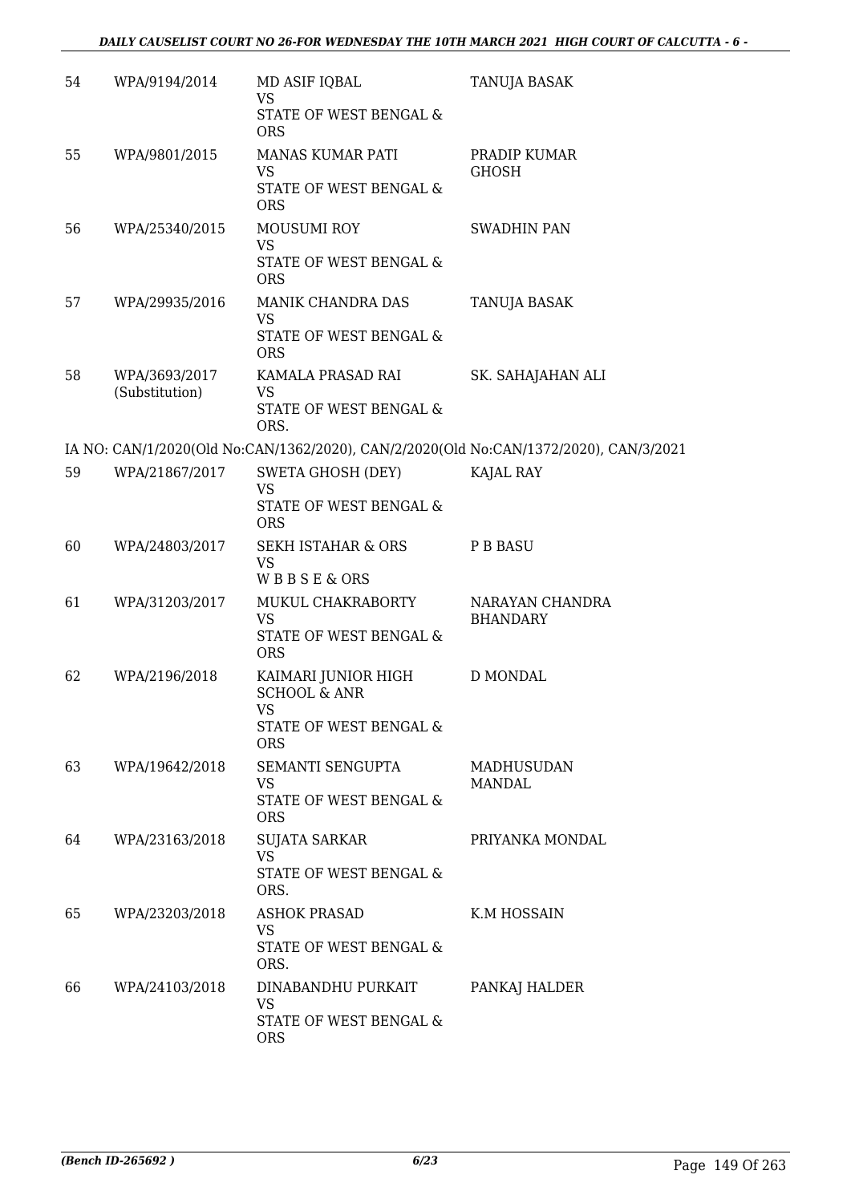| | | | |
|---|---|---|---|
| 54 | WPA/9194/2014 | MD ASIF IQBAL<br>VS<br>STATE OF WEST BENGAL & ORS | TANUJA BASAK |
| 55 | WPA/9801/2015 | MANAS KUMAR PATI<br>VS<br>STATE OF WEST BENGAL & ORS | PRADIP KUMAR GHOSH |
| 56 | WPA/25340/2015 | MOUSUMI ROY<br>VS<br>STATE OF WEST BENGAL & ORS | SWADHIN PAN |
| 57 | WPA/29935/2016 | MANIK CHANDRA DAS<br>VS<br>STATE OF WEST BENGAL & ORS | TANUJA BASAK |
| 58 | WPA/3693/2017 (Substitution) | KAMALA PRASAD RAI<br>VS<br>STATE OF WEST BENGAL & ORS. | SK. SAHAJAHAN ALI |

IA NO: CAN/1/2020(Old No:CAN/1362/2020), CAN/2/2020(Old No:CAN/1372/2020), CAN/3/2021

| | | | |
|---|---|---|---|
| 59 | WPA/21867/2017 | SWETA GHOSH (DEY)<br>VS<br>STATE OF WEST BENGAL & ORS | KAJAL RAY |
| 60 | WPA/24803/2017 | SEKH ISTAHAR & ORS<br>VS<br>W B B S E & ORS | P B BASU |
| 61 | WPA/31203/2017 | MUKUL CHAKRABORTY<br>VS<br>STATE OF WEST BENGAL & ORS | NARAYAN CHANDRA BHANDARY |
| 62 | WPA/2196/2018 | KAIMARI JUNIOR HIGH SCHOOL & ANR<br>VS<br>STATE OF WEST BENGAL & ORS | D MONDAL |
| 63 | WPA/19642/2018 | SEMANTI SENGUPTA<br>VS<br>STATE OF WEST BENGAL & ORS | MADHUSUDAN MANDAL |
| 64 | WPA/23163/2018 | SUJATA SARKAR<br>VS<br>STATE OF WEST BENGAL & ORS. | PRIYANKA MONDAL |
| 65 | WPA/23203/2018 | ASHOK PRASAD<br>VS<br>STATE OF WEST BENGAL & ORS. | K.M HOSSAIN |
| 66 | WPA/24103/2018 | DINABANDHU PURKAIT<br>VS<br>STATE OF WEST BENGAL & ORS | PANKAJ HALDER |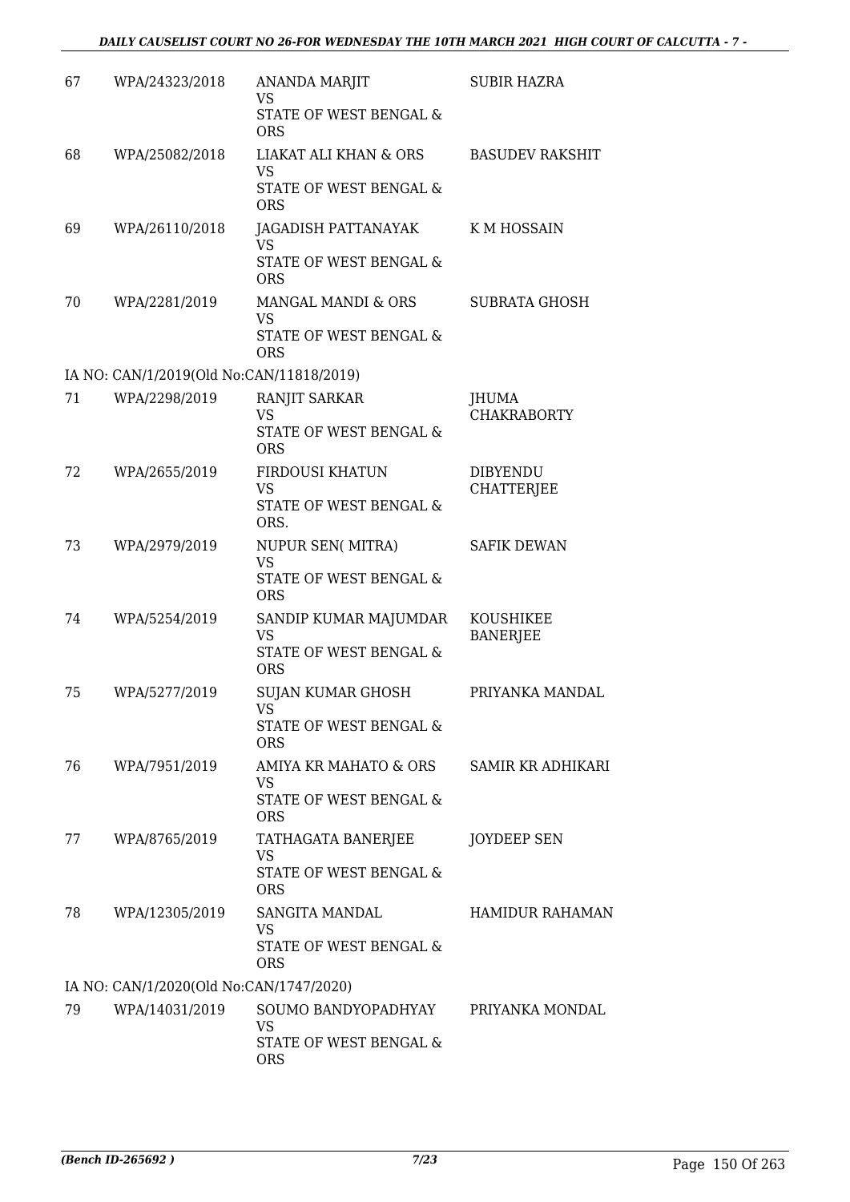| | | | |
|---|---|---|---|
| 67 | WPA/24323/2018 | ANANDA MARJIT<br>VS<br>STATE OF WEST BENGAL & ORS | SUBIR HAZRA |
| 68 | WPA/25082/2018 | LIAKAT ALI KHAN & ORS<br>VS<br>STATE OF WEST BENGAL & ORS | BASUDEV RAKSHIT |
| 69 | WPA/26110/2018 | JAGADISH PATTANAYAK<br>VS<br>STATE OF WEST BENGAL & ORS | K M HOSSAIN |
| 70 | WPA/2281/2019 | MANGAL MANDI & ORS<br>VS<br>STATE OF WEST BENGAL & ORS | SUBRATA GHOSH |
| | IA NO: CAN/1/2019(Old No:CAN/11818/2019) | | |
| 71 | WPA/2298/2019 | RANJIT SARKAR<br>VS<br>STATE OF WEST BENGAL & ORS | JHUMA CHAKRABORTY |
| 72 | WPA/2655/2019 | FIRDOUSI KHATUN<br>VS<br>STATE OF WEST BENGAL & ORS. | DIBYENDU CHATTERJEE |
| 73 | WPA/2979/2019 | NUPUR SEN( MITRA)<br>VS<br>STATE OF WEST BENGAL & ORS | SAFIK DEWAN |
| 74 | WPA/5254/2019 | SANDIP KUMAR MAJUMDAR<br>VS<br>STATE OF WEST BENGAL & ORS | KOUSHIKEE BANERJEE |
| 75 | WPA/5277/2019 | SUJAN KUMAR GHOSH<br>VS<br>STATE OF WEST BENGAL & ORS | PRIYANKA MANDAL |
| 76 | WPA/7951/2019 | AMIYA KR MAHATO & ORS<br>VS<br>STATE OF WEST BENGAL & ORS | SAMIR KR ADHIKARI |
| 77 | WPA/8765/2019 | TATHAGATA BANERJEE<br>VS<br>STATE OF WEST BENGAL & ORS | JOYDEEP SEN |
| 78 | WPA/12305/2019 | SANGITA MANDAL<br>VS<br>STATE OF WEST BENGAL & ORS | HAMIDUR RAHAMAN |
| | IA NO: CAN/1/2020(Old No:CAN/1747/2020) | | |
| 79 | WPA/14031/2019 | SOUMO BANDYOPADHYAY<br>VS<br>STATE OF WEST BENGAL & ORS | PRIYANKA MONDAL |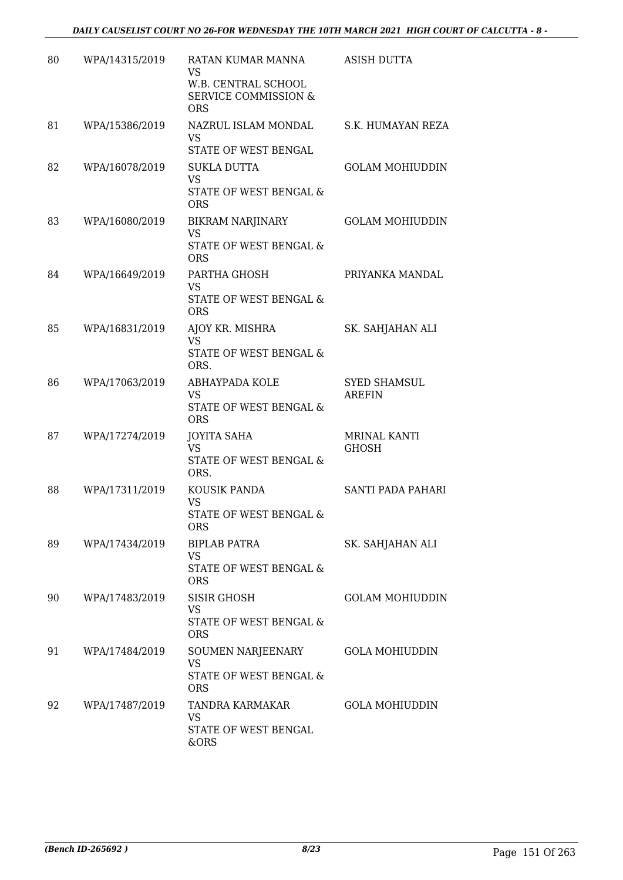| 80 | WPA/14315/2019 | RATAN KUMAR MANNA<br>VS<br>W.B. CENTRAL SCHOOL SERVICE COMMISSION & ORS | ASISH DUTTA |
|---|---|---|---|
| 81 | WPA/15386/2019 | NAZRUL ISLAM MONDAL<br>VS<br>STATE OF WEST BENGAL | S.K. HUMAYAN REZA |
| 82 | WPA/16078/2019 | SUKLA DUTTA<br>VS<br>STATE OF WEST BENGAL & ORS | GOLAM MOHIUDDIN |
| 83 | WPA/16080/2019 | BIKRAM NARJINARY<br>VS<br>STATE OF WEST BENGAL & ORS | GOLAM MOHIUDDIN |
| 84 | WPA/16649/2019 | PARTHA GHOSH<br>VS<br>STATE OF WEST BENGAL & ORS | PRIYANKA MANDAL |
| 85 | WPA/16831/2019 | AJOY KR. MISHRA<br>VS<br>STATE OF WEST BENGAL & ORS. | SK. SAHJAHAN ALI |
| 86 | WPA/17063/2019 | ABHAYPADA KOLE<br>VS<br>STATE OF WEST BENGAL & ORS | SYED SHAMSUL AREFIN |
| 87 | WPA/17274/2019 | JOYITA SAHA<br>VS<br>STATE OF WEST BENGAL & ORS. | MRINAL KANTI GHOSH |
| 88 | WPA/17311/2019 | KOUSIK PANDA<br>VS<br>STATE OF WEST BENGAL & ORS | SANTI PADA PAHARI |
| 89 | WPA/17434/2019 | BIPLAB PATRA<br>VS<br>STATE OF WEST BENGAL & ORS | SK. SAHJAHAN ALI |
| 90 | WPA/17483/2019 | SISIR GHOSH<br>VS<br>STATE OF WEST BENGAL & ORS | GOLAM MOHIUDDIN |
| 91 | WPA/17484/2019 | SOUMEN NARJEENARY<br>VS<br>STATE OF WEST BENGAL & ORS | GOLA MOHIUDDIN |
| 92 | WPA/17487/2019 | TANDRA KARMAKAR<br>VS<br>STATE OF WEST BENGAL &ORS | GOLA MOHIUDDIN |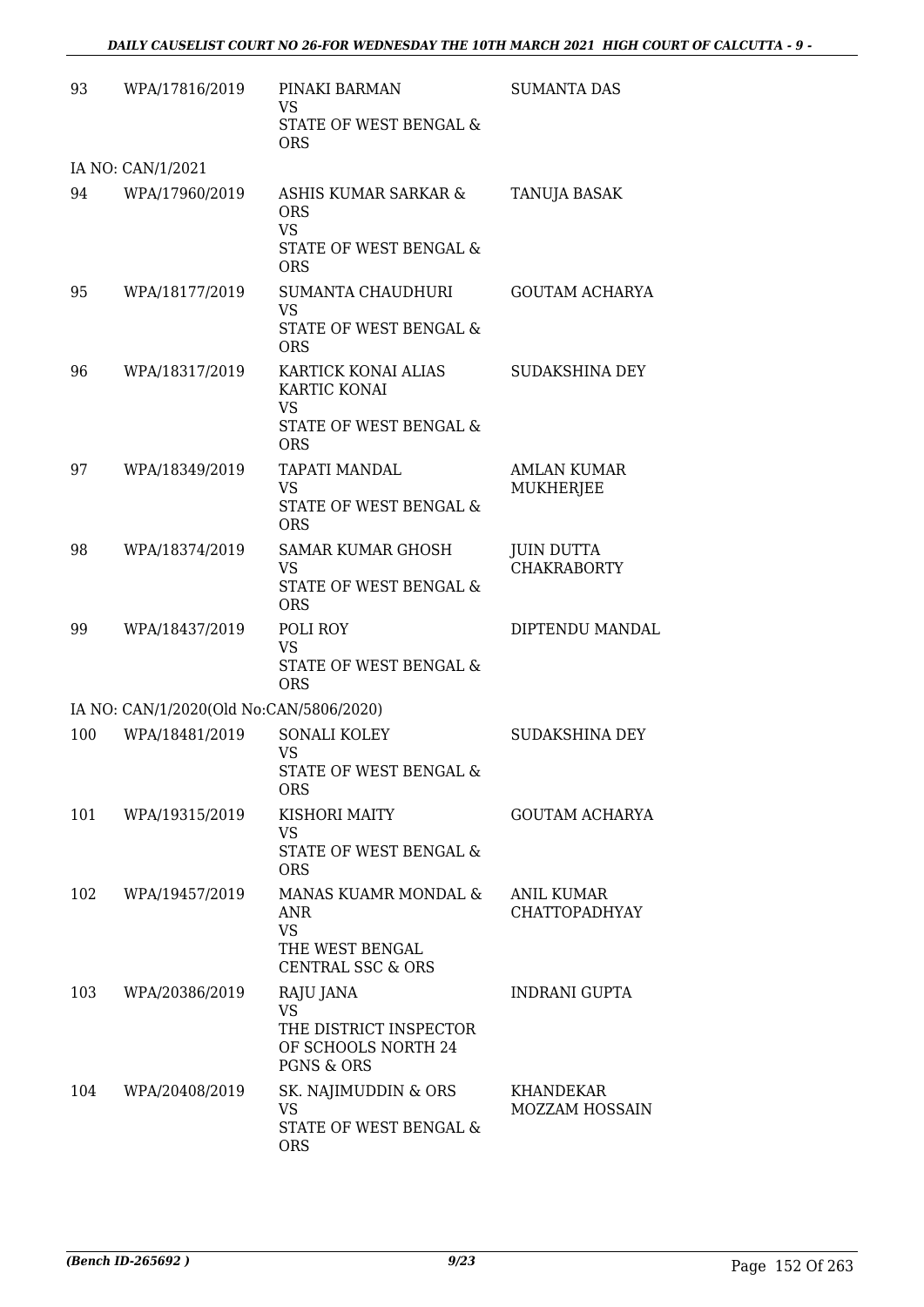| | | | |
|---|---|---|---|
| 93 | WPA/17816/2019 | PINAKI BARMAN<br>VS<br>STATE OF WEST BENGAL & ORS | SUMANTA DAS |
| IA NO: CAN/1/2021 | | | |
| 94 | WPA/17960/2019 | ASHIS KUMAR SARKAR & ORS<br>VS<br>STATE OF WEST BENGAL & ORS | TANUJA BASAK |
| 95 | WPA/18177/2019 | SUMANTA CHAUDHURI<br>VS<br>STATE OF WEST BENGAL & ORS | GOUTAM ACHARYA |
| 96 | WPA/18317/2019 | KARTICK KONAI ALIAS KARTIC KONAI<br>VS<br>STATE OF WEST BENGAL & ORS | SUDAKSHINA DEY |
| 97 | WPA/18349/2019 | TAPATI MANDAL<br>VS<br>STATE OF WEST BENGAL & ORS | AMLAN KUMAR MUKHERJEE |
| 98 | WPA/18374/2019 | SAMAR KUMAR GHOSH<br>VS<br>STATE OF WEST BENGAL & ORS | JUIN DUTTA CHAKRABORTY |
| 99 | WPA/18437/2019 | POLI ROY<br>VS<br>STATE OF WEST BENGAL & ORS | DIPTENDU MANDAL |
| IA NO: CAN/1/2020(Old No:CAN/5806/2020) | | | |
| 100 | WPA/18481/2019 | SONALI KOLEY<br>VS<br>STATE OF WEST BENGAL & ORS | SUDAKSHINA DEY |
| 101 | WPA/19315/2019 | KISHORI MAITY<br>VS<br>STATE OF WEST BENGAL & ORS | GOUTAM ACHARYA |
| 102 | WPA/19457/2019 | MANAS KUAMR MONDAL & ANR<br>VS<br>THE WEST BENGAL CENTRAL SSC & ORS | ANIL KUMAR CHATTOPADHYAY |
| 103 | WPA/20386/2019 | RAJU JANA<br>VS<br>THE DISTRICT INSPECTOR OF SCHOOLS NORTH 24 PGNS & ORS | INDRANI GUPTA |
| 104 | WPA/20408/2019 | SK. NAJIMUDDIN & ORS<br>VS<br>STATE OF WEST BENGAL & ORS | KHANDEKAR MOZZAM HOSSAIN |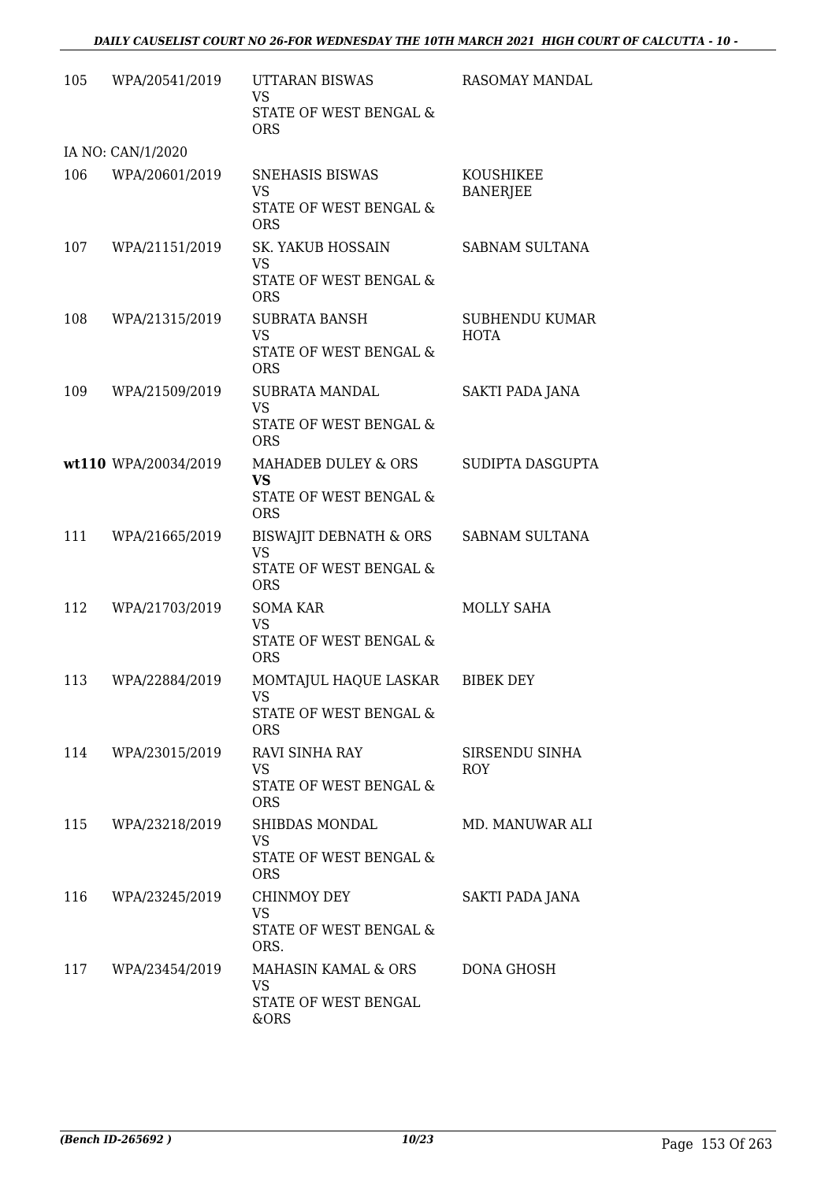| | | | |
|---|---|---|---|
| 105 | WPA/20541/2019 | UTTARAN BISWAS<br>VS<br>STATE OF WEST BENGAL & ORS | RASOMAY MANDAL |
| IA NO: CAN/1/2020 | | | |
| 106 | WPA/20601/2019 | SNEHASIS BISWAS<br>VS<br>STATE OF WEST BENGAL & ORS | KOUSHIKEE BANERJEE |
| 107 | WPA/21151/2019 | SK. YAKUB HOSSAIN<br>VS<br>STATE OF WEST BENGAL & ORS | SABNAM SULTANA |
| 108 | WPA/21315/2019 | SUBRATA BANSH<br>VS<br>STATE OF WEST BENGAL & ORS | SUBHENDU KUMAR HOTA |
| 109 | WPA/21509/2019 | SUBRATA MANDAL<br>VS<br>STATE OF WEST BENGAL & ORS | SAKTI PADA JANA |
| **wt110** | WPA/20034/2019 | MAHADEB DULEY & ORS<br>**VS**<br>STATE OF WEST BENGAL & ORS | SUDIPTA DASGUPTA |
| 111 | WPA/21665/2019 | BISWAJIT DEBNATH & ORS<br>VS<br>STATE OF WEST BENGAL & ORS | SABNAM SULTANA |
| 112 | WPA/21703/2019 | SOMA KAR<br>VS<br>STATE OF WEST BENGAL & ORS | MOLLY SAHA |
| 113 | WPA/22884/2019 | MOMTAJUL HAQUE LASKAR<br>VS<br>STATE OF WEST BENGAL & ORS | BIBEK DEY |
| 114 | WPA/23015/2019 | RAVI SINHA RAY<br>VS<br>STATE OF WEST BENGAL & ORS | SIRSENDU SINHA ROY |
| 115 | WPA/23218/2019 | SHIBDAS MONDAL<br>VS<br>STATE OF WEST BENGAL & ORS | MD. MANUWAR ALI |
| 116 | WPA/23245/2019 | CHINMOY DEY<br>VS<br>STATE OF WEST BENGAL & ORS. | SAKTI PADA JANA |
| 117 | WPA/23454/2019 | MAHASIN KAMAL & ORS<br>VS<br>STATE OF WEST BENGAL &ORS | DONA GHOSH |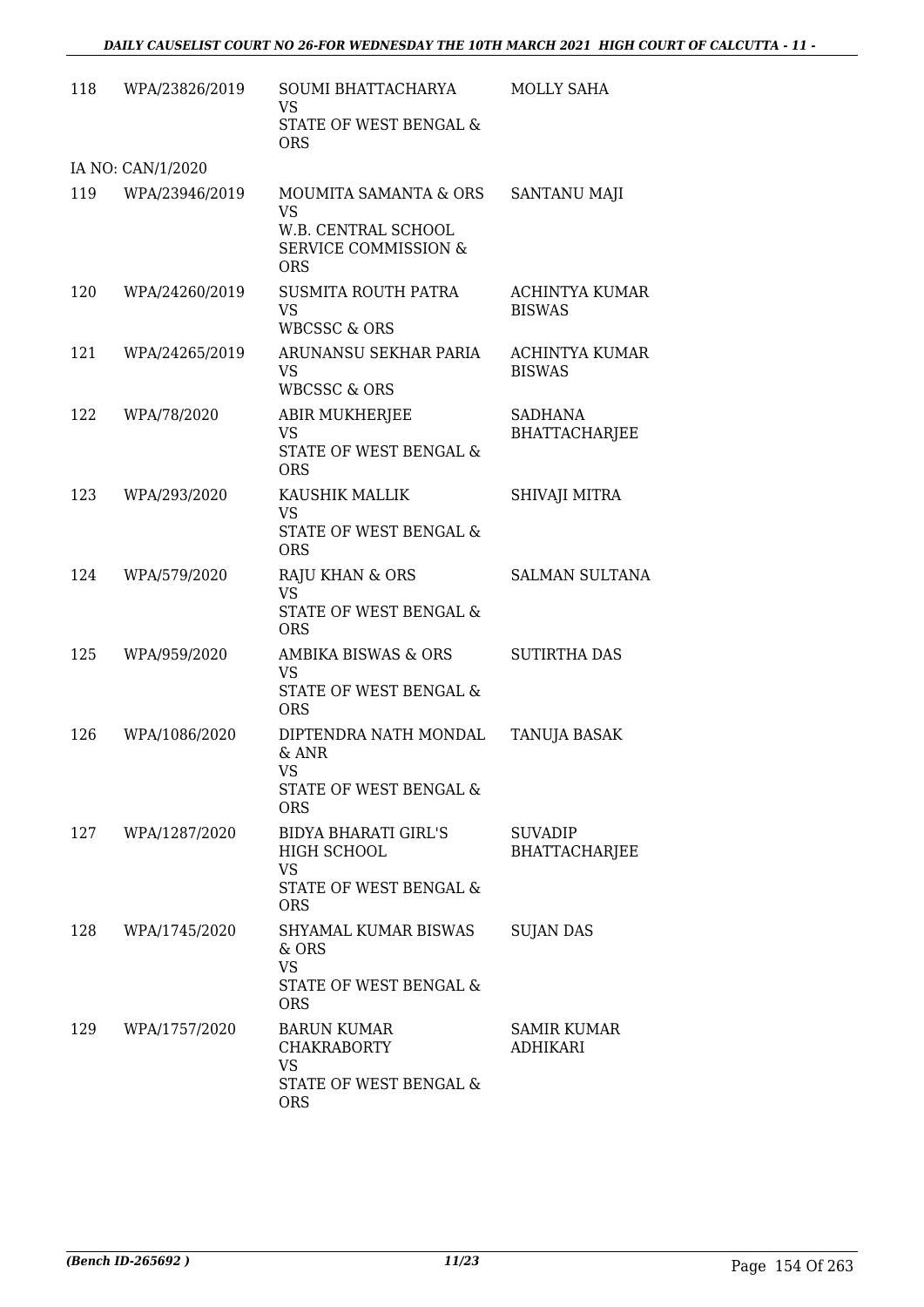| 118 | WPA/23826/2019 | SOUMI BHATTACHARYA<br>VS<br>STATE OF WEST BENGAL & ORS | MOLLY SAHA |
|---|---|---|---|
| IA NO: CAN/1/2020 | | | |
| 119 | WPA/23946/2019 | MOUMITA SAMANTA & ORS<br>VS<br>W.B. CENTRAL SCHOOL SERVICE COMMISSION & ORS | SANTANU MAJI |
| 120 | WPA/24260/2019 | SUSMITA ROUTH PATRA<br>VS<br>WBCSSC & ORS | ACHINTYA KUMAR BISWAS |
| 121 | WPA/24265/2019 | ARUNANSU SEKHAR PARIA<br>VS<br>WBCSSC & ORS | ACHINTYA KUMAR BISWAS |
| 122 | WPA/78/2020 | ABIR MUKHERJEE<br>VS<br>STATE OF WEST BENGAL & ORS | SADHANA BHATTACHARJEE |
| 123 | WPA/293/2020 | KAUSHIK MALLIK<br>VS<br>STATE OF WEST BENGAL & ORS | SHIVAJI MITRA |
| 124 | WPA/579/2020 | RAJU KHAN & ORS<br>VS<br>STATE OF WEST BENGAL & ORS | SALMAN SULTANA |
| 125 | WPA/959/2020 | AMBIKA BISWAS & ORS<br>VS<br>STATE OF WEST BENGAL & ORS | SUTIRTHA DAS |
| 126 | WPA/1086/2020 | DIPTENDRA NATH MONDAL & ANR<br>VS<br>STATE OF WEST BENGAL & ORS | TANUJA BASAK |
| 127 | WPA/1287/2020 | BIDYA BHARATI GIRL'S HIGH SCHOOL<br>VS<br>STATE OF WEST BENGAL & ORS | SUVADIP BHATTACHARJEE |
| 128 | WPA/1745/2020 | SHYAMAL KUMAR BISWAS & ORS<br>VS<br>STATE OF WEST BENGAL & ORS | SUJAN DAS |
| 129 | WPA/1757/2020 | BARUN KUMAR CHAKRABORTY<br>VS<br>STATE OF WEST BENGAL & ORS | SAMIR KUMAR ADHIKARI |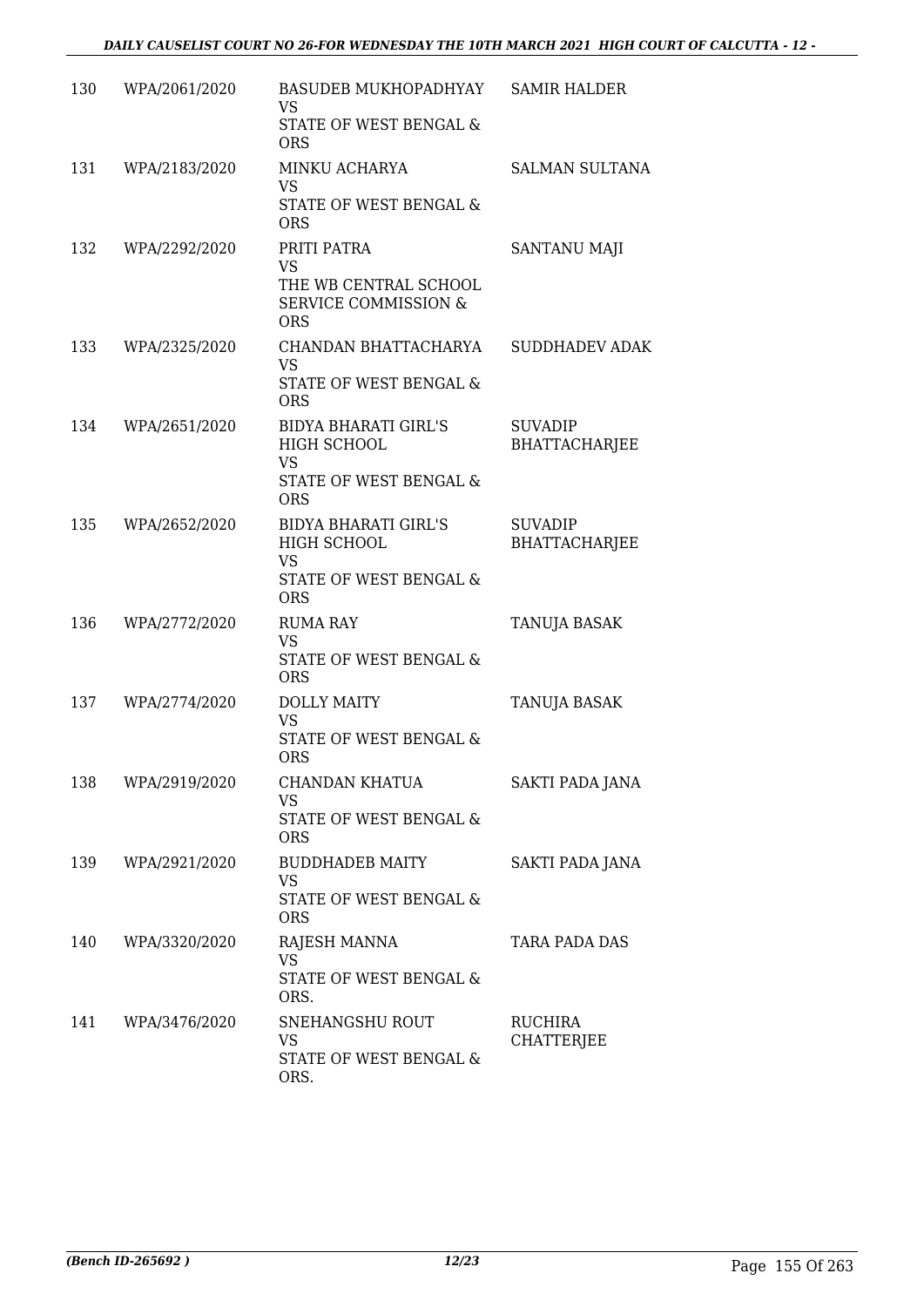| 130 | WPA/2061/2020 | BASUDEB MUKHOPADHYAY VS STATE OF WEST BENGAL & ORS | SAMIR HALDER |
|---|---|---|---|
| 131 | WPA/2183/2020 | MINKU ACHARYA VS STATE OF WEST BENGAL & ORS | SALMAN SULTANA |
| 132 | WPA/2292/2020 | PRITI PATRA VS THE WB CENTRAL SCHOOL SERVICE COMMISSION & ORS | SANTANU MAJI |
| 133 | WPA/2325/2020 | CHANDAN BHATTACHARYA VS STATE OF WEST BENGAL & ORS | SUDDHADEV ADAK |
| 134 | WPA/2651/2020 | BIDYA BHARATI GIRL'S HIGH SCHOOL VS STATE OF WEST BENGAL & ORS | SUVADIP BHATTACHARJEE |
| 135 | WPA/2652/2020 | BIDYA BHARATI GIRL'S HIGH SCHOOL VS STATE OF WEST BENGAL & ORS | SUVADIP BHATTACHARJEE |
| 136 | WPA/2772/2020 | RUMA RAY VS STATE OF WEST BENGAL & ORS | TANUJA BASAK |
| 137 | WPA/2774/2020 | DOLLY MAITY VS STATE OF WEST BENGAL & ORS | TANUJA BASAK |
| 138 | WPA/2919/2020 | CHANDAN KHATUA VS STATE OF WEST BENGAL & ORS | SAKTI PADA JANA |
| 139 | WPA/2921/2020 | BUDDHADEB MAITY VS STATE OF WEST BENGAL & ORS | SAKTI PADA JANA |
| 140 | WPA/3320/2020 | RAJESH MANNA VS STATE OF WEST BENGAL & ORS. | TARA PADA DAS |
| 141 | WPA/3476/2020 | SNEHANGSHU ROUT VS STATE OF WEST BENGAL & ORS. | RUCHIRA CHATTERJEE |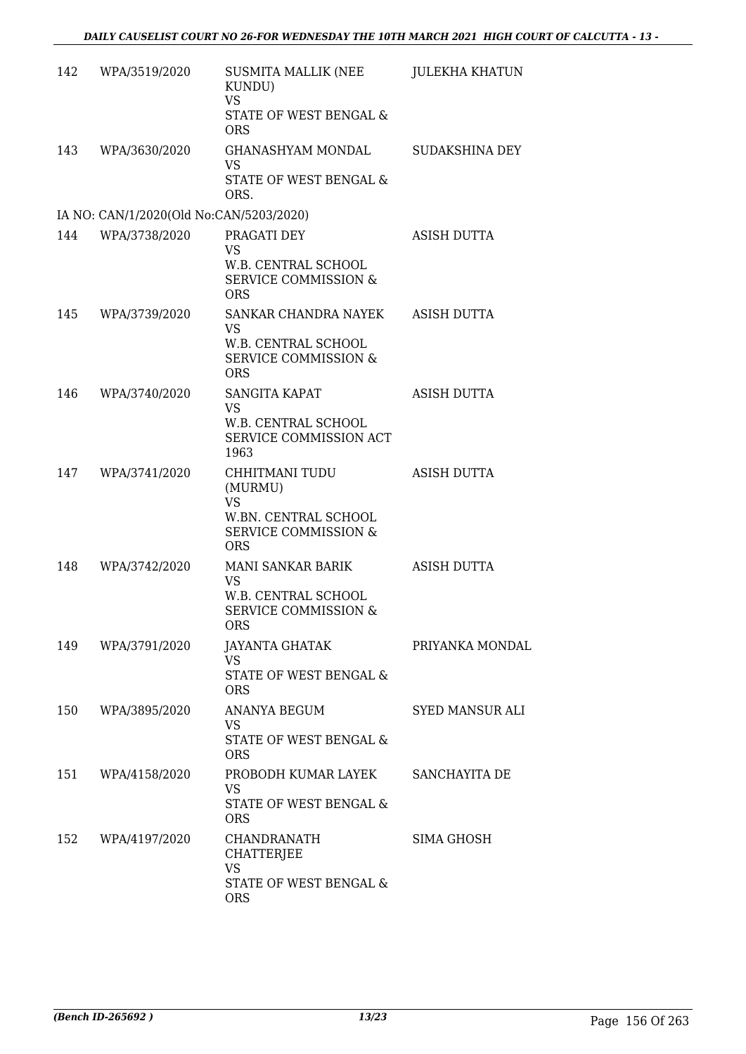| | | | |
|---|---|---|---|
| 142 | WPA/3519/2020 | SUSMITA MALLIK (NEE KUNDU)<br>VS<br>STATE OF WEST BENGAL & ORS | JULEKHA KHATUN |
| 143 | WPA/3630/2020 | GHANASHYAM MONDAL<br>VS<br>STATE OF WEST BENGAL & ORS. | SUDAKSHINA DEY |
| IA NO: CAN/1/2020(Old No:CAN/5203/2020) | | | |
| 144 | WPA/3738/2020 | PRAGATI DEY<br>VS<br>W.B. CENTRAL SCHOOL SERVICE COMMISSION & ORS | ASISH DUTTA |
| 145 | WPA/3739/2020 | SANKAR CHANDRA NAYEK<br>VS<br>W.B. CENTRAL SCHOOL SERVICE COMMISSION & ORS | ASISH DUTTA |
| 146 | WPA/3740/2020 | SANGITA KAPAT<br>VS<br>W.B. CENTRAL SCHOOL SERVICE COMMISSION ACT 1963 | ASISH DUTTA |
| 147 | WPA/3741/2020 | CHHITMANI TUDU (MURMU)<br>VS<br>W.BN. CENTRAL SCHOOL SERVICE COMMISSION & ORS | ASISH DUTTA |
| 148 | WPA/3742/2020 | MANI SANKAR BARIK<br>VS<br>W.B. CENTRAL SCHOOL SERVICE COMMISSION & ORS | ASISH DUTTA |
| 149 | WPA/3791/2020 | JAYANTA GHATAK<br>VS<br>STATE OF WEST BENGAL & ORS | PRIYANKA MONDAL |
| 150 | WPA/3895/2020 | ANANYA BEGUM<br>VS<br>STATE OF WEST BENGAL & ORS | SYED MANSUR ALI |
| 151 | WPA/4158/2020 | PROBODH KUMAR LAYEK<br>VS<br>STATE OF WEST BENGAL & ORS | SANCHAYITA DE |
| 152 | WPA/4197/2020 | CHANDRANATH CHATTERJEE<br>VS<br>STATE OF WEST BENGAL & ORS | SIMA GHOSH |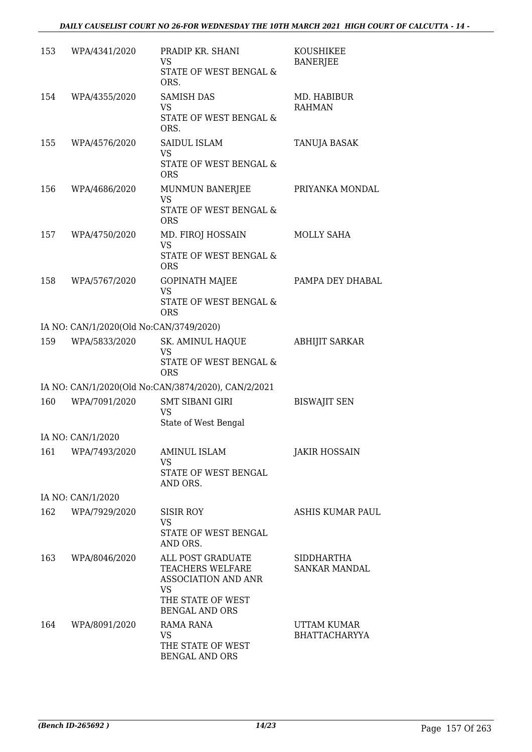| | | | |
|---|---|---|---|
| 153 | WPA/4341/2020 | PRADIP KR. SHANI<br>VS<br>STATE OF WEST BENGAL & ORS. | KOUSHIKEE BANERJEE |
| 154 | WPA/4355/2020 | SAMISH DAS<br>VS<br>STATE OF WEST BENGAL & ORS. | MD. HABIBUR RAHMAN |
| 155 | WPA/4576/2020 | SAIDUL ISLAM<br>VS<br>STATE OF WEST BENGAL & ORS | TANUJA BASAK |
| 156 | WPA/4686/2020 | MUNMUN BANERJEE<br>VS<br>STATE OF WEST BENGAL & ORS | PRIYANKA MONDAL |
| 157 | WPA/4750/2020 | MD. FIROJ HOSSAIN<br>VS<br>STATE OF WEST BENGAL & ORS | MOLLY SAHA |
| 158 | WPA/5767/2020 | GOPINATH MAJEE<br>VS<br>STATE OF WEST BENGAL & ORS | PAMPA DEY DHABAL |
| | IA NO: CAN/1/2020(Old No:CAN/3749/2020) | | |
| 159 | WPA/5833/2020 | SK. AMINUL HAQUE<br>VS<br>STATE OF WEST BENGAL & ORS | ABHIJIT SARKAR |
| | IA NO: CAN/1/2020(Old No:CAN/3874/2020), CAN/2/2021 | | |
| 160 | WPA/7091/2020 | SMT SIBANI GIRI<br>VS<br>State of West Bengal | BISWAJIT SEN |
| | IA NO: CAN/1/2020 | | |
| 161 | WPA/7493/2020 | AMINUL ISLAM<br>VS<br>STATE OF WEST BENGAL AND ORS. | JAKIR HOSSAIN |
| | IA NO: CAN/1/2020 | | |
| 162 | WPA/7929/2020 | SISIR ROY<br>VS<br>STATE OF WEST BENGAL AND ORS. | ASHIS KUMAR PAUL |
| 163 | WPA/8046/2020 | ALL POST GRADUATE TEACHERS WELFARE ASSOCIATION AND ANR<br>VS<br>THE STATE OF WEST BENGAL AND ORS | SIDDHARTHA SANKAR MANDAL |
| 164 | WPA/8091/2020 | RAMA RANA<br>VS<br>THE STATE OF WEST BENGAL AND ORS | UTTAM KUMAR BHATTACHARYYA |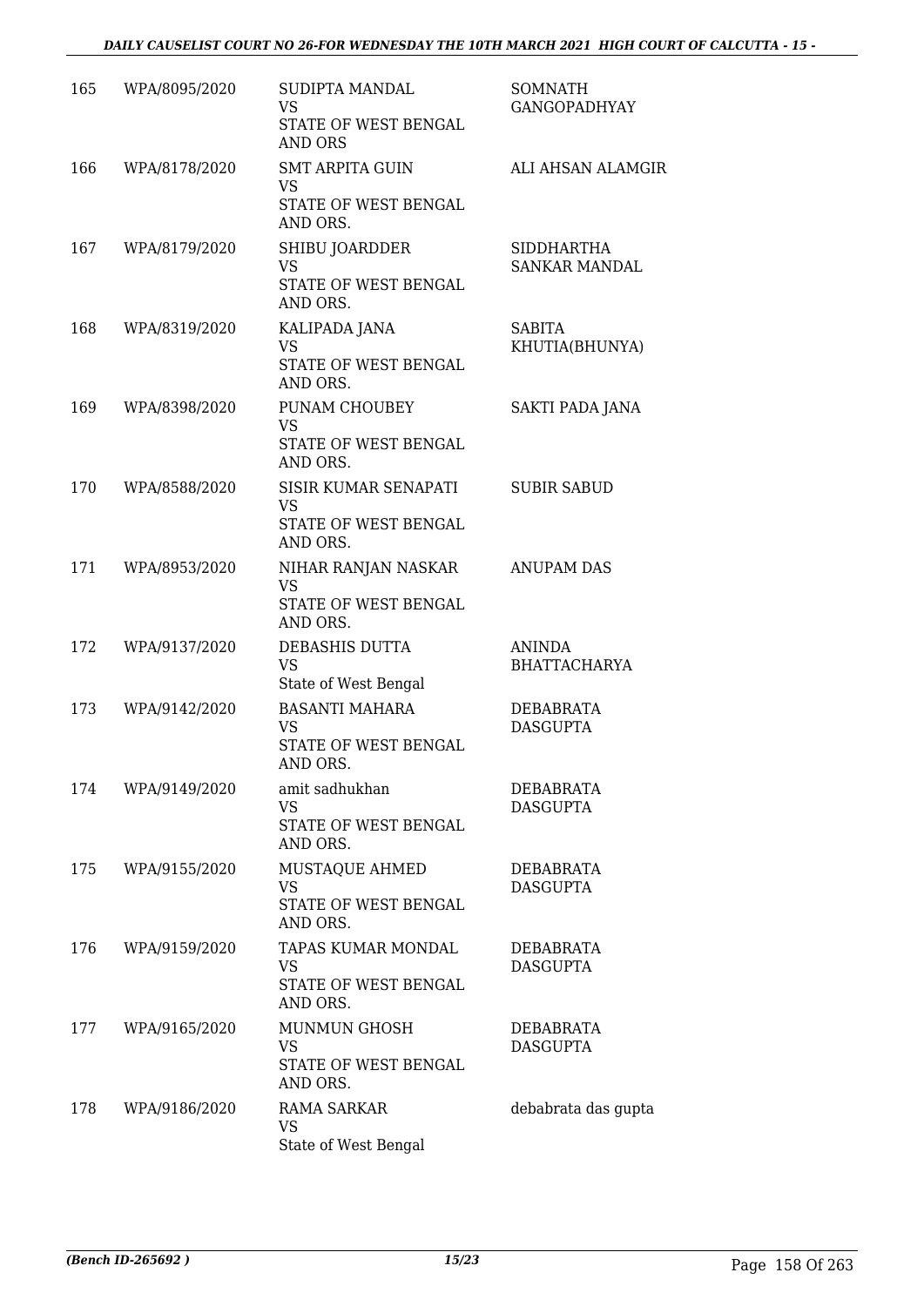| 165 | WPA/8095/2020 | SUDIPTA MANDAL<br>VS<br>STATE OF WEST BENGAL AND ORS | SOMNATH GANGOPADHYAY |
|---|---|---|---|
| 166 | WPA/8178/2020 | SMT ARPITA GUIN<br>VS<br>STATE OF WEST BENGAL AND ORS. | ALI AHSAN ALAMGIR |
| 167 | WPA/8179/2020 | SHIBU JOARDDER<br>VS<br>STATE OF WEST BENGAL AND ORS. | SIDDHARTHA SANKAR MANDAL |
| 168 | WPA/8319/2020 | KALIPADA JANA<br>VS<br>STATE OF WEST BENGAL AND ORS. | SABITA KHUTIA(BHUNYA) |
| 169 | WPA/8398/2020 | PUNAM CHOUBEY<br>VS<br>STATE OF WEST BENGAL AND ORS. | SAKTI PADA JANA |
| 170 | WPA/8588/2020 | SISIR KUMAR SENAPATI<br>VS<br>STATE OF WEST BENGAL AND ORS. | SUBIR SABUD |
| 171 | WPA/8953/2020 | NIHAR RANJAN NASKAR<br>VS<br>STATE OF WEST BENGAL AND ORS. | ANUPAM DAS |
| 172 | WPA/9137/2020 | DEBASHIS DUTTA<br>VS<br>State of West Bengal | ANINDA BHATTACHARYA |
| 173 | WPA/9142/2020 | BASANTI MAHARA<br>VS<br>STATE OF WEST BENGAL AND ORS. | DEBABRATA DASGUPTA |
| 174 | WPA/9149/2020 | amit sadhukhan<br>VS<br>STATE OF WEST BENGAL AND ORS. | DEBABRATA DASGUPTA |
| 175 | WPA/9155/2020 | MUSTAQUE AHMED<br>VS<br>STATE OF WEST BENGAL AND ORS. | DEBABRATA DASGUPTA |
| 176 | WPA/9159/2020 | TAPAS KUMAR MONDAL<br>VS<br>STATE OF WEST BENGAL AND ORS. | DEBABRATA DASGUPTA |
| 177 | WPA/9165/2020 | MUNMUN GHOSH<br>VS<br>STATE OF WEST BENGAL AND ORS. | DEBABRATA DASGUPTA |
| 178 | WPA/9186/2020 | RAMA SARKAR<br>VS<br>State of West Bengal | debabrata das gupta |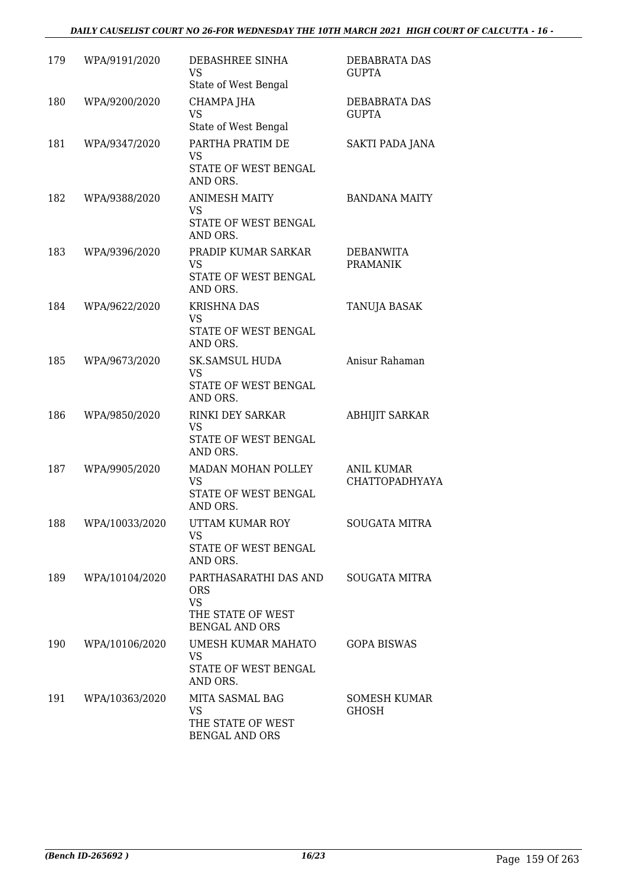| 179 | WPA/9191/2020 | DEBASHREE SINHA<br>VS<br>State of West Bengal | DEBABRATA DAS GUPTA |
|---|---|---|---|
| 180 | WPA/9200/2020 | CHAMPA JHA<br>VS<br>State of West Bengal | DEBABRATA DAS GUPTA |
| 181 | WPA/9347/2020 | PARTHA PRATIM DE<br>VS<br>STATE OF WEST BENGAL AND ORS. | SAKTI PADA JANA |
| 182 | WPA/9388/2020 | ANIMESH MAITY<br>VS<br>STATE OF WEST BENGAL AND ORS. | BANDANA MAITY |
| 183 | WPA/9396/2020 | PRADIP KUMAR SARKAR<br>VS<br>STATE OF WEST BENGAL AND ORS. | DEBANWITA PRAMANIK |
| 184 | WPA/9622/2020 | KRISHNA DAS<br>VS<br>STATE OF WEST BENGAL AND ORS. | TANUJA BASAK |
| 185 | WPA/9673/2020 | SK.SAMSUL HUDA<br>VS<br>STATE OF WEST BENGAL AND ORS. | Anisur Rahaman |
| 186 | WPA/9850/2020 | RINKI DEY SARKAR<br>VS<br>STATE OF WEST BENGAL AND ORS. | ABHIJIT SARKAR |
| 187 | WPA/9905/2020 | MADAN MOHAN POLLEY<br>VS<br>STATE OF WEST BENGAL AND ORS. | ANIL KUMAR CHATTOPADHYAYA |
| 188 | WPA/10033/2020 | UTTAM KUMAR ROY<br>VS<br>STATE OF WEST BENGAL AND ORS. | SOUGATA MITRA |
| 189 | WPA/10104/2020 | PARTHASARATHI DAS AND ORS<br>VS<br>THE STATE OF WEST BENGAL AND ORS | SOUGATA MITRA |
| 190 | WPA/10106/2020 | UMESH KUMAR MAHATO<br>VS<br>STATE OF WEST BENGAL AND ORS. | GOPA BISWAS |
| 191 | WPA/10363/2020 | MITA SASMAL BAG<br>VS<br>THE STATE OF WEST BENGAL AND ORS | SOMESH KUMAR GHOSH |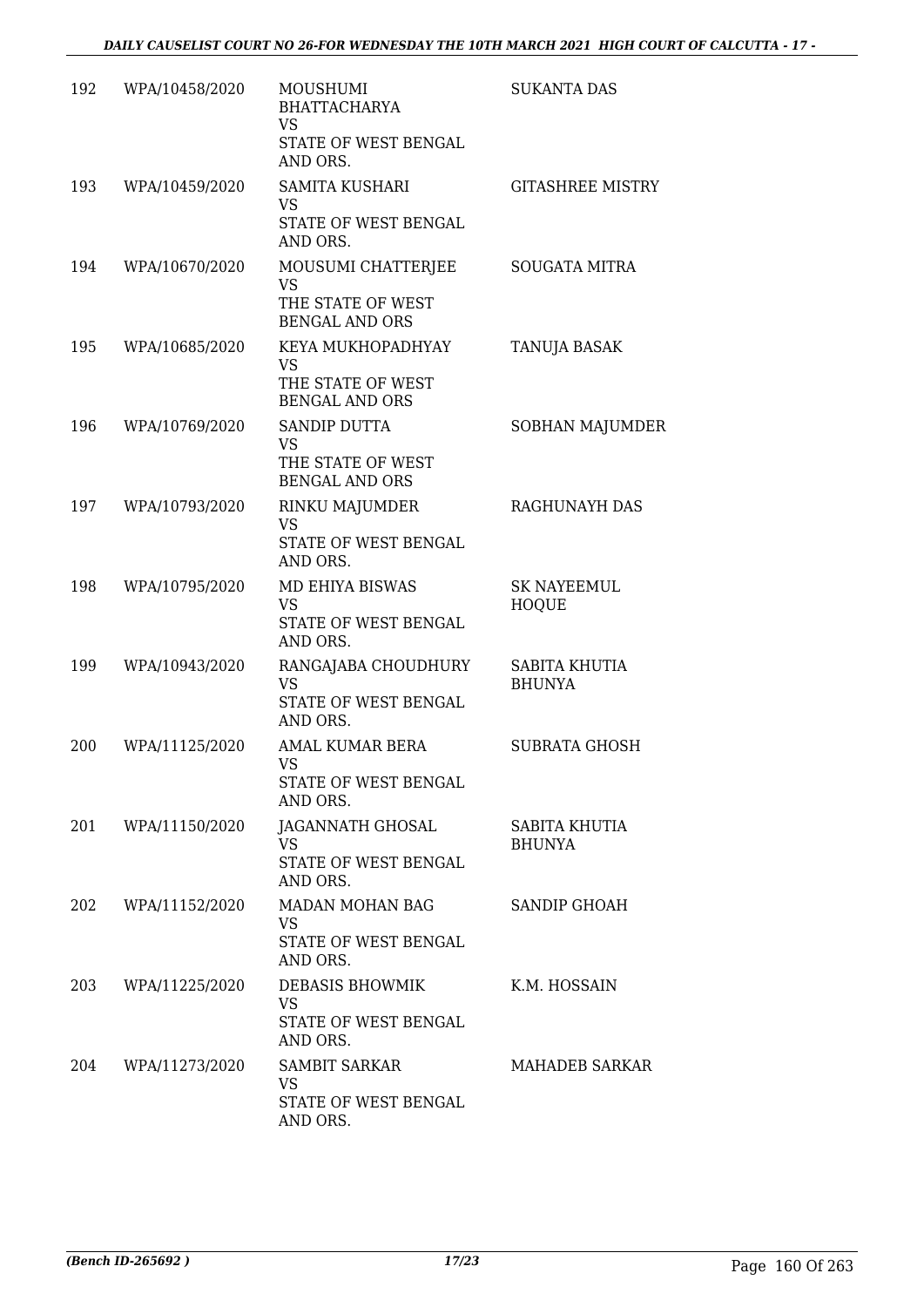| 192 | WPA/10458/2020 | MOUSHUMI BHATTACHARYA VS STATE OF WEST BENGAL AND ORS. | SUKANTA DAS |
|---|---|---|---|
| 193 | WPA/10459/2020 | SAMITA KUSHARI VS STATE OF WEST BENGAL AND ORS. | GITASHREE MISTRY |
| 194 | WPA/10670/2020 | MOUSUMI CHATTERJEE VS THE STATE OF WEST BENGAL AND ORS | SOUGATA MITRA |
| 195 | WPA/10685/2020 | KEYA MUKHOPADHYAY VS THE STATE OF WEST BENGAL AND ORS | TANUJA BASAK |
| 196 | WPA/10769/2020 | SANDIP DUTTA VS THE STATE OF WEST BENGAL AND ORS | SOBHAN MAJUMDER |
| 197 | WPA/10793/2020 | RINKU MAJUMDER VS STATE OF WEST BENGAL AND ORS. | RAGHUNAYH DAS |
| 198 | WPA/10795/2020 | MD EHIYA BISWAS VS STATE OF WEST BENGAL AND ORS. | SK NAYEEMUL HOQUE |
| 199 | WPA/10943/2020 | RANGAJABA CHOUDHURY VS STATE OF WEST BENGAL AND ORS. | SABITA KHUTIA BHUNYA |
| 200 | WPA/11125/2020 | AMAL KUMAR BERA VS STATE OF WEST BENGAL AND ORS. | SUBRATA GHOSH |
| 201 | WPA/11150/2020 | JAGANNATH GHOSAL VS STATE OF WEST BENGAL AND ORS. | SABITA KHUTIA BHUNYA |
| 202 | WPA/11152/2020 | MADAN MOHAN BAG VS STATE OF WEST BENGAL AND ORS. | SANDIP GHOAH |
| 203 | WPA/11225/2020 | DEBASIS BHOWMIK VS STATE OF WEST BENGAL AND ORS. | K.M. HOSSAIN |
| 204 | WPA/11273/2020 | SAMBIT SARKAR VS STATE OF WEST BENGAL AND ORS. | MAHADEB SARKAR |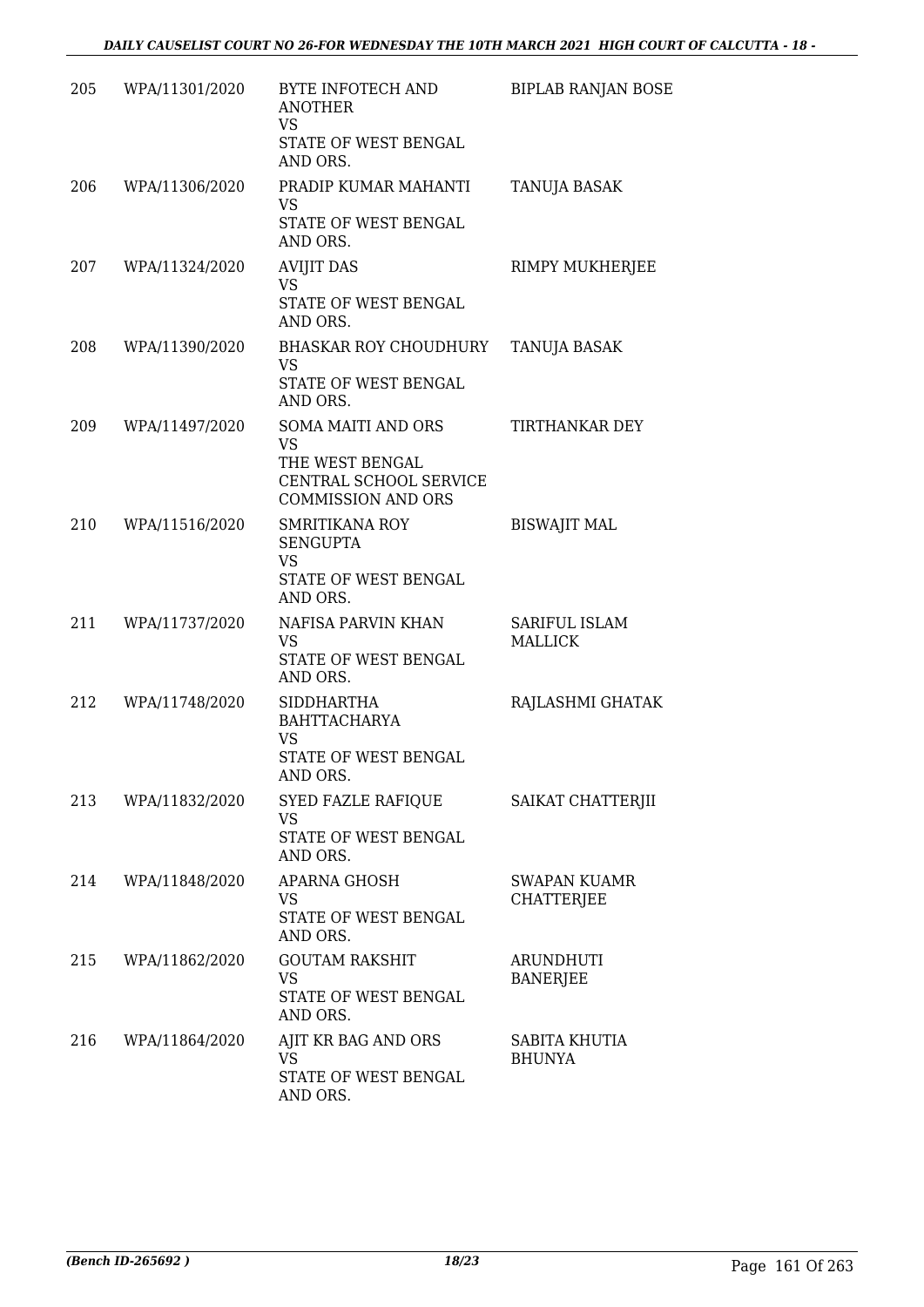| | | | |
|---|---|---|---|
| 205 | WPA/11301/2020 | BYTE INFOTECH AND ANOTHER<br>VS<br>STATE OF WEST BENGAL AND ORS. | BIPLAB RANJAN BOSE |
| 206 | WPA/11306/2020 | PRADIP KUMAR MAHANTI<br>VS<br>STATE OF WEST BENGAL AND ORS. | TANUJA BASAK |
| 207 | WPA/11324/2020 | AVIJIT DAS<br>VS<br>STATE OF WEST BENGAL AND ORS. | RIMPY MUKHERJEE |
| 208 | WPA/11390/2020 | BHASKAR ROY CHOUDHURY<br>VS<br>STATE OF WEST BENGAL AND ORS. | TANUJA BASAK |
| 209 | WPA/11497/2020 | SOMA MAITI AND ORS<br>VS<br>THE WEST BENGAL CENTRAL SCHOOL SERVICE COMMISSION AND ORS | TIRTHANKAR DEY |
| 210 | WPA/11516/2020 | SMRITIKANA ROY SENGUPTA<br>VS<br>STATE OF WEST BENGAL AND ORS. | BISWAJIT MAL |
| 211 | WPA/11737/2020 | NAFISA PARVIN KHAN<br>VS<br>STATE OF WEST BENGAL AND ORS. | SARIFUL ISLAM MALLICK |
| 212 | WPA/11748/2020 | SIDDHARTHA BAHTTACHARYA<br>VS<br>STATE OF WEST BENGAL AND ORS. | RAJLASHMI GHATAK |
| 213 | WPA/11832/2020 | SYED FAZLE RAFIQUE<br>VS<br>STATE OF WEST BENGAL AND ORS. | SAIKAT CHATTERJII |
| 214 | WPA/11848/2020 | APARNA GHOSH<br>VS<br>STATE OF WEST BENGAL AND ORS. | SWAPAN KUAMR CHATTERJEE |
| 215 | WPA/11862/2020 | GOUTAM RAKSHIT<br>VS<br>STATE OF WEST BENGAL AND ORS. | ARUNDHUTI BANERJEE |
| 216 | WPA/11864/2020 | AJIT KR BAG AND ORS<br>VS<br>STATE OF WEST BENGAL AND ORS. | SABITA KHUTIA BHUNYA |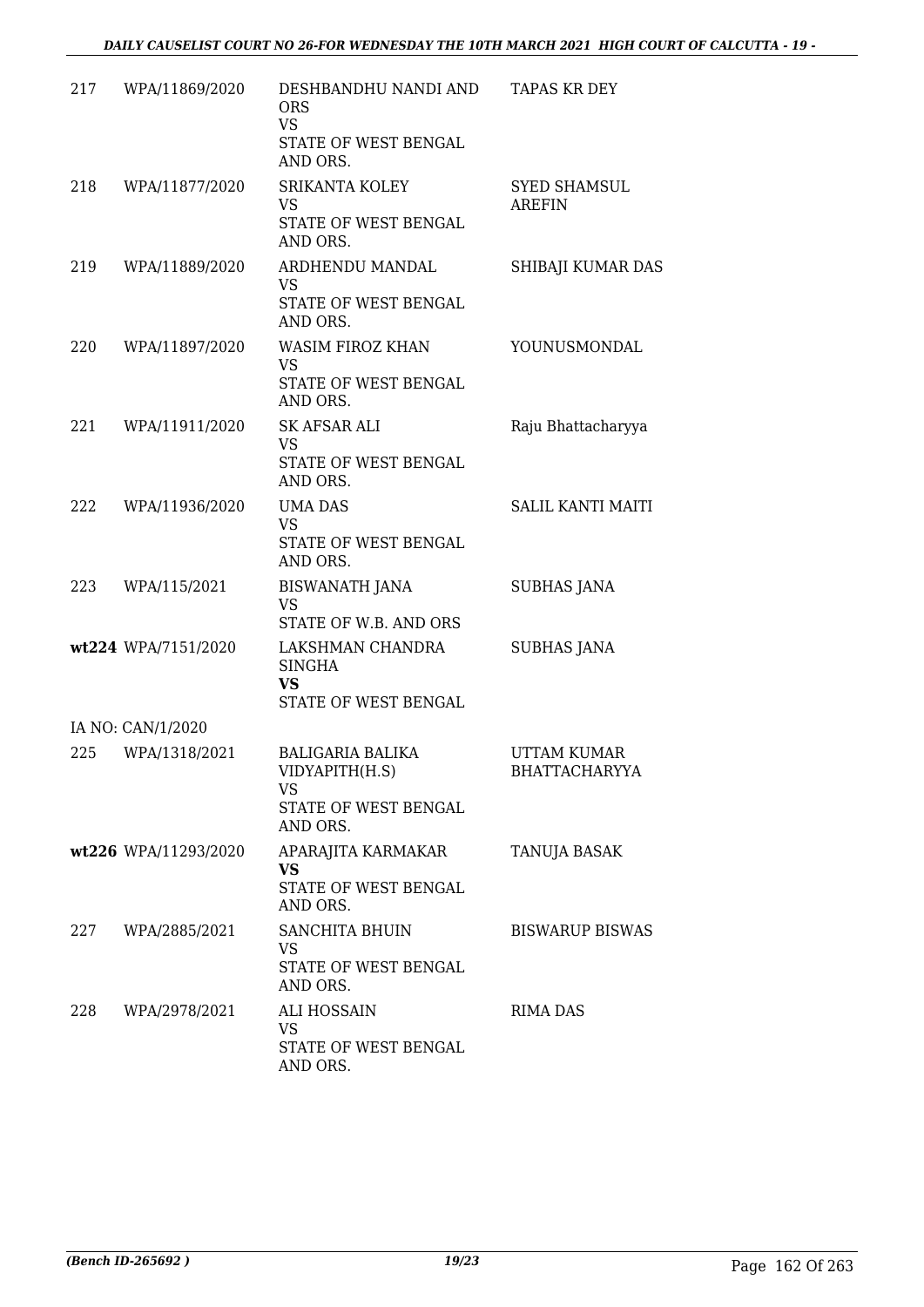| | | | |
|---|---|---|---|
| 217 | WPA/11869/2020 | DESHBANDHU NANDI AND ORS<br>VS<br>STATE OF WEST BENGAL AND ORS. | TAPAS KR DEY |
| 218 | WPA/11877/2020 | SRIKANTA KOLEY<br>VS<br>STATE OF WEST BENGAL AND ORS. | SYED SHAMSUL AREFIN |
| 219 | WPA/11889/2020 | ARDHENDU MANDAL<br>VS<br>STATE OF WEST BENGAL AND ORS. | SHIBAJI KUMAR DAS |
| 220 | WPA/11897/2020 | WASIM FIROZ KHAN<br>VS<br>STATE OF WEST BENGAL AND ORS. | YOUNUSMONDAL |
| 221 | WPA/11911/2020 | SK AFSAR ALI<br>VS<br>STATE OF WEST BENGAL AND ORS. | Raju Bhattacharyya |
| 222 | WPA/11936/2020 | UMA DAS<br>VS<br>STATE OF WEST BENGAL AND ORS. | SALIL KANTI MAITI |
| 223 | WPA/115/2021 | BISWANATH JANA<br>VS<br>STATE OF W.B. AND ORS | SUBHAS JANA |
| **wt224** | WPA/7151/2020 | LAKSHMAN CHANDRA SINGHA<br>**VS**<br>STATE OF WEST BENGAL | SUBHAS JANA |
| | IA NO: CAN/1/2020 | | |
| 225 | WPA/1318/2021 | BALIGARIA BALIKA VIDYAPITH(H.S)<br>VS<br>STATE OF WEST BENGAL AND ORS. | UTTAM KUMAR BHATTACHARYYA |
| **wt226** | WPA/11293/2020 | APARAJITA KARMAKAR<br>**VS**<br>STATE OF WEST BENGAL AND ORS. | TANUJA BASAK |
| 227 | WPA/2885/2021 | SANCHITA BHUIN<br>VS<br>STATE OF WEST BENGAL AND ORS. | BISWARUP BISWAS |
| 228 | WPA/2978/2021 | ALI HOSSAIN<br>VS<br>STATE OF WEST BENGAL AND ORS. | RIMA DAS |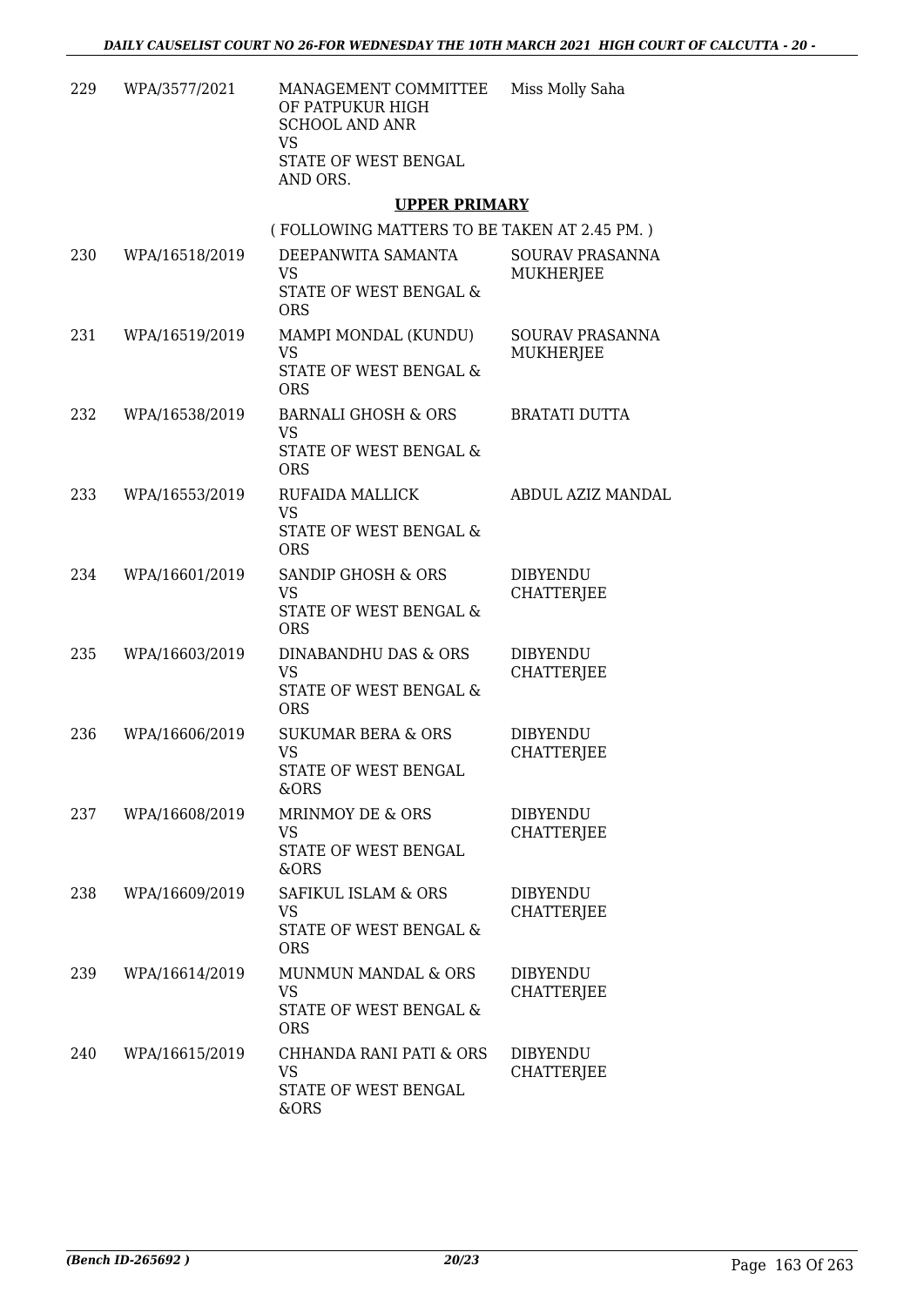| 229 | WPA/3577/2021 | MANAGEMENT COMMITTEE OF PATPUKUR HIGH SCHOOL AND ANR VS STATE OF WEST BENGAL AND ORS. | Miss Molly Saha |
|---|---|---|---|

## UPPER PRIMARY

( FOLLOWING MATTERS TO BE TAKEN AT 2.45 PM. )

| 230 | WPA/16518/2019 | DEEPANWITA SAMANTA VS STATE OF WEST BENGAL & ORS | SOURAV PRASANNA MUKHERJEE |
|---|---|---|---|
| 231 | WPA/16519/2019 | MAMPI MONDAL (KUNDU) VS STATE OF WEST BENGAL & ORS | SOURAV PRASANNA MUKHERJEE |
| 232 | WPA/16538/2019 | BARNALI GHOSH & ORS VS STATE OF WEST BENGAL & ORS | BRATATI DUTTA |
| 233 | WPA/16553/2019 | RUFAIDA MALLICK VS STATE OF WEST BENGAL & ORS | ABDUL AZIZ MANDAL |
| 234 | WPA/16601/2019 | SANDIP GHOSH & ORS VS STATE OF WEST BENGAL & ORS | DIBYENDU CHATTERJEE |
| 235 | WPA/16603/2019 | DINABANDHU DAS & ORS VS STATE OF WEST BENGAL & ORS | DIBYENDU CHATTERJEE |
| 236 | WPA/16606/2019 | SUKUMAR BERA & ORS VS STATE OF WEST BENGAL &ORS | DIBYENDU CHATTERJEE |
| 237 | WPA/16608/2019 | MRINMOY DE & ORS VS STATE OF WEST BENGAL &ORS | DIBYENDU CHATTERJEE |
| 238 | WPA/16609/2019 | SAFIKUL ISLAM & ORS VS STATE OF WEST BENGAL & ORS | DIBYENDU CHATTERJEE |
| 239 | WPA/16614/2019 | MUNMUN MANDAL & ORS VS STATE OF WEST BENGAL & ORS | DIBYENDU CHATTERJEE |
| 240 | WPA/16615/2019 | CHHANDA RANI PATI & ORS VS STATE OF WEST BENGAL &ORS | DIBYENDU CHATTERJEE |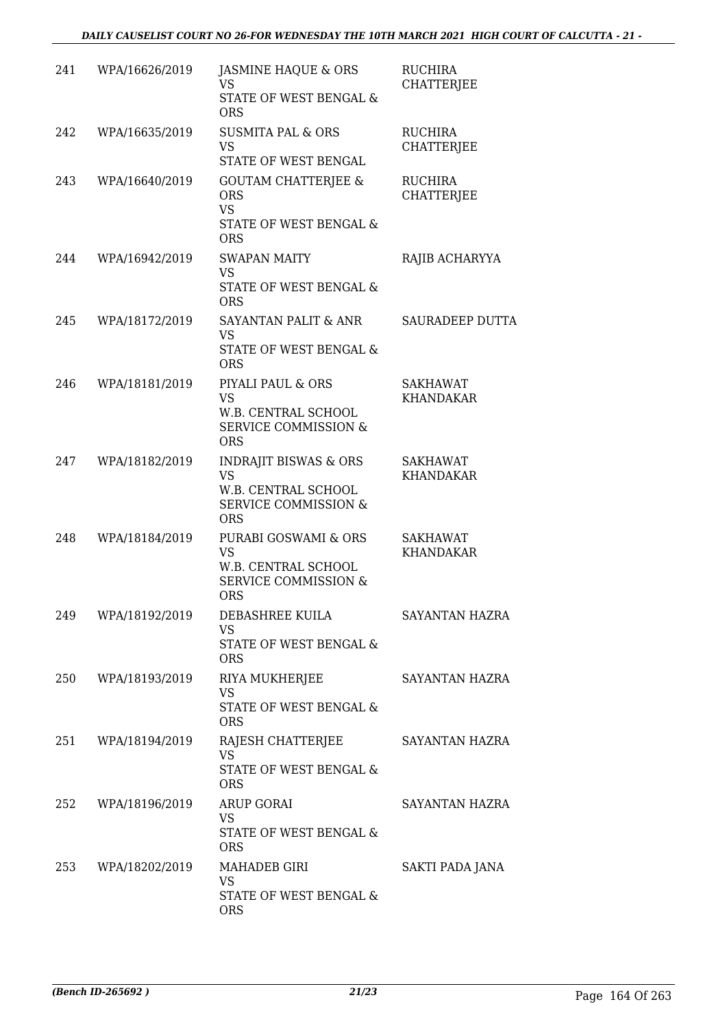| 241 | WPA/16626/2019 | JASMINE HAQUE & ORS<br>VS<br>STATE OF WEST BENGAL & ORS | RUCHIRA CHATTERJEE |
|---|---|---|---|
| 242 | WPA/16635/2019 | SUSMITA PAL & ORS<br>VS<br>STATE OF WEST BENGAL | RUCHIRA CHATTERJEE |
| 243 | WPA/16640/2019 | GOUTAM CHATTERJEE & ORS<br>VS<br>STATE OF WEST BENGAL & ORS | RUCHIRA CHATTERJEE |
| 244 | WPA/16942/2019 | SWAPAN MAITY<br>VS<br>STATE OF WEST BENGAL & ORS | RAJIB ACHARYYA |
| 245 | WPA/18172/2019 | SAYANTAN PALIT & ANR<br>VS<br>STATE OF WEST BENGAL & ORS | SAURADEEP DUTTA |
| 246 | WPA/18181/2019 | PIYALI PAUL & ORS<br>VS<br>W.B. CENTRAL SCHOOL SERVICE COMMISSION & ORS | SAKHAWAT KHANDAKAR |
| 247 | WPA/18182/2019 | INDRAJIT BISWAS & ORS<br>VS<br>W.B. CENTRAL SCHOOL SERVICE COMMISSION & ORS | SAKHAWAT KHANDAKAR |
| 248 | WPA/18184/2019 | PURABI GOSWAMI & ORS<br>VS<br>W.B. CENTRAL SCHOOL SERVICE COMMISSION & ORS | SAKHAWAT KHANDAKAR |
| 249 | WPA/18192/2019 | DEBASHREE KUILA<br>VS<br>STATE OF WEST BENGAL & ORS | SAYANTAN HAZRA |
| 250 | WPA/18193/2019 | RIYA MUKHERJEE<br>VS<br>STATE OF WEST BENGAL & ORS | SAYANTAN HAZRA |
| 251 | WPA/18194/2019 | RAJESH CHATTERJEE<br>VS<br>STATE OF WEST BENGAL & ORS | SAYANTAN HAZRA |
| 252 | WPA/18196/2019 | ARUP GORAI<br>VS<br>STATE OF WEST BENGAL & ORS | SAYANTAN HAZRA |
| 253 | WPA/18202/2019 | MAHADEB GIRI<br>VS<br>STATE OF WEST BENGAL & ORS | SAKTI PADA JANA |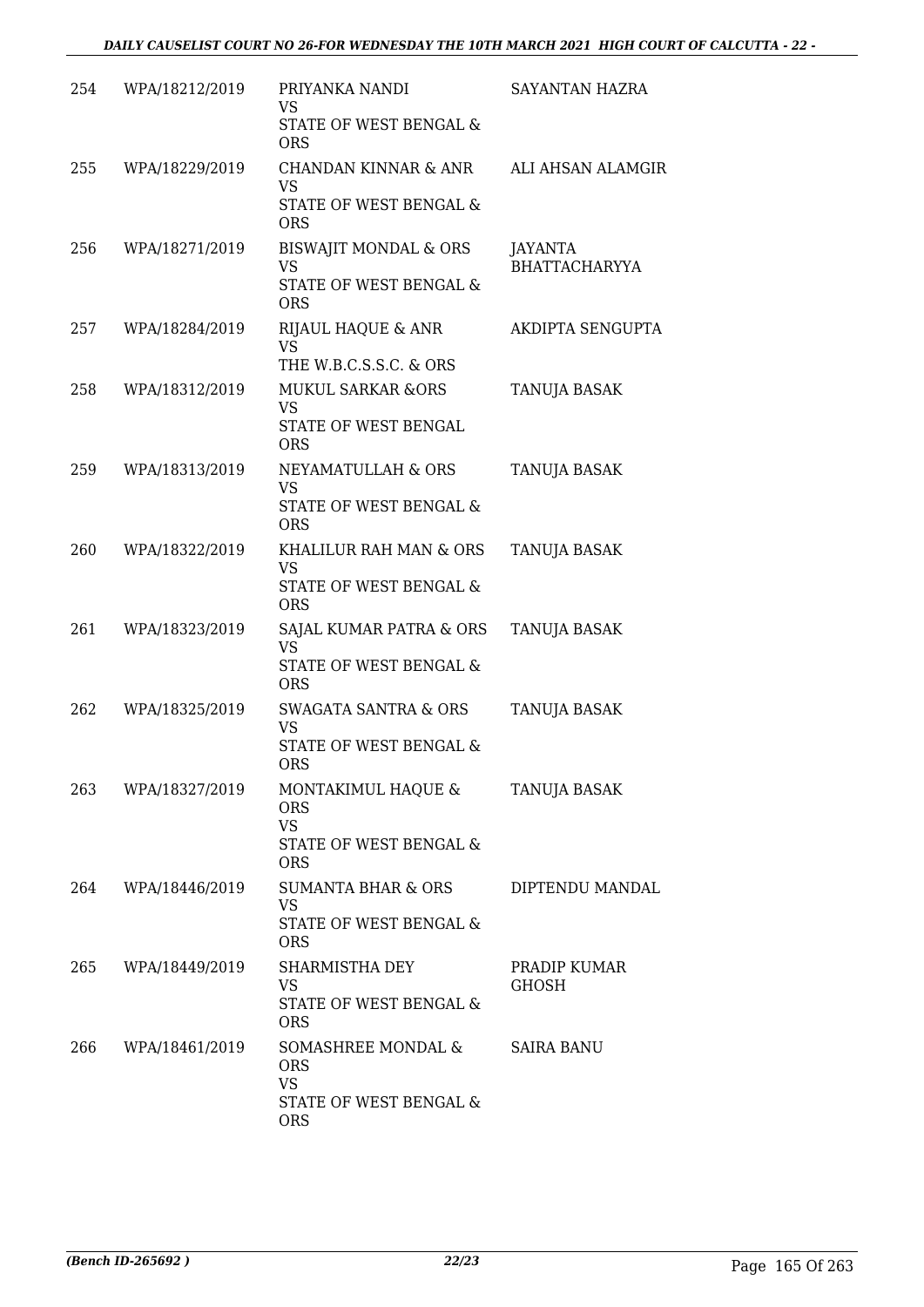| 254 | WPA/18212/2019 | PRIYANKA NANDI<br>VS<br>STATE OF WEST BENGAL & ORS | SAYANTAN HAZRA |
|---|---|---|---|
| 255 | WPA/18229/2019 | CHANDAN KINNAR & ANR<br>VS<br>STATE OF WEST BENGAL & ORS | ALI AHSAN ALAMGIR |
| 256 | WPA/18271/2019 | BISWAJIT MONDAL & ORS<br>VS<br>STATE OF WEST BENGAL & ORS | JAYANTA BHATTACHARYYA |
| 257 | WPA/18284/2019 | RIJAUL HAQUE & ANR<br>VS<br>THE W.B.C.S.S.C. & ORS | AKDIPTA SENGUPTA |
| 258 | WPA/18312/2019 | MUKUL SARKAR &ORS<br>VS<br>STATE OF WEST BENGAL ORS | TANUJA BASAK |
| 259 | WPA/18313/2019 | NEYAMATULLAH & ORS<br>VS<br>STATE OF WEST BENGAL & ORS | TANUJA BASAK |
| 260 | WPA/18322/2019 | KHALILUR RAH MAN & ORS<br>VS<br>STATE OF WEST BENGAL & ORS | TANUJA BASAK |
| 261 | WPA/18323/2019 | SAJAL KUMAR PATRA & ORS<br>VS<br>STATE OF WEST BENGAL & ORS | TANUJA BASAK |
| 262 | WPA/18325/2019 | SWAGATA SANTRA & ORS<br>VS<br>STATE OF WEST BENGAL & ORS | TANUJA BASAK |
| 263 | WPA/18327/2019 | MONTAKIMUL HAQUE & ORS<br>VS<br>STATE OF WEST BENGAL & ORS | TANUJA BASAK |
| 264 | WPA/18446/2019 | SUMANTA BHAR & ORS<br>VS<br>STATE OF WEST BENGAL & ORS | DIPTENDU MANDAL |
| 265 | WPA/18449/2019 | SHARMISTHA DEY<br>VS<br>STATE OF WEST BENGAL & ORS | PRADIP KUMAR GHOSH |
| 266 | WPA/18461/2019 | SOMASHREE MONDAL & ORS<br>VS<br>STATE OF WEST BENGAL & ORS | SAIRA BANU |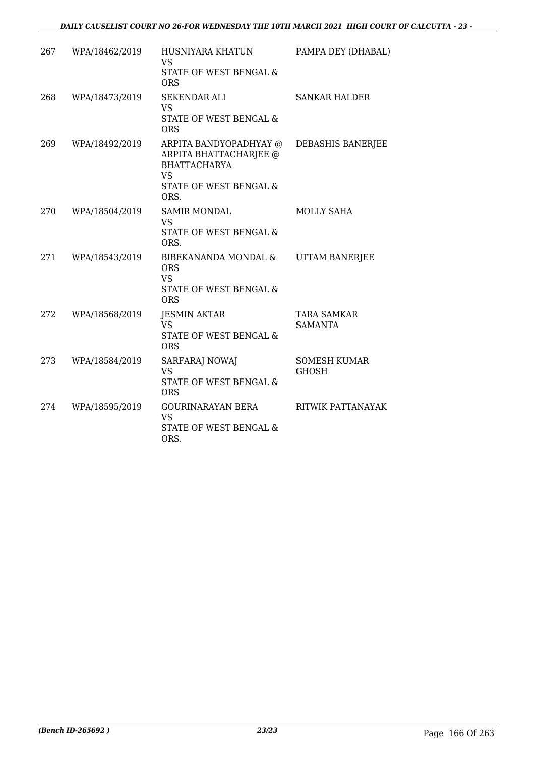| 267 | WPA/18462/2019 | HUSNIYARA KHATUN<br>VS<br>STATE OF WEST BENGAL & ORS | PAMPA DEY (DHABAL) |
|---|---|---|---|
| 268 | WPA/18473/2019 | SEKENDAR ALI<br>VS<br>STATE OF WEST BENGAL & ORS | SANKAR HALDER |
| 269 | WPA/18492/2019 | ARPITA BANDYOPADHYAY @ ARPITA BHATTACHARJEE @ BHATTACHARYA<br>VS<br>STATE OF WEST BENGAL & ORS. | DEBASHIS BANERJEE |
| 270 | WPA/18504/2019 | SAMIR MONDAL<br>VS<br>STATE OF WEST BENGAL & ORS. | MOLLY SAHA |
| 271 | WPA/18543/2019 | BIBEKANANDA MONDAL & ORS<br>VS<br>STATE OF WEST BENGAL & ORS | UTTAM BANERJEE |
| 272 | WPA/18568/2019 | JESMIN AKTAR<br>VS<br>STATE OF WEST BENGAL & ORS | TARA SAMKAR SAMANTA |
| 273 | WPA/18584/2019 | SARFARAJ NOWAJ<br>VS<br>STATE OF WEST BENGAL & ORS | SOMESH KUMAR GHOSH |
| 274 | WPA/18595/2019 | GOURINARAYAN BERA<br>VS<br>STATE OF WEST BENGAL & ORS. | RITWIK PATTANAYAK |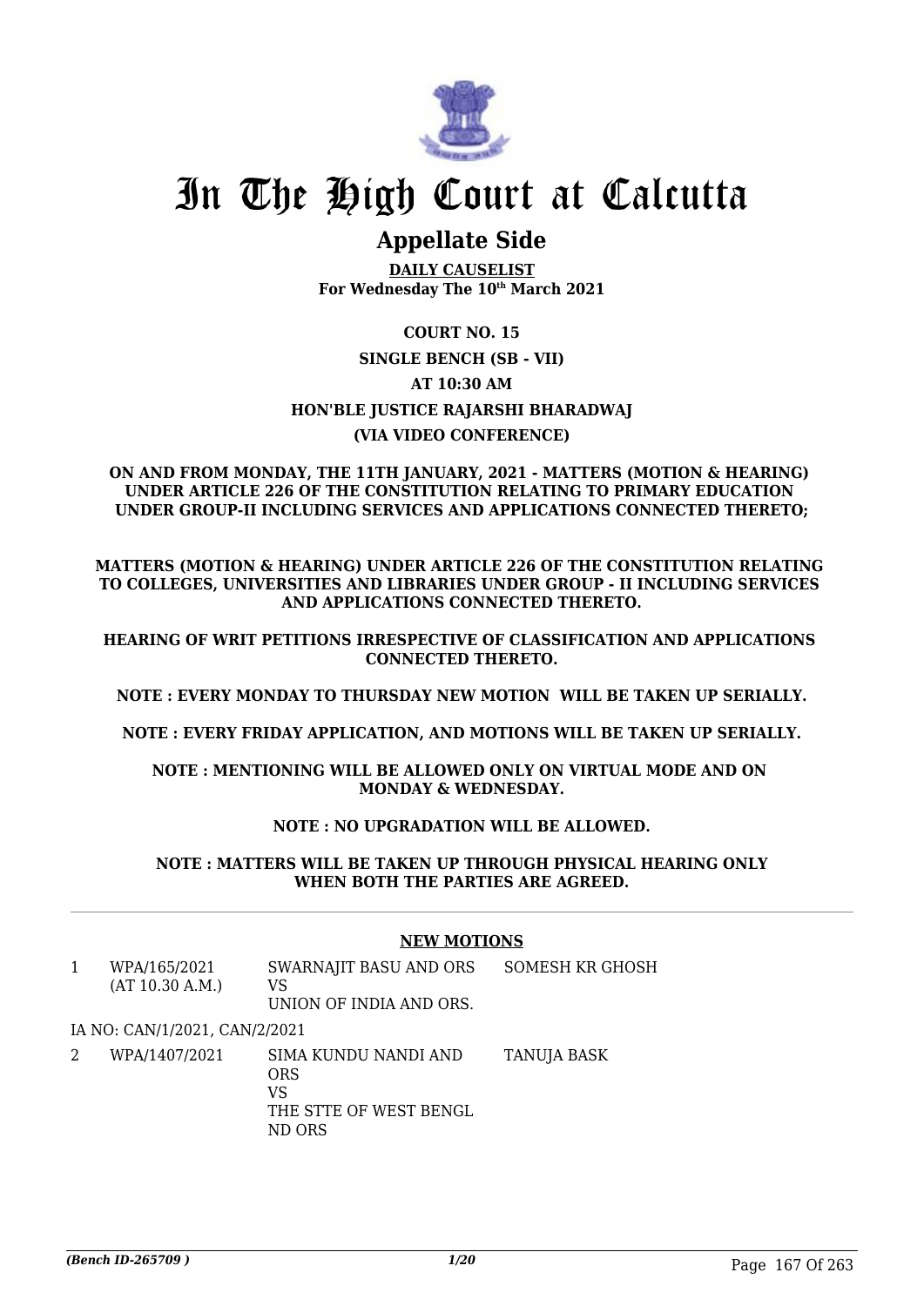# In The High Court at Calcutta

## Appellate Side

**DAILY CAUSELIST**
**For Wednesday The 10th March 2021**

**COURT NO. 15**
**SINGLE BENCH (SB - VII)**
**AT 10:30 AM**
**HON'BLE JUSTICE RAJARSHI BHARADWAJ**
**(VIA VIDEO CONFERENCE)**

**ON AND FROM MONDAY, THE 11TH JANUARY, 2021 - MATTERS (MOTION & HEARING) UNDER ARTICLE 226 OF THE CONSTITUTION RELATING TO PRIMARY EDUCATION UNDER GROUP-II INCLUDING SERVICES AND APPLICATIONS CONNECTED THERETO;**

**MATTERS (MOTION & HEARING) UNDER ARTICLE 226 OF THE CONSTITUTION RELATING TO COLLEGES, UNIVERSITIES AND LIBRARIES UNDER GROUP - II INCLUDING SERVICES AND APPLICATIONS CONNECTED THERETO.**

**HEARING OF WRIT PETITIONS IRRESPECTIVE OF CLASSIFICATION AND APPLICATIONS CONNECTED THERETO.**

**NOTE : EVERY MONDAY TO THURSDAY NEW MOTION WILL BE TAKEN UP SERIALLY.**

**NOTE : EVERY FRIDAY APPLICATION, AND MOTIONS WILL BE TAKEN UP SERIALLY.**

**NOTE : MENTIONING WILL BE ALLOWED ONLY ON VIRTUAL MODE AND ON MONDAY & WEDNESDAY.**

**NOTE : NO UPGRADATION WILL BE ALLOWED.**

**NOTE : MATTERS WILL BE TAKEN UP THROUGH PHYSICAL HEARING ONLY WHEN BOTH THE PARTIES ARE AGREED.**

### NEW MOTIONS

| | | | |
|---|---|---|---|
| 1 | WPA/165/2021 (AT 10.30 A.M.) | SWARNAJIT BASU AND ORS VS UNION OF INDIA AND ORS. | SOMESH KR GHOSH |
| | IA NO: CAN/1/2021, CAN/2/2021 | | |
| 2 | WPA/1407/2021 | SIMA KUNDU NANDI AND ORS VS THE STTE OF WEST BENGL ND ORS | TANUJA BASK |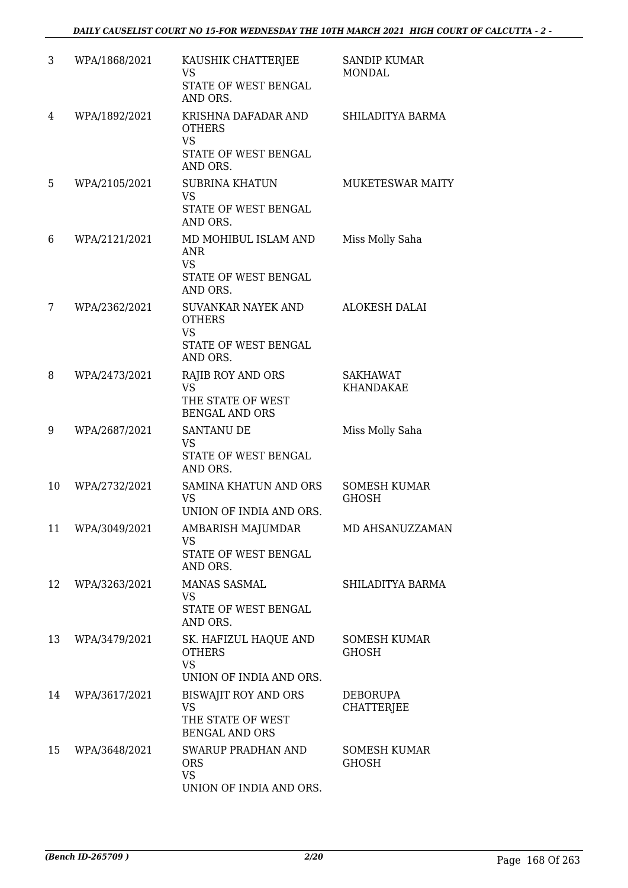| 3 | WPA/1868/2021 | KAUSHIK CHATTERJEE<br>VS<br>STATE OF WEST BENGAL AND ORS. | SANDIP KUMAR MONDAL |
|---|---|---|---|
| 4 | WPA/1892/2021 | KRISHNA DAFADAR AND OTHERS<br>VS<br>STATE OF WEST BENGAL AND ORS. | SHILADITYA BARMA |
| 5 | WPA/2105/2021 | SUBRINA KHATUN<br>VS<br>STATE OF WEST BENGAL AND ORS. | MUKETESWAR MAITY |
| 6 | WPA/2121/2021 | MD MOHIBUL ISLAM AND ANR<br>VS<br>STATE OF WEST BENGAL AND ORS. | Miss Molly Saha |
| 7 | WPA/2362/2021 | SUVANKAR NAYEK AND OTHERS<br>VS<br>STATE OF WEST BENGAL AND ORS. | ALOKESH DALAI |
| 8 | WPA/2473/2021 | RAJIB ROY AND ORS<br>VS<br>THE STATE OF WEST BENGAL AND ORS | SAKHAWAT KHANDAKAE |
| 9 | WPA/2687/2021 | SANTANU DE<br>VS<br>STATE OF WEST BENGAL AND ORS. | Miss Molly Saha |
| 10 | WPA/2732/2021 | SAMINA KHATUN AND ORS<br>VS<br>UNION OF INDIA AND ORS. | SOMESH KUMAR GHOSH |
| 11 | WPA/3049/2021 | AMBARISH MAJUMDAR<br>VS<br>STATE OF WEST BENGAL AND ORS. | MD AHSANUZZAMAN |
| 12 | WPA/3263/2021 | MANAS SASMAL<br>VS<br>STATE OF WEST BENGAL AND ORS. | SHILADITYA BARMA |
| 13 | WPA/3479/2021 | SK. HAFIZUL HAQUE AND OTHERS<br>VS<br>UNION OF INDIA AND ORS. | SOMESH KUMAR GHOSH |
| 14 | WPA/3617/2021 | BISWAJIT ROY AND ORS<br>VS<br>THE STATE OF WEST BENGAL AND ORS | DEBORUPA CHATTERJEE |
| 15 | WPA/3648/2021 | SWARUP PRADHAN AND ORS<br>VS<br>UNION OF INDIA AND ORS. | SOMESH KUMAR GHOSH |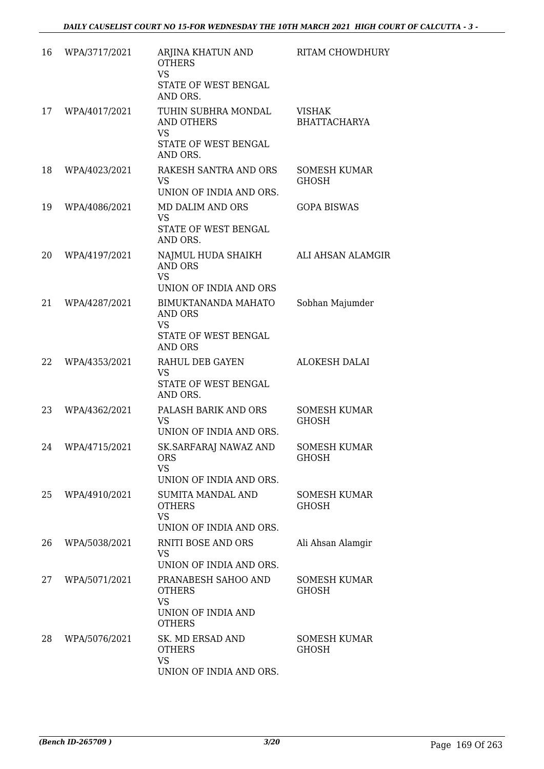| 16 | WPA/3717/2021 | ARJINA KHATUN AND OTHERS<br>VS<br>STATE OF WEST BENGAL AND ORS. | RITAM CHOWDHURY |
|---|---|---|---|
| 17 | WPA/4017/2021 | TUHIN SUBHRA MONDAL AND OTHERS<br>VS<br>STATE OF WEST BENGAL AND ORS. | VISHAK BHATTACHARYA |
| 18 | WPA/4023/2021 | RAKESH SANTRA AND ORS<br>VS<br>UNION OF INDIA AND ORS. | SOMESH KUMAR GHOSH |
| 19 | WPA/4086/2021 | MD DALIM AND ORS<br>VS<br>STATE OF WEST BENGAL AND ORS. | GOPA BISWAS |
| 20 | WPA/4197/2021 | NAJMUL HUDA SHAIKH AND ORS<br>VS<br>UNION OF INDIA AND ORS | ALI AHSAN ALAMGIR |
| 21 | WPA/4287/2021 | BIMUKTANANDA MAHATO AND ORS<br>VS<br>STATE OF WEST BENGAL AND ORS | Sobhan Majumder |
| 22 | WPA/4353/2021 | RAHUL DEB GAYEN<br>VS<br>STATE OF WEST BENGAL AND ORS. | ALOKESH DALAI |
| 23 | WPA/4362/2021 | PALASH BARIK AND ORS<br>VS<br>UNION OF INDIA AND ORS. | SOMESH KUMAR GHOSH |
| 24 | WPA/4715/2021 | SK.SARFARAJ NAWAZ AND ORS<br>VS<br>UNION OF INDIA AND ORS. | SOMESH KUMAR GHOSH |
| 25 | WPA/4910/2021 | SUMITA MANDAL AND OTHERS<br>VS<br>UNION OF INDIA AND ORS. | SOMESH KUMAR GHOSH |
| 26 | WPA/5038/2021 | RNITI BOSE AND ORS<br>VS<br>UNION OF INDIA AND ORS. | Ali Ahsan Alamgir |
| 27 | WPA/5071/2021 | PRANABESH SAHOO AND OTHERS<br>VS<br>UNION OF INDIA AND OTHERS | SOMESH KUMAR GHOSH |
| 28 | WPA/5076/2021 | SK. MD ERSAD AND OTHERS<br>VS<br>UNION OF INDIA AND ORS. | SOMESH KUMAR GHOSH |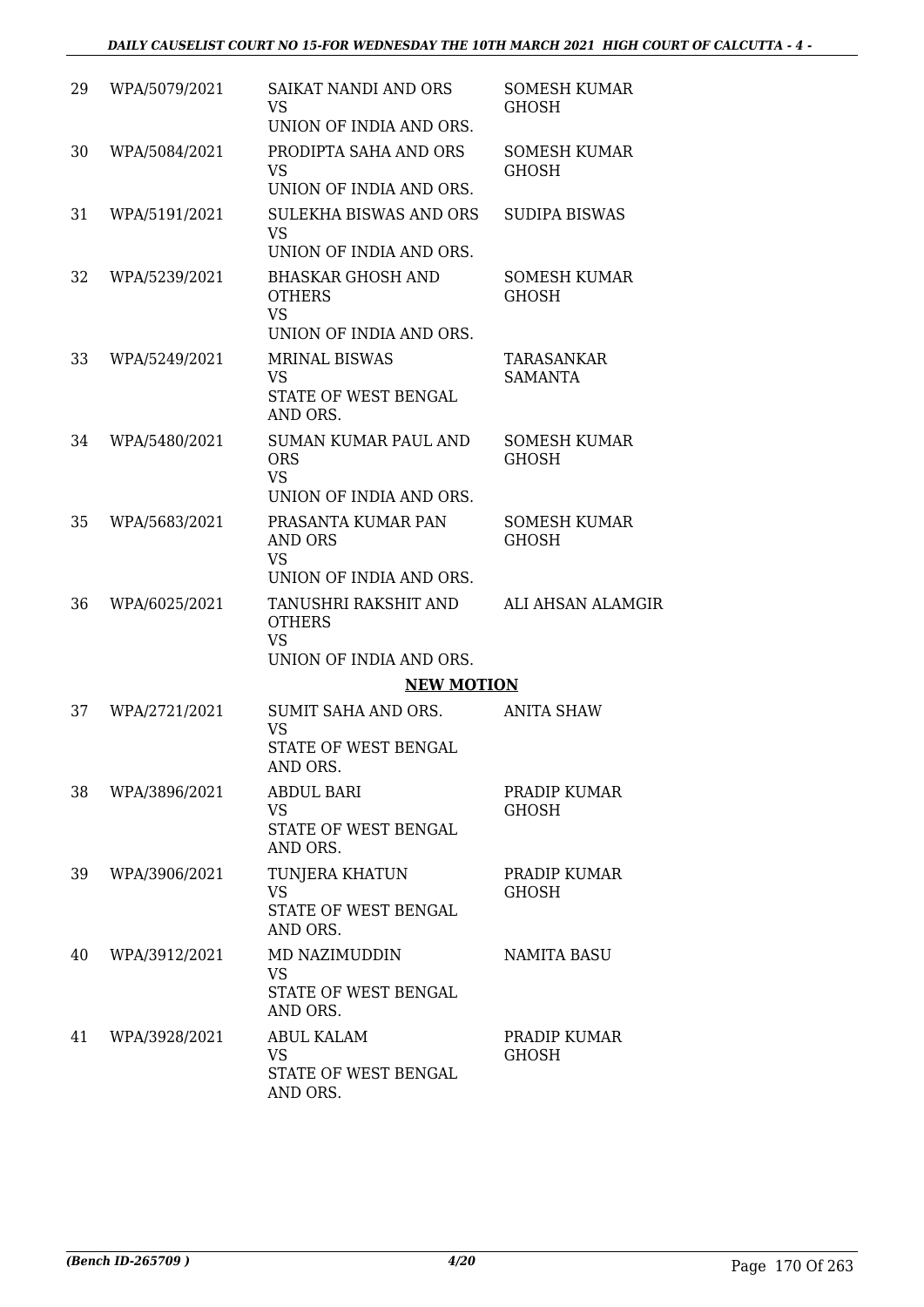| 29 | WPA/5079/2021 | SAIKAT NANDI AND ORS<br>VS<br>UNION OF INDIA AND ORS. | SOMESH KUMAR GHOSH |
|---|---|---|---|
| 30 | WPA/5084/2021 | PRODIPTA SAHA AND ORS<br>VS<br>UNION OF INDIA AND ORS. | SOMESH KUMAR GHOSH |
| 31 | WPA/5191/2021 | SULEKHA BISWAS AND ORS<br>VS<br>UNION OF INDIA AND ORS. | SUDIPA BISWAS |
| 32 | WPA/5239/2021 | BHASKAR GHOSH AND OTHERS<br>VS<br>UNION OF INDIA AND ORS. | SOMESH KUMAR GHOSH |
| 33 | WPA/5249/2021 | MRINAL BISWAS<br>VS<br>STATE OF WEST BENGAL AND ORS. | TARASANKAR SAMANTA |
| 34 | WPA/5480/2021 | SUMAN KUMAR PAUL AND ORS<br>VS<br>UNION OF INDIA AND ORS. | SOMESH KUMAR GHOSH |
| 35 | WPA/5683/2021 | PRASANTA KUMAR PAN AND ORS<br>VS<br>UNION OF INDIA AND ORS. | SOMESH KUMAR GHOSH |
| 36 | WPA/6025/2021 | TANUSHRI RAKSHIT AND OTHERS<br>VS<br>UNION OF INDIA AND ORS. | ALI AHSAN ALAMGIR |

**NEW MOTION**

| 37 | WPA/2721/2021 | SUMIT SAHA AND ORS.<br>VS<br>STATE OF WEST BENGAL AND ORS. | ANITA SHAW |
|---|---|---|---|
| 38 | WPA/3896/2021 | ABDUL BARI<br>VS<br>STATE OF WEST BENGAL AND ORS. | PRADIP KUMAR GHOSH |
| 39 | WPA/3906/2021 | TUNJERA KHATUN<br>VS<br>STATE OF WEST BENGAL AND ORS. | PRADIP KUMAR GHOSH |
| 40 | WPA/3912/2021 | MD NAZIMUDDIN<br>VS<br>STATE OF WEST BENGAL AND ORS. | NAMITA BASU |
| 41 | WPA/3928/2021 | ABUL KALAM<br>VS<br>STATE OF WEST BENGAL AND ORS. | PRADIP KUMAR GHOSH |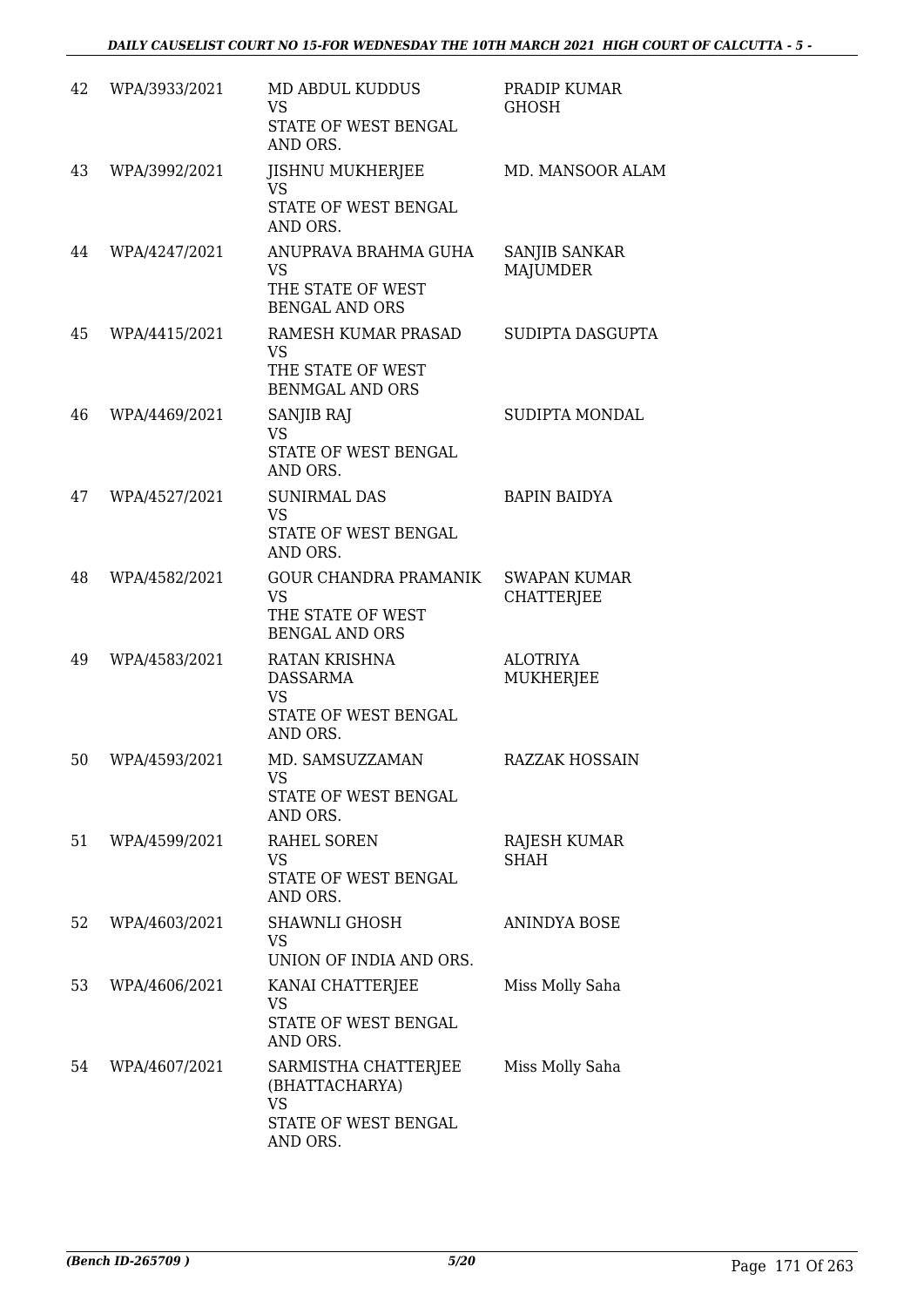| | | | |
|---|---|---|---|
| 42 | WPA/3933/2021 | MD ABDUL KUDDUS<br>VS<br>STATE OF WEST BENGAL AND ORS. | PRADIP KUMAR GHOSH |
| 43 | WPA/3992/2021 | JISHNU MUKHERJEE<br>VS<br>STATE OF WEST BENGAL AND ORS. | MD. MANSOOR ALAM |
| 44 | WPA/4247/2021 | ANUPRAVA BRAHMA GUHA<br>VS<br>THE STATE OF WEST BENGAL AND ORS | SANJIB SANKAR MAJUMDER |
| 45 | WPA/4415/2021 | RAMESH KUMAR PRASAD<br>VS<br>THE STATE OF WEST BENMGAL AND ORS | SUDIPTA DASGUPTA |
| 46 | WPA/4469/2021 | SANJIB RAJ<br>VS<br>STATE OF WEST BENGAL AND ORS. | SUDIPTA MONDAL |
| 47 | WPA/4527/2021 | SUNIRMAL DAS<br>VS<br>STATE OF WEST BENGAL AND ORS. | BAPIN BAIDYA |
| 48 | WPA/4582/2021 | GOUR CHANDRA PRAMANIK<br>VS<br>THE STATE OF WEST BENGAL AND ORS | SWAPAN KUMAR CHATTERJEE |
| 49 | WPA/4583/2021 | RATAN KRISHNA DASSARMA<br>VS<br>STATE OF WEST BENGAL AND ORS. | ALOTRIYA MUKHERJEE |
| 50 | WPA/4593/2021 | MD. SAMSUZZAMAN<br>VS<br>STATE OF WEST BENGAL AND ORS. | RAZZAK HOSSAIN |
| 51 | WPA/4599/2021 | RAHEL SOREN<br>VS<br>STATE OF WEST BENGAL AND ORS. | RAJESH KUMAR SHAH |
| 52 | WPA/4603/2021 | SHAWNLI GHOSH<br>VS<br>UNION OF INDIA AND ORS. | ANINDYA BOSE |
| 53 | WPA/4606/2021 | KANAI CHATTERJEE<br>VS<br>STATE OF WEST BENGAL AND ORS. | Miss Molly Saha |
| 54 | WPA/4607/2021 | SARMISTHA CHATTERJEE (BHATTACHARYA)<br>VS<br>STATE OF WEST BENGAL AND ORS. | Miss Molly Saha |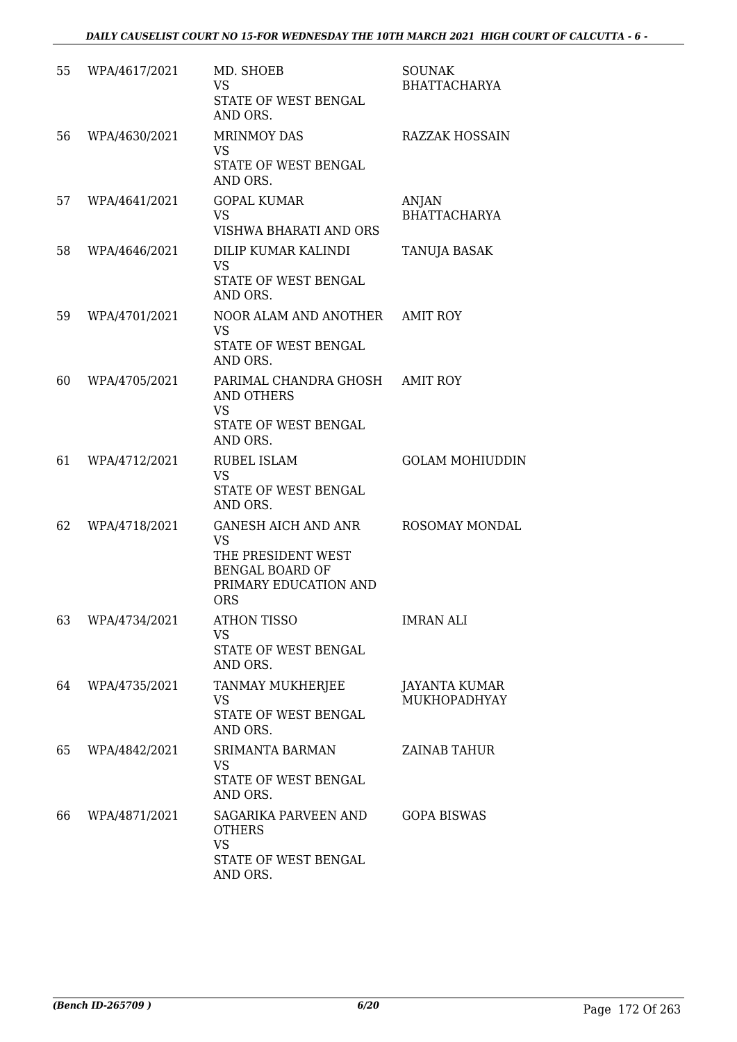| 55 | WPA/4617/2021 | MD. SHOEB<br>VS<br>STATE OF WEST BENGAL AND ORS. | SOUNAK BHATTACHARYA |
|---|---|---|---|
| 56 | WPA/4630/2021 | MRINMOY DAS<br>VS<br>STATE OF WEST BENGAL AND ORS. | RAZZAK HOSSAIN |
| 57 | WPA/4641/2021 | GOPAL KUMAR<br>VS<br>VISHWA BHARATI AND ORS | ANJAN BHATTACHARYA |
| 58 | WPA/4646/2021 | DILIP KUMAR KALINDI<br>VS<br>STATE OF WEST BENGAL AND ORS. | TANUJA BASAK |
| 59 | WPA/4701/2021 | NOOR ALAM AND ANOTHER<br>VS<br>STATE OF WEST BENGAL AND ORS. | AMIT ROY |
| 60 | WPA/4705/2021 | PARIMAL CHANDRA GHOSH AND OTHERS<br>VS<br>STATE OF WEST BENGAL AND ORS. | AMIT ROY |
| 61 | WPA/4712/2021 | RUBEL ISLAM<br>VS<br>STATE OF WEST BENGAL AND ORS. | GOLAM MOHIUDDIN |
| 62 | WPA/4718/2021 | GANESH AICH AND ANR<br>VS<br>THE PRESIDENT WEST BENGAL BOARD OF PRIMARY EDUCATION AND ORS | ROSOMAY MONDAL |
| 63 | WPA/4734/2021 | ATHON TISSO<br>VS<br>STATE OF WEST BENGAL AND ORS. | IMRAN ALI |
| 64 | WPA/4735/2021 | TANMAY MUKHERJEE<br>VS<br>STATE OF WEST BENGAL AND ORS. | JAYANTA KUMAR MUKHOPADHYAY |
| 65 | WPA/4842/2021 | SRIMANTA BARMAN<br>VS<br>STATE OF WEST BENGAL AND ORS. | ZAINAB TAHUR |
| 66 | WPA/4871/2021 | SAGARIKA PARVEEN AND OTHERS<br>VS<br>STATE OF WEST BENGAL AND ORS. | GOPA BISWAS |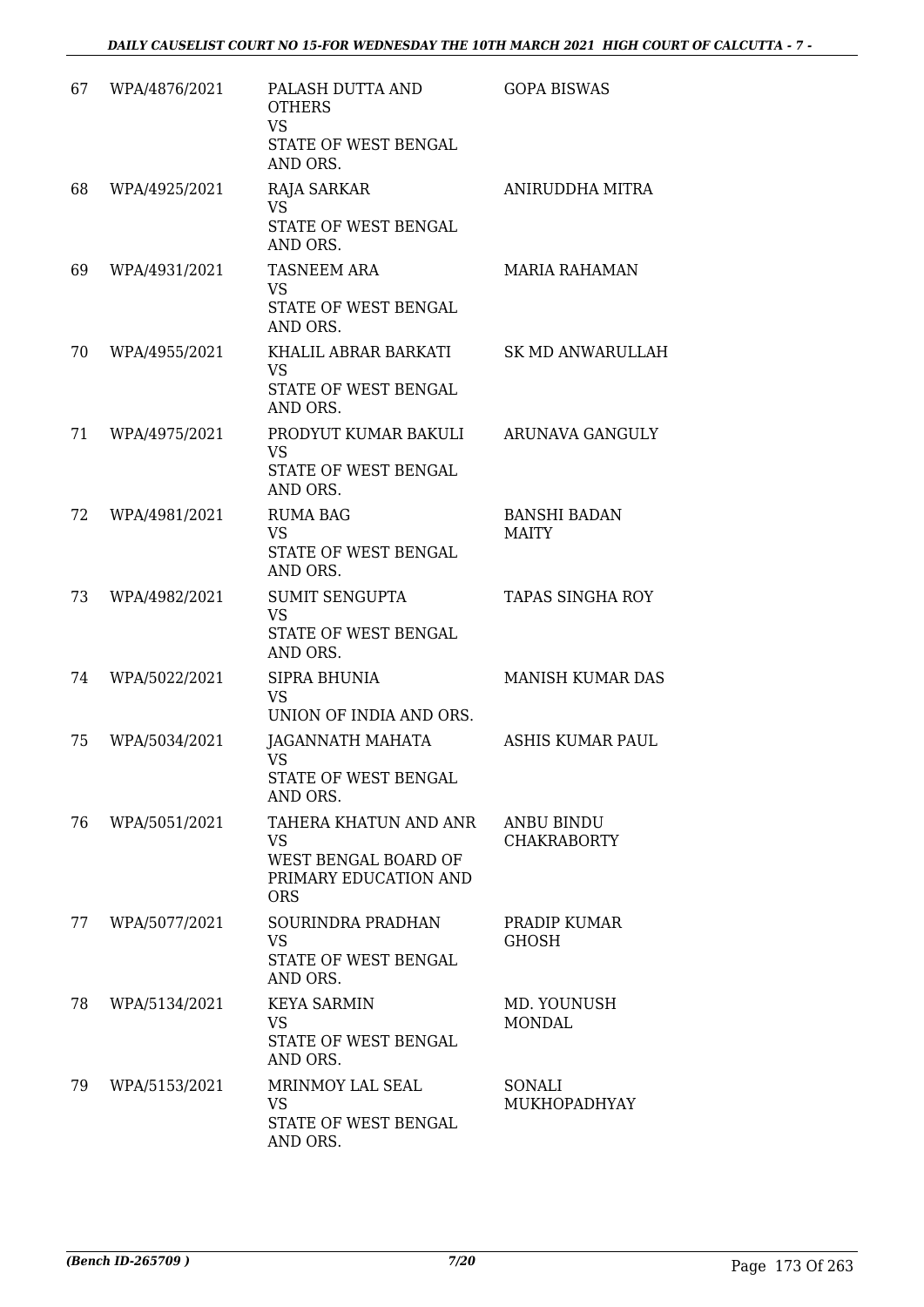| 67 | WPA/4876/2021 | PALASH DUTTA AND OTHERS<br>VS<br>STATE OF WEST BENGAL AND ORS. | GOPA BISWAS |
|---|---|---|---|
| 68 | WPA/4925/2021 | RAJA SARKAR<br>VS<br>STATE OF WEST BENGAL AND ORS. | ANIRUDDHA MITRA |
| 69 | WPA/4931/2021 | TASNEEM ARA<br>VS<br>STATE OF WEST BENGAL AND ORS. | MARIA RAHAMAN |
| 70 | WPA/4955/2021 | KHALIL ABRAR BARKATI<br>VS<br>STATE OF WEST BENGAL AND ORS. | SK MD ANWARULLAH |
| 71 | WPA/4975/2021 | PRODYUT KUMAR BAKULI<br>VS<br>STATE OF WEST BENGAL AND ORS. | ARUNAVA GANGULY |
| 72 | WPA/4981/2021 | RUMA BAG<br>VS<br>STATE OF WEST BENGAL AND ORS. | BANSHI BADAN MAITY |
| 73 | WPA/4982/2021 | SUMIT SENGUPTA<br>VS<br>STATE OF WEST BENGAL AND ORS. | TAPAS SINGHA ROY |
| 74 | WPA/5022/2021 | SIPRA BHUNIA<br>VS<br>UNION OF INDIA AND ORS. | MANISH KUMAR DAS |
| 75 | WPA/5034/2021 | JAGANNATH MAHATA<br>VS<br>STATE OF WEST BENGAL AND ORS. | ASHIS KUMAR PAUL |
| 76 | WPA/5051/2021 | TAHERA KHATUN AND ANR<br>VS<br>WEST BENGAL BOARD OF PRIMARY EDUCATION AND ORS | ANBU BINDU CHAKRABORTY |
| 77 | WPA/5077/2021 | SOURINDRA PRADHAN<br>VS<br>STATE OF WEST BENGAL AND ORS. | PRADIP KUMAR GHOSH |
| 78 | WPA/5134/2021 | KEYA SARMIN<br>VS<br>STATE OF WEST BENGAL AND ORS. | MD. YOUNUSH MONDAL |
| 79 | WPA/5153/2021 | MRINMOY LAL SEAL<br>VS<br>STATE OF WEST BENGAL AND ORS. | SONALI MUKHOPADHYAY |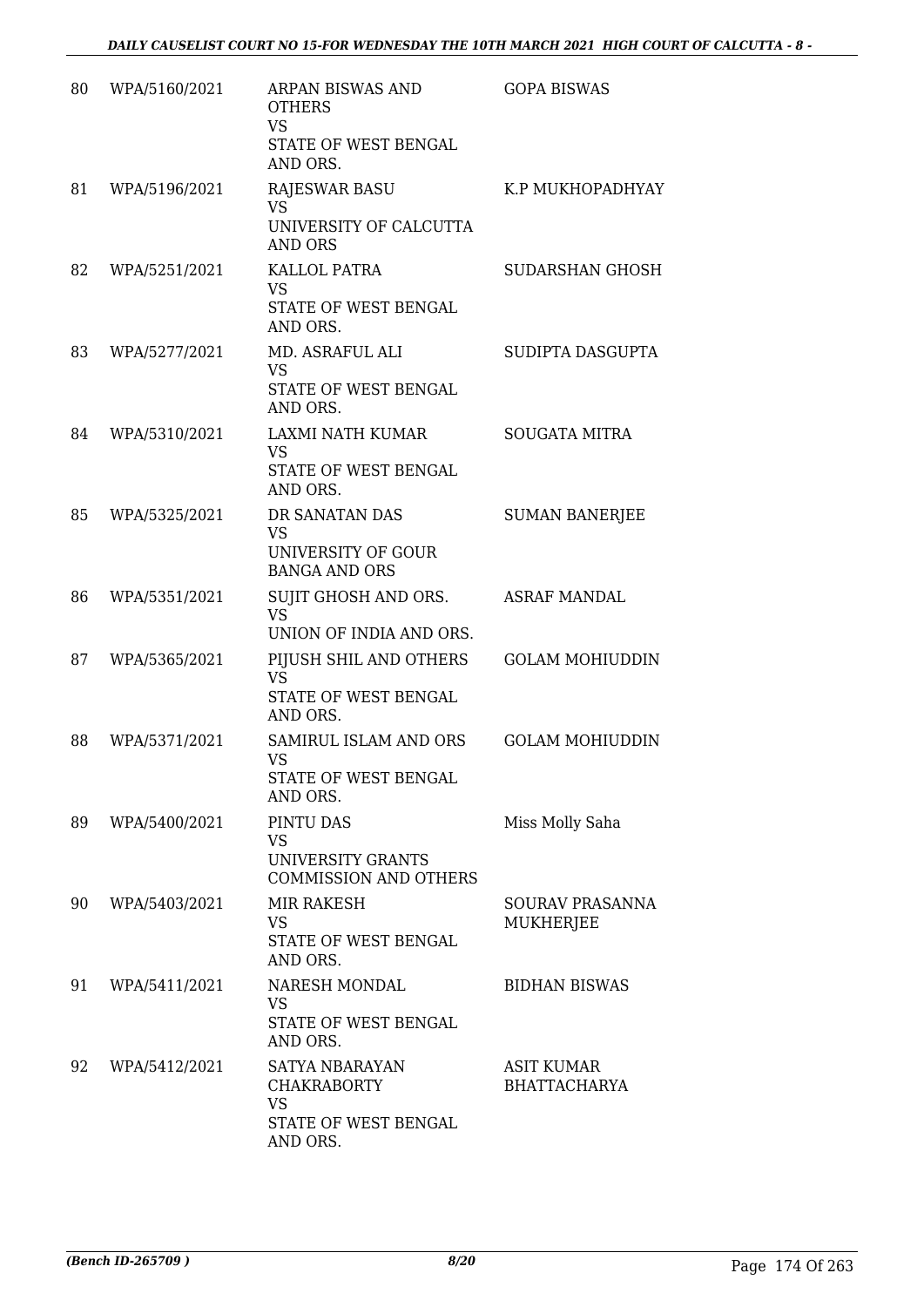| 80 | WPA/5160/2021 | ARPAN BISWAS AND OTHERS<br>VS<br>STATE OF WEST BENGAL AND ORS. | GOPA BISWAS |
|---|---|---|---|
| 81 | WPA/5196/2021 | RAJESWAR BASU<br>VS<br>UNIVERSITY OF CALCUTTA AND ORS | K.P MUKHOPADHYAY |
| 82 | WPA/5251/2021 | KALLOL PATRA<br>VS<br>STATE OF WEST BENGAL AND ORS. | SUDARSHAN GHOSH |
| 83 | WPA/5277/2021 | MD. ASRAFUL ALI<br>VS<br>STATE OF WEST BENGAL AND ORS. | SUDIPTA DASGUPTA |
| 84 | WPA/5310/2021 | LAXMI NATH KUMAR<br>VS<br>STATE OF WEST BENGAL AND ORS. | SOUGATA MITRA |
| 85 | WPA/5325/2021 | DR SANATAN DAS<br>VS<br>UNIVERSITY OF GOUR BANGA AND ORS | SUMAN BANERJEE |
| 86 | WPA/5351/2021 | SUJIT GHOSH AND ORS.<br>VS<br>UNION OF INDIA AND ORS. | ASRAF MANDAL |
| 87 | WPA/5365/2021 | PIJUSH SHIL AND OTHERS<br>VS<br>STATE OF WEST BENGAL AND ORS. | GOLAM MOHIUDDIN |
| 88 | WPA/5371/2021 | SAMIRUL ISLAM AND ORS<br>VS<br>STATE OF WEST BENGAL AND ORS. | GOLAM MOHIUDDIN |
| 89 | WPA/5400/2021 | PINTU DAS<br>VS<br>UNIVERSITY GRANTS COMMISSION AND OTHERS | Miss Molly Saha |
| 90 | WPA/5403/2021 | MIR RAKESH<br>VS<br>STATE OF WEST BENGAL AND ORS. | SOURAV PRASANNA MUKHERJEE |
| 91 | WPA/5411/2021 | NARESH MONDAL<br>VS<br>STATE OF WEST BENGAL AND ORS. | BIDHAN BISWAS |
| 92 | WPA/5412/2021 | SATYA NBARAYAN CHAKRABORTY<br>VS<br>STATE OF WEST BENGAL AND ORS. | ASIT KUMAR BHATTACHARYA |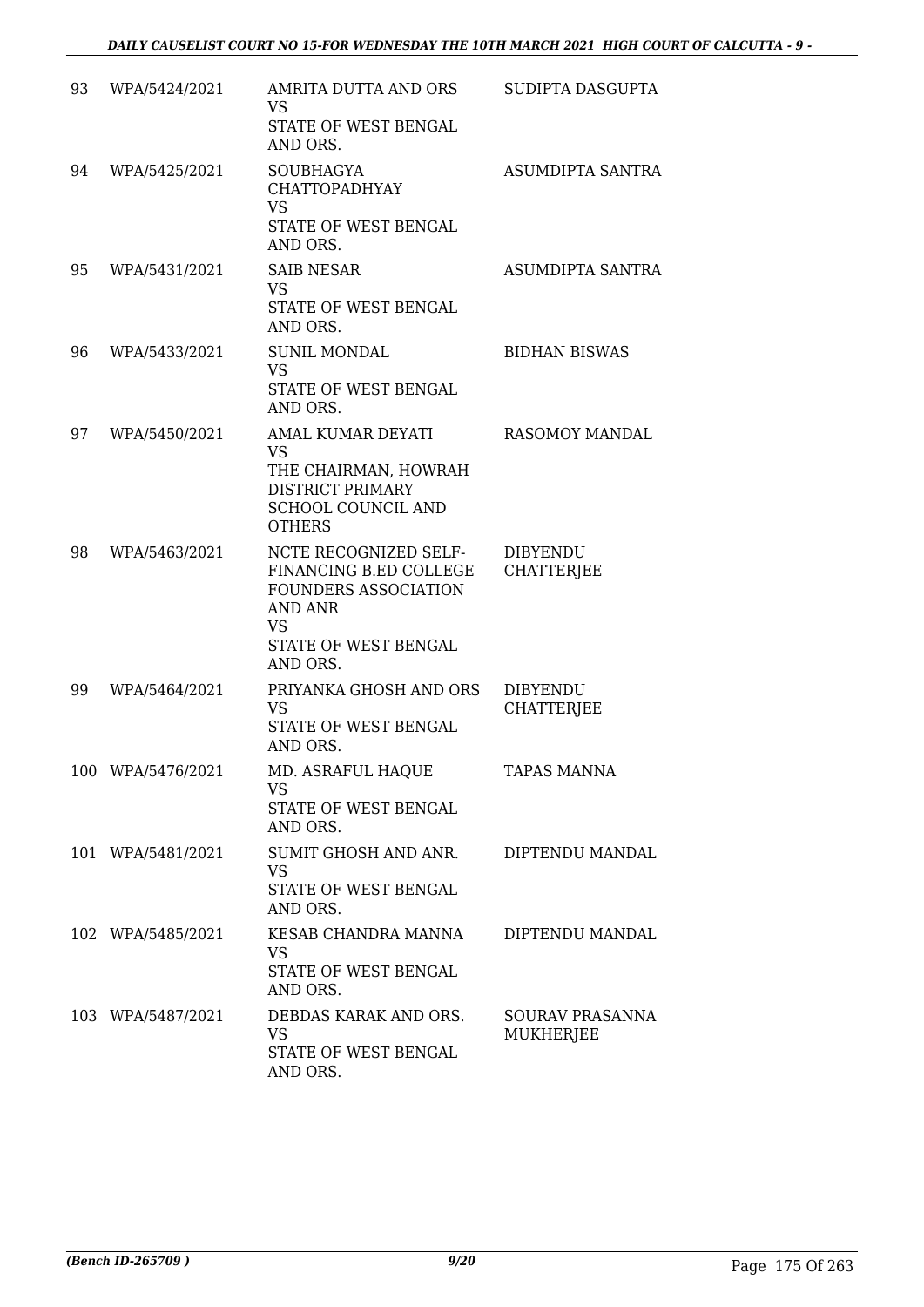| | | | |
|---|---|---|---|
| 93 | WPA/5424/2021 | AMRITA DUTTA AND ORS<br>VS<br>STATE OF WEST BENGAL AND ORS. | SUDIPTA DASGUPTA |
| 94 | WPA/5425/2021 | SOUBHAGYA CHATTOPADHYAY<br>VS<br>STATE OF WEST BENGAL AND ORS. | ASUMDIPTA SANTRA |
| 95 | WPA/5431/2021 | SAIB NESAR<br>VS<br>STATE OF WEST BENGAL AND ORS. | ASUMDIPTA SANTRA |
| 96 | WPA/5433/2021 | SUNIL MONDAL<br>VS<br>STATE OF WEST BENGAL AND ORS. | BIDHAN BISWAS |
| 97 | WPA/5450/2021 | AMAL KUMAR DEYATI<br>VS<br>THE CHAIRMAN, HOWRAH DISTRICT PRIMARY SCHOOL COUNCIL AND OTHERS | RASOMOY MANDAL |
| 98 | WPA/5463/2021 | NCTE RECOGNIZED SELF-FINANCING B.ED COLLEGE FOUNDERS ASSOCIATION AND ANR<br>VS<br>STATE OF WEST BENGAL AND ORS. | DIBYENDU CHATTERJEE |
| 99 | WPA/5464/2021 | PRIYANKA GHOSH AND ORS<br>VS<br>STATE OF WEST BENGAL AND ORS. | DIBYENDU CHATTERJEE |
| 100 | WPA/5476/2021 | MD. ASRAFUL HAQUE<br>VS<br>STATE OF WEST BENGAL AND ORS. | TAPAS MANNA |
| 101 | WPA/5481/2021 | SUMIT GHOSH AND ANR.<br>VS<br>STATE OF WEST BENGAL AND ORS. | DIPTENDU MANDAL |
| 102 | WPA/5485/2021 | KESAB CHANDRA MANNA<br>VS<br>STATE OF WEST BENGAL AND ORS. | DIPTENDU MANDAL |
| 103 | WPA/5487/2021 | DEBDAS KARAK AND ORS.<br>VS<br>STATE OF WEST BENGAL AND ORS. | SOURAV PRASANNA MUKHERJEE |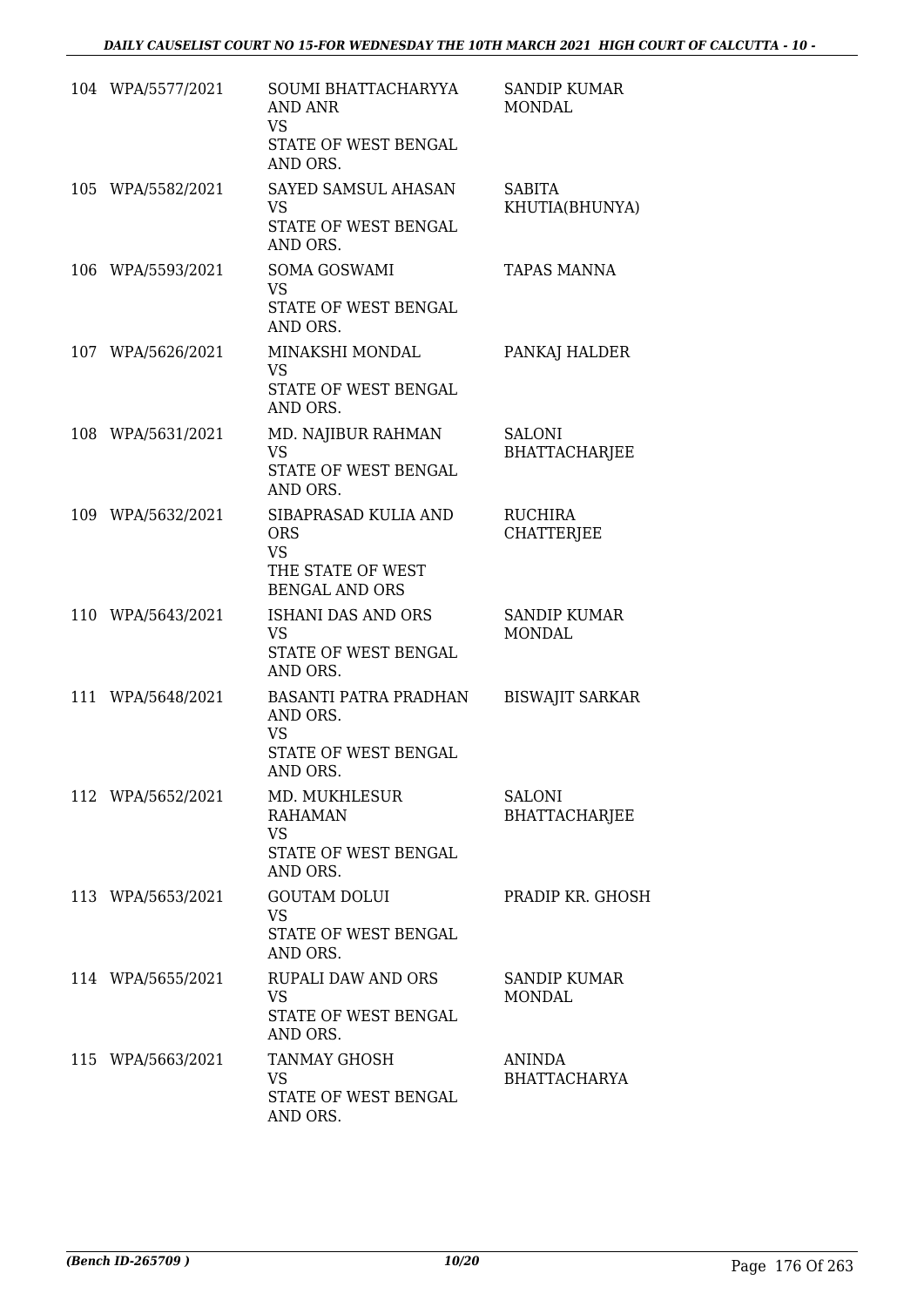| | | | |
|---|---|---|---|
| 104 | WPA/5577/2021 | SOUMI BHATTACHARYYA AND ANR<br>VS<br>STATE OF WEST BENGAL AND ORS. | SANDIP KUMAR MONDAL |
| 105 | WPA/5582/2021 | SAYED SAMSUL AHASAN<br>VS<br>STATE OF WEST BENGAL AND ORS. | SABITA KHUTIA(BHUNYA) |
| 106 | WPA/5593/2021 | SOMA GOSWAMI<br>VS<br>STATE OF WEST BENGAL AND ORS. | TAPAS MANNA |
| 107 | WPA/5626/2021 | MINAKSHI MONDAL<br>VS<br>STATE OF WEST BENGAL AND ORS. | PANKAJ HALDER |
| 108 | WPA/5631/2021 | MD. NAJIBUR RAHMAN<br>VS<br>STATE OF WEST BENGAL AND ORS. | SALONI BHATTACHARJEE |
| 109 | WPA/5632/2021 | SIBAPRASAD KULIA AND ORS<br>VS<br>THE STATE OF WEST BENGAL AND ORS | RUCHIRA CHATTERJEE |
| 110 | WPA/5643/2021 | ISHANI DAS AND ORS<br>VS<br>STATE OF WEST BENGAL AND ORS. | SANDIP KUMAR MONDAL |
| 111 | WPA/5648/2021 | BASANTI PATRA PRADHAN AND ORS.<br>VS<br>STATE OF WEST BENGAL AND ORS. | BISWAJIT SARKAR |
| 112 | WPA/5652/2021 | MD. MUKHLESUR RAHAMAN<br>VS<br>STATE OF WEST BENGAL AND ORS. | SALONI BHATTACHARJEE |
| 113 | WPA/5653/2021 | GOUTAM DOLUI<br>VS<br>STATE OF WEST BENGAL AND ORS. | PRADIP KR. GHOSH |
| 114 | WPA/5655/2021 | RUPALI DAW AND ORS<br>VS<br>STATE OF WEST BENGAL AND ORS. | SANDIP KUMAR MONDAL |
| 115 | WPA/5663/2021 | TANMAY GHOSH<br>VS<br>STATE OF WEST BENGAL AND ORS. | ANINDA BHATTACHARYA |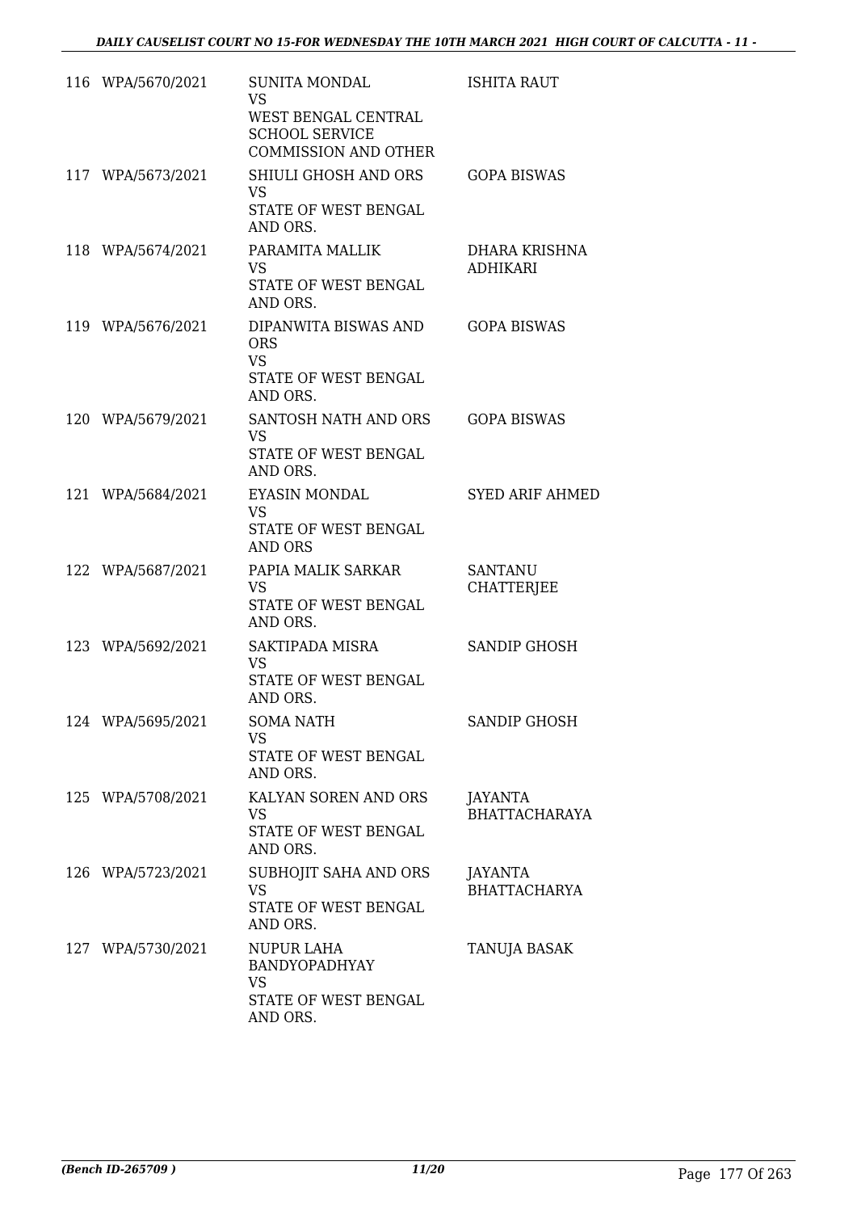| | | | |
|---|---|---|---|
| 116 | WPA/5670/2021 | SUNITA MONDAL<br>VS<br>WEST BENGAL CENTRAL SCHOOL SERVICE COMMISSION AND OTHER | ISHITA RAUT |
| 117 | WPA/5673/2021 | SHIULI GHOSH AND ORS<br>VS<br>STATE OF WEST BENGAL AND ORS. | GOPA BISWAS |
| 118 | WPA/5674/2021 | PARAMITA MALLIK<br>VS<br>STATE OF WEST BENGAL AND ORS. | DHARA KRISHNA ADHIKARI |
| 119 | WPA/5676/2021 | DIPANWITA BISWAS AND ORS<br>VS<br>STATE OF WEST BENGAL AND ORS. | GOPA BISWAS |
| 120 | WPA/5679/2021 | SANTOSH NATH AND ORS<br>VS<br>STATE OF WEST BENGAL AND ORS. | GOPA BISWAS |
| 121 | WPA/5684/2021 | EYASIN MONDAL<br>VS<br>STATE OF WEST BENGAL AND ORS | SYED ARIF AHMED |
| 122 | WPA/5687/2021 | PAPIA MALIK SARKAR<br>VS<br>STATE OF WEST BENGAL AND ORS. | SANTANU CHATTERJEE |
| 123 | WPA/5692/2021 | SAKTIPADA MISRA<br>VS<br>STATE OF WEST BENGAL AND ORS. | SANDIP GHOSH |
| 124 | WPA/5695/2021 | SOMA NATH<br>VS<br>STATE OF WEST BENGAL AND ORS. | SANDIP GHOSH |
| 125 | WPA/5708/2021 | KALYAN SOREN AND ORS<br>VS<br>STATE OF WEST BENGAL AND ORS. | JAYANTA BHATTACHARAYA |
| 126 | WPA/5723/2021 | SUBHOJIT SAHA AND ORS<br>VS<br>STATE OF WEST BENGAL AND ORS. | JAYANTA BHATTACHARYA |
| 127 | WPA/5730/2021 | NUPUR LAHA BANDYOPADHYAY<br>VS<br>STATE OF WEST BENGAL AND ORS. | TANUJA BASAK |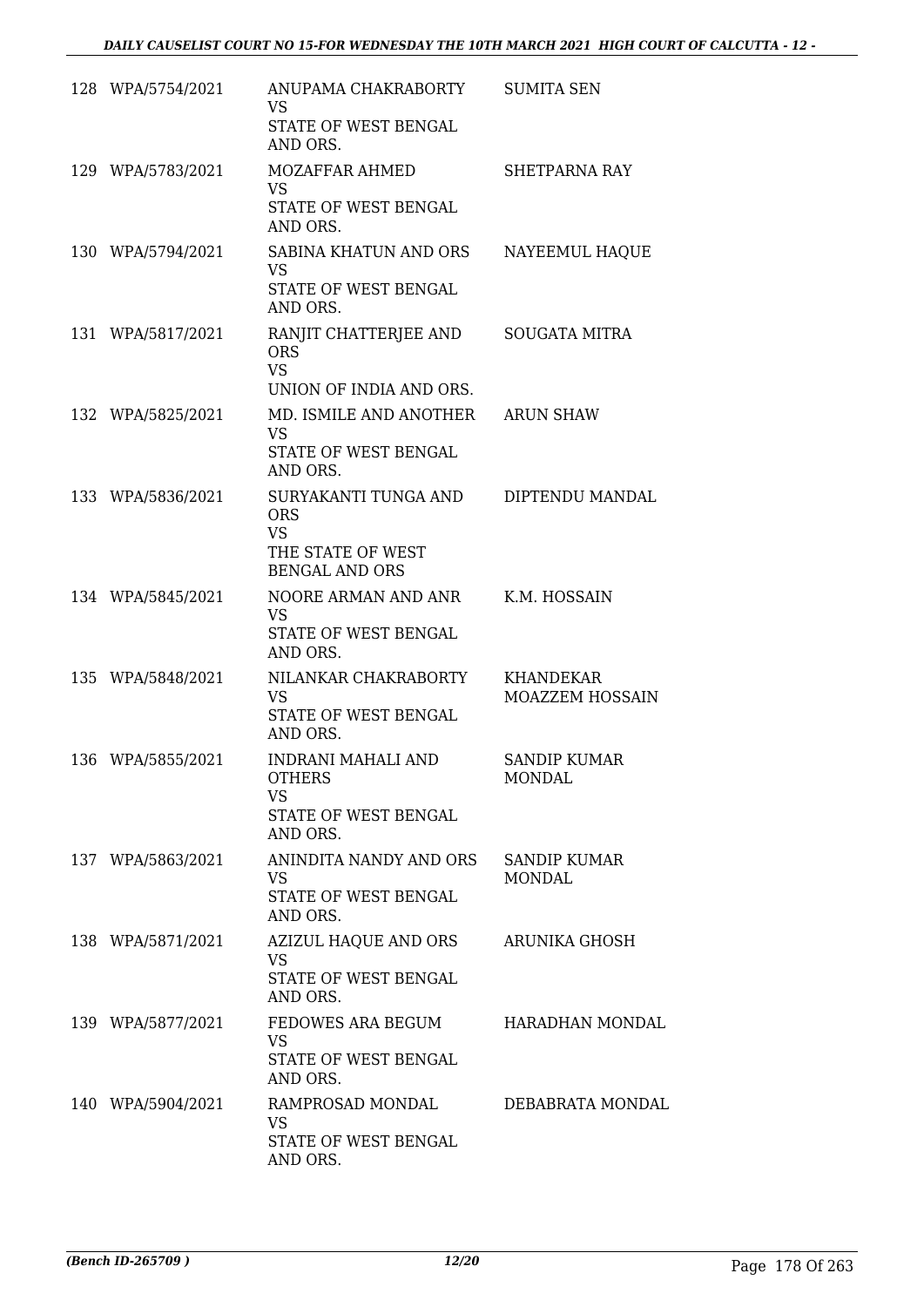| | | | |
|---|---|---|---|
| 128 | WPA/5754/2021 | ANUPAMA CHAKRABORTY<br>VS<br>STATE OF WEST BENGAL AND ORS. | SUMITA SEN |
| 129 | WPA/5783/2021 | MOZAFFAR AHMED<br>VS<br>STATE OF WEST BENGAL AND ORS. | SHETPARNA RAY |
| 130 | WPA/5794/2021 | SABINA KHATUN AND ORS<br>VS<br>STATE OF WEST BENGAL AND ORS. | NAYEEMUL HAQUE |
| 131 | WPA/5817/2021 | RANJIT CHATTERJEE AND ORS<br>VS<br>UNION OF INDIA AND ORS. | SOUGATA MITRA |
| 132 | WPA/5825/2021 | MD. ISMILE AND ANOTHER<br>VS<br>STATE OF WEST BENGAL AND ORS. | ARUN SHAW |
| 133 | WPA/5836/2021 | SURYAKANTI TUNGA AND ORS<br>VS<br>THE STATE OF WEST BENGAL AND ORS | DIPTENDU MANDAL |
| 134 | WPA/5845/2021 | NOORE ARMAN AND ANR<br>VS<br>STATE OF WEST BENGAL AND ORS. | K.M. HOSSAIN |
| 135 | WPA/5848/2021 | NILANKAR CHAKRABORTY<br>VS<br>STATE OF WEST BENGAL AND ORS. | KHANDEKAR MOAZZEM HOSSAIN |
| 136 | WPA/5855/2021 | INDRANI MAHALI AND OTHERS<br>VS<br>STATE OF WEST BENGAL AND ORS. | SANDIP KUMAR MONDAL |
| 137 | WPA/5863/2021 | ANINDITA NANDY AND ORS<br>VS<br>STATE OF WEST BENGAL AND ORS. | SANDIP KUMAR MONDAL |
| 138 | WPA/5871/2021 | AZIZUL HAQUE AND ORS<br>VS<br>STATE OF WEST BENGAL AND ORS. | ARUNIKA GHOSH |
| 139 | WPA/5877/2021 | FEDOWES ARA BEGUM<br>VS<br>STATE OF WEST BENGAL AND ORS. | HARADHAN MONDAL |
| 140 | WPA/5904/2021 | RAMPROSAD MONDAL<br>VS<br>STATE OF WEST BENGAL AND ORS. | DEBABRATA MONDAL |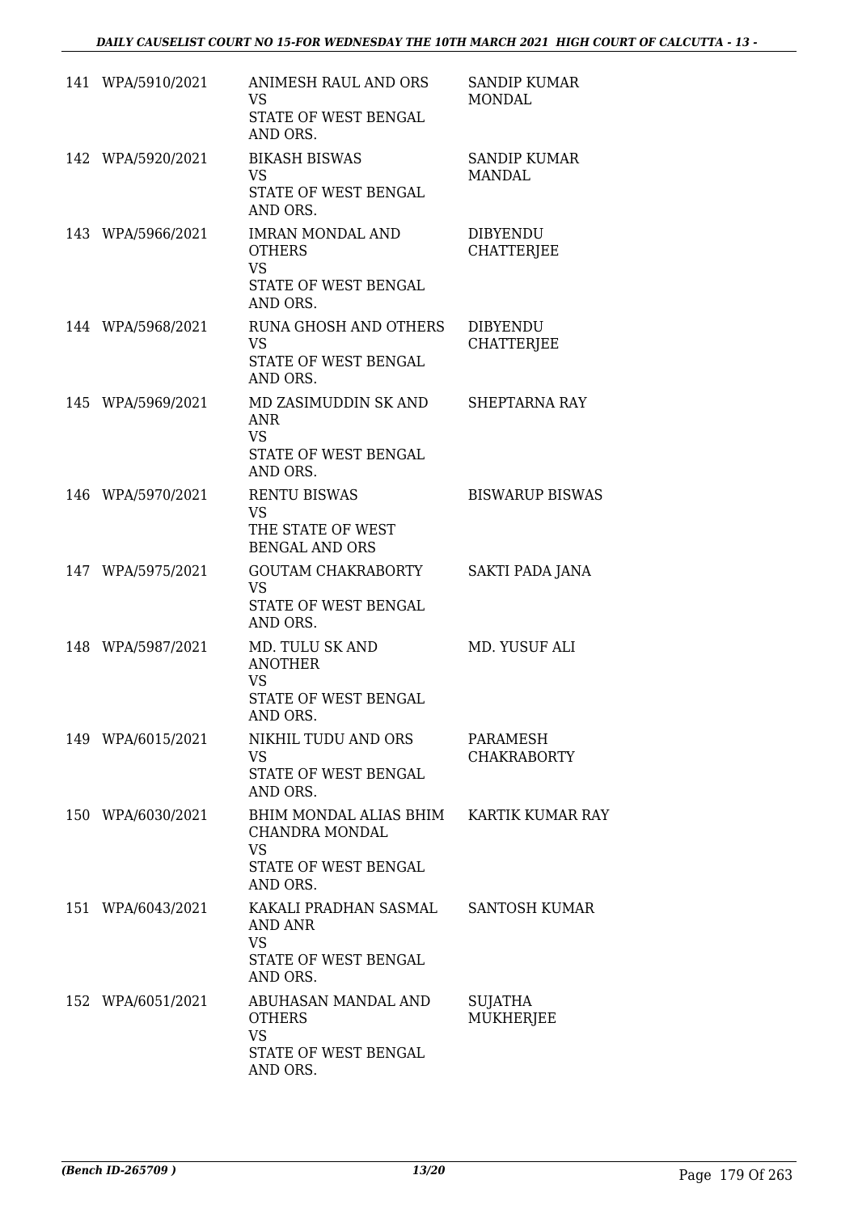| | | | |
|---|---|---|---|
| 141 | WPA/5910/2021 | ANIMESH RAUL AND ORS<br>VS<br>STATE OF WEST BENGAL AND ORS. | SANDIP KUMAR MONDAL |
| 142 | WPA/5920/2021 | BIKASH BISWAS<br>VS<br>STATE OF WEST BENGAL AND ORS. | SANDIP KUMAR MANDAL |
| 143 | WPA/5966/2021 | IMRAN MONDAL AND OTHERS<br>VS<br>STATE OF WEST BENGAL AND ORS. | DIBYENDU CHATTERJEE |
| 144 | WPA/5968/2021 | RUNA GHOSH AND OTHERS<br>VS<br>STATE OF WEST BENGAL AND ORS. | DIBYENDU CHATTERJEE |
| 145 | WPA/5969/2021 | MD ZASIMUDDIN SK AND ANR<br>VS<br>STATE OF WEST BENGAL AND ORS. | SHEPTARNA RAY |
| 146 | WPA/5970/2021 | RENTU BISWAS<br>VS<br>THE STATE OF WEST BENGAL AND ORS | BISWARUP BISWAS |
| 147 | WPA/5975/2021 | GOUTAM CHAKRABORTY<br>VS<br>STATE OF WEST BENGAL AND ORS. | SAKTI PADA JANA |
| 148 | WPA/5987/2021 | MD. TULU SK AND ANOTHER<br>VS<br>STATE OF WEST BENGAL AND ORS. | MD. YUSUF ALI |
| 149 | WPA/6015/2021 | NIKHIL TUDU AND ORS<br>VS<br>STATE OF WEST BENGAL AND ORS. | PARAMESH CHAKRABORTY |
| 150 | WPA/6030/2021 | BHIM MONDAL ALIAS BHIM CHANDRA MONDAL<br>VS<br>STATE OF WEST BENGAL AND ORS. | KARTIK KUMAR RAY |
| 151 | WPA/6043/2021 | KAKALI PRADHAN SASMAL AND ANR<br>VS<br>STATE OF WEST BENGAL AND ORS. | SANTOSH KUMAR |
| 152 | WPA/6051/2021 | ABUHASAN MANDAL AND OTHERS<br>VS<br>STATE OF WEST BENGAL AND ORS. | SUJATHA MUKHERJEE |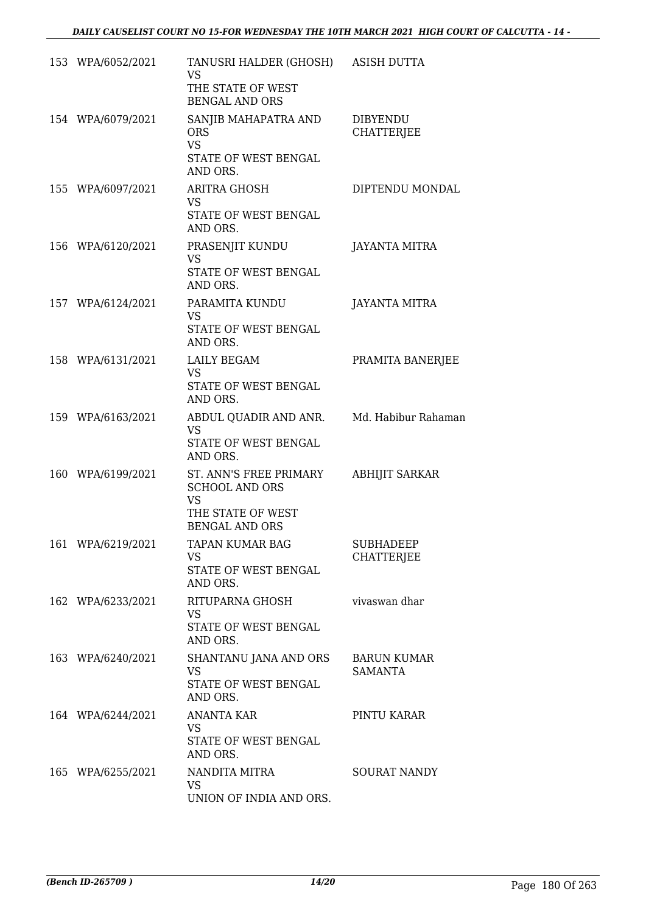| | | | |
|---|---|---|---|
| 153 | WPA/6052/2021 | TANUSRI HALDER (GHOSH)<br>VS<br>THE STATE OF WEST BENGAL AND ORS | ASISH DUTTA |
| 154 | WPA/6079/2021 | SANJIB MAHAPATRA AND ORS<br>VS<br>STATE OF WEST BENGAL AND ORS. | DIBYENDU CHATTERJEE |
| 155 | WPA/6097/2021 | ARITRA GHOSH<br>VS<br>STATE OF WEST BENGAL AND ORS. | DIPTENDU MONDAL |
| 156 | WPA/6120/2021 | PRASENJIT KUNDU<br>VS<br>STATE OF WEST BENGAL AND ORS. | JAYANTA MITRA |
| 157 | WPA/6124/2021 | PARAMITA KUNDU<br>VS<br>STATE OF WEST BENGAL AND ORS. | JAYANTA MITRA |
| 158 | WPA/6131/2021 | LAILY BEGAM<br>VS<br>STATE OF WEST BENGAL AND ORS. | PRAMITA BANERJEE |
| 159 | WPA/6163/2021 | ABDUL QUADIR AND ANR.<br>VS<br>STATE OF WEST BENGAL AND ORS. | Md. Habibur Rahaman |
| 160 | WPA/6199/2021 | ST. ANN'S FREE PRIMARY SCHOOL AND ORS<br>VS<br>THE STATE OF WEST BENGAL AND ORS | ABHIJIT SARKAR |
| 161 | WPA/6219/2021 | TAPAN KUMAR BAG<br>VS<br>STATE OF WEST BENGAL AND ORS. | SUBHADEEP CHATTERJEE |
| 162 | WPA/6233/2021 | RITUPARNA GHOSH<br>VS<br>STATE OF WEST BENGAL AND ORS. | vivaswan dhar |
| 163 | WPA/6240/2021 | SHANTANU JANA AND ORS<br>VS<br>STATE OF WEST BENGAL AND ORS. | BARUN KUMAR SAMANTA |
| 164 | WPA/6244/2021 | ANANTA KAR<br>VS<br>STATE OF WEST BENGAL AND ORS. | PINTU KARAR |
| 165 | WPA/6255/2021 | NANDITA MITRA<br>VS<br>UNION OF INDIA AND ORS. | SOURAT NANDY |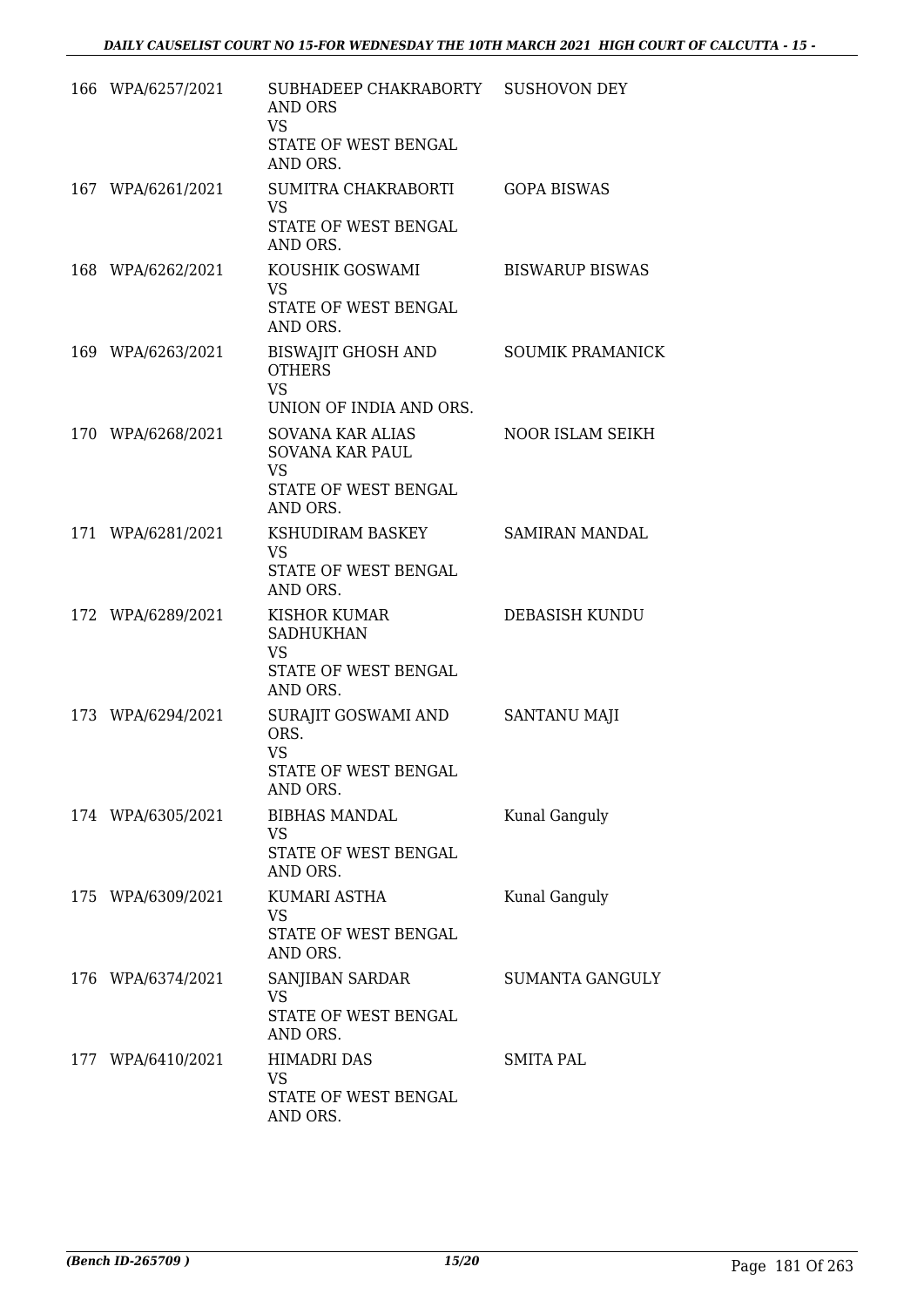| | | | |
|---|---|---|---|
| 166 | WPA/6257/2021 | SUBHADEEP CHAKRABORTY AND ORS<br>VS<br>STATE OF WEST BENGAL AND ORS. | SUSHOVON DEY |
| 167 | WPA/6261/2021 | SUMITRA CHAKRABORTI<br>VS<br>STATE OF WEST BENGAL AND ORS. | GOPA BISWAS |
| 168 | WPA/6262/2021 | KOUSHIK GOSWAMI<br>VS<br>STATE OF WEST BENGAL AND ORS. | BISWARUP BISWAS |
| 169 | WPA/6263/2021 | BISWAJIT GHOSH AND OTHERS<br>VS<br>UNION OF INDIA AND ORS. | SOUMIK PRAMANICK |
| 170 | WPA/6268/2021 | SOVANA KAR ALIAS SOVANA KAR PAUL<br>VS<br>STATE OF WEST BENGAL AND ORS. | NOOR ISLAM SEIKH |
| 171 | WPA/6281/2021 | KSHUDIRAM BASKEY<br>VS<br>STATE OF WEST BENGAL AND ORS. | SAMIRAN MANDAL |
| 172 | WPA/6289/2021 | KISHOR KUMAR SADHUKHAN<br>VS<br>STATE OF WEST BENGAL AND ORS. | DEBASISH KUNDU |
| 173 | WPA/6294/2021 | SURAJIT GOSWAMI AND ORS.<br>VS<br>STATE OF WEST BENGAL AND ORS. | SANTANU MAJI |
| 174 | WPA/6305/2021 | BIBHAS MANDAL<br>VS<br>STATE OF WEST BENGAL AND ORS. | Kunal Ganguly |
| 175 | WPA/6309/2021 | KUMARI ASTHA<br>VS<br>STATE OF WEST BENGAL AND ORS. | Kunal Ganguly |
| 176 | WPA/6374/2021 | SANJIBAN SARDAR<br>VS<br>STATE OF WEST BENGAL AND ORS. | SUMANTA GANGULY |
| 177 | WPA/6410/2021 | HIMADRI DAS<br>VS<br>STATE OF WEST BENGAL AND ORS. | SMITA PAL |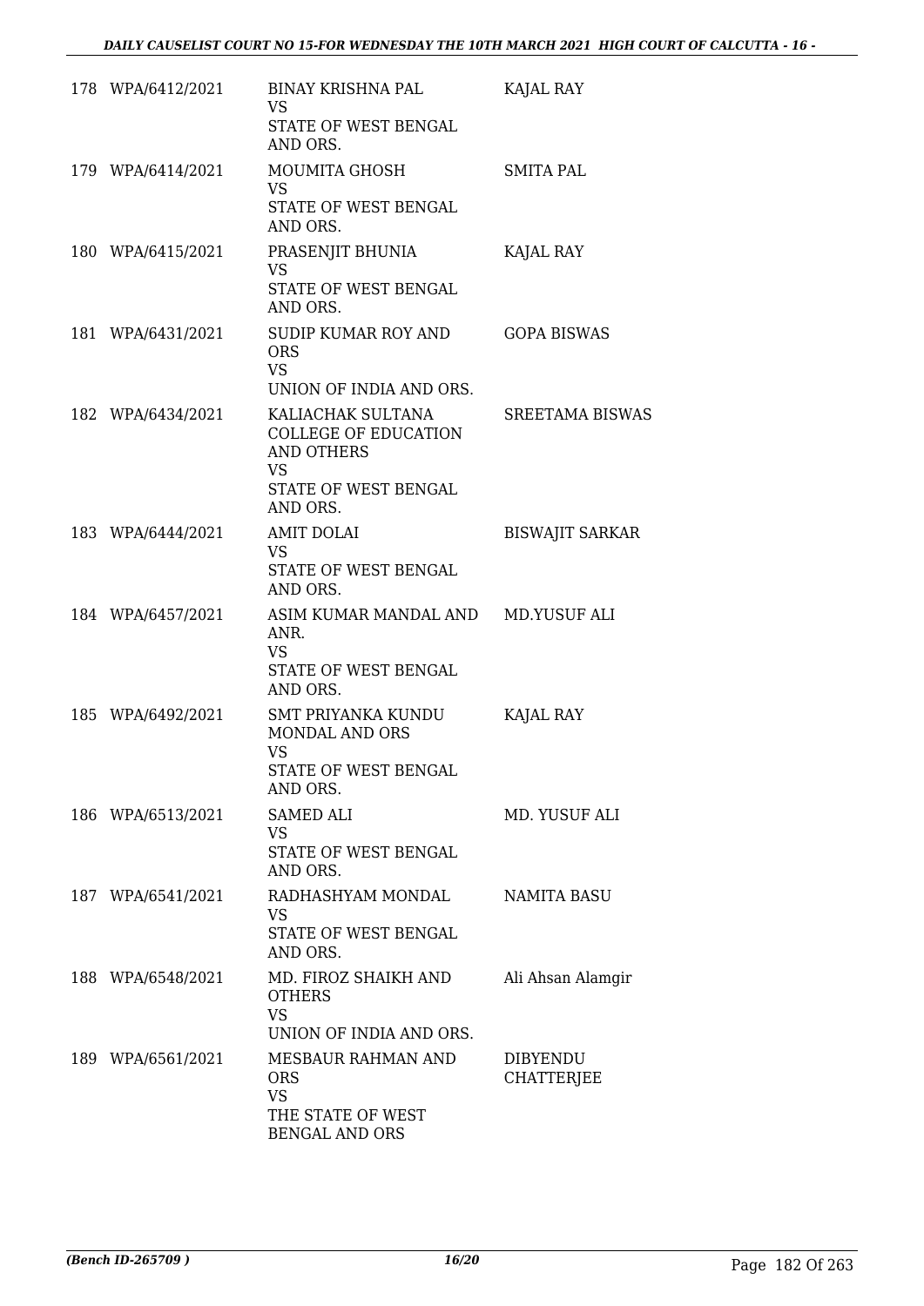| | | | |
|---|---|---|---|
| 178 | WPA/6412/2021 | BINAY KRISHNA PAL<br>VS<br>STATE OF WEST BENGAL AND ORS. | KAJAL RAY |
| 179 | WPA/6414/2021 | MOUMITA GHOSH<br>VS<br>STATE OF WEST BENGAL AND ORS. | SMITA PAL |
| 180 | WPA/6415/2021 | PRASENJIT BHUNIA<br>VS<br>STATE OF WEST BENGAL AND ORS. | KAJAL RAY |
| 181 | WPA/6431/2021 | SUDIP KUMAR ROY AND ORS<br>VS<br>UNION OF INDIA AND ORS. | GOPA BISWAS |
| 182 | WPA/6434/2021 | KALIACHAK SULTANA COLLEGE OF EDUCATION AND OTHERS<br>VS<br>STATE OF WEST BENGAL AND ORS. | SREETAMA BISWAS |
| 183 | WPA/6444/2021 | AMIT DOLAI<br>VS<br>STATE OF WEST BENGAL AND ORS. | BISWAJIT SARKAR |
| 184 | WPA/6457/2021 | ASIM KUMAR MANDAL AND ANR.<br>VS<br>STATE OF WEST BENGAL AND ORS. | MD.YUSUF ALI |
| 185 | WPA/6492/2021 | SMT PRIYANKA KUNDU MONDAL AND ORS<br>VS<br>STATE OF WEST BENGAL AND ORS. | KAJAL RAY |
| 186 | WPA/6513/2021 | SAMED ALI<br>VS<br>STATE OF WEST BENGAL AND ORS. | MD. YUSUF ALI |
| 187 | WPA/6541/2021 | RADHASHYAM MONDAL<br>VS<br>STATE OF WEST BENGAL AND ORS. | NAMITA BASU |
| 188 | WPA/6548/2021 | MD. FIROZ SHAIKH AND OTHERS<br>VS<br>UNION OF INDIA AND ORS. | Ali Ahsan Alamgir |
| 189 | WPA/6561/2021 | MESBAUR RAHMAN AND ORS<br>VS<br>THE STATE OF WEST BENGAL AND ORS | DIBYENDU CHATTERJEE |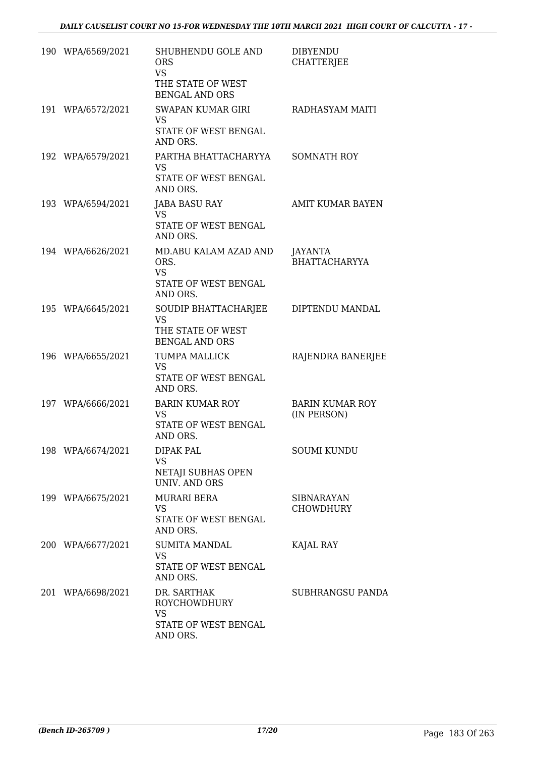| | | | |
|---|---|---|---|
| 190 | WPA/6569/2021 | SHUBHENDU GOLE AND ORS<br>VS<br>THE STATE OF WEST BENGAL AND ORS | DIBYENDU CHATTERJEE |
| 191 | WPA/6572/2021 | SWAPAN KUMAR GIRI<br>VS<br>STATE OF WEST BENGAL AND ORS. | RADHASYAM MAITI |
| 192 | WPA/6579/2021 | PARTHA BHATTACHARYYA<br>VS<br>STATE OF WEST BENGAL AND ORS. | SOMNATH ROY |
| 193 | WPA/6594/2021 | JABA BASU RAY<br>VS<br>STATE OF WEST BENGAL AND ORS. | AMIT KUMAR BAYEN |
| 194 | WPA/6626/2021 | MD.ABU KALAM AZAD AND ORS.<br>VS<br>STATE OF WEST BENGAL AND ORS. | JAYANTA BHATTACHARYYA |
| 195 | WPA/6645/2021 | SOUDIP BHATTACHARJEE<br>VS<br>THE STATE OF WEST BENGAL AND ORS | DIPTENDU MANDAL |
| 196 | WPA/6655/2021 | TUMPA MALLICK<br>VS<br>STATE OF WEST BENGAL AND ORS. | RAJENDRA BANERJEE |
| 197 | WPA/6666/2021 | BARIN KUMAR ROY<br>VS<br>STATE OF WEST BENGAL AND ORS. | BARIN KUMAR ROY (IN PERSON) |
| 198 | WPA/6674/2021 | DIPAK PAL<br>VS<br>NETAJI SUBHAS OPEN UNIV. AND ORS | SOUMI KUNDU |
| 199 | WPA/6675/2021 | MURARI BERA<br>VS<br>STATE OF WEST BENGAL AND ORS. | SIBNARAYAN CHOWDHURY |
| 200 | WPA/6677/2021 | SUMITA MANDAL<br>VS<br>STATE OF WEST BENGAL AND ORS. | KAJAL RAY |
| 201 | WPA/6698/2021 | DR. SARTHAK ROYCHOWDHURY<br>VS<br>STATE OF WEST BENGAL AND ORS. | SUBHRANGSU PANDA |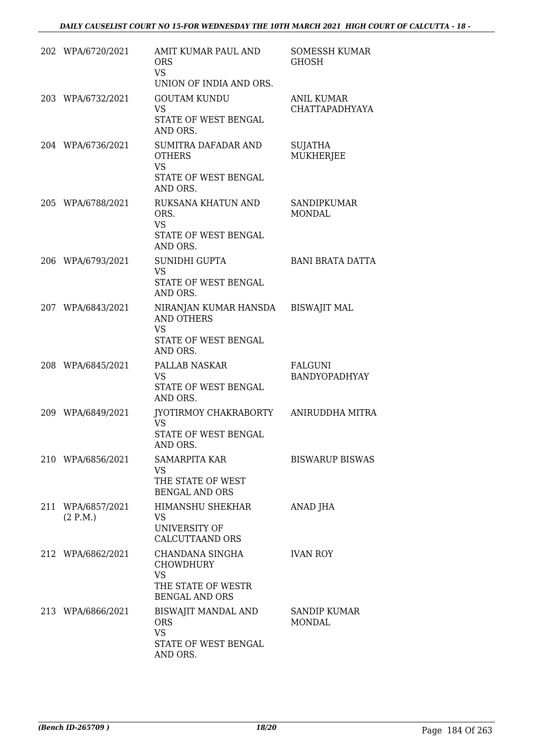| | | | |
|---|---|---|---|
| 202 | WPA/6720/2021 | AMIT KUMAR PAUL AND ORS<br>VS<br>UNION OF INDIA AND ORS. | SOMESSH KUMAR GHOSH |
| 203 | WPA/6732/2021 | GOUTAM KUNDU<br>VS<br>STATE OF WEST BENGAL AND ORS. | ANIL KUMAR CHATTAPADHYAYA |
| 204 | WPA/6736/2021 | SUMITRA DAFADAR AND OTHERS<br>VS<br>STATE OF WEST BENGAL AND ORS. | SUJATHA MUKHERJEE |
| 205 | WPA/6788/2021 | RUKSANA KHATUN AND ORS.<br>VS<br>STATE OF WEST BENGAL AND ORS. | SANDIPKUMAR MONDAL |
| 206 | WPA/6793/2021 | SUNIDHI GUPTA<br>VS<br>STATE OF WEST BENGAL AND ORS. | BANI BRATA DATTA |
| 207 | WPA/6843/2021 | NIRANJAN KUMAR HANSDA AND OTHERS<br>VS<br>STATE OF WEST BENGAL AND ORS. | BISWAJIT MAL |
| 208 | WPA/6845/2021 | PALLAB NASKAR<br>VS<br>STATE OF WEST BENGAL AND ORS. | FALGUNI BANDYOPADHYAY |
| 209 | WPA/6849/2021 | JYOTIRMOY CHAKRABORTY<br>VS<br>STATE OF WEST BENGAL AND ORS. | ANIRUDDHA MITRA |
| 210 | WPA/6856/2021 | SAMARPITA KAR<br>VS<br>THE STATE OF WEST BENGAL AND ORS | BISWARUP BISWAS |
| 211 | WPA/6857/2021 (2 P.M.) | HIMANSHU SHEKHAR<br>VS<br>UNIVERSITY OF CALCUTTAAND ORS | ANAD JHA |
| 212 | WPA/6862/2021 | CHANDANA SINGHA CHOWDHURY<br>VS<br>THE STATE OF WESTR BENGAL AND ORS | IVAN ROY |
| 213 | WPA/6866/2021 | BISWAJIT MANDAL AND ORS<br>VS<br>STATE OF WEST BENGAL AND ORS. | SANDIP KUMAR MONDAL |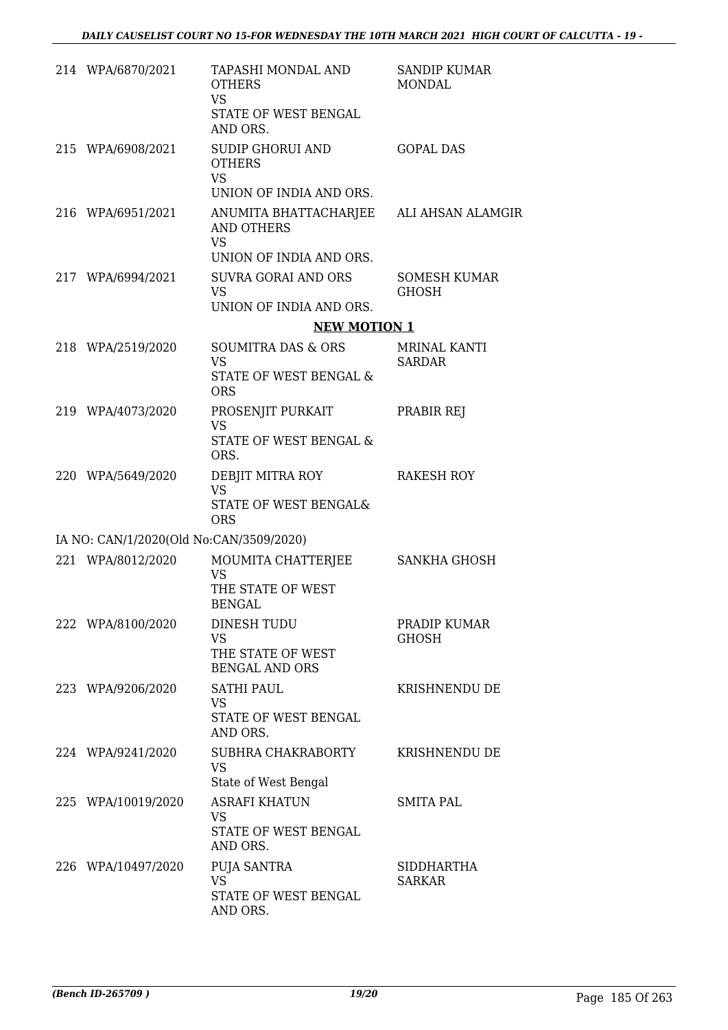| | | | |
|---|---|---|---|
| 214 | WPA/6870/2021 | TAPASHI MONDAL AND OTHERS<br>VS<br>STATE OF WEST BENGAL AND ORS. | SANDIP KUMAR MONDAL |
| 215 | WPA/6908/2021 | SUDIP GHORUI AND OTHERS<br>VS<br>UNION OF INDIA AND ORS. | GOPAL DAS |
| 216 | WPA/6951/2021 | ANUMITA BHATTACHARJEE AND OTHERS<br>VS<br>UNION OF INDIA AND ORS. | ALI AHSAN ALAMGIR |
| 217 | WPA/6994/2021 | SUVRA GORAI AND ORS<br>VS<br>UNION OF INDIA AND ORS. | SOMESH KUMAR GHOSH |

**NEW MOTION 1**

| | | | |
|---|---|---|---|
| 218 | WPA/2519/2020 | SOUMITRA DAS & ORS<br>VS<br>STATE OF WEST BENGAL & ORS | MRINAL KANTI SARDAR |
| 219 | WPA/4073/2020 | PROSENJIT PURKAIT<br>VS<br>STATE OF WEST BENGAL & ORS. | PRABIR REJ |
| 220 | WPA/5649/2020 | DEBJIT MITRA ROY<br>VS<br>STATE OF WEST BENGAL& ORS | RAKESH ROY |

IA NO: CAN/1/2020(Old No:CAN/3509/2020)

| | | | |
|---|---|---|---|
| 221 | WPA/8012/2020 | MOUMITA CHATTERJEE<br>VS<br>THE STATE OF WEST BENGAL | SANKHA GHOSH |
| 222 | WPA/8100/2020 | DINESH TUDU<br>VS<br>THE STATE OF WEST BENGAL AND ORS | PRADIP KUMAR GHOSH |
| 223 | WPA/9206/2020 | SATHI PAUL<br>VS<br>STATE OF WEST BENGAL AND ORS. | KRISHNENDU DE |
| 224 | WPA/9241/2020 | SUBHRA CHAKRABORTY<br>VS<br>State of West Bengal | KRISHNENDU DE |
| 225 | WPA/10019/2020 | ASRAFI KHATUN<br>VS<br>STATE OF WEST BENGAL AND ORS. | SMITA PAL |
| 226 | WPA/10497/2020 | PUJA SANTRA<br>VS<br>STATE OF WEST BENGAL AND ORS. | SIDDHARTHA SARKAR |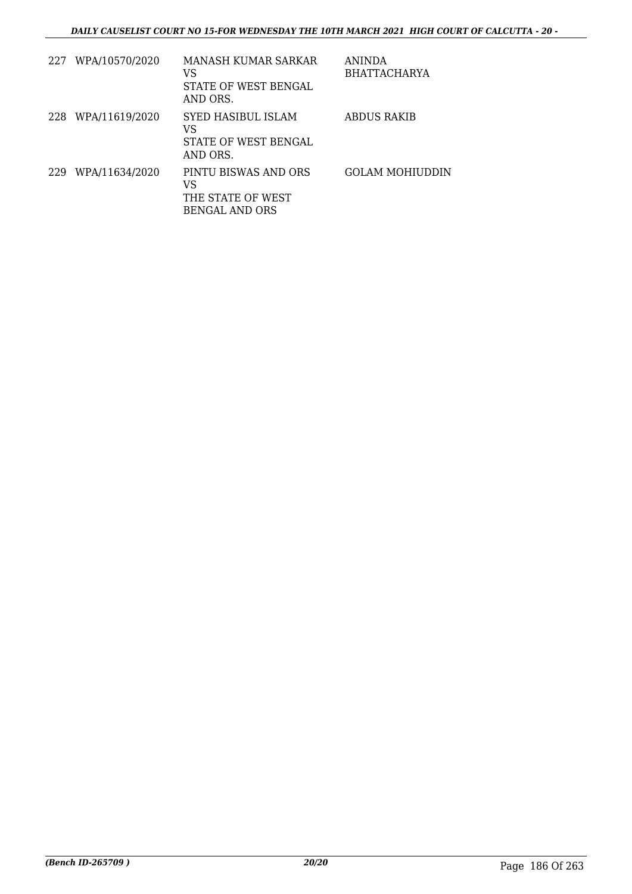| | | | |
|---|---|---|---|
| 227 | WPA/10570/2020 | MANASH KUMAR SARKAR<br>VS<br>STATE OF WEST BENGAL<br>AND ORS. | ANINDA<br>BHATTACHARYA |
| 228 | WPA/11619/2020 | SYED HASIBUL ISLAM<br>VS<br>STATE OF WEST BENGAL<br>AND ORS. | ABDUS RAKIB |
| 229 | WPA/11634/2020 | PINTU BISWAS AND ORS<br>VS<br>THE STATE OF WEST<br>BENGAL AND ORS | GOLAM MOHIUDDIN |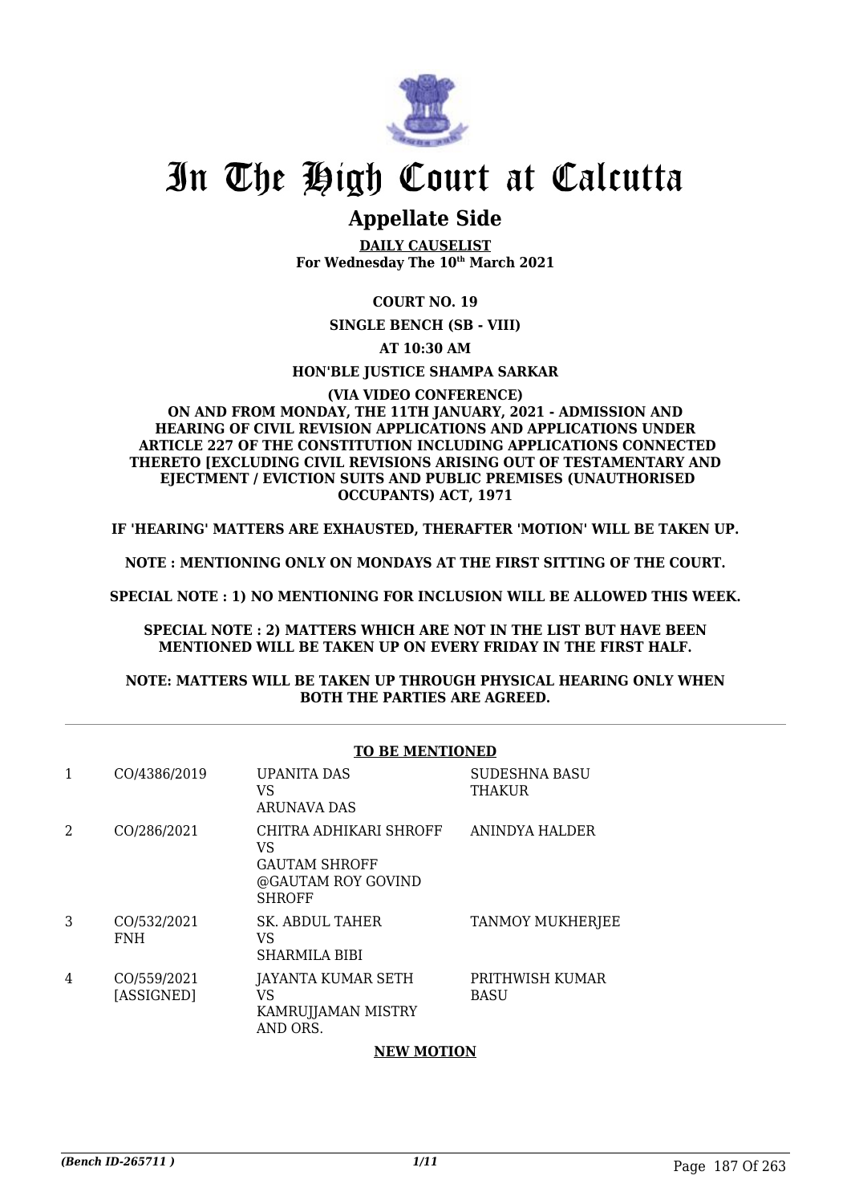# In The High Court at Calcutta

## Appellate Side

**DAILY CAUSELIST**
**For Wednesday The 10th March 2021**

**COURT NO. 19**

**SINGLE BENCH (SB - VIII)**

**AT 10:30 AM**

**HON'BLE JUSTICE SHAMPA SARKAR**

**(VIA VIDEO CONFERENCE)**

**ON AND FROM MONDAY, THE 11TH JANUARY, 2021 - ADMISSION AND HEARING OF CIVIL REVISION APPLICATIONS AND APPLICATIONS UNDER ARTICLE 227 OF THE CONSTITUTION INCLUDING APPLICATIONS CONNECTED THERETO [EXCLUDING CIVIL REVISIONS ARISING OUT OF TESTAMENTARY AND EJECTMENT / EVICTION SUITS AND PUBLIC PREMISES (UNAUTHORISED OCCUPANTS) ACT, 1971**

**IF 'HEARING' MATTERS ARE EXHAUSTED, THERAFTER 'MOTION' WILL BE TAKEN UP.**

**NOTE : MENTIONING ONLY ON MONDAYS AT THE FIRST SITTING OF THE COURT.**

**SPECIAL NOTE : 1) NO MENTIONING FOR INCLUSION WILL BE ALLOWED THIS WEEK.**

**SPECIAL NOTE : 2) MATTERS WHICH ARE NOT IN THE LIST BUT HAVE BEEN MENTIONED WILL BE TAKEN UP ON EVERY FRIDAY IN THE FIRST HALF.**

**NOTE: MATTERS WILL BE TAKEN UP THROUGH PHYSICAL HEARING ONLY WHEN BOTH THE PARTIES ARE AGREED.**

**TO BE MENTIONED**

| | | | |
|---|---|---|---|
| 1 | CO/4386/2019 | UPANITA DAS<br>VS<br>ARUNAVA DAS | SUDESHNA BASU THAKUR |
| 2 | CO/286/2021 | CHITRA ADHIKARI SHROFF<br>VS<br>GAUTAM SHROFF @GAUTAM ROY GOVIND SHROFF | ANINDYA HALDER |
| 3 | CO/532/2021<br>FNH | SK. ABDUL TAHER<br>VS<br>SHARMILA BIBI | TANMOY MUKHERJEE |
| 4 | CO/559/2021<br>[ASSIGNED] | JAYANTA KUMAR SETH<br>VS<br>KAMRUJJAMAN MISTRY AND ORS. | PRITHWISH KUMAR BASU |

**NEW MOTION**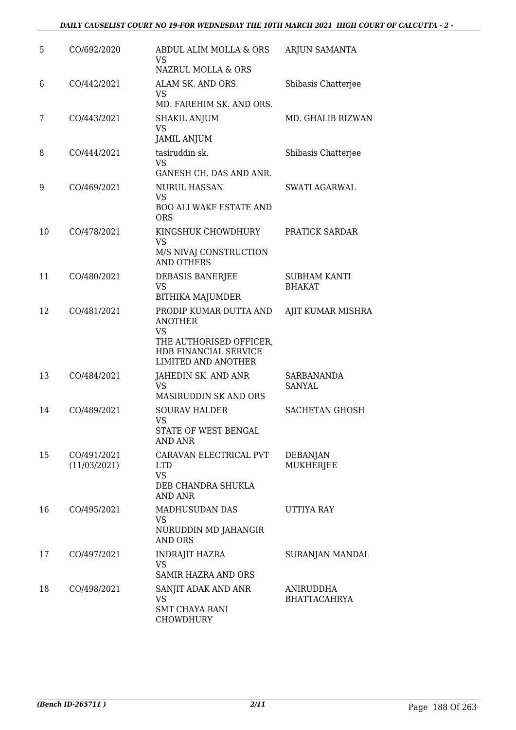| 5 | CO/692/2020 | ABDUL ALIM MOLLA & ORS<br>VS<br>NAZRUL MOLLA & ORS | ARJUN SAMANTA |
|---|---|---|---|
| 6 | CO/442/2021 | ALAM SK. AND ORS.<br>VS<br>MD. FAREHIM SK. AND ORS. | Shibasis Chatterjee |
| 7 | CO/443/2021 | SHAKIL ANJUM<br>VS<br>JAMIL ANJUM | MD. GHALIB RIZWAN |
| 8 | CO/444/2021 | tasiruddin sk.<br>VS<br>GANESH CH. DAS AND ANR. | Shibasis Chatterjee |
| 9 | CO/469/2021 | NURUL HASSAN<br>VS<br>BOO ALI WAKF ESTATE AND ORS | SWATI AGARWAL |
| 10 | CO/478/2021 | KINGSHUK CHOWDHURY<br>VS<br>M/S NIVAJ CONSTRUCTION AND OTHERS | PRATICK SARDAR |
| 11 | CO/480/2021 | DEBASIS BANERJEE<br>VS<br>BITHIKA MAJUMDER | SUBHAM KANTI BHAKAT |
| 12 | CO/481/2021 | PRODIP KUMAR DUTTA AND ANOTHER<br>VS<br>THE AUTHORISED OFFICER, HDB FINANCIAL SERVICE LIMITED AND ANOTHER | AJIT KUMAR MISHRA |
| 13 | CO/484/2021 | JAHEDIN SK. AND ANR<br>VS<br>MASIRUDDIN SK AND ORS | SARBANANDA SANYAL |
| 14 | CO/489/2021 | SOURAV HALDER<br>VS<br>STATE OF WEST BENGAL AND ANR | SACHETAN GHOSH |
| 15 | CO/491/2021<br>(11/03/2021) | CARAVAN ELECTRICAL PVT LTD<br>VS<br>DEB CHANDRA SHUKLA AND ANR | DEBANJAN MUKHERJEE |
| 16 | CO/495/2021 | MADHUSUDAN DAS<br>VS<br>NURUDDIN MD JAHANGIR AND ORS | UTTIYA RAY |
| 17 | CO/497/2021 | INDRAJIT HAZRA<br>VS<br>SAMIR HAZRA AND ORS | SURANJAN MANDAL |
| 18 | CO/498/2021 | SANJIT ADAK AND ANR<br>VS<br>SMT CHAYA RANI CHOWDHURY | ANIRUDDHA BHATTACAHRYA |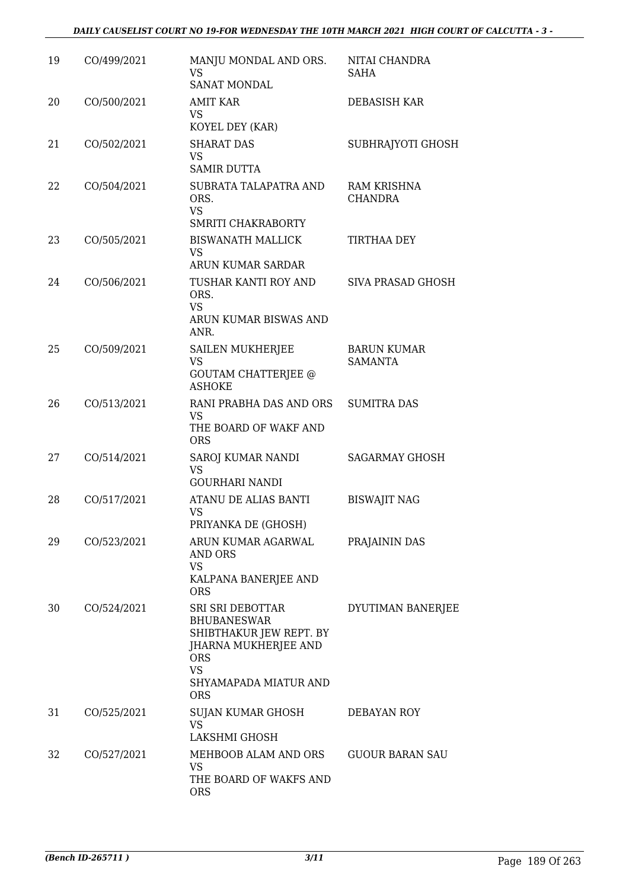| 19 | CO/499/2021 | MANJU MONDAL AND ORS.<br>VS<br>SANAT MONDAL | NITAI CHANDRA SAHA |
|---|---|---|---|
| 20 | CO/500/2021 | AMIT KAR<br>VS<br>KOYEL DEY (KAR) | DEBASISH KAR |
| 21 | CO/502/2021 | SHARAT DAS<br>VS<br>SAMIR DUTTA | SUBHRAJYOTI GHOSH |
| 22 | CO/504/2021 | SUBRATA TALAPATRA AND ORS.<br>VS<br>SMRITI CHAKRABORTY | RAM KRISHNA CHANDRA |
| 23 | CO/505/2021 | BISWANATH MALLICK<br>VS<br>ARUN KUMAR SARDAR | TIRTHAA DEY |
| 24 | CO/506/2021 | TUSHAR KANTI ROY AND ORS.<br>VS<br>ARUN KUMAR BISWAS AND ANR. | SIVA PRASAD GHOSH |
| 25 | CO/509/2021 | SAILEN MUKHERJEE<br>VS<br>GOUTAM CHATTERJEE @ ASHOKE | BARUN KUMAR SAMANTA |
| 26 | CO/513/2021 | RANI PRABHA DAS AND ORS<br>VS<br>THE BOARD OF WAKF AND ORS | SUMITRA DAS |
| 27 | CO/514/2021 | SAROJ KUMAR NANDI<br>VS<br>GOURHARI NANDI | SAGARMAY GHOSH |
| 28 | CO/517/2021 | ATANU DE ALIAS BANTI<br>VS<br>PRIYANKA DE (GHOSH) | BISWAJIT NAG |
| 29 | CO/523/2021 | ARUN KUMAR AGARWAL AND ORS<br>VS<br>KALPANA BANERJEE AND ORS | PRAJAININ DAS |
| 30 | CO/524/2021 | SRI SRI DEBOTTAR BHUBANESWAR SHIBTHAKUR JEW REPT. BY JHARNA MUKHERJEE AND ORS<br>VS<br>SHYAMAPADA MIATUR AND ORS | DYUTIMAN BANERJEE |
| 31 | CO/525/2021 | SUJAN KUMAR GHOSH<br>VS<br>LAKSHMI GHOSH | DEBAYAN ROY |
| 32 | CO/527/2021 | MEHBOOB ALAM AND ORS<br>VS<br>THE BOARD OF WAKFS AND ORS | GUOUR BARAN SAU |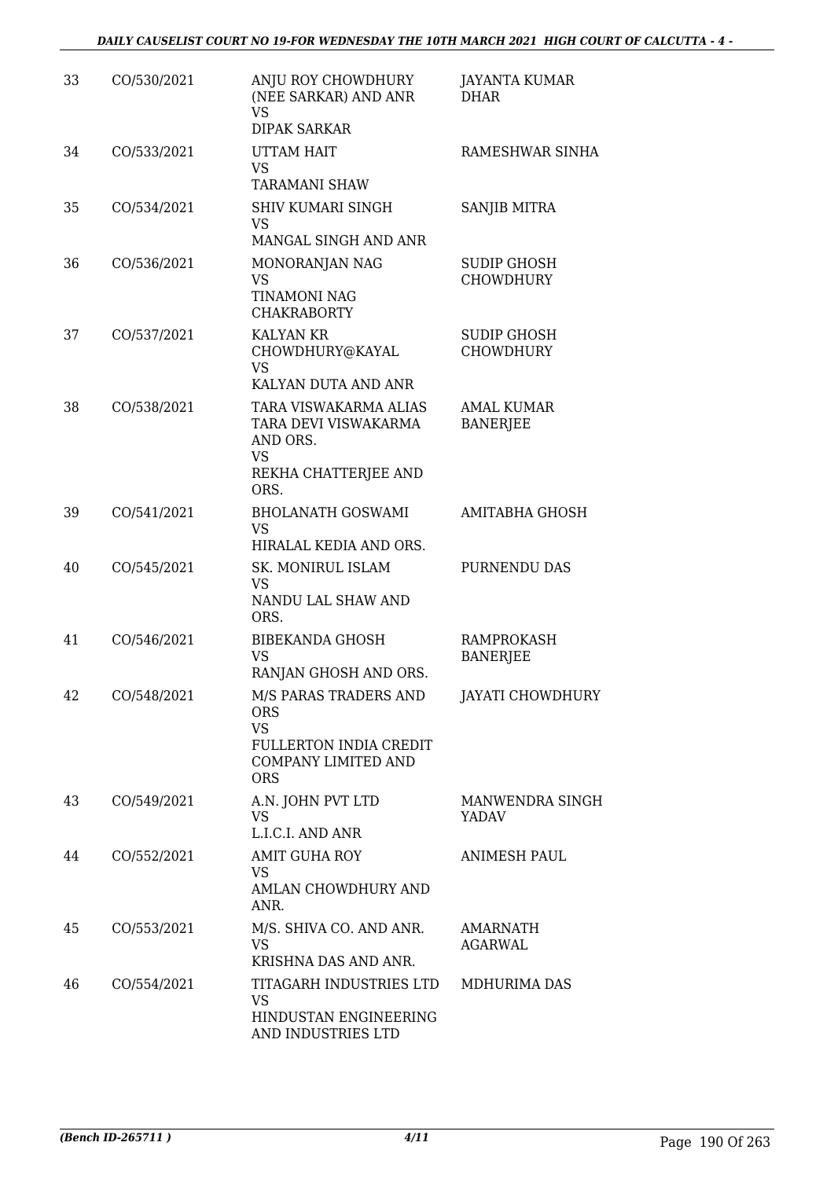| 33 | CO/530/2021 | ANJU ROY CHOWDHURY (NEE SARKAR) AND ANR VS DIPAK SARKAR | JAYANTA KUMAR DHAR |
|---|---|---|---|
| 34 | CO/533/2021 | UTTAM HAIT VS TARAMANI SHAW | RAMESHWAR SINHA |
| 35 | CO/534/2021 | SHIV KUMARI SINGH VS MANGAL SINGH AND ANR | SANJIB MITRA |
| 36 | CO/536/2021 | MONORANJAN NAG VS TINAMONI NAG CHAKRABORTY | SUDIP GHOSH CHOWDHURY |
| 37 | CO/537/2021 | KALYAN KR CHOWDHURY@KAYAL VS KALYAN DUTA AND ANR | SUDIP GHOSH CHOWDHURY |
| 38 | CO/538/2021 | TARA VISWAKARMA ALIAS TARA DEVI VISWAKARMA AND ORS. VS REKHA CHATTERJEE AND ORS. | AMAL KUMAR BANERJEE |
| 39 | CO/541/2021 | BHOLANATH GOSWAMI VS HIRALAL KEDIA AND ORS. | AMITABHA GHOSH |
| 40 | CO/545/2021 | SK. MONIRUL ISLAM VS NANDU LAL SHAW AND ORS. | PURNENDU DAS |
| 41 | CO/546/2021 | BIBEKANDA GHOSH VS RANJAN GHOSH AND ORS. | RAMPROKASH BANERJEE |
| 42 | CO/548/2021 | M/S PARAS TRADERS AND ORS VS FULLERTON INDIA CREDIT COMPANY LIMITED AND ORS | JAYATI CHOWDHURY |
| 43 | CO/549/2021 | A.N. JOHN PVT LTD VS L.I.C.I. AND ANR | MANWENDRA SINGH YADAV |
| 44 | CO/552/2021 | AMIT GUHA ROY VS AMLAN CHOWDHURY AND ANR. | ANIMESH PAUL |
| 45 | CO/553/2021 | M/S. SHIVA CO. AND ANR. VS KRISHNA DAS AND ANR. | AMARNATH AGARWAL |
| 46 | CO/554/2021 | TITAGARH INDUSTRIES LTD VS HINDUSTAN ENGINEERING AND INDUSTRIES LTD | MDHURIMA DAS |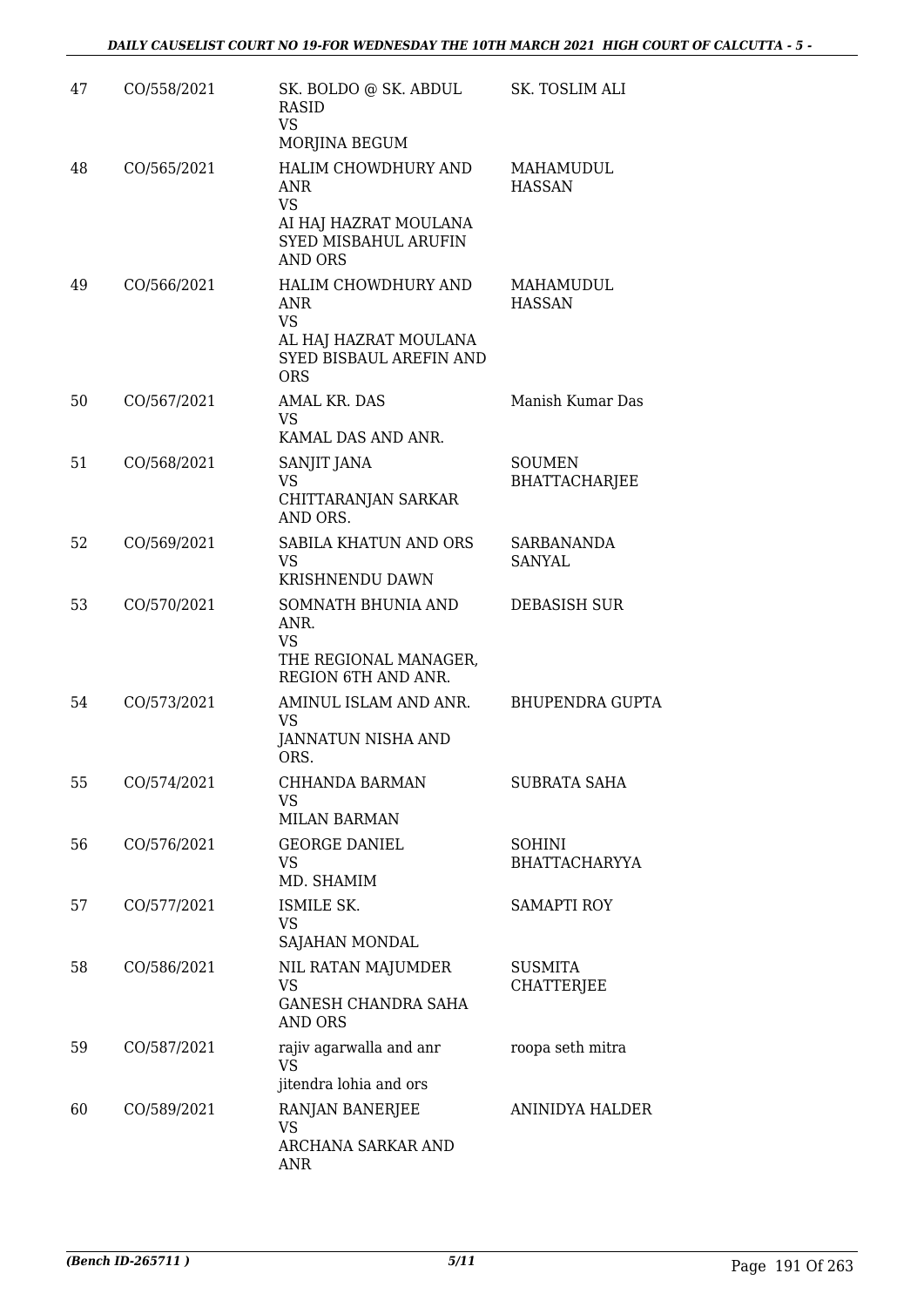| 47 | CO/558/2021 | SK. BOLDO @ SK. ABDUL RASID<br>VS<br>MORJINA BEGUM | SK. TOSLIM ALI |
|---|---|---|---|
| 48 | CO/565/2021 | HALIM CHOWDHURY AND ANR<br>VS<br>AI HAJ HAZRAT MOULANA SYED MISBAHUL ARUFIN AND ORS | MAHAMUDUL HASSAN |
| 49 | CO/566/2021 | HALIM CHOWDHURY AND ANR<br>VS<br>AL HAJ HAZRAT MOULANA SYED BISBAUL AREFIN AND ORS | MAHAMUDUL HASSAN |
| 50 | CO/567/2021 | AMAL KR. DAS<br>VS<br>KAMAL DAS AND ANR. | Manish Kumar Das |
| 51 | CO/568/2021 | SANJIT JANA<br>VS<br>CHITTARANJAN SARKAR AND ORS. | SOUMEN BHATTACHARJEE |
| 52 | CO/569/2021 | SABILA KHATUN AND ORS<br>VS<br>KRISHNENDU DAWN | SARBANANDA SANYAL |
| 53 | CO/570/2021 | SOMNATH BHUNIA AND ANR.<br>VS<br>THE REGIONAL MANAGER, REGION 6TH AND ANR. | DEBASISH SUR |
| 54 | CO/573/2021 | AMINUL ISLAM AND ANR.<br>VS<br>JANNATUN NISHA AND ORS. | BHUPENDRA GUPTA |
| 55 | CO/574/2021 | CHHANDA BARMAN<br>VS<br>MILAN BARMAN | SUBRATA SAHA |
| 56 | CO/576/2021 | GEORGE DANIEL<br>VS<br>MD. SHAMIM | SOHINI BHATTACHARYYA |
| 57 | CO/577/2021 | ISMILE SK.<br>VS<br>SAJAHAN MONDAL | SAMAPTI ROY |
| 58 | CO/586/2021 | NIL RATAN MAJUMDER<br>VS<br>GANESH CHANDRA SAHA AND ORS | SUSMITA CHATTERJEE |
| 59 | CO/587/2021 | rajiv agarwalla and anr<br>VS<br>jitendra lohia and ors | roopa seth mitra |
| 60 | CO/589/2021 | RANJAN BANERJEE<br>VS<br>ARCHANA SARKAR AND ANR | ANINIDYA HALDER |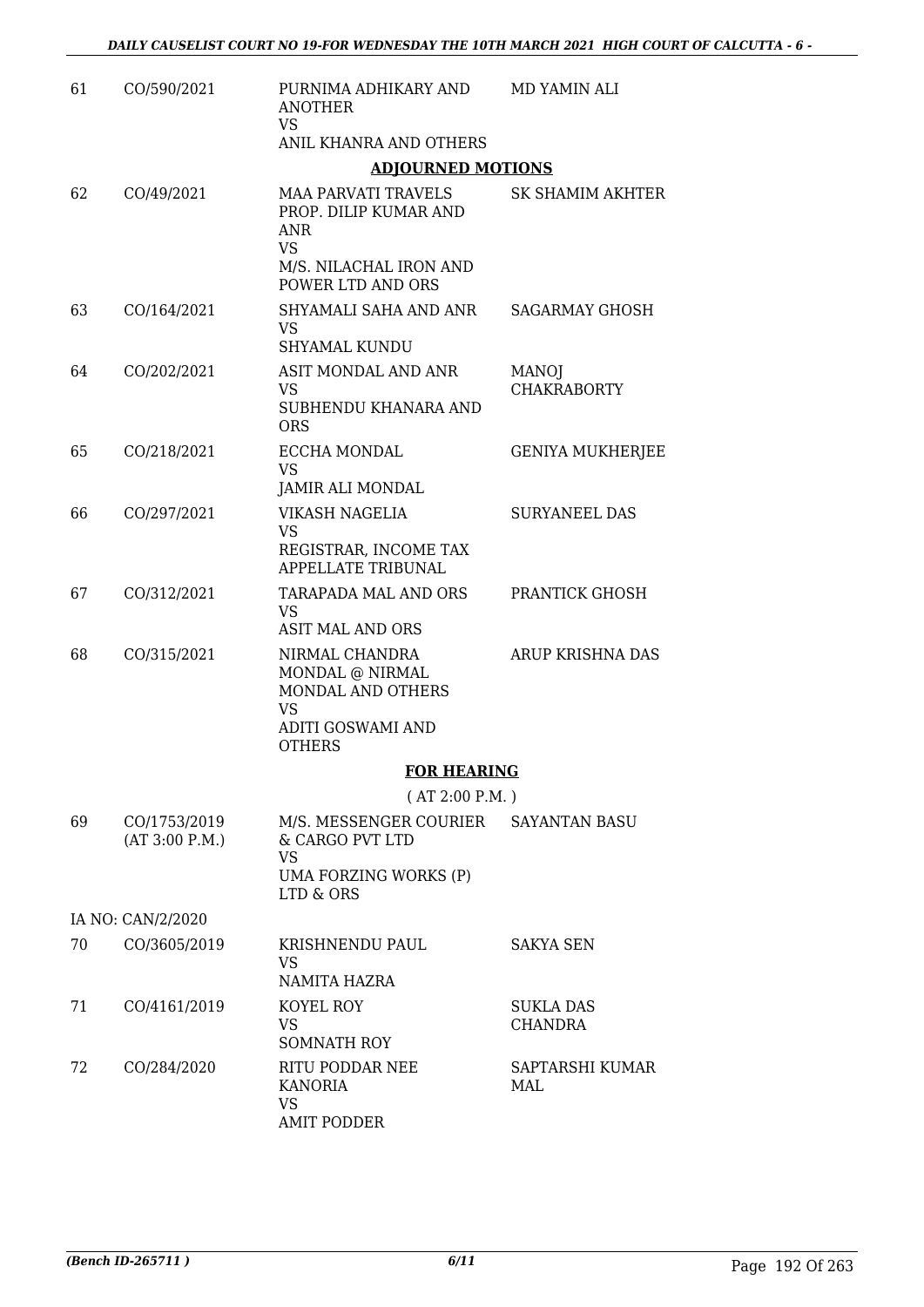| 61 | CO/590/2021 | PURNIMA ADHIKARY AND ANOTHER<br>VS<br>ANIL KHANRA AND OTHERS | MD YAMIN ALI |
|---|---|---|---|

**ADJOURNED MOTIONS**

| 62 | CO/49/2021 | MAA PARVATI TRAVELS PROP. DILIP KUMAR AND ANR<br>VS<br>M/S. NILACHAL IRON AND POWER LTD AND ORS | SK SHAMIM AKHTER |
|---|---|---|---|
| 63 | CO/164/2021 | SHYAMALI SAHA AND ANR<br>VS<br>SHYAMAL KUNDU | SAGARMAY GHOSH |
| 64 | CO/202/2021 | ASIT MONDAL AND ANR<br>VS<br>SUBHENDU KHANARA AND ORS | MANOJ CHAKRABORTY |
| 65 | CO/218/2021 | ECCHA MONDAL<br>VS<br>JAMIR ALI MONDAL | GENIYA MUKHERJEE |
| 66 | CO/297/2021 | VIKASH NAGELIA<br>VS<br>REGISTRAR, INCOME TAX APPELLATE TRIBUNAL | SURYANEEL DAS |
| 67 | CO/312/2021 | TARAPADA MAL AND ORS<br>VS<br>ASIT MAL AND ORS | PRANTICK GHOSH |
| 68 | CO/315/2021 | NIRMAL CHANDRA MONDAL @ NIRMAL MONDAL AND OTHERS<br>VS<br>ADITI GOSWAMI AND OTHERS | ARUP KRISHNA DAS |

**FOR HEARING**

( AT 2:00 P.M. )

| 69 | CO/1753/2019<br>(AT 3:00 P.M.) | M/S. MESSENGER COURIER & CARGO PVT LTD<br>VS<br>UMA FORZING WORKS (P) LTD & ORS | SAYANTAN BASU |
|---|---|---|---|
| | IA NO: CAN/2/2020 | | |
| 70 | CO/3605/2019 | KRISHNENDU PAUL<br>VS<br>NAMITA HAZRA | SAKYA SEN |
| 71 | CO/4161/2019 | KOYEL ROY<br>VS<br>SOMNATH ROY | SUKLA DAS CHANDRA |
| 72 | CO/284/2020 | RITU PODDAR NEE KANORIA<br>VS<br>AMIT PODDER | SAPTARSHI KUMAR MAL |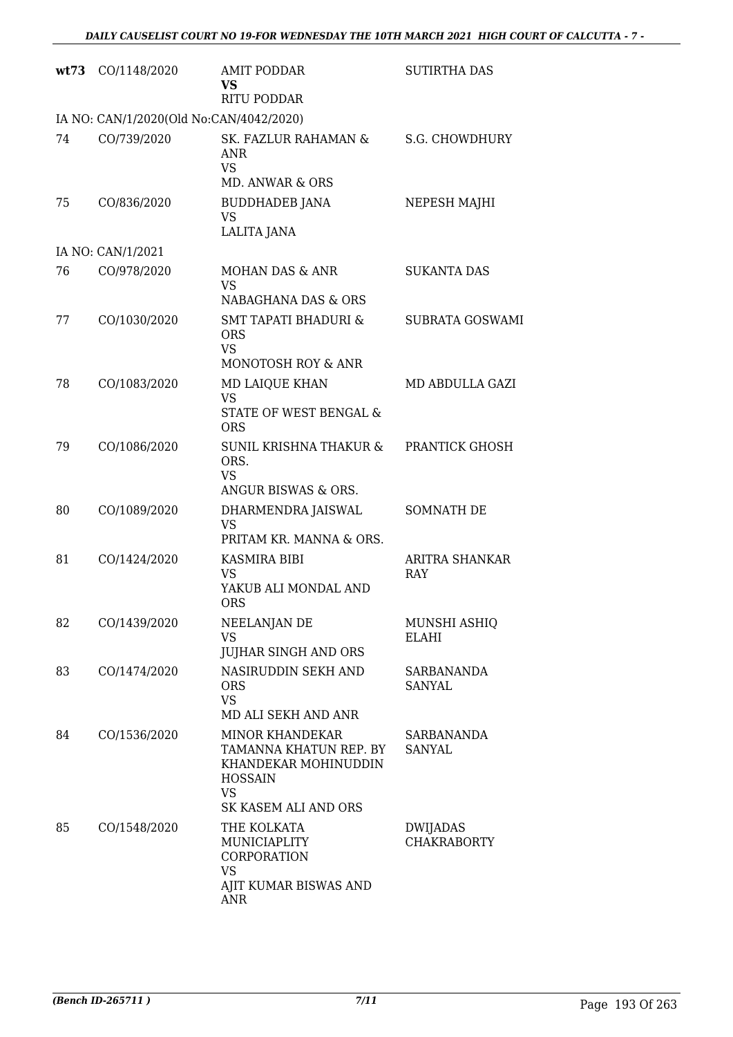| | | | |
|---|---|---|---|
| **wt73** | CO/1148/2020 | AMIT PODDAR<br>**VS**<br>RITU PODDAR | SUTIRTHA DAS |
| IA NO: CAN/1/2020(Old No:CAN/4042/2020) | | | |
| 74 | CO/739/2020 | SK. FAZLUR RAHAMAN & ANR<br>VS<br>MD. ANWAR & ORS | S.G. CHOWDHURY |
| 75 | CO/836/2020 | BUDDHADEB JANA<br>VS<br>LALITA JANA | NEPESH MAJHI |
| IA NO: CAN/1/2021 | | | |
| 76 | CO/978/2020 | MOHAN DAS & ANR<br>VS<br>NABAGHANA DAS & ORS | SUKANTA DAS |
| 77 | CO/1030/2020 | SMT TAPATI BHADURI & ORS<br>VS<br>MONOTOSH ROY & ANR | SUBRATA GOSWAMI |
| 78 | CO/1083/2020 | MD LAIQUE KHAN<br>VS<br>STATE OF WEST BENGAL & ORS | MD ABDULLA GAZI |
| 79 | CO/1086/2020 | SUNIL KRISHNA THAKUR & ORS.<br>VS<br>ANGUR BISWAS & ORS. | PRANTICK GHOSH |
| 80 | CO/1089/2020 | DHARMENDRA JAISWAL<br>VS<br>PRITAM KR. MANNA & ORS. | SOMNATH DE |
| 81 | CO/1424/2020 | KASMIRA BIBI<br>VS<br>YAKUB ALI MONDAL AND ORS | ARITRA SHANKAR RAY |
| 82 | CO/1439/2020 | NEELANJAN DE<br>VS<br>JUJHAR SINGH AND ORS | MUNSHI ASHIQ ELAHI |
| 83 | CO/1474/2020 | NASIRUDDIN SEKH AND ORS<br>VS<br>MD ALI SEKH AND ANR | SARBANANDA SANYAL |
| 84 | CO/1536/2020 | MINOR KHANDEKAR TAMANNA KHATUN REP. BY KHANDEKAR MOHINUDDIN HOSSAIN<br>VS<br>SK KASEM ALI AND ORS | SARBANANDA SANYAL |
| 85 | CO/1548/2020 | THE KOLKATA MUNICIAPLITY CORPORATION<br>VS<br>AJIT KUMAR BISWAS AND ANR | DWIJADAS CHAKRABORTY |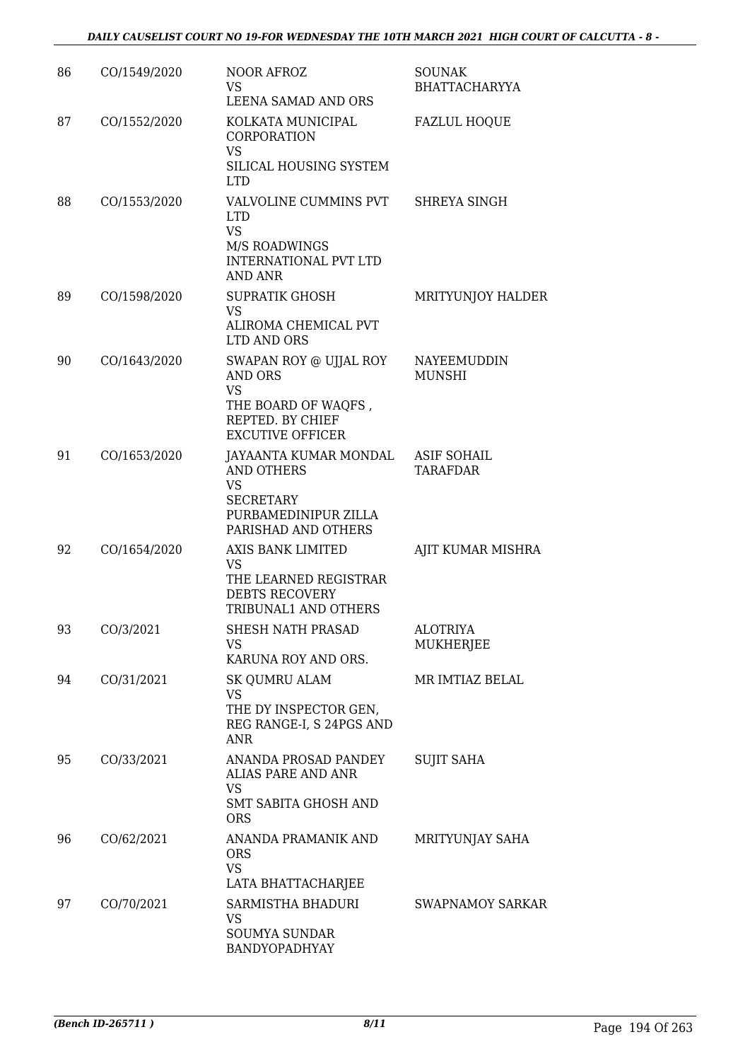| 86 | CO/1549/2020 | NOOR AFROZ<br>VS<br>LEENA SAMAD AND ORS | SOUNAK BHATTACHARYYA |
|---|---|---|---|
| 87 | CO/1552/2020 | KOLKATA MUNICIPAL CORPORATION<br>VS<br>SILICAL HOUSING SYSTEM LTD | FAZLUL HOQUE |
| 88 | CO/1553/2020 | VALVOLINE CUMMINS PVT LTD<br>VS<br>M/S ROADWINGS INTERNATIONAL PVT LTD AND ANR | SHREYA SINGH |
| 89 | CO/1598/2020 | SUPRATIK GHOSH<br>VS<br>ALIROMA CHEMICAL PVT LTD AND ORS | MRITYUNJOY HALDER |
| 90 | CO/1643/2020 | SWAPAN ROY @ UJJAL ROY AND ORS<br>VS<br>THE BOARD OF WAQFS , REPTED. BY CHIEF EXCUTIVE OFFICER | NAYEEMUDDIN MUNSHI |
| 91 | CO/1653/2020 | JAYAANTA KUMAR MONDAL AND OTHERS<br>VS<br>SECRETARY PURBAMEDINIPUR ZILLA PARISHAD AND OTHERS | ASIF SOHAIL TARAFDAR |
| 92 | CO/1654/2020 | AXIS BANK LIMITED<br>VS<br>THE LEARNED REGISTRAR DEBTS RECOVERY TRIBUNAL1 AND OTHERS | AJIT KUMAR MISHRA |
| 93 | CO/3/2021 | SHESH NATH PRASAD<br>VS<br>KARUNA ROY AND ORS. | ALOTRIYA MUKHERJEE |
| 94 | CO/31/2021 | SK QUMRU ALAM<br>VS<br>THE DY INSPECTOR GEN, REG RANGE-I, S 24PGS AND ANR | MR IMTIAZ BELAL |
| 95 | CO/33/2021 | ANANDA PROSAD PANDEY ALIAS PARE AND ANR<br>VS<br>SMT SABITA GHOSH AND ORS | SUJIT SAHA |
| 96 | CO/62/2021 | ANANDA PRAMANIK AND ORS<br>VS<br>LATA BHATTACHARJEE | MRITYUNJAY SAHA |
| 97 | CO/70/2021 | SARMISTHA BHADURI<br>VS<br>SOUMYA SUNDAR BANDYOPADHYAY | SWAPNAMOY SARKAR |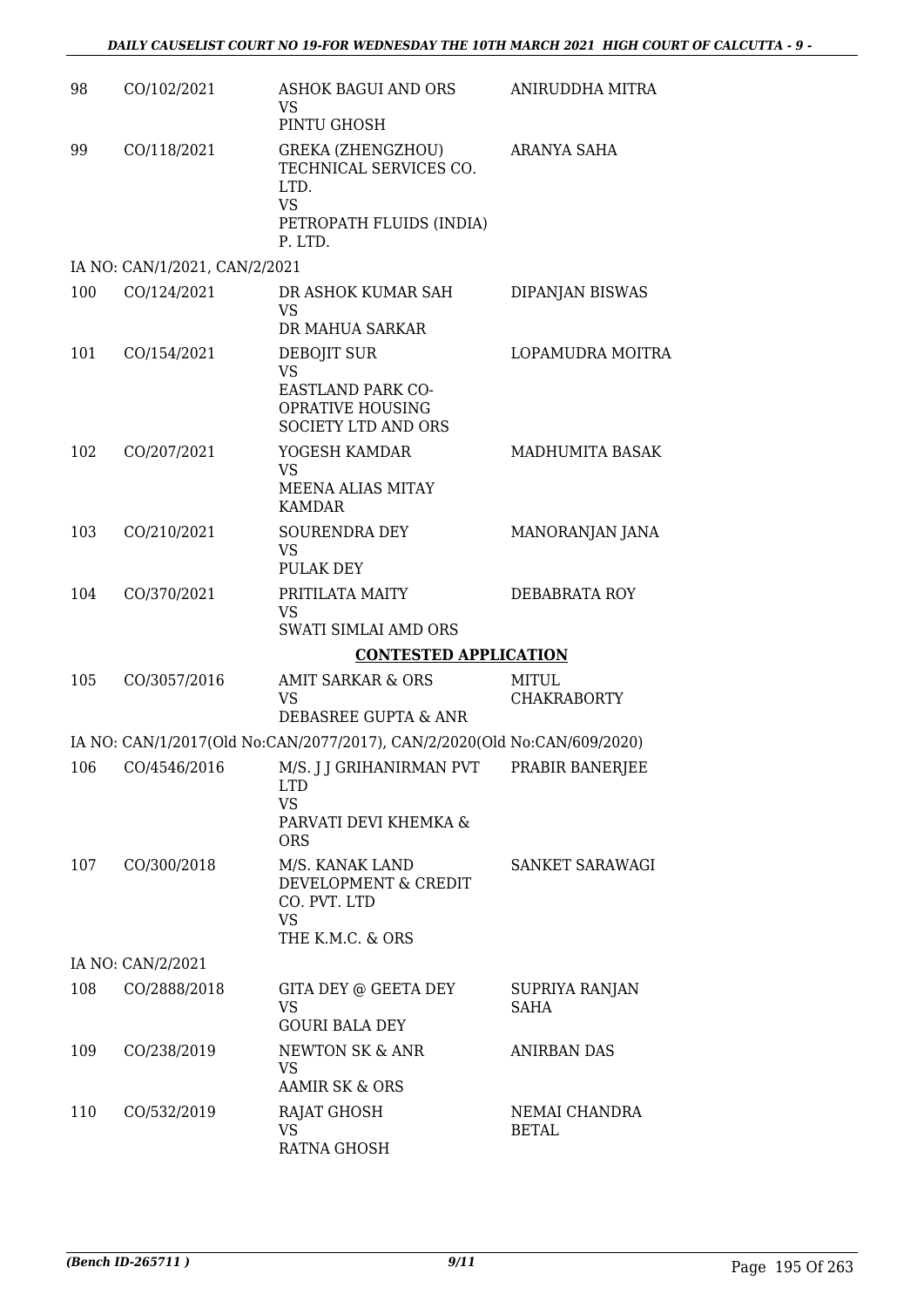| | | | |
|---|---|---|---|
| 98 | CO/102/2021 | ASHOK BAGUI AND ORS<br>VS<br>PINTU GHOSH | ANIRUDDHA MITRA |
| 99 | CO/118/2021 | GREKA (ZHENGZHOU) TECHNICAL SERVICES CO. LTD.<br>VS<br>PETROPATH FLUIDS (INDIA) P. LTD. | ARANYA SAHA |
| | IA NO: CAN/1/2021, CAN/2/2021 | | |
| 100 | CO/124/2021 | DR ASHOK KUMAR SAH<br>VS<br>DR MAHUA SARKAR | DIPANJAN BISWAS |
| 101 | CO/154/2021 | DEBOJIT SUR<br>VS<br>EASTLAND PARK CO-OPRATIVE HOUSING SOCIETY LTD AND ORS | LOPAMUDRA MOITRA |
| 102 | CO/207/2021 | YOGESH KAMDAR<br>VS<br>MEENA ALIAS MITAY KAMDAR | MADHUMITA BASAK |
| 103 | CO/210/2021 | SOURENDRA DEY<br>VS<br>PULAK DEY | MANORANJAN JANA |
| 104 | CO/370/2021 | PRITILATA MAITY<br>VS<br>SWATI SIMLAI AMD ORS | DEBABRATA ROY |

**CONTESTED APPLICATION**

| | | | |
|---|---|---|---|
| 105 | CO/3057/2016 | AMIT SARKAR & ORS<br>VS<br>DEBASREE GUPTA & ANR | MITUL CHAKRABORTY |
| | IA NO: CAN/1/2017(Old No:CAN/2077/2017), CAN/2/2020(Old No:CAN/609/2020) | | |
| 106 | CO/4546/2016 | M/S. J J GRIHANIRMAN PVT LTD<br>VS<br>PARVATI DEVI KHEMKA & ORS | PRABIR BANERJEE |
| 107 | CO/300/2018 | M/S. KANAK LAND DEVELOPMENT & CREDIT CO. PVT. LTD<br>VS<br>THE K.M.C. & ORS | SANKET SARAWAGI |
| | IA NO: CAN/2/2021 | | |
| 108 | CO/2888/2018 | GITA DEY @ GEETA DEY<br>VS<br>GOURI BALA DEY | SUPRIYA RANJAN SAHA |
| 109 | CO/238/2019 | NEWTON SK & ANR<br>VS<br>AAMIR SK & ORS | ANIRBAN DAS |
| 110 | CO/532/2019 | RAJAT GHOSH<br>VS<br>RATNA GHOSH | NEMAI CHANDRA BETAL |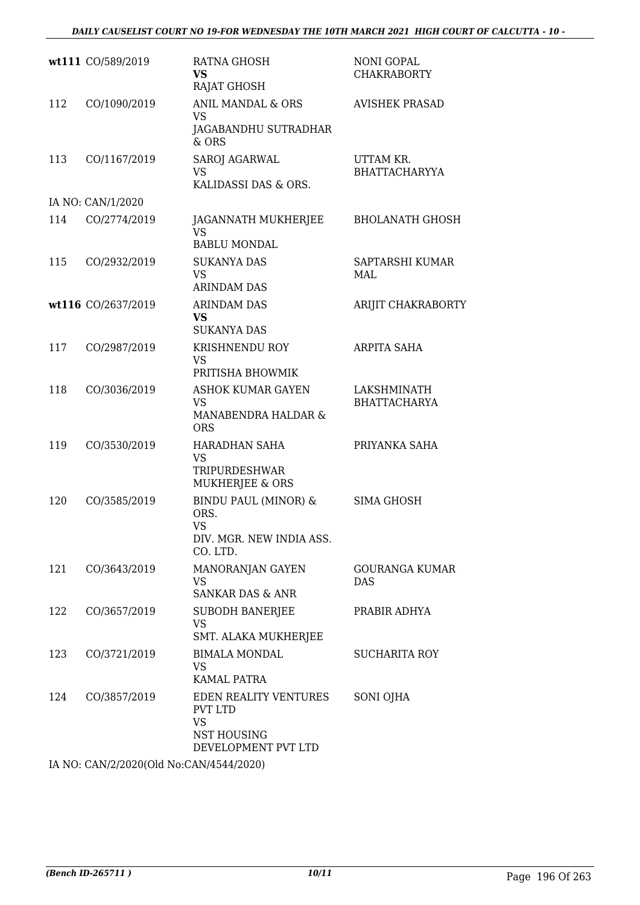| | | | |
|---|---|---|---|
| **wt111** | CO/589/2019 | RATNA GHOSH<br>**VS**<br>RAJAT GHOSH | NONI GOPAL CHAKRABORTY |
| 112 | CO/1090/2019 | ANIL MANDAL & ORS<br>VS<br>JAGABANDHU SUTRADHAR & ORS | AVISHEK PRASAD |
| 113 | CO/1167/2019 | SAROJ AGARWAL<br>VS<br>KALIDASSI DAS & ORS. | UTTAM KR. BHATTACHARYYA |
| IA NO: CAN/1/2020 | | | |
| 114 | CO/2774/2019 | JAGANNATH MUKHERJEE<br>VS<br>BABLU MONDAL | BHOLANATH GHOSH |
| 115 | CO/2932/2019 | SUKANYA DAS<br>VS<br>ARINDAM DAS | SAPTARSHI KUMAR MAL |
| **wt116** | CO/2637/2019 | ARINDAM DAS<br>**VS**<br>SUKANYA DAS | ARIJIT CHAKRABORTY |
| 117 | CO/2987/2019 | KRISHNENDU ROY<br>VS<br>PRITISHA BHOWMIK | ARPITA SAHA |
| 118 | CO/3036/2019 | ASHOK KUMAR GAYEN<br>VS<br>MANABENDRA HALDAR & ORS | LAKSHMINATH BHATTACHARYA |
| 119 | CO/3530/2019 | HARADHAN SAHA<br>VS<br>TRIPURDESHWAR MUKHERJEE & ORS | PRIYANKA SAHA |
| 120 | CO/3585/2019 | BINDU PAUL (MINOR) & ORS.<br>VS<br>DIV. MGR. NEW INDIA ASS. CO. LTD. | SIMA GHOSH |
| 121 | CO/3643/2019 | MANORANJAN GAYEN<br>VS<br>SANKAR DAS & ANR | GOURANGA KUMAR DAS |
| 122 | CO/3657/2019 | SUBODH BANERJEE<br>VS<br>SMT. ALAKA MUKHERJEE | PRABIR ADHYA |
| 123 | CO/3721/2019 | BIMALA MONDAL<br>VS<br>KAMAL PATRA | SUCHARITA ROY |
| 124 | CO/3857/2019 | EDEN REALITY VENTURES PVT LTD<br>VS<br>NST HOUSING DEVELOPMENT PVT LTD | SONI OJHA |

IA NO: CAN/2/2020(Old No:CAN/4544/2020)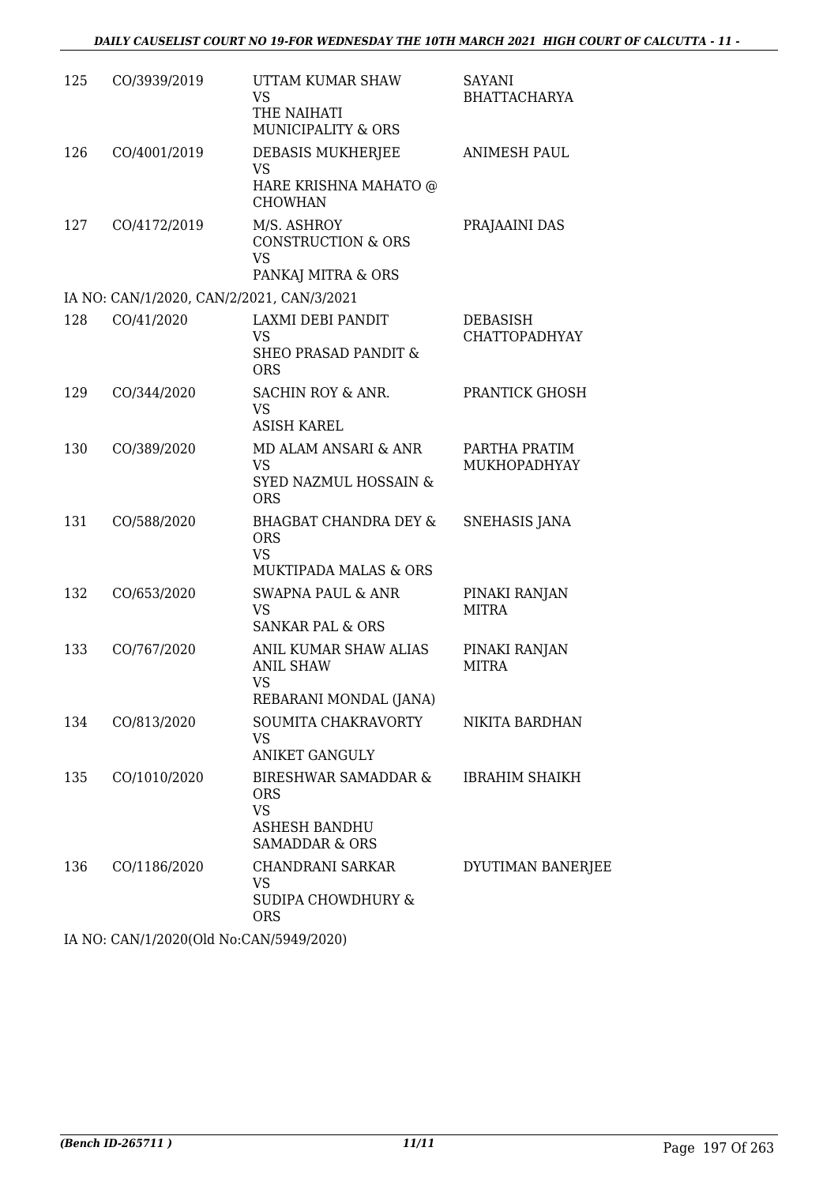| 125 | CO/3939/2019 | UTTAM KUMAR SHAW<br>VS<br>THE NAIHATI MUNICIPALITY & ORS | SAYANI BHATTACHARYA |
|---|---|---|---|
| 126 | CO/4001/2019 | DEBASIS MUKHERJEE<br>VS<br>HARE KRISHNA MAHATO @ CHOWHAN | ANIMESH PAUL |
| 127 | CO/4172/2019 | M/S. ASHROY CONSTRUCTION & ORS<br>VS<br>PANKAJ MITRA & ORS | PRAJAAINI DAS |

IA NO: CAN/1/2020, CAN/2/2021, CAN/3/2021

| 128 | CO/41/2020 | LAXMI DEBI PANDIT<br>VS<br>SHEO PRASAD PANDIT & ORS | DEBASISH CHATTOPADHYAY |
|---|---|---|---|
| 129 | CO/344/2020 | SACHIN ROY & ANR.<br>VS<br>ASISH KAREL | PRANTICK GHOSH |
| 130 | CO/389/2020 | MD ALAM ANSARI & ANR<br>VS<br>SYED NAZMUL HOSSAIN & ORS | PARTHA PRATIM MUKHOPADHYAY |
| 131 | CO/588/2020 | BHAGBAT CHANDRA DEY & ORS<br>VS<br>MUKTIPADA MALAS & ORS | SNEHASIS JANA |
| 132 | CO/653/2020 | SWAPNA PAUL & ANR<br>VS<br>SANKAR PAL & ORS | PINAKI RANJAN MITRA |
| 133 | CO/767/2020 | ANIL KUMAR SHAW ALIAS ANIL SHAW<br>VS<br>REBARANI MONDAL (JANA) | PINAKI RANJAN MITRA |
| 134 | CO/813/2020 | SOUMITA CHAKRAVORTY<br>VS<br>ANIKET GANGULY | NIKITA BARDHAN |
| 135 | CO/1010/2020 | BIRESHWAR SAMADDAR & ORS<br>VS<br>ASHESH BANDHU SAMADDAR & ORS | IBRAHIM SHAIKH |
| 136 | CO/1186/2020 | CHANDRANI SARKAR<br>VS<br>SUDIPA CHOWDHURY & ORS | DYUTIMAN BANERJEE |

IA NO: CAN/1/2020(Old No:CAN/5949/2020)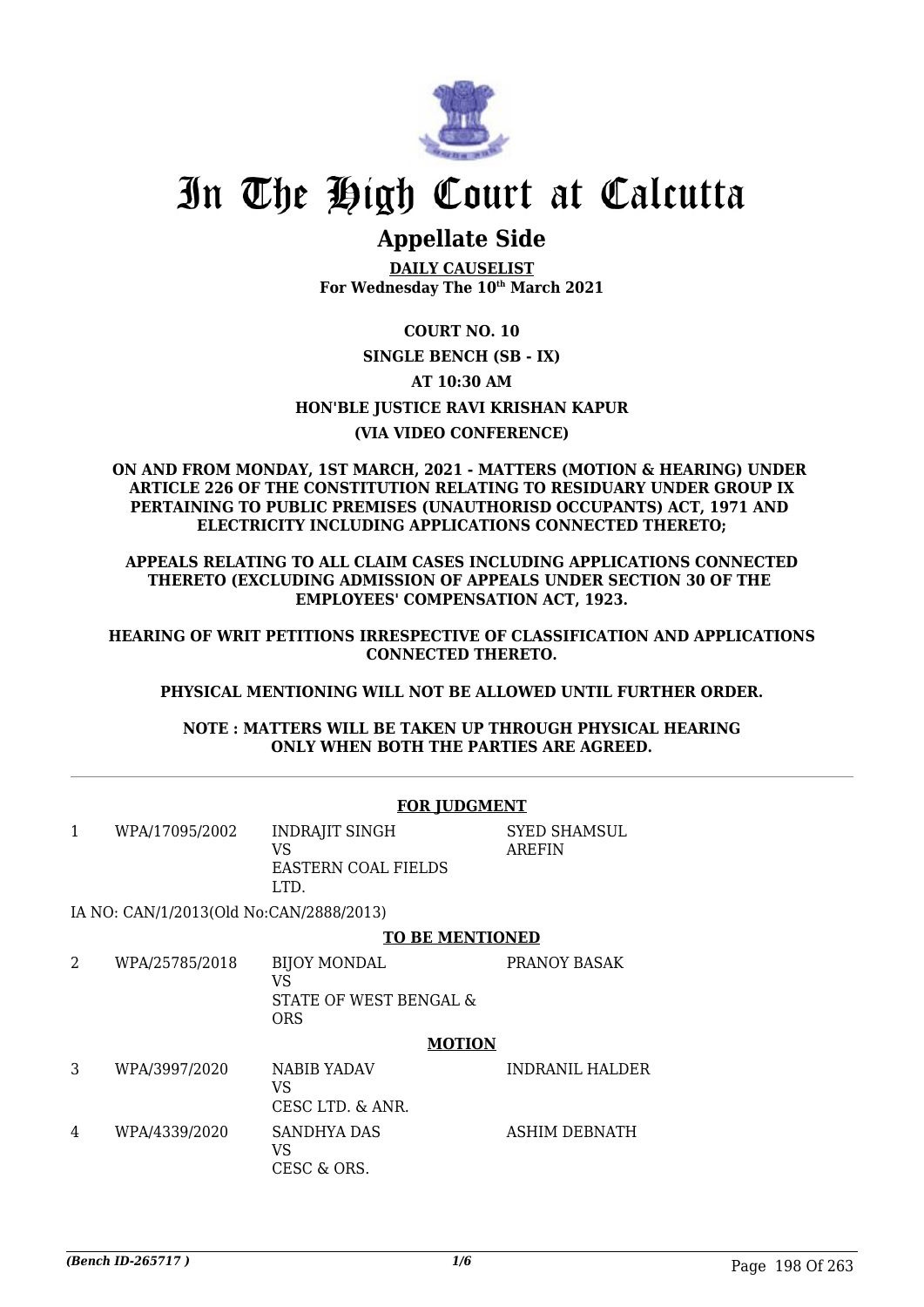# In The High Court at Calcutta

## Appellate Side

**DAILY CAUSELIST**
**For Wednesday The 10th March 2021**

**COURT NO. 10**

**SINGLE BENCH (SB - IX)**

**AT 10:30 AM**

**HON'BLE JUSTICE RAVI KRISHAN KAPUR**

**(VIA VIDEO CONFERENCE)**

**ON AND FROM MONDAY, 1ST MARCH, 2021 - MATTERS (MOTION & HEARING) UNDER ARTICLE 226 OF THE CONSTITUTION RELATING TO RESIDUARY UNDER GROUP IX PERTAINING TO PUBLIC PREMISES (UNAUTHORISD OCCUPANTS) ACT, 1971 AND ELECTRICITY INCLUDING APPLICATIONS CONNECTED THERETO;**

**APPEALS RELATING TO ALL CLAIM CASES INCLUDING APPLICATIONS CONNECTED THERETO (EXCLUDING ADMISSION OF APPEALS UNDER SECTION 30 OF THE EMPLOYEES' COMPENSATION ACT, 1923.**

**HEARING OF WRIT PETITIONS IRRESPECTIVE OF CLASSIFICATION AND APPLICATIONS CONNECTED THERETO.**

**PHYSICAL MENTIONING WILL NOT BE ALLOWED UNTIL FURTHER ORDER.**

**NOTE : MATTERS WILL BE TAKEN UP THROUGH PHYSICAL HEARING ONLY WHEN BOTH THE PARTIES ARE AGREED.**

---

**FOR JUDGMENT**

| | | | |
|---|---|---|---|
| 1 | WPA/17095/2002 | INDRAJIT SINGH<br>VS<br>EASTERN COAL FIELDS LTD. | SYED SHAMSUL AREFIN |

IA NO: CAN/1/2013(Old No:CAN/2888/2013)

**TO BE MENTIONED**

| | | | |
|---|---|---|---|
| 2 | WPA/25785/2018 | BIJOY MONDAL<br>VS<br>STATE OF WEST BENGAL & ORS | PRANOY BASAK |

**MOTION**

| | | | |
|---|---|---|---|
| 3 | WPA/3997/2020 | NABIB YADAV<br>VS<br>CESC LTD. & ANR. | INDRANIL HALDER |
| 4 | WPA/4339/2020 | SANDHYA DAS<br>VS<br>CESC & ORS. | ASHIM DEBNATH |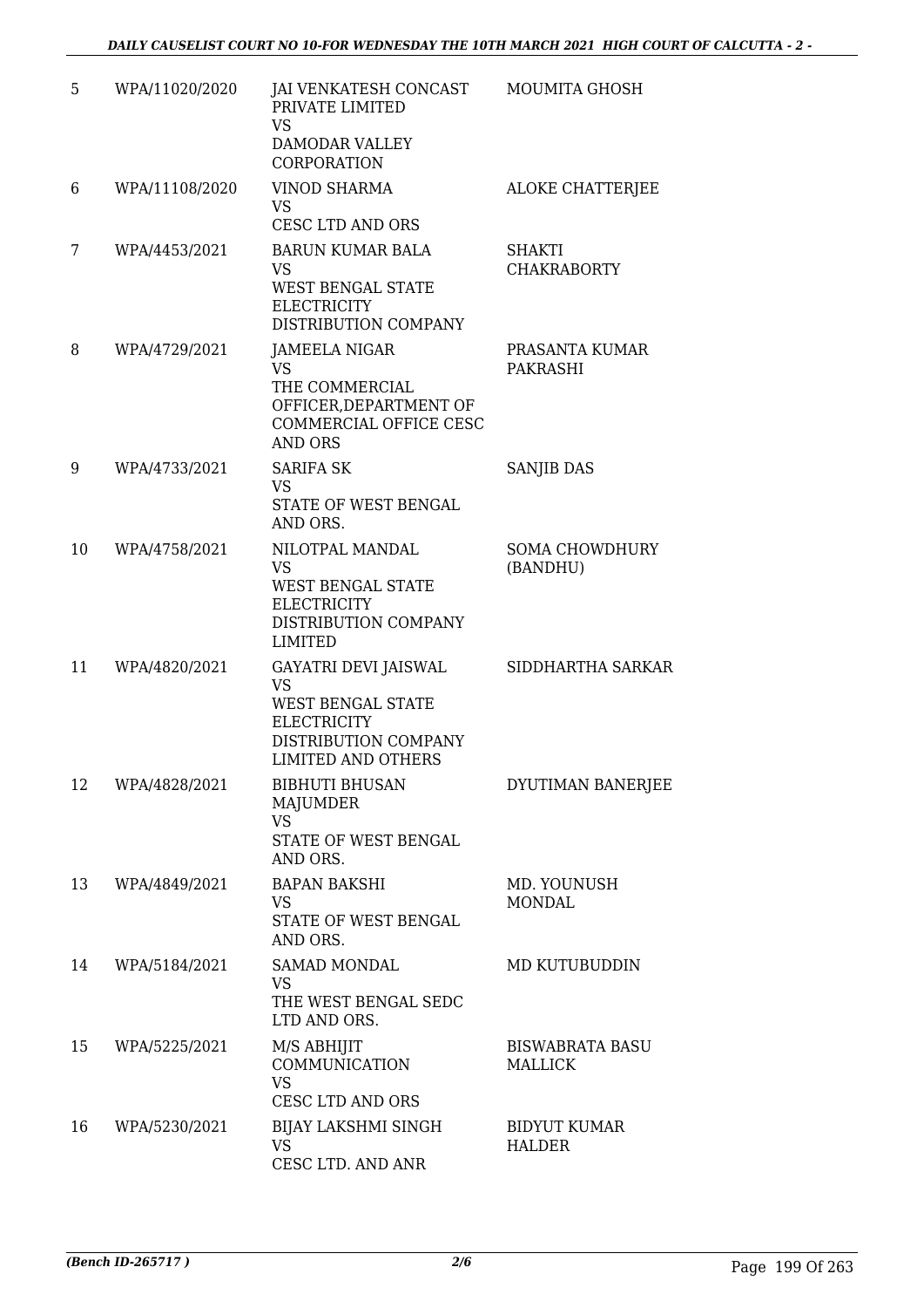| 5 | WPA/11020/2020 | JAI VENKATESH CONCAST PRIVATE LIMITED<br>VS<br>DAMODAR VALLEY CORPORATION | MOUMITA GHOSH |
|---|---|---|---|
| 6 | WPA/11108/2020 | VINOD SHARMA<br>VS<br>CESC LTD AND ORS | ALOKE CHATTERJEE |
| 7 | WPA/4453/2021 | BARUN KUMAR BALA<br>VS<br>WEST BENGAL STATE ELECTRICITY DISTRIBUTION COMPANY | SHAKTI CHAKRABORTY |
| 8 | WPA/4729/2021 | JAMEELA NIGAR<br>VS<br>THE COMMERCIAL OFFICER,DEPARTMENT OF COMMERCIAL OFFICE CESC AND ORS | PRASANTA KUMAR PAKRASHI |
| 9 | WPA/4733/2021 | SARIFA SK<br>VS<br>STATE OF WEST BENGAL AND ORS. | SANJIB DAS |
| 10 | WPA/4758/2021 | NILOTPAL MANDAL<br>VS<br>WEST BENGAL STATE ELECTRICITY DISTRIBUTION COMPANY LIMITED | SOMA CHOWDHURY (BANDHU) |
| 11 | WPA/4820/2021 | GAYATRI DEVI JAISWAL<br>VS<br>WEST BENGAL STATE ELECTRICITY DISTRIBUTION COMPANY LIMITED AND OTHERS | SIDDHARTHA SARKAR |
| 12 | WPA/4828/2021 | BIBHUTI BHUSAN MAJUMDER<br>VS<br>STATE OF WEST BENGAL AND ORS. | DYUTIMAN BANERJEE |
| 13 | WPA/4849/2021 | BAPAN BAKSHI<br>VS<br>STATE OF WEST BENGAL AND ORS. | MD. YOUNUSH MONDAL |
| 14 | WPA/5184/2021 | SAMAD MONDAL<br>VS<br>THE WEST BENGAL SEDC LTD AND ORS. | MD KUTUBUDDIN |
| 15 | WPA/5225/2021 | M/S ABHIJIT COMMUNICATION<br>VS<br>CESC LTD AND ORS | BISWABRATA BASU MALLICK |
| 16 | WPA/5230/2021 | BIJAY LAKSHMI SINGH<br>VS<br>CESC LTD. AND ANR | BIDYUT KUMAR HALDER |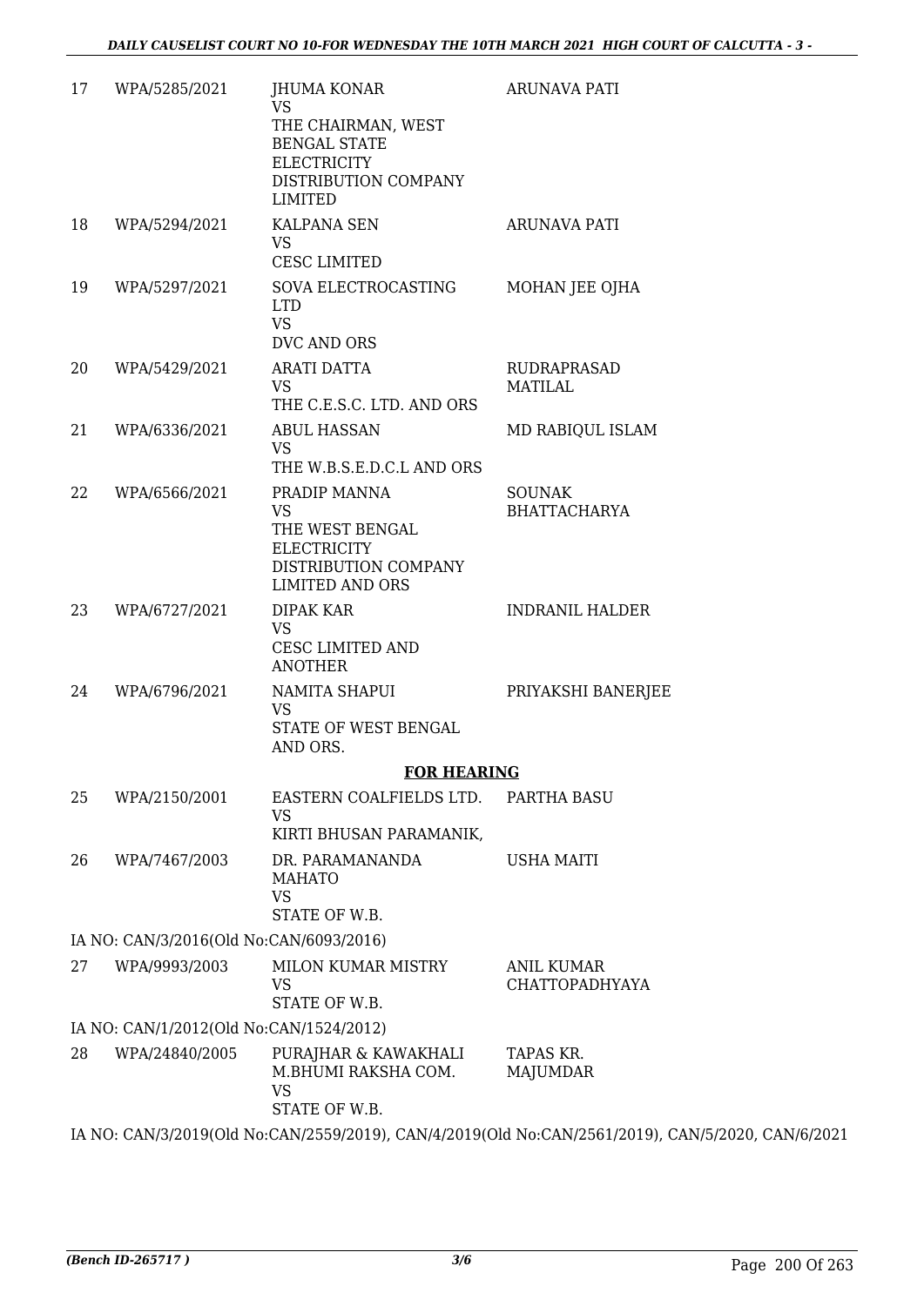| | | | |
|---|---|---|---|
| 17 | WPA/5285/2021 | JHUMA KONAR<br>VS<br>THE CHAIRMAN, WEST BENGAL STATE ELECTRICITY DISTRIBUTION COMPANY LIMITED | ARUNAVA PATI |
| 18 | WPA/5294/2021 | KALPANA SEN<br>VS<br>CESC LIMITED | ARUNAVA PATI |
| 19 | WPA/5297/2021 | SOVA ELECTROCASTING LTD<br>VS<br>DVC AND ORS | MOHAN JEE OJHA |
| 20 | WPA/5429/2021 | ARATI DATTA<br>VS<br>THE C.E.S.C. LTD. AND ORS | RUDRAPRASAD MATILAL |
| 21 | WPA/6336/2021 | ABUL HASSAN<br>VS<br>THE W.B.S.E.D.C.L AND ORS | MD RABIQUL ISLAM |
| 22 | WPA/6566/2021 | PRADIP MANNA<br>VS<br>THE WEST BENGAL ELECTRICITY DISTRIBUTION COMPANY LIMITED AND ORS | SOUNAK BHATTACHARYA |
| 23 | WPA/6727/2021 | DIPAK KAR<br>VS<br>CESC LIMITED AND ANOTHER | INDRANIL HALDER |
| 24 | WPA/6796/2021 | NAMITA SHAPUI<br>VS<br>STATE OF WEST BENGAL AND ORS. | PRIYAKSHI BANERJEE |

**FOR HEARING**

| | | | |
|---|---|---|---|
| 25 | WPA/2150/2001 | EASTERN COALFIELDS LTD.<br>VS<br>KIRTI BHUSAN PARAMANIK, | PARTHA BASU |
| 26 | WPA/7467/2003 | DR. PARAMANANDA MAHATO<br>VS<br>STATE OF W.B. | USHA MAITI |

IA NO: CAN/3/2016(Old No:CAN/6093/2016)

| | | | |
|---|---|---|---|
| 27 | WPA/9993/2003 | MILON KUMAR MISTRY<br>VS<br>STATE OF W.B. | ANIL KUMAR CHATTOPADHYAYA |

IA NO: CAN/1/2012(Old No:CAN/1524/2012)

| | | | |
|---|---|---|---|
| 28 | WPA/24840/2005 | PURAJHAR & KAWAKHALI M.BHUMI RAKSHA COM.<br>VS<br>STATE OF W.B. | TAPAS KR. MAJUMDAR |

IA NO: CAN/3/2019(Old No:CAN/2559/2019), CAN/4/2019(Old No:CAN/2561/2019), CAN/5/2020, CAN/6/2021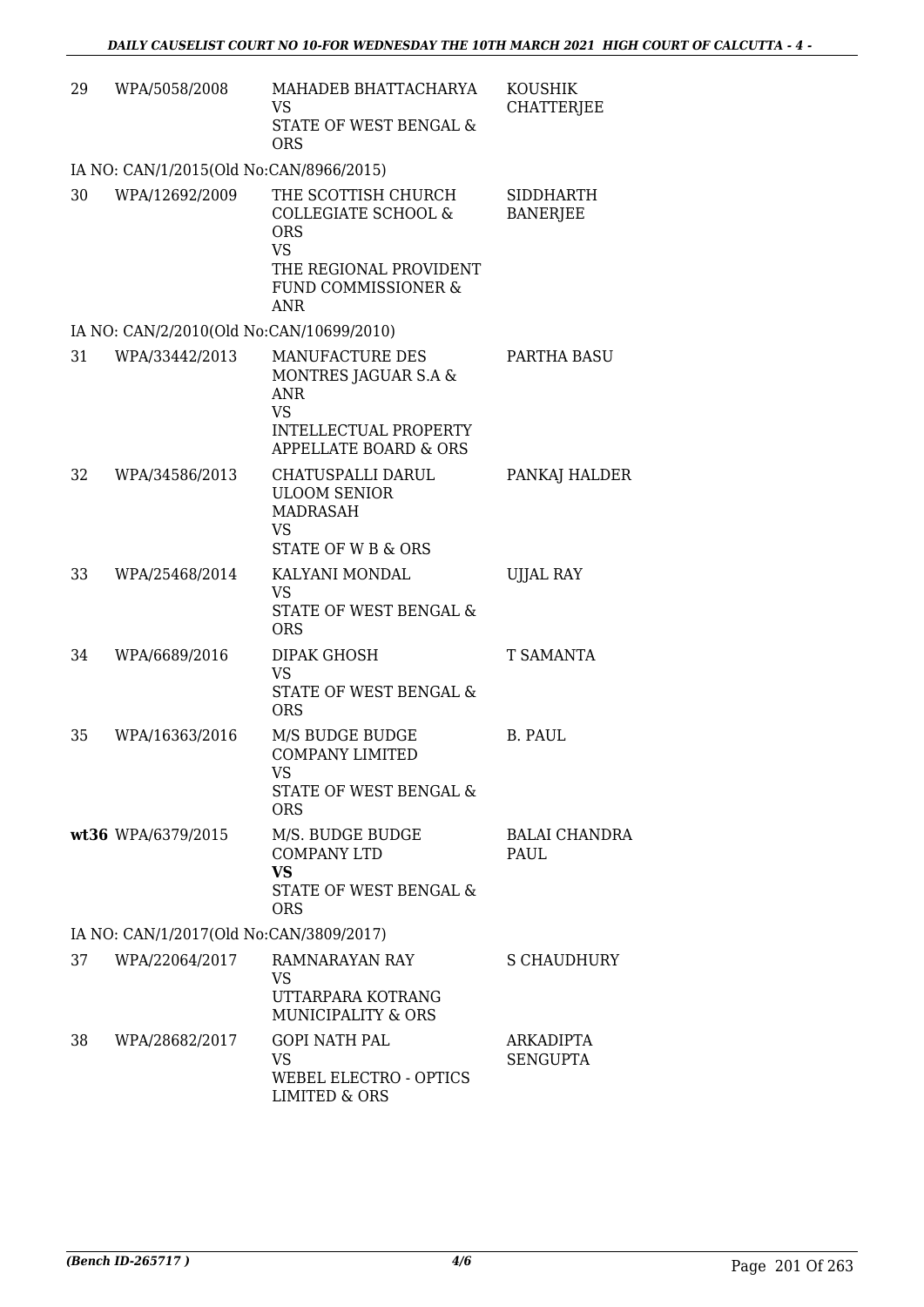| | | | |
|---|---|---|---|
| 29 | WPA/5058/2008 | MAHADEB BHATTACHARYA<br>VS<br>STATE OF WEST BENGAL & ORS | KOUSHIK CHATTERJEE |
| IA NO: CAN/1/2015(Old No:CAN/8966/2015) | | | |
| 30 | WPA/12692/2009 | THE SCOTTISH CHURCH COLLEGIATE SCHOOL & ORS<br>VS<br>THE REGIONAL PROVIDENT FUND COMMISSIONER & ANR | SIDDHARTH BANERJEE |
| IA NO: CAN/2/2010(Old No:CAN/10699/2010) | | | |
| 31 | WPA/33442/2013 | MANUFACTURE DES MONTRES JAGUAR S.A & ANR<br>VS<br>INTELLECTUAL PROPERTY APPELLATE BOARD & ORS | PARTHA BASU |
| 32 | WPA/34586/2013 | CHATUSPALLI DARUL ULOOM SENIOR MADRASAH<br>VS<br>STATE OF W B & ORS | PANKAJ HALDER |
| 33 | WPA/25468/2014 | KALYANI MONDAL<br>VS<br>STATE OF WEST BENGAL & ORS | UJJAL RAY |
| 34 | WPA/6689/2016 | DIPAK GHOSH<br>VS<br>STATE OF WEST BENGAL & ORS | T SAMANTA |
| 35 | WPA/16363/2016 | M/S BUDGE BUDGE COMPANY LIMITED<br>VS<br>STATE OF WEST BENGAL & ORS | B. PAUL |
| **wt36** | WPA/6379/2015 | M/S. BUDGE BUDGE COMPANY LTD<br>**VS**<br>STATE OF WEST BENGAL & ORS | BALAI CHANDRA PAUL |
| IA NO: CAN/1/2017(Old No:CAN/3809/2017) | | | |
| 37 | WPA/22064/2017 | RAMNARAYAN RAY<br>VS<br>UTTARPARA KOTRANG MUNICIPALITY & ORS | S CHAUDHURY |
| 38 | WPA/28682/2017 | GOPI NATH PAL<br>VS<br>WEBEL ELECTRO - OPTICS LIMITED & ORS | ARKADIPTA SENGUPTA |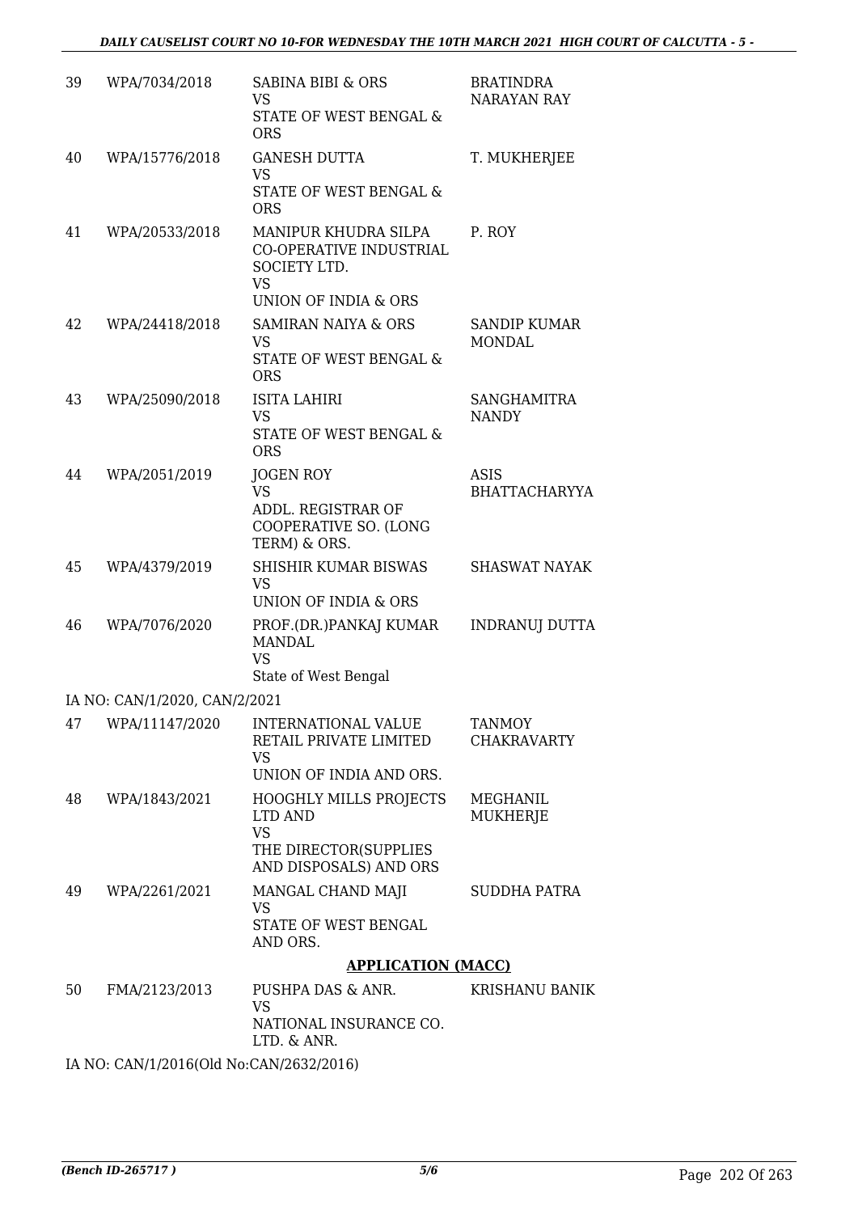| | | | |
|---|---|---|---|
| 39 | WPA/7034/2018 | SABINA BIBI & ORS<br>VS<br>STATE OF WEST BENGAL & ORS | BRATINDRA NARAYAN RAY |
| 40 | WPA/15776/2018 | GANESH DUTTA<br>VS<br>STATE OF WEST BENGAL & ORS | T. MUKHERJEE |
| 41 | WPA/20533/2018 | MANIPUR KHUDRA SILPA CO-OPERATIVE INDUSTRIAL SOCIETY LTD.<br>VS<br>UNION OF INDIA & ORS | P. ROY |
| 42 | WPA/24418/2018 | SAMIRAN NAIYA & ORS<br>VS<br>STATE OF WEST BENGAL & ORS | SANDIP KUMAR MONDAL |
| 43 | WPA/25090/2018 | ISITA LAHIRI<br>VS<br>STATE OF WEST BENGAL & ORS | SANGHAMITRA NANDY |
| 44 | WPA/2051/2019 | JOGEN ROY<br>VS<br>ADDL. REGISTRAR OF COOPERATIVE SO. (LONG TERM) & ORS. | ASIS BHATTACHARYYA |
| 45 | WPA/4379/2019 | SHISHIR KUMAR BISWAS<br>VS<br>UNION OF INDIA & ORS | SHASWAT NAYAK |
| 46 | WPA/7076/2020 | PROF.(DR.)PANKAJ KUMAR MANDAL<br>VS<br>State of West Bengal | INDRANUJ DUTTA |

IA NO: CAN/1/2020, CAN/2/2021

| | | | |
|---|---|---|---|
| 47 | WPA/11147/2020 | INTERNATIONAL VALUE RETAIL PRIVATE LIMITED<br>VS<br>UNION OF INDIA AND ORS. | TANMOY CHAKRAVARTY |
| 48 | WPA/1843/2021 | HOOGHLY MILLS PROJECTS LTD AND<br>VS<br>THE DIRECTOR(SUPPLIES AND DISPOSALS) AND ORS | MEGHANIL MUKHERJE |
| 49 | WPA/2261/2021 | MANGAL CHAND MAJI<br>VS<br>STATE OF WEST BENGAL AND ORS. | SUDDHA PATRA |

**APPLICATION (MACC)**

| | | | |
|---|---|---|---|
| 50 | FMA/2123/2013 | PUSHPA DAS & ANR.<br>VS<br>NATIONAL INSURANCE CO. LTD. & ANR. | KRISHANU BANIK |

IA NO: CAN/1/2016(Old No:CAN/2632/2016)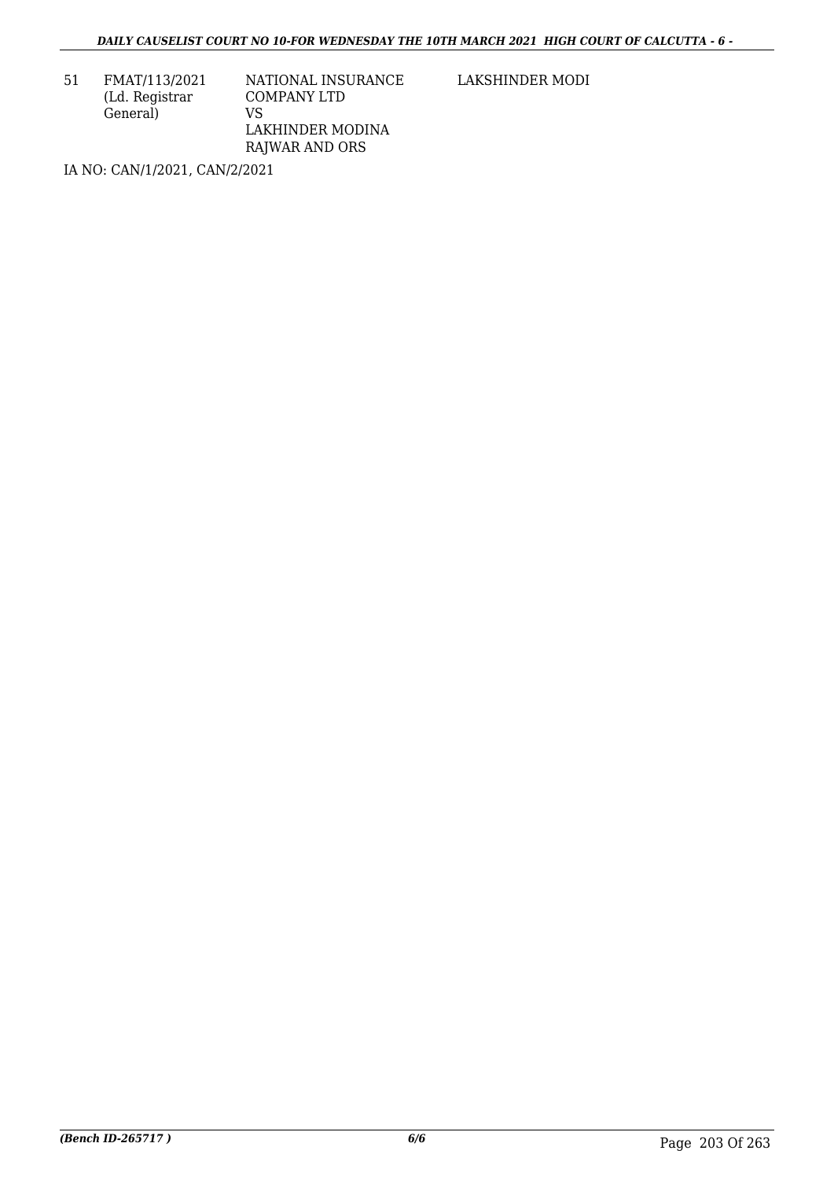| 51 | FMAT/113/2021 (Ld. Registrar General) | NATIONAL INSURANCE COMPANY LTD VS LAKHINDER MODINA RAJWAR AND ORS | LAKSHINDER MODI |
|---|---|---|---|

IA NO: CAN/1/2021, CAN/2/2021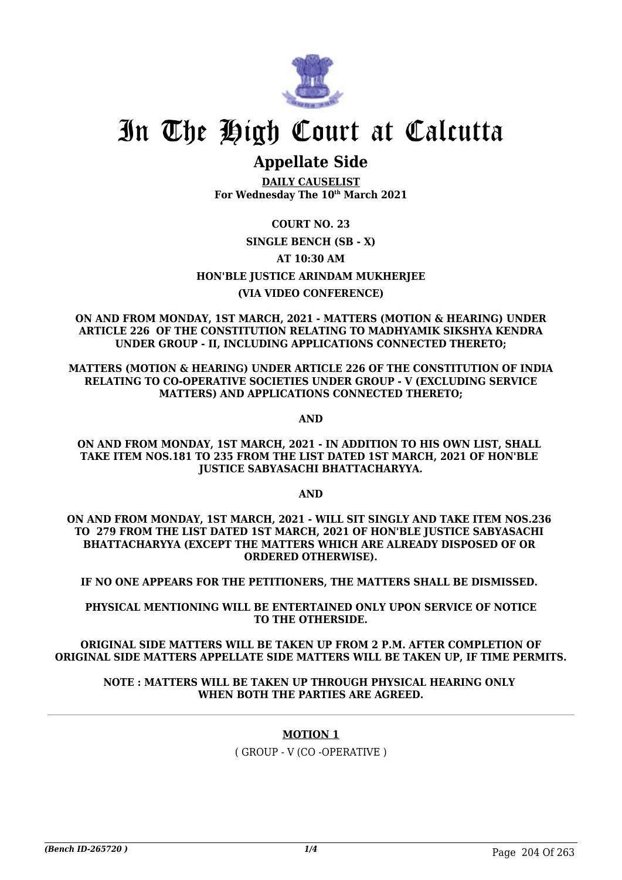# In The High Court at Calcutta

## Appellate Side

**DAILY CAUSELIST**
**For Wednesday The 10th March 2021**

**COURT NO. 23**

**SINGLE BENCH (SB - X)**

**AT 10:30 AM**

**HON'BLE JUSTICE ARINDAM MUKHERJEE**

**(VIA VIDEO CONFERENCE)**

**ON AND FROM MONDAY, 1ST MARCH, 2021 - MATTERS (MOTION & HEARING) UNDER ARTICLE 226 OF THE CONSTITUTION RELATING TO MADHYAMIK SIKSHYA KENDRA UNDER GROUP - II, INCLUDING APPLICATIONS CONNECTED THERETO;**

**MATTERS (MOTION & HEARING) UNDER ARTICLE 226 OF THE CONSTITUTION OF INDIA RELATING TO CO-OPERATIVE SOCIETIES UNDER GROUP - V (EXCLUDING SERVICE MATTERS) AND APPLICATIONS CONNECTED THERETO;**

**AND**

**ON AND FROM MONDAY, 1ST MARCH, 2021 - IN ADDITION TO HIS OWN LIST, SHALL TAKE ITEM NOS.181 TO 235 FROM THE LIST DATED 1ST MARCH, 2021 OF HON'BLE JUSTICE SABYASACHI BHATTACHARYYA.**

**AND**

**ON AND FROM MONDAY, 1ST MARCH, 2021 - WILL SIT SINGLY AND TAKE ITEM NOS.236 TO 279 FROM THE LIST DATED 1ST MARCH, 2021 OF HON'BLE JUSTICE SABYASACHI BHATTACHARYYA (EXCEPT THE MATTERS WHICH ARE ALREADY DISPOSED OF OR ORDERED OTHERWISE).**

**IF NO ONE APPEARS FOR THE PETITIONERS, THE MATTERS SHALL BE DISMISSED.**

**PHYSICAL MENTIONING WILL BE ENTERTAINED ONLY UPON SERVICE OF NOTICE TO THE OTHERSIDE.**

**ORIGINAL SIDE MATTERS WILL BE TAKEN UP FROM 2 P.M. AFTER COMPLETION OF ORIGINAL SIDE MATTERS APPELLATE SIDE MATTERS WILL BE TAKEN UP, IF TIME PERMITS.**

**NOTE : MATTERS WILL BE TAKEN UP THROUGH PHYSICAL HEARING ONLY WHEN BOTH THE PARTIES ARE AGREED.**

**MOTION 1**

( GROUP - V (CO -OPERATIVE )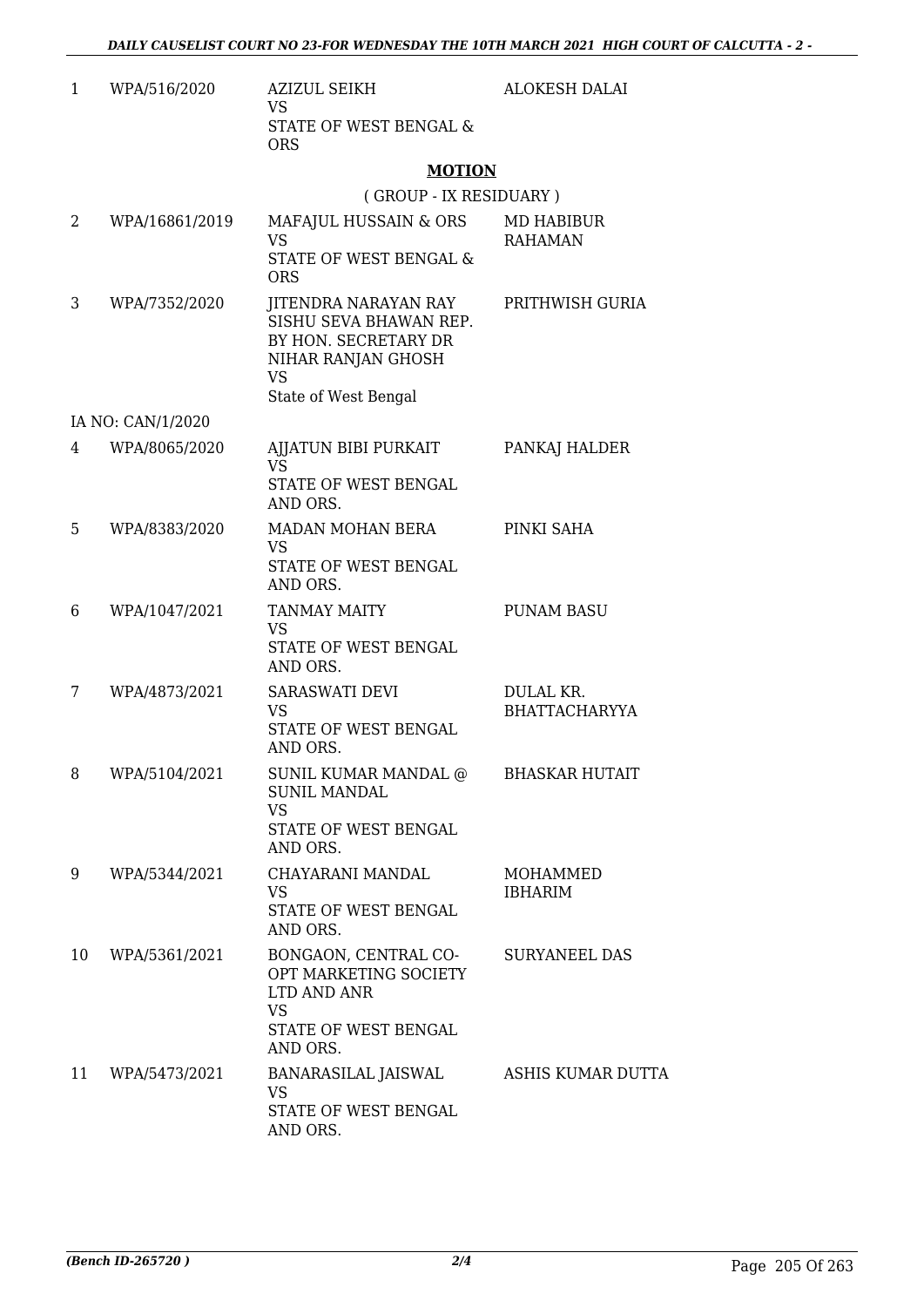| | | | |
|---|---|---|---|
| 1 | WPA/516/2020 | AZIZUL SEIKH<br>VS<br>STATE OF WEST BENGAL & ORS | ALOKESH DALAI |

**MOTION**

( GROUP - IX RESIDUARY )

| | | | |
|---|---|---|---|
| 2 | WPA/16861/2019 | MAFAJUL HUSSAIN & ORS<br>VS<br>STATE OF WEST BENGAL & ORS | MD HABIBUR RAHAMAN |
| 3 | WPA/7352/2020 | JITENDRA NARAYAN RAY SISHU SEVA BHAWAN REP. BY HON. SECRETARY DR NIHAR RANJAN GHOSH<br>VS<br>State of West Bengal | PRITHWISH GURIA |
| | IA NO: CAN/1/2020 | | |
| 4 | WPA/8065/2020 | AJJATUN BIBI PURKAIT<br>VS<br>STATE OF WEST BENGAL AND ORS. | PANKAJ HALDER |
| 5 | WPA/8383/2020 | MADAN MOHAN BERA<br>VS<br>STATE OF WEST BENGAL AND ORS. | PINKI SAHA |
| 6 | WPA/1047/2021 | TANMAY MAITY<br>VS<br>STATE OF WEST BENGAL AND ORS. | PUNAM BASU |
| 7 | WPA/4873/2021 | SARASWATI DEVI<br>VS<br>STATE OF WEST BENGAL AND ORS. | DULAL KR. BHATTACHARYYA |
| 8 | WPA/5104/2021 | SUNIL KUMAR MANDAL @ SUNIL MANDAL<br>VS<br>STATE OF WEST BENGAL AND ORS. | BHASKAR HUTAIT |
| 9 | WPA/5344/2021 | CHAYARANI MANDAL<br>VS<br>STATE OF WEST BENGAL AND ORS. | MOHAMMED IBHARIM |
| 10 | WPA/5361/2021 | BONGAON, CENTRAL CO-OPT MARKETING SOCIETY LTD AND ANR<br>VS<br>STATE OF WEST BENGAL AND ORS. | SURYANEEL DAS |
| 11 | WPA/5473/2021 | BANARASILAL JAISWAL<br>VS<br>STATE OF WEST BENGAL AND ORS. | ASHIS KUMAR DUTTA |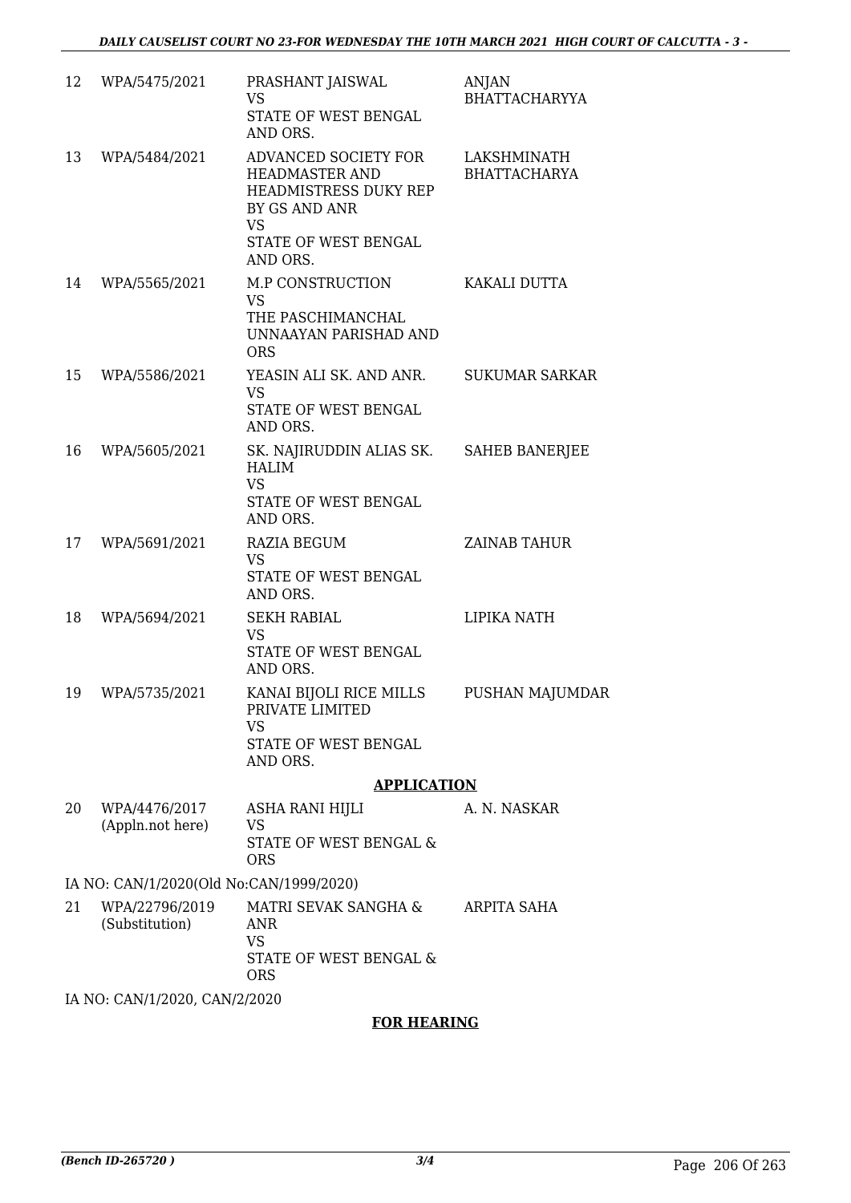| 12 | WPA/5475/2021 | PRASHANT JAISWAL<br>VS<br>STATE OF WEST BENGAL AND ORS. | ANJAN BHATTACHARYYA |
|---|---|---|---|
| 13 | WPA/5484/2021 | ADVANCED SOCIETY FOR HEADMASTER AND HEADMISTRESS DUKY REP BY GS AND ANR<br>VS<br>STATE OF WEST BENGAL AND ORS. | LAKSHMINATH BHATTACHARYA |
| 14 | WPA/5565/2021 | M.P CONSTRUCTION<br>VS<br>THE PASCHIMANCHAL UNNAAYAN PARISHAD AND ORS | KAKALI DUTTA |
| 15 | WPA/5586/2021 | YEASIN ALI SK. AND ANR.<br>VS<br>STATE OF WEST BENGAL AND ORS. | SUKUMAR SARKAR |
| 16 | WPA/5605/2021 | SK. NAJIRUDDIN ALIAS SK. HALIM<br>VS<br>STATE OF WEST BENGAL AND ORS. | SAHEB BANERJEE |
| 17 | WPA/5691/2021 | RAZIA BEGUM<br>VS<br>STATE OF WEST BENGAL AND ORS. | ZAINAB TAHUR |
| 18 | WPA/5694/2021 | SEKH RABIAL<br>VS<br>STATE OF WEST BENGAL AND ORS. | LIPIKA NATH |
| 19 | WPA/5735/2021 | KANAI BIJOLI RICE MILLS PRIVATE LIMITED<br>VS<br>STATE OF WEST BENGAL AND ORS. | PUSHAN MAJUMDAR |

**APPLICATION**

| 20 | WPA/4476/2017<br>(Appln.not here) | ASHA RANI HIJLI<br>VS<br>STATE OF WEST BENGAL & ORS | A. N. NASKAR |
|---|---|---|---|

IA NO: CAN/1/2020(Old No:CAN/1999/2020)

| 21 | WPA/22796/2019<br>(Substitution) | MATRI SEVAK SANGHA & ANR<br>VS<br>STATE OF WEST BENGAL & ORS | ARPITA SAHA |
|---|---|---|---|

IA NO: CAN/1/2020, CAN/2/2020

**FOR HEARING**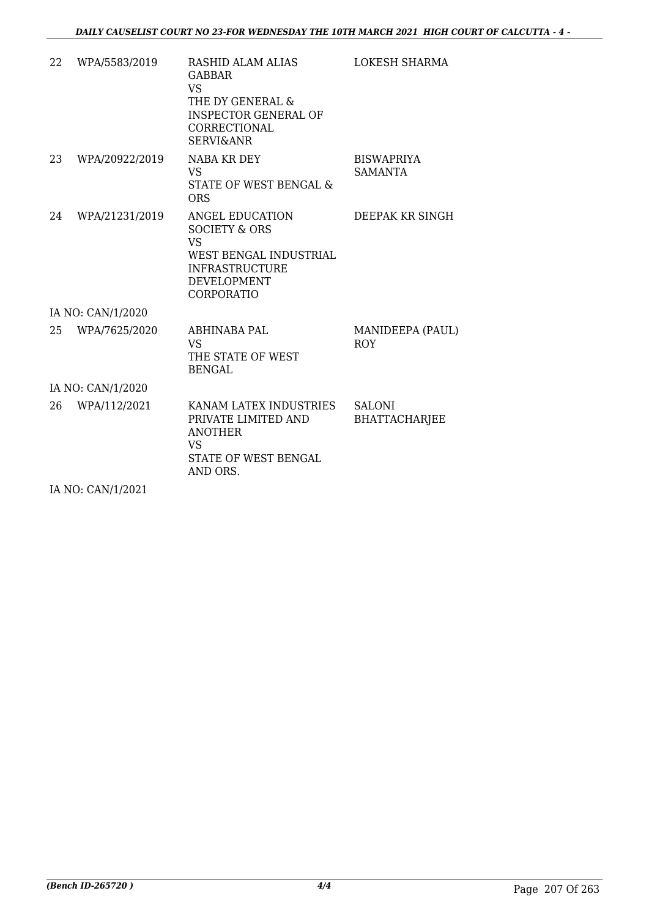| | | | |
|---|---|---|---|
| 22 | WPA/5583/2019 | RASHID ALAM ALIAS GABBAR<br>VS<br>THE DY GENERAL & INSPECTOR GENERAL OF CORRECTIONAL SERVI&ANR | LOKESH SHARMA |
| 23 | WPA/20922/2019 | NABA KR DEY<br>VS<br>STATE OF WEST BENGAL & ORS | BISWAPRIYA SAMANTA |
| 24 | WPA/21231/2019 | ANGEL EDUCATION SOCIETY & ORS<br>VS<br>WEST BENGAL INDUSTRIAL INFRASTRUCTURE DEVELOPMENT CORPORATIO | DEEPAK KR SINGH |
| | IA NO: CAN/1/2020 | | |
| 25 | WPA/7625/2020 | ABHINABA PAL<br>VS<br>THE STATE OF WEST BENGAL | MANIDEEPA (PAUL) ROY |
| | IA NO: CAN/1/2020 | | |
| 26 | WPA/112/2021 | KANAM LATEX INDUSTRIES PRIVATE LIMITED AND ANOTHER<br>VS<br>STATE OF WEST BENGAL AND ORS. | SALONI BHATTACHARJEE |
| | IA NO: CAN/1/2021 | | |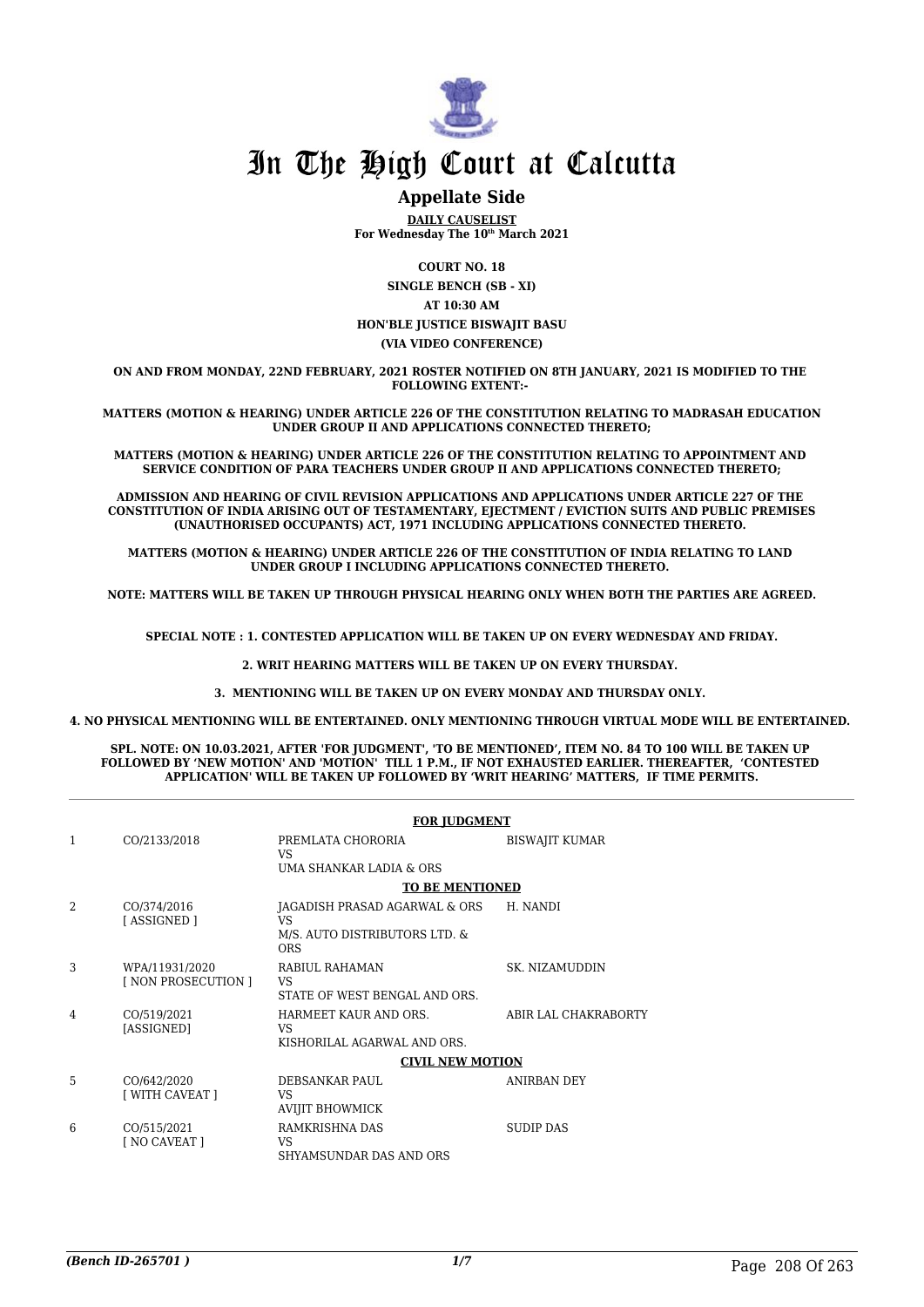# In The High Court at Calcutta

## Appellate Side

**DAILY CAUSELIST**
**For Wednesday The 10th March 2021**

**COURT NO. 18**
**SINGLE BENCH (SB - XI)**
**AT 10:30 AM**
**HON'BLE JUSTICE BISWAJIT BASU**
**(VIA VIDEO CONFERENCE)**

**ON AND FROM MONDAY, 22ND FEBRUARY, 2021 ROSTER NOTIFIED ON 8TH JANUARY, 2021 IS MODIFIED TO THE FOLLOWING EXTENT:-**

**MATTERS (MOTION & HEARING) UNDER ARTICLE 226 OF THE CONSTITUTION RELATING TO MADRASAH EDUCATION UNDER GROUP II AND APPLICATIONS CONNECTED THERETO;**

**MATTERS (MOTION & HEARING) UNDER ARTICLE 226 OF THE CONSTITUTION RELATING TO APPOINTMENT AND SERVICE CONDITION OF PARA TEACHERS UNDER GROUP II AND APPLICATIONS CONNECTED THERETO;**

**ADMISSION AND HEARING OF CIVIL REVISION APPLICATIONS AND APPLICATIONS UNDER ARTICLE 227 OF THE CONSTITUTION OF INDIA ARISING OUT OF TESTAMENTARY, EJECTMENT / EVICTION SUITS AND PUBLIC PREMISES (UNAUTHORISED OCCUPANTS) ACT, 1971 INCLUDING APPLICATIONS CONNECTED THERETO.**

**MATTERS (MOTION & HEARING) UNDER ARTICLE 226 OF THE CONSTITUTION OF INDIA RELATING TO LAND UNDER GROUP I INCLUDING APPLICATIONS CONNECTED THERETO.**

**NOTE: MATTERS WILL BE TAKEN UP THROUGH PHYSICAL HEARING ONLY WHEN BOTH THE PARTIES ARE AGREED.**

**SPECIAL NOTE : 1. CONTESTED APPLICATION WILL BE TAKEN UP ON EVERY WEDNESDAY AND FRIDAY.**

**2. WRIT HEARING MATTERS WILL BE TAKEN UP ON EVERY THURSDAY.**

**3. MENTIONING WILL BE TAKEN UP ON EVERY MONDAY AND THURSDAY ONLY.**

**4. NO PHYSICAL MENTIONING WILL BE ENTERTAINED. ONLY MENTIONING THROUGH VIRTUAL MODE WILL BE ENTERTAINED.**

**SPL. NOTE: ON 10.03.2021, AFTER 'FOR JUDGMENT', 'TO BE MENTIONED', ITEM NO. 84 TO 100 WILL BE TAKEN UP FOLLOWED BY 'NEW MOTION' AND 'MOTION' TILL 1 P.M., IF NOT EXHAUSTED EARLIER. THEREAFTER, 'CONTESTED APPLICATION' WILL BE TAKEN UP FOLLOWED BY 'WRIT HEARING' MATTERS, IF TIME PERMITS.**

| | | | |
|---|---|---|---|
| | | **FOR JUDGMENT** | |
| 1 | CO/2133/2018 | PREMLATA CHORORIA<br>VS<br>UMA SHANKAR LADIA & ORS | BISWAJIT KUMAR |
| | | **TO BE MENTIONED** | |
| 2 | CO/374/2016<br>[ ASSIGNED ] | JAGADISH PRASAD AGARWAL & ORS<br>VS<br>M/S. AUTO DISTRIBUTORS LTD. & ORS | H. NANDI |
| 3 | WPA/11931/2020<br>[ NON PROSECUTION ] | RABIUL RAHAMAN<br>VS<br>STATE OF WEST BENGAL AND ORS. | SK. NIZAMUDDIN |
| 4 | CO/519/2021<br>[ASSIGNED] | HARMEET KAUR AND ORS.<br>VS<br>KISHORILAL AGARWAL AND ORS. | ABIR LAL CHAKRABORTY |
| | | **CIVIL NEW MOTION** | |
| 5 | CO/642/2020<br>[ WITH CAVEAT ] | DEBSANKAR PAUL<br>VS<br>AVIJIT BHOWMICK | ANIRBAN DEY |
| 6 | CO/515/2021<br>[ NO CAVEAT ] | RAMKRISHNA DAS<br>VS<br>SHYAMSUNDAR DAS AND ORS | SUDIP DAS |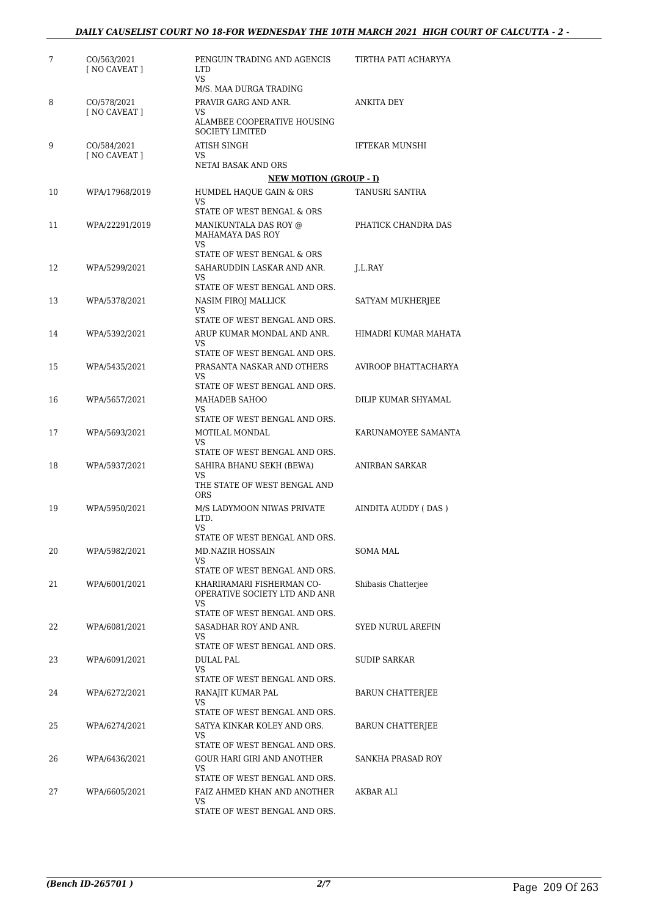| | | | |
|---|---|---|---|
| 7 | CO/563/2021 [ NO CAVEAT ] | PENGUIN TRADING AND AGENCIS LTD VS M/S. MAA DURGA TRADING | TIRTHA PATI ACHARYYA |
| 8 | CO/578/2021 [ NO CAVEAT ] | PRAVIR GARG AND ANR. VS ALAMBEE COOPERATIVE HOUSING SOCIETY LIMITED | ANKITA DEY |
| 9 | CO/584/2021 [ NO CAVEAT ] | ATISH SINGH VS NETAI BASAK AND ORS | IFTEKAR MUNSHI |

**NEW MOTION (GROUP - I)**

| | | | |
|---|---|---|---|
| 10 | WPA/17968/2019 | HUMDEL HAQUE GAIN & ORS VS STATE OF WEST BENGAL & ORS | TANUSRI SANTRA |
| 11 | WPA/22291/2019 | MANIKUNTALA DAS ROY @ MAHAMAYA DAS ROY VS STATE OF WEST BENGAL & ORS | PHATICK CHANDRA DAS |
| 12 | WPA/5299/2021 | SAHARUDDIN LASKAR AND ANR. VS STATE OF WEST BENGAL AND ORS. | J.L.RAY |
| 13 | WPA/5378/2021 | NASIM FIROJ MALLICK VS STATE OF WEST BENGAL AND ORS. | SATYAM MUKHERJEE |
| 14 | WPA/5392/2021 | ARUP KUMAR MONDAL AND ANR. VS STATE OF WEST BENGAL AND ORS. | HIMADRI KUMAR MAHATA |
| 15 | WPA/5435/2021 | PRASANTA NASKAR AND OTHERS VS STATE OF WEST BENGAL AND ORS. | AVIROOP BHATTACHARYA |
| 16 | WPA/5657/2021 | MAHADEB SAHOO VS STATE OF WEST BENGAL AND ORS. | DILIP KUMAR SHYAMAL |
| 17 | WPA/5693/2021 | MOTILAL MONDAL VS STATE OF WEST BENGAL AND ORS. | KARUNAMOYEE SAMANTA |
| 18 | WPA/5937/2021 | SAHIRA BHANU SEKH (BEWA) VS THE STATE OF WEST BENGAL AND ORS | ANIRBAN SARKAR |
| 19 | WPA/5950/2021 | M/S LADYMOON NIWAS PRIVATE LTD. VS STATE OF WEST BENGAL AND ORS. | AINDITA AUDDY ( DAS ) |
| 20 | WPA/5982/2021 | MD.NAZIR HOSSAIN VS STATE OF WEST BENGAL AND ORS. | SOMA MAL |
| 21 | WPA/6001/2021 | KHARIRAMARI FISHERMAN CO-OPERATIVE SOCIETY LTD AND ANR VS STATE OF WEST BENGAL AND ORS. | Shibasis Chatterjee |
| 22 | WPA/6081/2021 | SASADHAR ROY AND ANR. VS STATE OF WEST BENGAL AND ORS. | SYED NURUL AREFIN |
| 23 | WPA/6091/2021 | DULAL PAL VS STATE OF WEST BENGAL AND ORS. | SUDIP SARKAR |
| 24 | WPA/6272/2021 | RANAJIT KUMAR PAL VS STATE OF WEST BENGAL AND ORS. | BARUN CHATTERJEE |
| 25 | WPA/6274/2021 | SATYA KINKAR KOLEY AND ORS. VS STATE OF WEST BENGAL AND ORS. | BARUN CHATTERJEE |
| 26 | WPA/6436/2021 | GOUR HARI GIRI AND ANOTHER VS STATE OF WEST BENGAL AND ORS. | SANKHA PRASAD ROY |
| 27 | WPA/6605/2021 | FAIZ AHMED KHAN AND ANOTHER VS STATE OF WEST BENGAL AND ORS. | AKBAR ALI |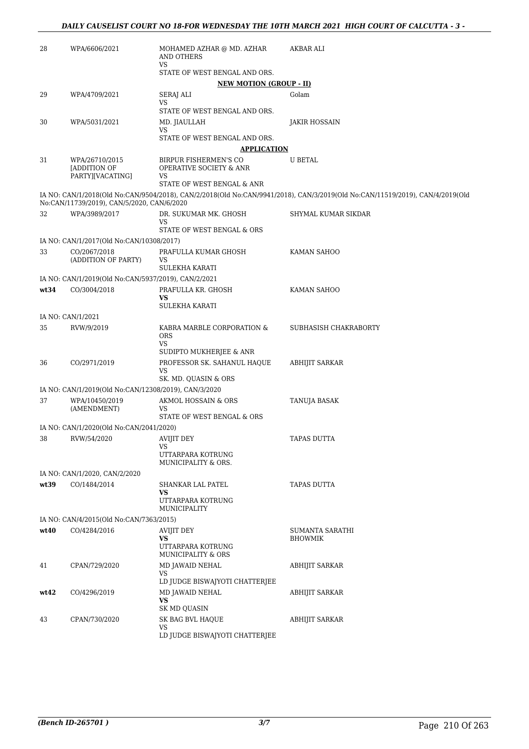| | | | |
|---|---|---|---|
| 28 | WPA/6606/2021 | MOHAMED AZHAR @ MD. AZHAR AND OTHERS<br>VS<br>STATE OF WEST BENGAL AND ORS. | AKBAR ALI |
| | | **NEW MOTION (GROUP - II)** | |
| 29 | WPA/4709/2021 | SERAJ ALI<br>VS<br>STATE OF WEST BENGAL AND ORS. | Golam |
| 30 | WPA/5031/2021 | MD. JIAULLAH<br>VS<br>STATE OF WEST BENGAL AND ORS. | JAKIR HOSSAIN |
| | | **APPLICATION** | |
| 31 | WPA/26710/2015 [ADDITION OF PARTY][VACATING] | BIRPUR FISHERMEN'S CO OPERATIVE SOCIETY & ANR<br>VS<br>STATE OF WEST BENGAL & ANR | U BETAL |
| | IA NO: CAN/1/2018(Old No:CAN/9504/2018), CAN/2/2018(Old No:CAN/9941/2018), CAN/3/2019(Old No:CAN/11519/2019), CAN/4/2019(Old No:CAN/11739/2019), CAN/5/2020, CAN/6/2020 | | |
| 32 | WPA/3989/2017 | DR. SUKUMAR MK. GHOSH<br>VS<br>STATE OF WEST BENGAL & ORS | SHYMAL KUMAR SIKDAR |
| | IA NO: CAN/1/2017(Old No:CAN/10308/2017) | | |
| 33 | CO/2067/2018 (ADDITION OF PARTY) | PRAFULLA KUMAR GHOSH<br>VS<br>SULEKHA KARATI | KAMAN SAHOO |
| | IA NO: CAN/1/2019(Old No:CAN/5937/2019), CAN/2/2021 | | |
| wt34 | CO/3004/2018 | PRAFULLA KR. GHOSH<br>**VS**<br>SULEKHA KARATI | KAMAN SAHOO |
| | IA NO: CAN/1/2021 | | |
| 35 | RVW/9/2019 | KABRA MARBLE CORPORATION & ORS<br>VS<br>SUDIPTO MUKHERJEE & ANR | SUBHASISH CHAKRABORTY |
| 36 | CO/2971/2019 | PROFESSOR SK. SAHANUL HAQUE<br>VS<br>SK. MD. QUASIN & ORS | ABHIJIT SARKAR |
| | IA NO: CAN/1/2019(Old No:CAN/12308/2019), CAN/3/2020 | | |
| 37 | WPA/10450/2019 (AMENDMENT) | AKMOL HOSSAIN & ORS<br>VS<br>STATE OF WEST BENGAL & ORS | TANUJA BASAK |
| | IA NO: CAN/1/2020(Old No:CAN/2041/2020) | | |
| 38 | RVW/54/2020 | AVIJIT DEY<br>VS<br>UTTARPARA KOTRUNG MUNICIPALITY & ORS. | TAPAS DUTTA |
| | IA NO: CAN/1/2020, CAN/2/2020 | | |
| wt39 | CO/1484/2014 | SHANKAR LAL PATEL<br>**VS**<br>UTTARPARA KOTRUNG MUNICIPALITY | TAPAS DUTTA |
| | IA NO: CAN/4/2015(Old No:CAN/7363/2015) | | |
| wt40 | CO/4284/2016 | AVIJIT DEY<br>**VS**<br>UTTARPARA KOTRUNG MUNICIPALITY & ORS | SUMANTA SARATHI BHOWMIK |
| 41 | CPAN/729/2020 | MD JAWAID NEHAL<br>VS<br>LD JUDGE BISWAJYOTI CHATTERJEE | ABHIJIT SARKAR |
| wt42 | CO/4296/2019 | MD JAWAID NEHAL<br>**VS**<br>SK MD QUASIN | ABHIJIT SARKAR |
| 43 | CPAN/730/2020 | SK BAG BVL HAQUE<br>VS<br>LD JUDGE BISWAJYOTI CHATTERJEE | ABHIJIT SARKAR |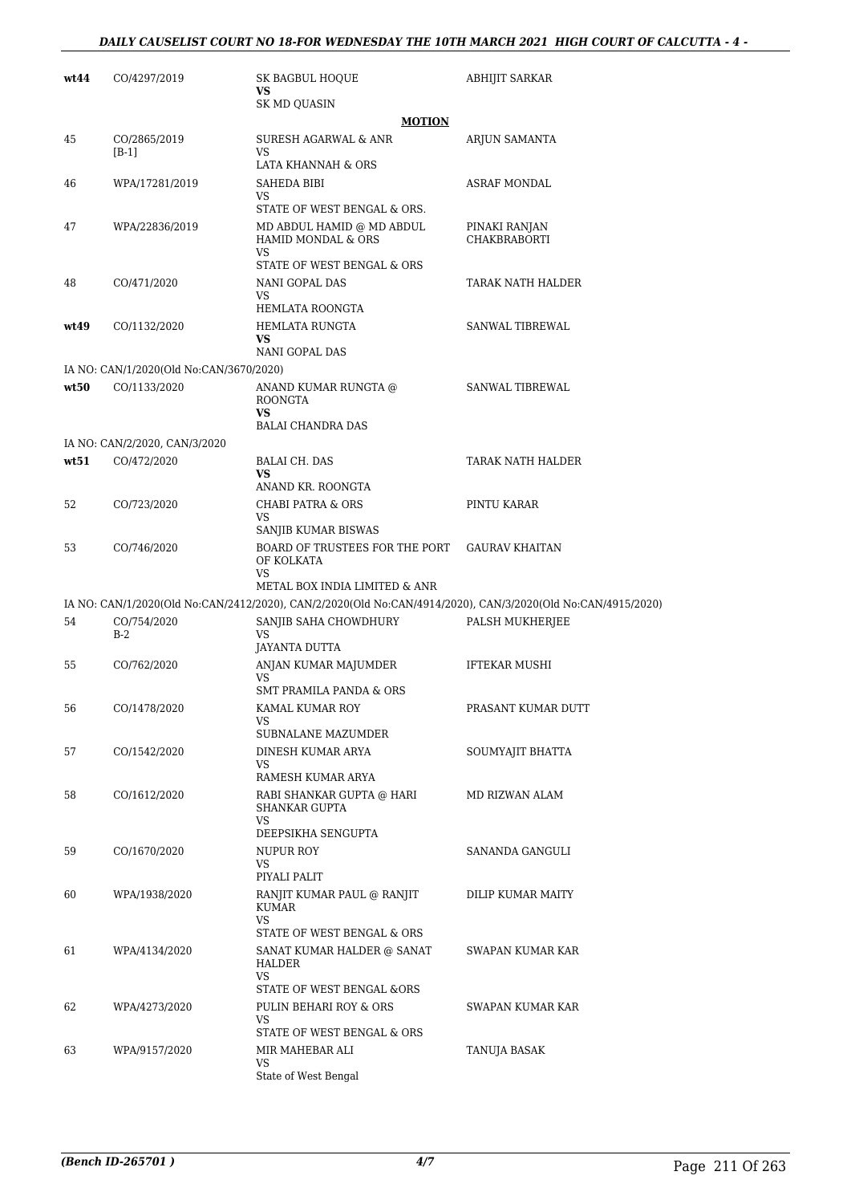| wt44 | CO/4297/2019 | SK BAGBUL HOQUE<br>VS<br>SK MD QUASIN | ABHIJIT SARKAR |
|---|---|---|---|
| | | **MOTION** | |
| 45 | CO/2865/2019<br>[B-1] | SURESH AGARWAL & ANR<br>VS<br>LATA KHANNAH & ORS | ARJUN SAMANTA |
| 46 | WPA/17281/2019 | SAHEDA BIBI<br>VS<br>STATE OF WEST BENGAL & ORS. | ASRAF MONDAL |
| 47 | WPA/22836/2019 | MD ABDUL HAMID @ MD ABDUL HAMID MONDAL & ORS<br>VS<br>STATE OF WEST BENGAL & ORS | PINAKI RANJAN CHAKBRABORTI |
| 48 | CO/471/2020 | NANI GOPAL DAS<br>VS<br>HEMLATA ROONGTA | TARAK NATH HALDER |
| wt49 | CO/1132/2020 | HEMLATA RUNGTA<br>VS<br>NANI GOPAL DAS | SANWAL TIBREWAL |
| | IA NO: CAN/1/2020(Old No:CAN/3670/2020) | | |
| wt50 | CO/1133/2020 | ANAND KUMAR RUNGTA @ ROONGTA<br>VS<br>BALAI CHANDRA DAS | SANWAL TIBREWAL |
| | IA NO: CAN/2/2020, CAN/3/2020 | | |
| wt51 | CO/472/2020 | BALAI CH. DAS<br>VS<br>ANAND KR. ROONGTA | TARAK NATH HALDER |
| 52 | CO/723/2020 | CHABI PATRA & ORS<br>VS<br>SANJIB KUMAR BISWAS | PINTU KARAR |
| 53 | CO/746/2020 | BOARD OF TRUSTEES FOR THE PORT OF KOLKATA<br>VS<br>METAL BOX INDIA LIMITED & ANR | GAURAV KHAITAN |
| | IA NO: CAN/1/2020(Old No:CAN/2412/2020), CAN/2/2020(Old No:CAN/4914/2020), CAN/3/2020(Old No:CAN/4915/2020) | | |
| 54 | CO/754/2020<br>B-2 | SANJIB SAHA CHOWDHURY<br>VS<br>JAYANTA DUTTA | PALSH MUKHERJEE |
| 55 | CO/762/2020 | ANJAN KUMAR MAJUMDER<br>VS<br>SMT PRAMILA PANDA & ORS | IFTEKAR MUSHI |
| 56 | CO/1478/2020 | KAMAL KUMAR ROY<br>VS<br>SUBNALANE MAZUMDER | PRASANT KUMAR DUTT |
| 57 | CO/1542/2020 | DINESH KUMAR ARYA<br>VS<br>RAMESH KUMAR ARYA | SOUMYAJIT BHATTA |
| 58 | CO/1612/2020 | RABI SHANKAR GUPTA @ HARI SHANKAR GUPTA<br>VS<br>DEEPSIKHA SENGUPTA | MD RIZWAN ALAM |
| 59 | CO/1670/2020 | NUPUR ROY<br>VS<br>PIYALI PALIT | SANANDA GANGULI |
| 60 | WPA/1938/2020 | RANJIT KUMAR PAUL @ RANJIT KUMAR<br>VS<br>STATE OF WEST BENGAL & ORS | DILIP KUMAR MAITY |
| 61 | WPA/4134/2020 | SANAT KUMAR HALDER @ SANAT HALDER<br>VS<br>STATE OF WEST BENGAL &ORS | SWAPAN KUMAR KAR |
| 62 | WPA/4273/2020 | PULIN BEHARI ROY & ORS<br>VS<br>STATE OF WEST BENGAL & ORS | SWAPAN KUMAR KAR |
| 63 | WPA/9157/2020 | MIR MAHEBAR ALI<br>VS<br>State of West Bengal | TANUJA BASAK |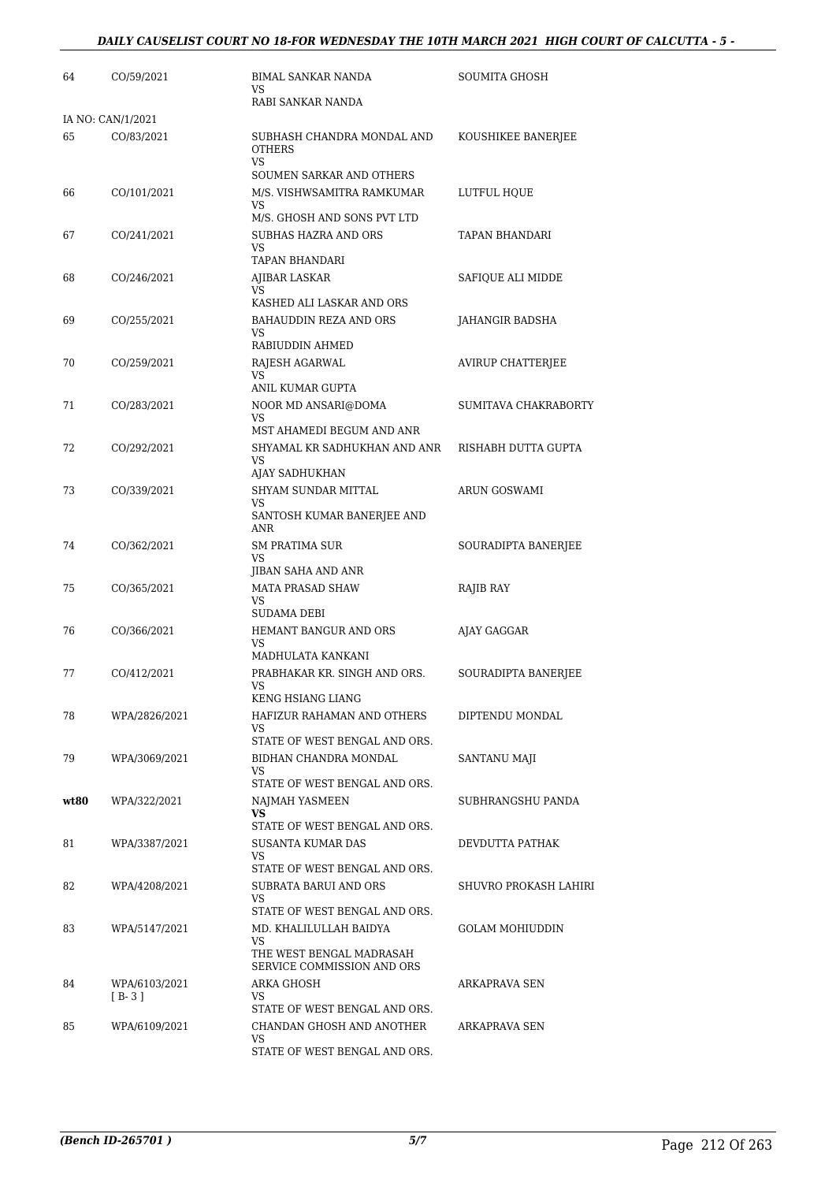| | | | |
|---|---|---|---|
| 64 | CO/59/2021 | BIMAL SANKAR NANDA<br>VS<br>RABI SANKAR NANDA | SOUMITA GHOSH |
| IA NO: CAN/1/2021 | | | |
| 65 | CO/83/2021 | SUBHASH CHANDRA MONDAL AND OTHERS<br>VS<br>SOUMEN SARKAR AND OTHERS | KOUSHIKEE BANERJEE |
| 66 | CO/101/2021 | M/S. VISHWSAMITRA RAMKUMAR<br>VS<br>M/S. GHOSH AND SONS PVT LTD | LUTFUL HQUE |
| 67 | CO/241/2021 | SUBHAS HAZRA AND ORS<br>VS<br>TAPAN BHANDARI | TAPAN BHANDARI |
| 68 | CO/246/2021 | AJIBAR LASKAR<br>VS<br>KASHED ALI LASKAR AND ORS | SAFIQUE ALI MIDDE |
| 69 | CO/255/2021 | BAHAUDDIN REZA AND ORS<br>VS<br>RABIUDDIN AHMED | JAHANGIR BADSHA |
| 70 | CO/259/2021 | RAJESH AGARWAL<br>VS<br>ANIL KUMAR GUPTA | AVIRUP CHATTERJEE |
| 71 | CO/283/2021 | NOOR MD ANSARI@DOMA<br>VS<br>MST AHAMEDI BEGUM AND ANR | SUMITAVA CHAKRABORTY |
| 72 | CO/292/2021 | SHYAMAL KR SADHUKHAN AND ANR<br>VS<br>AJAY SADHUKHAN | RISHABH DUTTA GUPTA |
| 73 | CO/339/2021 | SHYAM SUNDAR MITTAL<br>VS<br>SANTOSH KUMAR BANERJEE AND ANR | ARUN GOSWAMI |
| 74 | CO/362/2021 | SM PRATIMA SUR<br>VS<br>JIBAN SAHA AND ANR | SOURADIPTA BANERJEE |
| 75 | CO/365/2021 | MATA PRASAD SHAW<br>VS<br>SUDAMA DEBI | RAJIB RAY |
| 76 | CO/366/2021 | HEMANT BANGUR AND ORS<br>VS<br>MADHULATA KANKANI | AJAY GAGGAR |
| 77 | CO/412/2021 | PRABHAKAR KR. SINGH AND ORS.<br>VS<br>KENG HSIANG LIANG | SOURADIPTA BANERJEE |
| 78 | WPA/2826/2021 | HAFIZUR RAHAMAN AND OTHERS<br>VS<br>STATE OF WEST BENGAL AND ORS. | DIPTENDU MONDAL |
| 79 | WPA/3069/2021 | BIDHAN CHANDRA MONDAL<br>VS<br>STATE OF WEST BENGAL AND ORS. | SANTANU MAJI |
| **wt80** | WPA/322/2021 | NAJMAH YASMEEN<br>**VS**<br>STATE OF WEST BENGAL AND ORS. | SUBHRANGSHU PANDA |
| 81 | WPA/3387/2021 | SUSANTA KUMAR DAS<br>VS<br>STATE OF WEST BENGAL AND ORS. | DEVDUTTA PATHAK |
| 82 | WPA/4208/2021 | SUBRATA BARUI AND ORS<br>VS<br>STATE OF WEST BENGAL AND ORS. | SHUVRO PROKASH LAHIRI |
| 83 | WPA/5147/2021 | MD. KHALILULLAH BAIDYA<br>VS<br>THE WEST BENGAL MADRASAH SERVICE COMMISSION AND ORS | GOLAM MOHIUDDIN |
| 84 | WPA/6103/2021<br>[ B- 3 ] | ARKA GHOSH<br>VS<br>STATE OF WEST BENGAL AND ORS. | ARKAPRAVA SEN |
| 85 | WPA/6109/2021 | CHANDAN GHOSH AND ANOTHER<br>VS<br>STATE OF WEST BENGAL AND ORS. | ARKAPRAVA SEN |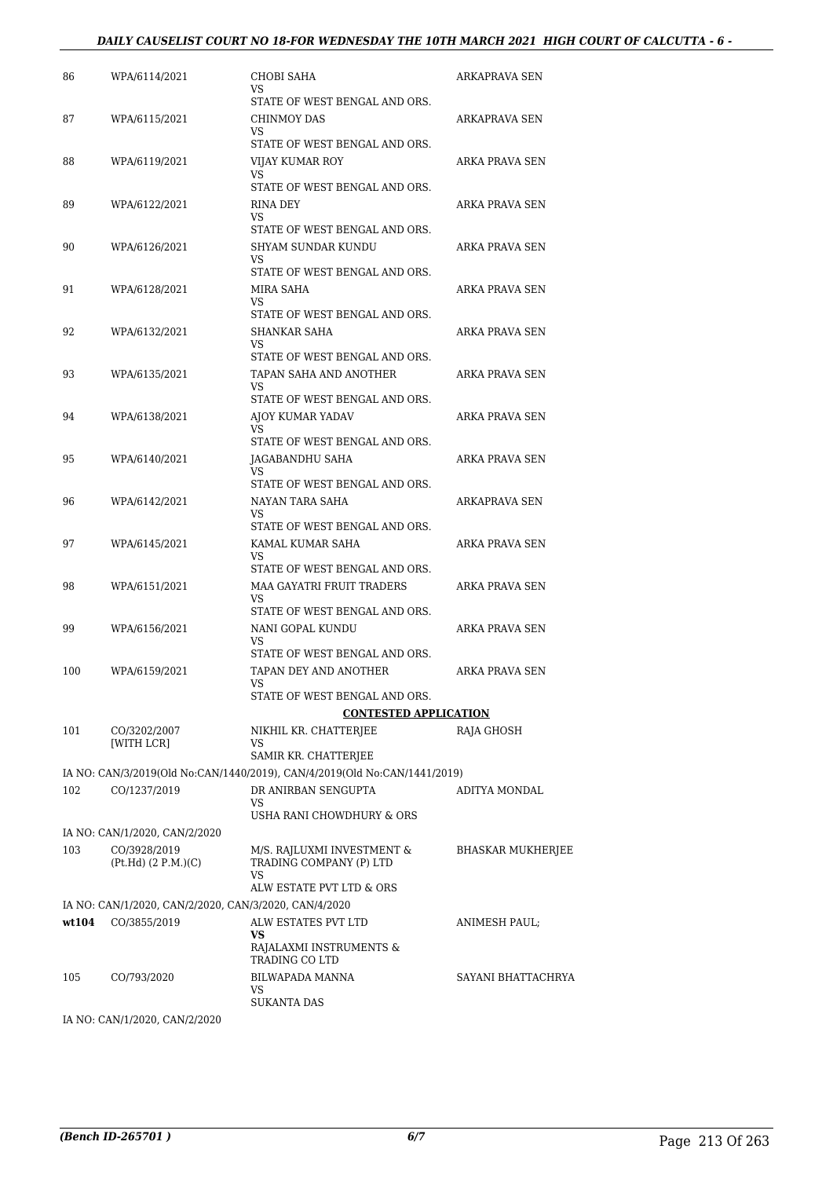| | | | |
|---|---|---|---|
| 86 | WPA/6114/2021 | CHOBI SAHA<br>VS<br>STATE OF WEST BENGAL AND ORS. | ARKAPRAVA SEN |
| 87 | WPA/6115/2021 | CHINMOY DAS<br>VS<br>STATE OF WEST BENGAL AND ORS. | ARKAPRAVA SEN |
| 88 | WPA/6119/2021 | VIJAY KUMAR ROY<br>VS<br>STATE OF WEST BENGAL AND ORS. | ARKA PRAVA SEN |
| 89 | WPA/6122/2021 | RINA DEY<br>VS<br>STATE OF WEST BENGAL AND ORS. | ARKA PRAVA SEN |
| 90 | WPA/6126/2021 | SHYAM SUNDAR KUNDU<br>VS<br>STATE OF WEST BENGAL AND ORS. | ARKA PRAVA SEN |
| 91 | WPA/6128/2021 | MIRA SAHA<br>VS<br>STATE OF WEST BENGAL AND ORS. | ARKA PRAVA SEN |
| 92 | WPA/6132/2021 | SHANKAR SAHA<br>VS<br>STATE OF WEST BENGAL AND ORS. | ARKA PRAVA SEN |
| 93 | WPA/6135/2021 | TAPAN SAHA AND ANOTHER<br>VS<br>STATE OF WEST BENGAL AND ORS. | ARKA PRAVA SEN |
| 94 | WPA/6138/2021 | AJOY KUMAR YADAV<br>VS<br>STATE OF WEST BENGAL AND ORS. | ARKA PRAVA SEN |
| 95 | WPA/6140/2021 | JAGABANDHU SAHA<br>VS<br>STATE OF WEST BENGAL AND ORS. | ARKA PRAVA SEN |
| 96 | WPA/6142/2021 | NAYAN TARA SAHA<br>VS<br>STATE OF WEST BENGAL AND ORS. | ARKAPRAVA SEN |
| 97 | WPA/6145/2021 | KAMAL KUMAR SAHA<br>VS<br>STATE OF WEST BENGAL AND ORS. | ARKA PRAVA SEN |
| 98 | WPA/6151/2021 | MAA GAYATRI FRUIT TRADERS<br>VS<br>STATE OF WEST BENGAL AND ORS. | ARKA PRAVA SEN |
| 99 | WPA/6156/2021 | NANI GOPAL KUNDU<br>VS<br>STATE OF WEST BENGAL AND ORS. | ARKA PRAVA SEN |
| 100 | WPA/6159/2021 | TAPAN DEY AND ANOTHER<br>VS<br>STATE OF WEST BENGAL AND ORS. | ARKA PRAVA SEN |

**CONTESTED APPLICATION**

| | | | |
|---|---|---|---|
| 101 | CO/3202/2007<br>[WITH LCR] | NIKHIL KR. CHATTERJEE<br>VS<br>SAMIR KR. CHATTERJEE | RAJA GHOSH |
| | IA NO: CAN/3/2019(Old No:CAN/1440/2019), CAN/4/2019(Old No:CAN/1441/2019) | | |
| 102 | CO/1237/2019 | DR ANIRBAN SENGUPTA<br>VS<br>USHA RANI CHOWDHURY & ORS | ADITYA MONDAL |
| | IA NO: CAN/1/2020, CAN/2/2020 | | |
| 103 | CO/3928/2019<br>(Pt.Hd) (2 P.M.)(C) | M/S. RAJLUXMI INVESTMENT & TRADING COMPANY (P) LTD<br>VS<br>ALW ESTATE PVT LTD & ORS | BHASKAR MUKHERJEE |
| | IA NO: CAN/1/2020, CAN/2/2020, CAN/3/2020, CAN/4/2020 | | |
| wt104 | CO/3855/2019 | ALW ESTATES PVT LTD<br>**VS**<br>RAJALAXMI INSTRUMENTS & TRADING CO LTD | ANIMESH PAUL; |
| 105 | CO/793/2020 | BILWAPADA MANNA<br>VS<br>SUKANTA DAS | SAYANI BHATTACHRYA |
| | IA NO: CAN/1/2020, CAN/2/2020 | | |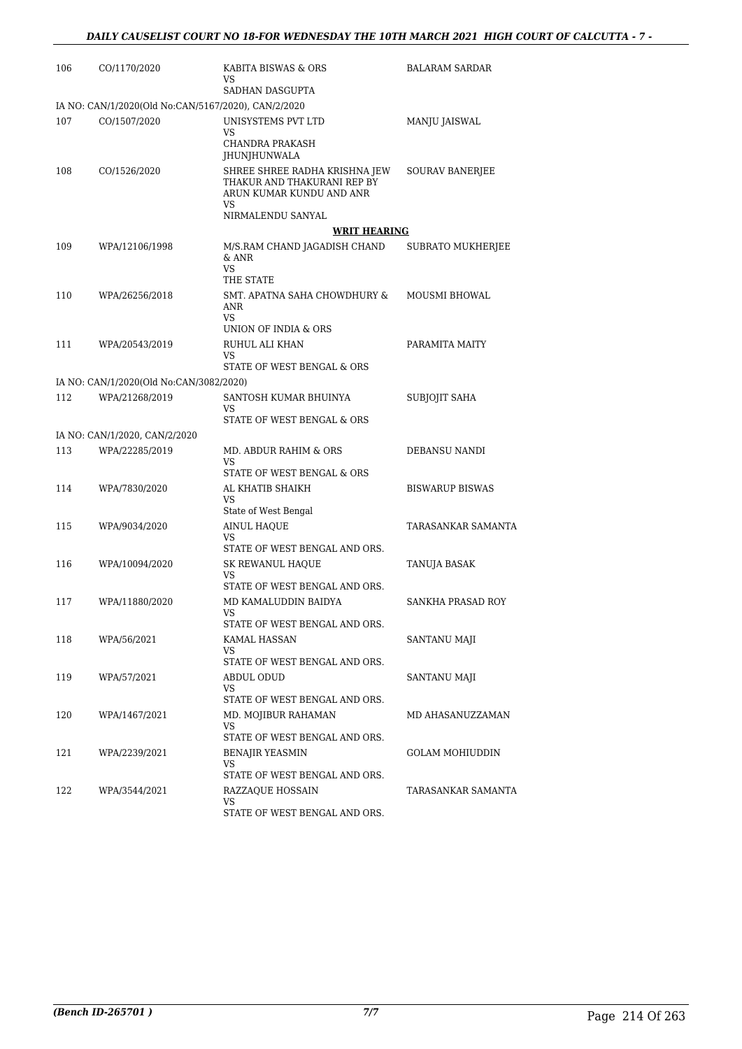| 106 | CO/1170/2020 | KABITA BISWAS & ORS<br>VS<br>SADHAN DASGUPTA | BALARAM SARDAR |
|---|---|---|---|
| | IA NO: CAN/1/2020(Old No:CAN/5167/2020), CAN/2/2020 | | |
| 107 | CO/1507/2020 | UNISYSTEMS PVT LTD<br>VS<br>CHANDRA PRAKASH JHUNJHUNWALA | MANJU JAISWAL |
| 108 | CO/1526/2020 | SHREE SHREE RADHA KRISHNA JEW THAKUR AND THAKURANI REP BY ARUN KUMAR KUNDU AND ANR<br>VS<br>NIRMALENDU SANYAL | SOURAV BANERJEE |

**WRIT HEARING**

| 109 | WPA/12106/1998 | M/S.RAM CHAND JAGADISH CHAND & ANR<br>VS<br>THE STATE | SUBRATO MUKHERJEE |
|---|---|---|---|
| 110 | WPA/26256/2018 | SMT. APATNA SAHA CHOWDHURY & ANR<br>VS<br>UNION OF INDIA & ORS | MOUSMI BHOWAL |
| 111 | WPA/20543/2019 | RUHUL ALI KHAN<br>VS<br>STATE OF WEST BENGAL & ORS | PARAMITA MAITY |
| | IA NO: CAN/1/2020(Old No:CAN/3082/2020) | | |
| 112 | WPA/21268/2019 | SANTOSH KUMAR BHUINYA<br>VS<br>STATE OF WEST BENGAL & ORS | SUBJOJIT SAHA |
| | IA NO: CAN/1/2020, CAN/2/2020 | | |
| 113 | WPA/22285/2019 | MD. ABDUR RAHIM & ORS<br>VS<br>STATE OF WEST BENGAL & ORS | DEBANSU NANDI |
| 114 | WPA/7830/2020 | AL KHATIB SHAIKH<br>VS<br>State of West Bengal | BISWARUP BISWAS |
| 115 | WPA/9034/2020 | AINUL HAQUE<br>VS<br>STATE OF WEST BENGAL AND ORS. | TARASANKAR SAMANTA |
| 116 | WPA/10094/2020 | SK REWANUL HAQUE<br>VS<br>STATE OF WEST BENGAL AND ORS. | TANUJA BASAK |
| 117 | WPA/11880/2020 | MD KAMALUDDIN BAIDYA<br>VS<br>STATE OF WEST BENGAL AND ORS. | SANKHA PRASAD ROY |
| 118 | WPA/56/2021 | KAMAL HASSAN<br>VS<br>STATE OF WEST BENGAL AND ORS. | SANTANU MAJI |
| 119 | WPA/57/2021 | ABDUL ODUD<br>VS<br>STATE OF WEST BENGAL AND ORS. | SANTANU MAJI |
| 120 | WPA/1467/2021 | MD. MOJIBUR RAHAMAN<br>VS<br>STATE OF WEST BENGAL AND ORS. | MD AHASANUZZAMAN |
| 121 | WPA/2239/2021 | BENAJIR YEASMIN<br>VS<br>STATE OF WEST BENGAL AND ORS. | GOLAM MOHIUDDIN |
| 122 | WPA/3544/2021 | RAZZAQUE HOSSAIN<br>VS<br>STATE OF WEST BENGAL AND ORS. | TARASANKAR SAMANTA |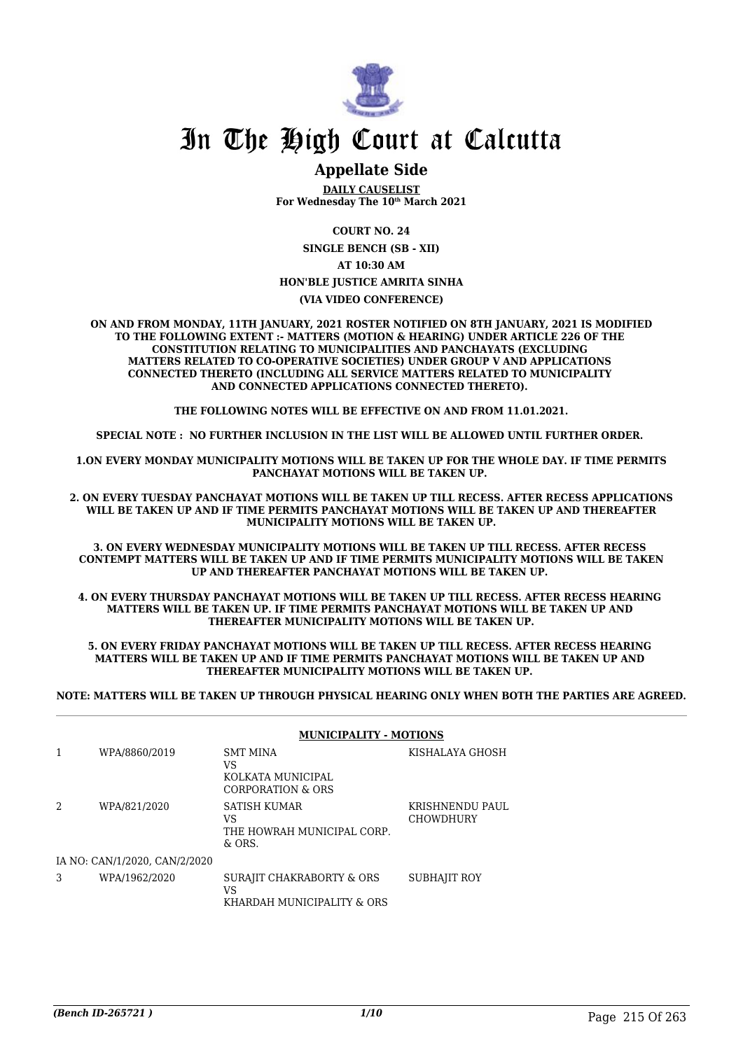# In The High Court at Calcutta

## Appellate Side

**DAILY CAUSELIST**
**For Wednesday The 10th March 2021**

**COURT NO. 24**

**SINGLE BENCH (SB - XII)**

**AT 10:30 AM**

**HON'BLE JUSTICE AMRITA SINHA**

**(VIA VIDEO CONFERENCE)**

**ON AND FROM MONDAY, 11TH JANUARY, 2021 ROSTER NOTIFIED ON 8TH JANUARY, 2021 IS MODIFIED TO THE FOLLOWING EXTENT :- MATTERS (MOTION & HEARING) UNDER ARTICLE 226 OF THE CONSTITUTION RELATING TO MUNICIPALITIES AND PANCHAYATS (EXCLUDING MATTERS RELATED TO CO-OPERATIVE SOCIETIES) UNDER GROUP V AND APPLICATIONS CONNECTED THERETO (INCLUDING ALL SERVICE MATTERS RELATED TO MUNICIPALITY AND CONNECTED APPLICATIONS CONNECTED THERETO).**

**THE FOLLOWING NOTES WILL BE EFFECTIVE ON AND FROM 11.01.2021.**

**SPECIAL NOTE : NO FURTHER INCLUSION IN THE LIST WILL BE ALLOWED UNTIL FURTHER ORDER.**

**1.ON EVERY MONDAY MUNICIPALITY MOTIONS WILL BE TAKEN UP FOR THE WHOLE DAY. IF TIME PERMITS PANCHAYAT MOTIONS WILL BE TAKEN UP.**

**2. ON EVERY TUESDAY PANCHAYAT MOTIONS WILL BE TAKEN UP TILL RECESS. AFTER RECESS APPLICATIONS WILL BE TAKEN UP AND IF TIME PERMITS PANCHAYAT MOTIONS WILL BE TAKEN UP AND THEREAFTER MUNICIPALITY MOTIONS WILL BE TAKEN UP.**

**3. ON EVERY WEDNESDAY MUNICIPALITY MOTIONS WILL BE TAKEN UP TILL RECESS. AFTER RECESS CONTEMPT MATTERS WILL BE TAKEN UP AND IF TIME PERMITS MUNICIPALITY MOTIONS WILL BE TAKEN UP AND THEREAFTER PANCHAYAT MOTIONS WILL BE TAKEN UP.**

**4. ON EVERY THURSDAY PANCHAYAT MOTIONS WILL BE TAKEN UP TILL RECESS. AFTER RECESS HEARING MATTERS WILL BE TAKEN UP. IF TIME PERMITS PANCHAYAT MOTIONS WILL BE TAKEN UP AND THEREAFTER MUNICIPALITY MOTIONS WILL BE TAKEN UP.**

**5. ON EVERY FRIDAY PANCHAYAT MOTIONS WILL BE TAKEN UP TILL RECESS. AFTER RECESS HEARING MATTERS WILL BE TAKEN UP AND IF TIME PERMITS PANCHAYAT MOTIONS WILL BE TAKEN UP AND THEREAFTER MUNICIPALITY MOTIONS WILL BE TAKEN UP.**

**NOTE: MATTERS WILL BE TAKEN UP THROUGH PHYSICAL HEARING ONLY WHEN BOTH THE PARTIES ARE AGREED.**

**MUNICIPALITY - MOTIONS**

| | | | |
|---|---|---|---|
| 1 | WPA/8860/2019 | SMT MINA VS KOLKATA MUNICIPAL CORPORATION & ORS | KISHALAYA GHOSH |
| 2 | WPA/821/2020 | SATISH KUMAR VS THE HOWRAH MUNICIPAL CORP. & ORS. | KRISHNENDU PAUL CHOWDHURY |
| | IA NO: CAN/1/2020, CAN/2/2020 | | |
| 3 | WPA/1962/2020 | SURAJIT CHAKRABORTY & ORS VS KHARDAH MUNICIPALITY & ORS | SUBHAJIT ROY |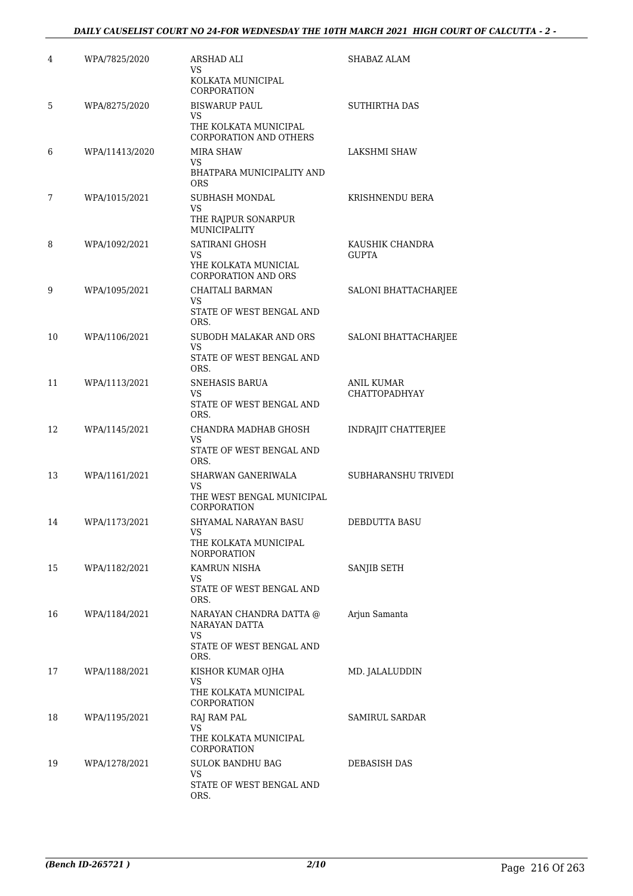| | | | |
|---|---|---|---|
| 4 | WPA/7825/2020 | ARSHAD ALI<br>VS<br>KOLKATA MUNICIPAL CORPORATION | SHABAZ ALAM |
| 5 | WPA/8275/2020 | BISWARUP PAUL<br>VS<br>THE KOLKATA MUNICIPAL CORPORATION AND OTHERS | SUTHIRTHA DAS |
| 6 | WPA/11413/2020 | MIRA SHAW<br>VS<br>BHATPARA MUNICIPALITY AND ORS | LAKSHMI SHAW |
| 7 | WPA/1015/2021 | SUBHASH MONDAL<br>VS<br>THE RAJPUR SONARPUR MUNICIPALITY | KRISHNENDU BERA |
| 8 | WPA/1092/2021 | SATIRANI GHOSH<br>VS<br>YHE KOLKATA MUNICIAL CORPORATION AND ORS | KAUSHIK CHANDRA GUPTA |
| 9 | WPA/1095/2021 | CHAITALI BARMAN<br>VS<br>STATE OF WEST BENGAL AND ORS. | SALONI BHATTACHARJEE |
| 10 | WPA/1106/2021 | SUBODH MALAKAR AND ORS<br>VS<br>STATE OF WEST BENGAL AND ORS. | SALONI BHATTACHARJEE |
| 11 | WPA/1113/2021 | SNEHASIS BARUA<br>VS<br>STATE OF WEST BENGAL AND ORS. | ANIL KUMAR CHATTOPADHYAY |
| 12 | WPA/1145/2021 | CHANDRA MADHAB GHOSH<br>VS<br>STATE OF WEST BENGAL AND ORS. | INDRAJIT CHATTERJEE |
| 13 | WPA/1161/2021 | SHARWAN GANERIWALA<br>VS<br>THE WEST BENGAL MUNICIPAL CORPORATION | SUBHARANSHU TRIVEDI |
| 14 | WPA/1173/2021 | SHYAMAL NARAYAN BASU<br>VS<br>THE KOLKATA MUNICIPAL NORPORATION | DEBDUTTA BASU |
| 15 | WPA/1182/2021 | KAMRUN NISHA<br>VS<br>STATE OF WEST BENGAL AND ORS. | SANJIB SETH |
| 16 | WPA/1184/2021 | NARAYAN CHANDRA DATTA @ NARAYAN DATTA<br>VS<br>STATE OF WEST BENGAL AND ORS. | Arjun Samanta |
| 17 | WPA/1188/2021 | KISHOR KUMAR OJHA<br>VS<br>THE KOLKATA MUNICIPAL CORPORATION | MD. JALALUDDIN |
| 18 | WPA/1195/2021 | RAJ RAM PAL<br>VS<br>THE KOLKATA MUNICIPAL CORPORATION | SAMIRUL SARDAR |
| 19 | WPA/1278/2021 | SULOK BANDHU BAG<br>VS<br>STATE OF WEST BENGAL AND ORS. | DEBASISH DAS |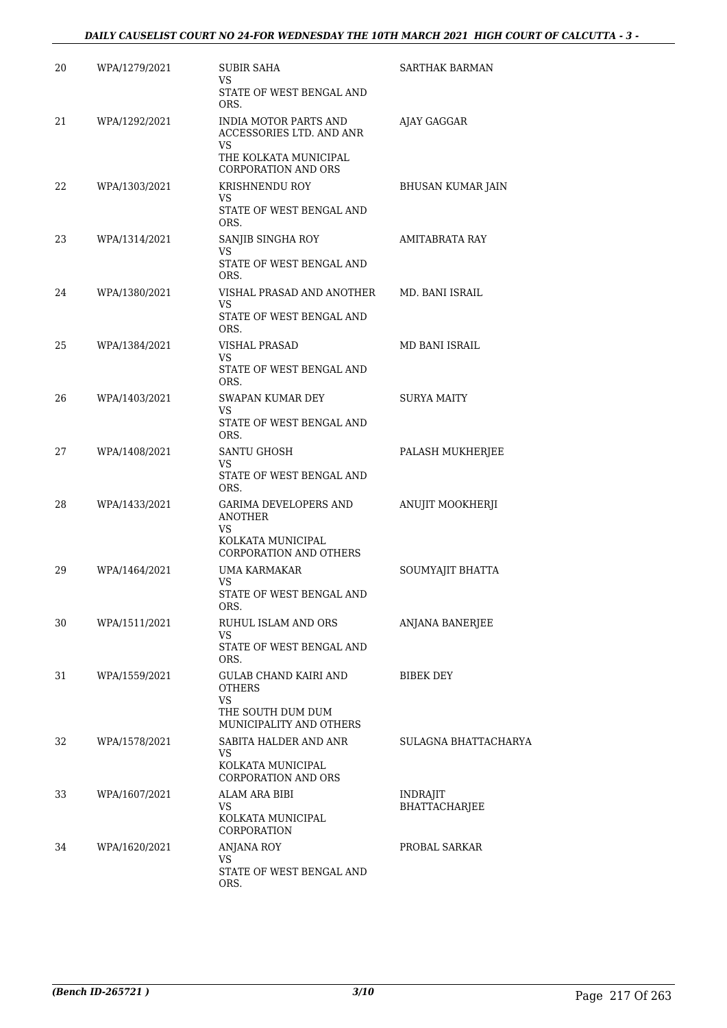| | | | |
|---|---|---|---|
| 20 | WPA/1279/2021 | SUBIR SAHA<br>VS<br>STATE OF WEST BENGAL AND ORS. | SARTHAK BARMAN |
| 21 | WPA/1292/2021 | INDIA MOTOR PARTS AND ACCESSORIES LTD. AND ANR<br>VS<br>THE KOLKATA MUNICIPAL CORPORATION AND ORS | AJAY GAGGAR |
| 22 | WPA/1303/2021 | KRISHNENDU ROY<br>VS<br>STATE OF WEST BENGAL AND ORS. | BHUSAN KUMAR JAIN |
| 23 | WPA/1314/2021 | SANJIB SINGHA ROY<br>VS<br>STATE OF WEST BENGAL AND ORS. | AMITABRATA RAY |
| 24 | WPA/1380/2021 | VISHAL PRASAD AND ANOTHER<br>VS<br>STATE OF WEST BENGAL AND ORS. | MD. BANI ISRAIL |
| 25 | WPA/1384/2021 | VISHAL PRASAD<br>VS<br>STATE OF WEST BENGAL AND ORS. | MD BANI ISRAIL |
| 26 | WPA/1403/2021 | SWAPAN KUMAR DEY<br>VS<br>STATE OF WEST BENGAL AND ORS. | SURYA MAITY |
| 27 | WPA/1408/2021 | SANTU GHOSH<br>VS<br>STATE OF WEST BENGAL AND ORS. | PALASH MUKHERJEE |
| 28 | WPA/1433/2021 | GARIMA DEVELOPERS AND ANOTHER<br>VS<br>KOLKATA MUNICIPAL CORPORATION AND OTHERS | ANUJIT MOOKHERJI |
| 29 | WPA/1464/2021 | UMA KARMAKAR<br>VS<br>STATE OF WEST BENGAL AND ORS. | SOUMYAJIT BHATTA |
| 30 | WPA/1511/2021 | RUHUL ISLAM AND ORS<br>VS<br>STATE OF WEST BENGAL AND ORS. | ANJANA BANERJEE |
| 31 | WPA/1559/2021 | GULAB CHAND KAIRI AND OTHERS<br>VS<br>THE SOUTH DUM DUM MUNICIPALITY AND OTHERS | BIBEK DEY |
| 32 | WPA/1578/2021 | SABITA HALDER AND ANR<br>VS<br>KOLKATA MUNICIPAL CORPORATION AND ORS | SULAGNA BHATTACHARYA |
| 33 | WPA/1607/2021 | ALAM ARA BIBI<br>VS<br>KOLKATA MUNICIPAL CORPORATION | INDRAJIT BHATTACHARJEE |
| 34 | WPA/1620/2021 | ANJANA ROY<br>VS<br>STATE OF WEST BENGAL AND ORS. | PROBAL SARKAR |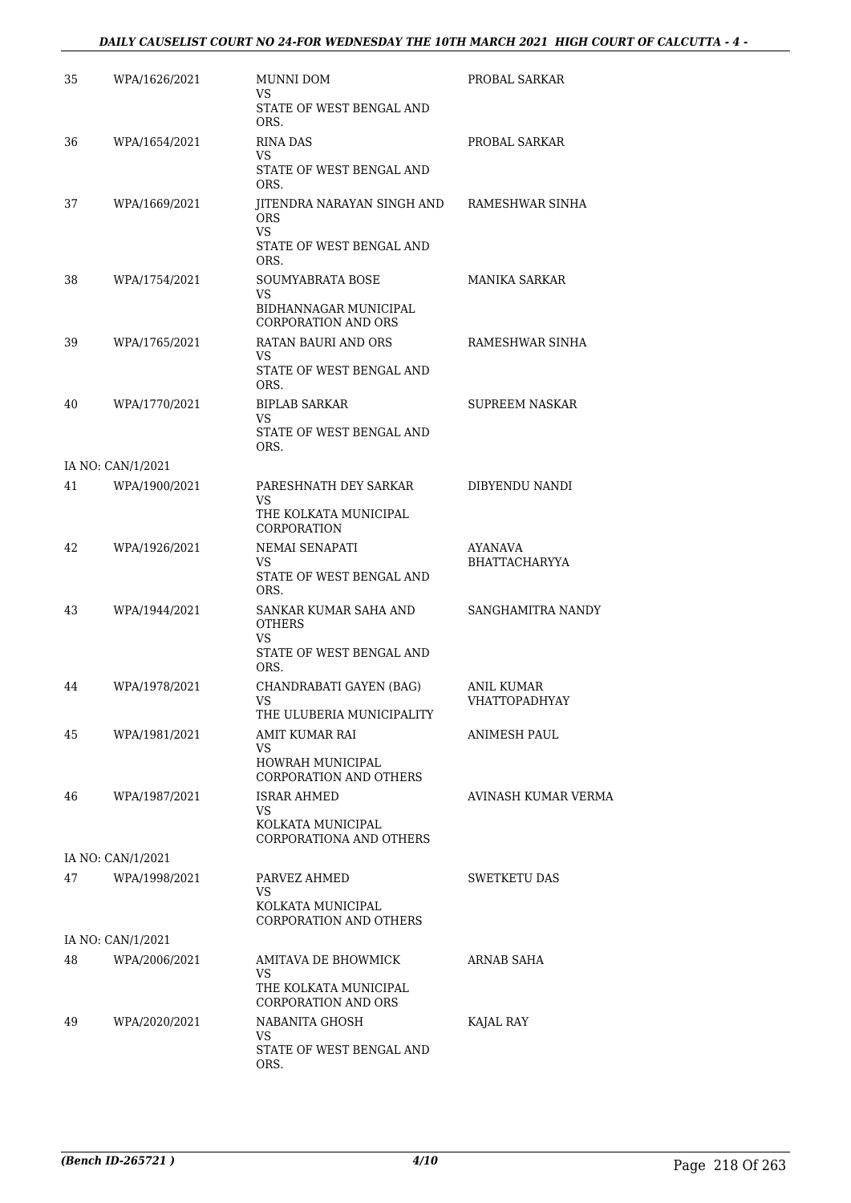| | | | |
|---|---|---|---|
| 35 | WPA/1626/2021 | MUNNI DOM<br>VS<br>STATE OF WEST BENGAL AND ORS. | PROBAL SARKAR |
| 36 | WPA/1654/2021 | RINA DAS<br>VS<br>STATE OF WEST BENGAL AND ORS. | PROBAL SARKAR |
| 37 | WPA/1669/2021 | JITENDRA NARAYAN SINGH AND ORS<br>VS<br>STATE OF WEST BENGAL AND ORS. | RAMESHWAR SINHA |
| 38 | WPA/1754/2021 | SOUMYABRATA BOSE<br>VS<br>BIDHANNAGAR MUNICIPAL CORPORATION AND ORS | MANIKA SARKAR |
| 39 | WPA/1765/2021 | RATAN BAURI AND ORS<br>VS<br>STATE OF WEST BENGAL AND ORS. | RAMESHWAR SINHA |
| 40 | WPA/1770/2021 | BIPLAB SARKAR<br>VS<br>STATE OF WEST BENGAL AND ORS. | SUPREEM NASKAR |
| | IA NO: CAN/1/2021 | | |
| 41 | WPA/1900/2021 | PARESHNATH DEY SARKAR<br>VS<br>THE KOLKATA MUNICIPAL CORPORATION | DIBYENDU NANDI |
| 42 | WPA/1926/2021 | NEMAI SENAPATI<br>VS<br>STATE OF WEST BENGAL AND ORS. | AYANAVA BHATTACHARYYA |
| 43 | WPA/1944/2021 | SANKAR KUMAR SAHA AND OTHERS<br>VS<br>STATE OF WEST BENGAL AND ORS. | SANGHAMITRA NANDY |
| 44 | WPA/1978/2021 | CHANDRABATI GAYEN (BAG)<br>VS<br>THE ULUBERIA MUNICIPALITY | ANIL KUMAR VHATTOPADHYAY |
| 45 | WPA/1981/2021 | AMIT KUMAR RAI<br>VS<br>HOWRAH MUNICIPAL CORPORATION AND OTHERS | ANIMESH PAUL |
| 46 | WPA/1987/2021 | ISRAR AHMED<br>VS<br>KOLKATA MUNICIPAL CORPORATIONA AND OTHERS | AVINASH KUMAR VERMA |
| | IA NO: CAN/1/2021 | | |
| 47 | WPA/1998/2021 | PARVEZ AHMED<br>VS<br>KOLKATA MUNICIPAL CORPORATION AND OTHERS | SWETKETU DAS |
| | IA NO: CAN/1/2021 | | |
| 48 | WPA/2006/2021 | AMITAVA DE BHOWMICK<br>VS<br>THE KOLKATA MUNICIPAL CORPORATION AND ORS | ARNAB SAHA |
| 49 | WPA/2020/2021 | NABANITA GHOSH<br>VS<br>STATE OF WEST BENGAL AND ORS. | KAJAL RAY |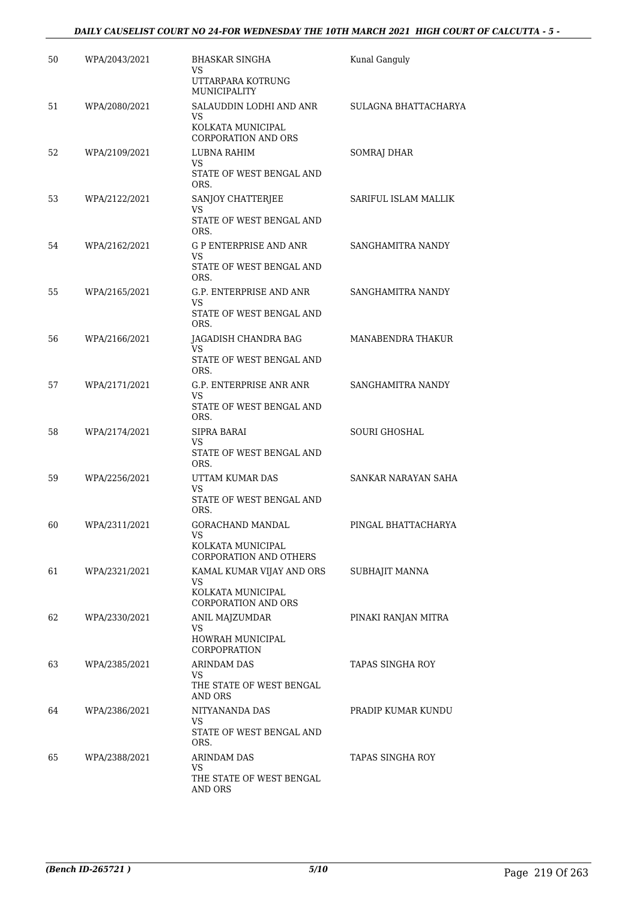| | | | |
|---|---|---|---|
| 50 | WPA/2043/2021 | BHASKAR SINGHA<br>VS<br>UTTARPARA KOTRUNG MUNICIPALITY | Kunal Ganguly |
| 51 | WPA/2080/2021 | SALAUDDIN LODHI AND ANR<br>VS<br>KOLKATA MUNICIPAL CORPORATION AND ORS | SULAGNA BHATTACHARYA |
| 52 | WPA/2109/2021 | LUBNA RAHIM<br>VS<br>STATE OF WEST BENGAL AND ORS. | SOMRAJ DHAR |
| 53 | WPA/2122/2021 | SANJOY CHATTERJEE<br>VS<br>STATE OF WEST BENGAL AND ORS. | SARIFUL ISLAM MALLIK |
| 54 | WPA/2162/2021 | G P ENTERPRISE AND ANR<br>VS<br>STATE OF WEST BENGAL AND ORS. | SANGHAMITRA NANDY |
| 55 | WPA/2165/2021 | G.P. ENTERPRISE AND ANR<br>VS<br>STATE OF WEST BENGAL AND ORS. | SANGHAMITRA NANDY |
| 56 | WPA/2166/2021 | JAGADISH CHANDRA BAG<br>VS<br>STATE OF WEST BENGAL AND ORS. | MANABENDRA THAKUR |
| 57 | WPA/2171/2021 | G.P. ENTERPRISE ANR ANR<br>VS<br>STATE OF WEST BENGAL AND ORS. | SANGHAMITRA NANDY |
| 58 | WPA/2174/2021 | SIPRA BARAI<br>VS<br>STATE OF WEST BENGAL AND ORS. | SOURI GHOSHAL |
| 59 | WPA/2256/2021 | UTTAM KUMAR DAS<br>VS<br>STATE OF WEST BENGAL AND ORS. | SANKAR NARAYAN SAHA |
| 60 | WPA/2311/2021 | GORACHAND MANDAL<br>VS<br>KOLKATA MUNICIPAL CORPORATION AND OTHERS | PINGAL BHATTACHARYA |
| 61 | WPA/2321/2021 | KAMAL KUMAR VIJAY AND ORS<br>VS<br>KOLKATA MUNICIPAL CORPORATION AND ORS | SUBHAJIT MANNA |
| 62 | WPA/2330/2021 | ANIL MAJZUMDAR<br>VS<br>HOWRAH MUNICIPAL CORPOPRATION | PINAKI RANJAN MITRA |
| 63 | WPA/2385/2021 | ARINDAM DAS<br>VS<br>THE STATE OF WEST BENGAL AND ORS | TAPAS SINGHA ROY |
| 64 | WPA/2386/2021 | NITYANANDA DAS<br>VS<br>STATE OF WEST BENGAL AND ORS. | PRADIP KUMAR KUNDU |
| 65 | WPA/2388/2021 | ARINDAM DAS<br>VS<br>THE STATE OF WEST BENGAL AND ORS | TAPAS SINGHA ROY |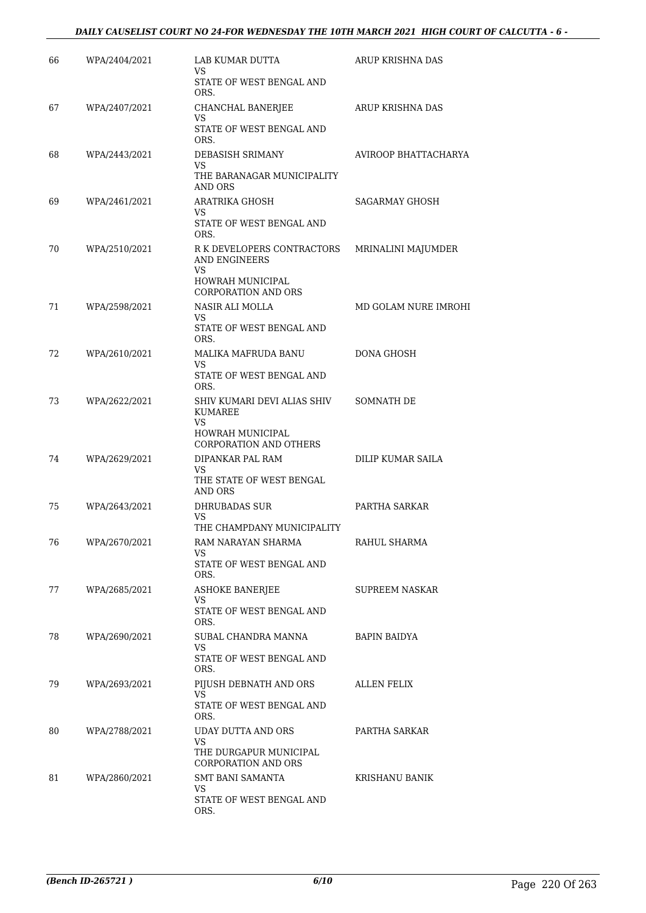| 66 | WPA/2404/2021 | LAB KUMAR DUTTA<br>VS<br>STATE OF WEST BENGAL AND ORS. | ARUP KRISHNA DAS |
|---|---|---|---|
| 67 | WPA/2407/2021 | CHANCHAL BANERJEE<br>VS<br>STATE OF WEST BENGAL AND ORS. | ARUP KRISHNA DAS |
| 68 | WPA/2443/2021 | DEBASISH SRIMANY<br>VS<br>THE BARANAGAR MUNICIPALITY AND ORS | AVIROOP BHATTACHARYA |
| 69 | WPA/2461/2021 | ARATRIKA GHOSH<br>VS<br>STATE OF WEST BENGAL AND ORS. | SAGARMAY GHOSH |
| 70 | WPA/2510/2021 | R K DEVELOPERS CONTRACTORS AND ENGINEERS<br>VS<br>HOWRAH MUNICIPAL CORPORATION AND ORS | MRINALINI MAJUMDER |
| 71 | WPA/2598/2021 | NASIR ALI MOLLA<br>VS<br>STATE OF WEST BENGAL AND ORS. | MD GOLAM NURE IMROHI |
| 72 | WPA/2610/2021 | MALIKA MAFRUDA BANU<br>VS<br>STATE OF WEST BENGAL AND ORS. | DONA GHOSH |
| 73 | WPA/2622/2021 | SHIV KUMARI DEVI ALIAS SHIV KUMAREE<br>VS<br>HOWRAH MUNICIPAL CORPORATION AND OTHERS | SOMNATH DE |
| 74 | WPA/2629/2021 | DIPANKAR PAL RAM<br>VS<br>THE STATE OF WEST BENGAL AND ORS | DILIP KUMAR SAILA |
| 75 | WPA/2643/2021 | DHRUBADAS SUR<br>VS<br>THE CHAMPDANY MUNICIPALITY | PARTHA SARKAR |
| 76 | WPA/2670/2021 | RAM NARAYAN SHARMA<br>VS<br>STATE OF WEST BENGAL AND ORS. | RAHUL SHARMA |
| 77 | WPA/2685/2021 | ASHOKE BANERJEE<br>VS<br>STATE OF WEST BENGAL AND ORS. | SUPREEM NASKAR |
| 78 | WPA/2690/2021 | SUBAL CHANDRA MANNA<br>VS<br>STATE OF WEST BENGAL AND ORS. | BAPIN BAIDYA |
| 79 | WPA/2693/2021 | PIJUSH DEBNATH AND ORS<br>VS<br>STATE OF WEST BENGAL AND ORS. | ALLEN FELIX |
| 80 | WPA/2788/2021 | UDAY DUTTA AND ORS<br>VS<br>THE DURGAPUR MUNICIPAL CORPORATION AND ORS | PARTHA SARKAR |
| 81 | WPA/2860/2021 | SMT BANI SAMANTA<br>VS<br>STATE OF WEST BENGAL AND ORS. | KRISHANU BANIK |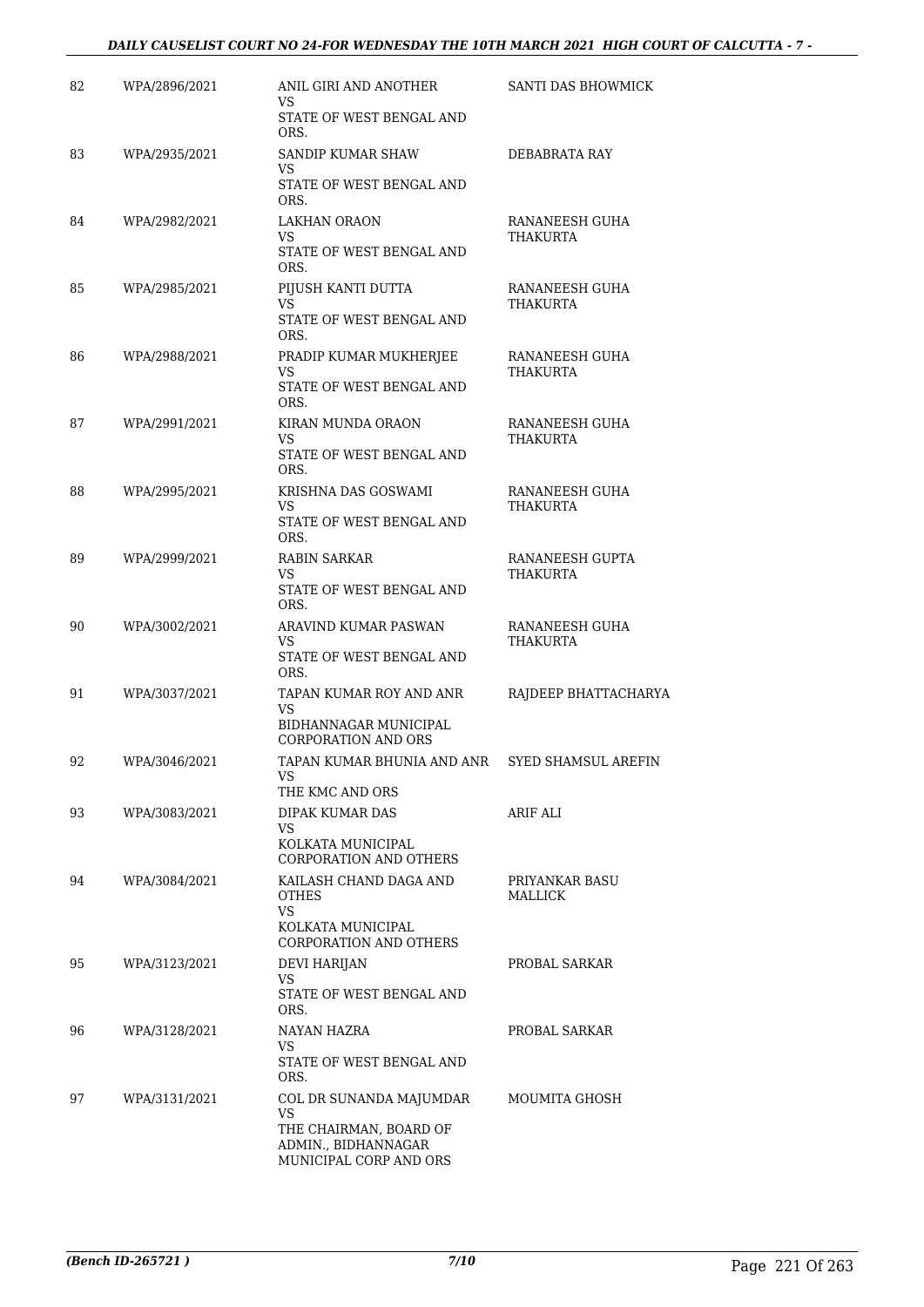| 82 | WPA/2896/2021 | ANIL GIRI AND ANOTHER<br>VS<br>STATE OF WEST BENGAL AND ORS. | SANTI DAS BHOWMICK |
|---|---|---|---|
| 83 | WPA/2935/2021 | SANDIP KUMAR SHAW<br>VS<br>STATE OF WEST BENGAL AND ORS. | DEBABRATA RAY |
| 84 | WPA/2982/2021 | LAKHAN ORAON<br>VS<br>STATE OF WEST BENGAL AND ORS. | RANANEESH GUHA THAKURTA |
| 85 | WPA/2985/2021 | PIJUSH KANTI DUTTA<br>VS<br>STATE OF WEST BENGAL AND ORS. | RANANEESH GUHA THAKURTA |
| 86 | WPA/2988/2021 | PRADIP KUMAR MUKHERJEE<br>VS<br>STATE OF WEST BENGAL AND ORS. | RANANEESH GUHA THAKURTA |
| 87 | WPA/2991/2021 | KIRAN MUNDA ORAON<br>VS<br>STATE OF WEST BENGAL AND ORS. | RANANEESH GUHA THAKURTA |
| 88 | WPA/2995/2021 | KRISHNA DAS GOSWAMI<br>VS<br>STATE OF WEST BENGAL AND ORS. | RANANEESH GUHA THAKURTA |
| 89 | WPA/2999/2021 | RABIN SARKAR<br>VS<br>STATE OF WEST BENGAL AND ORS. | RANANEESH GUPTA THAKURTA |
| 90 | WPA/3002/2021 | ARAVIND KUMAR PASWAN<br>VS<br>STATE OF WEST BENGAL AND ORS. | RANANEESH GUHA THAKURTA |
| 91 | WPA/3037/2021 | TAPAN KUMAR ROY AND ANR<br>VS<br>BIDHANNAGAR MUNICIPAL CORPORATION AND ORS | RAJDEEP BHATTACHARYA |
| 92 | WPA/3046/2021 | TAPAN KUMAR BHUNIA AND ANR<br>VS<br>THE KMC AND ORS | SYED SHAMSUL AREFIN |
| 93 | WPA/3083/2021 | DIPAK KUMAR DAS<br>VS<br>KOLKATA MUNICIPAL CORPORATION AND OTHERS | ARIF ALI |
| 94 | WPA/3084/2021 | KAILASH CHAND DAGA AND OTHES<br>VS<br>KOLKATA MUNICIPAL CORPORATION AND OTHERS | PRIYANKAR BASU MALLICK |
| 95 | WPA/3123/2021 | DEVI HARIJAN<br>VS<br>STATE OF WEST BENGAL AND ORS. | PROBAL SARKAR |
| 96 | WPA/3128/2021 | NAYAN HAZRA<br>VS<br>STATE OF WEST BENGAL AND ORS. | PROBAL SARKAR |
| 97 | WPA/3131/2021 | COL DR SUNANDA MAJUMDAR<br>VS<br>THE CHAIRMAN, BOARD OF ADMIN., BIDHANNAGAR MUNICIPAL CORP AND ORS | MOUMITA GHOSH |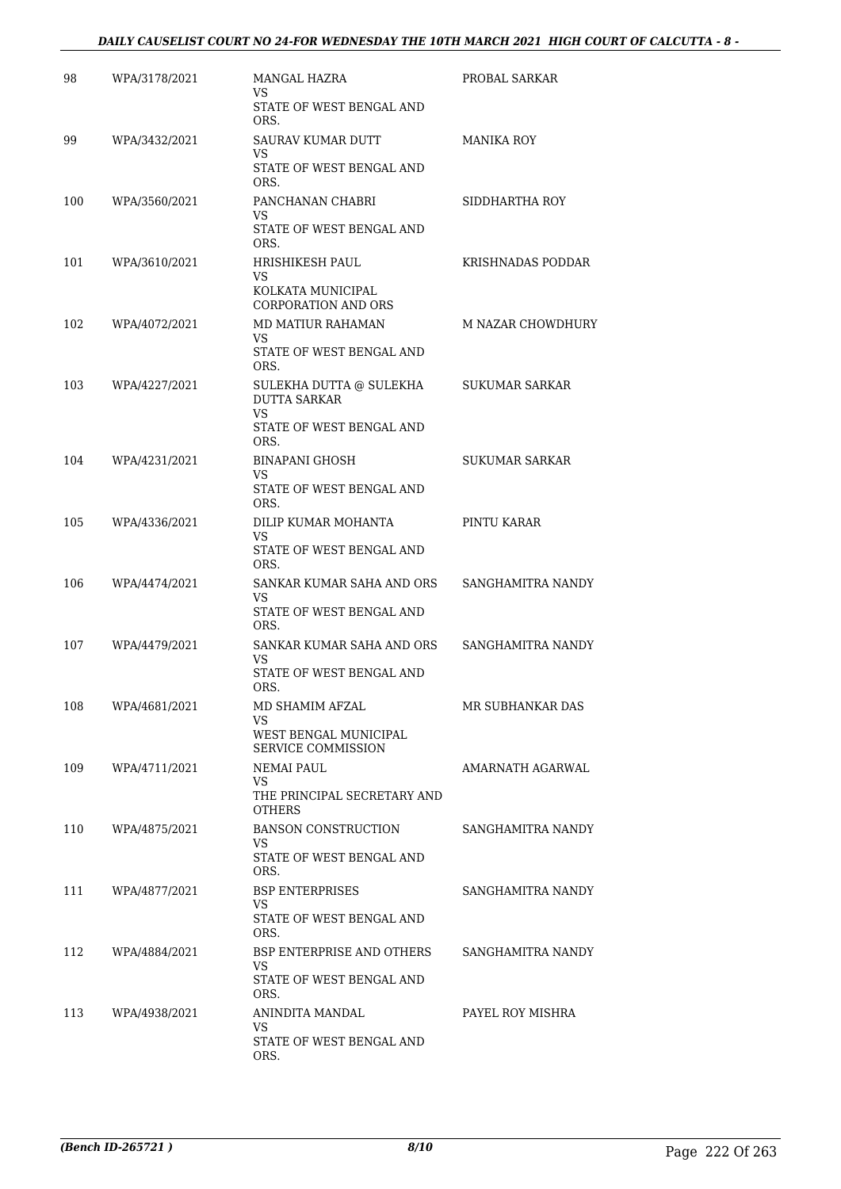| 98 | WPA/3178/2021 | MANGAL HAZRA<br>VS<br>STATE OF WEST BENGAL AND ORS. | PROBAL SARKAR |
|---|---|---|---|
| 99 | WPA/3432/2021 | SAURAV KUMAR DUTT<br>VS<br>STATE OF WEST BENGAL AND ORS. | MANIKA ROY |
| 100 | WPA/3560/2021 | PANCHANAN CHABRI<br>VS<br>STATE OF WEST BENGAL AND ORS. | SIDDHARTHA ROY |
| 101 | WPA/3610/2021 | HRISHIKESH PAUL<br>VS<br>KOLKATA MUNICIPAL CORPORATION AND ORS | KRISHNADAS PODDAR |
| 102 | WPA/4072/2021 | MD MATIUR RAHAMAN<br>VS<br>STATE OF WEST BENGAL AND ORS. | M NAZAR CHOWDHURY |
| 103 | WPA/4227/2021 | SULEKHA DUTTA @ SULEKHA DUTTA SARKAR<br>VS<br>STATE OF WEST BENGAL AND ORS. | SUKUMAR SARKAR |
| 104 | WPA/4231/2021 | BINAPANI GHOSH<br>VS<br>STATE OF WEST BENGAL AND ORS. | SUKUMAR SARKAR |
| 105 | WPA/4336/2021 | DILIP KUMAR MOHANTA<br>VS<br>STATE OF WEST BENGAL AND ORS. | PINTU KARAR |
| 106 | WPA/4474/2021 | SANKAR KUMAR SAHA AND ORS<br>VS<br>STATE OF WEST BENGAL AND ORS. | SANGHAMITRA NANDY |
| 107 | WPA/4479/2021 | SANKAR KUMAR SAHA AND ORS<br>VS<br>STATE OF WEST BENGAL AND ORS. | SANGHAMITRA NANDY |
| 108 | WPA/4681/2021 | MD SHAMIM AFZAL<br>VS<br>WEST BENGAL MUNICIPAL SERVICE COMMISSION | MR SUBHANKAR DAS |
| 109 | WPA/4711/2021 | NEMAI PAUL<br>VS<br>THE PRINCIPAL SECRETARY AND OTHERS | AMARNATH AGARWAL |
| 110 | WPA/4875/2021 | BANSON CONSTRUCTION<br>VS<br>STATE OF WEST BENGAL AND ORS. | SANGHAMITRA NANDY |
| 111 | WPA/4877/2021 | BSP ENTERPRISES<br>VS<br>STATE OF WEST BENGAL AND ORS. | SANGHAMITRA NANDY |
| 112 | WPA/4884/2021 | BSP ENTERPRISE AND OTHERS<br>VS<br>STATE OF WEST BENGAL AND ORS. | SANGHAMITRA NANDY |
| 113 | WPA/4938/2021 | ANINDITA MANDAL<br>VS<br>STATE OF WEST BENGAL AND ORS. | PAYEL ROY MISHRA |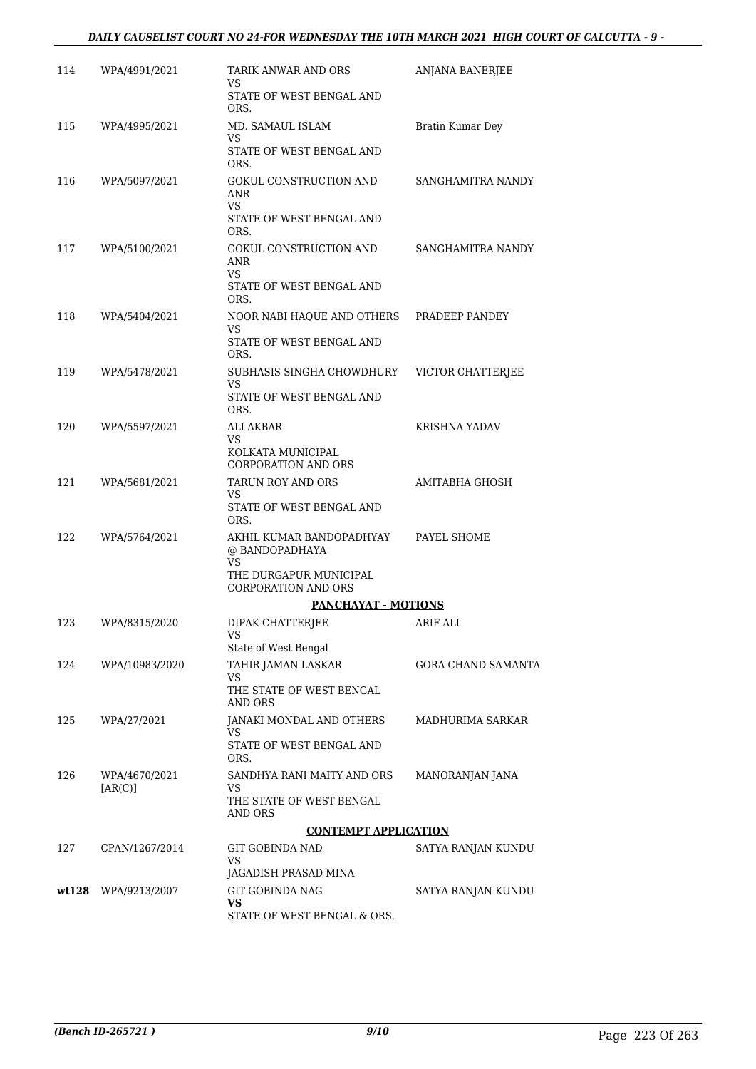| | | | |
|---|---|---|---|
| 114 | WPA/4991/2021 | TARIK ANWAR AND ORS<br>VS<br>STATE OF WEST BENGAL AND ORS. | ANJANA BANERJEE |
| 115 | WPA/4995/2021 | MD. SAMAUL ISLAM<br>VS<br>STATE OF WEST BENGAL AND ORS. | Bratin Kumar Dey |
| 116 | WPA/5097/2021 | GOKUL CONSTRUCTION AND ANR<br>VS<br>STATE OF WEST BENGAL AND ORS. | SANGHAMITRA NANDY |
| 117 | WPA/5100/2021 | GOKUL CONSTRUCTION AND ANR<br>VS<br>STATE OF WEST BENGAL AND ORS. | SANGHAMITRA NANDY |
| 118 | WPA/5404/2021 | NOOR NABI HAQUE AND OTHERS<br>VS<br>STATE OF WEST BENGAL AND ORS. | PRADEEP PANDEY |
| 119 | WPA/5478/2021 | SUBHASIS SINGHA CHOWDHURY<br>VS<br>STATE OF WEST BENGAL AND ORS. | VICTOR CHATTERJEE |
| 120 | WPA/5597/2021 | ALI AKBAR<br>VS<br>KOLKATA MUNICIPAL CORPORATION AND ORS | KRISHNA YADAV |
| 121 | WPA/5681/2021 | TARUN ROY AND ORS<br>VS<br>STATE OF WEST BENGAL AND ORS. | AMITABHA GHOSH |
| 122 | WPA/5764/2021 | AKHIL KUMAR BANDOPADHYAY @ BANDOPADHAYA<br>VS<br>THE DURGAPUR MUNICIPAL CORPORATION AND ORS | PAYEL SHOME |
| | | **PANCHAYAT - MOTIONS** | |
| 123 | WPA/8315/2020 | DIPAK CHATTERJEE<br>VS<br>State of West Bengal | ARIF ALI |
| 124 | WPA/10983/2020 | TAHIR JAMAN LASKAR<br>VS<br>THE STATE OF WEST BENGAL AND ORS | GORA CHAND SAMANTA |
| 125 | WPA/27/2021 | JANAKI MONDAL AND OTHERS<br>VS<br>STATE OF WEST BENGAL AND ORS. | MADHURIMA SARKAR |
| 126 | WPA/4670/2021 [AR(C)] | SANDHYA RANI MAITY AND ORS<br>VS<br>THE STATE OF WEST BENGAL AND ORS | MANORANJAN JANA |
| | | **CONTEMPT APPLICATION** | |
| 127 | CPAN/1267/2014 | GIT GOBINDA NAD<br>VS<br>JAGADISH PRASAD MINA | SATYA RANJAN KUNDU |
| **wt128** | WPA/9213/2007 | GIT GOBINDA NAG<br>**VS**<br>STATE OF WEST BENGAL & ORS. | SATYA RANJAN KUNDU |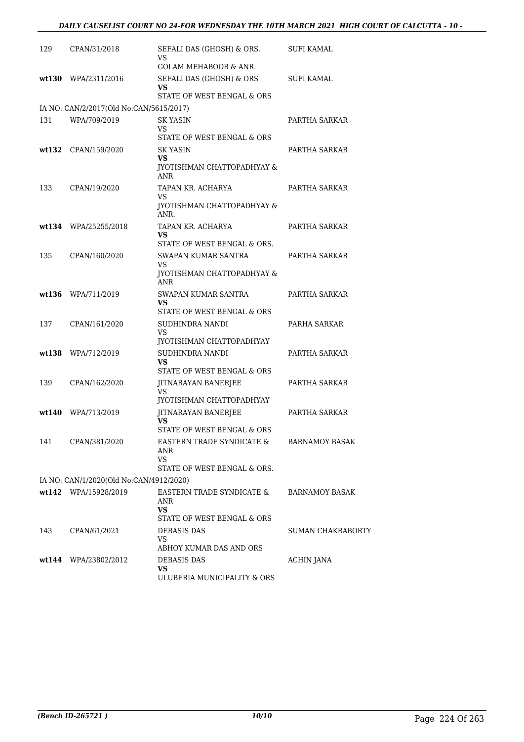| | | | |
|---|---|---|---|
| 129 | CPAN/31/2018 | SEFALI DAS (GHOSH) & ORS.<br>VS<br>GOLAM MEHABOOB & ANR. | SUFI KAMAL |
| **wt130** | WPA/2311/2016 | SEFALI DAS (GHOSH) & ORS<br>**VS**<br>STATE OF WEST BENGAL & ORS | SUFI KAMAL |
| IA NO: CAN/2/2017(Old No:CAN/5615/2017) | | | |
| 131 | WPA/709/2019 | SK YASIN<br>VS<br>STATE OF WEST BENGAL & ORS | PARTHA SARKAR |
| **wt132** | CPAN/159/2020 | SK YASIN<br>**VS**<br>JYOTISHMAN CHATTOPADHYAY & ANR | PARTHA SARKAR |
| 133 | CPAN/19/2020 | TAPAN KR. ACHARYA<br>VS<br>JYOTISHMAN CHATTOPADHYAY & ANR. | PARTHA SARKAR |
| **wt134** | WPA/25255/2018 | TAPAN KR. ACHARYA<br>**VS**<br>STATE OF WEST BENGAL & ORS. | PARTHA SARKAR |
| 135 | CPAN/160/2020 | SWAPAN KUMAR SANTRA<br>VS<br>JYOTISHMAN CHATTOPADHYAY & ANR | PARTHA SARKAR |
| **wt136** | WPA/711/2019 | SWAPAN KUMAR SANTRA<br>**VS**<br>STATE OF WEST BENGAL & ORS | PARTHA SARKAR |
| 137 | CPAN/161/2020 | SUDHINDRA NANDI<br>VS<br>JYOTISHMAN CHATTOPADHYAY | PARHA SARKAR |
| **wt138** | WPA/712/2019 | SUDHINDRA NANDI<br>**VS**<br>STATE OF WEST BENGAL & ORS | PARTHA SARKAR |
| 139 | CPAN/162/2020 | JITNARAYAN BANERJEE<br>VS<br>JYOTISHMAN CHATTOPADHYAY | PARTHA SARKAR |
| **wt140** | WPA/713/2019 | JITNARAYAN BANERJEE<br>**VS**<br>STATE OF WEST BENGAL & ORS | PARTHA SARKAR |
| 141 | CPAN/381/2020 | EASTERN TRADE SYNDICATE & ANR<br>VS<br>STATE OF WEST BENGAL & ORS. | BARNAMOY BASAK |
| IA NO: CAN/1/2020(Old No:CAN/4912/2020) | | | |
| **wt142** | WPA/15928/2019 | EASTERN TRADE SYNDICATE & ANR<br>**VS**<br>STATE OF WEST BENGAL & ORS | BARNAMOY BASAK |
| 143 | CPAN/61/2021 | DEBASIS DAS<br>VS<br>ABHOY KUMAR DAS AND ORS | SUMAN CHAKRABORTY |
| **wt144** | WPA/23802/2012 | DEBASIS DAS<br>**VS**<br>ULUBERIA MUNICIPALITY & ORS | ACHIN JANA |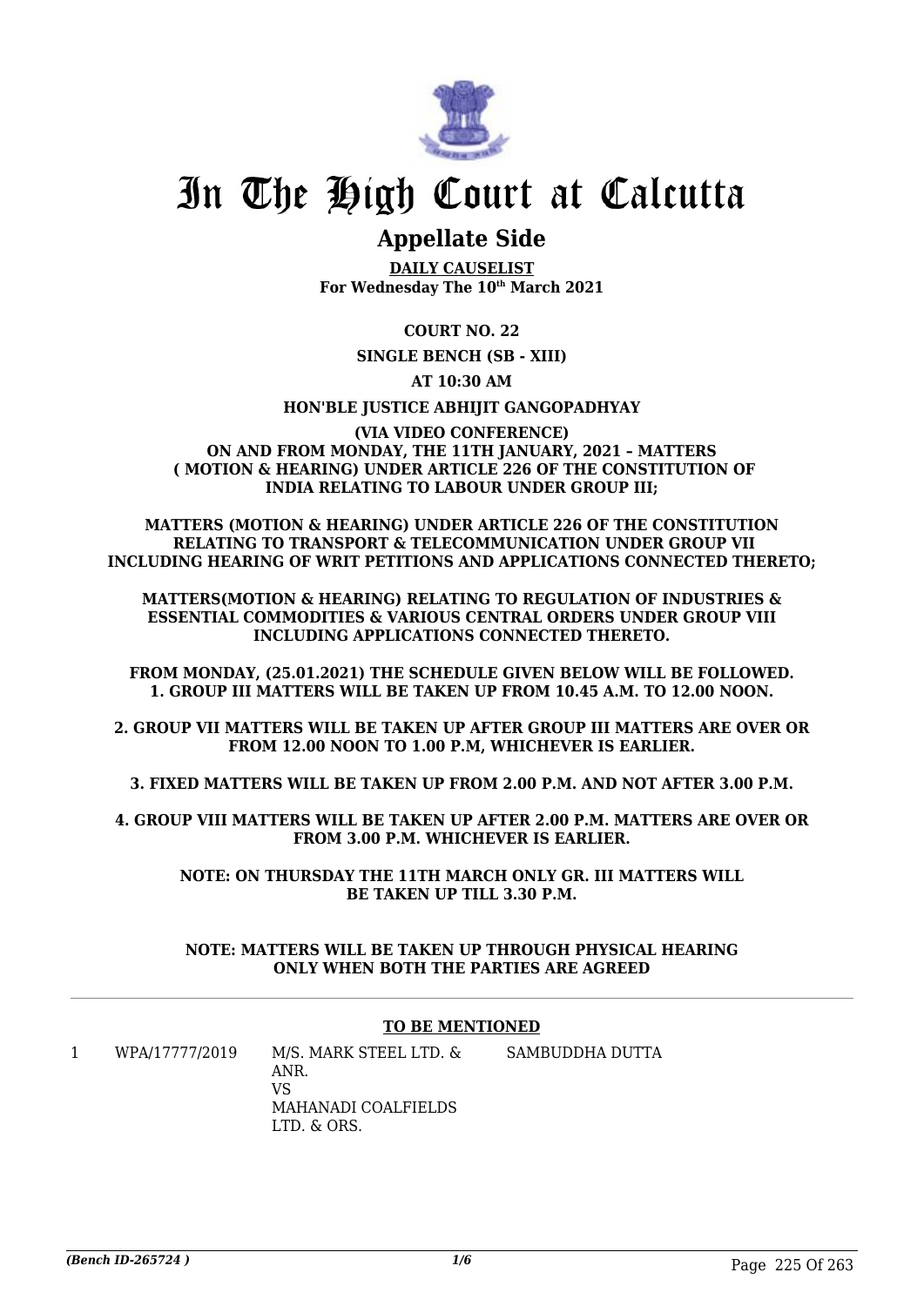# In The High Court at Calcutta

## Appellate Side

**DAILY CAUSELIST**
**For Wednesday The 10th March 2021**

**COURT NO. 22**

**SINGLE BENCH (SB - XIII)**

**AT 10:30 AM**

**HON'BLE JUSTICE ABHIJIT GANGOPADHYAY**

**(VIA VIDEO CONFERENCE)**
**ON AND FROM MONDAY, THE 11TH JANUARY, 2021 – MATTERS ( MOTION & HEARING) UNDER ARTICLE 226 OF THE CONSTITUTION OF INDIA RELATING TO LABOUR UNDER GROUP III;**

**MATTERS (MOTION & HEARING) UNDER ARTICLE 226 OF THE CONSTITUTION RELATING TO TRANSPORT & TELECOMMUNICATION UNDER GROUP VII INCLUDING HEARING OF WRIT PETITIONS AND APPLICATIONS CONNECTED THERETO;**

**MATTERS(MOTION & HEARING) RELATING TO REGULATION OF INDUSTRIES & ESSENTIAL COMMODITIES & VARIOUS CENTRAL ORDERS UNDER GROUP VIII INCLUDING APPLICATIONS CONNECTED THERETO.**

**FROM MONDAY, (25.01.2021) THE SCHEDULE GIVEN BELOW WILL BE FOLLOWED.**
**1. GROUP III MATTERS WILL BE TAKEN UP FROM 10.45 A.M. TO 12.00 NOON.**

**2. GROUP VII MATTERS WILL BE TAKEN UP AFTER GROUP III MATTERS ARE OVER OR FROM 12.00 NOON TO 1.00 P.M, WHICHEVER IS EARLIER.**

**3. FIXED MATTERS WILL BE TAKEN UP FROM 2.00 P.M. AND NOT AFTER 3.00 P.M.**

**4. GROUP VIII MATTERS WILL BE TAKEN UP AFTER 2.00 P.M. MATTERS ARE OVER OR FROM 3.00 P.M. WHICHEVER IS EARLIER.**

**NOTE: ON THURSDAY THE 11TH MARCH ONLY GR. III MATTERS WILL BE TAKEN UP TILL 3.30 P.M.**

**NOTE: MATTERS WILL BE TAKEN UP THROUGH PHYSICAL HEARING ONLY WHEN BOTH THE PARTIES ARE AGREED**

**TO BE MENTIONED**

| | | | |
|---|---|---|---|
| 1 | WPA/17777/2019 | M/S. MARK STEEL LTD. & ANR.<br>VS<br>MAHANADI COALFIELDS LTD. & ORS. | SAMBUDDHA DUTTA |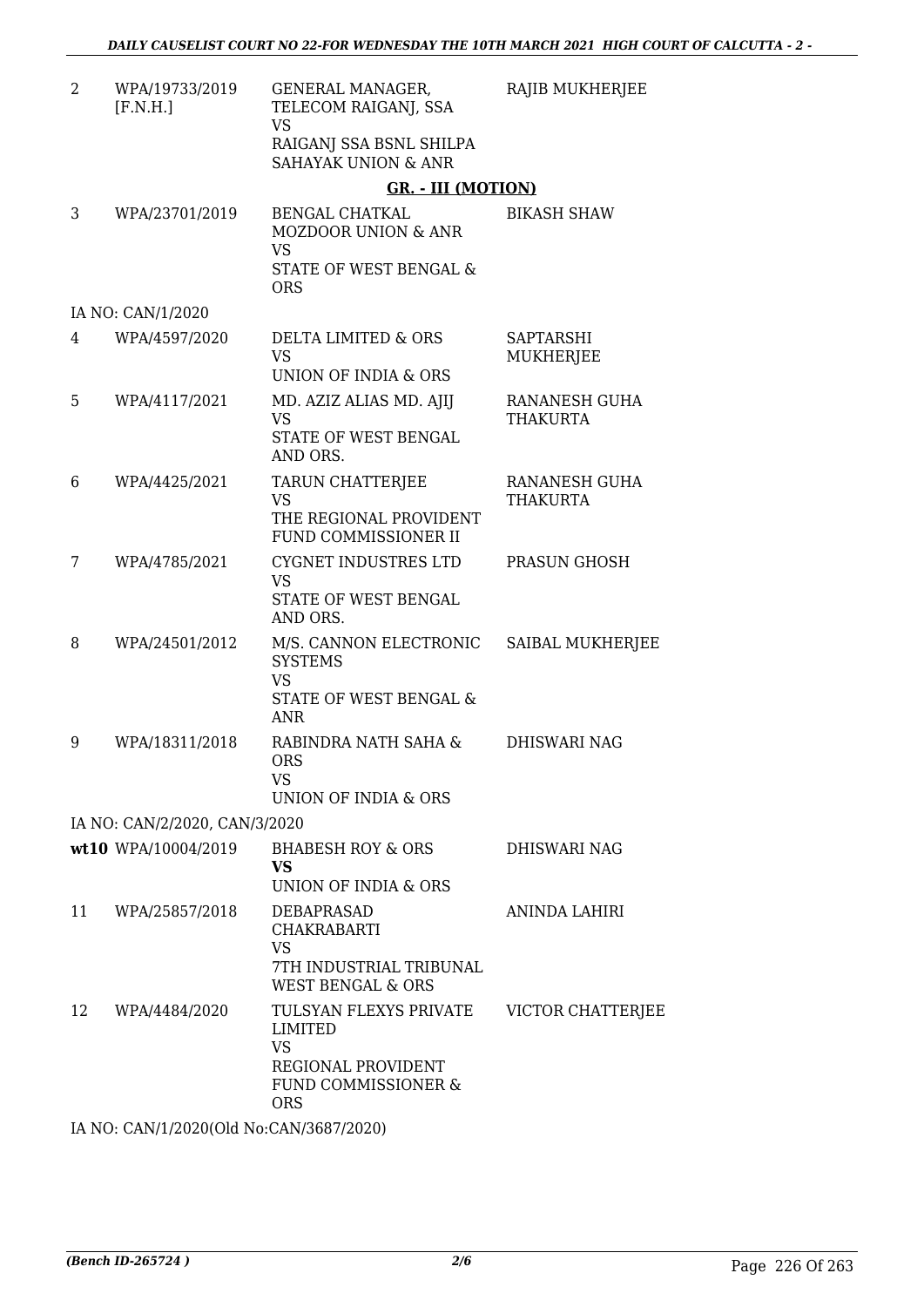| | | | |
|---|---|---|---|
| 2 | WPA/19733/2019 [F.N.H.] | GENERAL MANAGER, TELECOM RAIGANJ, SSA VS RAIGANJ SSA BSNL SHILPA SAHAYAK UNION & ANR | RAJIB MUKHERJEE |

**GR. - III (MOTION)**

| | | | |
|---|---|---|---|
| 3 | WPA/23701/2019 | BENGAL CHATKAL MOZDOOR UNION & ANR VS STATE OF WEST BENGAL & ORS | BIKASH SHAW |
| | IA NO: CAN/1/2020 | | |
| 4 | WPA/4597/2020 | DELTA LIMITED & ORS VS UNION OF INDIA & ORS | SAPTARSHI MUKHERJEE |
| 5 | WPA/4117/2021 | MD. AZIZ ALIAS MD. AJIJ VS STATE OF WEST BENGAL AND ORS. | RANANESH GUHA THAKURTA |
| 6 | WPA/4425/2021 | TARUN CHATTERJEE VS THE REGIONAL PROVIDENT FUND COMMISSIONER II | RANANESH GUHA THAKURTA |
| 7 | WPA/4785/2021 | CYGNET INDUSTRES LTD VS STATE OF WEST BENGAL AND ORS. | PRASUN GHOSH |
| 8 | WPA/24501/2012 | M/S. CANNON ELECTRONIC SYSTEMS VS STATE OF WEST BENGAL & ANR | SAIBAL MUKHERJEE |
| 9 | WPA/18311/2018 | RABINDRA NATH SAHA & ORS VS UNION OF INDIA & ORS | DHISWARI NAG |
| | IA NO: CAN/2/2020, CAN/3/2020 | | |
| wt10 | WPA/10004/2019 | BHABESH ROY & ORS **VS** UNION OF INDIA & ORS | DHISWARI NAG |
| 11 | WPA/25857/2018 | DEBAPRASAD CHAKRABARTI VS 7TH INDUSTRIAL TRIBUNAL WEST BENGAL & ORS | ANINDA LAHIRI |
| 12 | WPA/4484/2020 | TULSYAN FLEXYS PRIVATE LIMITED VS REGIONAL PROVIDENT FUND COMMISSIONER & ORS | VICTOR CHATTERJEE |
| | IA NO: CAN/1/2020(Old No:CAN/3687/2020) | | |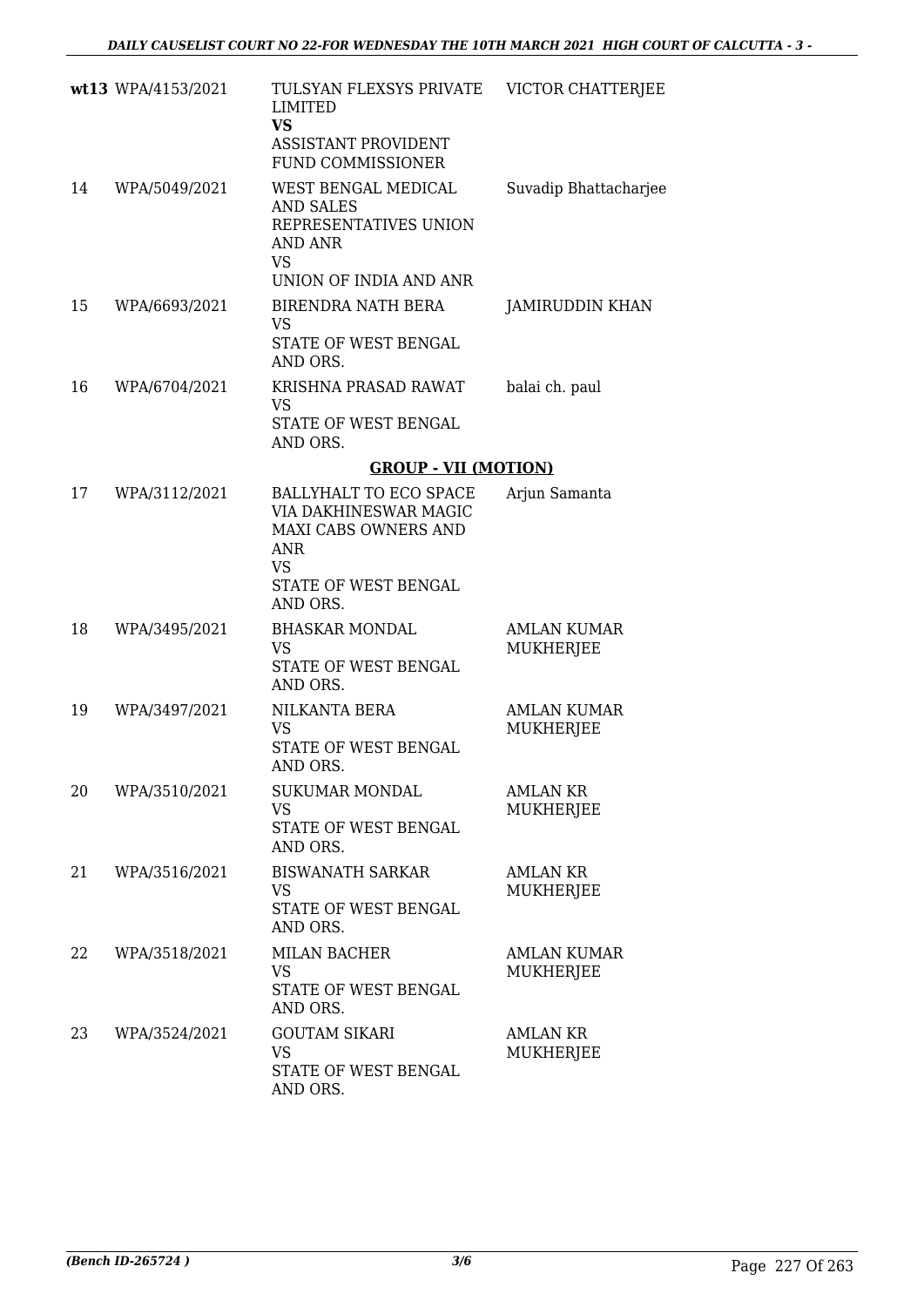| | | | |
|---|---|---|---|
| **wt13** | WPA/4153/2021 | TULSYAN FLEXSYS PRIVATE LIMITED<br>**VS**<br>ASSISTANT PROVIDENT FUND COMMISSIONER | VICTOR CHATTERJEE |
| 14 | WPA/5049/2021 | WEST BENGAL MEDICAL AND SALES REPRESENTATIVES UNION AND ANR<br>VS<br>UNION OF INDIA AND ANR | Suvadip Bhattacharjee |
| 15 | WPA/6693/2021 | BIRENDRA NATH BERA<br>VS<br>STATE OF WEST BENGAL AND ORS. | JAMIRUDDIN KHAN |
| 16 | WPA/6704/2021 | KRISHNA PRASAD RAWAT<br>VS<br>STATE OF WEST BENGAL AND ORS. | balai ch. paul |

**GROUP - VII (MOTION)**

| | | | |
|---|---|---|---|
| 17 | WPA/3112/2021 | BALLYHALT TO ECO SPACE VIA DAKHINESWAR MAGIC MAXI CABS OWNERS AND ANR<br>VS<br>STATE OF WEST BENGAL AND ORS. | Arjun Samanta |
| 18 | WPA/3495/2021 | BHASKAR MONDAL<br>VS<br>STATE OF WEST BENGAL AND ORS. | AMLAN KUMAR MUKHERJEE |
| 19 | WPA/3497/2021 | NILKANTA BERA<br>VS<br>STATE OF WEST BENGAL AND ORS. | AMLAN KUMAR MUKHERJEE |
| 20 | WPA/3510/2021 | SUKUMAR MONDAL<br>VS<br>STATE OF WEST BENGAL AND ORS. | AMLAN KR MUKHERJEE |
| 21 | WPA/3516/2021 | BISWANATH SARKAR<br>VS<br>STATE OF WEST BENGAL AND ORS. | AMLAN KR MUKHERJEE |
| 22 | WPA/3518/2021 | MILAN BACHER<br>VS<br>STATE OF WEST BENGAL AND ORS. | AMLAN KUMAR MUKHERJEE |
| 23 | WPA/3524/2021 | GOUTAM SIKARI<br>VS<br>STATE OF WEST BENGAL AND ORS. | AMLAN KR MUKHERJEE |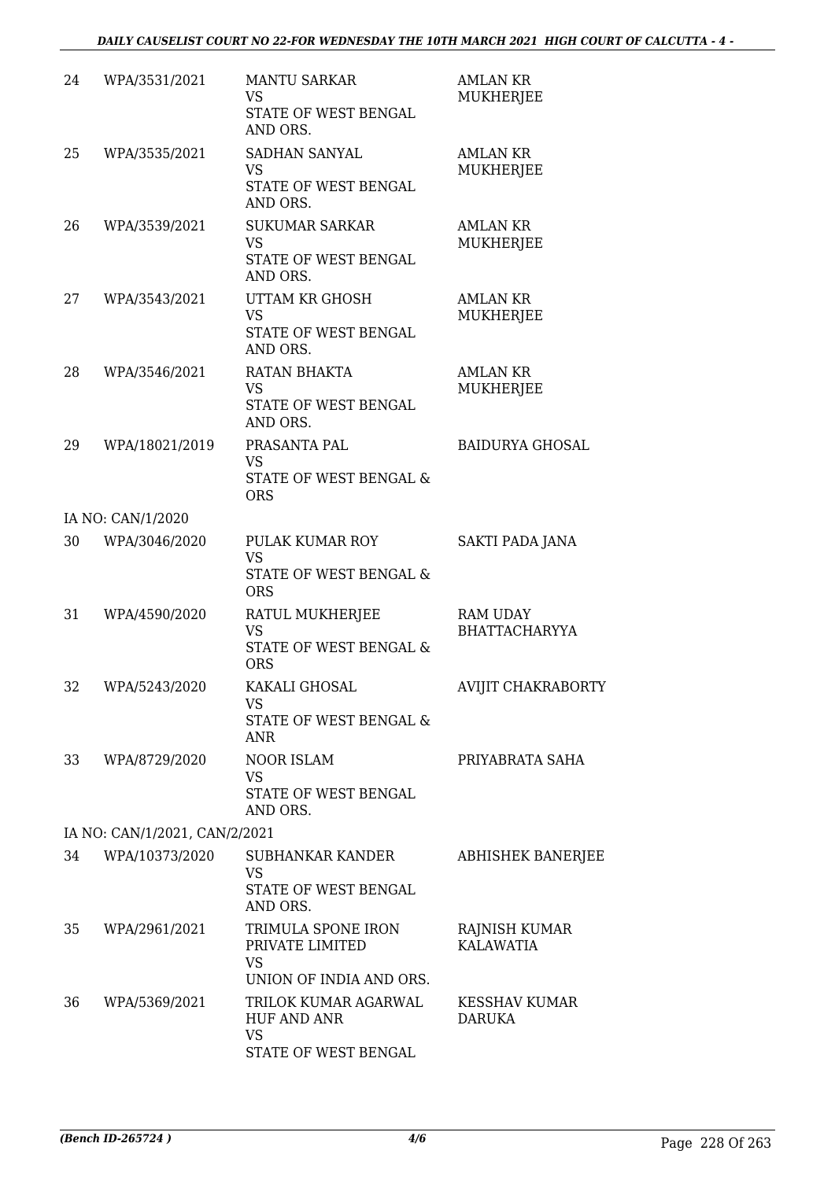| | | | |
|---|---|---|---|
| 24 | WPA/3531/2021 | MANTU SARKAR<br>VS<br>STATE OF WEST BENGAL AND ORS. | AMLAN KR MUKHERJEE |
| 25 | WPA/3535/2021 | SADHAN SANYAL<br>VS<br>STATE OF WEST BENGAL AND ORS. | AMLAN KR MUKHERJEE |
| 26 | WPA/3539/2021 | SUKUMAR SARKAR<br>VS<br>STATE OF WEST BENGAL AND ORS. | AMLAN KR MUKHERJEE |
| 27 | WPA/3543/2021 | UTTAM KR GHOSH<br>VS<br>STATE OF WEST BENGAL AND ORS. | AMLAN KR MUKHERJEE |
| 28 | WPA/3546/2021 | RATAN BHAKTA<br>VS<br>STATE OF WEST BENGAL AND ORS. | AMLAN KR MUKHERJEE |
| 29 | WPA/18021/2019 | PRASANTA PAL<br>VS<br>STATE OF WEST BENGAL & ORS | BAIDURYA GHOSAL |
| | IA NO: CAN/1/2020 | | |
| 30 | WPA/3046/2020 | PULAK KUMAR ROY<br>VS<br>STATE OF WEST BENGAL & ORS | SAKTI PADA JANA |
| 31 | WPA/4590/2020 | RATUL MUKHERJEE<br>VS<br>STATE OF WEST BENGAL & ORS | RAM UDAY BHATTACHARYYA |
| 32 | WPA/5243/2020 | KAKALI GHOSAL<br>VS<br>STATE OF WEST BENGAL & ANR | AVIJIT CHAKRABORTY |
| 33 | WPA/8729/2020 | NOOR ISLAM<br>VS<br>STATE OF WEST BENGAL AND ORS. | PRIYABRATA SAHA |
| | IA NO: CAN/1/2021, CAN/2/2021 | | |
| 34 | WPA/10373/2020 | SUBHANKAR KANDER<br>VS<br>STATE OF WEST BENGAL AND ORS. | ABHISHEK BANERJEE |
| 35 | WPA/2961/2021 | TRIMULA SPONE IRON PRIVATE LIMITED<br>VS<br>UNION OF INDIA AND ORS. | RAJNISH KUMAR KALAWATIA |
| 36 | WPA/5369/2021 | TRILOK KUMAR AGARWAL HUF AND ANR<br>VS<br>STATE OF WEST BENGAL | KESSHAV KUMAR DARUKA |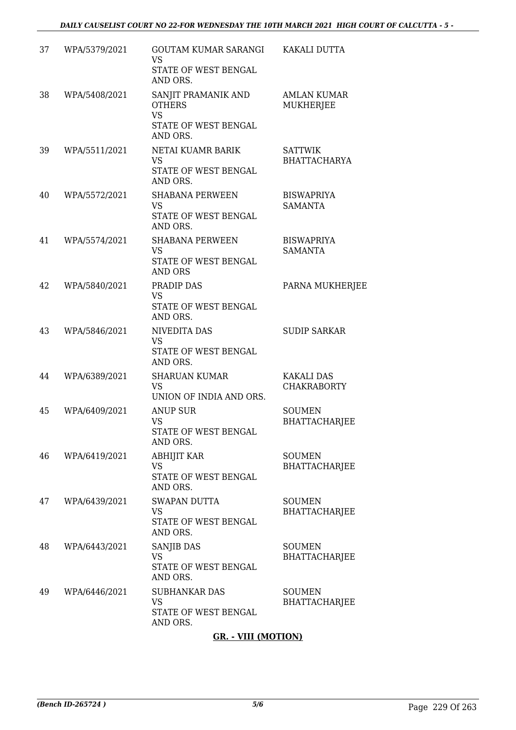| | | | |
|---|---|---|---|
| 37 | WPA/5379/2021 | GOUTAM KUMAR SARANGI VS STATE OF WEST BENGAL AND ORS. | KAKALI DUTTA |
| 38 | WPA/5408/2021 | SANJIT PRAMANIK AND OTHERS VS STATE OF WEST BENGAL AND ORS. | AMLAN KUMAR MUKHERJEE |
| 39 | WPA/5511/2021 | NETAI KUAMR BARIK VS STATE OF WEST BENGAL AND ORS. | SATTWIK BHATTACHARYA |
| 40 | WPA/5572/2021 | SHABANA PERWEEN VS STATE OF WEST BENGAL AND ORS. | BISWAPRIYA SAMANTA |
| 41 | WPA/5574/2021 | SHABANA PERWEEN VS STATE OF WEST BENGAL AND ORS | BISWAPRIYA SAMANTA |
| 42 | WPA/5840/2021 | PRADIP DAS VS STATE OF WEST BENGAL AND ORS. | PARNA MUKHERJEE |
| 43 | WPA/5846/2021 | NIVEDITA DAS VS STATE OF WEST BENGAL AND ORS. | SUDIP SARKAR |
| 44 | WPA/6389/2021 | SHARUAN KUMAR VS UNION OF INDIA AND ORS. | KAKALI DAS CHAKRABORTY |
| 45 | WPA/6409/2021 | ANUP SUR VS STATE OF WEST BENGAL AND ORS. | SOUMEN BHATTACHARJEE |
| 46 | WPA/6419/2021 | ABHIJIT KAR VS STATE OF WEST BENGAL AND ORS. | SOUMEN BHATTACHARJEE |
| 47 | WPA/6439/2021 | SWAPAN DUTTA VS STATE OF WEST BENGAL AND ORS. | SOUMEN BHATTACHARJEE |
| 48 | WPA/6443/2021 | SANJIB DAS VS STATE OF WEST BENGAL AND ORS. | SOUMEN BHATTACHARJEE |
| 49 | WPA/6446/2021 | SUBHANKAR DAS VS STATE OF WEST BENGAL AND ORS. | SOUMEN BHATTACHARJEE |

**GR. - VIII (MOTION)**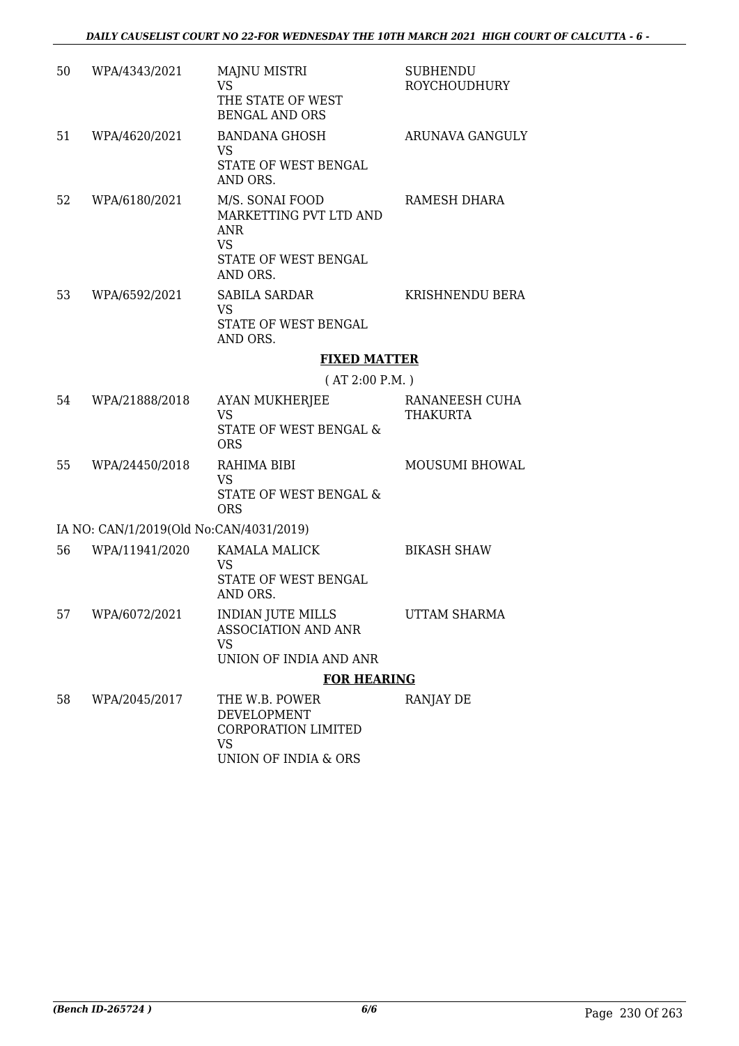| | | | |
|---|---|---|---|
| 50 | WPA/4343/2021 | MAJNU MISTRI<br>VS<br>THE STATE OF WEST BENGAL AND ORS | SUBHENDU ROYCHOUDHURY |
| 51 | WPA/4620/2021 | BANDANA GHOSH<br>VS<br>STATE OF WEST BENGAL AND ORS. | ARUNAVA GANGULY |
| 52 | WPA/6180/2021 | M/S. SONAI FOOD MARKETTING PVT LTD AND ANR<br>VS<br>STATE OF WEST BENGAL AND ORS. | RAMESH DHARA |
| 53 | WPA/6592/2021 | SABILA SARDAR<br>VS<br>STATE OF WEST BENGAL AND ORS. | KRISHNENDU BERA |

**FIXED MATTER**

( AT 2:00 P.M. )

| | | | |
|---|---|---|---|
| 54 | WPA/21888/2018 | AYAN MUKHERJEE<br>VS<br>STATE OF WEST BENGAL & ORS | RANANEESH CUHA THAKURTA |
| 55 | WPA/24450/2018 | RAHIMA BIBI<br>VS<br>STATE OF WEST BENGAL & ORS | MOUSUMI BHOWAL |

IA NO: CAN/1/2019(Old No:CAN/4031/2019)

| | | | |
|---|---|---|---|
| 56 | WPA/11941/2020 | KAMALA MALICK<br>VS<br>STATE OF WEST BENGAL AND ORS. | BIKASH SHAW |
| 57 | WPA/6072/2021 | INDIAN JUTE MILLS ASSOCIATION AND ANR<br>VS<br>UNION OF INDIA AND ANR | UTTAM SHARMA |

**FOR HEARING**

| | | | |
|---|---|---|---|
| 58 | WPA/2045/2017 | THE W.B. POWER DEVELOPMENT CORPORATION LIMITED<br>VS<br>UNION OF INDIA & ORS | RANJAY DE |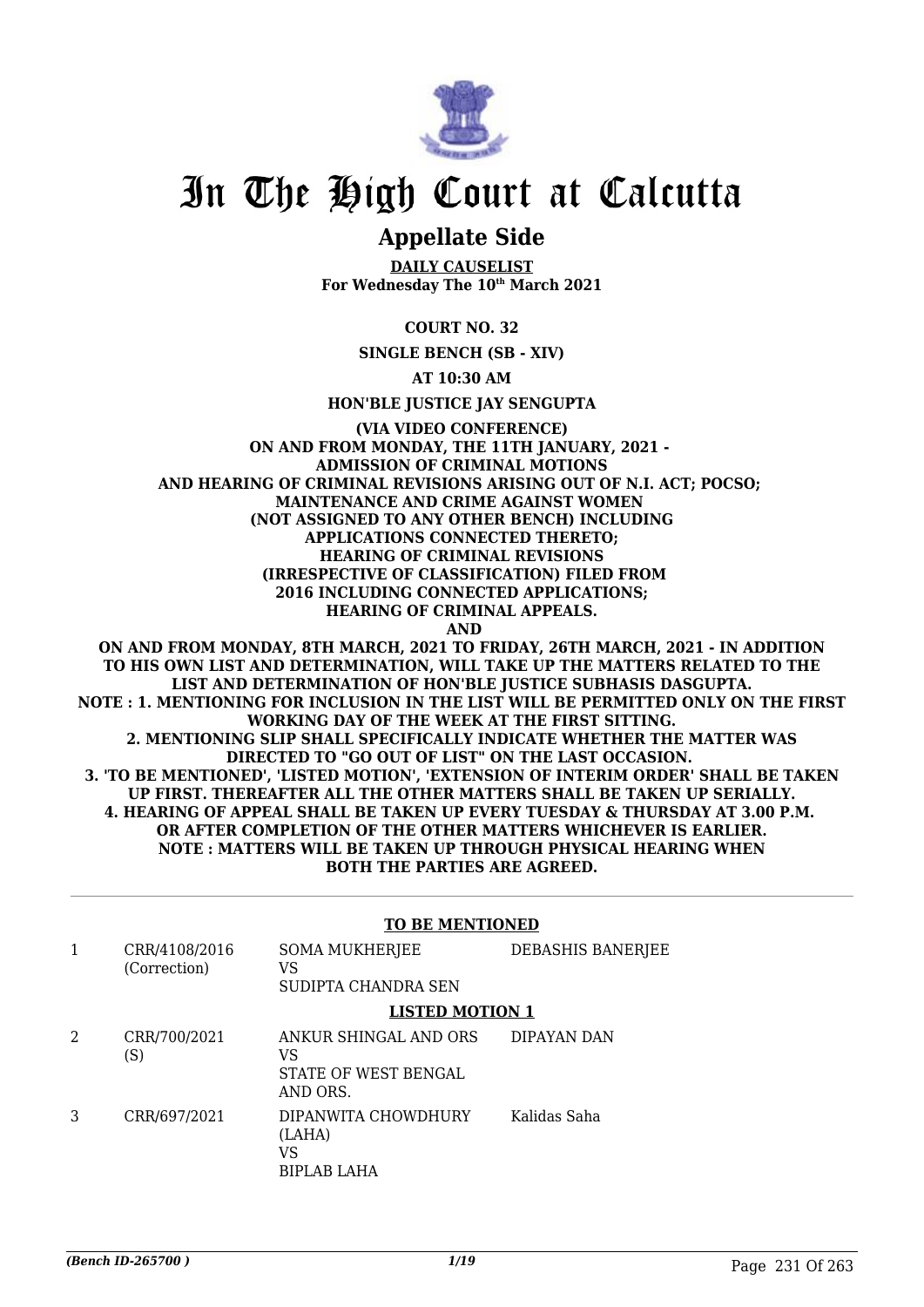# In The High Court at Calcutta

## Appellate Side

**DAILY CAUSELIST**
**For Wednesday The 10th March 2021**

**COURT NO. 32**

**SINGLE BENCH (SB - XIV)**

**AT 10:30 AM**

**HON'BLE JUSTICE JAY SENGUPTA**

**(VIA VIDEO CONFERENCE)**
**ON AND FROM MONDAY, THE 11TH JANUARY, 2021 - ADMISSION OF CRIMINAL MOTIONS AND HEARING OF CRIMINAL REVISIONS ARISING OUT OF N.I. ACT; POCSO; MAINTENANCE AND CRIME AGAINST WOMEN (NOT ASSIGNED TO ANY OTHER BENCH) INCLUDING APPLICATIONS CONNECTED THERETO; HEARING OF CRIMINAL REVISIONS (IRRESPECTIVE OF CLASSIFICATION) FILED FROM 2016 INCLUDING CONNECTED APPLICATIONS; HEARING OF CRIMINAL APPEALS.**
**AND**
**ON AND FROM MONDAY, 8TH MARCH, 2021 TO FRIDAY, 26TH MARCH, 2021 - IN ADDITION TO HIS OWN LIST AND DETERMINATION, WILL TAKE UP THE MATTERS RELATED TO THE LIST AND DETERMINATION OF HON'BLE JUSTICE SUBHASIS DASGUPTA.**
**NOTE : 1. MENTIONING FOR INCLUSION IN THE LIST WILL BE PERMITTED ONLY ON THE FIRST WORKING DAY OF THE WEEK AT THE FIRST SITTING.**
**2. MENTIONING SLIP SHALL SPECIFICALLY INDICATE WHETHER THE MATTER WAS DIRECTED TO "GO OUT OF LIST" ON THE LAST OCCASION.**
**3. 'TO BE MENTIONED', 'LISTED MOTION', 'EXTENSION OF INTERIM ORDER' SHALL BE TAKEN UP FIRST. THEREAFTER ALL THE OTHER MATTERS SHALL BE TAKEN UP SERIALLY.**
**4. HEARING OF APPEAL SHALL BE TAKEN UP EVERY TUESDAY & THURSDAY AT 3.00 P.M. OR AFTER COMPLETION OF THE OTHER MATTERS WHICHEVER IS EARLIER.**
**NOTE : MATTERS WILL BE TAKEN UP THROUGH PHYSICAL HEARING WHEN BOTH THE PARTIES ARE AGREED.**

**TO BE MENTIONED**

| | | | |
|---|---|---|---|
| 1 | CRR/4108/2016 (Correction) | SOMA MUKHERJEE<br>VS<br>SUDIPTA CHANDRA SEN | DEBASHIS BANERJEE |

**LISTED MOTION 1**

| | | | |
|---|---|---|---|
| 2 | CRR/700/2021 (S) | ANKUR SHINGAL AND ORS<br>VS<br>STATE OF WEST BENGAL AND ORS. | DIPAYAN DAN |
| 3 | CRR/697/2021 | DIPANWITA CHOWDHURY (LAHA)<br>VS<br>BIPLAB LAHA | Kalidas Saha |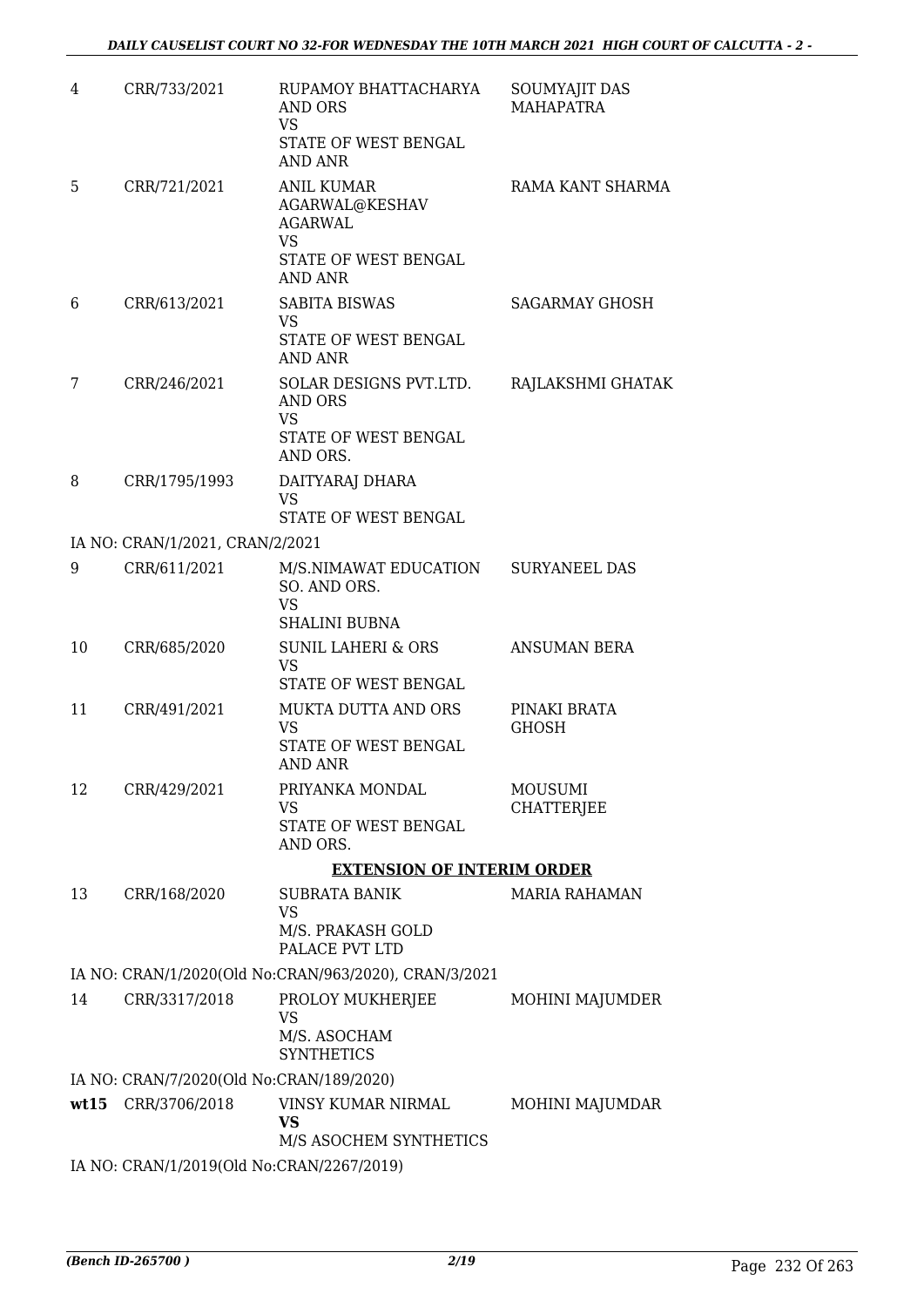| | | | |
|---|---|---|---|
| 4 | CRR/733/2021 | RUPAMOY BHATTACHARYA AND ORS<br>VS<br>STATE OF WEST BENGAL AND ANR | SOUMYAJIT DAS MAHAPATRA |
| 5 | CRR/721/2021 | ANIL KUMAR AGARWAL@KESHAV AGARWAL<br>VS<br>STATE OF WEST BENGAL AND ANR | RAMA KANT SHARMA |
| 6 | CRR/613/2021 | SABITA BISWAS<br>VS<br>STATE OF WEST BENGAL AND ANR | SAGARMAY GHOSH |
| 7 | CRR/246/2021 | SOLAR DESIGNS PVT.LTD. AND ORS<br>VS<br>STATE OF WEST BENGAL AND ORS. | RAJLAKSHMI GHATAK |
| 8 | CRR/1795/1993 | DAITYARAJ DHARA<br>VS<br>STATE OF WEST BENGAL | |
| | IA NO: CRAN/1/2021, CRAN/2/2021 | | |
| 9 | CRR/611/2021 | M/S.NIMAWAT EDUCATION SO. AND ORS.<br>VS<br>SHALINI BUBNA | SURYANEEL DAS |
| 10 | CRR/685/2020 | SUNIL LAHERI & ORS<br>VS<br>STATE OF WEST BENGAL | ANSUMAN BERA |
| 11 | CRR/491/2021 | MUKTA DUTTA AND ORS<br>VS<br>STATE OF WEST BENGAL AND ANR | PINAKI BRATA GHOSH |
| 12 | CRR/429/2021 | PRIYANKA MONDAL<br>VS<br>STATE OF WEST BENGAL AND ORS. | MOUSUMI CHATTERJEE |

**EXTENSION OF INTERIM ORDER**

| | | | |
|---|---|---|---|
| 13 | CRR/168/2020 | SUBRATA BANIK<br>VS<br>M/S. PRAKASH GOLD PALACE PVT LTD | MARIA RAHAMAN |
| | IA NO: CRAN/1/2020(Old No:CRAN/963/2020), CRAN/3/2021 | | |
| 14 | CRR/3317/2018 | PROLOY MUKHERJEE<br>VS<br>M/S. ASOCHAM SYNTHETICS | MOHINI MAJUMDER |
| | IA NO: CRAN/7/2020(Old No:CRAN/189/2020) | | |
| wt15 | CRR/3706/2018 | VINSY KUMAR NIRMAL<br>**VS**<br>M/S ASOCHEM SYNTHETICS | MOHINI MAJUMDAR |
| | IA NO: CRAN/1/2019(Old No:CRAN/2267/2019) | | |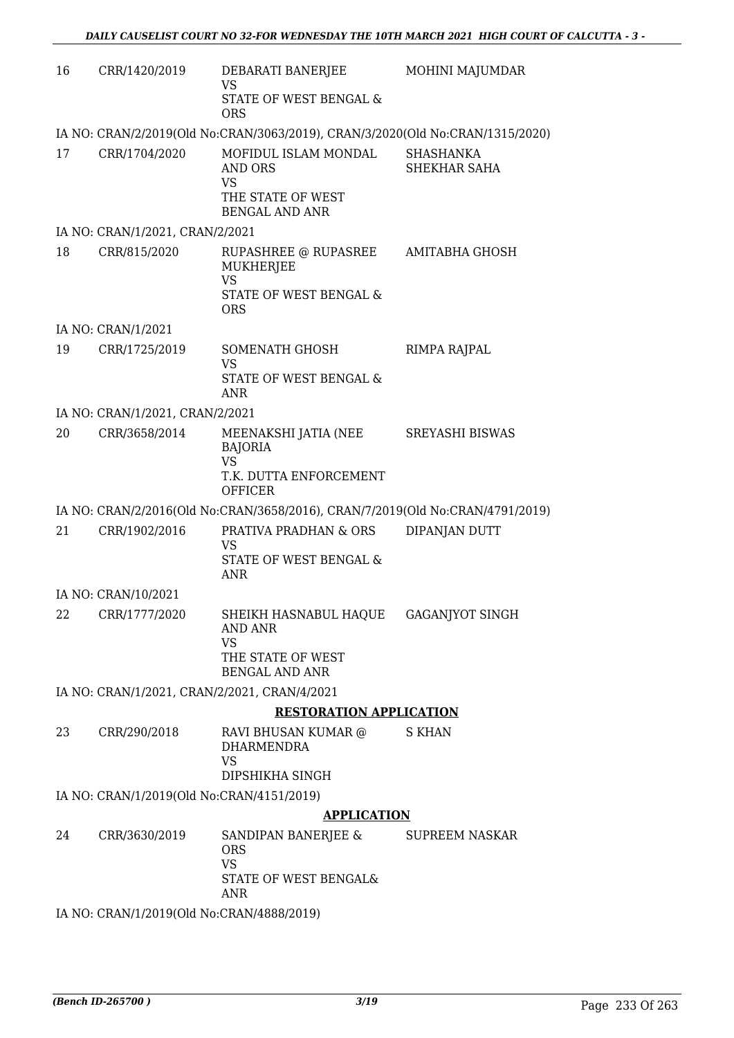| | | | |
|---|---|---|---|
| 16 | CRR/1420/2019 | DEBARATI BANERJEE<br>VS<br>STATE OF WEST BENGAL & ORS | MOHINI MAJUMDAR |

IA NO: CRAN/2/2019(Old No:CRAN/3063/2019), CRAN/3/2020(Old No:CRAN/1315/2020)

| | | | |
|---|---|---|---|
| 17 | CRR/1704/2020 | MOFIDUL ISLAM MONDAL AND ORS<br>VS<br>THE STATE OF WEST BENGAL AND ANR | SHASHANKA SHEKHAR SAHA |

IA NO: CRAN/1/2021, CRAN/2/2021

| | | | |
|---|---|---|---|
| 18 | CRR/815/2020 | RUPASHREE @ RUPASREE MUKHERJEE<br>VS<br>STATE OF WEST BENGAL & ORS | AMITABHA GHOSH |

IA NO: CRAN/1/2021

| | | | |
|---|---|---|---|
| 19 | CRR/1725/2019 | SOMENATH GHOSH<br>VS<br>STATE OF WEST BENGAL & ANR | RIMPA RAJPAL |

IA NO: CRAN/1/2021, CRAN/2/2021

| | | | |
|---|---|---|---|
| 20 | CRR/3658/2014 | MEENAKSHI JATIA (NEE BAJORIA<br>VS<br>T.K. DUTTA ENFORCEMENT OFFICER | SREYASHI BISWAS |

IA NO: CRAN/2/2016(Old No:CRAN/3658/2016), CRAN/7/2019(Old No:CRAN/4791/2019)

| | | | |
|---|---|---|---|
| 21 | CRR/1902/2016 | PRATIVA PRADHAN & ORS<br>VS<br>STATE OF WEST BENGAL & ANR | DIPANJAN DUTT |

IA NO: CRAN/10/2021

| | | | |
|---|---|---|---|
| 22 | CRR/1777/2020 | SHEIKH HASNABUL HAQUE AND ANR<br>VS<br>THE STATE OF WEST BENGAL AND ANR | GAGANJYOT SINGH |

IA NO: CRAN/1/2021, CRAN/2/2021, CRAN/4/2021

**RESTORATION APPLICATION**

| | | | |
|---|---|---|---|
| 23 | CRR/290/2018 | RAVI BHUSAN KUMAR @ DHARMENDRA<br>VS<br>DIPSHIKHA SINGH | S KHAN |

IA NO: CRAN/1/2019(Old No:CRAN/4151/2019)

**APPLICATION**

| | | | |
|---|---|---|---|
| 24 | CRR/3630/2019 | SANDIPAN BANERJEE & ORS<br>VS<br>STATE OF WEST BENGAL& ANR | SUPREEM NASKAR |

IA NO: CRAN/1/2019(Old No:CRAN/4888/2019)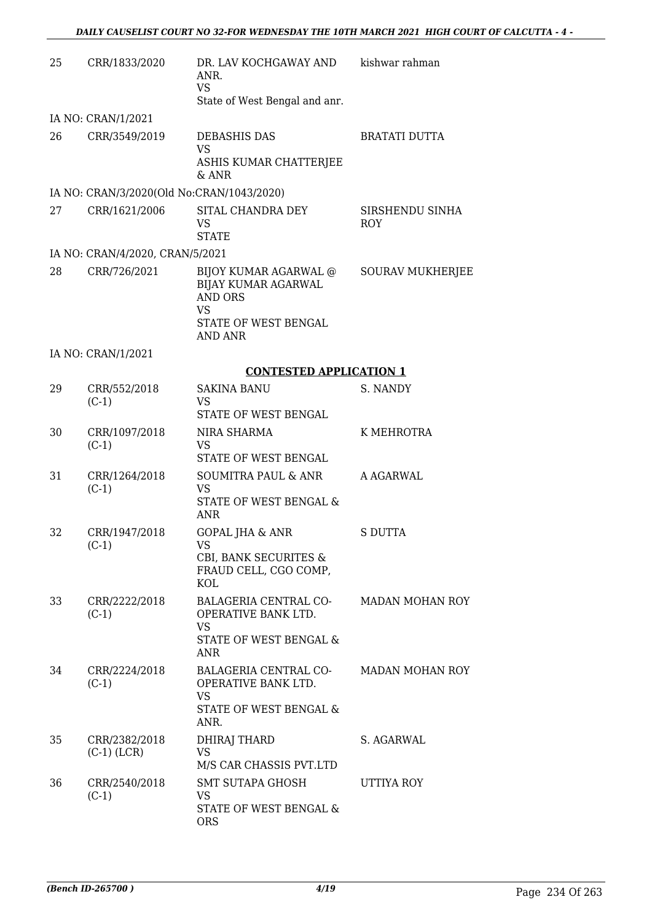| | | | |
|---|---|---|---|
| 25 | CRR/1833/2020 | DR. LAV KOCHGAWAY AND ANR.<br>VS<br>State of West Bengal and anr. | kishwar rahman |
| | IA NO: CRAN/1/2021 | | |
| 26 | CRR/3549/2019 | DEBASHIS DAS<br>VS<br>ASHIS KUMAR CHATTERJEE & ANR | BRATATI DUTTA |
| | IA NO: CRAN/3/2020(Old No:CRAN/1043/2020) | | |
| 27 | CRR/1621/2006 | SITAL CHANDRA DEY<br>VS<br>STATE | SIRSHENDU SINHA ROY |
| | IA NO: CRAN/4/2020, CRAN/5/2021 | | |
| 28 | CRR/726/2021 | BIJOY KUMAR AGARWAL @ BIJAY KUMAR AGARWAL AND ORS<br>VS<br>STATE OF WEST BENGAL AND ANR | SOURAV MUKHERJEE |
| | IA NO: CRAN/1/2021 | | |

**CONTESTED APPLICATION 1**

| | | | |
|---|---|---|---|
| 29 | CRR/552/2018 (C-1) | SAKINA BANU<br>VS<br>STATE OF WEST BENGAL | S. NANDY |
| 30 | CRR/1097/2018 (C-1) | NIRA SHARMA<br>VS<br>STATE OF WEST BENGAL | K MEHROTRA |
| 31 | CRR/1264/2018 (C-1) | SOUMITRA PAUL & ANR<br>VS<br>STATE OF WEST BENGAL & ANR | A AGARWAL |
| 32 | CRR/1947/2018 (C-1) | GOPAL JHA & ANR<br>VS<br>CBI, BANK SECURITES & FRAUD CELL, CGO COMP, KOL | S DUTTA |
| 33 | CRR/2222/2018 (C-1) | BALAGERIA CENTRAL CO-OPERATIVE BANK LTD.<br>VS<br>STATE OF WEST BENGAL & ANR | MADAN MOHAN ROY |
| 34 | CRR/2224/2018 (C-1) | BALAGERIA CENTRAL CO-OPERATIVE BANK LTD.<br>VS<br>STATE OF WEST BENGAL & ANR. | MADAN MOHAN ROY |
| 35 | CRR/2382/2018 (C-1) (LCR) | DHIRAJ THARD<br>VS<br>M/S CAR CHASSIS PVT.LTD | S. AGARWAL |
| 36 | CRR/2540/2018 (C-1) | SMT SUTAPA GHOSH<br>VS<br>STATE OF WEST BENGAL & ORS | UTTIYA ROY |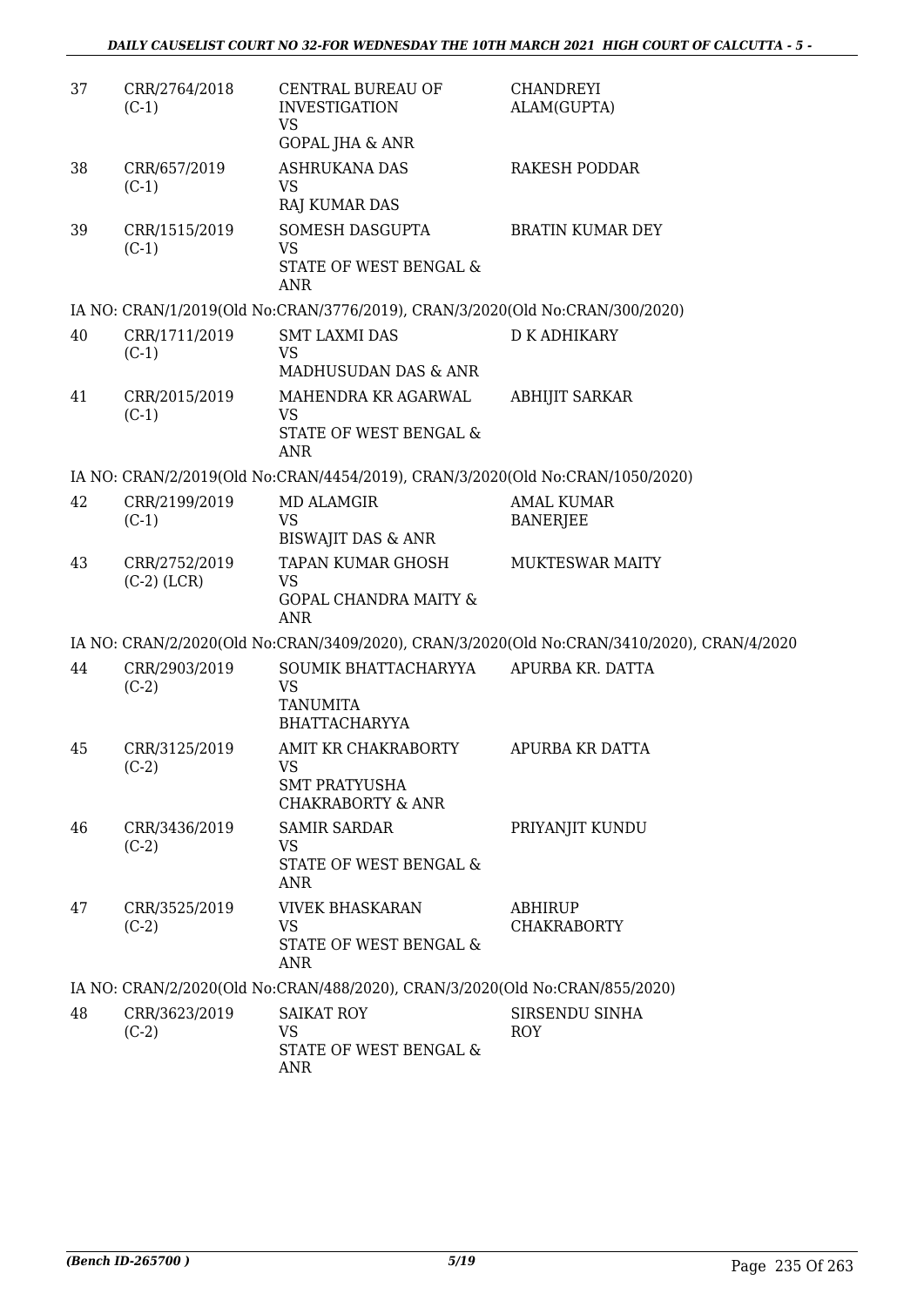| 37 | CRR/2764/2018 (C-1) | CENTRAL BUREAU OF INVESTIGATION VS GOPAL JHA & ANR | CHANDREYI ALAM(GUPTA) |
|---|---|---|---|
| 38 | CRR/657/2019 (C-1) | ASHRUKANA DAS VS RAJ KUMAR DAS | RAKESH PODDAR |
| 39 | CRR/1515/2019 (C-1) | SOMESH DASGUPTA VS STATE OF WEST BENGAL & ANR | BRATIN KUMAR DEY |

IA NO: CRAN/1/2019(Old No:CRAN/3776/2019), CRAN/3/2020(Old No:CRAN/300/2020)

| 40 | CRR/1711/2019 (C-1) | SMT LAXMI DAS VS MADHUSUDAN DAS & ANR | D K ADHIKARY |
|---|---|---|---|
| 41 | CRR/2015/2019 (C-1) | MAHENDRA KR AGARWAL VS STATE OF WEST BENGAL & ANR | ABHIJIT SARKAR |

IA NO: CRAN/2/2019(Old No:CRAN/4454/2019), CRAN/3/2020(Old No:CRAN/1050/2020)

| 42 | CRR/2199/2019 (C-1) | MD ALAMGIR VS BISWAJIT DAS & ANR | AMAL KUMAR BANERJEE |
|---|---|---|---|
| 43 | CRR/2752/2019 (C-2) (LCR) | TAPAN KUMAR GHOSH VS GOPAL CHANDRA MAITY & ANR | MUKTESWAR MAITY |

IA NO: CRAN/2/2020(Old No:CRAN/3409/2020), CRAN/3/2020(Old No:CRAN/3410/2020), CRAN/4/2020

| 44 | CRR/2903/2019 (C-2) | SOUMIK BHATTACHARYYA VS TANUMITA BHATTACHARYYA | APURBA KR. DATTA |
|---|---|---|---|
| 45 | CRR/3125/2019 (C-2) | AMIT KR CHAKRABORTY VS SMT PRATYUSHA CHAKRABORTY & ANR | APURBA KR DATTA |
| 46 | CRR/3436/2019 (C-2) | SAMIR SARDAR VS STATE OF WEST BENGAL & ANR | PRIYANJIT KUNDU |
| 47 | CRR/3525/2019 (C-2) | VIVEK BHASKARAN VS STATE OF WEST BENGAL & ANR | ABHIRUP CHAKRABORTY |

IA NO: CRAN/2/2020(Old No:CRAN/488/2020), CRAN/3/2020(Old No:CRAN/855/2020)

| 48 | CRR/3623/2019 (C-2) | SAIKAT ROY VS STATE OF WEST BENGAL & ANR | SIRSENDU SINHA ROY |
|---|---|---|---|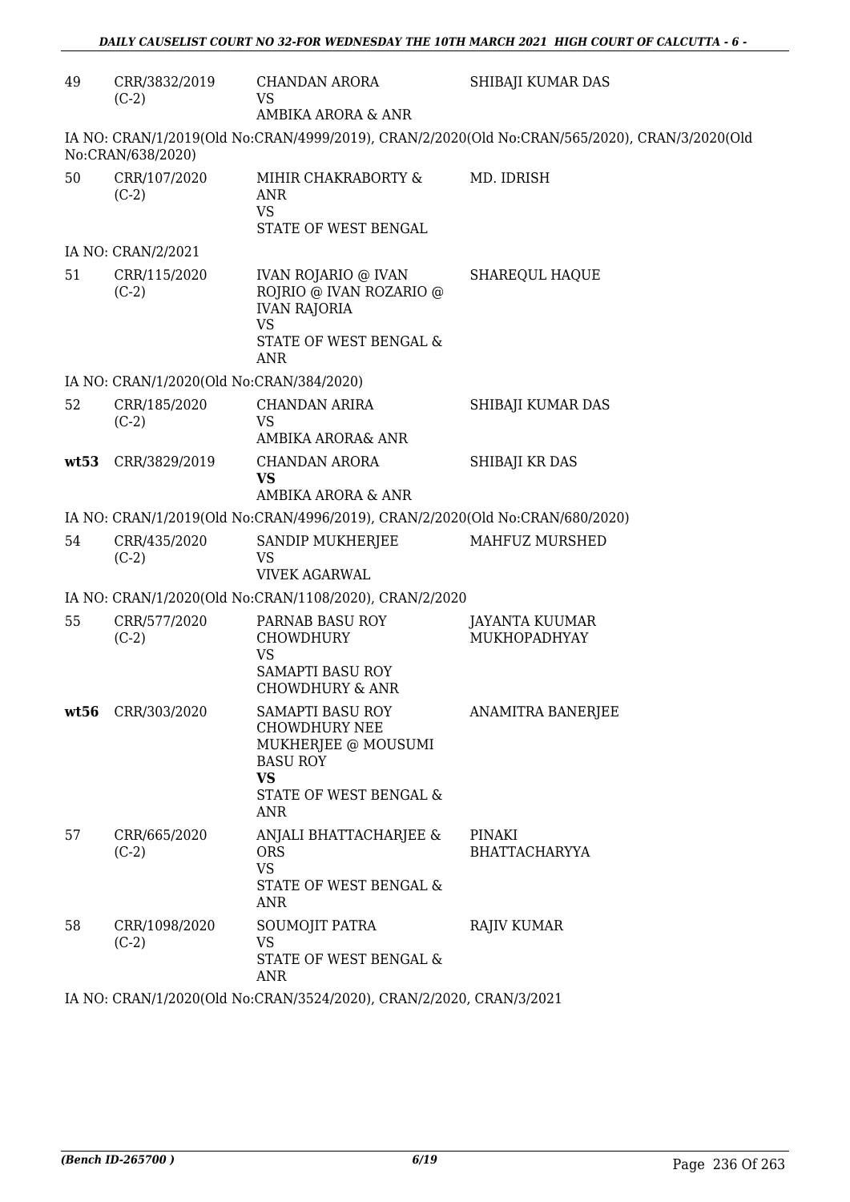| | | | |
|---|---|---|---|
| 49 | CRR/3832/2019 (C-2) | CHANDAN ARORA<br>VS<br>AMBIKA ARORA & ANR | SHIBAJI KUMAR DAS |

IA NO: CRAN/1/2019(Old No:CRAN/4999/2019), CRAN/2/2020(Old No:CRAN/565/2020), CRAN/3/2020(Old No:CRAN/638/2020)

| | | | |
|---|---|---|---|
| 50 | CRR/107/2020 (C-2) | MIHIR CHAKRABORTY & ANR<br>VS<br>STATE OF WEST BENGAL | MD. IDRISH |

IA NO: CRAN/2/2021

| | | | |
|---|---|---|---|
| 51 | CRR/115/2020 (C-2) | IVAN ROJARIO @ IVAN ROJRIO @ IVAN ROZARIO @ IVAN RAJORIA<br>VS<br>STATE OF WEST BENGAL & ANR | SHAREQUL HAQUE |

IA NO: CRAN/1/2020(Old No:CRAN/384/2020)

| | | | |
|---|---|---|---|
| 52 | CRR/185/2020 (C-2) | CHANDAN ARIRA<br>VS<br>AMBIKA ARORA& ANR | SHIBAJI KUMAR DAS |
| **wt53** | CRR/3829/2019 | CHANDAN ARORA<br>**VS**<br>AMBIKA ARORA & ANR | SHIBAJI KR DAS |

IA NO: CRAN/1/2019(Old No:CRAN/4996/2019), CRAN/2/2020(Old No:CRAN/680/2020)

| | | | |
|---|---|---|---|
| 54 | CRR/435/2020 (C-2) | SANDIP MUKHERJEE<br>VS<br>VIVEK AGARWAL | MAHFUZ MURSHED |

IA NO: CRAN/1/2020(Old No:CRAN/1108/2020), CRAN/2/2020

| | | | |
|---|---|---|---|
| 55 | CRR/577/2020 (C-2) | PARNAB BASU ROY CHOWDHURY<br>VS<br>SAMAPTI BASU ROY CHOWDHURY & ANR | JAYANTA KUUMAR MUKHOPADHYAY |
| **wt56** | CRR/303/2020 | SAMAPTI BASU ROY CHOWDHURY NEE MUKHERJEE @ MOUSUMI BASU ROY<br>**VS**<br>STATE OF WEST BENGAL & ANR | ANAMITRA BANERJEE |
| 57 | CRR/665/2020 (C-2) | ANJALI BHATTACHARJEE & ORS<br>VS<br>STATE OF WEST BENGAL & ANR | PINAKI BHATTACHARYYA |
| 58 | CRR/1098/2020 (C-2) | SOUMOJIT PATRA<br>VS<br>STATE OF WEST BENGAL & ANR | RAJIV KUMAR |

IA NO: CRAN/1/2020(Old No:CRAN/3524/2020), CRAN/2/2020, CRAN/3/2021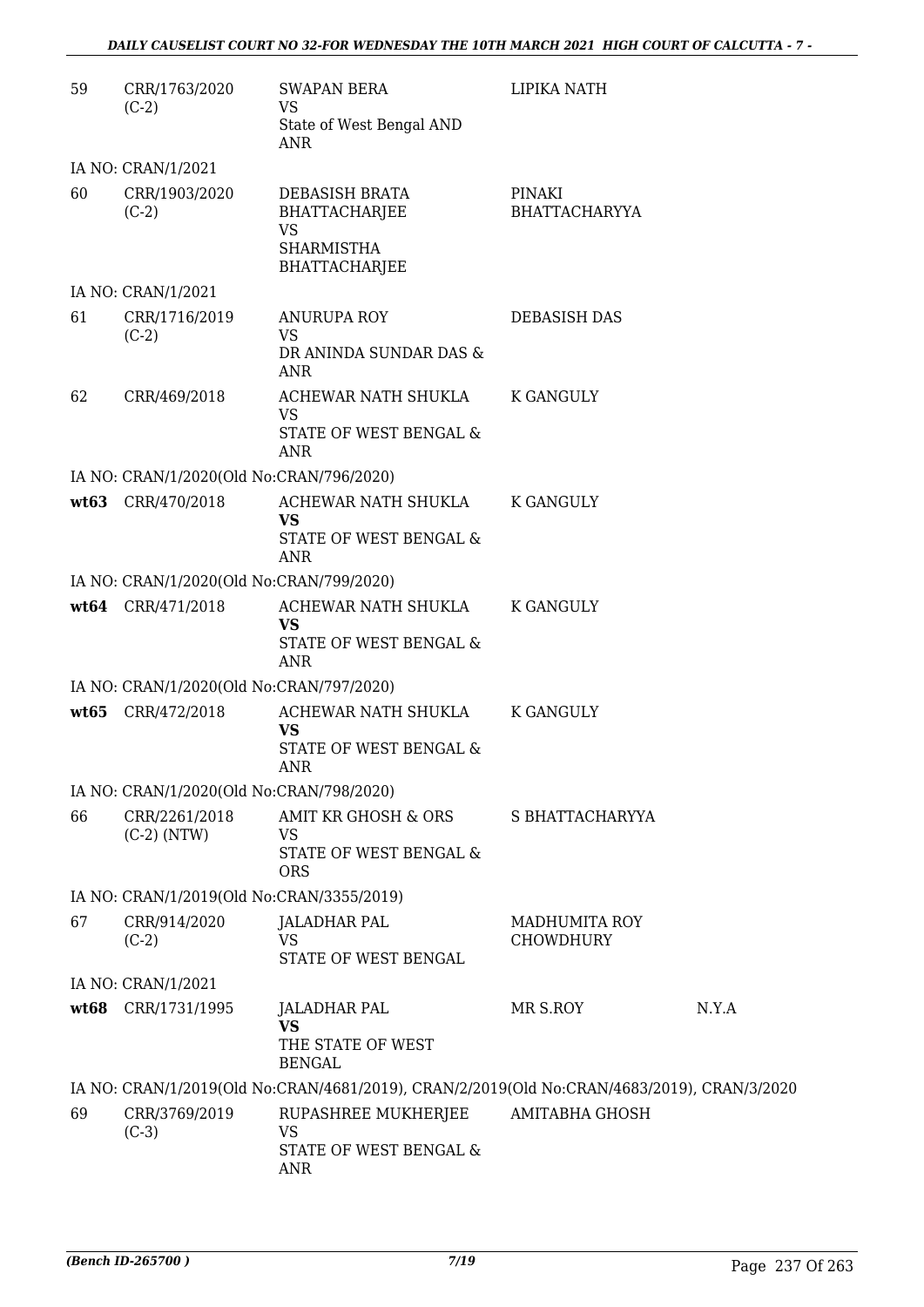| | | | | |
|---|---|---|---|---|
| 59 | CRR/1763/2020 (C-2) | SWAPAN BERA VS State of West Bengal AND ANR | LIPIKA NATH | |
| IA NO: CRAN/1/2021 | | | | |
| 60 | CRR/1903/2020 (C-2) | DEBASISH BRATA BHATTACHARJEE VS SHARMISTHA BHATTACHARJEE | PINAKI BHATTACHARYYA | |
| IA NO: CRAN/1/2021 | | | | |
| 61 | CRR/1716/2019 (C-2) | ANURUPA ROY VS DR ANINDA SUNDAR DAS & ANR | DEBASISH DAS | |
| 62 | CRR/469/2018 | ACHEWAR NATH SHUKLA VS STATE OF WEST BENGAL & ANR | K GANGULY | |
| IA NO: CRAN/1/2020(Old No:CRAN/796/2020) | | | | |
| **wt63** | CRR/470/2018 | ACHEWAR NATH SHUKLA **VS** STATE OF WEST BENGAL & ANR | K GANGULY | |
| IA NO: CRAN/1/2020(Old No:CRAN/799/2020) | | | | |
| **wt64** | CRR/471/2018 | ACHEWAR NATH SHUKLA **VS** STATE OF WEST BENGAL & ANR | K GANGULY | |
| IA NO: CRAN/1/2020(Old No:CRAN/797/2020) | | | | |
| **wt65** | CRR/472/2018 | ACHEWAR NATH SHUKLA **VS** STATE OF WEST BENGAL & ANR | K GANGULY | |
| IA NO: CRAN/1/2020(Old No:CRAN/798/2020) | | | | |
| 66 | CRR/2261/2018 (C-2) (NTW) | AMIT KR GHOSH & ORS VS STATE OF WEST BENGAL & ORS | S BHATTACHARYYA | |
| IA NO: CRAN/1/2019(Old No:CRAN/3355/2019) | | | | |
| 67 | CRR/914/2020 (C-2) | JALADHAR PAL VS STATE OF WEST BENGAL | MADHUMITA ROY CHOWDHURY | |
| IA NO: CRAN/1/2021 | | | | |
| **wt68** | CRR/1731/1995 | JALADHAR PAL **VS** THE STATE OF WEST BENGAL | MR S.ROY | N.Y.A |
| IA NO: CRAN/1/2019(Old No:CRAN/4681/2019), CRAN/2/2019(Old No:CRAN/4683/2019), CRAN/3/2020 | | | | |
| 69 | CRR/3769/2019 (C-3) | RUPASHREE MUKHERJEE VS STATE OF WEST BENGAL & ANR | AMITABHA GHOSH | |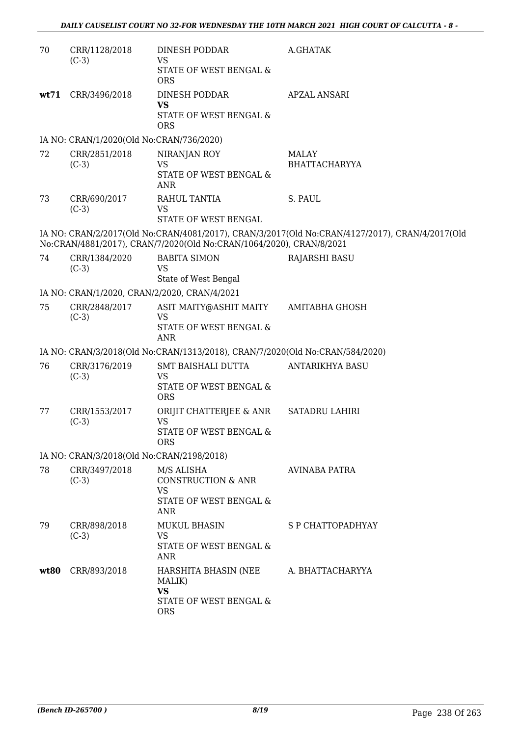| | | | |
|---|---|---|---|
| 70 | CRR/1128/2018 (C-3) | DINESH PODDAR<br>VS<br>STATE OF WEST BENGAL & ORS | A.GHATAK |
| **wt71** | CRR/3496/2018 | DINESH PODDAR<br>**VS**<br>STATE OF WEST BENGAL & ORS | APZAL ANSARI |
| | IA NO: CRAN/1/2020(Old No:CRAN/736/2020) | | |
| 72 | CRR/2851/2018 (C-3) | NIRANJAN ROY<br>VS<br>STATE OF WEST BENGAL & ANR | MALAY BHATTACHARYYA |
| 73 | CRR/690/2017 (C-3) | RAHUL TANTIA<br>VS<br>STATE OF WEST BENGAL | S. PAUL |
| | IA NO: CRAN/2/2017(Old No:CRAN/4081/2017), CRAN/3/2017(Old No:CRAN/4127/2017), CRAN/4/2017(Old No:CRAN/4881/2017), CRAN/7/2020(Old No:CRAN/1064/2020), CRAN/8/2021 | | |
| 74 | CRR/1384/2020 (C-3) | BABITA SIMON<br>VS<br>State of West Bengal | RAJARSHI BASU |
| | IA NO: CRAN/1/2020, CRAN/2/2020, CRAN/4/2021 | | |
| 75 | CRR/2848/2017 (C-3) | ASIT MAITY@ASHIT MAITY<br>VS<br>STATE OF WEST BENGAL & ANR | AMITABHA GHOSH |
| | IA NO: CRAN/3/2018(Old No:CRAN/1313/2018), CRAN/7/2020(Old No:CRAN/584/2020) | | |
| 76 | CRR/3176/2019 (C-3) | SMT BAISHALI DUTTA<br>VS<br>STATE OF WEST BENGAL & ORS | ANTARIKHYA BASU |
| 77 | CRR/1553/2017 (C-3) | ORIJIT CHATTERJEE & ANR<br>VS<br>STATE OF WEST BENGAL & ORS | SATADRU LAHIRI |
| | IA NO: CRAN/3/2018(Old No:CRAN/2198/2018) | | |
| 78 | CRR/3497/2018 (C-3) | M/S ALISHA CONSTRUCTION & ANR<br>VS<br>STATE OF WEST BENGAL & ANR | AVINABA PATRA |
| 79 | CRR/898/2018 (C-3) | MUKUL BHASIN<br>VS<br>STATE OF WEST BENGAL & ANR | S P CHATTOPADHYAY |
| **wt80** | CRR/893/2018 | HARSHITA BHASIN (NEE MALIK)<br>**VS**<br>STATE OF WEST BENGAL & ORS | A. BHATTACHARYYA |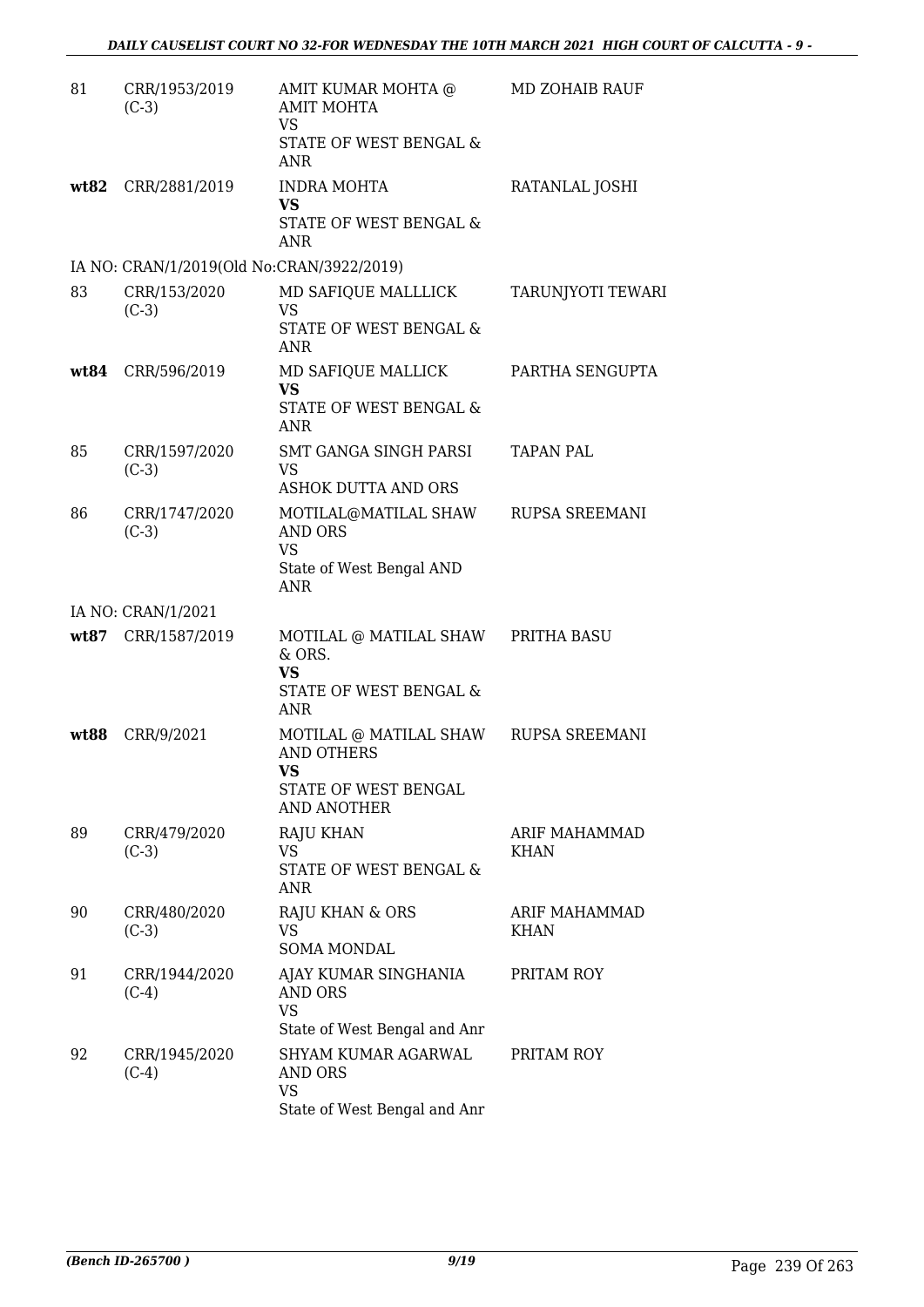| 81 | CRR/1953/2019 (C-3) | AMIT KUMAR MOHTA @ AMIT MOHTA VS STATE OF WEST BENGAL & ANR | MD ZOHAIB RAUF |
|---|---|---|---|
| **wt82** | CRR/2881/2019 | INDRA MOHTA **VS** STATE OF WEST BENGAL & ANR | RATANLAL JOSHI |
| | IA NO: CRAN/1/2019(Old No:CRAN/3922/2019) | | |
| 83 | CRR/153/2020 (C-3) | MD SAFIQUE MALLLICK VS STATE OF WEST BENGAL & ANR | TARUNJYOTI TEWARI |
| **wt84** | CRR/596/2019 | MD SAFIQUE MALLICK **VS** STATE OF WEST BENGAL & ANR | PARTHA SENGUPTA |
| 85 | CRR/1597/2020 (C-3) | SMT GANGA SINGH PARSI VS ASHOK DUTTA AND ORS | TAPAN PAL |
| 86 | CRR/1747/2020 (C-3) | MOTILAL@MATILAL SHAW AND ORS VS State of West Bengal AND ANR | RUPSA SREEMANI |
| | IA NO: CRAN/1/2021 | | |
| **wt87** | CRR/1587/2019 | MOTILAL @ MATILAL SHAW & ORS. **VS** STATE OF WEST BENGAL & ANR | PRITHA BASU |
| **wt88** | CRR/9/2021 | MOTILAL @ MATILAL SHAW AND OTHERS **VS** STATE OF WEST BENGAL AND ANOTHER | RUPSA SREEMANI |
| 89 | CRR/479/2020 (C-3) | RAJU KHAN VS STATE OF WEST BENGAL & ANR | ARIF MAHAMMAD KHAN |
| 90 | CRR/480/2020 (C-3) | RAJU KHAN & ORS VS SOMA MONDAL | ARIF MAHAMMAD KHAN |
| 91 | CRR/1944/2020 (C-4) | AJAY KUMAR SINGHANIA AND ORS VS State of West Bengal and Anr | PRITAM ROY |
| 92 | CRR/1945/2020 (C-4) | SHYAM KUMAR AGARWAL AND ORS VS State of West Bengal and Anr | PRITAM ROY |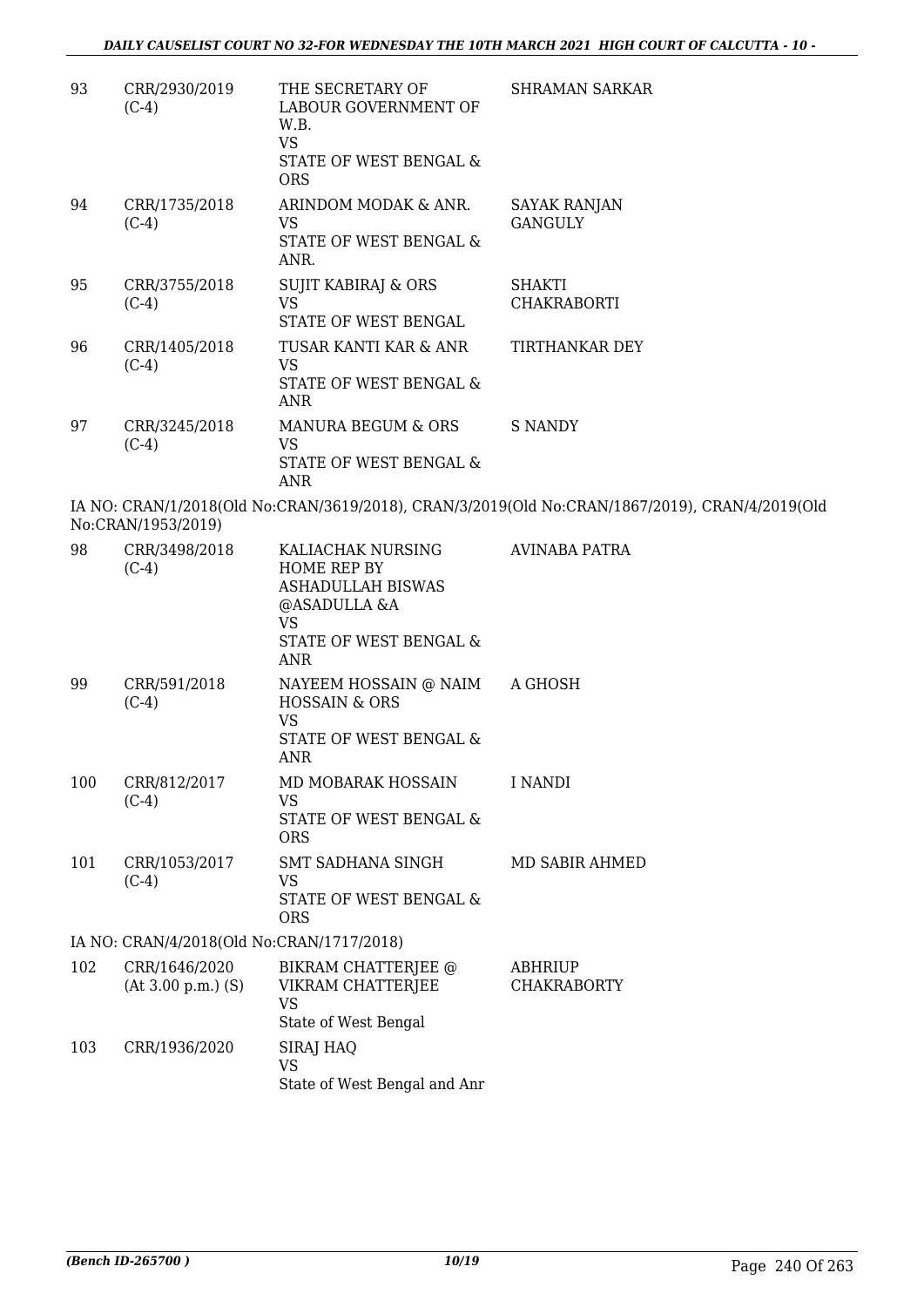| 93 | CRR/2930/2019 (C-4) | THE SECRETARY OF LABOUR GOVERNMENT OF W.B. VS STATE OF WEST BENGAL & ORS | SHRAMAN SARKAR |
|---|---|---|---|
| 94 | CRR/1735/2018 (C-4) | ARINDOM MODAK & ANR. VS STATE OF WEST BENGAL & ANR. | SAYAK RANJAN GANGULY |
| 95 | CRR/3755/2018 (C-4) | SUJIT KABIRAJ & ORS VS STATE OF WEST BENGAL | SHAKTI CHAKRABORTI |
| 96 | CRR/1405/2018 (C-4) | TUSAR KANTI KAR & ANR VS STATE OF WEST BENGAL & ANR | TIRTHANKAR DEY |
| 97 | CRR/3245/2018 (C-4) | MANURA BEGUM & ORS VS STATE OF WEST BENGAL & ANR | S NANDY |

IA NO: CRAN/1/2018(Old No:CRAN/3619/2018), CRAN/3/2019(Old No:CRAN/1867/2019), CRAN/4/2019(Old No:CRAN/1953/2019)

| 98 | CRR/3498/2018 (C-4) | KALIACHAK NURSING HOME REP BY ASHADULLAH BISWAS @ASADULLA &A VS STATE OF WEST BENGAL & ANR | AVINABA PATRA |
|---|---|---|---|
| 99 | CRR/591/2018 (C-4) | NAYEEM HOSSAIN @ NAIM HOSSAIN & ORS VS STATE OF WEST BENGAL & ANR | A GHOSH |
| 100 | CRR/812/2017 (C-4) | MD MOBARAK HOSSAIN VS STATE OF WEST BENGAL & ORS | I NANDI |
| 101 | CRR/1053/2017 (C-4) | SMT SADHANA SINGH VS STATE OF WEST BENGAL & ORS | MD SABIR AHMED |

IA NO: CRAN/4/2018(Old No:CRAN/1717/2018)

| 102 | CRR/1646/2020 (At 3.00 p.m.) (S) | BIKRAM CHATTERJEE @ VIKRAM CHATTERJEE VS State of West Bengal | ABHRIUP CHAKRABORTY |
|---|---|---|---|
| 103 | CRR/1936/2020 | SIRAJ HAQ VS State of West Bengal and Anr | |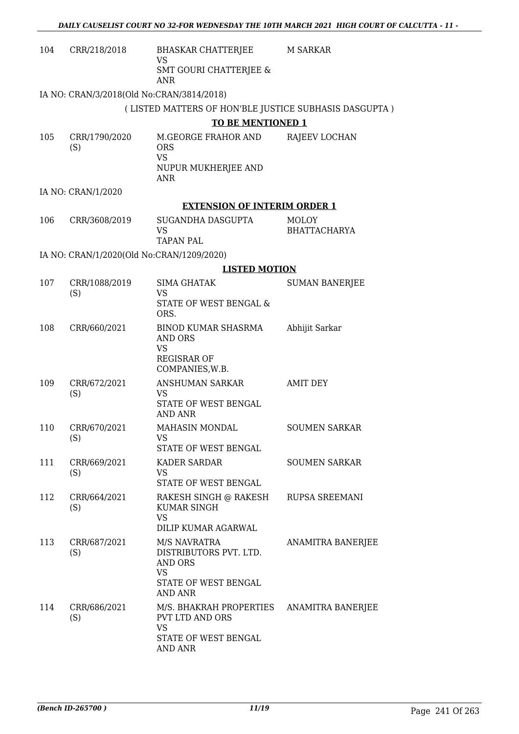| | | | |
|---|---|---|---|
| 104 | CRR/218/2018 | BHASKAR CHATTERJEE<br>VS<br>SMT GOURI CHATTERJEE & ANR | M SARKAR |

IA NO: CRAN/3/2018(Old No:CRAN/3814/2018)

( LISTED MATTERS OF HON'BLE JUSTICE SUBHASIS DASGUPTA )

**TO BE MENTIONED 1**

| | | | |
|---|---|---|---|
| 105 | CRR/1790/2020 (S) | M.GEORGE FRAHOR AND ORS<br>VS<br>NUPUR MUKHERJEE AND ANR | RAJEEV LOCHAN |

IA NO: CRAN/1/2020

**EXTENSION OF INTERIM ORDER 1**

| | | | |
|---|---|---|---|
| 106 | CRR/3608/2019 | SUGANDHA DASGUPTA<br>VS<br>TAPAN PAL | MOLOY BHATTACHARYA |

IA NO: CRAN/1/2020(Old No:CRAN/1209/2020)

**LISTED MOTION**

| | | | |
|---|---|---|---|
| 107 | CRR/1088/2019 (S) | SIMA GHATAK<br>VS<br>STATE OF WEST BENGAL & ORS. | SUMAN BANERJEE |
| 108 | CRR/660/2021 | BINOD KUMAR SHASRMA AND ORS<br>VS<br>REGISRAR OF COMPANIES,W.B. | Abhijit Sarkar |
| 109 | CRR/672/2021 (S) | ANSHUMAN SARKAR<br>VS<br>STATE OF WEST BENGAL AND ANR | AMIT DEY |
| 110 | CRR/670/2021 (S) | MAHASIN MONDAL<br>VS<br>STATE OF WEST BENGAL | SOUMEN SARKAR |
| 111 | CRR/669/2021 (S) | KADER SARDAR<br>VS<br>STATE OF WEST BENGAL | SOUMEN SARKAR |
| 112 | CRR/664/2021 (S) | RAKESH SINGH @ RAKESH KUMAR SINGH<br>VS<br>DILIP KUMAR AGARWAL | RUPSA SREEMANI |
| 113 | CRR/687/2021 (S) | M/S NAVRATRA DISTRIBUTORS PVT. LTD. AND ORS<br>VS<br>STATE OF WEST BENGAL AND ANR | ANAMITRA BANERJEE |
| 114 | CRR/686/2021 (S) | M/S. BHAKRAH PROPERTIES PVT LTD AND ORS<br>VS<br>STATE OF WEST BENGAL AND ANR | ANAMITRA BANERJEE |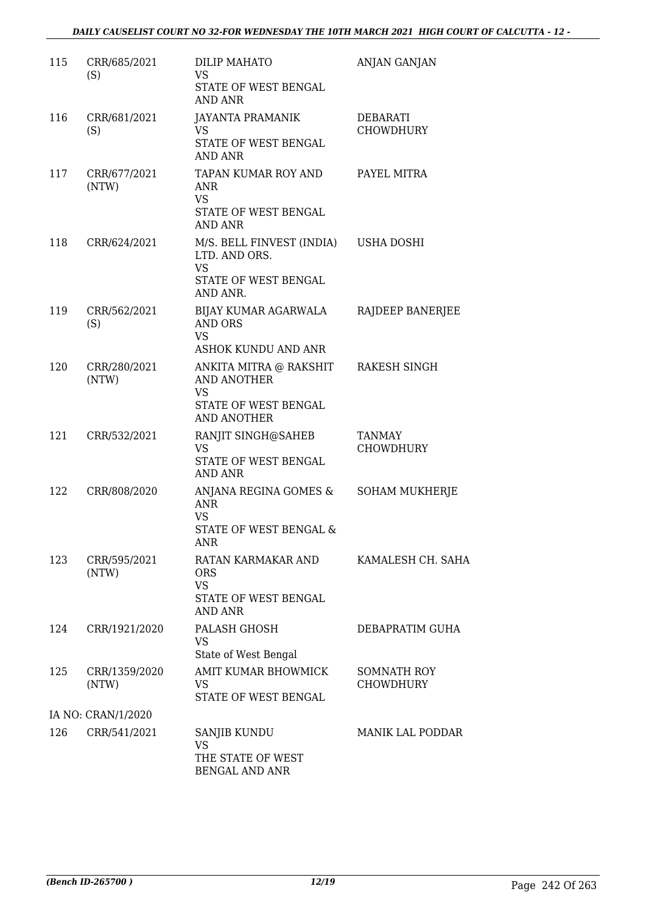| | | | |
|---|---|---|---|
| 115 | CRR/685/2021 (S) | DILIP MAHATO<br>VS<br>STATE OF WEST BENGAL AND ANR | ANJAN GANJAN |
| 116 | CRR/681/2021 (S) | JAYANTA PRAMANIK<br>VS<br>STATE OF WEST BENGAL AND ANR | DEBARATI CHOWDHURY |
| 117 | CRR/677/2021 (NTW) | TAPAN KUMAR ROY AND ANR<br>VS<br>STATE OF WEST BENGAL AND ANR | PAYEL MITRA |
| 118 | CRR/624/2021 | M/S. BELL FINVEST (INDIA) LTD. AND ORS.<br>VS<br>STATE OF WEST BENGAL AND ANR. | USHA DOSHI |
| 119 | CRR/562/2021 (S) | BIJAY KUMAR AGARWALA AND ORS<br>VS<br>ASHOK KUNDU AND ANR | RAJDEEP BANERJEE |
| 120 | CRR/280/2021 (NTW) | ANKITA MITRA @ RAKSHIT AND ANOTHER<br>VS<br>STATE OF WEST BENGAL AND ANOTHER | RAKESH SINGH |
| 121 | CRR/532/2021 | RANJIT SINGH@SAHEB<br>VS<br>STATE OF WEST BENGAL AND ANR | TANMAY CHOWDHURY |
| 122 | CRR/808/2020 | ANJANA REGINA GOMES & ANR<br>VS<br>STATE OF WEST BENGAL & ANR | SOHAM MUKHERJE |
| 123 | CRR/595/2021 (NTW) | RATAN KARMAKAR AND ORS<br>VS<br>STATE OF WEST BENGAL AND ANR | KAMALESH CH. SAHA |
| 124 | CRR/1921/2020 | PALASH GHOSH<br>VS<br>State of West Bengal | DEBAPRATIM GUHA |
| 125 | CRR/1359/2020 (NTW) | AMIT KUMAR BHOWMICK<br>VS<br>STATE OF WEST BENGAL | SOMNATH ROY CHOWDHURY |
| | IA NO: CRAN/1/2020 | | |
| 126 | CRR/541/2021 | SANJIB KUNDU<br>VS<br>THE STATE OF WEST BENGAL AND ANR | MANIK LAL PODDAR |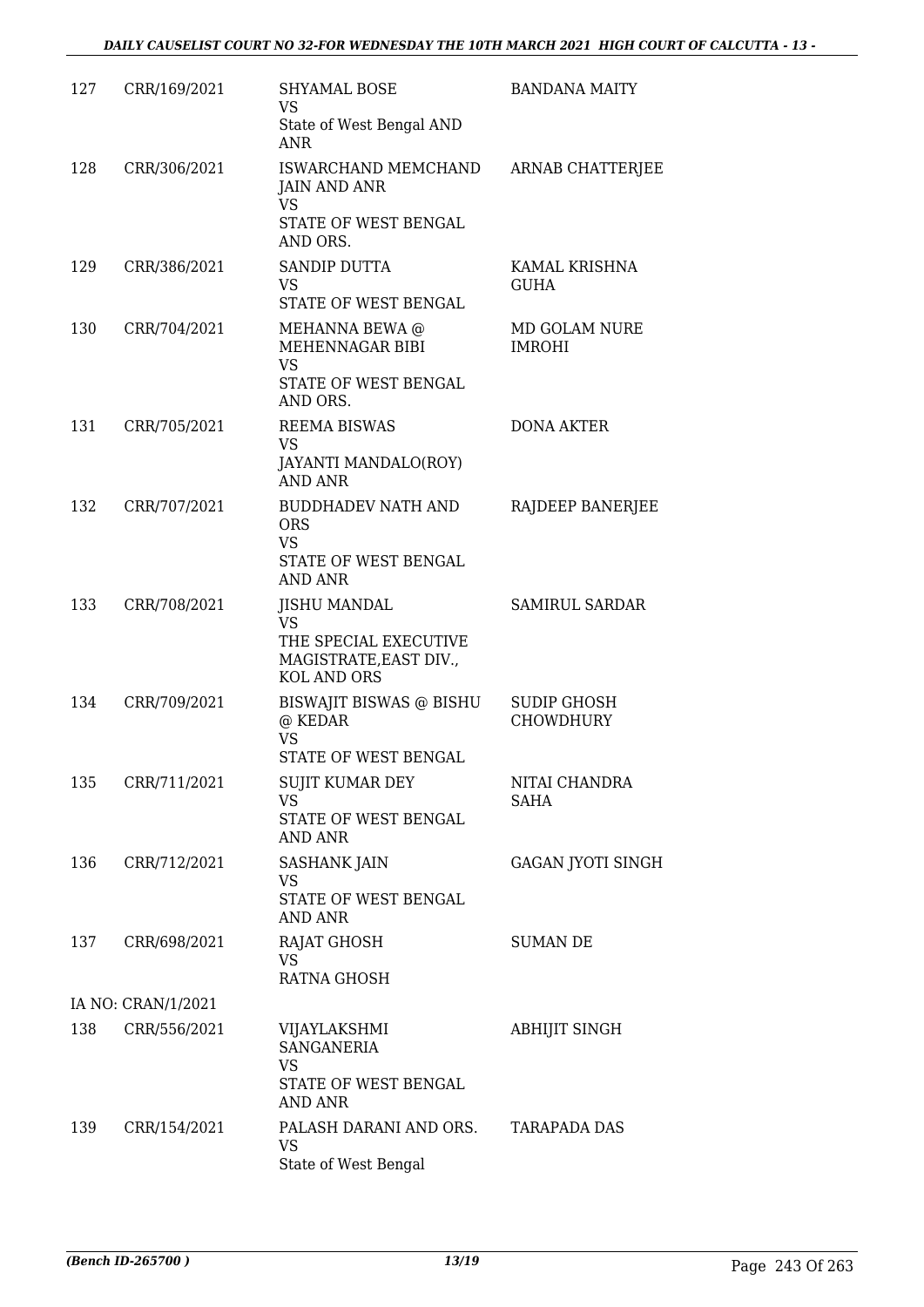| | | | |
|---|---|---|---|
| 127 | CRR/169/2021 | SHYAMAL BOSE<br>VS<br>State of West Bengal AND ANR | BANDANA MAITY |
| 128 | CRR/306/2021 | ISWARCHAND MEMCHAND JAIN AND ANR<br>VS<br>STATE OF WEST BENGAL AND ORS. | ARNAB CHATTERJEE |
| 129 | CRR/386/2021 | SANDIP DUTTA<br>VS<br>STATE OF WEST BENGAL | KAMAL KRISHNA GUHA |
| 130 | CRR/704/2021 | MEHANNA BEWA @ MEHENNAGAR BIBI<br>VS<br>STATE OF WEST BENGAL AND ORS. | MD GOLAM NURE IMROHI |
| 131 | CRR/705/2021 | REEMA BISWAS<br>VS<br>JAYANTI MANDALO(ROY) AND ANR | DONA AKTER |
| 132 | CRR/707/2021 | BUDDHADEV NATH AND ORS<br>VS<br>STATE OF WEST BENGAL AND ANR | RAJDEEP BANERJEE |
| 133 | CRR/708/2021 | JISHU MANDAL<br>VS<br>THE SPECIAL EXECUTIVE MAGISTRATE,EAST DIV., KOL AND ORS | SAMIRUL SARDAR |
| 134 | CRR/709/2021 | BISWAJIT BISWAS @ BISHU @ KEDAR<br>VS<br>STATE OF WEST BENGAL | SUDIP GHOSH CHOWDHURY |
| 135 | CRR/711/2021 | SUJIT KUMAR DEY<br>VS<br>STATE OF WEST BENGAL AND ANR | NITAI CHANDRA SAHA |
| 136 | CRR/712/2021 | SASHANK JAIN<br>VS<br>STATE OF WEST BENGAL AND ANR | GAGAN JYOTI SINGH |
| 137 | CRR/698/2021 | RAJAT GHOSH<br>VS<br>RATNA GHOSH | SUMAN DE |
| | IA NO: CRAN/1/2021 | | |
| 138 | CRR/556/2021 | VIJAYLAKSHMI SANGANERIA<br>VS<br>STATE OF WEST BENGAL AND ANR | ABHIJIT SINGH |
| 139 | CRR/154/2021 | PALASH DARANI AND ORS.<br>VS<br>State of West Bengal | TARAPADA DAS |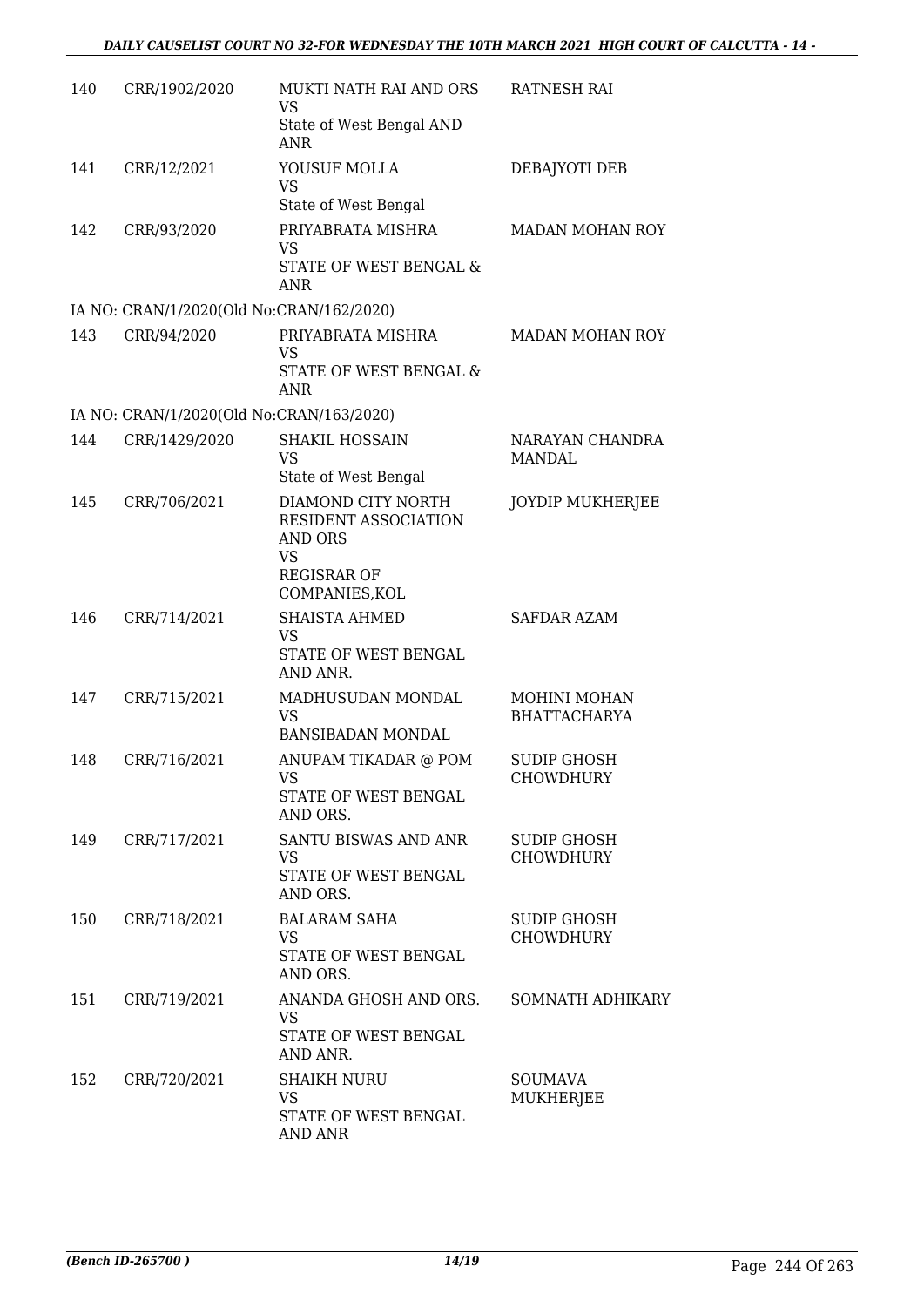| | | | |
|---|---|---|---|
| 140 | CRR/1902/2020 | MUKTI NATH RAI AND ORS<br>VS<br>State of West Bengal AND ANR | RATNESH RAI |
| 141 | CRR/12/2021 | YOUSUF MOLLA<br>VS<br>State of West Bengal | DEBAJYOTI DEB |
| 142 | CRR/93/2020 | PRIYABRATA MISHRA<br>VS<br>STATE OF WEST BENGAL & ANR | MADAN MOHAN ROY |
| | IA NO: CRAN/1/2020(Old No:CRAN/162/2020) | | |
| 143 | CRR/94/2020 | PRIYABRATA MISHRA<br>VS<br>STATE OF WEST BENGAL & ANR | MADAN MOHAN ROY |
| | IA NO: CRAN/1/2020(Old No:CRAN/163/2020) | | |
| 144 | CRR/1429/2020 | SHAKIL HOSSAIN<br>VS<br>State of West Bengal | NARAYAN CHANDRA MANDAL |
| 145 | CRR/706/2021 | DIAMOND CITY NORTH RESIDENT ASSOCIATION AND ORS<br>VS<br>REGISRAR OF COMPANIES,KOL | JOYDIP MUKHERJEE |
| 146 | CRR/714/2021 | SHAISTA AHMED<br>VS<br>STATE OF WEST BENGAL AND ANR. | SAFDAR AZAM |
| 147 | CRR/715/2021 | MADHUSUDAN MONDAL<br>VS<br>BANSIBADAN MONDAL | MOHINI MOHAN BHATTACHARYA |
| 148 | CRR/716/2021 | ANUPAM TIKADAR @ POM<br>VS<br>STATE OF WEST BENGAL AND ORS. | SUDIP GHOSH CHOWDHURY |
| 149 | CRR/717/2021 | SANTU BISWAS AND ANR<br>VS<br>STATE OF WEST BENGAL AND ORS. | SUDIP GHOSH CHOWDHURY |
| 150 | CRR/718/2021 | BALARAM SAHA<br>VS<br>STATE OF WEST BENGAL AND ORS. | SUDIP GHOSH CHOWDHURY |
| 151 | CRR/719/2021 | ANANDA GHOSH AND ORS.<br>VS<br>STATE OF WEST BENGAL AND ANR. | SOMNATH ADHIKARY |
| 152 | CRR/720/2021 | SHAIKH NURU<br>VS<br>STATE OF WEST BENGAL AND ANR | SOUMAVA MUKHERJEE |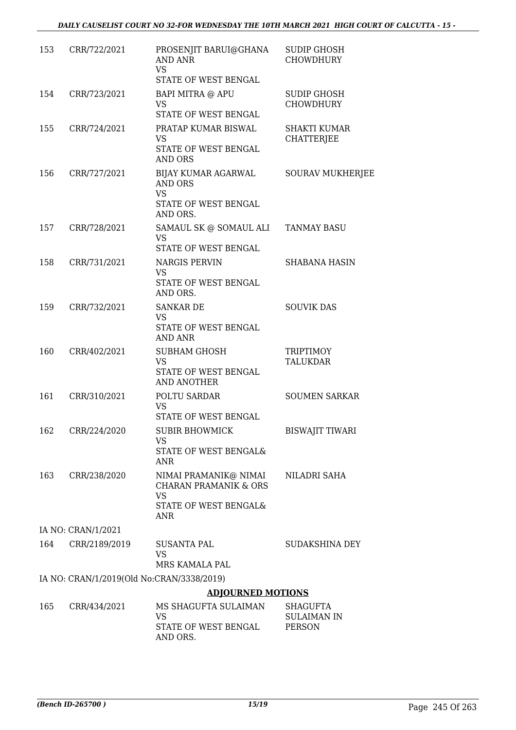| | | | |
|---|---|---|---|
| 153 | CRR/722/2021 | PROSENJIT BARUI@GHANA AND ANR<br>VS<br>STATE OF WEST BENGAL | SUDIP GHOSH CHOWDHURY |
| 154 | CRR/723/2021 | BAPI MITRA @ APU<br>VS<br>STATE OF WEST BENGAL | SUDIP GHOSH CHOWDHURY |
| 155 | CRR/724/2021 | PRATAP KUMAR BISWAL<br>VS<br>STATE OF WEST BENGAL AND ORS | SHAKTI KUMAR CHATTERJEE |
| 156 | CRR/727/2021 | BIJAY KUMAR AGARWAL AND ORS<br>VS<br>STATE OF WEST BENGAL AND ORS. | SOURAV MUKHERJEE |
| 157 | CRR/728/2021 | SAMAUL SK @ SOMAUL ALI<br>VS<br>STATE OF WEST BENGAL | TANMAY BASU |
| 158 | CRR/731/2021 | NARGIS PERVIN<br>VS<br>STATE OF WEST BENGAL AND ORS. | SHABANA HASIN |
| 159 | CRR/732/2021 | SANKAR DE<br>VS<br>STATE OF WEST BENGAL AND ANR | SOUVIK DAS |
| 160 | CRR/402/2021 | SUBHAM GHOSH<br>VS<br>STATE OF WEST BENGAL AND ANOTHER | TRIPTIMOY TALUKDAR |
| 161 | CRR/310/2021 | POLTU SARDAR<br>VS<br>STATE OF WEST BENGAL | SOUMEN SARKAR |
| 162 | CRR/224/2020 | SUBIR BHOWMICK<br>VS<br>STATE OF WEST BENGAL& ANR | BISWAJIT TIWARI |
| 163 | CRR/238/2020 | NIMAI PRAMANIK@ NIMAI CHARAN PRAMANIK & ORS<br>VS<br>STATE OF WEST BENGAL& ANR | NILADRI SAHA |

IA NO: CRAN/1/2021

| | | | |
|---|---|---|---|
| 164 | CRR/2189/2019 | SUSANTA PAL<br>VS<br>MRS KAMALA PAL | SUDAKSHINA DEY |

IA NO: CRAN/1/2019(Old No:CRAN/3338/2019)

## ADJOURNED MOTIONS

| | | | |
|---|---|---|---|
| 165 | CRR/434/2021 | MS SHAGUFTA SULAIMAN<br>VS<br>STATE OF WEST BENGAL AND ORS. | SHAGUFTA SULAIMAN IN PERSON |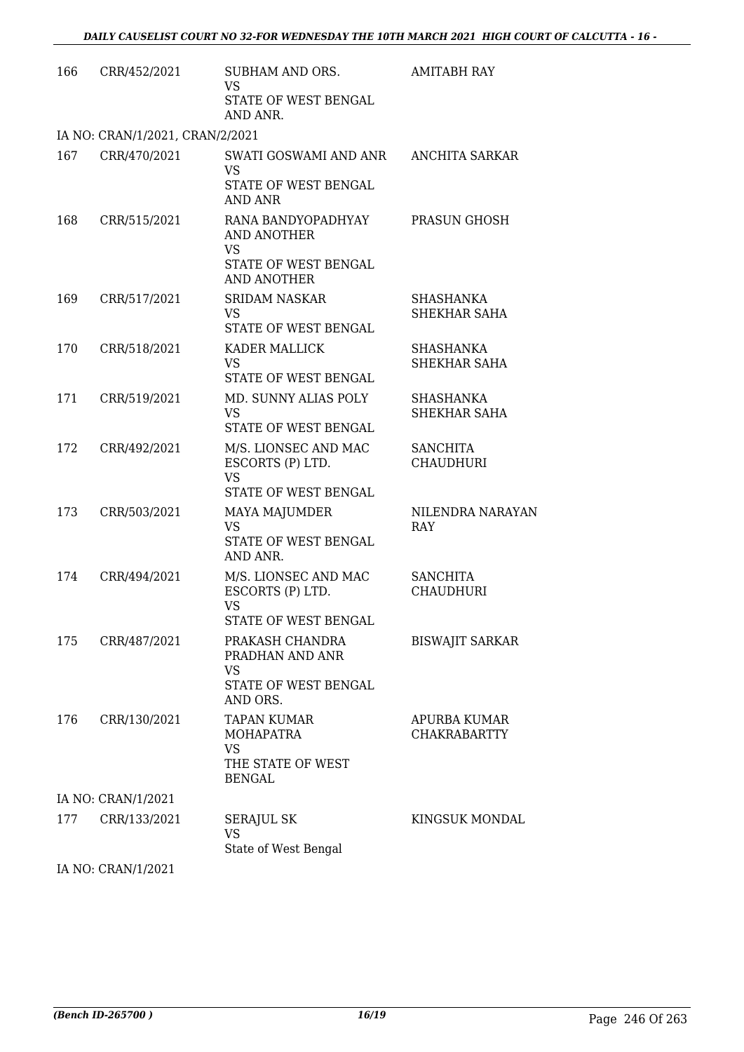| | | | |
|---|---|---|---|
| 166 | CRR/452/2021 | SUBHAM AND ORS.<br>VS<br>STATE OF WEST BENGAL AND ANR. | AMITABH RAY |
| IA NO: CRAN/1/2021, CRAN/2/2021 | | | |
| 167 | CRR/470/2021 | SWATI GOSWAMI AND ANR<br>VS<br>STATE OF WEST BENGAL AND ANR | ANCHITA SARKAR |
| 168 | CRR/515/2021 | RANA BANDYOPADHYAY AND ANOTHER<br>VS<br>STATE OF WEST BENGAL AND ANOTHER | PRASUN GHOSH |
| 169 | CRR/517/2021 | SRIDAM NASKAR<br>VS<br>STATE OF WEST BENGAL | SHASHANKA SHEKHAR SAHA |
| 170 | CRR/518/2021 | KADER MALLICK<br>VS<br>STATE OF WEST BENGAL | SHASHANKA SHEKHAR SAHA |
| 171 | CRR/519/2021 | MD. SUNNY ALIAS POLY<br>VS<br>STATE OF WEST BENGAL | SHASHANKA SHEKHAR SAHA |
| 172 | CRR/492/2021 | M/S. LIONSEC AND MAC ESCORTS (P) LTD.<br>VS<br>STATE OF WEST BENGAL | SANCHITA CHAUDHURI |
| 173 | CRR/503/2021 | MAYA MAJUMDER<br>VS<br>STATE OF WEST BENGAL AND ANR. | NILENDRA NARAYAN RAY |
| 174 | CRR/494/2021 | M/S. LIONSEC AND MAC ESCORTS (P) LTD.<br>VS<br>STATE OF WEST BENGAL | SANCHITA CHAUDHURI |
| 175 | CRR/487/2021 | PRAKASH CHANDRA PRADHAN AND ANR<br>VS<br>STATE OF WEST BENGAL AND ORS. | BISWAJIT SARKAR |
| 176 | CRR/130/2021 | TAPAN KUMAR MOHAPATRA<br>VS<br>THE STATE OF WEST BENGAL | APURBA KUMAR CHAKRABARTTY |
| IA NO: CRAN/1/2021 | | | |
| 177 | CRR/133/2021 | SERAJUL SK<br>VS<br>State of West Bengal | KINGSUK MONDAL |
| IA NO: CRAN/1/2021 | | | |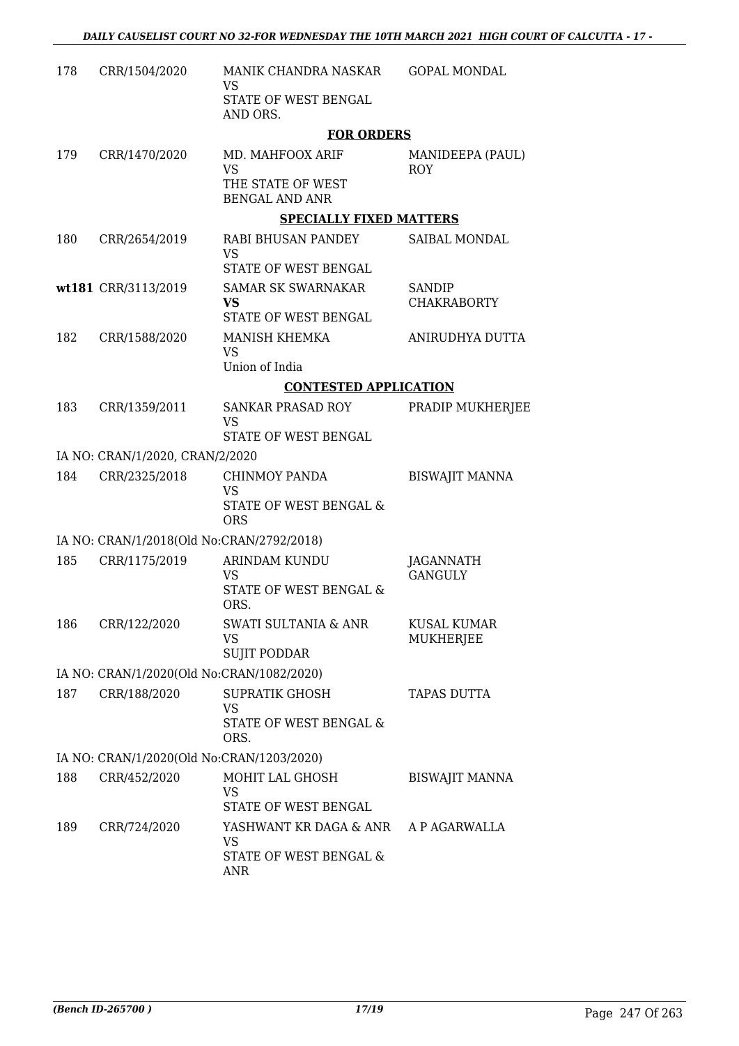| | | | |
|---|---|---|---|
| 178 | CRR/1504/2020 | MANIK CHANDRA NASKAR<br>VS<br>STATE OF WEST BENGAL AND ORS. | GOPAL MONDAL |

**FOR ORDERS**

| | | | |
|---|---|---|---|
| 179 | CRR/1470/2020 | MD. MAHFOOX ARIF<br>VS<br>THE STATE OF WEST BENGAL AND ANR | MANIDEEPA (PAUL) ROY |

**SPECIALLY FIXED MATTERS**

| | | | |
|---|---|---|---|
| 180 | CRR/2654/2019 | RABI BHUSAN PANDEY<br>VS<br>STATE OF WEST BENGAL | SAIBAL MONDAL |
| wt181 | CRR/3113/2019 | SAMAR SK SWARNAKAR<br>**VS**<br>STATE OF WEST BENGAL | SANDIP CHAKRABORTY |
| 182 | CRR/1588/2020 | MANISH KHEMKA<br>VS<br>Union of India | ANIRUDHYA DUTTA |

**CONTESTED APPLICATION**

| | | | |
|---|---|---|---|
| 183 | CRR/1359/2011 | SANKAR PRASAD ROY<br>VS<br>STATE OF WEST BENGAL | PRADIP MUKHERJEE |
| | IA NO: CRAN/1/2020, CRAN/2/2020 | | |
| 184 | CRR/2325/2018 | CHINMOY PANDA<br>VS<br>STATE OF WEST BENGAL & ORS | BISWAJIT MANNA |
| | IA NO: CRAN/1/2018(Old No:CRAN/2792/2018) | | |
| 185 | CRR/1175/2019 | ARINDAM KUNDU<br>VS<br>STATE OF WEST BENGAL & ORS. | JAGANNATH GANGULY |
| 186 | CRR/122/2020 | SWATI SULTANIA & ANR<br>VS<br>SUJIT PODDAR | KUSAL KUMAR MUKHERJEE |
| | IA NO: CRAN/1/2020(Old No:CRAN/1082/2020) | | |
| 187 | CRR/188/2020 | SUPRATIK GHOSH<br>VS<br>STATE OF WEST BENGAL & ORS. | TAPAS DUTTA |
| | IA NO: CRAN/1/2020(Old No:CRAN/1203/2020) | | |
| 188 | CRR/452/2020 | MOHIT LAL GHOSH<br>VS<br>STATE OF WEST BENGAL | BISWAJIT MANNA |
| 189 | CRR/724/2020 | YASHWANT KR DAGA & ANR<br>VS<br>STATE OF WEST BENGAL & ANR | A P AGARWALLA |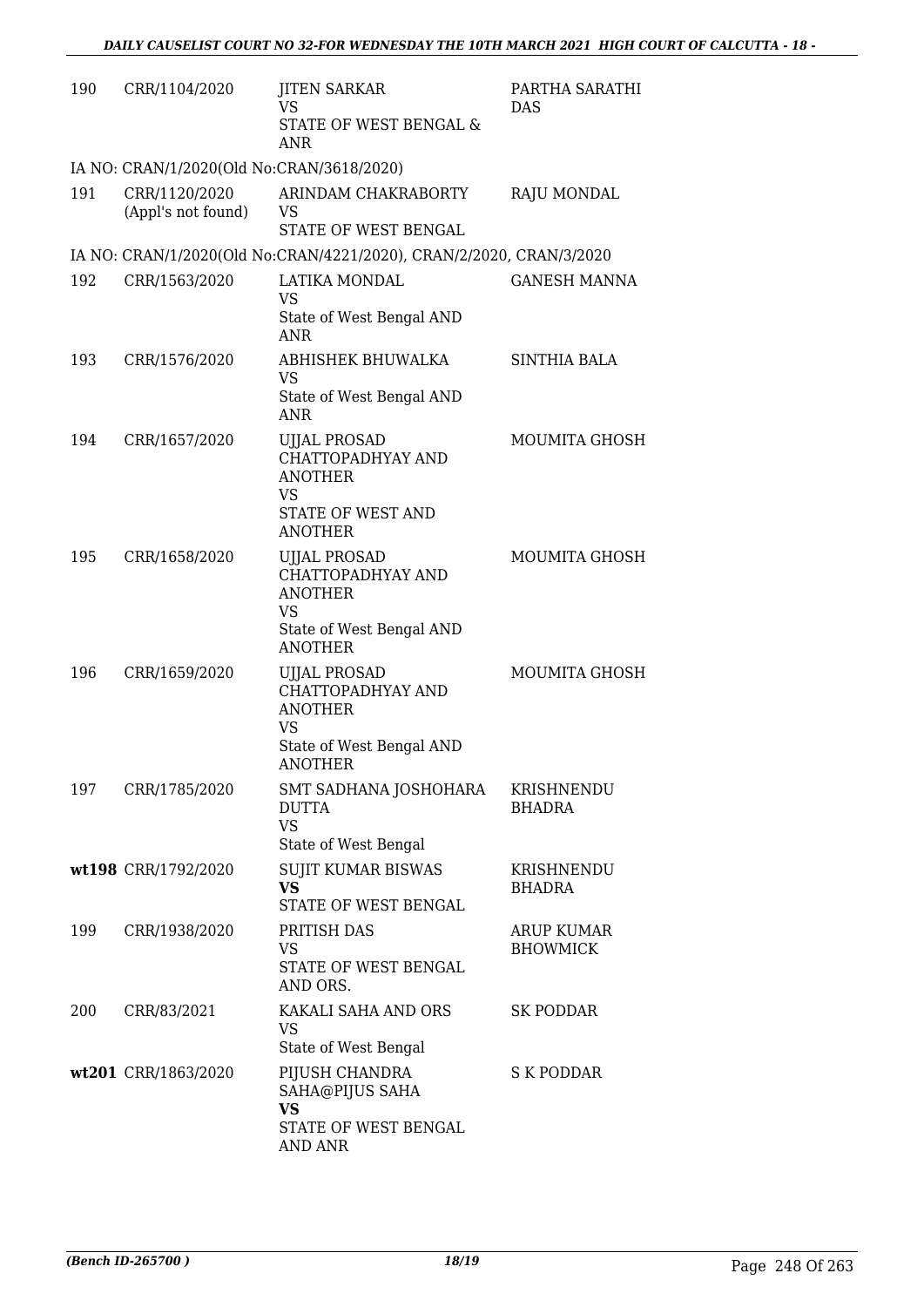| | | | |
|---|---|---|---|
| 190 | CRR/1104/2020 | JITEN SARKAR<br>VS<br>STATE OF WEST BENGAL & ANR | PARTHA SARATHI DAS |
| IA NO: CRAN/1/2020(Old No:CRAN/3618/2020) | | | |
| 191 | CRR/1120/2020<br>(Appl's not found) | ARINDAM CHAKRABORTY<br>VS<br>STATE OF WEST BENGAL | RAJU MONDAL |
| IA NO: CRAN/1/2020(Old No:CRAN/4221/2020), CRAN/2/2020, CRAN/3/2020 | | | |
| 192 | CRR/1563/2020 | LATIKA MONDAL<br>VS<br>State of West Bengal AND ANR | GANESH MANNA |
| 193 | CRR/1576/2020 | ABHISHEK BHUWALKA<br>VS<br>State of West Bengal AND ANR | SINTHIA BALA |
| 194 | CRR/1657/2020 | UJJAL PROSAD CHATTOPADHYAY AND ANOTHER<br>VS<br>STATE OF WEST AND ANOTHER | MOUMITA GHOSH |
| 195 | CRR/1658/2020 | UJJAL PROSAD CHATTOPADHYAY AND ANOTHER<br>VS<br>State of West Bengal AND ANOTHER | MOUMITA GHOSH |
| 196 | CRR/1659/2020 | UJJAL PROSAD CHATTOPADHYAY AND ANOTHER<br>VS<br>State of West Bengal AND ANOTHER | MOUMITA GHOSH |
| 197 | CRR/1785/2020 | SMT SADHANA JOSHOHARA DUTTA<br>VS<br>State of West Bengal | KRISHNENDU BHADRA |
| **wt198** | CRR/1792/2020 | SUJIT KUMAR BISWAS<br>**VS**<br>STATE OF WEST BENGAL | KRISHNENDU BHADRA |
| 199 | CRR/1938/2020 | PRITISH DAS<br>VS<br>STATE OF WEST BENGAL AND ORS. | ARUP KUMAR BHOWMICK |
| 200 | CRR/83/2021 | KAKALI SAHA AND ORS<br>VS<br>State of West Bengal | SK PODDAR |
| **wt201** | CRR/1863/2020 | PIJUSH CHANDRA SAHA@PIJUS SAHA<br>**VS**<br>STATE OF WEST BENGAL AND ANR | S K PODDAR |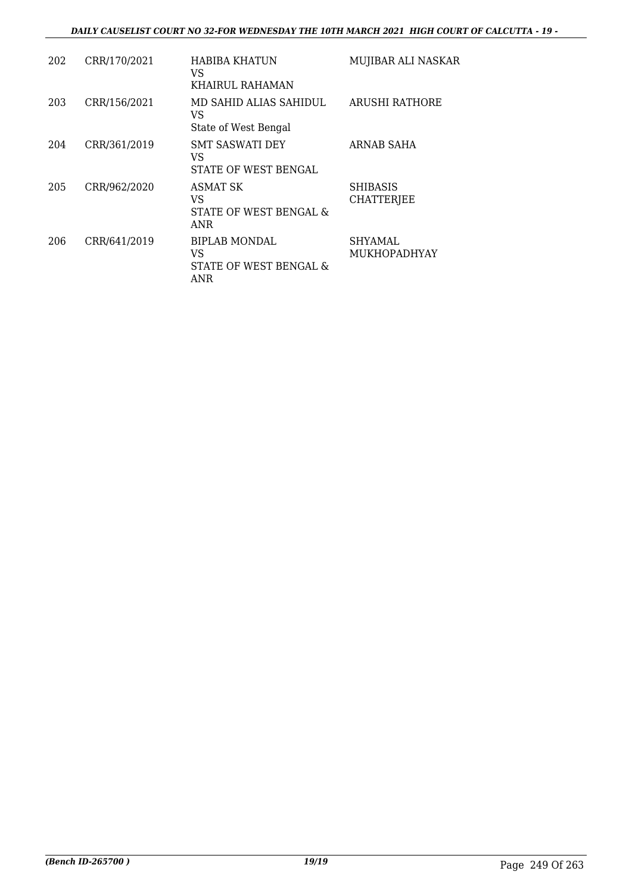| | | | |
|---|---|---|---|
| 202 | CRR/170/2021 | HABIBA KHATUN<br>VS<br>KHAIRUL RAHAMAN | MUJIBAR ALI NASKAR |
| 203 | CRR/156/2021 | MD SAHID ALIAS SAHIDUL<br>VS<br>State of West Bengal | ARUSHI RATHORE |
| 204 | CRR/361/2019 | SMT SASWATI DEY<br>VS<br>STATE OF WEST BENGAL | ARNAB SAHA |
| 205 | CRR/962/2020 | ASMAT SK<br>VS<br>STATE OF WEST BENGAL & ANR | SHIBASIS CHATTERJEE |
| 206 | CRR/641/2019 | BIPLAB MONDAL<br>VS<br>STATE OF WEST BENGAL & ANR | SHYAMAL MUKHOPADHYAY |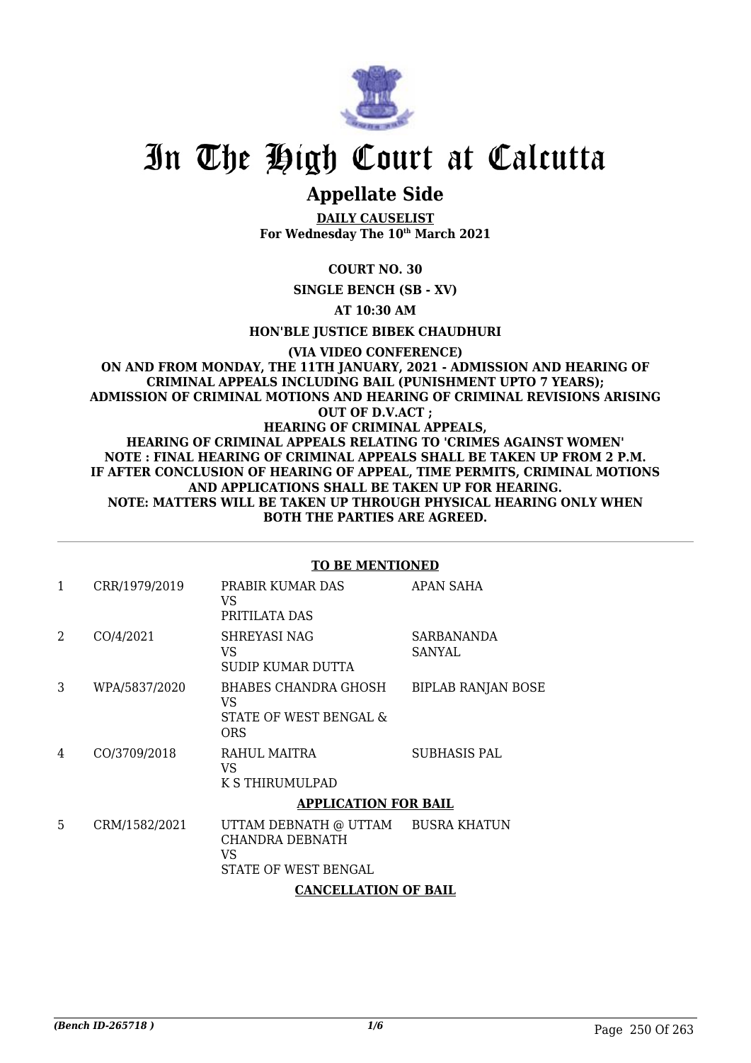# In The High Court at Calcutta

## Appellate Side

**DAILY CAUSELIST**
**For Wednesday The 10th March 2021**

**COURT NO. 30**

**SINGLE BENCH (SB - XV)**

**AT 10:30 AM**

**HON'BLE JUSTICE BIBEK CHAUDHURI**

**(VIA VIDEO CONFERENCE)**
**ON AND FROM MONDAY, THE 11TH JANUARY, 2021 - ADMISSION AND HEARING OF CRIMINAL APPEALS INCLUDING BAIL (PUNISHMENT UPTO 7 YEARS); ADMISSION OF CRIMINAL MOTIONS AND HEARING OF CRIMINAL REVISIONS ARISING OUT OF D.V.ACT ;**
**HEARING OF CRIMINAL APPEALS,**
**HEARING OF CRIMINAL APPEALS RELATING TO 'CRIMES AGAINST WOMEN'**
**NOTE : FINAL HEARING OF CRIMINAL APPEALS SHALL BE TAKEN UP FROM 2 P.M. IF AFTER CONCLUSION OF HEARING OF APPEAL, TIME PERMITS, CRIMINAL MOTIONS AND APPLICATIONS SHALL BE TAKEN UP FOR HEARING.**
**NOTE: MATTERS WILL BE TAKEN UP THROUGH PHYSICAL HEARING ONLY WHEN BOTH THE PARTIES ARE AGREED.**

**TO BE MENTIONED**

| | | | |
|---|---|---|---|
| 1 | CRR/1979/2019 | PRABIR KUMAR DAS<br>VS<br>PRITILATA DAS | APAN SAHA |
| 2 | CO/4/2021 | SHREYASI NAG<br>VS<br>SUDIP KUMAR DUTTA | SARBANANDA SANYAL |
| 3 | WPA/5837/2020 | BHABES CHANDRA GHOSH<br>VS<br>STATE OF WEST BENGAL & ORS | BIPLAB RANJAN BOSE |
| 4 | CO/3709/2018 | RAHUL MAITRA<br>VS<br>K S THIRUMULPAD | SUBHASIS PAL |

**APPLICATION FOR BAIL**

| | | | |
|---|---|---|---|
| 5 | CRM/1582/2021 | UTTAM DEBNATH @ UTTAM CHANDRA DEBNATH<br>VS<br>STATE OF WEST BENGAL | BUSRA KHATUN |

**CANCELLATION OF BAIL**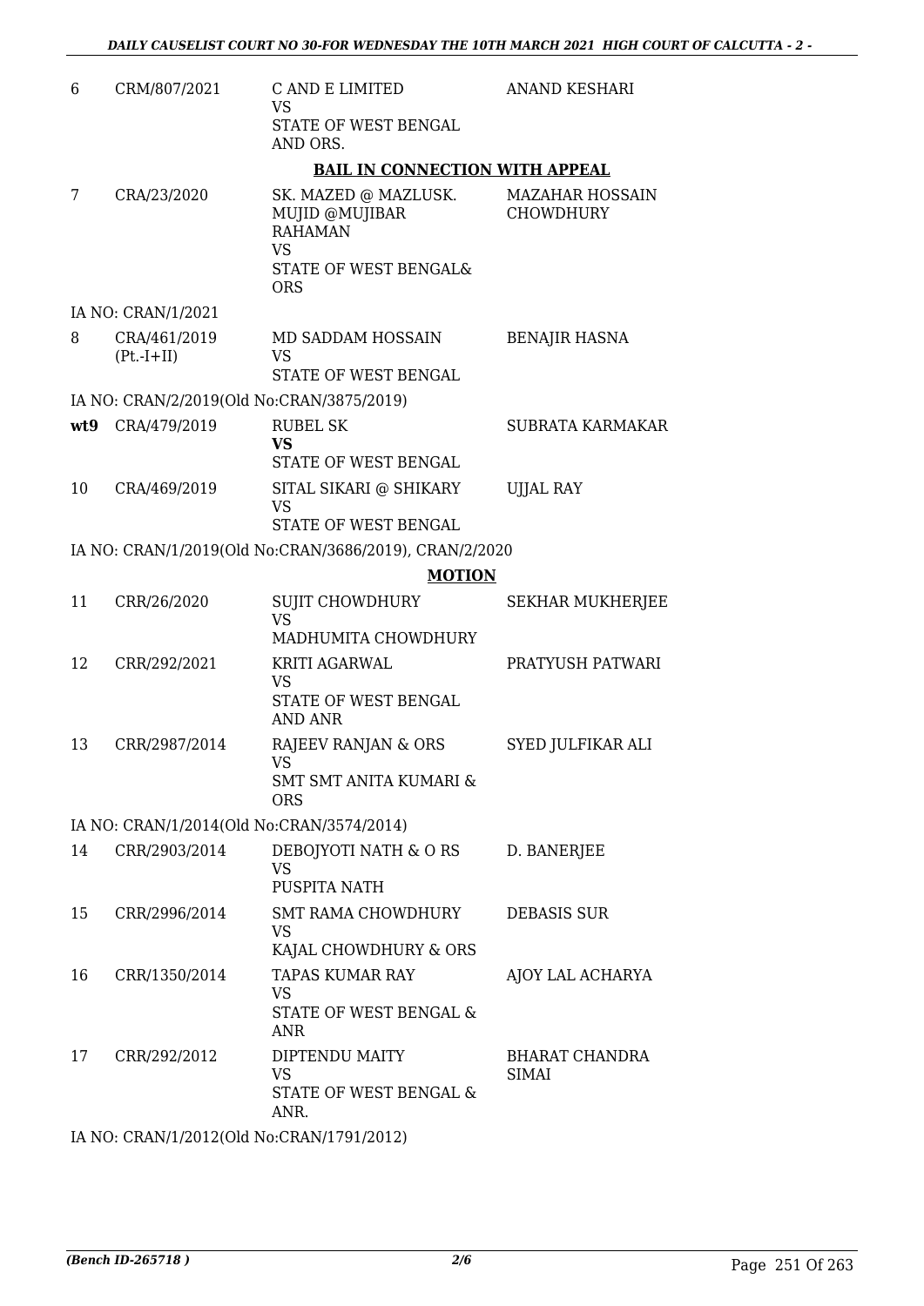| | | | |
|---|---|---|---|
| 6 | CRM/807/2021 | C AND E LIMITED<br>VS<br>STATE OF WEST BENGAL AND ORS. | ANAND KESHARI |

**BAIL IN CONNECTION WITH APPEAL**

| | | | |
|---|---|---|---|
| 7 | CRA/23/2020 | SK. MAZED @ MAZLUSK. MUJID @MUJIBAR RAHAMAN<br>VS<br>STATE OF WEST BENGAL& ORS | MAZAHAR HOSSAIN CHOWDHURY |
| | IA NO: CRAN/1/2021 | | |
| 8 | CRA/461/2019 (Pt.-I+II) | MD SADDAM HOSSAIN<br>VS<br>STATE OF WEST BENGAL | BENAJIR HASNA |
| | IA NO: CRAN/2/2019(Old No:CRAN/3875/2019) | | |
| **wt9** | CRA/479/2019 | RUBEL SK<br>**VS**<br>STATE OF WEST BENGAL | SUBRATA KARMAKAR |
| 10 | CRA/469/2019 | SITAL SIKARI @ SHIKARY<br>VS<br>STATE OF WEST BENGAL | UJJAL RAY |
| | IA NO: CRAN/1/2019(Old No:CRAN/3686/2019), CRAN/2/2020 | | |

**MOTION**

| | | | |
|---|---|---|---|
| 11 | CRR/26/2020 | SUJIT CHOWDHURY<br>VS<br>MADHUMITA CHOWDHURY | SEKHAR MUKHERJEE |
| 12 | CRR/292/2021 | KRITI AGARWAL<br>VS<br>STATE OF WEST BENGAL AND ANR | PRATYUSH PATWARI |
| 13 | CRR/2987/2014 | RAJEEV RANJAN & ORS<br>VS<br>SMT SMT ANITA KUMARI & ORS | SYED JULFIKAR ALI |
| | IA NO: CRAN/1/2014(Old No:CRAN/3574/2014) | | |
| 14 | CRR/2903/2014 | DEBOJYOTI NATH & O RS<br>VS<br>PUSPITA NATH | D. BANERJEE |
| 15 | CRR/2996/2014 | SMT RAMA CHOWDHURY<br>VS<br>KAJAL CHOWDHURY & ORS | DEBASIS SUR |
| 16 | CRR/1350/2014 | TAPAS KUMAR RAY<br>VS<br>STATE OF WEST BENGAL & ANR | AJOY LAL ACHARYA |
| 17 | CRR/292/2012 | DIPTENDU MAITY<br>VS<br>STATE OF WEST BENGAL & ANR. | BHARAT CHANDRA SIMAI |
| | IA NO: CRAN/1/2012(Old No:CRAN/1791/2012) | | |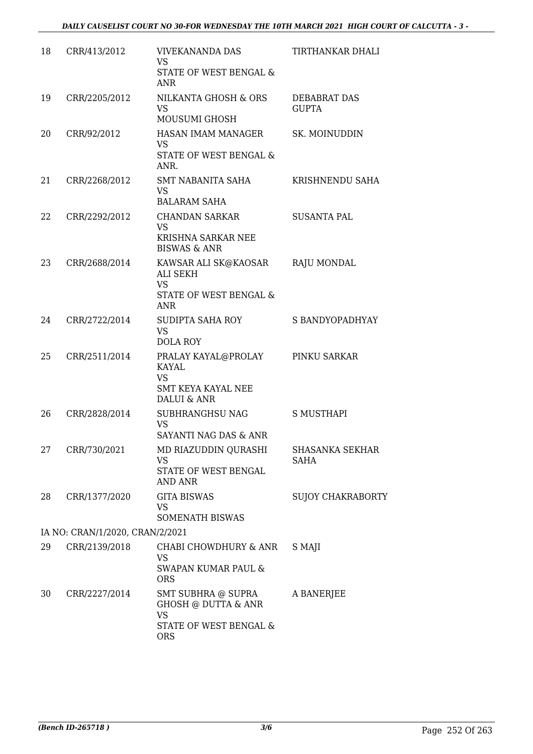| 18 | CRR/413/2012 | VIVEKANANDA DAS<br>VS<br>STATE OF WEST BENGAL & ANR | TIRTHANKAR DHALI |
|---|---|---|---|
| 19 | CRR/2205/2012 | NILKANTA GHOSH & ORS<br>VS<br>MOUSUMI GHOSH | DEBABRAT DAS GUPTA |
| 20 | CRR/92/2012 | HASAN IMAM MANAGER<br>VS<br>STATE OF WEST BENGAL & ANR. | SK. MOINUDDIN |
| 21 | CRR/2268/2012 | SMT NABANITA SAHA<br>VS<br>BALARAM SAHA | KRISHNENDU SAHA |
| 22 | CRR/2292/2012 | CHANDAN SARKAR<br>VS<br>KRISHNA SARKAR NEE BISWAS & ANR | SUSANTA PAL |
| 23 | CRR/2688/2014 | KAWSAR ALI SK@KAOSAR ALI SEKH<br>VS<br>STATE OF WEST BENGAL & ANR | RAJU MONDAL |
| 24 | CRR/2722/2014 | SUDIPTA SAHA ROY<br>VS<br>DOLA ROY | S BANDYOPADHYAY |
| 25 | CRR/2511/2014 | PRALAY KAYAL@PROLAY KAYAL<br>VS<br>SMT KEYA KAYAL NEE DALUI & ANR | PINKU SARKAR |
| 26 | CRR/2828/2014 | SUBHRANGHSU NAG<br>VS<br>SAYANTI NAG DAS & ANR | S MUSTHAPI |
| 27 | CRR/730/2021 | MD RIAZUDDIN QURASHI<br>VS<br>STATE OF WEST BENGAL AND ANR | SHASANKA SEKHAR SAHA |
| 28 | CRR/1377/2020 | GITA BISWAS<br>VS<br>SOMENATH BISWAS | SUJOY CHAKRABORTY |
| | IA NO: CRAN/1/2020, CRAN/2/2021 | | |
| 29 | CRR/2139/2018 | CHABI CHOWDHURY & ANR<br>VS<br>SWAPAN KUMAR PAUL & ORS | S MAJI |
| 30 | CRR/2227/2014 | SMT SUBHRA @ SUPRA GHOSH @ DUTTA & ANR<br>VS<br>STATE OF WEST BENGAL & ORS | A BANERJEE |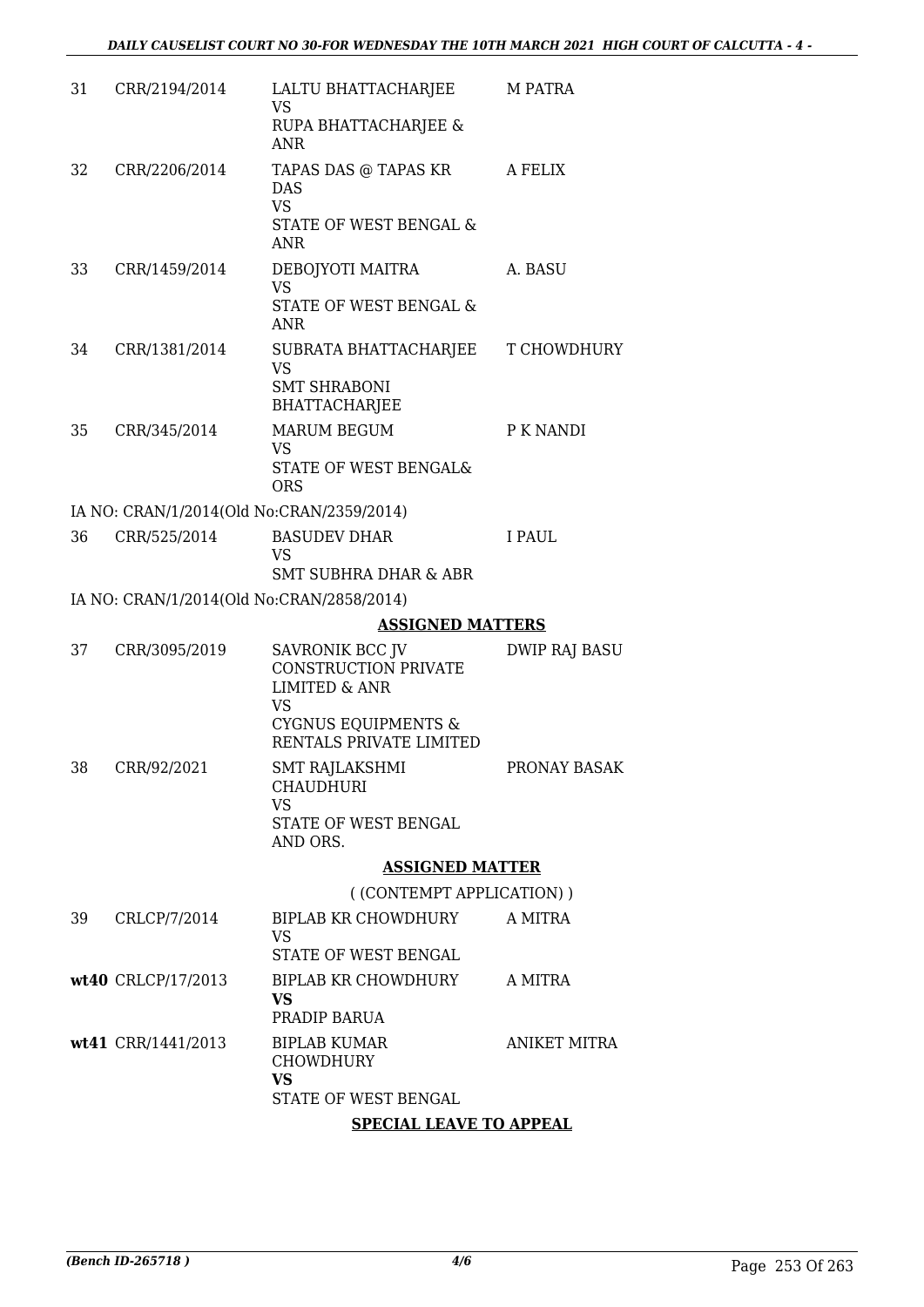| | | | |
|---|---|---|---|
| 31 | CRR/2194/2014 | LALTU BHATTACHARJEE<br>VS<br>RUPA BHATTACHARJEE & ANR | M PATRA |
| 32 | CRR/2206/2014 | TAPAS DAS @ TAPAS KR DAS<br>VS<br>STATE OF WEST BENGAL & ANR | A FELIX |
| 33 | CRR/1459/2014 | DEBOJYOTI MAITRA<br>VS<br>STATE OF WEST BENGAL & ANR | A. BASU |
| 34 | CRR/1381/2014 | SUBRATA BHATTACHARJEE<br>VS<br>SMT SHRABONI BHATTACHARJEE | T CHOWDHURY |
| 35 | CRR/345/2014 | MARUM BEGUM<br>VS<br>STATE OF WEST BENGAL& ORS | P K NANDI |

IA NO: CRAN/1/2014(Old No:CRAN/2359/2014)

| | | | |
|---|---|---|---|
| 36 | CRR/525/2014 | BASUDEV DHAR<br>VS<br>SMT SUBHRA DHAR & ABR | I PAUL |

IA NO: CRAN/1/2014(Old No:CRAN/2858/2014)

**ASSIGNED MATTERS**

| | | | |
|---|---|---|---|
| 37 | CRR/3095/2019 | SAVRONIK BCC JV CONSTRUCTION PRIVATE LIMITED & ANR<br>VS<br>CYGNUS EQUIPMENTS & RENTALS PRIVATE LIMITED | DWIP RAJ BASU |
| 38 | CRR/92/2021 | SMT RAJLAKSHMI CHAUDHURI<br>VS<br>STATE OF WEST BENGAL AND ORS. | PRONAY BASAK |

**ASSIGNED MATTER**

( (CONTEMPT APPLICATION) )

| | | | |
|---|---|---|---|
| 39 | CRLCP/7/2014 | BIPLAB KR CHOWDHURY<br>VS<br>STATE OF WEST BENGAL | A MITRA |
| **wt40** | CRLCP/17/2013 | BIPLAB KR CHOWDHURY<br>**VS**<br>PRADIP BARUA | A MITRA |
| **wt41** | CRR/1441/2013 | BIPLAB KUMAR CHOWDHURY<br>**VS**<br>STATE OF WEST BENGAL | ANIKET MITRA |

**SPECIAL LEAVE TO APPEAL**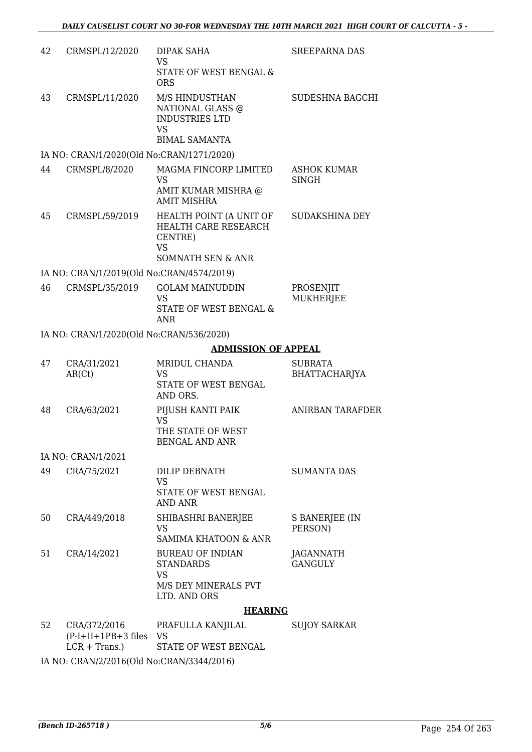| | | | |
|---|---|---|---|
| 42 | CRMSPL/12/2020 | DIPAK SAHA<br>VS<br>STATE OF WEST BENGAL & ORS | SREEPARNA DAS |
| 43 | CRMSPL/11/2020 | M/S HINDUSTHAN NATIONAL GLASS @ INDUSTRIES LTD<br>VS<br>BIMAL SAMANTA | SUDESHNA BAGCHI |
| | IA NO: CRAN/1/2020(Old No:CRAN/1271/2020) | | |
| 44 | CRMSPL/8/2020 | MAGMA FINCORP LIMITED<br>VS<br>AMIT KUMAR MISHRA @ AMIT MISHRA | ASHOK KUMAR SINGH |
| 45 | CRMSPL/59/2019 | HEALTH POINT (A UNIT OF HEALTH CARE RESEARCH CENTRE)<br>VS<br>SOMNATH SEN & ANR | SUDAKSHINA DEY |
| | IA NO: CRAN/1/2019(Old No:CRAN/4574/2019) | | |
| 46 | CRMSPL/35/2019 | GOLAM MAINUDDIN<br>VS<br>STATE OF WEST BENGAL & ANR | PROSENJIT MUKHERJEE |
| | IA NO: CRAN/1/2020(Old No:CRAN/536/2020) | | |

## ADMISSION OF APPEAL

| | | | |
|---|---|---|---|
| 47 | CRA/31/2021<br>AR(Ct) | MRIDUL CHANDA<br>VS<br>STATE OF WEST BENGAL AND ORS. | SUBRATA BHATTACHARJYA |
| 48 | CRA/63/2021 | PIJUSH KANTI PAIK<br>VS<br>THE STATE OF WEST BENGAL AND ANR | ANIRBAN TARAFDER |
| | IA NO: CRAN/1/2021 | | |
| 49 | CRA/75/2021 | DILIP DEBNATH<br>VS<br>STATE OF WEST BENGAL AND ANR | SUMANTA DAS |
| 50 | CRA/449/2018 | SHIBASHRI BANERJEE<br>VS<br>SAMIMA KHATOON & ANR | S BANERJEE (IN PERSON) |
| 51 | CRA/14/2021 | BUREAU OF INDIAN STANDARDS<br>VS<br>M/S DEY MINERALS PVT LTD. AND ORS | JAGANNATH GANGULY |

## HEARING

| | | | |
|---|---|---|---|
| 52 | CRA/372/2016<br>(P-I+II+1PB+3 files LCR + Trans.) | PRAFULLA KANJILAL<br>VS<br>STATE OF WEST BENGAL | SUJOY SARKAR |
| | IA NO: CRAN/2/2016(Old No:CRAN/3344/2016) | | |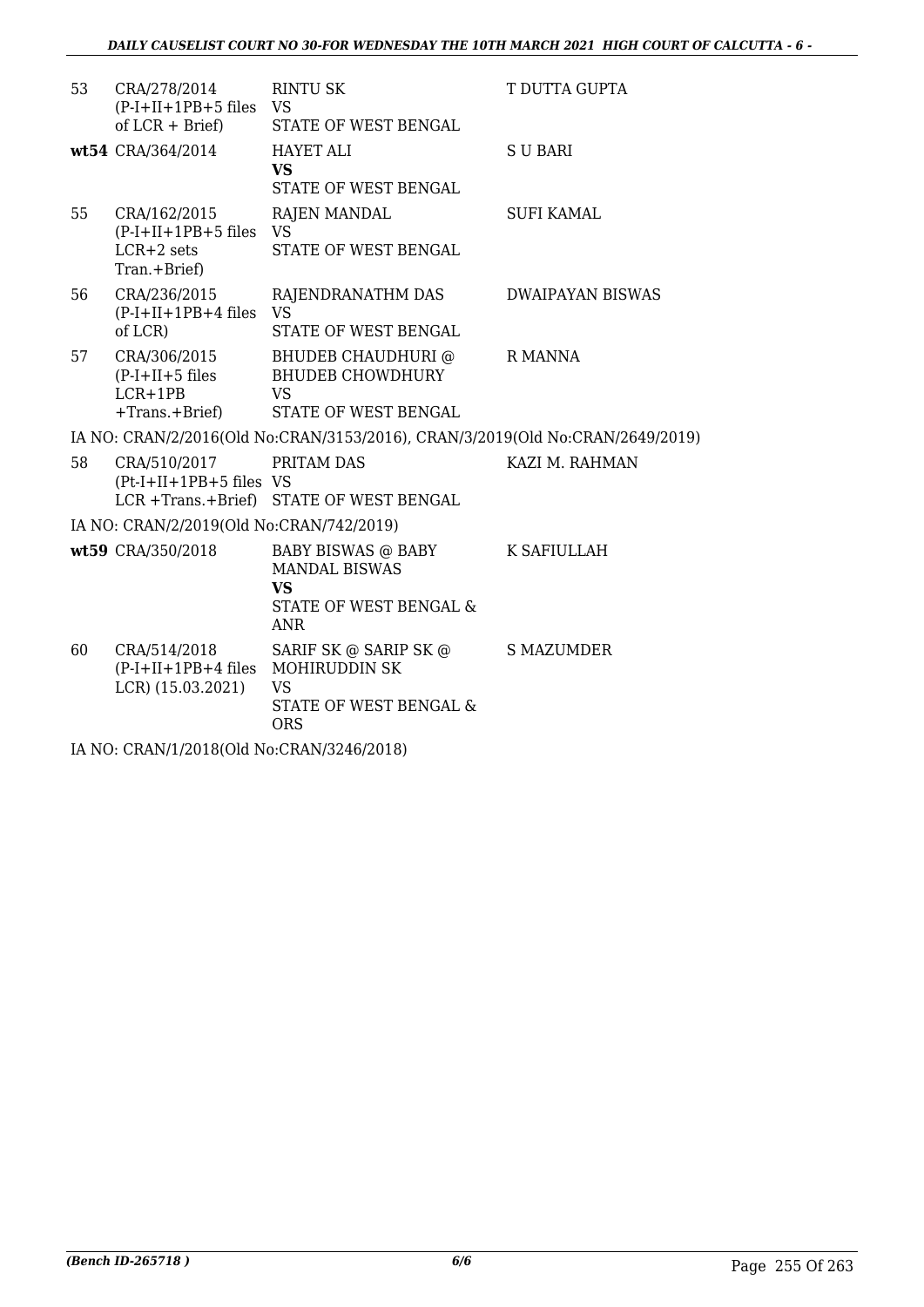| No. | Case | Parties | Advocate |
|---|---|---|---|
| 53 | CRA/278/2014 (P-I+II+1PB+5 files of LCR + Brief) | RINTU SK VS STATE OF WEST BENGAL | T DUTTA GUPTA |
| wt54 | CRA/364/2014 | HAYET ALI **VS** STATE OF WEST BENGAL | S U BARI |
| 55 | CRA/162/2015 (P-I+II+1PB+5 files LCR+2 sets Tran.+Brief) | RAJEN MANDAL VS STATE OF WEST BENGAL | SUFI KAMAL |
| 56 | CRA/236/2015 (P-I+II+1PB+4 files of LCR) | RAJENDRANATHM DAS VS STATE OF WEST BENGAL | DWAIPAYAN BISWAS |
| 57 | CRA/306/2015 (P-I+II+5 files LCR+1PB +Trans.+Brief) | BHUDEB CHAUDHURI @ BHUDEB CHOWDHURY VS STATE OF WEST BENGAL | R MANNA |

IA NO: CRAN/2/2016(Old No:CRAN/3153/2016), CRAN/3/2019(Old No:CRAN/2649/2019)

| No. | Case | Parties | Advocate |
|---|---|---|---|
| 58 | CRA/510/2017 (Pt-I+II+1PB+5 files LCR +Trans.+Brief) | PRITAM DAS VS STATE OF WEST BENGAL | KAZI M. RAHMAN |

IA NO: CRAN/2/2019(Old No:CRAN/742/2019)

| No. | Case | Parties | Advocate |
|---|---|---|---|
| wt59 | CRA/350/2018 | BABY BISWAS @ BABY MANDAL BISWAS **VS** STATE OF WEST BENGAL & ANR | K SAFIULLAH |
| 60 | CRA/514/2018 (P-I+II+1PB+4 files LCR) (15.03.2021) | SARIF SK @ SARIP SK @ MOHIRUDDIN SK VS STATE OF WEST BENGAL & ORS | S MAZUMDER |

IA NO: CRAN/1/2018(Old No:CRAN/3246/2018)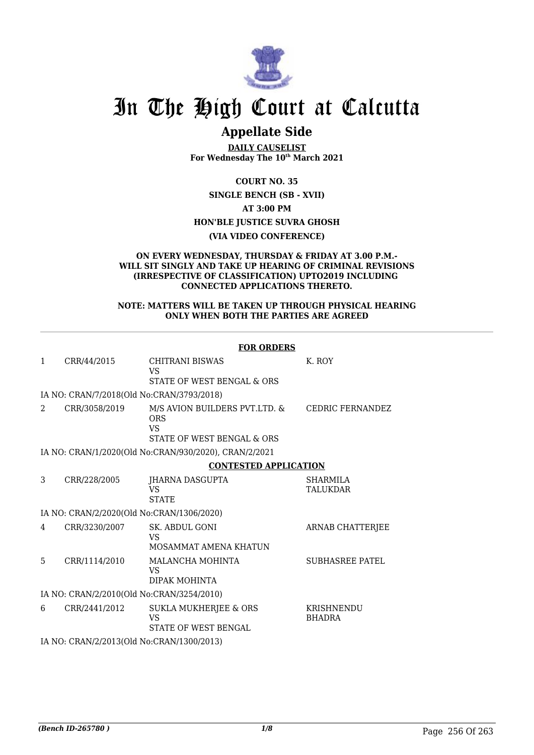# In The High Court at Calcutta

## Appellate Side

**DAILY CAUSELIST**
**For Wednesday The 10th March 2021**

**COURT NO. 35**

**SINGLE BENCH (SB - XVII)**

**AT 3:00 PM**

**HON'BLE JUSTICE SUVRA GHOSH**

**(VIA VIDEO CONFERENCE)**

**ON EVERY WEDNESDAY, THURSDAY & FRIDAY AT 3.00 P.M.- WILL SIT SINGLY AND TAKE UP HEARING OF CRIMINAL REVISIONS (IRRESPECTIVE OF CLASSIFICATION) UPTO2019 INCLUDING CONNECTED APPLICATIONS THERETO.**

**NOTE: MATTERS WILL BE TAKEN UP THROUGH PHYSICAL HEARING ONLY WHEN BOTH THE PARTIES ARE AGREED**

**FOR ORDERS**

| | | | |
|---|---|---|---|
| 1 | CRR/44/2015 | CHITRANI BISWAS<br>VS<br>STATE OF WEST BENGAL & ORS | K. ROY |
| | IA NO: CRAN/7/2018(Old No:CRAN/3793/2018) | | |
| 2 | CRR/3058/2019 | M/S AVION BUILDERS PVT.LTD. & ORS<br>VS<br>STATE OF WEST BENGAL & ORS | CEDRIC FERNANDEZ |
| | IA NO: CRAN/1/2020(Old No:CRAN/930/2020), CRAN/2/2021 | | |

**CONTESTED APPLICATION**

| | | | |
|---|---|---|---|
| 3 | CRR/228/2005 | JHARNA DASGUPTA<br>VS<br>STATE | SHARMILA TALUKDAR |
| | IA NO: CRAN/2/2020(Old No:CRAN/1306/2020) | | |
| 4 | CRR/3230/2007 | SK. ABDUL GONI<br>VS<br>MOSAMMAT AMENA KHATUN | ARNAB CHATTERJEE |
| 5 | CRR/1114/2010 | MALANCHA MOHINTA<br>VS<br>DIPAK MOHINTA | SUBHASREE PATEL |
| | IA NO: CRAN/2/2010(Old No:CRAN/3254/2010) | | |
| 6 | CRR/2441/2012 | SUKLA MUKHERJEE & ORS<br>VS<br>STATE OF WEST BENGAL | KRISHNENDU BHADRA |
| | IA NO: CRAN/2/2013(Old No:CRAN/1300/2013) | | |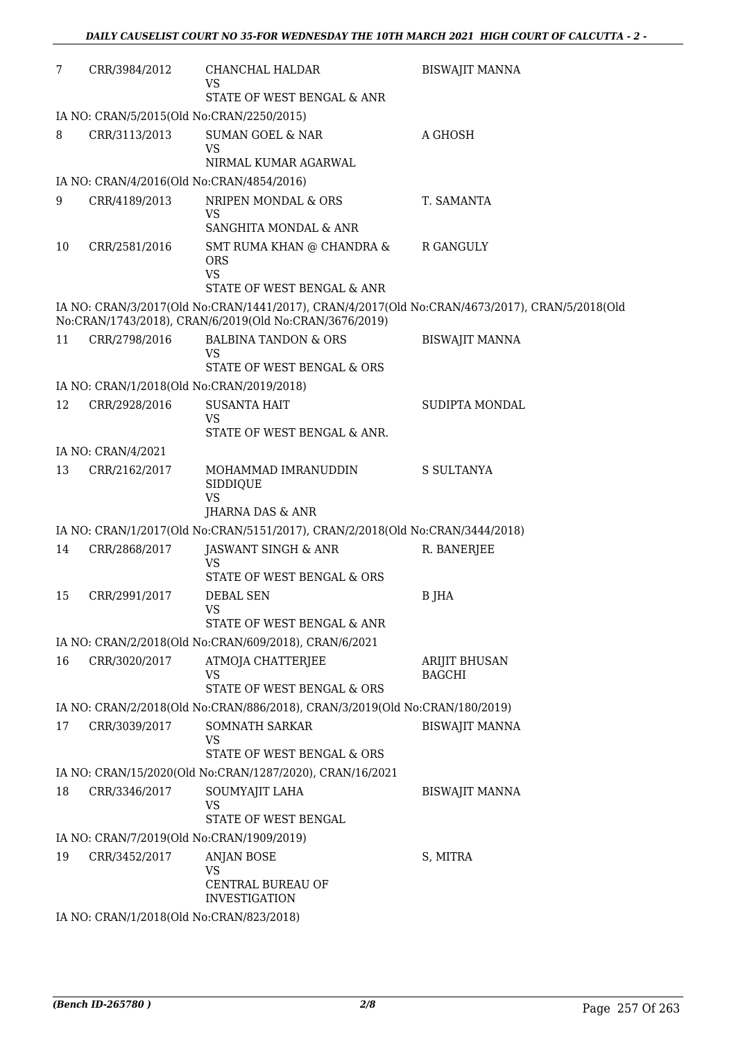| | | | |
|---|---|---|---|
| 7 | CRR/3984/2012 | CHANCHAL HALDAR<br>VS<br>STATE OF WEST BENGAL & ANR | BISWAJIT MANNA |
| IA NO: CRAN/5/2015(Old No:CRAN/2250/2015) | | | |
| 8 | CRR/3113/2013 | SUMAN GOEL & NAR<br>VS<br>NIRMAL KUMAR AGARWAL | A GHOSH |
| IA NO: CRAN/4/2016(Old No:CRAN/4854/2016) | | | |
| 9 | CRR/4189/2013 | NRIPEN MONDAL & ORS<br>VS<br>SANGHITA MONDAL & ANR | T. SAMANTA |
| 10 | CRR/2581/2016 | SMT RUMA KHAN @ CHANDRA & ORS<br>VS<br>STATE OF WEST BENGAL & ANR | R GANGULY |
| IA NO: CRAN/3/2017(Old No:CRAN/1441/2017), CRAN/4/2017(Old No:CRAN/4673/2017), CRAN/5/2018(Old No:CRAN/1743/2018), CRAN/6/2019(Old No:CRAN/3676/2019) | | | |
| 11 | CRR/2798/2016 | BALBINA TANDON & ORS<br>VS<br>STATE OF WEST BENGAL & ORS | BISWAJIT MANNA |
| IA NO: CRAN/1/2018(Old No:CRAN/2019/2018) | | | |
| 12 | CRR/2928/2016 | SUSANTA HAIT<br>VS<br>STATE OF WEST BENGAL & ANR. | SUDIPTA MONDAL |
| IA NO: CRAN/4/2021 | | | |
| 13 | CRR/2162/2017 | MOHAMMAD IMRANUDDIN SIDDIQUE<br>VS<br>JHARNA DAS & ANR | S SULTANYA |
| IA NO: CRAN/1/2017(Old No:CRAN/5151/2017), CRAN/2/2018(Old No:CRAN/3444/2018) | | | |
| 14 | CRR/2868/2017 | JASWANT SINGH & ANR<br>VS<br>STATE OF WEST BENGAL & ORS | R. BANERJEE |
| 15 | CRR/2991/2017 | DEBAL SEN<br>VS<br>STATE OF WEST BENGAL & ANR | B JHA |
| IA NO: CRAN/2/2018(Old No:CRAN/609/2018), CRAN/6/2021 | | | |
| 16 | CRR/3020/2017 | ATMOJA CHATTERJEE<br>VS<br>STATE OF WEST BENGAL & ORS | ARIJIT BHUSAN BAGCHI |
| IA NO: CRAN/2/2018(Old No:CRAN/886/2018), CRAN/3/2019(Old No:CRAN/180/2019) | | | |
| 17 | CRR/3039/2017 | SOMNATH SARKAR<br>VS<br>STATE OF WEST BENGAL & ORS | BISWAJIT MANNA |
| IA NO: CRAN/15/2020(Old No:CRAN/1287/2020), CRAN/16/2021 | | | |
| 18 | CRR/3346/2017 | SOUMYAJIT LAHA<br>VS<br>STATE OF WEST BENGAL | BISWAJIT MANNA |
| IA NO: CRAN/7/2019(Old No:CRAN/1909/2019) | | | |
| 19 | CRR/3452/2017 | ANJAN BOSE<br>VS<br>CENTRAL BUREAU OF INVESTIGATION | S, MITRA |
| IA NO: CRAN/1/2018(Old No:CRAN/823/2018) | | | |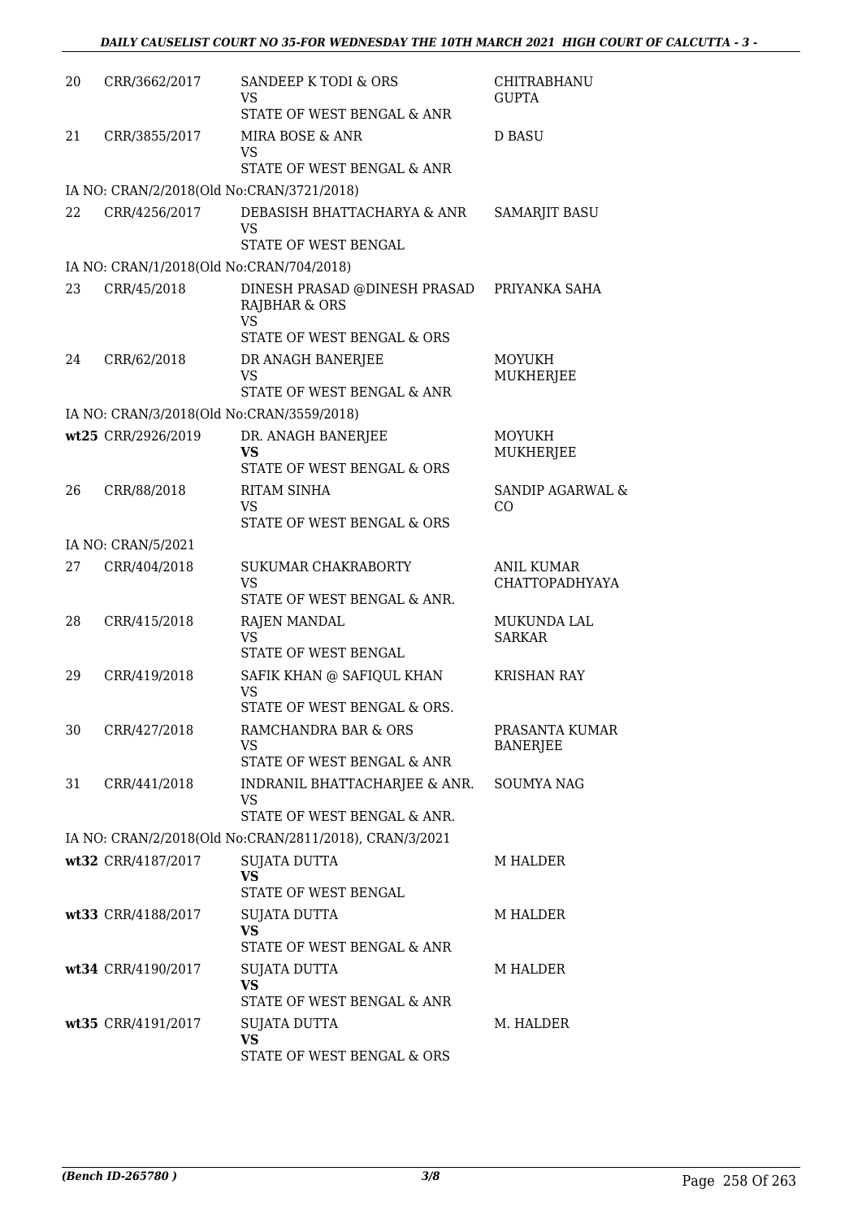| | | | |
|---|---|---|---|
| 20 | CRR/3662/2017 | SANDEEP K TODI & ORS<br>VS<br>STATE OF WEST BENGAL & ANR | CHITRABHANU GUPTA |
| 21 | CRR/3855/2017 | MIRA BOSE & ANR<br>VS<br>STATE OF WEST BENGAL & ANR | D BASU |
| IA NO: CRAN/2/2018(Old No:CRAN/3721/2018) | | | |
| 22 | CRR/4256/2017 | DEBASISH BHATTACHARYA & ANR<br>VS<br>STATE OF WEST BENGAL | SAMARJIT BASU |
| IA NO: CRAN/1/2018(Old No:CRAN/704/2018) | | | |
| 23 | CRR/45/2018 | DINESH PRASAD @DINESH PRASAD RAJBHAR & ORS<br>VS<br>STATE OF WEST BENGAL & ORS | PRIYANKA SAHA |
| 24 | CRR/62/2018 | DR ANAGH BANERJEE<br>VS<br>STATE OF WEST BENGAL & ANR | MOYUKH MUKHERJEE |
| IA NO: CRAN/3/2018(Old No:CRAN/3559/2018) | | | |
| wt25 | CRR/2926/2019 | DR. ANAGH BANERJEE<br>**VS**<br>STATE OF WEST BENGAL & ORS | MOYUKH MUKHERJEE |
| 26 | CRR/88/2018 | RITAM SINHA<br>VS<br>STATE OF WEST BENGAL & ORS | SANDIP AGARWAL & CO |
| IA NO: CRAN/5/2021 | | | |
| 27 | CRR/404/2018 | SUKUMAR CHAKRABORTY<br>VS<br>STATE OF WEST BENGAL & ANR. | ANIL KUMAR CHATTOPADHYAYA |
| 28 | CRR/415/2018 | RAJEN MANDAL<br>VS<br>STATE OF WEST BENGAL | MUKUNDA LAL SARKAR |
| 29 | CRR/419/2018 | SAFIK KHAN @ SAFIQUL KHAN<br>VS<br>STATE OF WEST BENGAL & ORS. | KRISHAN RAY |
| 30 | CRR/427/2018 | RAMCHANDRA BAR & ORS<br>VS<br>STATE OF WEST BENGAL & ANR | PRASANTA KUMAR BANERJEE |
| 31 | CRR/441/2018 | INDRANIL BHATTACHARJEE & ANR.<br>VS<br>STATE OF WEST BENGAL & ANR. | SOUMYA NAG |
| IA NO: CRAN/2/2018(Old No:CRAN/2811/2018), CRAN/3/2021 | | | |
| wt32 | CRR/4187/2017 | SUJATA DUTTA<br>**VS**<br>STATE OF WEST BENGAL | M HALDER |
| wt33 | CRR/4188/2017 | SUJATA DUTTA<br>**VS**<br>STATE OF WEST BENGAL & ANR | M HALDER |
| wt34 | CRR/4190/2017 | SUJATA DUTTA<br>**VS**<br>STATE OF WEST BENGAL & ANR | M HALDER |
| wt35 | CRR/4191/2017 | SUJATA DUTTA<br>**VS**<br>STATE OF WEST BENGAL & ORS | M. HALDER |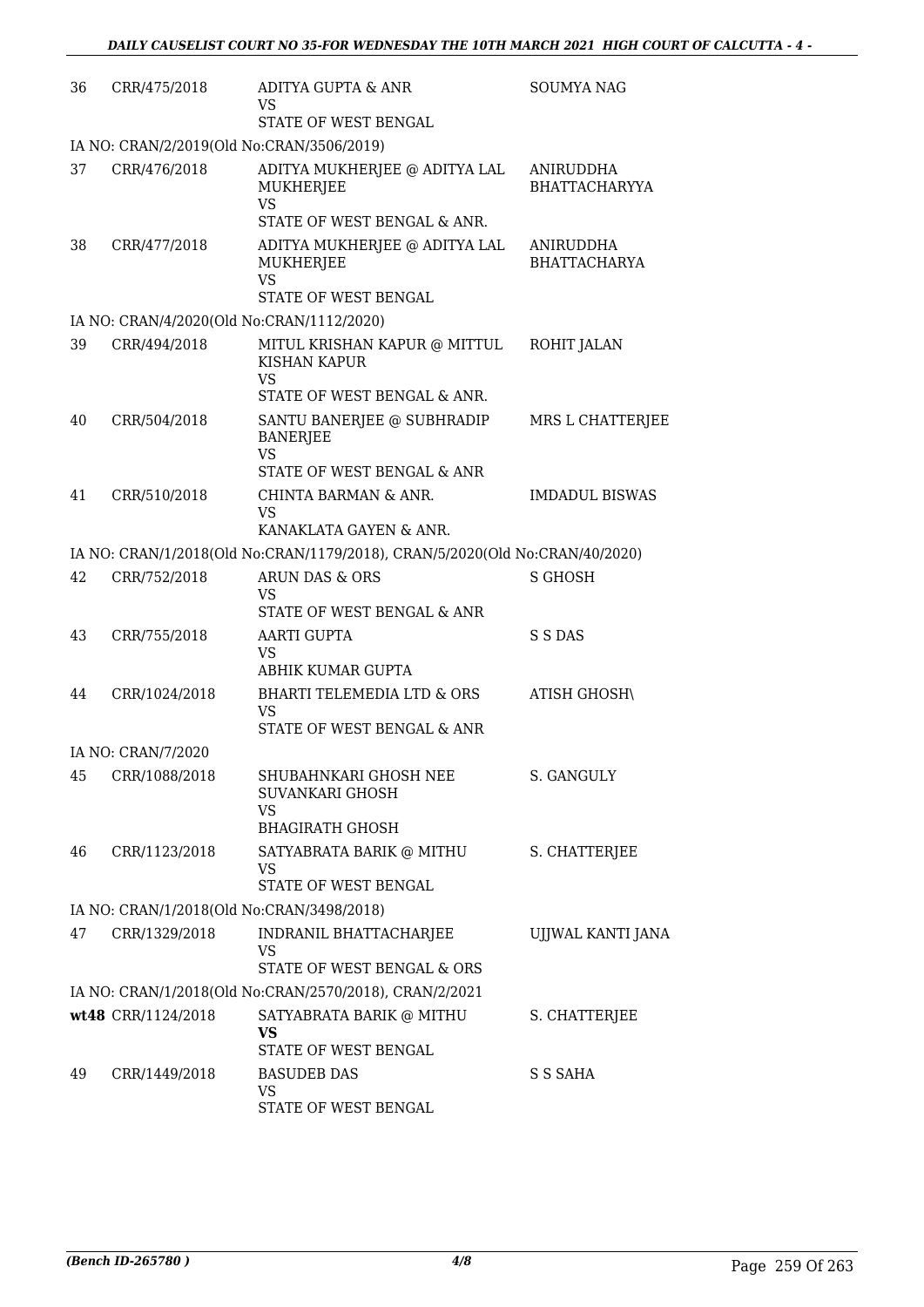| | | | |
|---|---|---|---|
| 36 | CRR/475/2018 | ADITYA GUPTA & ANR<br>VS<br>STATE OF WEST BENGAL | SOUMYA NAG |
| IA NO: CRAN/2/2019(Old No:CRAN/3506/2019) | | | |
| 37 | CRR/476/2018 | ADITYA MUKHERJEE @ ADITYA LAL MUKHERJEE<br>VS<br>STATE OF WEST BENGAL & ANR. | ANIRUDDHA BHATTACHARYYA |
| 38 | CRR/477/2018 | ADITYA MUKHERJEE @ ADITYA LAL MUKHERJEE<br>VS<br>STATE OF WEST BENGAL | ANIRUDDHA BHATTACHARYA |
| IA NO: CRAN/4/2020(Old No:CRAN/1112/2020) | | | |
| 39 | CRR/494/2018 | MITUL KRISHAN KAPUR @ MITTUL KISHAN KAPUR<br>VS<br>STATE OF WEST BENGAL & ANR. | ROHIT JALAN |
| 40 | CRR/504/2018 | SANTU BANERJEE @ SUBHRADIP BANERJEE<br>VS<br>STATE OF WEST BENGAL & ANR | MRS L CHATTERJEE |
| 41 | CRR/510/2018 | CHINTA BARMAN & ANR.<br>VS<br>KANAKLATA GAYEN & ANR. | IMDADUL BISWAS |
| IA NO: CRAN/1/2018(Old No:CRAN/1179/2018), CRAN/5/2020(Old No:CRAN/40/2020) | | | |
| 42 | CRR/752/2018 | ARUN DAS & ORS<br>VS<br>STATE OF WEST BENGAL & ANR | S GHOSH |
| 43 | CRR/755/2018 | AARTI GUPTA<br>VS<br>ABHIK KUMAR GUPTA | S S DAS |
| 44 | CRR/1024/2018 | BHARTI TELEMEDIA LTD & ORS<br>VS<br>STATE OF WEST BENGAL & ANR | ATISH GHOSH\ |
| IA NO: CRAN/7/2020 | | | |
| 45 | CRR/1088/2018 | SHUBAHNKARI GHOSH NEE SUVANKARI GHOSH<br>VS<br>BHAGIRATH GHOSH | S. GANGULY |
| 46 | CRR/1123/2018 | SATYABRATA BARIK @ MITHU<br>VS<br>STATE OF WEST BENGAL | S. CHATTERJEE |
| IA NO: CRAN/1/2018(Old No:CRAN/3498/2018) | | | |
| 47 | CRR/1329/2018 | INDRANIL BHATTACHARJEE<br>VS<br>STATE OF WEST BENGAL & ORS | UJJWAL KANTI JANA |
| IA NO: CRAN/1/2018(Old No:CRAN/2570/2018), CRAN/2/2021 | | | |
| **wt48** | CRR/1124/2018 | SATYABRATA BARIK @ MITHU<br>**VS**<br>STATE OF WEST BENGAL | S. CHATTERJEE |
| 49 | CRR/1449/2018 | BASUDEB DAS<br>VS<br>STATE OF WEST BENGAL | S S SAHA |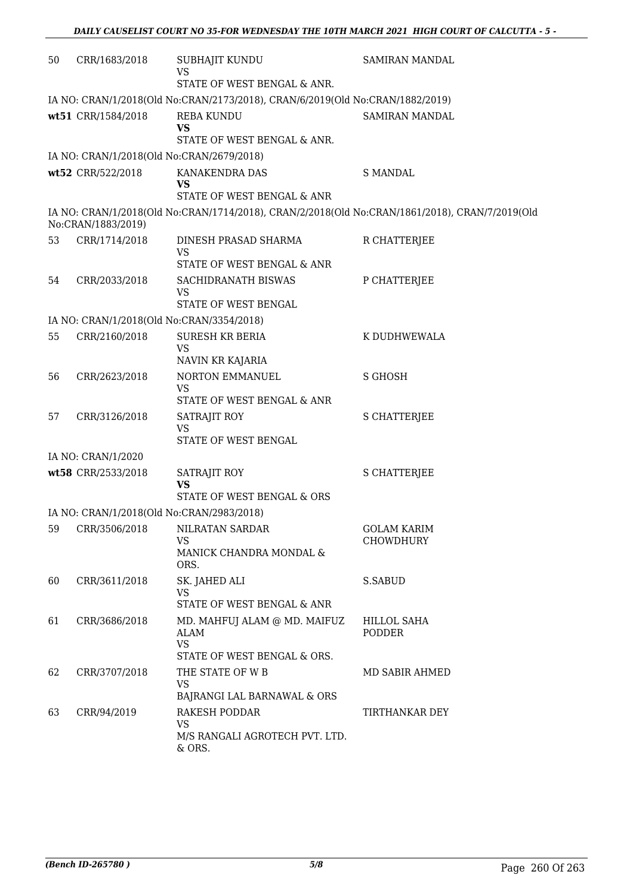| | | | |
|---|---|---|---|
| 50 | CRR/1683/2018 | SUBHAJIT KUNDU<br>VS<br>STATE OF WEST BENGAL & ANR. | SAMIRAN MANDAL |
| | IA NO: CRAN/1/2018(Old No:CRAN/2173/2018), CRAN/6/2019(Old No:CRAN/1882/2019) | | |
| wt51 | CRR/1584/2018 | REBA KUNDU<br>**VS**<br>STATE OF WEST BENGAL & ANR. | SAMIRAN MANDAL |
| | IA NO: CRAN/1/2018(Old No:CRAN/2679/2018) | | |
| wt52 | CRR/522/2018 | KANAKENDRA DAS<br>**VS**<br>STATE OF WEST BENGAL & ANR | S MANDAL |
| | IA NO: CRAN/1/2018(Old No:CRAN/1714/2018), CRAN/2/2018(Old No:CRAN/1861/2018), CRAN/7/2019(Old No:CRAN/1883/2019) | | |
| 53 | CRR/1714/2018 | DINESH PRASAD SHARMA<br>VS<br>STATE OF WEST BENGAL & ANR | R CHATTERJEE |
| 54 | CRR/2033/2018 | SACHIDRANATH BISWAS<br>VS<br>STATE OF WEST BENGAL | P CHATTERJEE |
| | IA NO: CRAN/1/2018(Old No:CRAN/3354/2018) | | |
| 55 | CRR/2160/2018 | SURESH KR BERIA<br>VS<br>NAVIN KR KAJARIA | K DUDHWEWALA |
| 56 | CRR/2623/2018 | NORTON EMMANUEL<br>VS<br>STATE OF WEST BENGAL & ANR | S GHOSH |
| 57 | CRR/3126/2018 | SATRAJIT ROY<br>VS<br>STATE OF WEST BENGAL | S CHATTERJEE |
| | IA NO: CRAN/1/2020 | | |
| wt58 | CRR/2533/2018 | SATRAJIT ROY<br>**VS**<br>STATE OF WEST BENGAL & ORS | S CHATTERJEE |
| | IA NO: CRAN/1/2018(Old No:CRAN/2983/2018) | | |
| 59 | CRR/3506/2018 | NILRATAN SARDAR<br>VS<br>MANICK CHANDRA MONDAL & ORS. | GOLAM KARIM CHOWDHURY |
| 60 | CRR/3611/2018 | SK. JAHED ALI<br>VS<br>STATE OF WEST BENGAL & ANR | S.SABUD |
| 61 | CRR/3686/2018 | MD. MAHFUJ ALAM @ MD. MAIFUZ ALAM<br>VS<br>STATE OF WEST BENGAL & ORS. | HILLOL SAHA PODDER |
| 62 | CRR/3707/2018 | THE STATE OF W B<br>VS<br>BAJRANGI LAL BARNAWAL & ORS | MD SABIR AHMED |
| 63 | CRR/94/2019 | RAKESH PODDAR<br>VS<br>M/S RANGALI AGROTECH PVT. LTD. & ORS. | TIRTHANKAR DEY |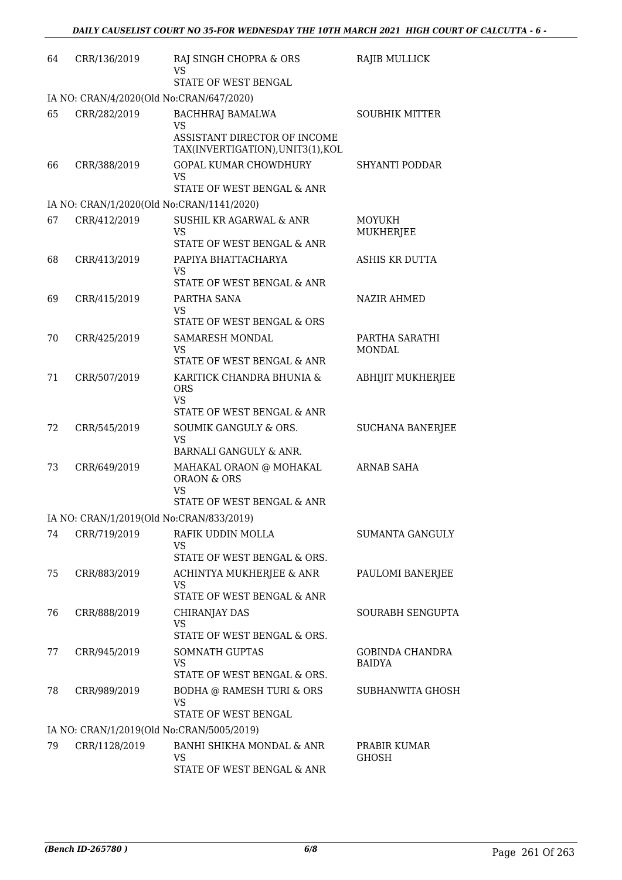| | | | |
|---|---|---|---|
| 64 | CRR/136/2019 | RAJ SINGH CHOPRA & ORS<br>VS<br>STATE OF WEST BENGAL | RAJIB MULLICK |
| IA NO: CRAN/4/2020(Old No:CRAN/647/2020) | | | |
| 65 | CRR/282/2019 | BACHHRAJ BAMALWA<br>VS<br>ASSISTANT DIRECTOR OF INCOME TAX(INVERTIGATION),UNIT3(1),KOL | SOUBHIK MITTER |
| 66 | CRR/388/2019 | GOPAL KUMAR CHOWDHURY<br>VS<br>STATE OF WEST BENGAL & ANR | SHYANTI PODDAR |
| IA NO: CRAN/1/2020(Old No:CRAN/1141/2020) | | | |
| 67 | CRR/412/2019 | SUSHIL KR AGARWAL & ANR<br>VS<br>STATE OF WEST BENGAL & ANR | MOYUKH MUKHERJEE |
| 68 | CRR/413/2019 | PAPIYA BHATTACHARYA<br>VS<br>STATE OF WEST BENGAL & ANR | ASHIS KR DUTTA |
| 69 | CRR/415/2019 | PARTHA SANA<br>VS<br>STATE OF WEST BENGAL & ORS | NAZIR AHMED |
| 70 | CRR/425/2019 | SAMARESH MONDAL<br>VS<br>STATE OF WEST BENGAL & ANR | PARTHA SARATHI MONDAL |
| 71 | CRR/507/2019 | KARITICK CHANDRA BHUNIA & ORS<br>VS<br>STATE OF WEST BENGAL & ANR | ABHIJIT MUKHERJEE |
| 72 | CRR/545/2019 | SOUMIK GANGULY & ORS.<br>VS<br>BARNALI GANGULY & ANR. | SUCHANA BANERJEE |
| 73 | CRR/649/2019 | MAHAKAL ORAON @ MOHAKAL ORAON & ORS<br>VS<br>STATE OF WEST BENGAL & ANR | ARNAB SAHA |
| IA NO: CRAN/1/2019(Old No:CRAN/833/2019) | | | |
| 74 | CRR/719/2019 | RAFIK UDDIN MOLLA<br>VS<br>STATE OF WEST BENGAL & ORS. | SUMANTA GANGULY |
| 75 | CRR/883/2019 | ACHINTYA MUKHERJEE & ANR<br>VS<br>STATE OF WEST BENGAL & ANR | PAULOMI BANERJEE |
| 76 | CRR/888/2019 | CHIRANJAY DAS<br>VS<br>STATE OF WEST BENGAL & ORS. | SOURABH SENGUPTA |
| 77 | CRR/945/2019 | SOMNATH GUPTAS<br>VS<br>STATE OF WEST BENGAL & ORS. | GOBINDA CHANDRA BAIDYA |
| 78 | CRR/989/2019 | BODHA @ RAMESH TURI & ORS<br>VS<br>STATE OF WEST BENGAL | SUBHANWITA GHOSH |
| IA NO: CRAN/1/2019(Old No:CRAN/5005/2019) | | | |
| 79 | CRR/1128/2019 | BANHI SHIKHA MONDAL & ANR<br>VS<br>STATE OF WEST BENGAL & ANR | PRABIR KUMAR GHOSH |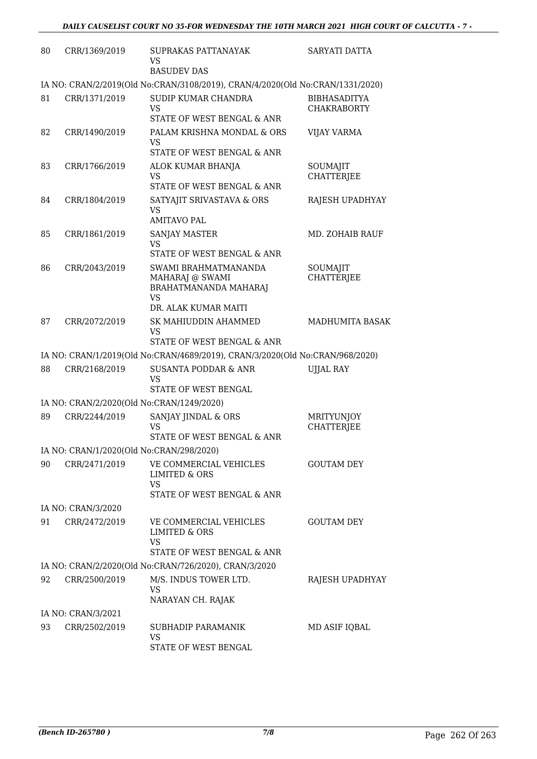| 80 | CRR/1369/2019 | SUPRAKAS PATTANAYAK<br>VS<br>BASUDEV DAS | SARYATI DATTA |
|---|---|---|---|
| | IA NO: CRAN/2/2019(Old No:CRAN/3108/2019), CRAN/4/2020(Old No:CRAN/1331/2020) | | |
| 81 | CRR/1371/2019 | SUDIP KUMAR CHANDRA<br>VS<br>STATE OF WEST BENGAL & ANR | BIBHASADITYA CHAKRABORTY |
| 82 | CRR/1490/2019 | PALAM KRISHNA MONDAL & ORS<br>VS<br>STATE OF WEST BENGAL & ANR | VIJAY VARMA |
| 83 | CRR/1766/2019 | ALOK KUMAR BHANJA<br>VS<br>STATE OF WEST BENGAL & ANR | SOUMAJIT CHATTERJEE |
| 84 | CRR/1804/2019 | SATYAJIT SRIVASTAVA & ORS<br>VS<br>AMITAVO PAL | RAJESH UPADHYAY |
| 85 | CRR/1861/2019 | SANJAY MASTER<br>VS<br>STATE OF WEST BENGAL & ANR | MD. ZOHAIB RAUF |
| 86 | CRR/2043/2019 | SWAMI BRAHMATMANANDA MAHARAJ @ SWAMI BRAHATMANANDA MAHARAJ<br>VS<br>DR. ALAK KUMAR MAITI | SOUMAJIT CHATTERJEE |
| 87 | CRR/2072/2019 | SK MAHIUDDIN AHAMMED<br>VS<br>STATE OF WEST BENGAL & ANR | MADHUMITA BASAK |
| | IA NO: CRAN/1/2019(Old No:CRAN/4689/2019), CRAN/3/2020(Old No:CRAN/968/2020) | | |
| 88 | CRR/2168/2019 | SUSANTA PODDAR & ANR<br>VS<br>STATE OF WEST BENGAL | UJJAL RAY |
| | IA NO: CRAN/2/2020(Old No:CRAN/1249/2020) | | |
| 89 | CRR/2244/2019 | SANJAY JINDAL & ORS<br>VS<br>STATE OF WEST BENGAL & ANR | MRITYUNJOY CHATTERJEE |
| | IA NO: CRAN/1/2020(Old No:CRAN/298/2020) | | |
| 90 | CRR/2471/2019 | VE COMMERCIAL VEHICLES LIMITED & ORS<br>VS<br>STATE OF WEST BENGAL & ANR | GOUTAM DEY |
| | IA NO: CRAN/3/2020 | | |
| 91 | CRR/2472/2019 | VE COMMERCIAL VEHICLES LIMITED & ORS<br>VS<br>STATE OF WEST BENGAL & ANR | GOUTAM DEY |
| | IA NO: CRAN/2/2020(Old No:CRAN/726/2020), CRAN/3/2020 | | |
| 92 | CRR/2500/2019 | M/S. INDUS TOWER LTD.<br>VS<br>NARAYAN CH. RAJAK | RAJESH UPADHYAY |
| | IA NO: CRAN/3/2021 | | |
| 93 | CRR/2502/2019 | SUBHADIP PARAMANIK<br>VS<br>STATE OF WEST BENGAL | MD ASIF IQBAL |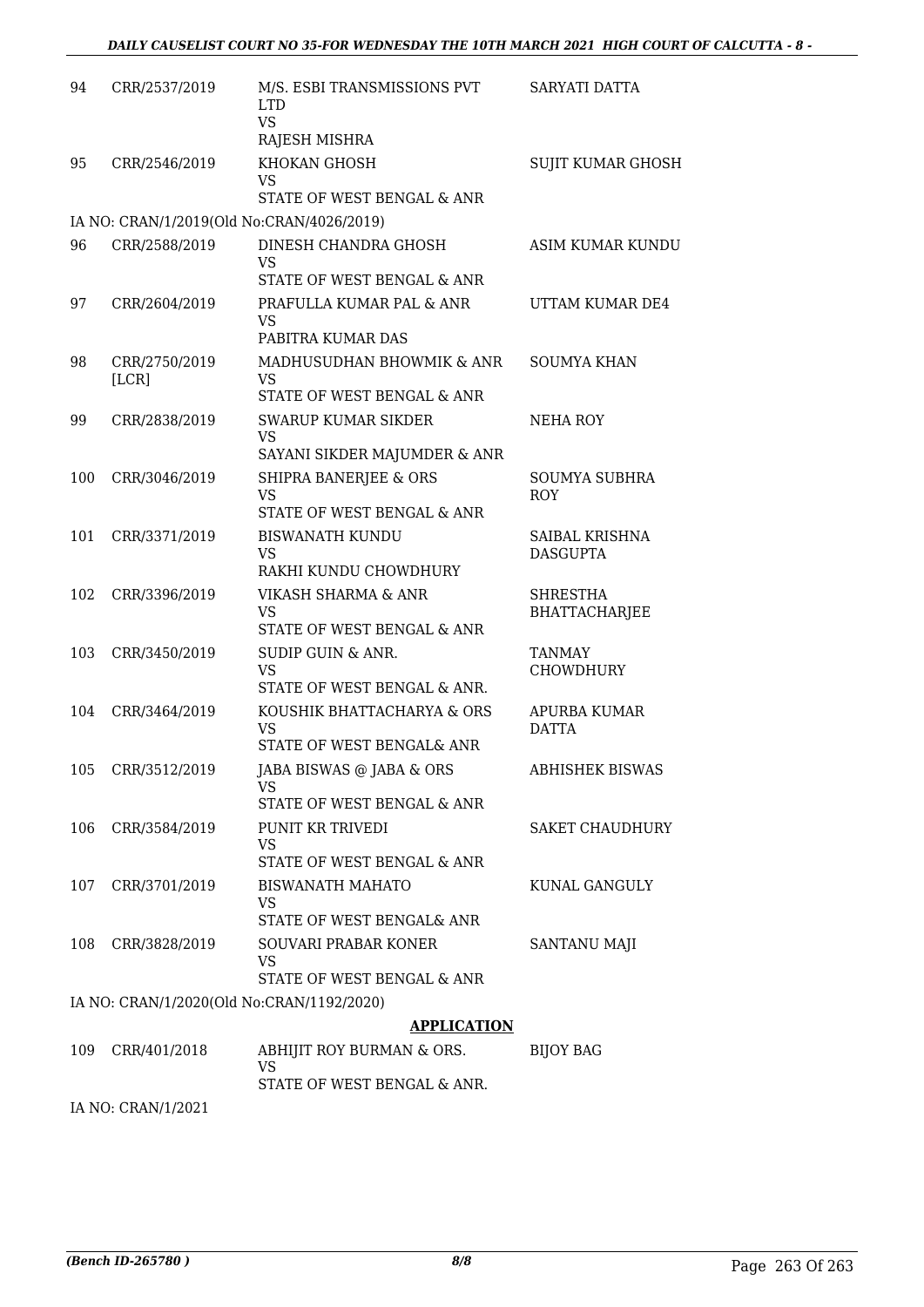| | | | |
|---|---|---|---|
| 94 | CRR/2537/2019 | M/S. ESBI TRANSMISSIONS PVT LTD<br>VS<br>RAJESH MISHRA | SARYATI DATTA |
| 95 | CRR/2546/2019 | KHOKAN GHOSH<br>VS<br>STATE OF WEST BENGAL & ANR | SUJIT KUMAR GHOSH |
| | IA NO: CRAN/1/2019(Old No:CRAN/4026/2019) | | |
| 96 | CRR/2588/2019 | DINESH CHANDRA GHOSH<br>VS<br>STATE OF WEST BENGAL & ANR | ASIM KUMAR KUNDU |
| 97 | CRR/2604/2019 | PRAFULLA KUMAR PAL & ANR<br>VS<br>PABITRA KUMAR DAS | UTTAM KUMAR DE4 |
| 98 | CRR/2750/2019 [LCR] | MADHUSUDHAN BHOWMIK & ANR<br>VS<br>STATE OF WEST BENGAL & ANR | SOUMYA KHAN |
| 99 | CRR/2838/2019 | SWARUP KUMAR SIKDER<br>VS<br>SAYANI SIKDER MAJUMDER & ANR | NEHA ROY |
| 100 | CRR/3046/2019 | SHIPRA BANERJEE & ORS<br>VS<br>STATE OF WEST BENGAL & ANR | SOUMYA SUBHRA ROY |
| 101 | CRR/3371/2019 | BISWANATH KUNDU<br>VS<br>RAKHI KUNDU CHOWDHURY | SAIBAL KRISHNA DASGUPTA |
| 102 | CRR/3396/2019 | VIKASH SHARMA & ANR<br>VS<br>STATE OF WEST BENGAL & ANR | SHRESTHA BHATTACHARJEE |
| 103 | CRR/3450/2019 | SUDIP GUIN & ANR.<br>VS<br>STATE OF WEST BENGAL & ANR. | TANMAY CHOWDHURY |
| 104 | CRR/3464/2019 | KOUSHIK BHATTACHARYA & ORS<br>VS<br>STATE OF WEST BENGAL& ANR | APURBA KUMAR DATTA |
| 105 | CRR/3512/2019 | JABA BISWAS @ JABA & ORS<br>VS<br>STATE OF WEST BENGAL & ANR | ABHISHEK BISWAS |
| 106 | CRR/3584/2019 | PUNIT KR TRIVEDI<br>VS<br>STATE OF WEST BENGAL & ANR | SAKET CHAUDHURY |
| 107 | CRR/3701/2019 | BISWANATH MAHATO<br>VS<br>STATE OF WEST BENGAL& ANR | KUNAL GANGULY |
| 108 | CRR/3828/2019 | SOUVARI PRABAR KONER<br>VS<br>STATE OF WEST BENGAL & ANR | SANTANU MAJI |
| | IA NO: CRAN/1/2020(Old No:CRAN/1192/2020) | | |

**APPLICATION**

| | | | |
|---|---|---|---|
| 109 | CRR/401/2018 | ABHIJIT ROY BURMAN & ORS.<br>VS<br>STATE OF WEST BENGAL & ANR. | BIJOY BAG |
| | IA NO: CRAN/1/2021 | | |